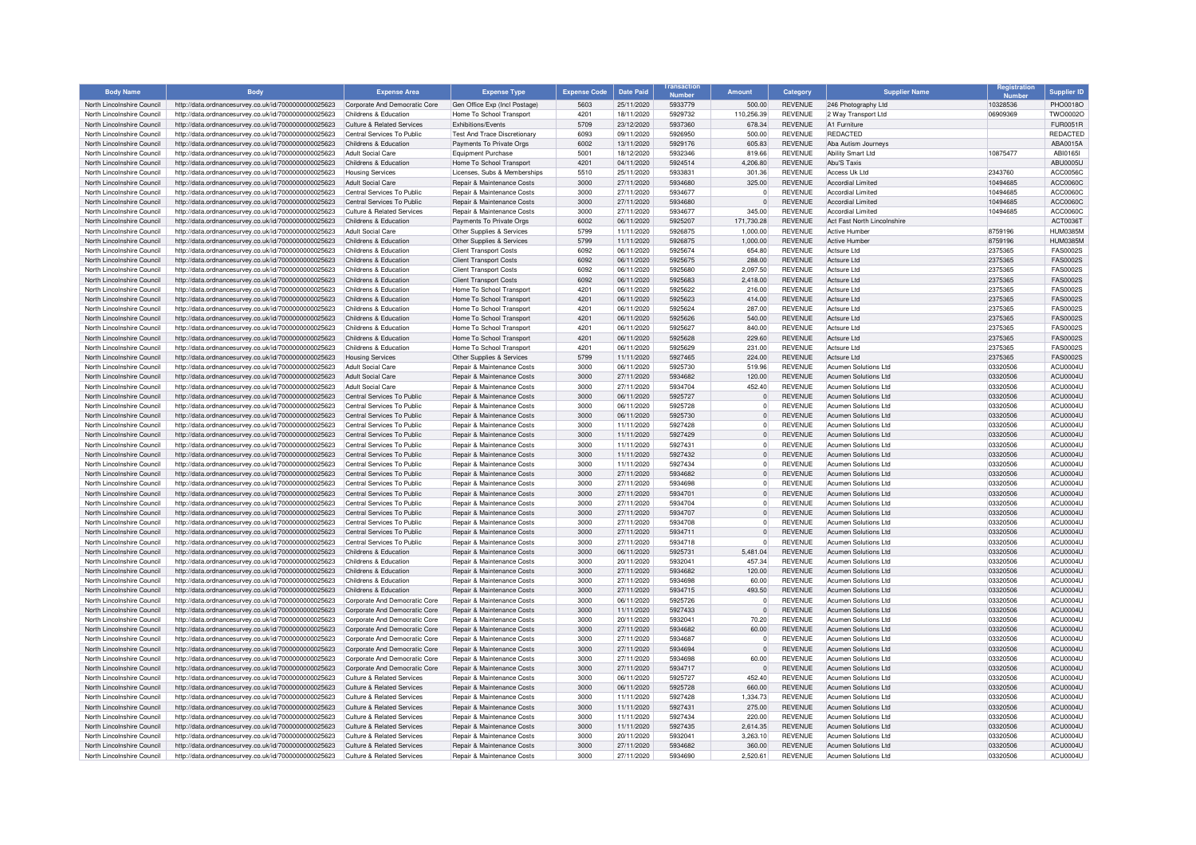| Body Name | Body | Expense Area | Expense Type | Expense Code | Date Paid | Transaction Number | Amount | Category | Supplier Name | Registration Number | Supplier ID |
|---|---|---|---|---|---|---|---|---|---|---|---|
| North Lincolnshire Council | http://data.ordnancesurvey.co.uk/id/7000000000025623 | Corporate And Democratic Core | Gen Office Exp (Incl Postage) | 5603 | 25/11/2020 | 5933779 | 500.00 | REVENUE | 246 Photography Ltd | 10328536 | PHO0018O |
| North Lincolnshire Council | http://data.ordnancesurvey.co.uk/id/7000000000025623 | Childrens & Education | Home To School Transport | 4201 | 18/11/2020 | 5929732 | 110,256.39 | REVENUE | 2 Way Transport Ltd | 06909369 | TWO0002O |
| North Lincolnshire Council | http://data.ordnancesurvey.co.uk/id/7000000000025623 | Culture & Related Services | Exhibitions/Events | 5709 | 23/12/2020 | 5937360 | 678.34 | REVENUE | A1 Furniture | | FUR0051R |
| North Lincolnshire Council | http://data.ordnancesurvey.co.uk/id/7000000000025623 | Central Services To Public | Test And Trace Discretionary | 6093 | 09/11/2020 | 5926950 | 500.00 | REVENUE | REDACTED | | REDACTED |
| North Lincolnshire Council | http://data.ordnancesurvey.co.uk/id/7000000000025623 | Childrens & Education | Payments To Private Orgs | 6002 | 13/11/2020 | 5929176 | 605.83 | REVENUE | Aba Autism Journeys | | ABA0015A |
| North Lincolnshire Council | http://data.ordnancesurvey.co.uk/id/7000000000025623 | Adult Social Care | Equipment Purchase | 5001 | 18/12/2020 | 5932346 | 819.66 | REVENUE | Ability Smart Ltd | 10875477 | ABI0165I |
| North Lincolnshire Council | http://data.ordnancesurvey.co.uk/id/7000000000025623 | Childrens & Education | Home To School Transport | 4201 | 04/11/2020 | 5924514 | 4,206.80 | REVENUE | Abu'S Taxis | | ABU0005U |
| North Lincolnshire Council | http://data.ordnancesurvey.co.uk/id/7000000000025623 | Housing Services | Licenses, Subs & Memberships | 5510 | 25/11/2020 | 5933831 | 301.36 | REVENUE | Access Uk Ltd | 2343760 | ACC0056C |
| North Lincolnshire Council | http://data.ordnancesurvey.co.uk/id/7000000000025623 | Adult Social Care | Repair & Maintenance Costs | 3000 | 27/11/2020 | 5934680 | 325.00 | REVENUE | Accordial Limited | 10494685 | ACC0060C |
| North Lincolnshire Council | http://data.ordnancesurvey.co.uk/id/7000000000025623 | Central Services To Public | Repair & Maintenance Costs | 3000 | 27/11/2020 | 5934677 | 0 | REVENUE | Accordial Limited | 10494685 | ACC0060C |
| North Lincolnshire Council | http://data.ordnancesurvey.co.uk/id/7000000000025623 | Central Services To Public | Repair & Maintenance Costs | 3000 | 27/11/2020 | 5934680 | 0 | REVENUE | Accordial Limited | 10494685 | ACC0060C |
| North Lincolnshire Council | http://data.ordnancesurvey.co.uk/id/7000000000025623 | Culture & Related Services | Repair & Maintenance Costs | 3000 | 27/11/2020 | 5934677 | 345.00 | REVENUE | Accordial Limited | 10494685 | ACC0060C |
| North Lincolnshire Council | http://data.ordnancesurvey.co.uk/id/7000000000025623 | Childrens & Education | Payments To Private Orgs | 6002 | 06/11/2020 | 5925207 | 171,730.28 | REVENUE | Act Fast North Lincolnshire | | ACT0036T |
| North Lincolnshire Council | http://data.ordnancesurvey.co.uk/id/7000000000025623 | Adult Social Care | Other Supplies & Services | 5799 | 11/11/2020 | 5926875 | 1,000.00 | REVENUE | Active Humber | 8759196 | HUM0385M |
| North Lincolnshire Council | http://data.ordnancesurvey.co.uk/id/7000000000025623 | Childrens & Education | Other Supplies & Services | 5799 | 11/11/2020 | 5926875 | 1,000.00 | REVENUE | Active Humber | 8759196 | HUM0385M |
| North Lincolnshire Council | http://data.ordnancesurvey.co.uk/id/7000000000025623 | Childrens & Education | Client Transport Costs | 6092 | 06/11/2020 | 5925674 | 654.80 | REVENUE | Actsure Ltd | 2375365 | FAS0002S |
| North Lincolnshire Council | http://data.ordnancesurvey.co.uk/id/7000000000025623 | Childrens & Education | Client Transport Costs | 6092 | 06/11/2020 | 5925675 | 288.00 | REVENUE | Actsure Ltd | 2375365 | FAS0002S |
| North Lincolnshire Council | http://data.ordnancesurvey.co.uk/id/7000000000025623 | Childrens & Education | Client Transport Costs | 6092 | 06/11/2020 | 5925680 | 2,097.50 | REVENUE | Actsure Ltd | 2375365 | FAS0002S |
| North Lincolnshire Council | http://data.ordnancesurvey.co.uk/id/7000000000025623 | Childrens & Education | Client Transport Costs | 6092 | 06/11/2020 | 5925683 | 2,418.00 | REVENUE | Actsure Ltd | 2375365 | FAS0002S |
| North Lincolnshire Council | http://data.ordnancesurvey.co.uk/id/7000000000025623 | Childrens & Education | Home To School Transport | 4201 | 06/11/2020 | 5925622 | 216.00 | REVENUE | Actsure Ltd | 2375365 | FAS0002S |
| North Lincolnshire Council | http://data.ordnancesurvey.co.uk/id/7000000000025623 | Childrens & Education | Home To School Transport | 4201 | 06/11/2020 | 5925623 | 414.00 | REVENUE | Actsure Ltd | 2375365 | FAS0002S |
| North Lincolnshire Council | http://data.ordnancesurvey.co.uk/id/7000000000025623 | Childrens & Education | Home To School Transport | 4201 | 06/11/2020 | 5925624 | 287.00 | REVENUE | Actsure Ltd | 2375365 | FAS0002S |
| North Lincolnshire Council | http://data.ordnancesurvey.co.uk/id/7000000000025623 | Childrens & Education | Home To School Transport | 4201 | 06/11/2020 | 5925626 | 540.00 | REVENUE | Actsure Ltd | 2375365 | FAS0002S |
| North Lincolnshire Council | http://data.ordnancesurvey.co.uk/id/7000000000025623 | Childrens & Education | Home To School Transport | 4201 | 06/11/2020 | 5925627 | 840.00 | REVENUE | Actsure Ltd | 2375365 | FAS0002S |
| North Lincolnshire Council | http://data.ordnancesurvey.co.uk/id/7000000000025623 | Childrens & Education | Home To School Transport | 4201 | 06/11/2020 | 5925628 | 229.60 | REVENUE | Actsure Ltd | 2375365 | FAS0002S |
| North Lincolnshire Council | http://data.ordnancesurvey.co.uk/id/7000000000025623 | Childrens & Education | Home To School Transport | 4201 | 06/11/2020 | 5925629 | 231.00 | REVENUE | Actsure Ltd | 2375365 | FAS0002S |
| North Lincolnshire Council | http://data.ordnancesurvey.co.uk/id/7000000000025623 | Housing Services | Other Supplies & Services | 5799 | 11/11/2020 | 5927465 | 224.00 | REVENUE | Actsure Ltd | 2375365 | FAS0002S |
| North Lincolnshire Council | http://data.ordnancesurvey.co.uk/id/7000000000025623 | Adult Social Care | Repair & Maintenance Costs | 3000 | 06/11/2020 | 5925730 | 519.96 | REVENUE | Acumen Solutions Ltd | 03320506 | ACU0004U |
| North Lincolnshire Council | http://data.ordnancesurvey.co.uk/id/7000000000025623 | Adult Social Care | Repair & Maintenance Costs | 3000 | 27/11/2020 | 5934682 | 120.00 | REVENUE | Acumen Solutions Ltd | 03320506 | ACU0004U |
| North Lincolnshire Council | http://data.ordnancesurvey.co.uk/id/7000000000025623 | Adult Social Care | Repair & Maintenance Costs | 3000 | 27/11/2020 | 5934704 | 452.40 | REVENUE | Acumen Solutions Ltd | 03320506 | ACU0004U |
| North Lincolnshire Council | http://data.ordnancesurvey.co.uk/id/7000000000025623 | Central Services To Public | Repair & Maintenance Costs | 3000 | 06/11/2020 | 5925727 | 0 | REVENUE | Acumen Solutions Ltd | 03320506 | ACU0004U |
| North Lincolnshire Council | http://data.ordnancesurvey.co.uk/id/7000000000025623 | Central Services To Public | Repair & Maintenance Costs | 3000 | 06/11/2020 | 5925728 | 0 | REVENUE | Acumen Solutions Ltd | 03320506 | ACU0004U |
| North Lincolnshire Council | http://data.ordnancesurvey.co.uk/id/7000000000025623 | Central Services To Public | Repair & Maintenance Costs | 3000 | 06/11/2020 | 5925730 | 0 | REVENUE | Acumen Solutions Ltd | 03320506 | ACU0004U |
| North Lincolnshire Council | http://data.ordnancesurvey.co.uk/id/7000000000025623 | Central Services To Public | Repair & Maintenance Costs | 3000 | 11/11/2020 | 5927428 | 0 | REVENUE | Acumen Solutions Ltd | 03320506 | ACU0004U |
| North Lincolnshire Council | http://data.ordnancesurvey.co.uk/id/7000000000025623 | Central Services To Public | Repair & Maintenance Costs | 3000 | 11/11/2020 | 5927429 | 0 | REVENUE | Acumen Solutions Ltd | 03320506 | ACU0004U |
| North Lincolnshire Council | http://data.ordnancesurvey.co.uk/id/7000000000025623 | Central Services To Public | Repair & Maintenance Costs | 3000 | 11/11/2020 | 5927431 | 0 | REVENUE | Acumen Solutions Ltd | 03320506 | ACU0004U |
| North Lincolnshire Council | http://data.ordnancesurvey.co.uk/id/7000000000025623 | Central Services To Public | Repair & Maintenance Costs | 3000 | 11/11/2020 | 5927432 | 0 | REVENUE | Acumen Solutions Ltd | 03320506 | ACU0004U |
| North Lincolnshire Council | http://data.ordnancesurvey.co.uk/id/7000000000025623 | Central Services To Public | Repair & Maintenance Costs | 3000 | 11/11/2020 | 5927434 | 0 | REVENUE | Acumen Solutions Ltd | 03320506 | ACU0004U |
| North Lincolnshire Council | http://data.ordnancesurvey.co.uk/id/7000000000025623 | Central Services To Public | Repair & Maintenance Costs | 3000 | 27/11/2020 | 5934682 | 0 | REVENUE | Acumen Solutions Ltd | 03320506 | ACU0004U |
| North Lincolnshire Council | http://data.ordnancesurvey.co.uk/id/7000000000025623 | Central Services To Public | Repair & Maintenance Costs | 3000 | 27/11/2020 | 5934698 | 0 | REVENUE | Acumen Solutions Ltd | 03320506 | ACU0004U |
| North Lincolnshire Council | http://data.ordnancesurvey.co.uk/id/7000000000025623 | Central Services To Public | Repair & Maintenance Costs | 3000 | 27/11/2020 | 5934701 | 0 | REVENUE | Acumen Solutions Ltd | 03320506 | ACU0004U |
| North Lincolnshire Council | http://data.ordnancesurvey.co.uk/id/7000000000025623 | Central Services To Public | Repair & Maintenance Costs | 3000 | 27/11/2020 | 5934704 | 0 | REVENUE | Acumen Solutions Ltd | 03320506 | ACU0004U |
| North Lincolnshire Council | http://data.ordnancesurvey.co.uk/id/7000000000025623 | Central Services To Public | Repair & Maintenance Costs | 3000 | 27/11/2020 | 5934707 | 0 | REVENUE | Acumen Solutions Ltd | 03320506 | ACU0004U |
| North Lincolnshire Council | http://data.ordnancesurvey.co.uk/id/7000000000025623 | Central Services To Public | Repair & Maintenance Costs | 3000 | 27/11/2020 | 5934708 | 0 | REVENUE | Acumen Solutions Ltd | 03320506 | ACU0004U |
| North Lincolnshire Council | http://data.ordnancesurvey.co.uk/id/7000000000025623 | Central Services To Public | Repair & Maintenance Costs | 3000 | 27/11/2020 | 5934711 | 0 | REVENUE | Acumen Solutions Ltd | 03320506 | ACU0004U |
| North Lincolnshire Council | http://data.ordnancesurvey.co.uk/id/7000000000025623 | Central Services To Public | Repair & Maintenance Costs | 3000 | 27/11/2020 | 5934718 | 0 | REVENUE | Acumen Solutions Ltd | 03320506 | ACU0004U |
| North Lincolnshire Council | http://data.ordnancesurvey.co.uk/id/7000000000025623 | Childrens & Education | Repair & Maintenance Costs | 3000 | 06/11/2020 | 5925731 | 5,481.04 | REVENUE | Acumen Solutions Ltd | 03320506 | ACU0004U |
| North Lincolnshire Council | http://data.ordnancesurvey.co.uk/id/7000000000025623 | Childrens & Education | Repair & Maintenance Costs | 3000 | 20/11/2020 | 5932041 | 457.34 | REVENUE | Acumen Solutions Ltd | 03320506 | ACU0004U |
| North Lincolnshire Council | http://data.ordnancesurvey.co.uk/id/7000000000025623 | Childrens & Education | Repair & Maintenance Costs | 3000 | 27/11/2020 | 5934682 | 120.00 | REVENUE | Acumen Solutions Ltd | 03320506 | ACU0004U |
| North Lincolnshire Council | http://data.ordnancesurvey.co.uk/id/7000000000025623 | Childrens & Education | Repair & Maintenance Costs | 3000 | 27/11/2020 | 5934698 | 60.00 | REVENUE | Acumen Solutions Ltd | 03320506 | ACU0004U |
| North Lincolnshire Council | http://data.ordnancesurvey.co.uk/id/7000000000025623 | Childrens & Education | Repair & Maintenance Costs | 3000 | 27/11/2020 | 5934715 | 493.50 | REVENUE | Acumen Solutions Ltd | 03320506 | ACU0004U |
| North Lincolnshire Council | http://data.ordnancesurvey.co.uk/id/7000000000025623 | Corporate And Democratic Core | Repair & Maintenance Costs | 3000 | 06/11/2020 | 5925726 | 0 | REVENUE | Acumen Solutions Ltd | 03320506 | ACU0004U |
| North Lincolnshire Council | http://data.ordnancesurvey.co.uk/id/7000000000025623 | Corporate And Democratic Core | Repair & Maintenance Costs | 3000 | 11/11/2020 | 5927433 | 0 | REVENUE | Acumen Solutions Ltd | 03320506 | ACU0004U |
| North Lincolnshire Council | http://data.ordnancesurvey.co.uk/id/7000000000025623 | Corporate And Democratic Core | Repair & Maintenance Costs | 3000 | 20/11/2020 | 5932041 | 70.20 | REVENUE | Acumen Solutions Ltd | 03320506 | ACU0004U |
| North Lincolnshire Council | http://data.ordnancesurvey.co.uk/id/7000000000025623 | Corporate And Democratic Core | Repair & Maintenance Costs | 3000 | 27/11/2020 | 5934682 | 60.00 | REVENUE | Acumen Solutions Ltd | 03320506 | ACU0004U |
| North Lincolnshire Council | http://data.ordnancesurvey.co.uk/id/7000000000025623 | Corporate And Democratic Core | Repair & Maintenance Costs | 3000 | 27/11/2020 | 5934687 | 0 | REVENUE | Acumen Solutions Ltd | 03320506 | ACU0004U |
| North Lincolnshire Council | http://data.ordnancesurvey.co.uk/id/7000000000025623 | Corporate And Democratic Core | Repair & Maintenance Costs | 3000 | 27/11/2020 | 5934694 | 0 | REVENUE | Acumen Solutions Ltd | 03320506 | ACU0004U |
| North Lincolnshire Council | http://data.ordnancesurvey.co.uk/id/7000000000025623 | Corporate And Democratic Core | Repair & Maintenance Costs | 3000 | 27/11/2020 | 5934698 | 60.00 | REVENUE | Acumen Solutions Ltd | 03320506 | ACU0004U |
| North Lincolnshire Council | http://data.ordnancesurvey.co.uk/id/7000000000025623 | Corporate And Democratic Core | Repair & Maintenance Costs | 3000 | 27/11/2020 | 5934717 | 0 | REVENUE | Acumen Solutions Ltd | 03320506 | ACU0004U |
| North Lincolnshire Council | http://data.ordnancesurvey.co.uk/id/7000000000025623 | Culture & Related Services | Repair & Maintenance Costs | 3000 | 06/11/2020 | 5925727 | 452.40 | REVENUE | Acumen Solutions Ltd | 03320506 | ACU0004U |
| North Lincolnshire Council | http://data.ordnancesurvey.co.uk/id/7000000000025623 | Culture & Related Services | Repair & Maintenance Costs | 3000 | 06/11/2020 | 5925728 | 660.00 | REVENUE | Acumen Solutions Ltd | 03320506 | ACU0004U |
| North Lincolnshire Council | http://data.ordnancesurvey.co.uk/id/7000000000025623 | Culture & Related Services | Repair & Maintenance Costs | 3000 | 11/11/2020 | 5927428 | 1,334.73 | REVENUE | Acumen Solutions Ltd | 03320506 | ACU0004U |
| North Lincolnshire Council | http://data.ordnancesurvey.co.uk/id/7000000000025623 | Culture & Related Services | Repair & Maintenance Costs | 3000 | 11/11/2020 | 5927431 | 275.00 | REVENUE | Acumen Solutions Ltd | 03320506 | ACU0004U |
| North Lincolnshire Council | http://data.ordnancesurvey.co.uk/id/7000000000025623 | Culture & Related Services | Repair & Maintenance Costs | 3000 | 11/11/2020 | 5927434 | 220.00 | REVENUE | Acumen Solutions Ltd | 03320506 | ACU0004U |
| North Lincolnshire Council | http://data.ordnancesurvey.co.uk/id/7000000000025623 | Culture & Related Services | Repair & Maintenance Costs | 3000 | 11/11/2020 | 5927435 | 2,614.35 | REVENUE | Acumen Solutions Ltd | 03320506 | ACU0004U |
| North Lincolnshire Council | http://data.ordnancesurvey.co.uk/id/7000000000025623 | Culture & Related Services | Repair & Maintenance Costs | 3000 | 20/11/2020 | 5932041 | 3,263.10 | REVENUE | Acumen Solutions Ltd | 03320506 | ACU0004U |
| North Lincolnshire Council | http://data.ordnancesurvey.co.uk/id/7000000000025623 | Culture & Related Services | Repair & Maintenance Costs | 3000 | 27/11/2020 | 5934682 | 360.00 | REVENUE | Acumen Solutions Ltd | 03320506 | ACU0004U |
| North Lincolnshire Council | http://data.ordnancesurvey.co.uk/id/7000000000025623 | Culture & Related Services | Repair & Maintenance Costs | 3000 | 27/11/2020 | 5934690 | 2,520.61 | REVENUE | Acumen Solutions Ltd | 03320506 | ACU0004U |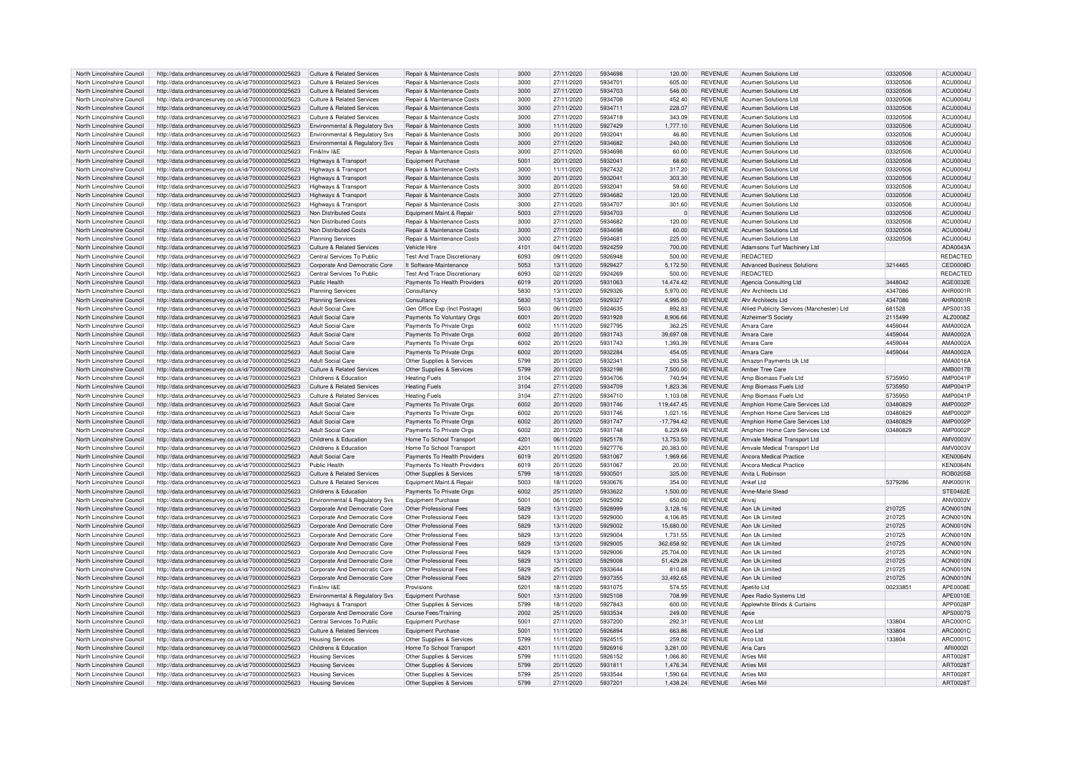| | | | | | | | | | | | |
|---|---|---|---|---|---|---|---|---|---|---|---|
| North Lincolnshire Council | http://data.ordnancesurvey.co.uk/id/7000000000025623 | Culture & Related Services | Repair & Maintenance Costs | 3000 | 27/11/2020 | 5934698 | 120.00 | REVENUE | Acumen Solutions Ltd | 03320506 | ACU0004U |
| North Lincolnshire Council | http://data.ordnancesurvey.co.uk/id/7000000000025623 | Culture & Related Services | Repair & Maintenance Costs | 3000 | 27/11/2020 | 5934701 | 605.00 | REVENUE | Acumen Solutions Ltd | 03320506 | ACU0004U |
| North Lincolnshire Council | http://data.ordnancesurvey.co.uk/id/7000000000025623 | Culture & Related Services | Repair & Maintenance Costs | 3000 | 27/11/2020 | 5934703 | 546.00 | REVENUE | Acumen Solutions Ltd | 03320506 | ACU0004U |
| North Lincolnshire Council | http://data.ordnancesurvey.co.uk/id/7000000000025623 | Culture & Related Services | Repair & Maintenance Costs | 3000 | 27/11/2020 | 5934708 | 452.40 | REVENUE | Acumen Solutions Ltd | 03320506 | ACU0004U |
| North Lincolnshire Council | http://data.ordnancesurvey.co.uk/id/7000000000025623 | Culture & Related Services | Repair & Maintenance Costs | 3000 | 27/11/2020 | 5934711 | 228.07 | REVENUE | Acumen Solutions Ltd | 03320506 | ACU0004U |
| North Lincolnshire Council | http://data.ordnancesurvey.co.uk/id/7000000000025623 | Culture & Related Services | Repair & Maintenance Costs | 3000 | 27/11/2020 | 5934718 | 343.09 | REVENUE | Acumen Solutions Ltd | 03320506 | ACU0004U |
| North Lincolnshire Council | http://data.ordnancesurvey.co.uk/id/7000000000025623 | Environmental & Regulatory Svs | Repair & Maintenance Costs | 3000 | 11/11/2020 | 5927429 | 1,777.10 | REVENUE | Acumen Solutions Ltd | 03320506 | ACU0004U |
| North Lincolnshire Council | http://data.ordnancesurvey.co.uk/id/7000000000025623 | Environmental & Regulatory Svs | Repair & Maintenance Costs | 3000 | 20/11/2020 | 5932041 | 46.80 | REVENUE | Acumen Solutions Ltd | 03320506 | ACU0004U |
| North Lincolnshire Council | http://data.ordnancesurvey.co.uk/id/7000000000025623 | Environmental & Regulatory Svs | Repair & Maintenance Costs | 3000 | 27/11/2020 | 5934682 | 240.00 | REVENUE | Acumen Solutions Ltd | 03320506 | ACU0004U |
| North Lincolnshire Council | http://data.ordnancesurvey.co.uk/id/7000000000025623 | Fin&Inv I&E | Repair & Maintenance Costs | 3000 | 27/11/2020 | 5934698 | 60.00 | REVENUE | Acumen Solutions Ltd | 03320506 | ACU0004U |
| North Lincolnshire Council | http://data.ordnancesurvey.co.uk/id/7000000000025623 | Highways & Transport | Equipment Purchase | 5001 | 20/11/2020 | 5932041 | 68.60 | REVENUE | Acumen Solutions Ltd | 03320506 | ACU0004U |
| North Lincolnshire Council | http://data.ordnancesurvey.co.uk/id/7000000000025623 | Highways & Transport | Repair & Maintenance Costs | 3000 | 11/11/2020 | 5927432 | 317.20 | REVENUE | Acumen Solutions Ltd | 03320506 | ACU0004U |
| North Lincolnshire Council | http://data.ordnancesurvey.co.uk/id/7000000000025623 | Highways & Transport | Repair & Maintenance Costs | 3000 | 20/11/2020 | 5932041 | 303.30 | REVENUE | Acumen Solutions Ltd | 03320506 | ACU0004U |
| North Lincolnshire Council | http://data.ordnancesurvey.co.uk/id/7000000000025623 | Highways & Transport | Repair & Maintenance Costs | 3000 | 20/11/2020 | 5932041 | 59.60 | REVENUE | Acumen Solutions Ltd | 03320506 | ACU0004U |
| North Lincolnshire Council | http://data.ordnancesurvey.co.uk/id/7000000000025623 | Highways & Transport | Repair & Maintenance Costs | 3000 | 27/11/2020 | 5934682 | 120.00 | REVENUE | Acumen Solutions Ltd | 03320506 | ACU0004U |
| North Lincolnshire Council | http://data.ordnancesurvey.co.uk/id/7000000000025623 | Highways & Transport | Repair & Maintenance Costs | 3000 | 27/11/2020 | 5934707 | 301.60 | REVENUE | Acumen Solutions Ltd | 03320506 | ACU0004U |
| North Lincolnshire Council | http://data.ordnancesurvey.co.uk/id/7000000000025623 | Non Distributed Costs | Equipment Maint.& Repair | 5003 | 27/11/2020 | 5934703 | 0 | REVENUE | Acumen Solutions Ltd | 03320506 | ACU0004U |
| North Lincolnshire Council | http://data.ordnancesurvey.co.uk/id/7000000000025623 | Non Distributed Costs | Repair & Maintenance Costs | 3000 | 27/11/2020 | 5934682 | 120.00 | REVENUE | Acumen Solutions Ltd | 03320506 | ACU0004U |
| North Lincolnshire Council | http://data.ordnancesurvey.co.uk/id/7000000000025623 | Non Distributed Costs | Repair & Maintenance Costs | 3000 | 27/11/2020 | 5934698 | 60.00 | REVENUE | Acumen Solutions Ltd | 03320506 | ACU0004U |
| North Lincolnshire Council | http://data.ordnancesurvey.co.uk/id/7000000000025623 | Planning Services | Repair & Maintenance Costs | 3000 | 27/11/2020 | 5934681 | 225.00 | REVENUE | Acumen Solutions Ltd | 03320506 | ACU0004U |
| North Lincolnshire Council | http://data.ordnancesurvey.co.uk/id/7000000000025623 | Culture & Related Services | Vehicle Hire | 4101 | 04/11/2020 | 5924259 | 700.00 | REVENUE | Adamsons Turf Machinery Ltd | | ADA0043A |
| North Lincolnshire Council | http://data.ordnancesurvey.co.uk/id/7000000000025623 | Central Services To Public | Test And Trace Discretionary | 6093 | 09/11/2020 | 5926948 | 500.00 | REVENUE | REDACTED | | REDACTED |
| North Lincolnshire Council | http://data.ordnancesurvey.co.uk/id/7000000000025623 | Corporate And Democratic Core | It Software-Maintenance | 5053 | 13/11/2020 | 5929427 | 5,172.50 | REVENUE | Advanced Business Solutions | 3214465 | CED0008D |
| North Lincolnshire Council | http://data.ordnancesurvey.co.uk/id/7000000000025623 | Central Services To Public | Test And Trace Discretionary | 6093 | 02/11/2020 | 5924269 | 500.00 | REVENUE | REDACTED | | REDACTED |
| North Lincolnshire Council | http://data.ordnancesurvey.co.uk/id/7000000000025623 | Public Health | Payments To Health Providers | 6019 | 20/11/2020 | 5931063 | 14,474.42 | REVENUE | Agencia Consulting Ltd | 3448042 | AGE0032E |
| North Lincolnshire Council | http://data.ordnancesurvey.co.uk/id/7000000000025623 | Planning Services | Consultancy | 5830 | 13/11/2020 | 5929326 | 5,970.00 | REVENUE | Ahr Architects Ltd | 4347086 | AHR0001R |
| North Lincolnshire Council | http://data.ordnancesurvey.co.uk/id/7000000000025623 | Planning Services | Consultancy | 5830 | 13/11/2020 | 5929327 | 4,995.00 | REVENUE | Ahr Architects Ltd | 4347086 | AHR0001R |
| North Lincolnshire Council | http://data.ordnancesurvey.co.uk/id/7000000000025623 | Adult Social Care | Gen Office Exp (Incl Postage) | 5603 | 06/11/2020 | 5924635 | 892.83 | REVENUE | Allied Publicity Services (Manchester) Ltd | 681528 | APS0013S |
| North Lincolnshire Council | http://data.ordnancesurvey.co.uk/id/7000000000025623 | Adult Social Care | Payments To Voluntary Orgs | 6001 | 20/11/2020 | 5931928 | 8,906.66 | REVENUE | Alzheimer'S Society | 2115499 | ALZ0008Z |
| North Lincolnshire Council | http://data.ordnancesurvey.co.uk/id/7000000000025623 | Adult Social Care | Payments To Private Orgs | 6002 | 11/11/2020 | 5927795 | 362.25 | REVENUE | Amara Care | 4459044 | AMA0002A |
| North Lincolnshire Council | http://data.ordnancesurvey.co.uk/id/7000000000025623 | Adult Social Care | Payments To Private Orgs | 6002 | 20/11/2020 | 5931743 | 39,697.08 | REVENUE | Amara Care | 4459044 | AMA0002A |
| North Lincolnshire Council | http://data.ordnancesurvey.co.uk/id/7000000000025623 | Adult Social Care | Payments To Private Orgs | 6002 | 20/11/2020 | 5931743 | 1,393.39 | REVENUE | Amara Care | 4459044 | AMA0002A |
| North Lincolnshire Council | http://data.ordnancesurvey.co.uk/id/7000000000025623 | Adult Social Care | Payments To Private Orgs | 6002 | 20/11/2020 | 5932284 | 454.05 | REVENUE | Amara Care | 4459044 | AMA0002A |
| North Lincolnshire Council | http://data.ordnancesurvey.co.uk/id/7000000000025623 | Adult Social Care | Other Supplies & Services | 5799 | 20/11/2020 | 5932341 | 293.58 | REVENUE | Amazon Payments Uk Ltd | | AMA0016A |
| North Lincolnshire Council | http://data.ordnancesurvey.co.uk/id/7000000000025623 | Culture & Related Services | Other Supplies & Services | 5799 | 20/11/2020 | 5932198 | 7,500.00 | REVENUE | Amber Tree Care | | AMB0017B |
| North Lincolnshire Council | http://data.ordnancesurvey.co.uk/id/7000000000025623 | Childrens & Education | Heating Fuels | 3104 | 27/11/2020 | 5934706 | 740.94 | REVENUE | Amp Biomass Fuels Ltd | 5735950 | AMP0041P |
| North Lincolnshire Council | http://data.ordnancesurvey.co.uk/id/7000000000025623 | Culture & Related Services | Heating Fuels | 3104 | 27/11/2020 | 5934709 | 1,823.36 | REVENUE | Amp Biomass Fuels Ltd | 5735950 | AMP0041P |
| North Lincolnshire Council | http://data.ordnancesurvey.co.uk/id/7000000000025623 | Culture & Related Services | Heating Fuels | 3104 | 27/11/2020 | 5934710 | 1,103.08 | REVENUE | Amp Biomass Fuels Ltd | 5735950 | AMP0041P |
| North Lincolnshire Council | http://data.ordnancesurvey.co.uk/id/7000000000025623 | Adult Social Care | Payments To Private Orgs | 6002 | 20/11/2020 | 5931746 | 119,447.45 | REVENUE | Amphion Home Care Services Ltd | 03480829 | AMP0002P |
| North Lincolnshire Council | http://data.ordnancesurvey.co.uk/id/7000000000025623 | Adult Social Care | Payments To Private Orgs | 6002 | 20/11/2020 | 5931746 | 1,021.16 | REVENUE | Amphion Home Care Services Ltd | 03480829 | AMP0002P |
| North Lincolnshire Council | http://data.ordnancesurvey.co.uk/id/7000000000025623 | Adult Social Care | Payments To Private Orgs | 6002 | 20/11/2020 | 5931747 | -17,794.42 | REVENUE | Amphion Home Care Services Ltd | 03480829 | AMP0002P |
| North Lincolnshire Council | http://data.ordnancesurvey.co.uk/id/7000000000025623 | Adult Social Care | Payments To Private Orgs | 6002 | 20/11/2020 | 5931748 | 6,229.69 | REVENUE | Amphion Home Care Services Ltd | 03480829 | AMP0002P |
| North Lincolnshire Council | http://data.ordnancesurvey.co.uk/id/7000000000025623 | Childrens & Education | Home To School Transport | 4201 | 06/11/2020 | 5925178 | 13,753.50 | REVENUE | Amvale Medical Transport Ltd | | AMV0003V |
| North Lincolnshire Council | http://data.ordnancesurvey.co.uk/id/7000000000025623 | Childrens & Education | Home To School Transport | 4201 | 11/11/2020 | 5927776 | 20,383.00 | REVENUE | Amvale Medical Transport Ltd | | AMV0003V |
| North Lincolnshire Council | http://data.ordnancesurvey.co.uk/id/7000000000025623 | Adult Social Care | Payments To Health Providers | 6019 | 20/11/2020 | 5931067 | 1,969.66 | REVENUE | Ancora Medical Practice | | KEN0064N |
| North Lincolnshire Council | http://data.ordnancesurvey.co.uk/id/7000000000025623 | Public Health | Payments To Health Providers | 6019 | 20/11/2020 | 5931067 | 20.00 | REVENUE | Ancora Medical Practice | | KEN0064N |
| North Lincolnshire Council | http://data.ordnancesurvey.co.uk/id/7000000000025623 | Culture & Related Services | Other Supplies & Services | 5799 | 18/11/2020 | 5930501 | 325.00 | REVENUE | Anita L Robinson | | ROB0205B |
| North Lincolnshire Council | http://data.ordnancesurvey.co.uk/id/7000000000025623 | Culture & Related Services | Equipment Maint.& Repair | 5003 | 18/11/2020 | 5930676 | 354.00 | REVENUE | Ankef Ltd | 5379286 | ANK0001K |
| North Lincolnshire Council | http://data.ordnancesurvey.co.uk/id/7000000000025623 | Childrens & Education | Payments To Private Orgs | 6002 | 25/11/2020 | 5933622 | 1,500.00 | REVENUE | Anne-Marie Stead | | STE0462E |
| North Lincolnshire Council | http://data.ordnancesurvey.co.uk/id/7000000000025623 | Environmental & Regulatory Svs | Equipment Purchase | 5001 | 06/11/2020 | 5925092 | 650.00 | REVENUE | Anvsj | | ANV0003V |
| North Lincolnshire Council | http://data.ordnancesurvey.co.uk/id/7000000000025623 | Corporate And Democratic Core | Other Professional Fees | 5829 | 13/11/2020 | 5928999 | 3,128.16 | REVENUE | Aon Uk Limited | 210725 | AON0010N |
| North Lincolnshire Council | http://data.ordnancesurvey.co.uk/id/7000000000025623 | Corporate And Democratic Core | Other Professional Fees | 5829 | 13/11/2020 | 5929000 | 4,106.85 | REVENUE | Aon Uk Limited | 210725 | AON0010N |
| North Lincolnshire Council | http://data.ordnancesurvey.co.uk/id/7000000000025623 | Corporate And Democratic Core | Other Professional Fees | 5829 | 13/11/2020 | 5929002 | 15,680.00 | REVENUE | Aon Uk Limited | 210725 | AON0010N |
| North Lincolnshire Council | http://data.ordnancesurvey.co.uk/id/7000000000025623 | Corporate And Democratic Core | Other Professional Fees | 5829 | 13/11/2020 | 5929004 | 1,731.55 | REVENUE | Aon Uk Limited | 210725 | AON0010N |
| North Lincolnshire Council | http://data.ordnancesurvey.co.uk/id/7000000000025623 | Corporate And Democratic Core | Other Professional Fees | 5829 | 13/11/2020 | 5929005 | 362,658.92 | REVENUE | Aon Uk Limited | 210725 | AON0010N |
| North Lincolnshire Council | http://data.ordnancesurvey.co.uk/id/7000000000025623 | Corporate And Democratic Core | Other Professional Fees | 5829 | 13/11/2020 | 5929006 | 25,704.00 | REVENUE | Aon Uk Limited | 210725 | AON0010N |
| North Lincolnshire Council | http://data.ordnancesurvey.co.uk/id/7000000000025623 | Corporate And Democratic Core | Other Professional Fees | 5829 | 13/11/2020 | 5929008 | 51,429.28 | REVENUE | Aon Uk Limited | 210725 | AON0010N |
| North Lincolnshire Council | http://data.ordnancesurvey.co.uk/id/7000000000025623 | Corporate And Democratic Core | Other Professional Fees | 5829 | 25/11/2020 | 5933644 | 810.88 | REVENUE | Aon Uk Limited | 210725 | AON0010N |
| North Lincolnshire Council | http://data.ordnancesurvey.co.uk/id/7000000000025623 | Corporate And Democratic Core | Other Professional Fees | 5829 | 27/11/2020 | 5937355 | 33,492.65 | REVENUE | Aon Uk Limited | 210725 | AON0010N |
| North Lincolnshire Council | http://data.ordnancesurvey.co.uk/id/7000000000025623 | Fin&Inv I&E | Provisions | 5201 | 18/11/2020 | 5931075 | 574.55 | REVENUE | Apetito Ltd | 00233851 | APE0008E |
| North Lincolnshire Council | http://data.ordnancesurvey.co.uk/id/7000000000025623 | Environmental & Regulatory Svs | Equipment Purchase | 5001 | 13/11/2020 | 5925108 | 708.99 | REVENUE | Apex Radio Systems Ltd | | APE0010E |
| North Lincolnshire Council | http://data.ordnancesurvey.co.uk/id/7000000000025623 | Highways & Transport | Other Supplies & Services | 5799 | 18/11/2020 | 5927843 | 600.00 | REVENUE | Applewhite Blinds & Curtains | | APP0028P |
| North Lincolnshire Council | http://data.ordnancesurvey.co.uk/id/7000000000025623 | Corporate And Democratic Core | Course Fees/Training | 2002 | 25/11/2020 | 5933534 | 249.00 | REVENUE | Apse | | APS0007S |
| North Lincolnshire Council | http://data.ordnancesurvey.co.uk/id/7000000000025623 | Central Services To Public | Equipment Purchase | 5001 | 27/11/2020 | 5937200 | 292.31 | REVENUE | Arco Ltd | 133804 | ARC0001C |
| North Lincolnshire Council | http://data.ordnancesurvey.co.uk/id/7000000000025623 | Culture & Related Services | Equipment Purchase | 5001 | 11/11/2020 | 5926894 | 663.86 | REVENUE | Arco Ltd | 133804 | ARC0001C |
| North Lincolnshire Council | http://data.ordnancesurvey.co.uk/id/7000000000025623 | Housing Services | Other Supplies & Services | 5799 | 11/11/2020 | 5924515 | 259.02 | REVENUE | Arco Ltd | 133804 | ARC0001C |
| North Lincolnshire Council | http://data.ordnancesurvey.co.uk/id/7000000000025623 | Childrens & Education | Home To School Transport | 4201 | 11/11/2020 | 5926916 | 3,281.00 | REVENUE | Aria Cars | | ARI0002I |
| North Lincolnshire Council | http://data.ordnancesurvey.co.uk/id/7000000000025623 | Housing Services | Other Supplies & Services | 5799 | 11/11/2020 | 5926152 | 1,066.80 | REVENUE | Arties Mill | | ART0028T |
| North Lincolnshire Council | http://data.ordnancesurvey.co.uk/id/7000000000025623 | Housing Services | Other Supplies & Services | 5799 | 20/11/2020 | 5931811 | 1,476.34 | REVENUE | Arties Mill | | ART0028T |
| North Lincolnshire Council | http://data.ordnancesurvey.co.uk/id/7000000000025623 | Housing Services | Other Supplies & Services | 5799 | 25/11/2020 | 5933544 | 1,590.64 | REVENUE | Arties Mill | | ART0028T |
| North Lincolnshire Council | http://data.ordnancesurvey.co.uk/id/7000000000025623 | Housing Services | Other Supplies & Services | 5799 | 27/11/2020 | 5937201 | 1,438.24 | REVENUE | Arties Mill | | ART0028T |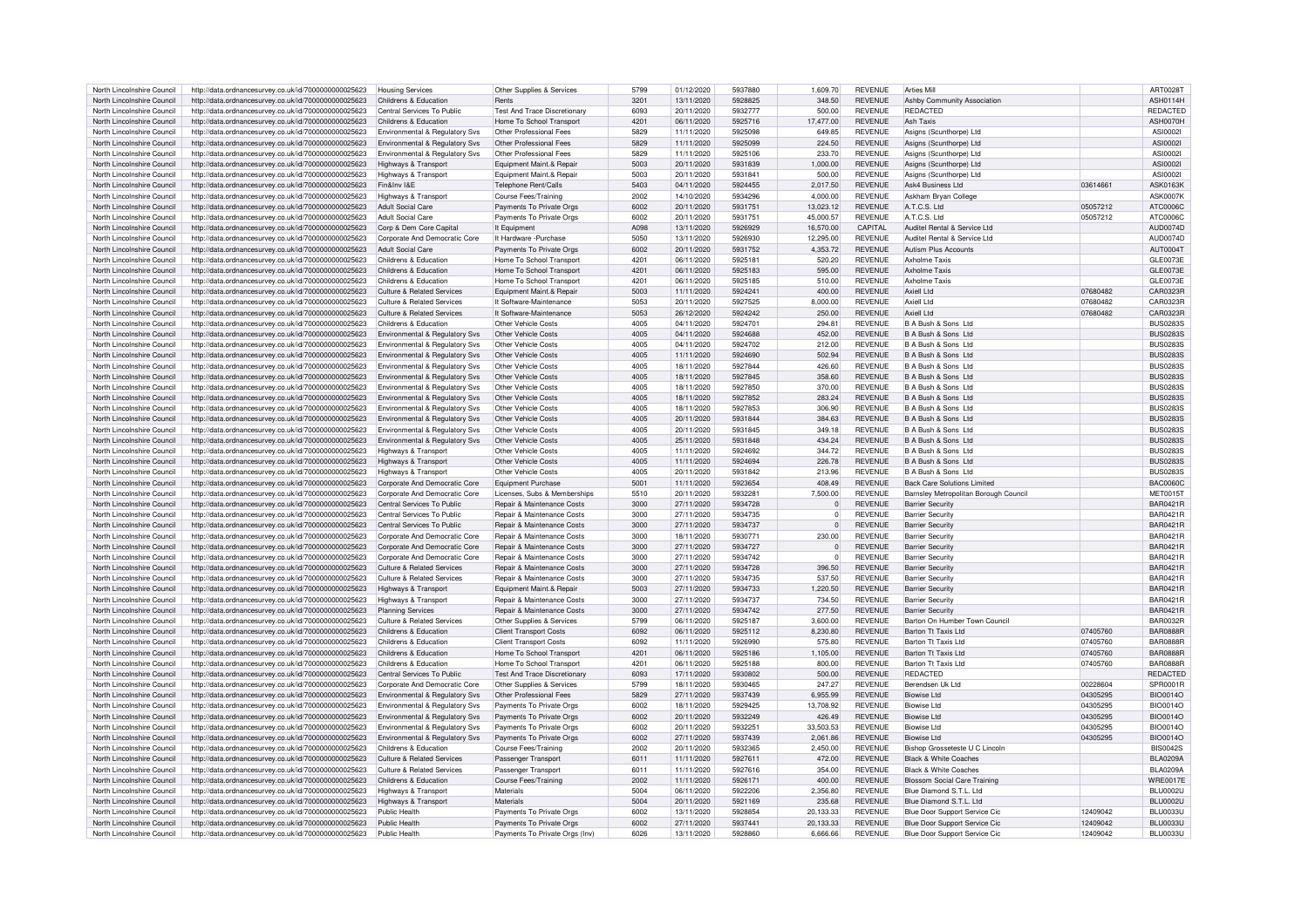| North Lincolnshire Council | http://data.ordnancesurvey.co.uk/id/7000000000025623 | Housing Services | Other Supplies & Services | 5799 | 01/12/2020 | 5937880 | 1,609.70 | REVENUE | Arties Mill | | ART0028T |
|---|---|---|---|---|---|---|---|---|---|---|---|
| North Lincolnshire Council | http://data.ordnancesurvey.co.uk/id/7000000000025623 | Childrens & Education | Rents | 3201 | 13/11/2020 | 5928825 | 348.50 | REVENUE | Ashby Community Association | | ASH0114H |
| North Lincolnshire Council | http://data.ordnancesurvey.co.uk/id/7000000000025623 | Central Services To Public | Test And Trace Discretionary | 6093 | 20/11/2020 | 5932777 | 500.00 | REVENUE | REDACTED | | REDACTED |
| North Lincolnshire Council | http://data.ordnancesurvey.co.uk/id/7000000000025623 | Childrens & Education | Home To School Transport | 4201 | 06/11/2020 | 5925716 | 17,477.00 | REVENUE | Ash Taxis | | ASH0070H |
| North Lincolnshire Council | http://data.ordnancesurvey.co.uk/id/7000000000025623 | Environmental & Regulatory Svs | Other Professional Fees | 5829 | 11/11/2020 | 5925098 | 649.85 | REVENUE | Asigns (Scunthorpe) Ltd | | ASI0002I |
| North Lincolnshire Council | http://data.ordnancesurvey.co.uk/id/7000000000025623 | Environmental & Regulatory Svs | Other Professional Fees | 5829 | 11/11/2020 | 5925099 | 224.50 | REVENUE | Asigns (Scunthorpe) Ltd | | ASI0002I |
| North Lincolnshire Council | http://data.ordnancesurvey.co.uk/id/7000000000025623 | Environmental & Regulatory Svs | Other Professional Fees | 5829 | 11/11/2020 | 5925106 | 233.70 | REVENUE | Asigns (Scunthorpe) Ltd | | ASI0002I |
| North Lincolnshire Council | http://data.ordnancesurvey.co.uk/id/7000000000025623 | Highways & Transport | Equipment Maint.& Repair | 5003 | 20/11/2020 | 5931839 | 1,000.00 | REVENUE | Asigns (Scunthorpe) Ltd | | ASI0002I |
| North Lincolnshire Council | http://data.ordnancesurvey.co.uk/id/7000000000025623 | Highways & Transport | Equipment Maint.& Repair | 5003 | 20/11/2020 | 5931841 | 500.00 | REVENUE | Asigns (Scunthorpe) Ltd | | ASI0002I |
| North Lincolnshire Council | http://data.ordnancesurvey.co.uk/id/7000000000025623 | Fin&Inv I&E | Telephone Rent/Calls | 5403 | 04/11/2020 | 5924455 | 2,017.50 | REVENUE | Ask4 Business Ltd | 03614661 | ASK0163K |
| North Lincolnshire Council | http://data.ordnancesurvey.co.uk/id/7000000000025623 | Highways & Transport | Course Fees/Training | 2002 | 14/10/2020 | 5934296 | 4,000.00 | REVENUE | Askham Bryan College | | ASK0007K |
| North Lincolnshire Council | http://data.ordnancesurvey.co.uk/id/7000000000025623 | Adult Social Care | Payments To Private Orgs | 6002 | 20/11/2020 | 5931751 | 13,023.12 | REVENUE | A.T.C.S. Ltd | 05057212 | ATC0006C |
| North Lincolnshire Council | http://data.ordnancesurvey.co.uk/id/7000000000025623 | Adult Social Care | Payments To Private Orgs | 6002 | 20/11/2020 | 5931751 | 45,000.57 | REVENUE | A.T.C.S. Ltd | 05057212 | ATC0006C |
| North Lincolnshire Council | http://data.ordnancesurvey.co.uk/id/7000000000025623 | Corp & Dem Core Capital | It Equipment | A098 | 13/11/2020 | 5926929 | 16,570.00 | CAPITAL | Auditel Rental & Service Ltd | | AUD0074D |
| North Lincolnshire Council | http://data.ordnancesurvey.co.uk/id/7000000000025623 | Corporate And Democratic Core | It Hardware -Purchase | 5050 | 13/11/2020 | 5926930 | 12,295.00 | REVENUE | Auditel Rental & Service Ltd | | AUD0074D |
| North Lincolnshire Council | http://data.ordnancesurvey.co.uk/id/7000000000025623 | Adult Social Care | Payments To Private Orgs | 6002 | 20/11/2020 | 5931752 | 4,353.72 | REVENUE | Autism Plus Accounts | | AUT0004T |
| North Lincolnshire Council | http://data.ordnancesurvey.co.uk/id/7000000000025623 | Childrens & Education | Home To School Transport | 4201 | 06/11/2020 | 5925181 | 520.20 | REVENUE | Axholme Taxis | | GLE0073E |
| North Lincolnshire Council | http://data.ordnancesurvey.co.uk/id/7000000000025623 | Childrens & Education | Home To School Transport | 4201 | 06/11/2020 | 5925183 | 595.00 | REVENUE | Axholme Taxis | | GLE0073E |
| North Lincolnshire Council | http://data.ordnancesurvey.co.uk/id/7000000000025623 | Childrens & Education | Home To School Transport | 4201 | 06/11/2020 | 5925185 | 510.00 | REVENUE | Axholme Taxis | | GLE0073E |
| North Lincolnshire Council | http://data.ordnancesurvey.co.uk/id/7000000000025623 | Culture & Related Services | Equipment Maint.& Repair | 5003 | 11/11/2020 | 5924241 | 400.00 | REVENUE | Axiell Ltd | 07680482 | CAR0323R |
| North Lincolnshire Council | http://data.ordnancesurvey.co.uk/id/7000000000025623 | Culture & Related Services | It Software-Maintenance | 5053 | 20/11/2020 | 5927525 | 8,000.00 | REVENUE | Axiell Ltd | 07680482 | CAR0323R |
| North Lincolnshire Council | http://data.ordnancesurvey.co.uk/id/7000000000025623 | Culture & Related Services | It Software-Maintenance | 5053 | 26/12/2020 | 5924242 | 250.00 | REVENUE | Axiell Ltd | 07680482 | CAR0323R |
| North Lincolnshire Council | http://data.ordnancesurvey.co.uk/id/7000000000025623 | Childrens & Education | Other Vehicle Costs | 4005 | 04/11/2020 | 5924701 | 294.81 | REVENUE | B A Bush & Sons Ltd | | BUS0283S |
| North Lincolnshire Council | http://data.ordnancesurvey.co.uk/id/7000000000025623 | Environmental & Regulatory Svs | Other Vehicle Costs | 4005 | 04/11/2020 | 5924688 | 452.00 | REVENUE | B A Bush & Sons Ltd | | BUS0283S |
| North Lincolnshire Council | http://data.ordnancesurvey.co.uk/id/7000000000025623 | Environmental & Regulatory Svs | Other Vehicle Costs | 4005 | 04/11/2020 | 5924702 | 212.00 | REVENUE | B A Bush & Sons Ltd | | BUS0283S |
| North Lincolnshire Council | http://data.ordnancesurvey.co.uk/id/7000000000025623 | Environmental & Regulatory Svs | Other Vehicle Costs | 4005 | 11/11/2020 | 5924690 | 502.94 | REVENUE | B A Bush & Sons Ltd | | BUS0283S |
| North Lincolnshire Council | http://data.ordnancesurvey.co.uk/id/7000000000025623 | Environmental & Regulatory Svs | Other Vehicle Costs | 4005 | 18/11/2020 | 5927844 | 426.60 | REVENUE | B A Bush & Sons Ltd | | BUS0283S |
| North Lincolnshire Council | http://data.ordnancesurvey.co.uk/id/7000000000025623 | Environmental & Regulatory Svs | Other Vehicle Costs | 4005 | 18/11/2020 | 5927845 | 358.60 | REVENUE | B A Bush & Sons Ltd | | BUS0283S |
| North Lincolnshire Council | http://data.ordnancesurvey.co.uk/id/7000000000025623 | Environmental & Regulatory Svs | Other Vehicle Costs | 4005 | 18/11/2020 | 5927850 | 370.00 | REVENUE | B A Bush & Sons Ltd | | BUS0283S |
| North Lincolnshire Council | http://data.ordnancesurvey.co.uk/id/7000000000025623 | Environmental & Regulatory Svs | Other Vehicle Costs | 4005 | 18/11/2020 | 5927852 | 283.24 | REVENUE | B A Bush & Sons Ltd | | BUS0283S |
| North Lincolnshire Council | http://data.ordnancesurvey.co.uk/id/7000000000025623 | Environmental & Regulatory Svs | Other Vehicle Costs | 4005 | 18/11/2020 | 5927853 | 306.90 | REVENUE | B A Bush & Sons Ltd | | BUS0283S |
| North Lincolnshire Council | http://data.ordnancesurvey.co.uk/id/7000000000025623 | Environmental & Regulatory Svs | Other Vehicle Costs | 4005 | 20/11/2020 | 5931844 | 384.63 | REVENUE | B A Bush & Sons Ltd | | BUS0283S |
| North Lincolnshire Council | http://data.ordnancesurvey.co.uk/id/7000000000025623 | Environmental & Regulatory Svs | Other Vehicle Costs | 4005 | 20/11/2020 | 5931845 | 349.18 | REVENUE | B A Bush & Sons Ltd | | BUS0283S |
| North Lincolnshire Council | http://data.ordnancesurvey.co.uk/id/7000000000025623 | Environmental & Regulatory Svs | Other Vehicle Costs | 4005 | 25/11/2020 | 5931848 | 434.24 | REVENUE | B A Bush & Sons Ltd | | BUS0283S |
| North Lincolnshire Council | http://data.ordnancesurvey.co.uk/id/7000000000025623 | Highways & Transport | Other Vehicle Costs | 4005 | 11/11/2020 | 5924692 | 344.72 | REVENUE | B A Bush & Sons Ltd | | BUS0283S |
| North Lincolnshire Council | http://data.ordnancesurvey.co.uk/id/7000000000025623 | Highways & Transport | Other Vehicle Costs | 4005 | 11/11/2020 | 5924694 | 226.78 | REVENUE | B A Bush & Sons Ltd | | BUS0283S |
| North Lincolnshire Council | http://data.ordnancesurvey.co.uk/id/7000000000025623 | Highways & Transport | Other Vehicle Costs | 4005 | 20/11/2020 | 5931842 | 213.96 | REVENUE | B A Bush & Sons Ltd | | BUS0283S |
| North Lincolnshire Council | http://data.ordnancesurvey.co.uk/id/7000000000025623 | Corporate And Democratic Core | Equipment Purchase | 5001 | 11/11/2020 | 5923654 | 408.49 | REVENUE | Back Care Solutions Limited | | BAC0060C |
| North Lincolnshire Council | http://data.ordnancesurvey.co.uk/id/7000000000025623 | Corporate And Democratic Core | Licenses, Subs & Memberships | 5510 | 20/11/2020 | 5932281 | 7,500.00 | REVENUE | Barnsley Metropolitan Borough Council | | MET0015T |
| North Lincolnshire Council | http://data.ordnancesurvey.co.uk/id/7000000000025623 | Central Services To Public | Repair & Maintenance Costs | 3000 | 27/11/2020 | 5934728 | 0 | REVENUE | Barrier Security | | BAR0421R |
| North Lincolnshire Council | http://data.ordnancesurvey.co.uk/id/7000000000025623 | Central Services To Public | Repair & Maintenance Costs | 3000 | 27/11/2020 | 5934735 | 0 | REVENUE | Barrier Security | | BAR0421R |
| North Lincolnshire Council | http://data.ordnancesurvey.co.uk/id/7000000000025623 | Central Services To Public | Repair & Maintenance Costs | 3000 | 27/11/2020 | 5934737 | 0 | REVENUE | Barrier Security | | BAR0421R |
| North Lincolnshire Council | http://data.ordnancesurvey.co.uk/id/7000000000025623 | Corporate And Democratic Core | Repair & Maintenance Costs | 3000 | 18/11/2020 | 5930771 | 230.00 | REVENUE | Barrier Security | | BAR0421R |
| North Lincolnshire Council | http://data.ordnancesurvey.co.uk/id/7000000000025623 | Corporate And Democratic Core | Repair & Maintenance Costs | 3000 | 27/11/2020 | 5934727 | 0 | REVENUE | Barrier Security | | BAR0421R |
| North Lincolnshire Council | http://data.ordnancesurvey.co.uk/id/7000000000025623 | Corporate And Democratic Core | Repair & Maintenance Costs | 3000 | 27/11/2020 | 5934742 | 0 | REVENUE | Barrier Security | | BAR0421R |
| North Lincolnshire Council | http://data.ordnancesurvey.co.uk/id/7000000000025623 | Culture & Related Services | Repair & Maintenance Costs | 3000 | 27/11/2020 | 5934728 | 396.50 | REVENUE | Barrier Security | | BAR0421R |
| North Lincolnshire Council | http://data.ordnancesurvey.co.uk/id/7000000000025623 | Culture & Related Services | Repair & Maintenance Costs | 3000 | 27/11/2020 | 5934735 | 537.50 | REVENUE | Barrier Security | | BAR0421R |
| North Lincolnshire Council | http://data.ordnancesurvey.co.uk/id/7000000000025623 | Highways & Transport | Equipment Maint.& Repair | 5003 | 27/11/2020 | 5934733 | 1,220.50 | REVENUE | Barrier Security | | BAR0421R |
| North Lincolnshire Council | http://data.ordnancesurvey.co.uk/id/7000000000025623 | Highways & Transport | Repair & Maintenance Costs | 3000 | 27/11/2020 | 5934737 | 734.50 | REVENUE | Barrier Security | | BAR0421R |
| North Lincolnshire Council | http://data.ordnancesurvey.co.uk/id/7000000000025623 | Planning Services | Repair & Maintenance Costs | 3000 | 27/11/2020 | 5934742 | 277.50 | REVENUE | Barrier Security | | BAR0421R |
| North Lincolnshire Council | http://data.ordnancesurvey.co.uk/id/7000000000025623 | Culture & Related Services | Other Supplies & Services | 5799 | 06/11/2020 | 5925187 | 3,600.00 | REVENUE | Barton On Humber Town Council | | BAR0032R |
| North Lincolnshire Council | http://data.ordnancesurvey.co.uk/id/7000000000025623 | Childrens & Education | Client Transport Costs | 6092 | 06/11/2020 | 5925112 | 8,230.80 | REVENUE | Barton Tt Taxis Ltd | 07405760 | BAR0888R |
| North Lincolnshire Council | http://data.ordnancesurvey.co.uk/id/7000000000025623 | Childrens & Education | Client Transport Costs | 6092 | 11/11/2020 | 5926990 | 575.80 | REVENUE | Barton Tt Taxis Ltd | 07405760 | BAR0888R |
| North Lincolnshire Council | http://data.ordnancesurvey.co.uk/id/7000000000025623 | Childrens & Education | Home To School Transport | 4201 | 06/11/2020 | 5925186 | 1,105.00 | REVENUE | Barton Tt Taxis Ltd | 07405760 | BAR0888R |
| North Lincolnshire Council | http://data.ordnancesurvey.co.uk/id/7000000000025623 | Childrens & Education | Home To School Transport | 4201 | 06/11/2020 | 5925188 | 800.00 | REVENUE | Barton Tt Taxis Ltd | 07405760 | BAR0888R |
| North Lincolnshire Council | http://data.ordnancesurvey.co.uk/id/7000000000025623 | Central Services To Public | Test And Trace Discretionary | 6093 | 17/11/2020 | 5930802 | 500.00 | REVENUE | REDACTED | | REDACTED |
| North Lincolnshire Council | http://data.ordnancesurvey.co.uk/id/7000000000025623 | Corporate And Democratic Core | Other Supplies & Services | 5799 | 18/11/2020 | 5930465 | 247.27 | REVENUE | Berendsen Uk Ltd | 00228604 | SPR0001R |
| North Lincolnshire Council | http://data.ordnancesurvey.co.uk/id/7000000000025623 | Environmental & Regulatory Svs | Other Professional Fees | 5829 | 27/11/2020 | 5937439 | 6,955.99 | REVENUE | Biowise Ltd | 04305295 | BIO0014O |
| North Lincolnshire Council | http://data.ordnancesurvey.co.uk/id/7000000000025623 | Environmental & Regulatory Svs | Payments To Private Orgs | 6002 | 18/11/2020 | 5929425 | 13,708.92 | REVENUE | Biowise Ltd | 04305295 | BIO0014O |
| North Lincolnshire Council | http://data.ordnancesurvey.co.uk/id/7000000000025623 | Environmental & Regulatory Svs | Payments To Private Orgs | 6002 | 20/11/2020 | 5932249 | 426.49 | REVENUE | Biowise Ltd | 04305295 | BIO0014O |
| North Lincolnshire Council | http://data.ordnancesurvey.co.uk/id/7000000000025623 | Environmental & Regulatory Svs | Payments To Private Orgs | 6002 | 20/11/2020 | 5932251 | 33,503.53 | REVENUE | Biowise Ltd | 04305295 | BIO0014O |
| North Lincolnshire Council | http://data.ordnancesurvey.co.uk/id/7000000000025623 | Environmental & Regulatory Svs | Payments To Private Orgs | 6002 | 27/11/2020 | 5937439 | 2,061.86 | REVENUE | Biowise Ltd | 04305295 | BIO0014O |
| North Lincolnshire Council | http://data.ordnancesurvey.co.uk/id/7000000000025623 | Childrens & Education | Course Fees/Training | 2002 | 20/11/2020 | 5932365 | 2,450.00 | REVENUE | Bishop Grosseteste U C Lincoln | | BIS0042S |
| North Lincolnshire Council | http://data.ordnancesurvey.co.uk/id/7000000000025623 | Culture & Related Services | Passenger Transport | 6011 | 11/11/2020 | 5927611 | 472.00 | REVENUE | Black & White Coaches | | BLA0209A |
| North Lincolnshire Council | http://data.ordnancesurvey.co.uk/id/7000000000025623 | Culture & Related Services | Passenger Transport | 6011 | 11/11/2020 | 5927616 | 354.00 | REVENUE | Black & White Coaches | | BLA0209A |
| North Lincolnshire Council | http://data.ordnancesurvey.co.uk/id/7000000000025623 | Childrens & Education | Course Fees/Training | 2002 | 11/11/2020 | 5926171 | 400.00 | REVENUE | Blossom Social Care Training | | WRE0017E |
| North Lincolnshire Council | http://data.ordnancesurvey.co.uk/id/7000000000025623 | Highways & Transport | Materials | 5004 | 06/11/2020 | 5922206 | 2,356.80 | REVENUE | Blue Diamond S.T.L. Ltd | | BLU0002U |
| North Lincolnshire Council | http://data.ordnancesurvey.co.uk/id/7000000000025623 | Highways & Transport | Materials | 5004 | 20/11/2020 | 5921169 | 235.68 | REVENUE | Blue Diamond S.T.L. Ltd | | BLU0002U |
| North Lincolnshire Council | http://data.ordnancesurvey.co.uk/id/7000000000025623 | Public Health | Payments To Private Orgs | 6002 | 13/11/2020 | 5928854 | 20,133.33 | REVENUE | Blue Door Support Service Cic | 12409042 | BLU0033U |
| North Lincolnshire Council | http://data.ordnancesurvey.co.uk/id/7000000000025623 | Public Health | Payments To Private Orgs | 6002 | 27/11/2020 | 5937441 | 20,133.33 | REVENUE | Blue Door Support Service Cic | 12409042 | BLU0033U |
| North Lincolnshire Council | http://data.ordnancesurvey.co.uk/id/7000000000025623 | Public Health | Payments To Private Orgs (Inv) | 6026 | 13/11/2020 | 5928860 | 6,666.66 | REVENUE | Blue Door Support Service Cic | 12409042 | BLU0033U |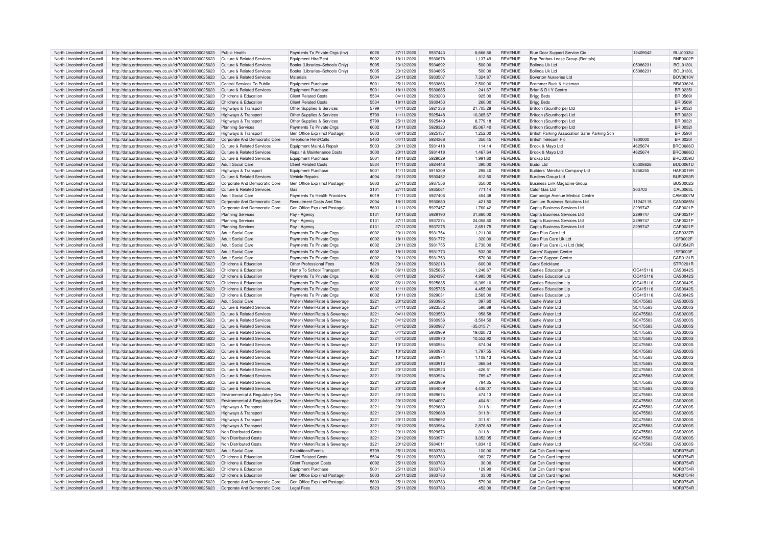| North Lincolnshire Council | http://data.ordnancesurvey.co.uk/id/7000000000025623 | Public Health | Payments To Private Orgs (Inv) | 6026 | 27/11/2020 | 5937443 | 6,666.66 | REVENUE | Blue Door Support Service Cic | 12409042 | BLU0033U |
|---|---|---|---|---|---|---|---|---|---|---|---|
| North Lincolnshire Council | http://data.ordnancesurvey.co.uk/id/7000000000025623 | Culture & Related Services | Equipment Hire/Rent | 5002 | 18/11/2020 | 5930678 | 1,137.49 | REVENUE | Bnp Paribas Lease Group (Rentals) | | BNP0002P |
| North Lincolnshire Council | http://data.ordnancesurvey.co.uk/id/7000000000025623 | Culture & Related Services | Books (Libraries+Schools Only) | 5005 | 23/12/2020 | 5934692 | 500.00 | REVENUE | Bolinda Uk Ltd | 05086231 | BOL0130L |
| North Lincolnshire Council | http://data.ordnancesurvey.co.uk/id/7000000000025623 | Culture & Related Services | Books (Libraries+Schools Only) | 5005 | 23/12/2020 | 5934695 | 500.00 | REVENUE | Bolinda Uk Ltd | 05086231 | BOL0130L |
| North Lincolnshire Council | http://data.ordnancesurvey.co.uk/id/7000000000025623 | Culture & Related Services | Materials | 5004 | 25/11/2020 | 5933507 | 7,324.87 | REVENUE | Boverton Nurseries Ltd | | BOV0010V |
| North Lincolnshire Council | http://data.ordnancesurvey.co.uk/id/7000000000025623 | Central Services To Public | Equipment Purchase | 5001 | 25/11/2020 | 5933866 | 2,500.00 | REVENUE | Brammer Buck & Hickman | | BRA0362A |
| North Lincolnshire Council | http://data.ordnancesurvey.co.uk/id/7000000000025623 | Culture & Related Services | Equipment Purchase | 5001 | 18/11/2020 | 5930685 | 241.67 | REVENUE | Brian'S D I Y Centre | | BRI0235I |
| North Lincolnshire Council | http://data.ordnancesurvey.co.uk/id/7000000000025623 | Childrens & Education | Client Related Costs | 5534 | 04/11/2020 | 5923203 | 925.00 | REVENUE | Brigg Beds | | BRI0569I |
| North Lincolnshire Council | http://data.ordnancesurvey.co.uk/id/7000000000025623 | Childrens & Education | Client Related Costs | 5534 | 18/11/2020 | 5930453 | 260.00 | REVENUE | Brigg Beds | | BRI0569I |
| North Lincolnshire Council | http://data.ordnancesurvey.co.uk/id/7000000000025623 | Highways & Transport | Other Supplies & Services | 5799 | 04/11/2020 | 5921336 | 21,705.29 | REVENUE | Britcon (Scunthorpe) Ltd | | BRI0032I |
| North Lincolnshire Council | http://data.ordnancesurvey.co.uk/id/7000000000025623 | Highways & Transport | Other Supplies & Services | 5799 | 11/11/2020 | 5925448 | 10,365.67 | REVENUE | Britcon (Scunthorpe) Ltd | | BRI0032I |
| North Lincolnshire Council | http://data.ordnancesurvey.co.uk/id/7000000000025623 | Highways & Transport | Other Supplies & Services | 5799 | 25/11/2020 | 5925449 | 8,779.18 | REVENUE | Britcon (Scunthorpe) Ltd | | BRI0032I |
| North Lincolnshire Council | http://data.ordnancesurvey.co.uk/id/7000000000025623 | Planning Services | Payments To Private Orgs | 6002 | 13/11/2020 | 5929323 | 85,067.40 | REVENUE | Britcon (Scunthorpe) Ltd | | BRI0032I |
| North Lincolnshire Council | http://data.ordnancesurvey.co.uk/id/7000000000025623 | Highways & Transport | Gen Office Exp (Incl Postage) | 5603 | 06/11/2020 | 5925137 | 1,252.00 | REVENUE | British Parking Association Safer Parking Sch | | BRI0590I |
| North Lincolnshire Council | http://data.ordnancesurvey.co.uk/id/7000000000025623 | Corporate And Democratic Core | Telephone Rent/Calls | 5403 | 04/11/2020 | 5924368 | 350.45 | REVENUE | British Telecom Plc | 1800000 | BRI0020I |
| North Lincolnshire Council | http://data.ordnancesurvey.co.uk/id/7000000000025623 | Culture & Related Services | Equipment Maint.& Repair | 5003 | 20/11/2020 | 5931418 | 114.14 | REVENUE | Brook & Mayo Ltd | 4625674 | BRO0686O |
| North Lincolnshire Council | http://data.ordnancesurvey.co.uk/id/7000000000025623 | Culture & Related Services | Repair & Maintenance Costs | 3000 | 20/11/2020 | 5931418 | 1,467.64 | REVENUE | Brook & Mayo Ltd | 4625674 | BRO0686O |
| North Lincolnshire Council | http://data.ordnancesurvey.co.uk/id/7000000000025623 | Culture & Related Services | Equipment Purchase | 5001 | 18/11/2020 | 5929029 | 1,991.60 | REVENUE | Broxap Ltd | | BRO0359O |
| North Lincolnshire Council | http://data.ordnancesurvey.co.uk/id/7000000000025623 | Adult Social Care | Client Related Costs | 5534 | 11/11/2020 | 5924448 | 390.00 | REVENUE | Buddi Ltd | 05308826 | BUD0061D |
| North Lincolnshire Council | http://data.ordnancesurvey.co.uk/id/7000000000025623 | Highways & Transport | Equipment Purchase | 5001 | 11/11/2020 | 5915309 | 298.40 | REVENUE | Builders' Merchant Company Ltd | 5256255 | HAR0019R |
| North Lincolnshire Council | http://data.ordnancesurvey.co.uk/id/7000000000025623 | Culture & Related Services | Vehicle Repairs | 4004 | 20/11/2020 | 5930452 | 812.50 | REVENUE | Burdens Group Ltd | | BUR0253R |
| North Lincolnshire Council | http://data.ordnancesurvey.co.uk/id/7000000000025623 | Corporate And Democratic Core | Gen Office Exp (Incl Postage) | 5603 | 27/11/2020 | 5937556 | 350.00 | REVENUE | Business Link Magazine Group | | BUS0002S |
| North Lincolnshire Council | http://data.ordnancesurvey.co.uk/id/7000000000025623 | Culture & Related Services | Gas | 3101 | 27/11/2020 | 5935061 | 771.14 | REVENUE | Calor Gas Ltd | 303703 | CAL0063L |
| North Lincolnshire Council | http://data.ordnancesurvey.co.uk/id/7000000000025623 | Adult Social Care | Payments To Health Providers | 6019 | 11/11/2020 | 5927406 | 454.38 | REVENUE | Cambridge Avenue Medical Centre | | CAM0007M |
| North Lincolnshire Council | http://data.ordnancesurvey.co.uk/id/7000000000025623 | Corporate And Democratic Core | Recruitment Costs And Dbs | 2004 | 18/11/2020 | 5930680 | 421.50 | REVENUE | Cantium Business Solutions Ltd | 11242115 | CAN0085N |
| North Lincolnshire Council | http://data.ordnancesurvey.co.uk/id/7000000000025623 | Corporate And Democratic Core | Gen Office Exp (Incl Postage) | 5603 | 11/11/2020 | 5927457 | 1,760.42 | REVENUE | Capita Business Services Ltd | 2299747 | CAP0021P |
| North Lincolnshire Council | http://data.ordnancesurvey.co.uk/id/7000000000025623 | Planning Services | Pay - Agency | 0131 | 13/11/2020 | 5929190 | 31,880.00 | REVENUE | Capita Business Services Ltd | 2299747 | CAP0021P |
| North Lincolnshire Council | http://data.ordnancesurvey.co.uk/id/7000000000025623 | Planning Services | Pay - Agency | 0131 | 27/11/2020 | 5937274 | 24,058.60 | REVENUE | Capita Business Services Ltd | 2299747 | CAP0021P |
| North Lincolnshire Council | http://data.ordnancesurvey.co.uk/id/7000000000025623 | Planning Services | Pay - Agency | 0131 | 27/11/2020 | 5937275 | 2,651.75 | REVENUE | Capita Business Services Ltd | 2299747 | CAP0021P |
| North Lincolnshire Council | http://data.ordnancesurvey.co.uk/id/7000000000025623 | Adult Social Care | Payments To Private Orgs | 6002 | 20/11/2020 | 5931754 | 1,211.00 | REVENUE | Care Plus Care Ltd | | CAR0337R |
| North Lincolnshire Council | http://data.ordnancesurvey.co.uk/id/7000000000025623 | Adult Social Care | Payments To Private Orgs | 6002 | 18/11/2020 | 5931772 | 320.00 | REVENUE | Care Plus Care Uk Ltd | | ISF0002F |
| North Lincolnshire Council | http://data.ordnancesurvey.co.uk/id/7000000000025623 | Adult Social Care | Payments To Private Orgs | 6002 | 20/11/2020 | 5931755 | 2,730.00 | REVENUE | Care Plus Care (Uk) Ltd (Isle) | | CAR0542R |
| North Lincolnshire Council | http://data.ordnancesurvey.co.uk/id/7000000000025623 | Adult Social Care | Payments To Private Orgs | 6002 | 18/11/2020 | 5931773 | 532.00 | REVENUE | Carers' Support Centre | | ISF0003F |
| North Lincolnshire Council | http://data.ordnancesurvey.co.uk/id/7000000000025623 | Adult Social Care | Payments To Private Orgs | 6002 | 20/11/2020 | 5931753 | 570.00 | REVENUE | Carers' Support Centre | | CAR0131R |
| North Lincolnshire Council | http://data.ordnancesurvey.co.uk/id/7000000000025623 | Childrens & Education | Other Professional Fees | 5829 | 20/11/2020 | 5932213 | 600.00 | REVENUE | Carol Strickland | | STR0201R |
| North Lincolnshire Council | http://data.ordnancesurvey.co.uk/id/7000000000025623 | Childrens & Education | Home To School Transport | 4201 | 06/11/2020 | 5925635 | 1,246.67 | REVENUE | Castles Education Llp | OC415116 | CAS0042S |
| North Lincolnshire Council | http://data.ordnancesurvey.co.uk/id/7000000000025623 | Childrens & Education | Payments To Private Orgs | 6002 | 04/11/2020 | 5924397 | 4,995.00 | REVENUE | Castles Education Llp | OC415116 | CAS0042S |
| North Lincolnshire Council | http://data.ordnancesurvey.co.uk/id/7000000000025623 | Childrens & Education | Payments To Private Orgs | 6002 | 06/11/2020 | 5925635 | 10,389.10 | REVENUE | Castles Education Llp | OC415116 | CAS0042S |
| North Lincolnshire Council | http://data.ordnancesurvey.co.uk/id/7000000000025623 | Childrens & Education | Payments To Private Orgs | 6002 | 11/11/2020 | 5925735 | 4,455.00 | REVENUE | Castles Education Llp | OC415116 | CAS0042S |
| North Lincolnshire Council | http://data.ordnancesurvey.co.uk/id/7000000000025623 | Childrens & Education | Payments To Private Orgs | 6002 | 13/11/2020 | 5929031 | 2,565.00 | REVENUE | Castles Education Llp | OC415116 | CAS0042S |
| North Lincolnshire Council | http://data.ordnancesurvey.co.uk/id/7000000000025623 | Adult Social Care | Water (Meter/Rate) & Sewerage | 3221 | 20/12/2020 | 5933985 | 397.60 | REVENUE | Castle Water Ltd | SC475583 | CAS0200S |
| North Lincolnshire Council | http://data.ordnancesurvey.co.uk/id/7000000000025623 | Culture & Related Services | Water (Meter/Rate) & Sewerage | 3221 | 04/11/2020 | 5923552 | 590.69 | REVENUE | Castle Water Ltd | SC475583 | CAS0200S |
| North Lincolnshire Council | http://data.ordnancesurvey.co.uk/id/7000000000025623 | Culture & Related Services | Water (Meter/Rate) & Sewerage | 3221 | 04/11/2020 | 5923553 | 958.58 | REVENUE | Castle Water Ltd | SC475583 | CAS0200S |
| North Lincolnshire Council | http://data.ordnancesurvey.co.uk/id/7000000000025623 | Culture & Related Services | Water (Meter/Rate) & Sewerage | 3221 | 04/12/2020 | 5930956 | -3,504.50 | REVENUE | Castle Water Ltd | SC475583 | CAS0200S |
| North Lincolnshire Council | http://data.ordnancesurvey.co.uk/id/7000000000025623 | Culture & Related Services | Water (Meter/Rate) & Sewerage | 3221 | 04/12/2020 | 5930967 | -35,015.71 | REVENUE | Castle Water Ltd | SC475583 | CAS0200S |
| North Lincolnshire Council | http://data.ordnancesurvey.co.uk/id/7000000000025623 | Culture & Related Services | Water (Meter/Rate) & Sewerage | 3221 | 04/12/2020 | 5930969 | 19,020.73 | REVENUE | Castle Water Ltd | SC475583 | CAS0200S |
| North Lincolnshire Council | http://data.ordnancesurvey.co.uk/id/7000000000025623 | Culture & Related Services | Water (Meter/Rate) & Sewerage | 3221 | 04/12/2020 | 5930970 | 10,552.92 | REVENUE | Castle Water Ltd | SC475583 | CAS0200S |
| North Lincolnshire Council | http://data.ordnancesurvey.co.uk/id/7000000000025623 | Culture & Related Services | Water (Meter/Rate) & Sewerage | 3221 | 10/12/2020 | 5930954 | 674.04 | REVENUE | Castle Water Ltd | SC475583 | CAS0200S |
| North Lincolnshire Council | http://data.ordnancesurvey.co.uk/id/7000000000025623 | Culture & Related Services | Water (Meter/Rate) & Sewerage | 3221 | 10/12/2020 | 5930973 | 1,797.55 | REVENUE | Castle Water Ltd | SC475583 | CAS0200S |
| North Lincolnshire Council | http://data.ordnancesurvey.co.uk/id/7000000000025623 | Culture & Related Services | Water (Meter/Rate) & Sewerage | 3221 | 10/12/2020 | 5930974 | 1,108.13 | REVENUE | Castle Water Ltd | SC475583 | CAS0200S |
| North Lincolnshire Council | http://data.ordnancesurvey.co.uk/id/7000000000025623 | Culture & Related Services | Water (Meter/Rate) & Sewerage | 3221 | 20/12/2020 | 5933913 | 368.54 | REVENUE | Castle Water Ltd | SC475583 | CAS0200S |
| North Lincolnshire Council | http://data.ordnancesurvey.co.uk/id/7000000000025623 | Culture & Related Services | Water (Meter/Rate) & Sewerage | 3221 | 20/12/2020 | 5933923 | -426.51 | REVENUE | Castle Water Ltd | SC475583 | CAS0200S |
| North Lincolnshire Council | http://data.ordnancesurvey.co.uk/id/7000000000025623 | Culture & Related Services | Water (Meter/Rate) & Sewerage | 3221 | 20/12/2020 | 5933924 | 789.47 | REVENUE | Castle Water Ltd | SC475583 | CAS0200S |
| North Lincolnshire Council | http://data.ordnancesurvey.co.uk/id/7000000000025623 | Culture & Related Services | Water (Meter/Rate) & Sewerage | 3221 | 20/12/2020 | 5933989 | 784.35 | REVENUE | Castle Water Ltd | SC475583 | CAS0200S |
| North Lincolnshire Council | http://data.ordnancesurvey.co.uk/id/7000000000025623 | Culture & Related Services | Water (Meter/Rate) & Sewerage | 3221 | 20/12/2020 | 5934009 | 4,438.07 | REVENUE | Castle Water Ltd | SC475583 | CAS0200S |
| North Lincolnshire Council | http://data.ordnancesurvey.co.uk/id/7000000000025623 | Environmental & Regulatory Svs | Water (Meter/Rate) & Sewerage | 3221 | 20/11/2020 | 5929674 | 474.13 | REVENUE | Castle Water Ltd | SC475583 | CAS0200S |
| North Lincolnshire Council | http://data.ordnancesurvey.co.uk/id/7000000000025623 | Environmental & Regulatory Svs | Water (Meter/Rate) & Sewerage | 3221 | 20/12/2020 | 5934007 | 404.81 | REVENUE | Castle Water Ltd | SC475583 | CAS0200S |
| North Lincolnshire Council | http://data.ordnancesurvey.co.uk/id/7000000000025623 | Highways & Transport | Water (Meter/Rate) & Sewerage | 3221 | 20/11/2020 | 5929680 | 311.81 | REVENUE | Castle Water Ltd | SC475583 | CAS0200S |
| North Lincolnshire Council | http://data.ordnancesurvey.co.uk/id/7000000000025623 | Highways & Transport | Water (Meter/Rate) & Sewerage | 3221 | 20/11/2020 | 5929688 | 311.81 | REVENUE | Castle Water Ltd | SC475583 | CAS0200S |
| North Lincolnshire Council | http://data.ordnancesurvey.co.uk/id/7000000000025623 | Highways & Transport | Water (Meter/Rate) & Sewerage | 3221 | 20/11/2020 | 5929692 | 311.81 | REVENUE | Castle Water Ltd | SC475583 | CAS0200S |
| North Lincolnshire Council | http://data.ordnancesurvey.co.uk/id/7000000000025623 | Highways & Transport | Water (Meter/Rate) & Sewerage | 3221 | 20/12/2020 | 5933964 | 2,878.83 | REVENUE | Castle Water Ltd | SC475583 | CAS0200S |
| North Lincolnshire Council | http://data.ordnancesurvey.co.uk/id/7000000000025623 | Non Distributed Costs | Water (Meter/Rate) & Sewerage | 3221 | 20/11/2020 | 5929673 | 311.81 | REVENUE | Castle Water Ltd | SC475583 | CAS0200S |
| North Lincolnshire Council | http://data.ordnancesurvey.co.uk/id/7000000000025623 | Non Distributed Costs | Water (Meter/Rate) & Sewerage | 3221 | 20/12/2020 | 5933971 | 3,052.05 | REVENUE | Castle Water Ltd | SC475583 | CAS0200S |
| North Lincolnshire Council | http://data.ordnancesurvey.co.uk/id/7000000000025623 | Non Distributed Costs | Water (Meter/Rate) & Sewerage | 3221 | 20/12/2020 | 5934011 | 1,834.12 | REVENUE | Castle Water Ltd | SC475583 | CAS0200S |
| North Lincolnshire Council | http://data.ordnancesurvey.co.uk/id/7000000000025623 | Adult Social Care | Exhibitions/Events | 5709 | 25/11/2020 | 5933783 | 100.00 | REVENUE | Cat Csh Card Imprest | | NOR0754R |
| North Lincolnshire Council | http://data.ordnancesurvey.co.uk/id/7000000000025623 | Childrens & Education | Client Related Costs | 5534 | 25/11/2020 | 5933783 | 982.72 | REVENUE | Cat Csh Card Imprest | | NOR0754R |
| North Lincolnshire Council | http://data.ordnancesurvey.co.uk/id/7000000000025623 | Childrens & Education | Client Transport Costs | 6092 | 25/11/2020 | 5933783 | 30.00 | REVENUE | Cat Csh Card Imprest | | NOR0754R |
| North Lincolnshire Council | http://data.ordnancesurvey.co.uk/id/7000000000025623 | Childrens & Education | Equipment Purchase | 5001 | 25/11/2020 | 5933783 | 129.90 | REVENUE | Cat Csh Card Imprest | | NOR0754R |
| North Lincolnshire Council | http://data.ordnancesurvey.co.uk/id/7000000000025623 | Childrens & Education | Gen Office Exp (Incl Postage) | 5603 | 25/11/2020 | 5933783 | 33.00 | REVENUE | Cat Csh Card Imprest | | NOR0754R |
| North Lincolnshire Council | http://data.ordnancesurvey.co.uk/id/7000000000025623 | Corporate And Democratic Core | Gen Office Exp (Incl Postage) | 5603 | 25/11/2020 | 5933783 | 579.00 | REVENUE | Cat Csh Card Imprest | | NOR0754R |
| North Lincolnshire Council | http://data.ordnancesurvey.co.uk/id/7000000000025623 | Corporate And Democratic Core | Legal Fees | 5823 | 25/11/2020 | 5933783 | 452.00 | REVENUE | Cat Csh Card Imprest | | NOR0754R |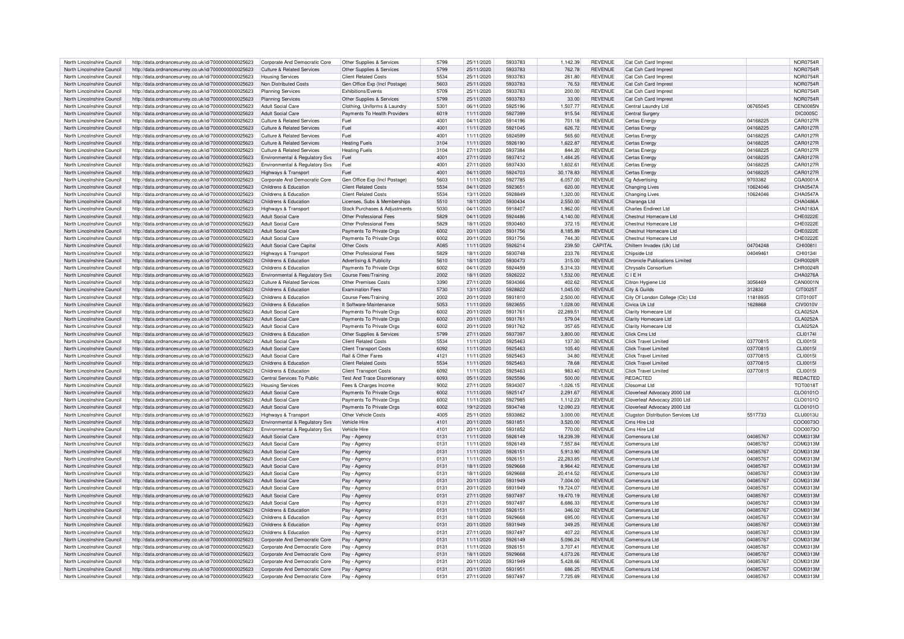| North Lincolnshire Council | http://data.ordnancesurvey.co.uk/id/7000000000025623 | Corporate And Democratic Core | Other Supplies & Services | 5799 | 25/11/2020 | 5933783 | 1,142.39 | REVENUE | Cat Csh Card Imprest | | NOR0754R |
|---|---|---|---|---|---|---|---|---|---|---|---|
| North Lincolnshire Council | http://data.ordnancesurvey.co.uk/id/7000000000025623 | Culture & Related Services | Other Supplies & Services | 5799 | 25/11/2020 | 5933783 | 762.78 | REVENUE | Cat Csh Card Imprest | | NOR0754R |
| North Lincolnshire Council | http://data.ordnancesurvey.co.uk/id/7000000000025623 | Housing Services | Client Related Costs | 5534 | 25/11/2020 | 5933783 | 261.80 | REVENUE | Cat Csh Card Imprest | | NOR0754R |
| North Lincolnshire Council | http://data.ordnancesurvey.co.uk/id/7000000000025623 | Non Distributed Costs | Gen Office Exp (Incl Postage) | 5603 | 25/11/2020 | 5933783 | 76.53 | REVENUE | Cat Csh Card Imprest | | NOR0754R |
| North Lincolnshire Council | http://data.ordnancesurvey.co.uk/id/7000000000025623 | Planning Services | Exhibitions/Events | 5709 | 25/11/2020 | 5933783 | 200.00 | REVENUE | Cat Csh Card Imprest | | NOR0754R |
| North Lincolnshire Council | http://data.ordnancesurvey.co.uk/id/7000000000025623 | Planning Services | Other Supplies & Services | 5799 | 25/11/2020 | 5933783 | 33.00 | REVENUE | Cat Csh Card Imprest | | NOR0754R |
| North Lincolnshire Council | http://data.ordnancesurvey.co.uk/id/7000000000025623 | Adult Social Care | Clothing, Uniforms & Laundry | 5301 | 06/11/2020 | 5925196 | 1,507.77 | REVENUE | Central Laundry Ltd | 06765045 | CEN0085N |
| North Lincolnshire Council | http://data.ordnancesurvey.co.uk/id/7000000000025623 | Adult Social Care | Payments To Health Providers | 6019 | 11/11/2020 | 5927399 | 915.54 | REVENUE | Central Surgery | | DIC0005C |
| North Lincolnshire Council | http://data.ordnancesurvey.co.uk/id/7000000000025623 | Culture & Related Services | Fuel | 4001 | 04/11/2020 | 5914196 | 701.18 | REVENUE | Certas Energy | 04168225 | CAR0127R |
| North Lincolnshire Council | http://data.ordnancesurvey.co.uk/id/7000000000025623 | Culture & Related Services | Fuel | 4001 | 11/11/2020 | 5921045 | 626.72 | REVENUE | Certas Energy | 04168225 | CAR0127R |
| North Lincolnshire Council | http://data.ordnancesurvey.co.uk/id/7000000000025623 | Culture & Related Services | Fuel | 4001 | 11/11/2020 | 5924599 | 565.60 | REVENUE | Certas Energy | 04168225 | CAR0127R |
| North Lincolnshire Council | http://data.ordnancesurvey.co.uk/id/7000000000025623 | Culture & Related Services | Heating Fuels | 3104 | 11/11/2020 | 5926190 | 1,622.87 | REVENUE | Certas Energy | 04168225 | CAR0127R |
| North Lincolnshire Council | http://data.ordnancesurvey.co.uk/id/7000000000025623 | Culture & Related Services | Heating Fuels | 3104 | 27/11/2020 | 5937384 | 844.20 | REVENUE | Certas Energy | 04168225 | CAR0127R |
| North Lincolnshire Council | http://data.ordnancesurvey.co.uk/id/7000000000025623 | Environmental & Regulatory Svs | Fuel | 4001 | 27/11/2020 | 5937412 | 1,484.25 | REVENUE | Certas Energy | 04168225 | CAR0127R |
| North Lincolnshire Council | http://data.ordnancesurvey.co.uk/id/7000000000025623 | Environmental & Regulatory Svs | Fuel | 4001 | 27/11/2020 | 5937430 | 1,602.61 | REVENUE | Certas Energy | 04168225 | CAR0127R |
| North Lincolnshire Council | http://data.ordnancesurvey.co.uk/id/7000000000025623 | Highways & Transport | Fuel | 4001 | 04/11/2020 | 5924703 | 30,178.83 | REVENUE | Certas Energy | 04168225 | CAR0127R |
| North Lincolnshire Council | http://data.ordnancesurvey.co.uk/id/7000000000025623 | Corporate And Democratic Core | Gen Office Exp (Incl Postage) | 5603 | 11/11/2020 | 5927785 | 6,057.00 | REVENUE | Cg Advertising | 9703382 | CGA0001A |
| North Lincolnshire Council | http://data.ordnancesurvey.co.uk/id/7000000000025623 | Childrens & Education | Client Related Costs | 5534 | 04/11/2020 | 5923651 | 620.00 | REVENUE | Changing Lives | 10624046 | CHA0547A |
| North Lincolnshire Council | http://data.ordnancesurvey.co.uk/id/7000000000025623 | Childrens & Education | Client Related Costs | 5534 | 13/11/2020 | 5928849 | 1,320.00 | REVENUE | Changing Lives | 10624046 | CHA0547A |
| North Lincolnshire Council | http://data.ordnancesurvey.co.uk/id/7000000000025623 | Childrens & Education | Licenses, Subs & Memberships | 5510 | 18/11/2020 | 5930434 | 2,550.00 | REVENUE | Charanga Ltd | | CHA0486A |
| North Lincolnshire Council | http://data.ordnancesurvey.co.uk/id/7000000000025623 | Highways & Transport | Stock Purchases & Adjustments | 5030 | 04/11/2020 | 5918407 | 1,962.00 | REVENUE | Charles Endirect Ltd | | CHA0183A |
| North Lincolnshire Council | http://data.ordnancesurvey.co.uk/id/7000000000025623 | Adult Social Care | Other Professional Fees | 5829 | 04/11/2020 | 5924486 | 4,140.00 | REVENUE | Chestnut Homecare Ltd | | CHE0222E |
| North Lincolnshire Council | http://data.ordnancesurvey.co.uk/id/7000000000025623 | Adult Social Care | Other Professional Fees | 5829 | 18/11/2020 | 5930460 | 372.15 | REVENUE | Chestnut Homecare Ltd | | CHE0222E |
| North Lincolnshire Council | http://data.ordnancesurvey.co.uk/id/7000000000025623 | Adult Social Care | Payments To Private Orgs | 6002 | 20/11/2020 | 5931756 | 8,185.89 | REVENUE | Chestnut Homecare Ltd | | CHE0222E |
| North Lincolnshire Council | http://data.ordnancesurvey.co.uk/id/7000000000025623 | Adult Social Care | Payments To Private Orgs | 6002 | 20/11/2020 | 5931756 | 744.30 | REVENUE | Chestnut Homecare Ltd | | CHE0222E |
| North Lincolnshire Council | http://data.ordnancesurvey.co.uk/id/7000000000025623 | Adult Social Care Capital | Other Costs | A085 | 11/11/2020 | 5926214 | 239.50 | CAPITAL | Chiltern Invadex (Uk) Ltd | 04704248 | CHI0081I |
| North Lincolnshire Council | http://data.ordnancesurvey.co.uk/id/7000000000025623 | Highways & Transport | Other Professional Fees | 5829 | 18/11/2020 | 5930748 | 233.76 | REVENUE | Chipside Ltd | 04049461 | CHI0134I |
| North Lincolnshire Council | http://data.ordnancesurvey.co.uk/id/7000000000025623 | Childrens & Education | Advertising & Publicity | 5610 | 18/11/2020 | 5930473 | 315.00 | REVENUE | Chronicle Publications Limited | | CHR0026R |
| North Lincolnshire Council | http://data.ordnancesurvey.co.uk/id/7000000000025623 | Childrens & Education | Payments To Private Orgs | 6002 | 04/11/2020 | 5924459 | 5,314.33 | REVENUE | Chrysalis Consortium | | CHR0024R |
| North Lincolnshire Council | http://data.ordnancesurvey.co.uk/id/7000000000025623 | Environmental & Regulatory Svs | Course Fees/Training | 2002 | 18/11/2020 | 5926222 | 1,532.00 | REVENUE | C I E H | | CHA0276A |
| North Lincolnshire Council | http://data.ordnancesurvey.co.uk/id/7000000000025623 | Culture & Related Services | Other Premises Costs | 3390 | 27/11/2020 | 5934366 | 402.62 | REVENUE | Citron Hygiene Ltd | 3056469 | CAN0001N |
| North Lincolnshire Council | http://data.ordnancesurvey.co.uk/id/7000000000025623 | Childrens & Education | Examination Fees | 5730 | 13/11/2020 | 5928822 | 1,045.00 | REVENUE | City & Guilds | 312832 | CIT0025T |
| North Lincolnshire Council | http://data.ordnancesurvey.co.uk/id/7000000000025623 | Childrens & Education | Course Fees/Training | 2002 | 20/11/2020 | 5931810 | 2,500.00 | REVENUE | City Of London College (Clc) Ltd | 11818935 | CIT0100T |
| North Lincolnshire Council | http://data.ordnancesurvey.co.uk/id/7000000000025623 | Childrens & Education | It Software-Maintenance | 5053 | 11/11/2020 | 5923655 | 1,028.00 | REVENUE | Civica Uk Ltd | 1628868 | CIV0010V |
| North Lincolnshire Council | http://data.ordnancesurvey.co.uk/id/7000000000025623 | Adult Social Care | Payments To Private Orgs | 6002 | 20/11/2020 | 5931761 | 22,289.51 | REVENUE | Clarity Homecare Ltd | | CLA0252A |
| North Lincolnshire Council | http://data.ordnancesurvey.co.uk/id/7000000000025623 | Adult Social Care | Payments To Private Orgs | 6002 | 20/11/2020 | 5931761 | 579.04 | REVENUE | Clarity Homecare Ltd | | CLA0252A |
| North Lincolnshire Council | http://data.ordnancesurvey.co.uk/id/7000000000025623 | Adult Social Care | Payments To Private Orgs | 6002 | 20/11/2020 | 5931762 | 357.65 | REVENUE | Clarity Homecare Ltd | | CLA0252A |
| North Lincolnshire Council | http://data.ordnancesurvey.co.uk/id/7000000000025623 | Childrens & Education | Other Supplies & Services | 5799 | 27/11/2020 | 5937397 | 3,800.00 | REVENUE | Click Cms Ltd | | CLI0174I |
| North Lincolnshire Council | http://data.ordnancesurvey.co.uk/id/7000000000025623 | Adult Social Care | Client Related Costs | 5534 | 11/11/2020 | 5925463 | 137.30 | REVENUE | Click Travel Limited | 03770815 | CLI0015I |
| North Lincolnshire Council | http://data.ordnancesurvey.co.uk/id/7000000000025623 | Adult Social Care | Client Transport Costs | 6092 | 11/11/2020 | 5925463 | 105.40 | REVENUE | Click Travel Limited | 03770815 | CLI0015I |
| North Lincolnshire Council | http://data.ordnancesurvey.co.uk/id/7000000000025623 | Adult Social Care | Rail & Other Fares | 4121 | 11/11/2020 | 5925463 | 34.80 | REVENUE | Click Travel Limited | 03770815 | CLI0015I |
| North Lincolnshire Council | http://data.ordnancesurvey.co.uk/id/7000000000025623 | Childrens & Education | Client Related Costs | 5534 | 11/11/2020 | 5925463 | 78.68 | REVENUE | Click Travel Limited | 03770815 | CLI0015I |
| North Lincolnshire Council | http://data.ordnancesurvey.co.uk/id/7000000000025623 | Childrens & Education | Client Transport Costs | 6092 | 11/11/2020 | 5925463 | 983.40 | REVENUE | Click Travel Limited | 03770815 | CLI0015I |
| North Lincolnshire Council | http://data.ordnancesurvey.co.uk/id/7000000000025623 | Central Services To Public | Test And Trace Discretionary | 6093 | 05/11/2020 | 5925596 | 500.00 | REVENUE | REDACTED | | REDACTED |
| North Lincolnshire Council | http://data.ordnancesurvey.co.uk/id/7000000000025623 | Housing Services | Fees & Charges Income | 9002 | 27/11/2020 | 5934307 | -1,026.15 | REVENUE | Closomat Ltd | | TOT0018T |
| North Lincolnshire Council | http://data.ordnancesurvey.co.uk/id/7000000000025623 | Adult Social Care | Payments To Private Orgs | 6002 | 11/11/2020 | 5925147 | 2,291.67 | REVENUE | Cloverleaf Advocacy 2000 Ltd | | CLO0101O |
| North Lincolnshire Council | http://data.ordnancesurvey.co.uk/id/7000000000025623 | Adult Social Care | Payments To Private Orgs | 6002 | 11/11/2020 | 5927985 | 1,112.23 | REVENUE | Cloverleaf Advocacy 2000 Ltd | | CLO0101O |
| North Lincolnshire Council | http://data.ordnancesurvey.co.uk/id/7000000000025623 | Adult Social Care | Payments To Private Orgs | 6002 | 19/12/2020 | 5934748 | 12,090.23 | REVENUE | Cloverleaf Advocacy 2000 Ltd | | CLO0101O |
| North Lincolnshire Council | http://data.ordnancesurvey.co.uk/id/7000000000025623 | Highways & Transport | Other Vehicle Costs | 4005 | 25/11/2020 | 5933862 | 3,000.00 | REVENUE | Clugston Distribution Services Ltd | 5517733 | CLU0013U |
| North Lincolnshire Council | http://data.ordnancesurvey.co.uk/id/7000000000025623 | Environmental & Regulatory Svs | Vehicle Hire | 4101 | 20/11/2020 | 5931851 | 3,520.00 | REVENUE | Cms Hire Ltd | | COO0073O |
| North Lincolnshire Council | http://data.ordnancesurvey.co.uk/id/7000000000025623 | Environmental & Regulatory Svs | Vehicle Hire | 4101 | 20/11/2020 | 5931852 | 770.00 | REVENUE | Cms Hire Ltd | | COO0073O |
| North Lincolnshire Council | http://data.ordnancesurvey.co.uk/id/7000000000025623 | Adult Social Care | Pay - Agency | 0131 | 11/11/2020 | 5926149 | 18,239.39 | REVENUE | Comensura Ltd | 04085767 | COM0313M |
| North Lincolnshire Council | http://data.ordnancesurvey.co.uk/id/7000000000025623 | Adult Social Care | Pay - Agency | 0131 | 11/11/2020 | 5926149 | 7,557.84 | REVENUE | Comensura Ltd | 04085767 | COM0313M |
| North Lincolnshire Council | http://data.ordnancesurvey.co.uk/id/7000000000025623 | Adult Social Care | Pay - Agency | 0131 | 11/11/2020 | 5926151 | 5,913.90 | REVENUE | Comensura Ltd | 04085767 | COM0313M |
| North Lincolnshire Council | http://data.ordnancesurvey.co.uk/id/7000000000025623 | Adult Social Care | Pay - Agency | 0131 | 11/11/2020 | 5926151 | 22,283.85 | REVENUE | Comensura Ltd | 04085767 | COM0313M |
| North Lincolnshire Council | http://data.ordnancesurvey.co.uk/id/7000000000025623 | Adult Social Care | Pay - Agency | 0131 | 18/11/2020 | 5929668 | 8,964.42 | REVENUE | Comensura Ltd | 04085767 | COM0313M |
| North Lincolnshire Council | http://data.ordnancesurvey.co.uk/id/7000000000025623 | Adult Social Care | Pay - Agency | 0131 | 18/11/2020 | 5929668 | 20,414.52 | REVENUE | Comensura Ltd | 04085767 | COM0313M |
| North Lincolnshire Council | http://data.ordnancesurvey.co.uk/id/7000000000025623 | Adult Social Care | Pay - Agency | 0131 | 20/11/2020 | 5931949 | 7,004.00 | REVENUE | Comensura Ltd | 04085767 | COM0313M |
| North Lincolnshire Council | http://data.ordnancesurvey.co.uk/id/7000000000025623 | Adult Social Care | Pay - Agency | 0131 | 20/11/2020 | 5931949 | 19,724.07 | REVENUE | Comensura Ltd | 04085767 | COM0313M |
| North Lincolnshire Council | http://data.ordnancesurvey.co.uk/id/7000000000025623 | Adult Social Care | Pay - Agency | 0131 | 27/11/2020 | 5937497 | 19,470.19 | REVENUE | Comensura Ltd | 04085767 | COM0313M |
| North Lincolnshire Council | http://data.ordnancesurvey.co.uk/id/7000000000025623 | Adult Social Care | Pay - Agency | 0131 | 27/11/2020 | 5937497 | 6,686.33 | REVENUE | Comensura Ltd | 04085767 | COM0313M |
| North Lincolnshire Council | http://data.ordnancesurvey.co.uk/id/7000000000025623 | Childrens & Education | Pay - Agency | 0131 | 11/11/2020 | 5926151 | 346.02 | REVENUE | Comensura Ltd | 04085767 | COM0313M |
| North Lincolnshire Council | http://data.ordnancesurvey.co.uk/id/7000000000025623 | Childrens & Education | Pay - Agency | 0131 | 18/11/2020 | 5929668 | 695.00 | REVENUE | Comensura Ltd | 04085767 | COM0313M |
| North Lincolnshire Council | http://data.ordnancesurvey.co.uk/id/7000000000025623 | Childrens & Education | Pay - Agency | 0131 | 20/11/2020 | 5931949 | 349.25 | REVENUE | Comensura Ltd | 04085767 | COM0313M |
| North Lincolnshire Council | http://data.ordnancesurvey.co.uk/id/7000000000025623 | Childrens & Education | Pay - Agency | 0131 | 27/11/2020 | 5937497 | 407.22 | REVENUE | Comensura Ltd | 04085767 | COM0313M |
| North Lincolnshire Council | http://data.ordnancesurvey.co.uk/id/7000000000025623 | Corporate And Democratic Core | Pay - Agency | 0131 | 11/11/2020 | 5926149 | 5,096.24 | REVENUE | Comensura Ltd | 04085767 | COM0313M |
| North Lincolnshire Council | http://data.ordnancesurvey.co.uk/id/7000000000025623 | Corporate And Democratic Core | Pay - Agency | 0131 | 11/11/2020 | 5926151 | 3,707.41 | REVENUE | Comensura Ltd | 04085767 | COM0313M |
| North Lincolnshire Council | http://data.ordnancesurvey.co.uk/id/7000000000025623 | Corporate And Democratic Core | Pay - Agency | 0131 | 18/11/2020 | 5929668 | 4,073.26 | REVENUE | Comensura Ltd | 04085767 | COM0313M |
| North Lincolnshire Council | http://data.ordnancesurvey.co.uk/id/7000000000025623 | Corporate And Democratic Core | Pay - Agency | 0131 | 20/11/2020 | 5931949 | 5,428.66 | REVENUE | Comensura Ltd | 04085767 | COM0313M |
| North Lincolnshire Council | http://data.ordnancesurvey.co.uk/id/7000000000025623 | Corporate And Democratic Core | Pay - Agency | 0131 | 20/11/2020 | 5931951 | 686.25 | REVENUE | Comensura Ltd | 04085767 | COM0313M |
| North Lincolnshire Council | http://data.ordnancesurvey.co.uk/id/7000000000025623 | Corporate And Democratic Core | Pay - Agency | 0131 | 27/11/2020 | 5937497 | 7,725.69 | REVENUE | Comensura Ltd | 04085767 | COM0313M |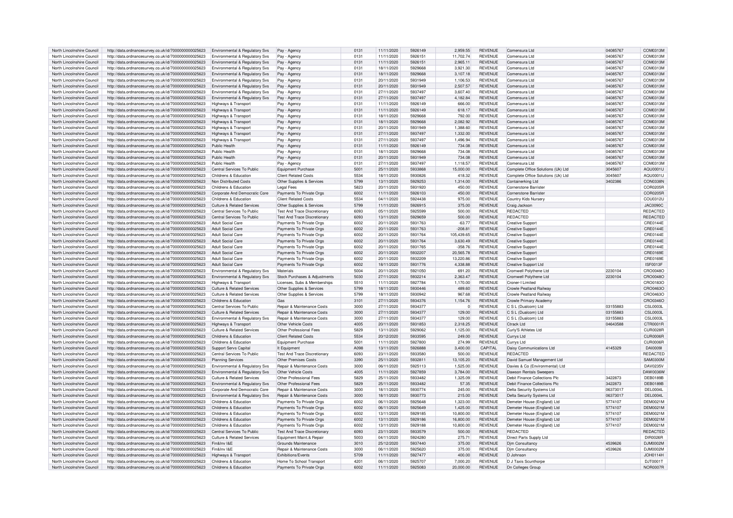| North Lincolnshire Council | http://data.ordnancesurvey.co.uk/id/7000000000025623 | Environmental & Regulatory Svs | Pay - Agency | 0131 | 11/11/2020 | 5926149 | 2,959.55 | REVENUE | Comensura Ltd | 04085767 | COM0313M |
|---|---|---|---|---|---|---|---|---|---|---|---|
| North Lincolnshire Council | http://data.ordnancesurvey.co.uk/id/7000000000025623 | Environmental & Regulatory Svs | Pay - Agency | 0131 | 11/11/2020 | 5926151 | 11,702.74 | REVENUE | Comensura Ltd | 04085767 | COM0313M |
| North Lincolnshire Council | http://data.ordnancesurvey.co.uk/id/7000000000025623 | Environmental & Regulatory Svs | Pay - Agency | 0131 | 11/11/2020 | 5926151 | 2,965.11 | REVENUE | Comensura Ltd | 04085767 | COM0313M |
| North Lincolnshire Council | http://data.ordnancesurvey.co.uk/id/7000000000025623 | Environmental & Regulatory Svs | Pay - Agency | 0131 | 18/11/2020 | 5929668 | 3,921.30 | REVENUE | Comensura Ltd | 04085767 | COM0313M |
| North Lincolnshire Council | http://data.ordnancesurvey.co.uk/id/7000000000025623 | Environmental & Regulatory Svs | Pay - Agency | 0131 | 18/11/2020 | 5929668 | 3,107.18 | REVENUE | Comensura Ltd | 04085767 | COM0313M |
| North Lincolnshire Council | http://data.ordnancesurvey.co.uk/id/7000000000025623 | Environmental & Regulatory Svs | Pay - Agency | 0131 | 20/11/2020 | 5931949 | 1,106.53 | REVENUE | Comensura Ltd | 04085767 | COM0313M |
| North Lincolnshire Council | http://data.ordnancesurvey.co.uk/id/7000000000025623 | Environmental & Regulatory Svs | Pay - Agency | 0131 | 20/11/2020 | 5931949 | 2,507.57 | REVENUE | Comensura Ltd | 04085767 | COM0313M |
| North Lincolnshire Council | http://data.ordnancesurvey.co.uk/id/7000000000025623 | Environmental & Regulatory Svs | Pay - Agency | 0131 | 27/11/2020 | 5937497 | 3,607.40 | REVENUE | Comensura Ltd | 04085767 | COM0313M |
| North Lincolnshire Council | http://data.ordnancesurvey.co.uk/id/7000000000025623 | Environmental & Regulatory Svs | Pay - Agency | 0131 | 27/11/2020 | 5937497 | 4,182.84 | REVENUE | Comensura Ltd | 04085767 | COM0313M |
| North Lincolnshire Council | http://data.ordnancesurvey.co.uk/id/7000000000025623 | Highways & Transport | Pay - Agency | 0131 | 11/11/2020 | 5926149 | 666.00 | REVENUE | Comensura Ltd | 04085767 | COM0313M |
| North Lincolnshire Council | http://data.ordnancesurvey.co.uk/id/7000000000025623 | Highways & Transport | Pay - Agency | 0131 | 11/11/2020 | 5926149 | 618.17 | REVENUE | Comensura Ltd | 04085767 | COM0313M |
| North Lincolnshire Council | http://data.ordnancesurvey.co.uk/id/7000000000025623 | Highways & Transport | Pay - Agency | 0131 | 18/11/2020 | 5929668 | 792.00 | REVENUE | Comensura Ltd | 04085767 | COM0313M |
| North Lincolnshire Council | http://data.ordnancesurvey.co.uk/id/7000000000025623 | Highways & Transport | Pay - Agency | 0131 | 18/11/2020 | 5929668 | 2,082.92 | REVENUE | Comensura Ltd | 04085767 | COM0313M |
| North Lincolnshire Council | http://data.ordnancesurvey.co.uk/id/7000000000025623 | Highways & Transport | Pay - Agency | 0131 | 20/11/2020 | 5931949 | 1,388.60 | REVENUE | Comensura Ltd | 04085767 | COM0313M |
| North Lincolnshire Council | http://data.ordnancesurvey.co.uk/id/7000000000025623 | Highways & Transport | Pay - Agency | 0131 | 27/11/2020 | 5937497 | 1,332.00 | REVENUE | Comensura Ltd | 04085767 | COM0313M |
| North Lincolnshire Council | http://data.ordnancesurvey.co.uk/id/7000000000025623 | Highways & Transport | Pay - Agency | 0131 | 27/11/2020 | 5937497 | 1,496.94 | REVENUE | Comensura Ltd | 04085767 | COM0313M |
| North Lincolnshire Council | http://data.ordnancesurvey.co.uk/id/7000000000025623 | Public Health | Pay - Agency | 0131 | 11/11/2020 | 5926149 | 734.08 | REVENUE | Comensura Ltd | 04085767 | COM0313M |
| North Lincolnshire Council | http://data.ordnancesurvey.co.uk/id/7000000000025623 | Public Health | Pay - Agency | 0131 | 18/11/2020 | 5929668 | 734.08 | REVENUE | Comensura Ltd | 04085767 | COM0313M |
| North Lincolnshire Council | http://data.ordnancesurvey.co.uk/id/7000000000025623 | Public Health | Pay - Agency | 0131 | 20/11/2020 | 5931949 | 734.08 | REVENUE | Comensura Ltd | 04085767 | COM0313M |
| North Lincolnshire Council | http://data.ordnancesurvey.co.uk/id/7000000000025623 | Public Health | Pay - Agency | 0131 | 27/11/2020 | 5937497 | 1,118.57 | REVENUE | Comensura Ltd | 04085767 | COM0313M |
| North Lincolnshire Council | http://data.ordnancesurvey.co.uk/id/7000000000025623 | Central Services To Public | Equipment Purchase | 5001 | 25/11/2020 | 5933868 | 15,000.00 | REVENUE | Complete Office Solutions (Uk) Ltd | 3045607 | AQU0001U |
| North Lincolnshire Council | http://data.ordnancesurvey.co.uk/id/7000000000025623 | Childrens & Education | Client Related Costs | 5534 | 18/11/2020 | 5930826 | 418.32 | REVENUE | Complete Office Solutions (Uk) Ltd | 3045607 | AQU0001U |
| North Lincolnshire Council | http://data.ordnancesurvey.co.uk/id/7000000000025623 | Non Distributed Costs | Other Supplies & Services | 5799 | 13/11/2020 | 5929253 | 1,314.00 | REVENUE | Containerking Ltd | 3402386 | CON0338N |
| North Lincolnshire Council | http://data.ordnancesurvey.co.uk/id/7000000000025623 | Childrens & Education | Legal Fees | 5823 | 20/11/2020 | 5931920 | 450.00 | REVENUE | Cornerstone Barrister |  | COR0205R |
| North Lincolnshire Council | http://data.ordnancesurvey.co.uk/id/7000000000025623 | Corporate And Democratic Core | Payments To Private Orgs | 6002 | 11/11/2020 | 5926103 | 450.00 | REVENUE | Cornerstone Barrister |  | COR0205R |
| North Lincolnshire Council | http://data.ordnancesurvey.co.uk/id/7000000000025623 | Childrens & Education | Client Related Costs | 5534 | 04/11/2020 | 5924438 | 975.00 | REVENUE | Country Kids Nursery |  | COU0312U |
| North Lincolnshire Council | http://data.ordnancesurvey.co.uk/id/7000000000025623 | Culture & Related Services | Other Supplies & Services | 5799 | 11/11/2020 | 5926915 | 375.00 | REVENUE | Craig Jackson |  | JAC0090C |
| North Lincolnshire Council | http://data.ordnancesurvey.co.uk/id/7000000000025623 | Central Services To Public | Test And Trace Discretionary | 6093 | 05/11/2020 | 5925599 | 500.00 | REVENUE | REDACTED |  | REDACTED |
| North Lincolnshire Council | http://data.ordnancesurvey.co.uk/id/7000000000025623 | Central Services To Public | Test And Trace Discretionary | 6093 | 13/11/2020 | 5929659 | 500.00 | REVENUE | REDACTED |  | REDACTED |
| North Lincolnshire Council | http://data.ordnancesurvey.co.uk/id/7000000000025623 | Adult Social Care | Payments To Private Orgs | 6002 | 20/11/2020 | 5931763 | -63.77 | REVENUE | Creative Support |  | CRE0144E |
| North Lincolnshire Council | http://data.ordnancesurvey.co.uk/id/7000000000025623 | Adult Social Care | Payments To Private Orgs | 6002 | 20/11/2020 | 5931763 | -208.81 | REVENUE | Creative Support |  | CRE0144E |
| North Lincolnshire Council | http://data.ordnancesurvey.co.uk/id/7000000000025623 | Adult Social Care | Payments To Private Orgs | 6002 | 20/11/2020 | 5931764 | 105,439.65 | REVENUE | Creative Support |  | CRE0144E |
| North Lincolnshire Council | http://data.ordnancesurvey.co.uk/id/7000000000025623 | Adult Social Care | Payments To Private Orgs | 6002 | 20/11/2020 | 5931764 | 3,630.49 | REVENUE | Creative Support |  | CRE0144E |
| North Lincolnshire Council | http://data.ordnancesurvey.co.uk/id/7000000000025623 | Adult Social Care | Payments To Private Orgs | 6002 | 20/11/2020 | 5931765 | -358.76 | REVENUE | Creative Support |  | CRE0144E |
| North Lincolnshire Council | http://data.ordnancesurvey.co.uk/id/7000000000025623 | Adult Social Care | Payments To Private Orgs | 6002 | 20/11/2020 | 5932207 | 20,565.78 | REVENUE | Creative Support |  | CRE0169E |
| North Lincolnshire Council | http://data.ordnancesurvey.co.uk/id/7000000000025623 | Adult Social Care | Payments To Private Orgs | 6002 | 20/11/2020 | 5932209 | 13,220.86 | REVENUE | Creative Support |  | CRE0169E |
| North Lincolnshire Council | http://data.ordnancesurvey.co.uk/id/7000000000025623 | Adult Social Care | Payments To Private Orgs | 6002 | 18/11/2020 | 5931776 | 4,338.88 | REVENUE | Creative Support Ltd |  | ISF0013F |
| North Lincolnshire Council | http://data.ordnancesurvey.co.uk/id/7000000000025623 | Environmental & Regulatory Svs | Materials | 5004 | 20/11/2020 | 5921050 | 691.20 | REVENUE | Cromwell Polythene Ltd | 2230104 | CRO0048O |
| North Lincolnshire Council | http://data.ordnancesurvey.co.uk/id/7000000000025623 | Environmental & Regulatory Svs | Stock Purchases & Adjustments | 5030 | 27/11/2020 | 5932214 | 2,363.47 | REVENUE | Cromwell Polythene Ltd | 2230104 | CRO0048O |
| North Lincolnshire Council | http://data.ordnancesurvey.co.uk/id/7000000000025623 | Highways & Transport | Licenses, Subs & Memberships | 5510 | 11/11/2020 | 5927784 | 1,170.00 | REVENUE | Croner-I Limited |  | CRO0183O |
| North Lincolnshire Council | http://data.ordnancesurvey.co.uk/id/7000000000025623 | Culture & Related Services | Other Supplies & Services | 5799 | 18/11/2020 | 5930446 | 489.60 | REVENUE | Crowle Peatland Railway |  | CRO0463O |
| North Lincolnshire Council | http://data.ordnancesurvey.co.uk/id/7000000000025623 | Culture & Related Services | Other Supplies & Services | 5799 | 18/11/2020 | 5930942 | 967.68 | REVENUE | Crowle Peatland Railway |  | CRO0463O |
| North Lincolnshire Council | http://data.ordnancesurvey.co.uk/id/7000000000025623 | Childrens & Education | Gas | 3101 | 27/11/2020 | 5934376 | 1,154.76 | REVENUE | Crowle Primary Academy |  | CRO0346O |
| North Lincolnshire Council | http://data.ordnancesurvey.co.uk/id/7000000000025623 | Central Services To Public | Repair & Maintenance Costs | 3000 | 27/11/2020 | 5934377 | 0 | REVENUE | C S L (Dualcom) Ltd | 03155883 | CSL0003L |
| North Lincolnshire Council | http://data.ordnancesurvey.co.uk/id/7000000000025623 | Culture & Related Services | Repair & Maintenance Costs | 3000 | 27/11/2020 | 5934377 | 129.00 | REVENUE | C S L (Dualcom) Ltd | 03155883 | CSL0003L |
| North Lincolnshire Council | http://data.ordnancesurvey.co.uk/id/7000000000025623 | Environmental & Regulatory Svs | Repair & Maintenance Costs | 3000 | 27/11/2020 | 5934377 | 129.00 | REVENUE | C S L (Dualcom) Ltd | 03155883 | CSL0003L |
| North Lincolnshire Council | http://data.ordnancesurvey.co.uk/id/7000000000025623 | Highways & Transport | Other Vehicle Costs | 4005 | 20/11/2020 | 5931853 | 2,318.25 | REVENUE | Ctrack Ltd | 04643588 | CTR0001R |
| North Lincolnshire Council | http://data.ordnancesurvey.co.uk/id/7000000000025623 | Culture & Related Services | Other Professional Fees | 5829 | 13/11/2020 | 5929062 | 1,125.00 | REVENUE | Curly'S Athletes Ltd |  | CUR0028R |
| North Lincolnshire Council | http://data.ordnancesurvey.co.uk/id/7000000000025623 | Childrens & Education | Client Related Costs | 5534 | 20/12/2020 | 5933595 | 249.00 | REVENUE | Currys Ltd |  | CUR0006R |
| North Lincolnshire Council | http://data.ordnancesurvey.co.uk/id/7000000000025623 | Childrens & Education | Equipment Purchase | 5001 | 11/11/2020 | 5927800 | 274.99 | REVENUE | Currys Ltd |  | CUR0006R |
| North Lincolnshire Council | http://data.ordnancesurvey.co.uk/id/7000000000025623 | Support Servs Capital | It Equipment | A098 | 13/11/2020 | 5926888 | 3,400.00 | CAPITAL | Daisy Communications Ltd | 4145329 | DAI0009I |
| North Lincolnshire Council | http://data.ordnancesurvey.co.uk/id/7000000000025623 | Central Services To Public | Test And Trace Discretionary | 6093 | 23/11/2020 | 5933580 | 500.00 | REVENUE | REDACTED |  | REDACTED |
| North Lincolnshire Council | http://data.ordnancesurvey.co.uk/id/7000000000025623 | Planning Services | Other Premises Costs | 3390 | 25/11/2020 | 5932811 | 13,105.20 | REVENUE | David Samuel Management Ltd |  | SAM0300M |
| North Lincolnshire Council | http://data.ordnancesurvey.co.uk/id/7000000000025623 | Environmental & Regulatory Svs | Repair & Maintenance Costs | 3000 | 06/11/2020 | 5925113 | 1,525.00 | REVENUE | Davies & Co (Environmental) Ltd |  | DAV0235V |
| North Lincolnshire Council | http://data.ordnancesurvey.co.uk/id/7000000000025623 | Environmental & Regulatory Svs | Other Vehicle Costs | 4005 | 11/11/2020 | 5927859 | 3,784.00 | REVENUE | Dawson Rentals Sweepers |  | DAW0036W |
| North Lincolnshire Council | http://data.ordnancesurvey.co.uk/id/7000000000025623 | Culture & Related Services | Other Professional Fees | 5829 | 25/11/2020 | 5933482 | 1,325.09 | REVENUE | Debit Finance Collections Plc | 3422873 | DEB0189B |
| North Lincolnshire Council | http://data.ordnancesurvey.co.uk/id/7000000000025623 | Environmental & Regulatory Svs | Other Professional Fees | 5829 | 25/11/2020 | 5933482 | 57.35 | REVENUE | Debit Finance Collections Plc | 3422873 | DEB0189B |
| North Lincolnshire Council | http://data.ordnancesurvey.co.uk/id/7000000000025623 | Corporate And Democratic Core | Repair & Maintenance Costs | 3000 | 18/11/2020 | 5930774 | 245.00 | REVENUE | Delta Security Systems Ltd | 06373017 | DEL0004L |
| North Lincolnshire Council | http://data.ordnancesurvey.co.uk/id/7000000000025623 | Environmental & Regulatory Svs | Repair & Maintenance Costs | 3000 | 18/11/2020 | 5930773 | 215.00 | REVENUE | Delta Security Systems Ltd | 06373017 | DEL0004L |
| North Lincolnshire Council | http://data.ordnancesurvey.co.uk/id/7000000000025623 | Childrens & Education | Payments To Private Orgs | 6002 | 06/11/2020 | 5925648 | 1,323.00 | REVENUE | Demeter House (England) Ltd | 5774107 | DEM0021M |
| North Lincolnshire Council | http://data.ordnancesurvey.co.uk/id/7000000000025623 | Childrens & Education | Payments To Private Orgs | 6002 | 06/11/2020 | 5925649 | 1,425.00 | REVENUE | Demeter House (England) Ltd | 5774107 | DEM0021M |
| North Lincolnshire Council | http://data.ordnancesurvey.co.uk/id/7000000000025623 | Childrens & Education | Payments To Private Orgs | 6002 | 13/11/2020 | 5929185 | 10,800.00 | REVENUE | Demeter House (England) Ltd | 5774107 | DEM0021M |
| North Lincolnshire Council | http://data.ordnancesurvey.co.uk/id/7000000000025623 | Childrens & Education | Payments To Private Orgs | 6002 | 13/11/2020 | 5929186 | 16,800.00 | REVENUE | Demeter House (England) Ltd | 5774107 | DEM0021M |
| North Lincolnshire Council | http://data.ordnancesurvey.co.uk/id/7000000000025623 | Childrens & Education | Payments To Private Orgs | 6002 | 13/11/2020 | 5929188 | 10,800.00 | REVENUE | Demeter House (England) Ltd | 5774107 | DEM0021M |
| North Lincolnshire Council | http://data.ordnancesurvey.co.uk/id/7000000000025623 | Central Services To Public | Test And Trace Discretionary | 6093 | 23/11/2020 | 5933579 | 500.00 | REVENUE | REDACTED |  | REDACTED |
| North Lincolnshire Council | http://data.ordnancesurvey.co.uk/id/7000000000025623 | Culture & Related Services | Equipment Maint.& Repair | 5003 | 04/11/2020 | 5924280 | 275.71 | REVENUE | Direct Parts Supply Ltd |  | DIR0026R |
| North Lincolnshire Council | http://data.ordnancesurvey.co.uk/id/7000000000025623 | Fin&Inv I&E | Grounds Maintenance | 3010 | 25/12/2020 | 5937440 | 375.00 | REVENUE | Djm Consultancy | 4539626 | DJM0002M |
| North Lincolnshire Council | http://data.ordnancesurvey.co.uk/id/7000000000025623 | Fin&Inv I&E | Repair & Maintenance Costs | 3000 | 06/11/2020 | 5925620 | 375.00 | REVENUE | Djm Consultancy | 4539626 | DJM0002M |
| North Lincolnshire Council | http://data.ordnancesurvey.co.uk/id/7000000000025623 | Highways & Transport | Exhibitions/Events | 5709 | 11/11/2020 | 5927477 | 400.00 | REVENUE | D Johnson |  | JOH0114H |
| North Lincolnshire Council | http://data.ordnancesurvey.co.uk/id/7000000000025623 | Childrens & Education | Home To School Transport | 4201 | 06/11/2020 | 5925707 | 7,000.20 | REVENUE | D J Taxis Scunthorpe |  | DJT0001T |
| North Lincolnshire Council | http://data.ordnancesurvey.co.uk/id/7000000000025623 | Childrens & Education | Payments To Private Orgs | 6002 | 11/11/2020 | 5925083 | 20,000.00 | REVENUE | Dn Colleges Group |  | NOR0007R |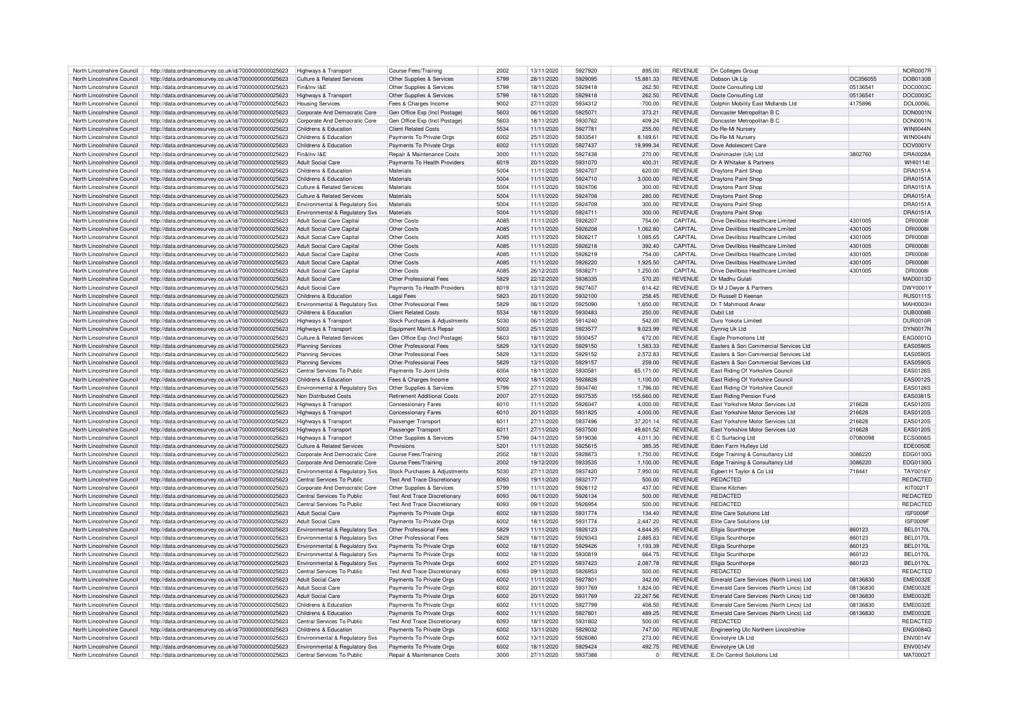| North Lincolnshire Council | http://data.ordnancesurvey.co.uk/id/7000000000025623 | Highways & Transport | Course Fees/Training | 2002 | 13/11/2020 | 5927920 | 895.00 | REVENUE | Dn Colleges Group | | NOR0007R |
|---|---|---|---|---|---|---|---|---|---|---|---|
| North Lincolnshire Council | http://data.ordnancesurvey.co.uk/id/7000000000025623 | Culture & Related Services | Other Supplies & Services | 5799 | 28/11/2020 | 5929095 | 15,881.33 | REVENUE | Dobson Uk Llp | OC356055 | DOB0130B |
| North Lincolnshire Council | http://data.ordnancesurvey.co.uk/id/7000000000025623 | Fin&Inv I&E | Other Supplies & Services | 5799 | 18/11/2020 | 5929418 | 262.50 | REVENUE | Docte Consulting Ltd | 05136541 | DOC0003C |
| North Lincolnshire Council | http://data.ordnancesurvey.co.uk/id/7000000000025623 | Highways & Transport | Other Supplies & Services | 5799 | 18/11/2020 | 5929418 | 262.50 | REVENUE | Docte Consulting Ltd | 05136541 | DOC0003C |
| North Lincolnshire Council | http://data.ordnancesurvey.co.uk/id/7000000000025623 | Housing Services | Fees & Charges Income | 9002 | 27/11/2020 | 5934312 | -700.00 | REVENUE | Dolphin Mobility East Midlands Ltd | 4175896 | DOL0006L |
| North Lincolnshire Council | http://data.ordnancesurvey.co.uk/id/7000000000025623 | Corporate And Democratic Core | Gen Office Exp (Incl Postage) | 5603 | 06/11/2020 | 5925071 | 373.21 | REVENUE | Doncaster Metropolitan B C | | DON0001N |
| North Lincolnshire Council | http://data.ordnancesurvey.co.uk/id/7000000000025623 | Corporate And Democratic Core | Gen Office Exp (Incl Postage) | 5603 | 18/11/2020 | 5930762 | 409.24 | REVENUE | Doncaster Metropolitan B C | | DON0001N |
| North Lincolnshire Council | http://data.ordnancesurvey.co.uk/id/7000000000025623 | Childrens & Education | Client Related Costs | 5534 | 11/11/2020 | 5927781 | 255.00 | REVENUE | Do-Re-Mi Nursery | | WIN0044N |
| North Lincolnshire Council | http://data.ordnancesurvey.co.uk/id/7000000000025623 | Childrens & Education | Payments To Private Orgs | 6002 | 25/11/2020 | 5933541 | 8,169.61 | REVENUE | Do-Re-Mi Nursery | | WIN0044N |
| North Lincolnshire Council | http://data.ordnancesurvey.co.uk/id/7000000000025623 | Childrens & Education | Payments To Private Orgs | 6002 | 11/11/2020 | 5927437 | 19,999.34 | REVENUE | Dove Adolescent Care | | DOV0001V |
| North Lincolnshire Council | http://data.ordnancesurvey.co.uk/id/7000000000025623 | Fin&Inv I&E | Repair & Maintenance Costs | 3000 | 11/11/2020 | 5927438 | 270.00 | REVENUE | Drainmaster (Uk) Ltd | 3802760 | DRA0028A |
| North Lincolnshire Council | http://data.ordnancesurvey.co.uk/id/7000000000025623 | Adult Social Care | Payments To Health Providers | 6019 | 20/11/2020 | 5931070 | 400.31 | REVENUE | Dr A Whitaker & Partners | | WHI0114I |
| North Lincolnshire Council | http://data.ordnancesurvey.co.uk/id/7000000000025623 | Childrens & Education | Materials | 5004 | 11/11/2020 | 5924707 | 620.00 | REVENUE | Draytons Paint Shop | | DRA0151A |
| North Lincolnshire Council | http://data.ordnancesurvey.co.uk/id/7000000000025623 | Childrens & Education | Materials | 5004 | 11/11/2020 | 5924710 | 3,000.00 | REVENUE | Draytons Paint Shop | | DRA0151A |
| North Lincolnshire Council | http://data.ordnancesurvey.co.uk/id/7000000000025623 | Culture & Related Services | Materials | 5004 | 11/11/2020 | 5924706 | 300.00 | REVENUE | Draytons Paint Shop | | DRA0151A |
| North Lincolnshire Council | http://data.ordnancesurvey.co.uk/id/7000000000025623 | Culture & Related Services | Materials | 5004 | 11/11/2020 | 5924708 | 280.00 | REVENUE | Draytons Paint Shop | | DRA0151A |
| North Lincolnshire Council | http://data.ordnancesurvey.co.uk/id/7000000000025623 | Environmental & Regulatory Svs | Materials | 5004 | 11/11/2020 | 5924709 | 300.00 | REVENUE | Draytons Paint Shop | | DRA0151A |
| North Lincolnshire Council | http://data.ordnancesurvey.co.uk/id/7000000000025623 | Environmental & Regulatory Svs | Materials | 5004 | 11/11/2020 | 5924711 | 300.00 | REVENUE | Draytons Paint Shop | | DRA0151A |
| North Lincolnshire Council | http://data.ordnancesurvey.co.uk/id/7000000000025623 | Adult Social Care Capital | Other Costs | A085 | 11/11/2020 | 5926207 | 754.00 | CAPITAL | Drive Devilbiss Healthcare Limited | 4301005 | DRI0008I |
| North Lincolnshire Council | http://data.ordnancesurvey.co.uk/id/7000000000025623 | Adult Social Care Capital | Other Costs | A085 | 11/11/2020 | 5926208 | 1,062.80 | CAPITAL | Drive Devilbiss Healthcare Limited | 4301005 | DRI0008I |
| North Lincolnshire Council | http://data.ordnancesurvey.co.uk/id/7000000000025623 | Adult Social Care Capital | Other Costs | A085 | 11/11/2020 | 5926217 | 1,085.65 | CAPITAL | Drive Devilbiss Healthcare Limited | 4301005 | DRI0008I |
| North Lincolnshire Council | http://data.ordnancesurvey.co.uk/id/7000000000025623 | Adult Social Care Capital | Other Costs | A085 | 11/11/2020 | 5926218 | 392.40 | CAPITAL | Drive Devilbiss Healthcare Limited | 4301005 | DRI0008I |
| North Lincolnshire Council | http://data.ordnancesurvey.co.uk/id/7000000000025623 | Adult Social Care Capital | Other Costs | A085 | 11/11/2020 | 5926219 | 754.00 | CAPITAL | Drive Devilbiss Healthcare Limited | 4301005 | DRI0008I |
| North Lincolnshire Council | http://data.ordnancesurvey.co.uk/id/7000000000025623 | Adult Social Care Capital | Other Costs | A085 | 11/11/2020 | 5926220 | 1,925.50 | CAPITAL | Drive Devilbiss Healthcare Limited | 4301005 | DRI0008I |
| North Lincolnshire Council | http://data.ordnancesurvey.co.uk/id/7000000000025623 | Adult Social Care Capital | Other Costs | A085 | 26/12/2020 | 5938271 | 1,250.00 | CAPITAL | Drive Devilbiss Healthcare Limited | 4301005 | DRI0008I |
| North Lincolnshire Council | http://data.ordnancesurvey.co.uk/id/7000000000025623 | Adult Social Care | Other Professional Fees | 5829 | 22/12/2020 | 5938335 | 570.20 | REVENUE | Dr Madhu Gulati | | MAD0013D |
| North Lincolnshire Council | http://data.ordnancesurvey.co.uk/id/7000000000025623 | Adult Social Care | Payments To Health Providers | 6019 | 13/11/2020 | 5927407 | 614.42 | REVENUE | Dr M J Dwyer & Partners | | DWY0001Y |
| North Lincolnshire Council | http://data.ordnancesurvey.co.uk/id/7000000000025623 | Childrens & Education | Legal Fees | 5823 | 20/11/2020 | 5932100 | 258.45 | REVENUE | Dr Russell D Keenan | | RUS0111S |
| North Lincolnshire Council | http://data.ordnancesurvey.co.uk/id/7000000000025623 | Environmental & Regulatory Svs | Other Professional Fees | 5829 | 06/11/2020 | 5925090 | 1,650.00 | REVENUE | Dr T Mahmood Anwar | | MAH0003H |
| North Lincolnshire Council | http://data.ordnancesurvey.co.uk/id/7000000000025623 | Childrens & Education | Client Related Costs | 5534 | 18/11/2020 | 5930483 | 250.00 | REVENUE | Dubit Ltd | | DUB0008B |
| North Lincolnshire Council | http://data.ordnancesurvey.co.uk/id/7000000000025623 | Highways & Transport | Stock Purchases & Adjustments | 5030 | 06/11/2020 | 5914240 | 542.00 | REVENUE | Duro Yokota Limited | | DUR0010R |
| North Lincolnshire Council | http://data.ordnancesurvey.co.uk/id/7000000000025623 | Highways & Transport | Equipment Maint.& Repair | 5003 | 25/11/2020 | 5923577 | 9,023.99 | REVENUE | Dynniq Uk Ltd | | DYN0017N |
| North Lincolnshire Council | http://data.ordnancesurvey.co.uk/id/7000000000025623 | Culture & Related Services | Gen Office Exp (Incl Postage) | 5603 | 18/11/2020 | 5930457 | 672.00 | REVENUE | Eagle Promotions Ltd | | EAG0001G |
| North Lincolnshire Council | http://data.ordnancesurvey.co.uk/id/7000000000025623 | Planning Services | Other Professional Fees | 5829 | 13/11/2020 | 5929150 | 1,583.33 | REVENUE | Easters & Son Commercial Services Ltd | | EAS0590S |
| North Lincolnshire Council | http://data.ordnancesurvey.co.uk/id/7000000000025623 | Planning Services | Other Professional Fees | 5829 | 13/11/2020 | 5929152 | 2,572.83 | REVENUE | Easters & Son Commercial Services Ltd | | EAS0590S |
| North Lincolnshire Council | http://data.ordnancesurvey.co.uk/id/7000000000025623 | Planning Services | Other Professional Fees | 5829 | 13/11/2020 | 5929157 | 259.00 | REVENUE | Easters & Son Commercial Services Ltd | | EAS0590S |
| North Lincolnshire Council | http://data.ordnancesurvey.co.uk/id/7000000000025623 | Central Services To Public | Payments To Joint Units | 6004 | 18/11/2020 | 5930581 | 65,171.00 | REVENUE | East Riding Of Yorkshire Council | | EAS0126S |
| North Lincolnshire Council | http://data.ordnancesurvey.co.uk/id/7000000000025623 | Childrens & Education | Fees & Charges Income | 9002 | 18/11/2020 | 5928828 | 1,100.00 | REVENUE | East Riding Of Yorkshire Council | | EAS0012S |
| North Lincolnshire Council | http://data.ordnancesurvey.co.uk/id/7000000000025623 | Environmental & Regulatory Svs | Other Supplies & Services | 5799 | 27/11/2020 | 5934740 | 1,796.00 | REVENUE | East Riding Of Yorkshire Council | | EAS0126S |
| North Lincolnshire Council | http://data.ordnancesurvey.co.uk/id/7000000000025623 | Non Distributed Costs | Retirement Additional Costs | 2007 | 27/11/2020 | 5937535 | 155,660.00 | REVENUE | East Riding Pension Fund | | EAS0381S |
| North Lincolnshire Council | http://data.ordnancesurvey.co.uk/id/7000000000025623 | Highways & Transport | Concessionary Fares | 6010 | 11/11/2020 | 5926047 | 4,000.00 | REVENUE | East Yorkshire Motor Services Ltd | 216628 | EAS0120S |
| North Lincolnshire Council | http://data.ordnancesurvey.co.uk/id/7000000000025623 | Highways & Transport | Concessionary Fares | 6010 | 20/11/2020 | 5931825 | 4,000.00 | REVENUE | East Yorkshire Motor Services Ltd | 216628 | EAS0120S |
| North Lincolnshire Council | http://data.ordnancesurvey.co.uk/id/7000000000025623 | Highways & Transport | Passenger Transport | 6011 | 27/11/2020 | 5937496 | 37,201.14 | REVENUE | East Yorkshire Motor Services Ltd | 216628 | EAS0120S |
| North Lincolnshire Council | http://data.ordnancesurvey.co.uk/id/7000000000025623 | Highways & Transport | Passenger Transport | 6011 | 27/11/2020 | 5937500 | 49,601.52 | REVENUE | East Yorkshire Motor Services Ltd | 216628 | EAS0120S |
| North Lincolnshire Council | http://data.ordnancesurvey.co.uk/id/7000000000025623 | Highways & Transport | Other Supplies & Services | 5799 | 04/11/2020 | 5919036 | 4,011.30 | REVENUE | E C Surfacing Ltd | 07080098 | ECS0006S |
| North Lincolnshire Council | http://data.ordnancesurvey.co.uk/id/7000000000025623 | Culture & Related Services | Provisions | 5201 | 11/11/2020 | 5925615 | 385.35 | REVENUE | Eden Farm Hulleys Ltd | | EDE0050E |
| North Lincolnshire Council | http://data.ordnancesurvey.co.uk/id/7000000000025623 | Corporate And Democratic Core | Course Fees/Training | 2002 | 18/11/2020 | 5928873 | 1,750.00 | REVENUE | Edge Training & Consultancy Ltd | 3086220 | EDG0130G |
| North Lincolnshire Council | http://data.ordnancesurvey.co.uk/id/7000000000025623 | Corporate And Democratic Core | Course Fees/Training | 2002 | 19/12/2020 | 5933535 | 1,100.00 | REVENUE | Edge Training & Consultancy Ltd | 3086220 | EDG0130G |
| North Lincolnshire Council | http://data.ordnancesurvey.co.uk/id/7000000000025623 | Environmental & Regulatory Svs | Stock Purchases & Adjustments | 5030 | 27/11/2020 | 5937420 | 7,950.00 | REVENUE | Egbert H Taylor & Co Ltd | 718441 | TAY0016Y |
| North Lincolnshire Council | http://data.ordnancesurvey.co.uk/id/7000000000025623 | Central Services To Public | Test And Trace Discretionary | 6093 | 19/11/2020 | 5932177 | 500.00 | REVENUE | REDACTED | | REDACTED |
| North Lincolnshire Council | http://data.ordnancesurvey.co.uk/id/7000000000025623 | Corporate And Democratic Core | Other Supplies & Services | 5799 | 11/11/2020 | 5926112 | 437.00 | REVENUE | Elaine Kitchen | | KIT0021T |
| North Lincolnshire Council | http://data.ordnancesurvey.co.uk/id/7000000000025623 | Central Services To Public | Test And Trace Discretionary | 6093 | 06/11/2020 | 5926134 | 500.00 | REVENUE | REDACTED | | REDACTED |
| North Lincolnshire Council | http://data.ordnancesurvey.co.uk/id/7000000000025623 | Central Services To Public | Test And Trace Discretionary | 6093 | 09/11/2020 | 5926954 | 500.00 | REVENUE | REDACTED | | REDACTED |
| North Lincolnshire Council | http://data.ordnancesurvey.co.uk/id/7000000000025623 | Adult Social Care | Payments To Private Orgs | 6002 | 18/11/2020 | 5931774 | 134.40 | REVENUE | Elite Care Solutions Ltd | | ISF0009F |
| North Lincolnshire Council | http://data.ordnancesurvey.co.uk/id/7000000000025623 | Adult Social Care | Payments To Private Orgs | 6002 | 18/11/2020 | 5931774 | 2,447.20 | REVENUE | Elite Care Solutions Ltd | | ISF0009F |
| North Lincolnshire Council | http://data.ordnancesurvey.co.uk/id/7000000000025623 | Environmental & Regulatory Svs | Other Professional Fees | 5829 | 11/11/2020 | 5926123 | 4,644.35 | REVENUE | Ellgia Scunthorpe | 860123 | BEL0170L |
| North Lincolnshire Council | http://data.ordnancesurvey.co.uk/id/7000000000025623 | Environmental & Regulatory Svs | Other Professional Fees | 5829 | 18/11/2020 | 5929343 | 2,885.83 | REVENUE | Ellgia Scunthorpe | 860123 | BEL0170L |
| North Lincolnshire Council | http://data.ordnancesurvey.co.uk/id/7000000000025623 | Environmental & Regulatory Svs | Payments To Private Orgs | 6002 | 18/11/2020 | 5929426 | 1,193.39 | REVENUE | Ellgia Scunthorpe | 860123 | BEL0170L |
| North Lincolnshire Council | http://data.ordnancesurvey.co.uk/id/7000000000025623 | Environmental & Regulatory Svs | Payments To Private Orgs | 6002 | 18/11/2020 | 5930819 | 664.75 | REVENUE | Ellgia Scunthorpe | 860123 | BEL0170L |
| North Lincolnshire Council | http://data.ordnancesurvey.co.uk/id/7000000000025623 | Environmental & Regulatory Svs | Payments To Private Orgs | 6002 | 27/11/2020 | 5937423 | 2,087.78 | REVENUE | Ellgia Scunthorpe | 860123 | BEL0170L |
| North Lincolnshire Council | http://data.ordnancesurvey.co.uk/id/7000000000025623 | Central Services To Public | Test And Trace Discretionary | 6093 | 09/11/2020 | 5926953 | 500.00 | REVENUE | REDACTED | | REDACTED |
| North Lincolnshire Council | http://data.ordnancesurvey.co.uk/id/7000000000025623 | Adult Social Care | Payments To Private Orgs | 6002 | 11/11/2020 | 5927801 | 342.00 | REVENUE | Emerald Care Services (North Lincs) Ltd | 08136830 | EME0032E |
| North Lincolnshire Council | http://data.ordnancesurvey.co.uk/id/7000000000025623 | Adult Social Care | Payments To Private Orgs | 6002 | 20/11/2020 | 5931769 | 1,824.00 | REVENUE | Emerald Care Services (North Lincs) Ltd | 08136830 | EME0032E |
| North Lincolnshire Council | http://data.ordnancesurvey.co.uk/id/7000000000025623 | Adult Social Care | Payments To Private Orgs | 6002 | 20/11/2020 | 5931769 | 22,267.56 | REVENUE | Emerald Care Services (North Lincs) Ltd | 08136830 | EME0032E |
| North Lincolnshire Council | http://data.ordnancesurvey.co.uk/id/7000000000025623 | Childrens & Education | Payments To Private Orgs | 6002 | 11/11/2020 | 5927799 | 408.50 | REVENUE | Emerald Care Services (North Lincs) Ltd | 08136830 | EME0032E |
| North Lincolnshire Council | http://data.ordnancesurvey.co.uk/id/7000000000025623 | Childrens & Education | Payments To Private Orgs | 6002 | 11/11/2020 | 5927801 | 489.25 | REVENUE | Emerald Care Services (North Lincs) Ltd | 08136830 | EME0032E |
| North Lincolnshire Council | http://data.ordnancesurvey.co.uk/id/7000000000025623 | Central Services To Public | Test And Trace Discretionary | 6093 | 18/11/2020 | 5931802 | 500.00 | REVENUE | REDACTED | | REDACTED |
| North Lincolnshire Council | http://data.ordnancesurvey.co.uk/id/7000000000025623 | Childrens & Education | Payments To Private Orgs | 6002 | 13/11/2020 | 5929032 | 747.00 | REVENUE | Engineering Utc Northern Lincolnshire | | ENG0084G |
| North Lincolnshire Council | http://data.ordnancesurvey.co.uk/id/7000000000025623 | Environmental & Regulatory Svs | Payments To Private Orgs | 6002 | 13/11/2020 | 5926080 | 273.00 | REVENUE | Envirotyre Uk Ltd | | ENV0014V |
| North Lincolnshire Council | http://data.ordnancesurvey.co.uk/id/7000000000025623 | Environmental & Regulatory Svs | Payments To Private Orgs | 6002 | 18/11/2020 | 5929424 | 492.75 | REVENUE | Envirotyre Uk Ltd | | ENV0014V |
| North Lincolnshire Council | http://data.ordnancesurvey.co.uk/id/7000000000025623 | Central Services To Public | Repair & Maintenance Costs | 3000 | 27/11/2020 | 5937388 | 0 | REVENUE | E.On Control Solutions Ltd | | MAT0002T |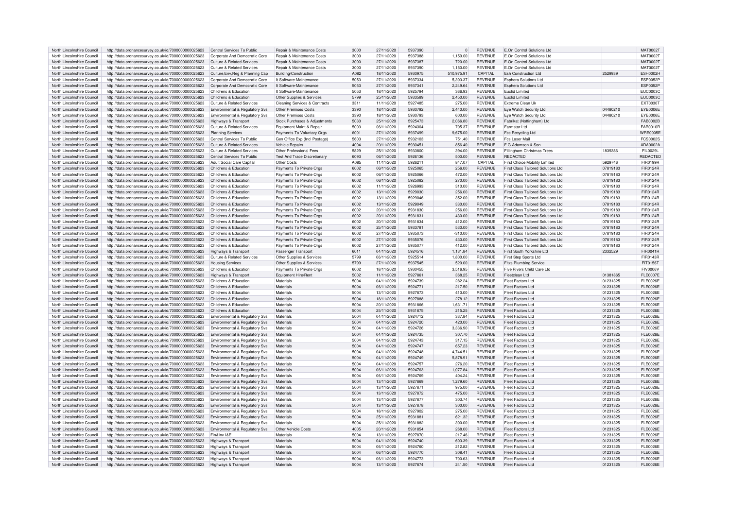| North Lincolnshire Council | http://data.ordnancesurvey.co.uk/id/7000000000025623 | Central Services To Public | Repair & Maintenance Costs | 3000 | 27/11/2020 | 5937390 | 0 | REVENUE | E.On Control Solutions Ltd | | MAT0002T |
|---|---|---|---|---|---|---|---|---|---|---|---|
| North Lincolnshire Council | http://data.ordnancesurvey.co.uk/id/7000000000025623 | Corporate And Democratic Core | Repair & Maintenance Costs | 3000 | 27/11/2020 | 5937388 | 1,150.00 | REVENUE | E.On Control Solutions Ltd | | MAT0002T |
| North Lincolnshire Council | http://data.ordnancesurvey.co.uk/id/7000000000025623 | Culture & Related Services | Repair & Maintenance Costs | 3000 | 27/11/2020 | 5937387 | 720.00 | REVENUE | E.On Control Solutions Ltd | | MAT0002T |
| North Lincolnshire Council | http://data.ordnancesurvey.co.uk/id/7000000000025623 | Culture & Related Services | Repair & Maintenance Costs | 3000 | 27/11/2020 | 5937390 | 1,150.00 | REVENUE | E.On Control Solutions Ltd | | MAT0002T |
| North Lincolnshire Council | http://data.ordnancesurvey.co.uk/id/7000000000025623 | Culture,Env,Reg & Planning Cap | Building/Construction | A082 | 18/11/2020 | 5930975 | 510,975.91 | CAPITAL | Esh Construction Ltd | 2529939 | ESH0002H |
| North Lincolnshire Council | http://data.ordnancesurvey.co.uk/id/7000000000025623 | Corporate And Democratic Core | It Software-Maintenance | 5053 | 27/11/2020 | 5937334 | 5,303.37 | REVENUE | Esphera Solutions Ltd | | ESP0052P |
| North Lincolnshire Council | http://data.ordnancesurvey.co.uk/id/7000000000025623 | Corporate And Democratic Core | It Software-Maintenance | 5053 | 27/11/2020 | 5937341 | 2,249.64 | REVENUE | Esphera Solutions Ltd | | ESP0052P |
| North Lincolnshire Council | http://data.ordnancesurvey.co.uk/id/7000000000025623 | Childrens & Education | It Software-Maintenance | 5053 | 18/11/2020 | 5925794 | 366.93 | REVENUE | Euclid Limited | | EUC0003C |
| North Lincolnshire Council | http://data.ordnancesurvey.co.uk/id/7000000000025623 | Childrens & Education | Other Supplies & Services | 5799 | 25/11/2020 | 5933589 | 2,450.00 | REVENUE | Euclid Limited | | EUC0003C |
| North Lincolnshire Council | http://data.ordnancesurvey.co.uk/id/7000000000025623 | Culture & Related Services | Cleaning Services & Contracts | 3311 | 11/11/2020 | 5927485 | 275.00 | REVENUE | Extreme Clean Uk | | EXT0030T |
| North Lincolnshire Council | http://data.ordnancesurvey.co.uk/id/7000000000025623 | Environmental & Regulatory Svs | Other Premises Costs | 3390 | 18/11/2020 | 5930792 | 2,440.00 | REVENUE | Eye Watch Security Ltd | 04480210 | EYE0006E |
| North Lincolnshire Council | http://data.ordnancesurvey.co.uk/id/7000000000025623 | Environmental & Regulatory Svs | Other Premises Costs | 3390 | 18/11/2020 | 5930793 | 600.00 | REVENUE | Eye Watch Security Ltd | 04480210 | EYE0006E |
| North Lincolnshire Council | http://data.ordnancesurvey.co.uk/id/7000000000025623 | Highways & Transport | Stock Purchases & Adjustments | 5030 | 25/11/2020 | 5925473 | 2,066.80 | REVENUE | Fabrikat (Nottingham) Ltd | | FAB0002B |
| North Lincolnshire Council | http://data.ordnancesurvey.co.uk/id/7000000000025623 | Culture & Related Services | Equipment Maint.& Repair | 5003 | 06/11/2020 | 5924304 | 705.37 | REVENUE | Farmstar Ltd | | FAR0010R |
| North Lincolnshire Council | http://data.ordnancesurvey.co.uk/id/7000000000025623 | Planning Services | Payments To Voluntary Orgs | 6001 | 27/11/2020 | 5937499 | 9,675.00 | REVENUE | Fcc Recycling Ltd | | WRE0005E |
| North Lincolnshire Council | http://data.ordnancesurvey.co.uk/id/7000000000025623 | Central Services To Public | Gen Office Exp (Incl Postage) | 5603 | 27/11/2020 | 5932103 | 751.40 | REVENUE | Fcs Laser Mail | | FCS0002S |
| North Lincolnshire Council | http://data.ordnancesurvey.co.uk/id/7000000000025623 | Culture & Related Services | Vehicle Repairs | 4004 | 20/11/2020 | 5930451 | 856.40 | REVENUE | F G Adamson & Son | | ADA0002A |
| North Lincolnshire Council | http://data.ordnancesurvey.co.uk/id/7000000000025623 | Culture & Related Services | Other Professional Fees | 5829 | 25/11/2020 | 5933800 | 394.00 | REVENUE | Fillingham Christmas Trees | 1839386 | FIL0029L |
| North Lincolnshire Council | http://data.ordnancesurvey.co.uk/id/7000000000025623 | Central Services To Public | Test And Trace Discretionary | 6093 | 06/11/2020 | 5926136 | 500.00 | REVENUE | REDACTED | | REDACTED |
| North Lincolnshire Council | http://data.ordnancesurvey.co.uk/id/7000000000025623 | Adult Social Care Capital | Other Costs | A085 | 11/11/2020 | 5926211 | 847.07 | CAPITAL | First Choice Mobility Limited | 5929746 | FIR0199R |
| North Lincolnshire Council | http://data.ordnancesurvey.co.uk/id/7000000000025623 | Childrens & Education | Payments To Private Orgs | 6002 | 06/11/2020 | 5925065 | 256.00 | REVENUE | First Class Tailored Solutions Ltd | 07819183 | FIR0124R |
| North Lincolnshire Council | http://data.ordnancesurvey.co.uk/id/7000000000025623 | Childrens & Education | Payments To Private Orgs | 6002 | 06/11/2020 | 5925066 | 472.00 | REVENUE | First Class Tailored Solutions Ltd | 07819183 | FIR0124R |
| North Lincolnshire Council | http://data.ordnancesurvey.co.uk/id/7000000000025623 | Childrens & Education | Payments To Private Orgs | 6002 | 06/11/2020 | 5925082 | 270.00 | REVENUE | First Class Tailored Solutions Ltd | 07819183 | FIR0124R |
| North Lincolnshire Council | http://data.ordnancesurvey.co.uk/id/7000000000025623 | Childrens & Education | Payments To Private Orgs | 6002 | 11/11/2020 | 5926993 | 310.00 | REVENUE | First Class Tailored Solutions Ltd | 07819183 | FIR0124R |
| North Lincolnshire Council | http://data.ordnancesurvey.co.uk/id/7000000000025623 | Childrens & Education | Payments To Private Orgs | 6002 | 13/11/2020 | 5929030 | 256.00 | REVENUE | First Class Tailored Solutions Ltd | 07819183 | FIR0124R |
| North Lincolnshire Council | http://data.ordnancesurvey.co.uk/id/7000000000025623 | Childrens & Education | Payments To Private Orgs | 6002 | 13/11/2020 | 5929046 | 352.00 | REVENUE | First Class Tailored Solutions Ltd | 07819183 | FIR0124R |
| North Lincolnshire Council | http://data.ordnancesurvey.co.uk/id/7000000000025623 | Childrens & Education | Payments To Private Orgs | 6002 | 13/11/2020 | 5929049 | 330.00 | REVENUE | First Class Tailored Solutions Ltd | 07819183 | FIR0124R |
| North Lincolnshire Council | http://data.ordnancesurvey.co.uk/id/7000000000025623 | Childrens & Education | Payments To Private Orgs | 6002 | 20/11/2020 | 5931830 | 256.00 | REVENUE | First Class Tailored Solutions Ltd | 07819183 | FIR0124R |
| North Lincolnshire Council | http://data.ordnancesurvey.co.uk/id/7000000000025623 | Childrens & Education | Payments To Private Orgs | 6002 | 20/11/2020 | 5931831 | 430.00 | REVENUE | First Class Tailored Solutions Ltd | 07819183 | FIR0124R |
| North Lincolnshire Council | http://data.ordnancesurvey.co.uk/id/7000000000025623 | Childrens & Education | Payments To Private Orgs | 6002 | 20/11/2020 | 5931834 | 412.00 | REVENUE | First Class Tailored Solutions Ltd | 07819183 | FIR0124R |
| North Lincolnshire Council | http://data.ordnancesurvey.co.uk/id/7000000000025623 | Childrens & Education | Payments To Private Orgs | 6002 | 25/11/2020 | 5933781 | 530.00 | REVENUE | First Class Tailored Solutions Ltd | 07819183 | FIR0124R |
| North Lincolnshire Council | http://data.ordnancesurvey.co.uk/id/7000000000025623 | Childrens & Education | Payments To Private Orgs | 6002 | 27/11/2020 | 5935073 | -310.00 | REVENUE | First Class Tailored Solutions Ltd | 07819183 | FIR0124R |
| North Lincolnshire Council | http://data.ordnancesurvey.co.uk/id/7000000000025623 | Childrens & Education | Payments To Private Orgs | 6002 | 27/11/2020 | 5935076 | 430.00 | REVENUE | First Class Tailored Solutions Ltd | 07819183 | FIR0124R |
| North Lincolnshire Council | http://data.ordnancesurvey.co.uk/id/7000000000025623 | Childrens & Education | Payments To Private Orgs | 6002 | 27/11/2020 | 5935077 | 412.00 | REVENUE | First Class Tailored Solutions Ltd | 07819183 | FIR0124R |
| North Lincolnshire Council | http://data.ordnancesurvey.co.uk/id/7000000000025623 | Highways & Transport | Passenger Transport | 6011 | 04/11/2020 | 5924516 | 1,131.84 | REVENUE | First South Yorkshire Ltd | 2332529 | FIR0041R |
| North Lincolnshire Council | http://data.ordnancesurvey.co.uk/id/7000000000025623 | Culture & Related Services | Other Supplies & Services | 5799 | 06/11/2020 | 5925514 | 1,800.00 | REVENUE | First Step Sports Ltd | | FIR0143R |
| North Lincolnshire Council | http://data.ordnancesurvey.co.uk/id/7000000000025623 | Housing Services | Other Supplies & Services | 5799 | 27/11/2020 | 5937545 | 520.00 | REVENUE | Fitzs Plumbing Service | | FIT0156T |
| North Lincolnshire Council | http://data.ordnancesurvey.co.uk/id/7000000000025623 | Childrens & Education | Payments To Private Orgs | 6002 | 18/11/2020 | 5930455 | 3,516.95 | REVENUE | Five Rivers Child Care Ltd | | FIV0006V |
| North Lincolnshire Council | http://data.ordnancesurvey.co.uk/id/7000000000025623 | Highways & Transport | Equipment Hire/Rent | 5002 | 11/11/2020 | 5927861 | 368.25 | REVENUE | Fleetclean Ltd | 01381865 | FLE0007E |
| North Lincolnshire Council | http://data.ordnancesurvey.co.uk/id/7000000000025623 | Childrens & Education | Materials | 5004 | 04/11/2020 | 5924739 | 282.24 | REVENUE | Fleet Factors Ltd | 01231325 | FLE0026E |
| North Lincolnshire Council | http://data.ordnancesurvey.co.uk/id/7000000000025623 | Childrens & Education | Materials | 5004 | 06/11/2020 | 5924771 | 217.50 | REVENUE | Fleet Factors Ltd | 01231325 | FLE0026E |
| North Lincolnshire Council | http://data.ordnancesurvey.co.uk/id/7000000000025623 | Childrens & Education | Materials | 5004 | 13/11/2020 | 5927873 | 410.00 | REVENUE | Fleet Factors Ltd | 01231325 | FLE0026E |
| North Lincolnshire Council | http://data.ordnancesurvey.co.uk/id/7000000000025623 | Childrens & Education | Materials | 5004 | 18/11/2020 | 5927888 | 278.12 | REVENUE | Fleet Factors Ltd | 01231325 | FLE0026E |
| North Lincolnshire Council | http://data.ordnancesurvey.co.uk/id/7000000000025623 | Childrens & Education | Materials | 5004 | 20/11/2020 | 5931866 | 1,631.71 | REVENUE | Fleet Factors Ltd | 01231325 | FLE0026E |
| North Lincolnshire Council | http://data.ordnancesurvey.co.uk/id/7000000000025623 | Childrens & Education | Materials | 5004 | 25/11/2020 | 5931875 | 215.25 | REVENUE | Fleet Factors Ltd | 01231325 | FLE0026E |
| North Lincolnshire Council | http://data.ordnancesurvey.co.uk/id/7000000000025623 | Environmental & Regulatory Svs | Materials | 5004 | 04/11/2020 | 5924712 | 337.84 | REVENUE | Fleet Factors Ltd | 01231325 | FLE0026E |
| North Lincolnshire Council | http://data.ordnancesurvey.co.uk/id/7000000000025623 | Environmental & Regulatory Svs | Materials | 5004 | 04/11/2020 | 5924720 | 420.00 | REVENUE | Fleet Factors Ltd | 01231325 | FLE0026E |
| North Lincolnshire Council | http://data.ordnancesurvey.co.uk/id/7000000000025623 | Environmental & Regulatory Svs | Materials | 5004 | 04/11/2020 | 5924726 | 3,336.90 | REVENUE | Fleet Factors Ltd | 01231325 | FLE0026E |
| North Lincolnshire Council | http://data.ordnancesurvey.co.uk/id/7000000000025623 | Environmental & Regulatory Svs | Materials | 5004 | 04/11/2020 | 5924735 | 307.70 | REVENUE | Fleet Factors Ltd | 01231325 | FLE0026E |
| North Lincolnshire Council | http://data.ordnancesurvey.co.uk/id/7000000000025623 | Environmental & Regulatory Svs | Materials | 5004 | 04/11/2020 | 5924743 | 317.15 | REVENUE | Fleet Factors Ltd | 01231325 | FLE0026E |
| North Lincolnshire Council | http://data.ordnancesurvey.co.uk/id/7000000000025623 | Environmental & Regulatory Svs | Materials | 5004 | 04/11/2020 | 5924747 | 657.23 | REVENUE | Fleet Factors Ltd | 01231325 | FLE0026E |
| North Lincolnshire Council | http://data.ordnancesurvey.co.uk/id/7000000000025623 | Environmental & Regulatory Svs | Materials | 5004 | 04/11/2020 | 5924748 | 4,744.51 | REVENUE | Fleet Factors Ltd | 01231325 | FLE0026E |
| North Lincolnshire Council | http://data.ordnancesurvey.co.uk/id/7000000000025623 | Environmental & Regulatory Svs | Materials | 5004 | 04/11/2020 | 5924749 | 5,878.91 | REVENUE | Fleet Factors Ltd | 01231325 | FLE0026E |
| North Lincolnshire Council | http://data.ordnancesurvey.co.uk/id/7000000000025623 | Environmental & Regulatory Svs | Materials | 5004 | 04/11/2020 | 5924757 | 276.20 | REVENUE | Fleet Factors Ltd | 01231325 | FLE0026E |
| North Lincolnshire Council | http://data.ordnancesurvey.co.uk/id/7000000000025623 | Environmental & Regulatory Svs | Materials | 5004 | 06/11/2020 | 5924763 | 1,077.84 | REVENUE | Fleet Factors Ltd | 01231325 | FLE0026E |
| North Lincolnshire Council | http://data.ordnancesurvey.co.uk/id/7000000000025623 | Environmental & Regulatory Svs | Materials | 5004 | 06/11/2020 | 5924769 | 404.24 | REVENUE | Fleet Factors Ltd | 01231325 | FLE0026E |
| North Lincolnshire Council | http://data.ordnancesurvey.co.uk/id/7000000000025623 | Environmental & Regulatory Svs | Materials | 5004 | 13/11/2020 | 5927869 | 1,279.60 | REVENUE | Fleet Factors Ltd | 01231325 | FLE0026E |
| North Lincolnshire Council | http://data.ordnancesurvey.co.uk/id/7000000000025623 | Environmental & Regulatory Svs | Materials | 5004 | 13/11/2020 | 5927871 | 975.00 | REVENUE | Fleet Factors Ltd | 01231325 | FLE0026E |
| North Lincolnshire Council | http://data.ordnancesurvey.co.uk/id/7000000000025623 | Environmental & Regulatory Svs | Materials | 5004 | 13/11/2020 | 5927872 | 475.00 | REVENUE | Fleet Factors Ltd | 01231325 | FLE0026E |
| North Lincolnshire Council | http://data.ordnancesurvey.co.uk/id/7000000000025623 | Environmental & Regulatory Svs | Materials | 5004 | 13/11/2020 | 5927877 | 303.74 | REVENUE | Fleet Factors Ltd | 01231325 | FLE0026E |
| North Lincolnshire Council | http://data.ordnancesurvey.co.uk/id/7000000000025623 | Environmental & Regulatory Svs | Materials | 5004 | 13/11/2020 | 5927878 | 300.00 | REVENUE | Fleet Factors Ltd | 01231325 | FLE0026E |
| North Lincolnshire Council | http://data.ordnancesurvey.co.uk/id/7000000000025623 | Environmental & Regulatory Svs | Materials | 5004 | 18/11/2020 | 5927902 | 275.00 | REVENUE | Fleet Factors Ltd | 01231325 | FLE0026E |
| North Lincolnshire Council | http://data.ordnancesurvey.co.uk/id/7000000000025623 | Environmental & Regulatory Svs | Materials | 5004 | 25/11/2020 | 5931881 | 621.32 | REVENUE | Fleet Factors Ltd | 01231325 | FLE0026E |
| North Lincolnshire Council | http://data.ordnancesurvey.co.uk/id/7000000000025623 | Environmental & Regulatory Svs | Materials | 5004 | 25/11/2020 | 5931882 | 300.00 | REVENUE | Fleet Factors Ltd | 01231325 | FLE0026E |
| North Lincolnshire Council | http://data.ordnancesurvey.co.uk/id/7000000000025623 | Environmental & Regulatory Svs | Other Vehicle Costs | 4005 | 20/11/2020 | 5931854 | 268.00 | REVENUE | Fleet Factors Ltd | 01231325 | FLE0026E |
| North Lincolnshire Council | http://data.ordnancesurvey.co.uk/id/7000000000025623 | Fin&Inv I&E | Materials | 5004 | 13/11/2020 | 5927870 | 217.46 | REVENUE | Fleet Factors Ltd | 01231325 | FLE0026E |
| North Lincolnshire Council | http://data.ordnancesurvey.co.uk/id/7000000000025623 | Highways & Transport | Materials | 5004 | 04/11/2020 | 5924740 | 603.39 | REVENUE | Fleet Factors Ltd | 01231325 | FLE0026E |
| North Lincolnshire Council | http://data.ordnancesurvey.co.uk/id/7000000000025623 | Highways & Transport | Materials | 5004 | 06/11/2020 | 5924760 | 212.82 | REVENUE | Fleet Factors Ltd | 01231325 | FLE0026E |
| North Lincolnshire Council | http://data.ordnancesurvey.co.uk/id/7000000000025623 | Highways & Transport | Materials | 5004 | 06/11/2020 | 5924770 | 308.41 | REVENUE | Fleet Factors Ltd | 01231325 | FLE0026E |
| North Lincolnshire Council | http://data.ordnancesurvey.co.uk/id/7000000000025623 | Highways & Transport | Materials | 5004 | 06/11/2020 | 5924773 | 700.63 | REVENUE | Fleet Factors Ltd | 01231325 | FLE0026E |
| North Lincolnshire Council | http://data.ordnancesurvey.co.uk/id/7000000000025623 | Highways & Transport | Materials | 5004 | 13/11/2020 | 5927874 | 241.50 | REVENUE | Fleet Factors Ltd | 01231325 | FLE0026E |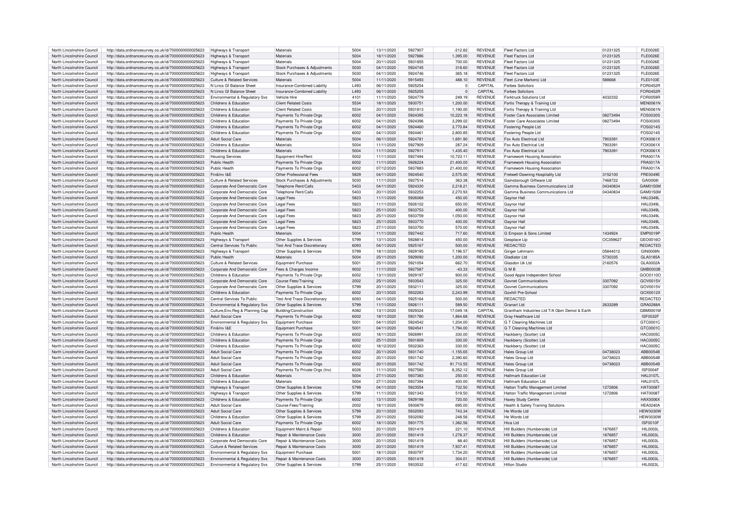| North Lincolnshire Council | http://data.ordnancesurvey.co.uk/id/7000000000025623 | Highways & Transport | Materials | 5004 | 13/11/2020 | 5927907 | -212.82 | REVENUE | Fleet Factors Ltd | 01231325 | FLE0026E |
|---|---|---|---|---|---|---|---|---|---|---|---|
| North Lincolnshire Council | http://data.ordnancesurvey.co.uk/id/7000000000025623 | Highways & Transport | Materials | 5004 | 18/11/2020 | 5927886 | 1,395.00 | REVENUE | Fleet Factors Ltd | 01231325 | FLE0026E |
| North Lincolnshire Council | http://data.ordnancesurvey.co.uk/id/7000000000025623 | Highways & Transport | Materials | 5004 | 20/11/2020 | 5931855 | 700.00 | REVENUE | Fleet Factors Ltd | 01231325 | FLE0026E |
| North Lincolnshire Council | http://data.ordnancesurvey.co.uk/id/7000000000025623 | Highways & Transport | Stock Purchases & Adjustments | 5030 | 04/11/2020 | 5924745 | 318.60 | REVENUE | Fleet Factors Ltd | 01231325 | FLE0026E |
| North Lincolnshire Council | http://data.ordnancesurvey.co.uk/id/7000000000025623 | Highways & Transport | Stock Purchases & Adjustments | 5030 | 04/11/2020 | 5924746 | 365.18 | REVENUE | Fleet Factors Ltd | 01231325 | FLE0026E |
| North Lincolnshire Council | http://data.ordnancesurvey.co.uk/id/7000000000025623 | Culture & Related Services | Materials | 5004 | 11/11/2020 | 5915493 | 488.10 | REVENUE | Fleet (Line Markers) Ltd | 588668 | FLE0103E |
| North Lincolnshire Council | http://data.ordnancesurvey.co.uk/id/7000000000025623 | N Lincs Gf Balance Sheet | Insurance-Combined Liability | L493 | 06/11/2020 | 5925254 | 0 | CAPITAL | Forbes Solicitors | | FOR0452R |
| North Lincolnshire Council | http://data.ordnancesurvey.co.uk/id/7000000000025623 | N Lincs Gf Balance Sheet | Insurance-Combined Liability | L493 | 06/11/2020 | 5925255 | 0 | CAPITAL | Forbes Solicitors | | FOR0452R |
| North Lincolnshire Council | http://data.ordnancesurvey.co.uk/id/7000000000025623 | Environmental & Regulatory Svs | Vehicle Hire | 4101 | 11/11/2020 | 5924779 | 249.19 | REVENUE | Forktruck Solutions Ltd | 4032332 | FOR0059R |
| North Lincolnshire Council | http://data.ordnancesurvey.co.uk/id/7000000000025623 | Childrens & Education | Client Related Costs | 5534 | 18/11/2020 | 5930751 | 1,200.00 | REVENUE | Fortis Therapy & Training Ltd | | MEN0061N |
| North Lincolnshire Council | http://data.ordnancesurvey.co.uk/id/7000000000025623 | Childrens & Education | Client Related Costs | 5534 | 20/11/2020 | 5931813 | 1,190.00 | REVENUE | Fortis Therapy & Training Ltd | | MEN0061N |
| North Lincolnshire Council | http://data.ordnancesurvey.co.uk/id/7000000000025623 | Childrens & Education | Payments To Private Orgs | 6002 | 04/11/2020 | 5924395 | 10,223.18 | REVENUE | Foster Care Associates Limited | 08273494 | FOS0030S |
| North Lincolnshire Council | http://data.ordnancesurvey.co.uk/id/7000000000025623 | Childrens & Education | Payments To Private Orgs | 6002 | 04/11/2020 | 5924396 | 3,299.02 | REVENUE | Foster Care Associates Limited | 08273494 | FOS0030S |
| North Lincolnshire Council | http://data.ordnancesurvey.co.uk/id/7000000000025623 | Childrens & Education | Payments To Private Orgs | 6002 | 04/11/2020 | 5924460 | 3,770.84 | REVENUE | Fostering People Ltd | | FOS0214S |
| North Lincolnshire Council | http://data.ordnancesurvey.co.uk/id/7000000000025623 | Childrens & Education | Payments To Private Orgs | 6002 | 04/11/2020 | 5924461 | 2,800.85 | REVENUE | Fostering People Ltd | | FOS0214S |
| North Lincolnshire Council | http://data.ordnancesurvey.co.uk/id/7000000000025623 | Adult Social Care | Materials | 5004 | 06/11/2020 | 5924781 | 1,691.90 | REVENUE | Fox Auto Electrical Ltd | 7903391 | FOX0061X |
| North Lincolnshire Council | http://data.ordnancesurvey.co.uk/id/7000000000025623 | Childrens & Education | Materials | 5004 | 11/11/2020 | 5927909 | 287.24 | REVENUE | Fox Auto Electrical Ltd | 7903391 | FOX0061X |
| North Lincolnshire Council | http://data.ordnancesurvey.co.uk/id/7000000000025623 | Childrens & Education | Materials | 5004 | 11/11/2020 | 5927911 | 1,435.40 | REVENUE | Fox Auto Electrical Ltd | 7903391 | FOX0061X |
| North Lincolnshire Council | http://data.ordnancesurvey.co.uk/id/7000000000025623 | Housing Services | Equipment Hire/Rent | 5002 | 11/11/2020 | 5927494 | 10,723.11 | REVENUE | Framework Housing Association | | FRA0017A |
| North Lincolnshire Council | http://data.ordnancesurvey.co.uk/id/7000000000025623 | Public Health | Payments To Private Orgs | 6002 | 11/11/2020 | 5926224 | 21,400.00 | REVENUE | Framework Housing Association | | FRA0017A |
| North Lincolnshire Council | http://data.ordnancesurvey.co.uk/id/7000000000025623 | Public Health | Payments To Private Orgs | 6002 | 07/12/2020 | 5937883 | 21,400.00 | REVENUE | Framework Housing Association | | FRA0017A |
| North Lincolnshire Council | http://data.ordnancesurvey.co.uk/id/7000000000025623 | Fin&Inv I&E | Other Professional Fees | 5829 | 04/11/2020 | 5924540 | 2,575.00 | REVENUE | Fretwell-Downing Hospitality Ltd | 3152100 | FRE0049E |
| North Lincolnshire Council | http://data.ordnancesurvey.co.uk/id/7000000000025623 | Culture & Related Services | Stock Purchases & Adjustments | 5030 | 11/11/2020 | 5927514 | 363.38 | REVENUE | Gainsborough Giftware Ltd | 7468722 | GAI0008I |
| North Lincolnshire Council | http://data.ordnancesurvey.co.uk/id/7000000000025623 | Corporate And Democratic Core | Telephone Rent/Calls | 5403 | 04/11/2020 | 5924330 | 2,218.21 | REVENUE | Gamma Business Communications Ltd | 04340834 | GAM0150M |
| North Lincolnshire Council | http://data.ordnancesurvey.co.uk/id/7000000000025623 | Corporate And Democratic Core | Telephone Rent/Calls | 5403 | 20/11/2020 | 5932253 | 2,270.93 | REVENUE | Gamma Business Communications Ltd | 04340834 | GAM0150M |
| North Lincolnshire Council | http://data.ordnancesurvey.co.uk/id/7000000000025623 | Corporate And Democratic Core | Legal Fees | 5823 | 11/11/2020 | 5926068 | 450.00 | REVENUE | Gaynor Hall | | HAL0349L |
| North Lincolnshire Council | http://data.ordnancesurvey.co.uk/id/7000000000025623 | Corporate And Democratic Core | Legal Fees | 5823 | 11/11/2020 | 5926102 | 650.00 | REVENUE | Gaynor Hall | | HAL0349L |
| North Lincolnshire Council | http://data.ordnancesurvey.co.uk/id/7000000000025623 | Corporate And Democratic Core | Legal Fees | 5823 | 25/11/2020 | 5933753 | 400.00 | REVENUE | Gaynor Hall | | HAL0349L |
| North Lincolnshire Council | http://data.ordnancesurvey.co.uk/id/7000000000025623 | Corporate And Democratic Core | Legal Fees | 5823 | 25/11/2020 | 5933759 | 1,050.00 | REVENUE | Gaynor Hall | | HAL0349L |
| North Lincolnshire Council | http://data.ordnancesurvey.co.uk/id/7000000000025623 | Corporate And Democratic Core | Legal Fees | 5823 | 25/11/2020 | 5933770 | 400.00 | REVENUE | Gaynor Hall | | HAL0349L |
| North Lincolnshire Council | http://data.ordnancesurvey.co.uk/id/7000000000025623 | Corporate And Democratic Core | Legal Fees | 5823 | 27/11/2020 | 5933750 | 570.00 | REVENUE | Gaynor Hall | | HAL0349L |
| North Lincolnshire Council | http://data.ordnancesurvey.co.uk/id/7000000000025623 | Public Health | Materials | 5004 | 11/11/2020 | 5927442 | 717.60 | REVENUE | G Empson & Sons Limited | 1434924 | EMP0019P |
| North Lincolnshire Council | http://data.ordnancesurvey.co.uk/id/7000000000025623 | Highways & Transport | Other Supplies & Services | 5799 | 13/11/2020 | 5928814 | 450.00 | REVENUE | Geoplace Llp | OC359627 | GEO0016O |
| North Lincolnshire Council | http://data.ordnancesurvey.co.uk/id/7000000000025623 | Central Services To Public | Test And Trace Discretionary | 6093 | 04/11/2020 | 5925167 | 500.00 | REVENUE | REDACTED | | REDACTED |
| North Lincolnshire Council | http://data.ordnancesurvey.co.uk/id/7000000000025623 | Highways & Transport | Other Supplies & Services | 5799 | 18/11/2020 | 5929195 | 7,196.57 | REVENUE | Ginger Lehmann | 05844012 | GIN0008N |
| North Lincolnshire Council | http://data.ordnancesurvey.co.uk/id/7000000000025623 | Public Health | Materials | 5004 | 25/11/2020 | 5929092 | 1,200.00 | REVENUE | Gladiator Ltd | 5730335 | GLA0185A |
| North Lincolnshire Council | http://data.ordnancesurvey.co.uk/id/7000000000025623 | Culture & Related Services | Equipment Purchase | 5001 | 25/11/2020 | 5921054 | 662.70 | REVENUE | Glasdon Uk Ltd | 2160576 | GLA0002A |
| North Lincolnshire Council | http://data.ordnancesurvey.co.uk/id/7000000000025623 | Corporate And Democratic Core | Fees & Charges Income | 9002 | 11/11/2020 | 5927587 | -43.33 | REVENUE | G M B | | GMB0003B |
| North Lincolnshire Council | http://data.ordnancesurvey.co.uk/id/7000000000025623 | Childrens & Education | Payments To Private Orgs | 6002 | 13/11/2020 | 5929197 | 900.00 | REVENUE | Good Apple Independent School | | GOO0110O |
| North Lincolnshire Council | http://data.ordnancesurvey.co.uk/id/7000000000025623 | Corporate And Democratic Core | Course Fees/Training | 2002 | 25/11/2020 | 5933543 | 325.00 | REVENUE | Govnet Communications | 3307092 | GOV0015V |
| North Lincolnshire Council | http://data.ordnancesurvey.co.uk/id/7000000000025623 | Corporate And Democratic Core | Other Supplies & Services | 5799 | 20/11/2020 | 5932111 | 325.00 | REVENUE | Govnet Communications | 3307092 | GOV0015V |
| North Lincolnshire Council | http://data.ordnancesurvey.co.uk/id/7000000000025623 | Childrens & Education | Payments To Private Orgs | 6002 | 20/11/2020 | 5932263 | 2,243.99 | REVENUE | Goxhill Pre-School | | GOX0012X |
| North Lincolnshire Council | http://data.ordnancesurvey.co.uk/id/7000000000025623 | Central Services To Public | Test And Trace Discretionary | 6093 | 04/11/2020 | 5925164 | 500.00 | REVENUE | REDACTED | | REDACTED |
| North Lincolnshire Council | http://data.ordnancesurvey.co.uk/id/7000000000025623 | Environmental & Regulatory Svs | Other Supplies & Services | 5799 | 11/11/2020 | 5926111 | 589.50 | REVENUE | Granart Ltd | 2633289 | GRA0288A |
| North Lincolnshire Council | http://data.ordnancesurvey.co.uk/id/7000000000025623 | Culture,Env,Reg & Planning Cap | Building/Construction | A082 | 13/11/2020 | 5929324 | 17,049.18 | CAPITAL | Grantham Industries Ltd T/A Gbm Demol & Earth | | GBM0001M |
| North Lincolnshire Council | http://data.ordnancesurvey.co.uk/id/7000000000025623 | Adult Social Care | Payments To Private Orgs | 6002 | 18/11/2020 | 5931780 | 1,864.68 | REVENUE | Gray Healthcare Ltd | | ISF0032F |
| North Lincolnshire Council | http://data.ordnancesurvey.co.uk/id/7000000000025623 | Environmental & Regulatory Svs | Equipment Purchase | 5001 | 04/11/2020 | 5924542 | 1,204.00 | REVENUE | G T Cleaning Machines Ltd | | GTC0001C |
| North Lincolnshire Council | http://data.ordnancesurvey.co.uk/id/7000000000025623 | Fin&Inv I&E | Equipment Purchase | 5001 | 04/11/2020 | 5924541 | 1,794.00 | REVENUE | G T Cleaning Machines Ltd | | GTC0001C |
| North Lincolnshire Council | http://data.ordnancesurvey.co.uk/id/7000000000025623 | Childrens & Education | Payments To Private Orgs | 6002 | 18/11/2020 | 5926991 | 330.00 | REVENUE | Hackberry (Scotter) Ltd | | HAC0005C |
| North Lincolnshire Council | http://data.ordnancesurvey.co.uk/id/7000000000025623 | Childrens & Education | Payments To Private Orgs | 6002 | 25/11/2020 | 5931809 | 330.00 | REVENUE | Hackberry (Scotter) Ltd | | HAC0005C |
| North Lincolnshire Council | http://data.ordnancesurvey.co.uk/id/7000000000025623 | Childrens & Education | Payments To Private Orgs | 6002 | 18/12/2020 | 5932363 | 330.00 | REVENUE | Hackberry (Scotter) Ltd | | HAC0005C |
| North Lincolnshire Council | http://data.ordnancesurvey.co.uk/id/7000000000025623 | Adult Social Care | Payments To Private Orgs | 6002 | 20/11/2020 | 5931740 | -1,155.65 | REVENUE | Hales Group Ltd | 04738023 | ABB0054B |
| North Lincolnshire Council | http://data.ordnancesurvey.co.uk/id/7000000000025623 | Adult Social Care | Payments To Private Orgs | 6002 | 20/11/2020 | 5931742 | 2,390.60 | REVENUE | Hales Group Ltd | 04738023 | ABB0054B |
| North Lincolnshire Council | http://data.ordnancesurvey.co.uk/id/7000000000025623 | Adult Social Care | Payments To Private Orgs | 6002 | 20/11/2020 | 5931742 | 91,710.55 | REVENUE | Hales Group Ltd | 04738023 | ABB0054B |
| North Lincolnshire Council | http://data.ordnancesurvey.co.uk/id/7000000000025623 | Adult Social Care | Payments To Private Orgs (Inv) | 6026 | 11/11/2020 | 5927580 | 6,352.12 | REVENUE | Hales Group Ltd | | ISF0004F |
| North Lincolnshire Council | http://data.ordnancesurvey.co.uk/id/7000000000025623 | Childrens & Education | Materials | 5004 | 27/11/2020 | 5937383 | 250.00 | REVENUE | Hallmark Education Ltd | | HAL0107L |
| North Lincolnshire Council | http://data.ordnancesurvey.co.uk/id/7000000000025623 | Childrens & Education | Materials | 5004 | 27/11/2020 | 5937394 | 400.00 | REVENUE | Hallmark Education Ltd | | HAL0107L |
| North Lincolnshire Council | http://data.ordnancesurvey.co.uk/id/7000000000025623 | Highways & Transport | Other Supplies & Services | 5799 | 04/11/2020 | 5923554 | 732.50 | REVENUE | Hatton Traffic Management Limited | 1272806 | HAT0008T |
| North Lincolnshire Council | http://data.ordnancesurvey.co.uk/id/7000000000025623 | Highways & Transport | Other Supplies & Services | 5799 | 11/11/2020 | 5921343 | 519.50 | REVENUE | Hatton Traffic Management Limited | 1272806 | HAT0008T |
| North Lincolnshire Council | http://data.ordnancesurvey.co.uk/id/7000000000025623 | Childrens & Education | Payments To Private Orgs | 6002 | 13/11/2020 | 5929198 | 720.00 | REVENUE | Haxey Study Centre | | HAX0006X |
| North Lincolnshire Council | http://data.ordnancesurvey.co.uk/id/7000000000025623 | Adult Social Care | Course Fees/Training | 2002 | 18/11/2020 | 5930879 | 695.00 | REVENUE | Health & Safety Training Solutions | | HEA0240A |
| North Lincolnshire Council | http://data.ordnancesurvey.co.uk/id/7000000000025623 | Adult Social Care | Other Supplies & Services | 5799 | 20/11/2020 | 5932093 | 743.34 | REVENUE | He Words Ltd | | HEW0030W |
| North Lincolnshire Council | http://data.ordnancesurvey.co.uk/id/7000000000025623 | Childrens & Education | Other Supplies & Services | 5799 | 20/11/2020 | 5932092 | 248.56 | REVENUE | He Words Ltd | | HEW0030W |
| North Lincolnshire Council | http://data.ordnancesurvey.co.uk/id/7000000000025623 | Adult Social Care | Payments To Private Orgs | 6002 | 18/11/2020 | 5931775 | 1,382.56 | REVENUE | Hica Ltd | | ISF0010F |
| North Lincolnshire Council | http://data.ordnancesurvey.co.uk/id/7000000000025623 | Childrens & Education | Equipment Maint.& Repair | 5003 | 20/11/2020 | 5931419 | 221.10 | REVENUE | Hill Builders (Humberside) Ltd | 1876857 | HIL0003L |
| North Lincolnshire Council | http://data.ordnancesurvey.co.uk/id/7000000000025623 | Childrens & Education | Repair & Maintenance Costs | 3000 | 20/11/2020 | 5931419 | 1,278.37 | REVENUE | Hill Builders (Humberside) Ltd | 1876857 | HIL0003L |
| North Lincolnshire Council | http://data.ordnancesurvey.co.uk/id/7000000000025623 | Corporate And Democratic Core | Repair & Maintenance Costs | 3000 | 20/11/2020 | 5931419 | 88.40 | REVENUE | Hill Builders (Humberside) Ltd | 1876857 | HIL0003L |
| North Lincolnshire Council | http://data.ordnancesurvey.co.uk/id/7000000000025623 | Culture & Related Services | Repair & Maintenance Costs | 3000 | 20/11/2020 | 5931419 | 7,937.41 | REVENUE | Hill Builders (Humberside) Ltd | 1876857 | HIL0003L |
| North Lincolnshire Council | http://data.ordnancesurvey.co.uk/id/7000000000025623 | Environmental & Regulatory Svs | Equipment Purchase | 5001 | 18/11/2020 | 5930797 | 1,734.20 | REVENUE | Hill Builders (Humberside) Ltd | 1876857 | HIL0003L |
| North Lincolnshire Council | http://data.ordnancesurvey.co.uk/id/7000000000025623 | Environmental & Regulatory Svs | Repair & Maintenance Costs | 3000 | 20/11/2020 | 5931419 | 304.01 | REVENUE | Hill Builders (Humberside) Ltd | 1876857 | HIL0003L |
| North Lincolnshire Council | http://data.ordnancesurvey.co.uk/id/7000000000025623 | Environmental & Regulatory Svs | Other Supplies & Services | 5799 | 25/11/2020 | 5933532 | 417.62 | REVENUE | Hilton Studio | | HIL0023L |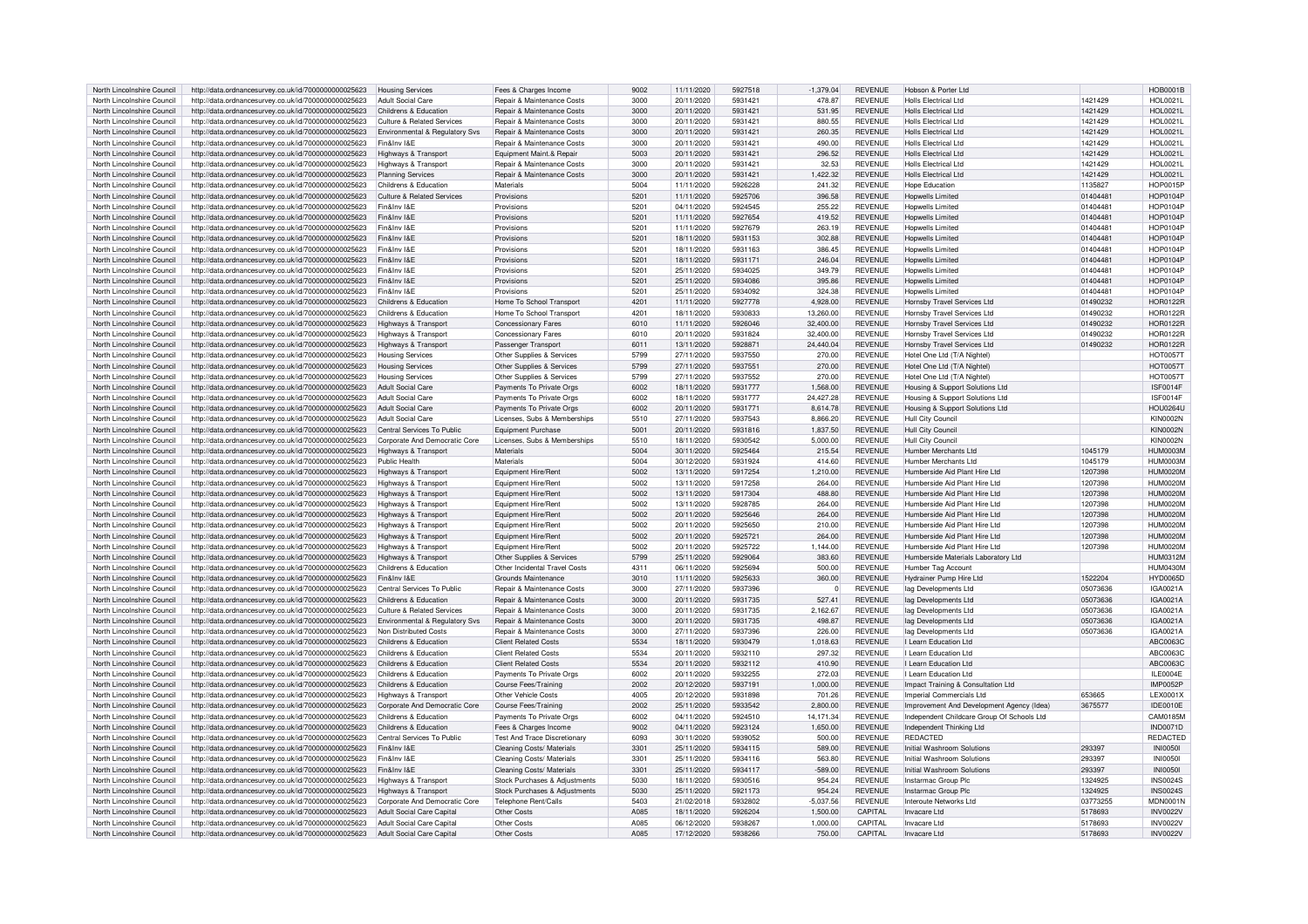| North Lincolnshire Council | http://data.ordnancesurvey.co.uk/id/7000000000025623 | Housing Services | Fees & Charges Income | 9002 | 11/11/2020 | 5927518 | -1,379.04 | REVENUE | Hobson & Porter Ltd | | HOB0001B |
|---|---|---|---|---|---|---|---|---|---|---|---|
| North Lincolnshire Council | http://data.ordnancesurvey.co.uk/id/7000000000025623 | Adult Social Care | Repair & Maintenance Costs | 3000 | 20/11/2020 | 5931421 | 478.87 | REVENUE | Holls Electrical Ltd | 1421429 | HOL0021L |
| North Lincolnshire Council | http://data.ordnancesurvey.co.uk/id/7000000000025623 | Childrens & Education | Repair & Maintenance Costs | 3000 | 20/11/2020 | 5931421 | 531.95 | REVENUE | Holls Electrical Ltd | 1421429 | HOL0021L |
| North Lincolnshire Council | http://data.ordnancesurvey.co.uk/id/7000000000025623 | Culture & Related Services | Repair & Maintenance Costs | 3000 | 20/11/2020 | 5931421 | 880.55 | REVENUE | Holls Electrical Ltd | 1421429 | HOL0021L |
| North Lincolnshire Council | http://data.ordnancesurvey.co.uk/id/7000000000025623 | Environmental & Regulatory Svs | Repair & Maintenance Costs | 3000 | 20/11/2020 | 5931421 | 260.35 | REVENUE | Holls Electrical Ltd | 1421429 | HOL0021L |
| North Lincolnshire Council | http://data.ordnancesurvey.co.uk/id/7000000000025623 | Fin&Inv I&E | Repair & Maintenance Costs | 3000 | 20/11/2020 | 5931421 | 490.00 | REVENUE | Holls Electrical Ltd | 1421429 | HOL0021L |
| North Lincolnshire Council | http://data.ordnancesurvey.co.uk/id/7000000000025623 | Highways & Transport | Equipment Maint.& Repair | 5003 | 20/11/2020 | 5931421 | 296.52 | REVENUE | Holls Electrical Ltd | 1421429 | HOL0021L |
| North Lincolnshire Council | http://data.ordnancesurvey.co.uk/id/7000000000025623 | Highways & Transport | Repair & Maintenance Costs | 3000 | 20/11/2020 | 5931421 | 32.53 | REVENUE | Holls Electrical Ltd | 1421429 | HOL0021L |
| North Lincolnshire Council | http://data.ordnancesurvey.co.uk/id/7000000000025623 | Planning Services | Repair & Maintenance Costs | 3000 | 20/11/2020 | 5931421 | 1,422.32 | REVENUE | Holls Electrical Ltd | 1421429 | HOL0021L |
| North Lincolnshire Council | http://data.ordnancesurvey.co.uk/id/7000000000025623 | Childrens & Education | Materials | 5004 | 11/11/2020 | 5926228 | 241.32 | REVENUE | Hope Education | 1135827 | HOP0015P |
| North Lincolnshire Council | http://data.ordnancesurvey.co.uk/id/7000000000025623 | Culture & Related Services | Provisions | 5201 | 11/11/2020 | 5925706 | 396.58 | REVENUE | Hopwells Limited | 01404481 | HOP0104P |
| North Lincolnshire Council | http://data.ordnancesurvey.co.uk/id/7000000000025623 | Fin&Inv I&E | Provisions | 5201 | 04/11/2020 | 5924545 | 255.22 | REVENUE | Hopwells Limited | 01404481 | HOP0104P |
| North Lincolnshire Council | http://data.ordnancesurvey.co.uk/id/7000000000025623 | Fin&Inv I&E | Provisions | 5201 | 11/11/2020 | 5927654 | 419.52 | REVENUE | Hopwells Limited | 01404481 | HOP0104P |
| North Lincolnshire Council | http://data.ordnancesurvey.co.uk/id/7000000000025623 | Fin&Inv I&E | Provisions | 5201 | 11/11/2020 | 5927679 | 263.19 | REVENUE | Hopwells Limited | 01404481 | HOP0104P |
| North Lincolnshire Council | http://data.ordnancesurvey.co.uk/id/7000000000025623 | Fin&Inv I&E | Provisions | 5201 | 18/11/2020 | 5931153 | 302.88 | REVENUE | Hopwells Limited | 01404481 | HOP0104P |
| North Lincolnshire Council | http://data.ordnancesurvey.co.uk/id/7000000000025623 | Fin&Inv I&E | Provisions | 5201 | 18/11/2020 | 5931163 | 386.45 | REVENUE | Hopwells Limited | 01404481 | HOP0104P |
| North Lincolnshire Council | http://data.ordnancesurvey.co.uk/id/7000000000025623 | Fin&Inv I&E | Provisions | 5201 | 18/11/2020 | 5931171 | 246.04 | REVENUE | Hopwells Limited | 01404481 | HOP0104P |
| North Lincolnshire Council | http://data.ordnancesurvey.co.uk/id/7000000000025623 | Fin&Inv I&E | Provisions | 5201 | 25/11/2020 | 5934025 | 349.79 | REVENUE | Hopwells Limited | 01404481 | HOP0104P |
| North Lincolnshire Council | http://data.ordnancesurvey.co.uk/id/7000000000025623 | Fin&Inv I&E | Provisions | 5201 | 25/11/2020 | 5934086 | 395.86 | REVENUE | Hopwells Limited | 01404481 | HOP0104P |
| North Lincolnshire Council | http://data.ordnancesurvey.co.uk/id/7000000000025623 | Fin&Inv I&E | Provisions | 5201 | 25/11/2020 | 5934092 | 324.38 | REVENUE | Hopwells Limited | 01404481 | HOP0104P |
| North Lincolnshire Council | http://data.ordnancesurvey.co.uk/id/7000000000025623 | Childrens & Education | Home To School Transport | 4201 | 11/11/2020 | 5927778 | 4,928.00 | REVENUE | Hornsby Travel Services Ltd | 01490232 | HOR0122R |
| North Lincolnshire Council | http://data.ordnancesurvey.co.uk/id/7000000000025623 | Childrens & Education | Home To School Transport | 4201 | 18/11/2020 | 5930833 | 13,260.00 | REVENUE | Hornsby Travel Services Ltd | 01490232 | HOR0122R |
| North Lincolnshire Council | http://data.ordnancesurvey.co.uk/id/7000000000025623 | Highways & Transport | Concessionary Fares | 6010 | 11/11/2020 | 5926046 | 32,400.00 | REVENUE | Hornsby Travel Services Ltd | 01490232 | HOR0122R |
| North Lincolnshire Council | http://data.ordnancesurvey.co.uk/id/7000000000025623 | Highways & Transport | Concessionary Fares | 6010 | 20/11/2020 | 5931824 | 32,400.00 | REVENUE | Hornsby Travel Services Ltd | 01490232 | HOR0122R |
| North Lincolnshire Council | http://data.ordnancesurvey.co.uk/id/7000000000025623 | Highways & Transport | Passenger Transport | 6011 | 13/11/2020 | 5928871 | 24,440.04 | REVENUE | Hornsby Travel Services Ltd | 01490232 | HOR0122R |
| North Lincolnshire Council | http://data.ordnancesurvey.co.uk/id/7000000000025623 | Housing Services | Other Supplies & Services | 5799 | 27/11/2020 | 5937550 | 270.00 | REVENUE | Hotel One Ltd (T/A Nightel) | | HOT0057T |
| North Lincolnshire Council | http://data.ordnancesurvey.co.uk/id/7000000000025623 | Housing Services | Other Supplies & Services | 5799 | 27/11/2020 | 5937551 | 270.00 | REVENUE | Hotel One Ltd (T/A Nightel) | | HOT0057T |
| North Lincolnshire Council | http://data.ordnancesurvey.co.uk/id/7000000000025623 | Housing Services | Other Supplies & Services | 5799 | 27/11/2020 | 5937552 | 270.00 | REVENUE | Hotel One Ltd (T/A Nightel) | | HOT0057T |
| North Lincolnshire Council | http://data.ordnancesurvey.co.uk/id/7000000000025623 | Adult Social Care | Payments To Private Orgs | 6002 | 18/11/2020 | 5931777 | 1,568.00 | REVENUE | Housing & Support Solutions Ltd | | ISF0014F |
| North Lincolnshire Council | http://data.ordnancesurvey.co.uk/id/7000000000025623 | Adult Social Care | Payments To Private Orgs | 6002 | 18/11/2020 | 5931777 | 24,427.28 | REVENUE | Housing & Support Solutions Ltd | | ISF0014F |
| North Lincolnshire Council | http://data.ordnancesurvey.co.uk/id/7000000000025623 | Adult Social Care | Payments To Private Orgs | 6002 | 20/11/2020 | 5931771 | 8,614.78 | REVENUE | Housing & Support Solutions Ltd | | HOU0264U |
| North Lincolnshire Council | http://data.ordnancesurvey.co.uk/id/7000000000025623 | Adult Social Care | Licenses, Subs & Memberships | 5510 | 27/11/2020 | 5937543 | 8,866.20 | REVENUE | Hull City Council | | KIN0002N |
| North Lincolnshire Council | http://data.ordnancesurvey.co.uk/id/7000000000025623 | Central Services To Public | Equipment Purchase | 5001 | 20/11/2020 | 5931816 | 1,837.50 | REVENUE | Hull City Council | | KIN0002N |
| North Lincolnshire Council | http://data.ordnancesurvey.co.uk/id/7000000000025623 | Corporate And Democratic Core | Licenses, Subs & Memberships | 5510 | 18/11/2020 | 5930542 | 5,000.00 | REVENUE | Hull City Council | | KIN0002N |
| North Lincolnshire Council | http://data.ordnancesurvey.co.uk/id/7000000000025623 | Highways & Transport | Materials | 5004 | 30/11/2020 | 5925464 | 215.54 | REVENUE | Humber Merchants Ltd | 1045179 | HUM0003M |
| North Lincolnshire Council | http://data.ordnancesurvey.co.uk/id/7000000000025623 | Public Health | Materials | 5004 | 30/12/2020 | 5931924 | 414.60 | REVENUE | Humber Merchants Ltd | 1045179 | HUM0003M |
| North Lincolnshire Council | http://data.ordnancesurvey.co.uk/id/7000000000025623 | Highways & Transport | Equipment Hire/Rent | 5002 | 13/11/2020 | 5917254 | 1,210.00 | REVENUE | Humberside Aid Plant Hire Ltd | 1207398 | HUM0020M |
| North Lincolnshire Council | http://data.ordnancesurvey.co.uk/id/7000000000025623 | Highways & Transport | Equipment Hire/Rent | 5002 | 13/11/2020 | 5917258 | 264.00 | REVENUE | Humberside Aid Plant Hire Ltd | 1207398 | HUM0020M |
| North Lincolnshire Council | http://data.ordnancesurvey.co.uk/id/7000000000025623 | Highways & Transport | Equipment Hire/Rent | 5002 | 13/11/2020 | 5917304 | 488.80 | REVENUE | Humberside Aid Plant Hire Ltd | 1207398 | HUM0020M |
| North Lincolnshire Council | http://data.ordnancesurvey.co.uk/id/7000000000025623 | Highways & Transport | Equipment Hire/Rent | 5002 | 13/11/2020 | 5928785 | 264.00 | REVENUE | Humberside Aid Plant Hire Ltd | 1207398 | HUM0020M |
| North Lincolnshire Council | http://data.ordnancesurvey.co.uk/id/7000000000025623 | Highways & Transport | Equipment Hire/Rent | 5002 | 20/11/2020 | 5925646 | 264.00 | REVENUE | Humberside Aid Plant Hire Ltd | 1207398 | HUM0020M |
| North Lincolnshire Council | http://data.ordnancesurvey.co.uk/id/7000000000025623 | Highways & Transport | Equipment Hire/Rent | 5002 | 20/11/2020 | 5925650 | 210.00 | REVENUE | Humberside Aid Plant Hire Ltd | 1207398 | HUM0020M |
| North Lincolnshire Council | http://data.ordnancesurvey.co.uk/id/7000000000025623 | Highways & Transport | Equipment Hire/Rent | 5002 | 20/11/2020 | 5925721 | 264.00 | REVENUE | Humberside Aid Plant Hire Ltd | 1207398 | HUM0020M |
| North Lincolnshire Council | http://data.ordnancesurvey.co.uk/id/7000000000025623 | Highways & Transport | Equipment Hire/Rent | 5002 | 20/11/2020 | 5925722 | 1,144.00 | REVENUE | Humberside Aid Plant Hire Ltd | 1207398 | HUM0020M |
| North Lincolnshire Council | http://data.ordnancesurvey.co.uk/id/7000000000025623 | Highways & Transport | Other Supplies & Services | 5799 | 25/11/2020 | 5929064 | 383.60 | REVENUE | Humberside Materials Laboratory Ltd | | HUM0312M |
| North Lincolnshire Council | http://data.ordnancesurvey.co.uk/id/7000000000025623 | Childrens & Education | Other Incidental Travel Costs | 4311 | 06/11/2020 | 5925694 | 500.00 | REVENUE | Humber Tag Account | | HUM0430M |
| North Lincolnshire Council | http://data.ordnancesurvey.co.uk/id/7000000000025623 | Fin&Inv I&E | Grounds Maintenance | 3010 | 11/11/2020 | 5925633 | 360.00 | REVENUE | Hydrainer Pump Hire Ltd | 1522204 | HYD0065D |
| North Lincolnshire Council | http://data.ordnancesurvey.co.uk/id/7000000000025623 | Central Services To Public | Repair & Maintenance Costs | 3000 | 27/11/2020 | 5937396 | 0 | REVENUE | Iag Developments Ltd | 05073636 | IGA0021A |
| North Lincolnshire Council | http://data.ordnancesurvey.co.uk/id/7000000000025623 | Childrens & Education | Repair & Maintenance Costs | 3000 | 20/11/2020 | 5931735 | 527.41 | REVENUE | Iag Developments Ltd | 05073636 | IGA0021A |
| North Lincolnshire Council | http://data.ordnancesurvey.co.uk/id/7000000000025623 | Culture & Related Services | Repair & Maintenance Costs | 3000 | 20/11/2020 | 5931735 | 2,162.67 | REVENUE | Iag Developments Ltd | 05073636 | IGA0021A |
| North Lincolnshire Council | http://data.ordnancesurvey.co.uk/id/7000000000025623 | Environmental & Regulatory Svs | Repair & Maintenance Costs | 3000 | 20/11/2020 | 5931735 | 498.87 | REVENUE | Iag Developments Ltd | 05073636 | IGA0021A |
| North Lincolnshire Council | http://data.ordnancesurvey.co.uk/id/7000000000025623 | Non Distributed Costs | Repair & Maintenance Costs | 3000 | 27/11/2020 | 5937396 | 226.00 | REVENUE | Iag Developments Ltd | 05073636 | IGA0021A |
| North Lincolnshire Council | http://data.ordnancesurvey.co.uk/id/7000000000025623 | Childrens & Education | Client Related Costs | 5534 | 18/11/2020 | 5930479 | 1,018.63 | REVENUE | I Learn Education Ltd | | ABC0063C |
| North Lincolnshire Council | http://data.ordnancesurvey.co.uk/id/7000000000025623 | Childrens & Education | Client Related Costs | 5534 | 20/11/2020 | 5932110 | 297.32 | REVENUE | I Learn Education Ltd | | ABC0063C |
| North Lincolnshire Council | http://data.ordnancesurvey.co.uk/id/7000000000025623 | Childrens & Education | Client Related Costs | 5534 | 20/11/2020 | 5932112 | 410.90 | REVENUE | I Learn Education Ltd | | ABC0063C |
| North Lincolnshire Council | http://data.ordnancesurvey.co.uk/id/7000000000025623 | Childrens & Education | Payments To Private Orgs | 6002 | 20/11/2020 | 5932255 | 272.03 | REVENUE | I Learn Education Ltd | | ILE0004E |
| North Lincolnshire Council | http://data.ordnancesurvey.co.uk/id/7000000000025623 | Childrens & Education | Course Fees/Training | 2002 | 20/12/2020 | 5937191 | 1,000.00 | REVENUE | Impact Training & Consultation Ltd | | IMP0052P |
| North Lincolnshire Council | http://data.ordnancesurvey.co.uk/id/7000000000025623 | Highways & Transport | Other Vehicle Costs | 4005 | 20/12/2020 | 5931898 | 701.26 | REVENUE | Imperial Commercials Ltd | 653665 | LEX0001X |
| North Lincolnshire Council | http://data.ordnancesurvey.co.uk/id/7000000000025623 | Corporate And Democratic Core | Course Fees/Training | 2002 | 25/11/2020 | 5933542 | 2,800.00 | REVENUE | Improvement And Development Agency (Idea) | 3675577 | IDE0010E |
| North Lincolnshire Council | http://data.ordnancesurvey.co.uk/id/7000000000025623 | Childrens & Education | Payments To Private Orgs | 6002 | 04/11/2020 | 5924510 | 14,171.34 | REVENUE | Independent Childcare Group Of Schools Ltd | | CAM0185M |
| North Lincolnshire Council | http://data.ordnancesurvey.co.uk/id/7000000000025623 | Childrens & Education | Fees & Charges Income | 9002 | 04/11/2020 | 5923124 | 1,650.00 | REVENUE | Independent Thinking Ltd | | IND0071D |
| North Lincolnshire Council | http://data.ordnancesurvey.co.uk/id/7000000000025623 | Central Services To Public | Test And Trace Discretionary | 6093 | 30/11/2020 | 5939052 | 500.00 | REVENUE | REDACTED | | REDACTED |
| North Lincolnshire Council | http://data.ordnancesurvey.co.uk/id/7000000000025623 | Fin&Inv I&E | Cleaning Costs/ Materials | 3301 | 25/11/2020 | 5934115 | 589.00 | REVENUE | Initial Washroom Solutions | 293397 | INI0050I |
| North Lincolnshire Council | http://data.ordnancesurvey.co.uk/id/7000000000025623 | Fin&Inv I&E | Cleaning Costs/ Materials | 3301 | 25/11/2020 | 5934116 | 563.80 | REVENUE | Initial Washroom Solutions | 293397 | INI0050I |
| North Lincolnshire Council | http://data.ordnancesurvey.co.uk/id/7000000000025623 | Fin&Inv I&E | Cleaning Costs/ Materials | 3301 | 25/11/2020 | 5934117 | -589.00 | REVENUE | Initial Washroom Solutions | 293397 | INI0050I |
| North Lincolnshire Council | http://data.ordnancesurvey.co.uk/id/7000000000025623 | Highways & Transport | Stock Purchases & Adjustments | 5030 | 18/11/2020 | 5930516 | 954.24 | REVENUE | Instarmac Group Plc | 1324925 | INS0024S |
| North Lincolnshire Council | http://data.ordnancesurvey.co.uk/id/7000000000025623 | Highways & Transport | Stock Purchases & Adjustments | 5030 | 25/11/2020 | 5921173 | 954.24 | REVENUE | Instarmac Group Plc | 1324925 | INS0024S |
| North Lincolnshire Council | http://data.ordnancesurvey.co.uk/id/7000000000025623 | Corporate And Democratic Core | Telephone Rent/Calls | 5403 | 21/02/2018 | 5932802 | -5,037.56 | REVENUE | Interoute Networks Ltd | 03773255 | MDN0001N |
| North Lincolnshire Council | http://data.ordnancesurvey.co.uk/id/7000000000025623 | Adult Social Care Capital | Other Costs | A085 | 18/11/2020 | 5926204 | 1,500.00 | CAPITAL | Invacare Ltd | 5178693 | INV0022V |
| North Lincolnshire Council | http://data.ordnancesurvey.co.uk/id/7000000000025623 | Adult Social Care Capital | Other Costs | A085 | 06/12/2020 | 5938267 | 1,000.00 | CAPITAL | Invacare Ltd | 5178693 | INV0022V |
| North Lincolnshire Council | http://data.ordnancesurvey.co.uk/id/7000000000025623 | Adult Social Care Capital | Other Costs | A085 | 17/12/2020 | 5938266 | 750.00 | CAPITAL | Invacare Ltd | 5178693 | INV0022V |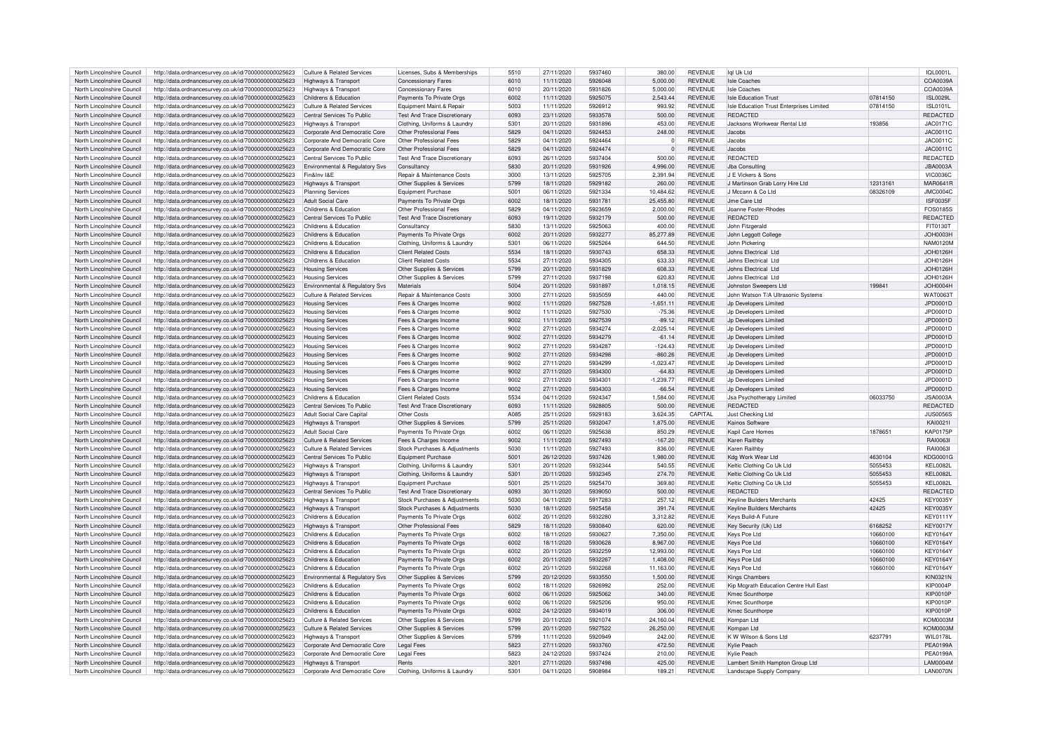| North Lincolnshire Council | http://data.ordnancesurvey.co.uk/id/7000000000025623 | Culture & Related Services | Licenses, Subs & Memberships | 5510 | 27/11/2020 | 5937460 | 380.00 | REVENUE | Iql Uk Ltd | | IQL0001L |
|---|---|---|---|---|---|---|---|---|---|---|---|
| North Lincolnshire Council | http://data.ordnancesurvey.co.uk/id/7000000000025623 | Highways & Transport | Concessionary Fares | 6010 | 11/11/2020 | 5926048 | 5,000.00 | REVENUE | Isle Coaches | | COA0039A |
| North Lincolnshire Council | http://data.ordnancesurvey.co.uk/id/7000000000025623 | Highways & Transport | Concessionary Fares | 6010 | 20/11/2020 | 5931826 | 5,000.00 | REVENUE | Isle Coaches | | COA0039A |
| North Lincolnshire Council | http://data.ordnancesurvey.co.uk/id/7000000000025623 | Childrens & Education | Payments To Private Orgs | 6002 | 11/11/2020 | 5925075 | 2,543.44 | REVENUE | Isle Education Trust | 07814150 | ISL0029L |
| North Lincolnshire Council | http://data.ordnancesurvey.co.uk/id/7000000000025623 | Culture & Related Services | Equipment Maint.& Repair | 5003 | 11/11/2020 | 5926912 | 993.92 | REVENUE | Isle Education Trust Enterprises Limited | 07814150 | ISL0101L |
| North Lincolnshire Council | http://data.ordnancesurvey.co.uk/id/7000000000025623 | Central Services To Public | Test And Trace Discretionary | 6093 | 23/11/2020 | 5933578 | 500.00 | REVENUE | REDACTED | | REDACTED |
| North Lincolnshire Council | http://data.ordnancesurvey.co.uk/id/7000000000025623 | Highways & Transport | Clothing, Uniforms & Laundry | 5301 | 20/11/2020 | 5931896 | 453.00 | REVENUE | Jacksons Workwear Rental Ltd | 193856 | JAC0171C |
| North Lincolnshire Council | http://data.ordnancesurvey.co.uk/id/7000000000025623 | Corporate And Democratic Core | Other Professional Fees | 5829 | 04/11/2020 | 5924453 | 248.00 | REVENUE | Jacobs | | JAC0011C |
| North Lincolnshire Council | http://data.ordnancesurvey.co.uk/id/7000000000025623 | Corporate And Democratic Core | Other Professional Fees | 5829 | 04/11/2020 | 5924464 | 0 | REVENUE | Jacobs | | JAC0011C |
| North Lincolnshire Council | http://data.ordnancesurvey.co.uk/id/7000000000025623 | Corporate And Democratic Core | Other Professional Fees | 5829 | 04/11/2020 | 5924474 | 0 | REVENUE | Jacobs | | JAC0011C |
| North Lincolnshire Council | http://data.ordnancesurvey.co.uk/id/7000000000025623 | Central Services To Public | Test And Trace Discretionary | 6093 | 26/11/2020 | 5937404 | 500.00 | REVENUE | REDACTED | | REDACTED |
| North Lincolnshire Council | http://data.ordnancesurvey.co.uk/id/7000000000025623 | Environmental & Regulatory Svs | Consultancy | 5830 | 20/11/2020 | 5931926 | 4,996.00 | REVENUE | Jba Consulting | | JBA0003A |
| North Lincolnshire Council | http://data.ordnancesurvey.co.uk/id/7000000000025623 | Fin&Inv I&E | Repair & Maintenance Costs | 3000 | 13/11/2020 | 5925705 | 2,391.94 | REVENUE | J E Vickers & Sons | | VIC0036C |
| North Lincolnshire Council | http://data.ordnancesurvey.co.uk/id/7000000000025623 | Highways & Transport | Other Supplies & Services | 5799 | 18/11/2020 | 5929182 | 260.00 | REVENUE | J Martinson Grab Lorry Hire Ltd | 12313161 | MAR0641R |
| North Lincolnshire Council | http://data.ordnancesurvey.co.uk/id/7000000000025623 | Planning Services | Equipment Purchase | 5001 | 06/11/2020 | 5921334 | 10,484.62 | REVENUE | J Mccann & Co Ltd | 08326109 | JMC0004C |
| North Lincolnshire Council | http://data.ordnancesurvey.co.uk/id/7000000000025623 | Adult Social Care | Payments To Private Orgs | 6002 | 18/11/2020 | 5931781 | 25,455.80 | REVENUE | Jme Care Ltd | | ISF0035F |
| North Lincolnshire Council | http://data.ordnancesurvey.co.uk/id/7000000000025623 | Childrens & Education | Other Professional Fees | 5829 | 04/11/2020 | 5923659 | 2,000.00 | REVENUE | Joanne Foster-Rhodes | | FOS0185S |
| North Lincolnshire Council | http://data.ordnancesurvey.co.uk/id/7000000000025623 | Central Services To Public | Test And Trace Discretionary | 6093 | 19/11/2020 | 5932179 | 500.00 | REVENUE | REDACTED | | REDACTED |
| North Lincolnshire Council | http://data.ordnancesurvey.co.uk/id/7000000000025623 | Childrens & Education | Consultancy | 5830 | 13/11/2020 | 5925063 | 400.00 | REVENUE | John Fitzgerald | | FIT0130T |
| North Lincolnshire Council | http://data.ordnancesurvey.co.uk/id/7000000000025623 | Childrens & Education | Payments To Private Orgs | 6002 | 20/11/2020 | 5932277 | 85,277.89 | REVENUE | John Leggott College | | JOH0003H |
| North Lincolnshire Council | http://data.ordnancesurvey.co.uk/id/7000000000025623 | Childrens & Education | Clothing, Uniforms & Laundry | 5301 | 06/11/2020 | 5925264 | 644.50 | REVENUE | John Pickering | | NAM0120M |
| North Lincolnshire Council | http://data.ordnancesurvey.co.uk/id/7000000000025623 | Childrens & Education | Client Related Costs | 5534 | 18/11/2020 | 5930743 | 658.33 | REVENUE | Johns Electrical Ltd | | JOH0126H |
| North Lincolnshire Council | http://data.ordnancesurvey.co.uk/id/7000000000025623 | Childrens & Education | Client Related Costs | 5534 | 27/11/2020 | 5934305 | 633.33 | REVENUE | Johns Electrical Ltd | | JOH0126H |
| North Lincolnshire Council | http://data.ordnancesurvey.co.uk/id/7000000000025623 | Housing Services | Other Supplies & Services | 5799 | 20/11/2020 | 5931829 | 608.33 | REVENUE | Johns Electrical Ltd | | JOH0126H |
| North Lincolnshire Council | http://data.ordnancesurvey.co.uk/id/7000000000025623 | Housing Services | Other Supplies & Services | 5799 | 27/11/2020 | 5937198 | 620.83 | REVENUE | Johns Electrical Ltd | | JOH0126H |
| North Lincolnshire Council | http://data.ordnancesurvey.co.uk/id/7000000000025623 | Environmental & Regulatory Svs | Materials | 5004 | 20/11/2020 | 5931897 | 1,018.15 | REVENUE | Johnston Sweepers Ltd | 199841 | JOH0004H |
| North Lincolnshire Council | http://data.ordnancesurvey.co.uk/id/7000000000025623 | Culture & Related Services | Repair & Maintenance Costs | 3000 | 27/11/2020 | 5935059 | 440.00 | REVENUE | John Watson T/A Ultrasonic Systems | | WAT0063T |
| North Lincolnshire Council | http://data.ordnancesurvey.co.uk/id/7000000000025623 | Housing Services | Fees & Charges Income | 9002 | 11/11/2020 | 5927528 | $-1,651.11$ | REVENUE | Jp Developers Limited | | JPD0001D |
| North Lincolnshire Council | http://data.ordnancesurvey.co.uk/id/7000000000025623 | Housing Services | Fees & Charges Income | 9002 | 11/11/2020 | 5927530 | -75.36 | REVENUE | Jp Developers Limited | | JPD0001D |
| North Lincolnshire Council | http://data.ordnancesurvey.co.uk/id/7000000000025623 | Housing Services | Fees & Charges Income | 9002 | 11/11/2020 | 5927539 | -89.12 | REVENUE | Jp Developers Limited | | JPD0001D |
| North Lincolnshire Council | http://data.ordnancesurvey.co.uk/id/7000000000025623 | Housing Services | Fees & Charges Income | 9002 | 27/11/2020 | 5934274 | -2,025.14 | REVENUE | Jp Developers Limited | | JPD0001D |
| North Lincolnshire Council | http://data.ordnancesurvey.co.uk/id/7000000000025623 | Housing Services | Fees & Charges Income | 9002 | 27/11/2020 | 5934279 | -61.14 | REVENUE | Jp Developers Limited | | JPD0001D |
| North Lincolnshire Council | http://data.ordnancesurvey.co.uk/id/7000000000025623 | Housing Services | Fees & Charges Income | 9002 | 27/11/2020 | 5934287 | -124.43 | REVENUE | Jp Developers Limited | | JPD0001D |
| North Lincolnshire Council | http://data.ordnancesurvey.co.uk/id/7000000000025623 | Housing Services | Fees & Charges Income | 9002 | 27/11/2020 | 5934298 | -860.26 | REVENUE | Jp Developers Limited | | JPD0001D |
| North Lincolnshire Council | http://data.ordnancesurvey.co.uk/id/7000000000025623 | Housing Services | Fees & Charges Income | 9002 | 27/11/2020 | 5934299 | -1,023.47 | REVENUE | Jp Developers Limited | | JPD0001D |
| North Lincolnshire Council | http://data.ordnancesurvey.co.uk/id/7000000000025623 | Housing Services | Fees & Charges Income | 9002 | 27/11/2020 | 5934300 | -64.83 | REVENUE | Jp Developers Limited | | JPD0001D |
| North Lincolnshire Council | http://data.ordnancesurvey.co.uk/id/7000000000025623 | Housing Services | Fees & Charges Income | 9002 | 27/11/2020 | 5934301 | -1,239.77 | REVENUE | Jp Developers Limited | | JPD0001D |
| North Lincolnshire Council | http://data.ordnancesurvey.co.uk/id/7000000000025623 | Housing Services | Fees & Charges Income | 9002 | 27/11/2020 | 5934303 | -66.54 | REVENUE | Jp Developers Limited | | JPD0001D |
| North Lincolnshire Council | http://data.ordnancesurvey.co.uk/id/7000000000025623 | Childrens & Education | Client Related Costs | 5534 | 04/11/2020 | 5924347 | 1,584.00 | REVENUE | Jsa Psychotherapy Limited | 06033750 | JSA0003A |
| North Lincolnshire Council | http://data.ordnancesurvey.co.uk/id/7000000000025623 | Central Services To Public | Test And Trace Discretionary | 6093 | 11/11/2020 | 5928805 | 500.00 | REVENUE | REDACTED | | REDACTED |
| North Lincolnshire Council | http://data.ordnancesurvey.co.uk/id/7000000000025623 | Adult Social Care Capital | Other Costs | A085 | 25/11/2020 | 5929183 | 3,624.35 | CAPITAL | Just Checking Ltd | | JUS0056S |
| North Lincolnshire Council | http://data.ordnancesurvey.co.uk/id/7000000000025623 | Highways & Transport | Other Supplies & Services | 5799 | 25/11/2020 | 5932047 | 1,875.00 | REVENUE | Kainos Software | | KAI0021I |
| North Lincolnshire Council | http://data.ordnancesurvey.co.uk/id/7000000000025623 | Adult Social Care | Payments To Private Orgs | 6002 | 06/11/2020 | 5925638 | 850.29 | REVENUE | Kapil Care Homes | 1878651 | KAP0175P |
| North Lincolnshire Council | http://data.ordnancesurvey.co.uk/id/7000000000025623 | Culture & Related Services | Fees & Charges Income | 9002 | 11/11/2020 | 5927493 | -167.20 | REVENUE | Karen Raithby | | RAI0063I |
| North Lincolnshire Council | http://data.ordnancesurvey.co.uk/id/7000000000025623 | Culture & Related Services | Stock Purchases & Adjustments | 5030 | 11/11/2020 | 5927493 | 836.00 | REVENUE | Karen Raithby | | RAI0063I |
| North Lincolnshire Council | http://data.ordnancesurvey.co.uk/id/7000000000025623 | Central Services To Public | Equipment Purchase | 5001 | 26/12/2020 | 5937426 | 1,980.00 | REVENUE | Kdg Work Wear Ltd | 4630104 | KDG0001G |
| North Lincolnshire Council | http://data.ordnancesurvey.co.uk/id/7000000000025623 | Highways & Transport | Clothing, Uniforms & Laundry | 5301 | 20/11/2020 | 5932344 | 540.55 | REVENUE | Keltic Clothing Co Uk Ltd | 5055453 | KEL0082L |
| North Lincolnshire Council | http://data.ordnancesurvey.co.uk/id/7000000000025623 | Highways & Transport | Clothing, Uniforms & Laundry | 5301 | 20/11/2020 | 5932345 | 274.70 | REVENUE | Keltic Clothing Co Uk Ltd | 5055453 | KEL0082L |
| North Lincolnshire Council | http://data.ordnancesurvey.co.uk/id/7000000000025623 | Highways & Transport | Equipment Purchase | 5001 | 25/11/2020 | 5925470 | 369.80 | REVENUE | Keltic Clothing Co Uk Ltd | 5055453 | KEL0082L |
| North Lincolnshire Council | http://data.ordnancesurvey.co.uk/id/7000000000025623 | Central Services To Public | Test And Trace Discretionary | 6093 | 30/11/2020 | 5939050 | 500.00 | REVENUE | REDACTED | | REDACTED |
| North Lincolnshire Council | http://data.ordnancesurvey.co.uk/id/7000000000025623 | Highways & Transport | Stock Purchases & Adjustments | 5030 | 04/11/2020 | 5917283 | 257.12 | REVENUE | Keyline Builders Merchants | 42425 | KEY0035Y |
| North Lincolnshire Council | http://data.ordnancesurvey.co.uk/id/7000000000025623 | Highways & Transport | Stock Purchases & Adjustments | 5030 | 18/11/2020 | 5925458 | 391.74 | REVENUE | Keyline Builders Merchants | 42425 | KEY0035Y |
| North Lincolnshire Council | http://data.ordnancesurvey.co.uk/id/7000000000025623 | Childrens & Education | Payments To Private Orgs | 6002 | 20/11/2020 | 5932280 | 3,312.82 | REVENUE | Keys Build-A Future | | KEY0111Y |
| North Lincolnshire Council | http://data.ordnancesurvey.co.uk/id/7000000000025623 | Highways & Transport | Other Professional Fees | 5829 | 18/11/2020 | 5930840 | 620.00 | REVENUE | Key Security (Uk) Ltd | 6168252 | KEY0017Y |
| North Lincolnshire Council | http://data.ordnancesurvey.co.uk/id/7000000000025623 | Childrens & Education | Payments To Private Orgs | 6002 | 18/11/2020 | 5930627 | 7,350.00 | REVENUE | Keys Pce Ltd | 10660100 | KEY0164Y |
| North Lincolnshire Council | http://data.ordnancesurvey.co.uk/id/7000000000025623 | Childrens & Education | Payments To Private Orgs | 6002 | 18/11/2020 | 5930628 | 8,967.00 | REVENUE | Keys Pce Ltd | 10660100 | KEY0164Y |
| North Lincolnshire Council | http://data.ordnancesurvey.co.uk/id/7000000000025623 | Childrens & Education | Payments To Private Orgs | 6002 | 20/11/2020 | 5932259 | 12,993.00 | REVENUE | Keys Pce Ltd | 10660100 | KEY0164Y |
| North Lincolnshire Council | http://data.ordnancesurvey.co.uk/id/7000000000025623 | Childrens & Education | Payments To Private Orgs | 6002 | 20/11/2020 | 5932267 | 1,408.00 | REVENUE | Keys Pce Ltd | 10660100 | KEY0164Y |
| North Lincolnshire Council | http://data.ordnancesurvey.co.uk/id/7000000000025623 | Childrens & Education | Payments To Private Orgs | 6002 | 20/11/2020 | 5932268 | 11,163.00 | REVENUE | Keys Pce Ltd | 10660100 | KEY0164Y |
| North Lincolnshire Council | http://data.ordnancesurvey.co.uk/id/7000000000025623 | Environmental & Regulatory Svs | Other Supplies & Services | 5799 | 20/12/2020 | 5933550 | 1,500.00 | REVENUE | Kings Chambers | | KIN0321N |
| North Lincolnshire Council | http://data.ordnancesurvey.co.uk/id/7000000000025623 | Childrens & Education | Payments To Private Orgs | 6002 | 18/11/2020 | 5926992 | 252.00 | REVENUE | Kip Mcgrath Education Centre Hull East | | KIP0004P |
| North Lincolnshire Council | http://data.ordnancesurvey.co.uk/id/7000000000025623 | Childrens & Education | Payments To Private Orgs | 6002 | 06/11/2020 | 5925062 | 340.00 | REVENUE | Kmec Scunthorpe | | KIP0010P |
| North Lincolnshire Council | http://data.ordnancesurvey.co.uk/id/7000000000025623 | Childrens & Education | Payments To Private Orgs | 6002 | 06/11/2020 | 5925206 | 950.00 | REVENUE | Kmec Scunthorpe | | KIP0010P |
| North Lincolnshire Council | http://data.ordnancesurvey.co.uk/id/7000000000025623 | Childrens & Education | Payments To Private Orgs | 6002 | 24/12/2020 | 5934019 | 306.00 | REVENUE | Kmec Scunthorpe | | KIP0010P |
| North Lincolnshire Council | http://data.ordnancesurvey.co.uk/id/7000000000025623 | Culture & Related Services | Other Supplies & Services | 5799 | 20/11/2020 | 5921074 | 24,160.04 | REVENUE | Kompan Ltd | | KOM0003M |
| North Lincolnshire Council | http://data.ordnancesurvey.co.uk/id/7000000000025623 | Culture & Related Services | Other Supplies & Services | 5799 | 20/11/2020 | 5927522 | 26,250.00 | REVENUE | Kompan Ltd | | KOM0003M |
| North Lincolnshire Council | http://data.ordnancesurvey.co.uk/id/7000000000025623 | Highways & Transport | Other Supplies & Services | 5799 | 11/11/2020 | 5920949 | 242.00 | REVENUE | K W Wilson & Sons Ltd | 6237791 | WIL0178L |
| North Lincolnshire Council | http://data.ordnancesurvey.co.uk/id/7000000000025623 | Corporate And Democratic Core | Legal Fees | 5823 | 27/11/2020 | 5933760 | 472.50 | REVENUE | Kylie Peach | | PEA0199A |
| North Lincolnshire Council | http://data.ordnancesurvey.co.uk/id/7000000000025623 | Corporate And Democratic Core | Legal Fees | 5823 | 24/12/2020 | 5937424 | 210.00 | REVENUE | Kylie Peach | | PEA0199A |
| North Lincolnshire Council | http://data.ordnancesurvey.co.uk/id/7000000000025623 | Highways & Transport | Rents | 3201 | 27/11/2020 | 5937498 | 425.00 | REVENUE | Lambert Smith Hampton Group Ltd | | LAM0004M |
| North Lincolnshire Council | http://data.ordnancesurvey.co.uk/id/7000000000025623 | Corporate And Democratic Core | Clothing, Uniforms & Laundry | 5301 | 04/11/2020 | 5908984 | 189.21 | REVENUE | Landscape Supply Company | | LAN0070N |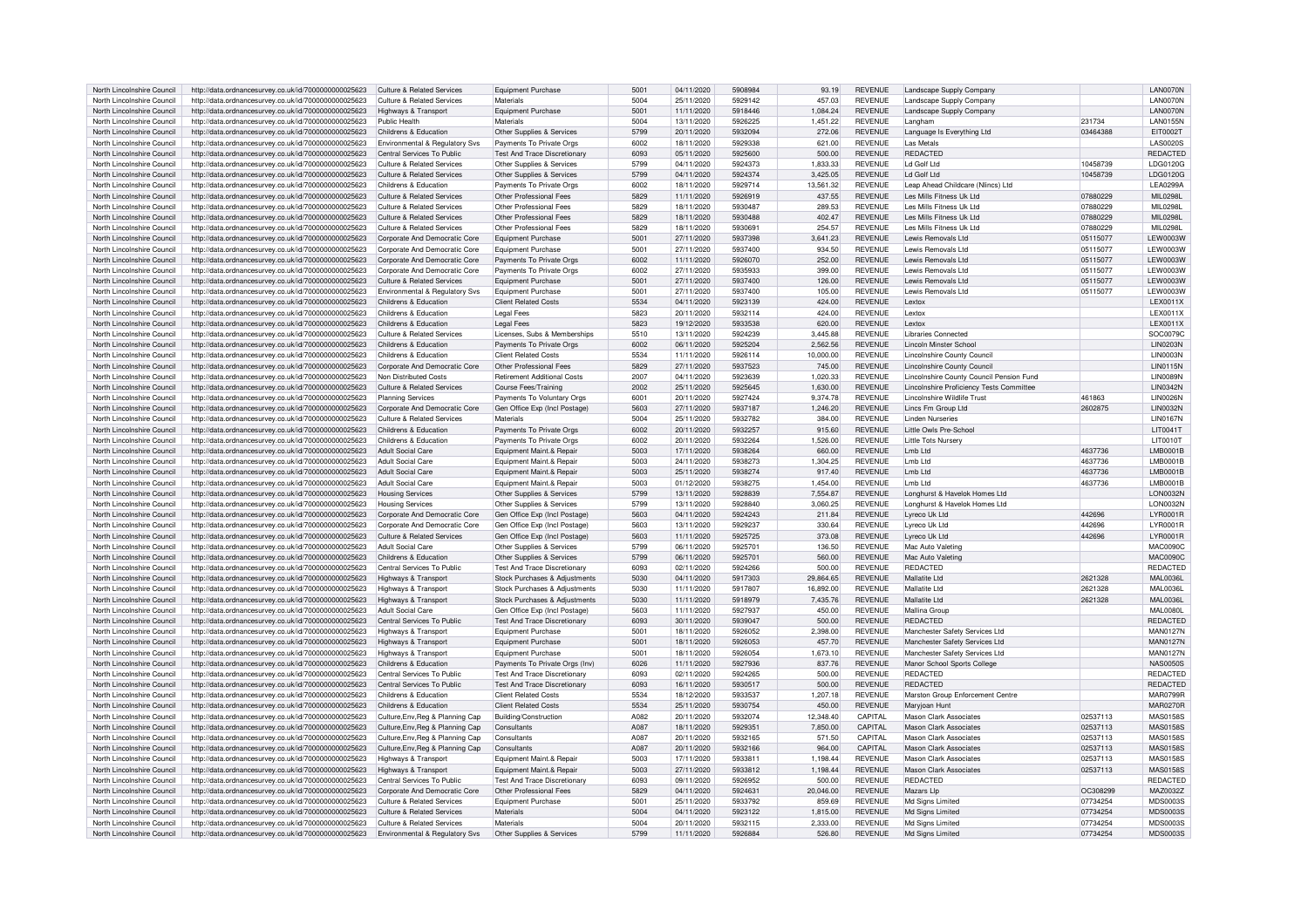| North Lincolnshire Council | http://data.ordnancesurvey.co.uk/id/7000000000025623 | Culture & Related Services | Equipment Purchase | 5001 | 04/11/2020 | 5908984 | 93.19 | REVENUE | Landscape Supply Company | | LAN0070N |
|---|---|---|---|---|---|---|---|---|---|---|---|
| North Lincolnshire Council | http://data.ordnancesurvey.co.uk/id/7000000000025623 | Culture & Related Services | Materials | 5004 | 25/11/2020 | 5929142 | 457.03 | REVENUE | Landscape Supply Company | | LAN0070N |
| North Lincolnshire Council | http://data.ordnancesurvey.co.uk/id/7000000000025623 | Highways & Transport | Equipment Purchase | 5001 | 11/11/2020 | 5918446 | 1,084.24 | REVENUE | Landscape Supply Company | | LAN0070N |
| North Lincolnshire Council | http://data.ordnancesurvey.co.uk/id/7000000000025623 | Public Health | Materials | 5004 | 13/11/2020 | 5926225 | 1,451.22 | REVENUE | Langham | 231734 | LAN0155N |
| North Lincolnshire Council | http://data.ordnancesurvey.co.uk/id/7000000000025623 | Childrens & Education | Other Supplies & Services | 5799 | 20/11/2020 | 5932094 | 272.06 | REVENUE | Language Is Everything Ltd | 03464388 | EIT0002T |
| North Lincolnshire Council | http://data.ordnancesurvey.co.uk/id/7000000000025623 | Environmental & Regulatory Svs | Payments To Private Orgs | 6002 | 18/11/2020 | 5929338 | 621.00 | REVENUE | Las Metals | | LAS0020S |
| North Lincolnshire Council | http://data.ordnancesurvey.co.uk/id/7000000000025623 | Central Services To Public | Test And Trace Discretionary | 6093 | 05/11/2020 | 5925600 | 500.00 | REVENUE | REDACTED | | REDACTED |
| North Lincolnshire Council | http://data.ordnancesurvey.co.uk/id/7000000000025623 | Culture & Related Services | Other Supplies & Services | 5799 | 04/11/2020 | 5924373 | 1,833.33 | REVENUE | Ld Golf Ltd | 10458739 | LDG0120G |
| North Lincolnshire Council | http://data.ordnancesurvey.co.uk/id/7000000000025623 | Culture & Related Services | Other Supplies & Services | 5799 | 04/11/2020 | 5924374 | 3,425.05 | REVENUE | Ld Golf Ltd | 10458739 | LDG0120G |
| North Lincolnshire Council | http://data.ordnancesurvey.co.uk/id/7000000000025623 | Childrens & Education | Payments To Private Orgs | 6002 | 18/11/2020 | 5929714 | 13,561.32 | REVENUE | Leap Ahead Childcare (Nlincs) Ltd | | LEA0299A |
| North Lincolnshire Council | http://data.ordnancesurvey.co.uk/id/7000000000025623 | Culture & Related Services | Other Professional Fees | 5829 | 11/11/2020 | 5926919 | 437.55 | REVENUE | Les Mills Fitness Uk Ltd | 07880229 | MIL0298L |
| North Lincolnshire Council | http://data.ordnancesurvey.co.uk/id/7000000000025623 | Culture & Related Services | Other Professional Fees | 5829 | 18/11/2020 | 5930487 | 289.53 | REVENUE | Les Mills Fitness Uk Ltd | 07880229 | MIL0298L |
| North Lincolnshire Council | http://data.ordnancesurvey.co.uk/id/7000000000025623 | Culture & Related Services | Other Professional Fees | 5829 | 18/11/2020 | 5930488 | 402.47 | REVENUE | Les Mills Fitness Uk Ltd | 07880229 | MIL0298L |
| North Lincolnshire Council | http://data.ordnancesurvey.co.uk/id/7000000000025623 | Culture & Related Services | Other Professional Fees | 5829 | 18/11/2020 | 5930691 | 254.57 | REVENUE | Les Mills Fitness Uk Ltd | 07880229 | MIL0298L |
| North Lincolnshire Council | http://data.ordnancesurvey.co.uk/id/7000000000025623 | Corporate And Democratic Core | Equipment Purchase | 5001 | 27/11/2020 | 5937398 | 3,641.23 | REVENUE | Lewis Removals Ltd | 05115077 | LEW0003W |
| North Lincolnshire Council | http://data.ordnancesurvey.co.uk/id/7000000000025623 | Corporate And Democratic Core | Equipment Purchase | 5001 | 27/11/2020 | 5937400 | 934.50 | REVENUE | Lewis Removals Ltd | 05115077 | LEW0003W |
| North Lincolnshire Council | http://data.ordnancesurvey.co.uk/id/7000000000025623 | Corporate And Democratic Core | Payments To Private Orgs | 6002 | 11/11/2020 | 5926070 | 252.00 | REVENUE | Lewis Removals Ltd | 05115077 | LEW0003W |
| North Lincolnshire Council | http://data.ordnancesurvey.co.uk/id/7000000000025623 | Corporate And Democratic Core | Payments To Private Orgs | 6002 | 27/11/2020 | 5935933 | 399.00 | REVENUE | Lewis Removals Ltd | 05115077 | LEW0003W |
| North Lincolnshire Council | http://data.ordnancesurvey.co.uk/id/7000000000025623 | Culture & Related Services | Equipment Purchase | 5001 | 27/11/2020 | 5937400 | 126.00 | REVENUE | Lewis Removals Ltd | 05115077 | LEW0003W |
| North Lincolnshire Council | http://data.ordnancesurvey.co.uk/id/7000000000025623 | Environmental & Regulatory Svs | Equipment Purchase | 5001 | 27/11/2020 | 5937400 | 105.00 | REVENUE | Lewis Removals Ltd | 05115077 | LEW0003W |
| North Lincolnshire Council | http://data.ordnancesurvey.co.uk/id/7000000000025623 | Childrens & Education | Client Related Costs | 5534 | 04/11/2020 | 5923139 | 424.00 | REVENUE | Lextox | | LEX0011X |
| North Lincolnshire Council | http://data.ordnancesurvey.co.uk/id/7000000000025623 | Childrens & Education | Legal Fees | 5823 | 20/11/2020 | 5932114 | 424.00 | REVENUE | Lextox | | LEX0011X |
| North Lincolnshire Council | http://data.ordnancesurvey.co.uk/id/7000000000025623 | Childrens & Education | Legal Fees | 5823 | 19/12/2020 | 5933538 | 620.00 | REVENUE | Lextox | | LEX0011X |
| North Lincolnshire Council | http://data.ordnancesurvey.co.uk/id/7000000000025623 | Culture & Related Services | Licenses, Subs & Memberships | 5510 | 13/11/2020 | 5924239 | 3,445.88 | REVENUE | Libraries Connected | | SOC0079C |
| North Lincolnshire Council | http://data.ordnancesurvey.co.uk/id/7000000000025623 | Childrens & Education | Payments To Private Orgs | 6002 | 06/11/2020 | 5925204 | 2,562.56 | REVENUE | Lincoln Minster School | | LIN0203N |
| North Lincolnshire Council | http://data.ordnancesurvey.co.uk/id/7000000000025623 | Childrens & Education | Client Related Costs | 5534 | 11/11/2020 | 5926114 | 10,000.00 | REVENUE | Lincolnshire County Council | | LIN0003N |
| North Lincolnshire Council | http://data.ordnancesurvey.co.uk/id/7000000000025623 | Corporate And Democratic Core | Other Professional Fees | 5829 | 27/11/2020 | 5937523 | 745.00 | REVENUE | Lincolnshire County Council | | LIN0115N |
| North Lincolnshire Council | http://data.ordnancesurvey.co.uk/id/7000000000025623 | Non Distributed Costs | Retirement Additional Costs | 2007 | 04/11/2020 | 5923639 | 1,020.33 | REVENUE | Lincolnshire County Council Pension Fund | | LIN0089N |
| North Lincolnshire Council | http://data.ordnancesurvey.co.uk/id/7000000000025623 | Culture & Related Services | Course Fees/Training | 2002 | 25/11/2020 | 5925645 | 1,630.00 | REVENUE | Lincolnshire Proficiency Tests Committee | | LIN0342N |
| North Lincolnshire Council | http://data.ordnancesurvey.co.uk/id/7000000000025623 | Planning Services | Payments To Voluntary Orgs | 6001 | 20/11/2020 | 5927424 | 9,374.78 | REVENUE | Lincolnshire Wildlife Trust | 461863 | LIN0026N |
| North Lincolnshire Council | http://data.ordnancesurvey.co.uk/id/7000000000025623 | Corporate And Democratic Core | Gen Office Exp (Incl Postage) | 5603 | 27/11/2020 | 5937187 | 1,246.20 | REVENUE | Lincs Fm Group Ltd | 2602875 | LIN0032N |
| North Lincolnshire Council | http://data.ordnancesurvey.co.uk/id/7000000000025623 | Culture & Related Services | Materials | 5004 | 25/11/2020 | 5932782 | 384.00 | REVENUE | Linden Nurseries | | LIN0167N |
| North Lincolnshire Council | http://data.ordnancesurvey.co.uk/id/7000000000025623 | Childrens & Education | Payments To Private Orgs | 6002 | 20/11/2020 | 5932257 | 915.60 | REVENUE | Little Owls Pre-School | | LIT0041T |
| North Lincolnshire Council | http://data.ordnancesurvey.co.uk/id/7000000000025623 | Childrens & Education | Payments To Private Orgs | 6002 | 20/11/2020 | 5932264 | 1,526.00 | REVENUE | Little Tots Nursery | | LIT0010T |
| North Lincolnshire Council | http://data.ordnancesurvey.co.uk/id/7000000000025623 | Adult Social Care | Equipment Maint.& Repair | 5003 | 17/11/2020 | 5938264 | 660.00 | REVENUE | Lmb Ltd | 4637736 | LMB0001B |
| North Lincolnshire Council | http://data.ordnancesurvey.co.uk/id/7000000000025623 | Adult Social Care | Equipment Maint.& Repair | 5003 | 24/11/2020 | 5938273 | 1,304.25 | REVENUE | Lmb Ltd | 4637736 | LMB0001B |
| North Lincolnshire Council | http://data.ordnancesurvey.co.uk/id/7000000000025623 | Adult Social Care | Equipment Maint.& Repair | 5003 | 25/11/2020 | 5938274 | 917.40 | REVENUE | Lmb Ltd | 4637736 | LMB0001B |
| North Lincolnshire Council | http://data.ordnancesurvey.co.uk/id/7000000000025623 | Adult Social Care | Equipment Maint.& Repair | 5003 | 01/12/2020 | 5938275 | 1,454.00 | REVENUE | Lmb Ltd | 4637736 | LMB0001B |
| North Lincolnshire Council | http://data.ordnancesurvey.co.uk/id/7000000000025623 | Housing Services | Other Supplies & Services | 5799 | 13/11/2020 | 5928839 | 7,554.87 | REVENUE | Longhurst & Havelok Homes Ltd | | LON0032N |
| North Lincolnshire Council | http://data.ordnancesurvey.co.uk/id/7000000000025623 | Housing Services | Other Supplies & Services | 5799 | 13/11/2020 | 5928840 | 3,060.25 | REVENUE | Longhurst & Havelok Homes Ltd | | LON0032N |
| North Lincolnshire Council | http://data.ordnancesurvey.co.uk/id/7000000000025623 | Corporate And Democratic Core | Gen Office Exp (Incl Postage) | 5603 | 04/11/2020 | 5924243 | 211.84 | REVENUE | Lyreco Uk Ltd | 442696 | LYR0001R |
| North Lincolnshire Council | http://data.ordnancesurvey.co.uk/id/7000000000025623 | Corporate And Democratic Core | Gen Office Exp (Incl Postage) | 5603 | 13/11/2020 | 5929237 | 330.64 | REVENUE | Lyreco Uk Ltd | 442696 | LYR0001R |
| North Lincolnshire Council | http://data.ordnancesurvey.co.uk/id/7000000000025623 | Culture & Related Services | Gen Office Exp (Incl Postage) | 5603 | 11/11/2020 | 5925725 | 373.08 | REVENUE | Lyreco Uk Ltd | 442696 | LYR0001R |
| North Lincolnshire Council | http://data.ordnancesurvey.co.uk/id/7000000000025623 | Adult Social Care | Other Supplies & Services | 5799 | 06/11/2020 | 5925701 | 136.50 | REVENUE | Mac Auto Valeting | | MAC0090C |
| North Lincolnshire Council | http://data.ordnancesurvey.co.uk/id/7000000000025623 | Childrens & Education | Other Supplies & Services | 5799 | 06/11/2020 | 5925701 | 560.00 | REVENUE | Mac Auto Valeting | | MAC0090C |
| North Lincolnshire Council | http://data.ordnancesurvey.co.uk/id/7000000000025623 | Central Services To Public | Test And Trace Discretionary | 6093 | 02/11/2020 | 5924266 | 500.00 | REVENUE | REDACTED | | REDACTED |
| North Lincolnshire Council | http://data.ordnancesurvey.co.uk/id/7000000000025623 | Highways & Transport | Stock Purchases & Adjustments | 5030 | 04/11/2020 | 5917303 | 29,864.65 | REVENUE | Mallatite Ltd | 2621328 | MAL0036L |
| North Lincolnshire Council | http://data.ordnancesurvey.co.uk/id/7000000000025623 | Highways & Transport | Stock Purchases & Adjustments | 5030 | 11/11/2020 | 5917807 | 16,892.00 | REVENUE | Mallatite Ltd | 2621328 | MAL0036L |
| North Lincolnshire Council | http://data.ordnancesurvey.co.uk/id/7000000000025623 | Highways & Transport | Stock Purchases & Adjustments | 5030 | 11/11/2020 | 5918979 | 7,435.76 | REVENUE | Mallatite Ltd | 2621328 | MAL0036L |
| North Lincolnshire Council | http://data.ordnancesurvey.co.uk/id/7000000000025623 | Adult Social Care | Gen Office Exp (Incl Postage) | 5603 | 11/11/2020 | 5927937 | 450.00 | REVENUE | Mallina Group | | MAL0080L |
| North Lincolnshire Council | http://data.ordnancesurvey.co.uk/id/7000000000025623 | Central Services To Public | Test And Trace Discretionary | 6093 | 30/11/2020 | 5939047 | 500.00 | REVENUE | REDACTED | | REDACTED |
| North Lincolnshire Council | http://data.ordnancesurvey.co.uk/id/7000000000025623 | Highways & Transport | Equipment Purchase | 5001 | 18/11/2020 | 5926052 | 2,398.00 | REVENUE | Manchester Safety Services Ltd | | MAN0127N |
| North Lincolnshire Council | http://data.ordnancesurvey.co.uk/id/7000000000025623 | Highways & Transport | Equipment Purchase | 5001 | 18/11/2020 | 5926053 | 457.70 | REVENUE | Manchester Safety Services Ltd | | MAN0127N |
| North Lincolnshire Council | http://data.ordnancesurvey.co.uk/id/7000000000025623 | Highways & Transport | Equipment Purchase | 5001 | 18/11/2020 | 5926054 | 1,673.10 | REVENUE | Manchester Safety Services Ltd | | MAN0127N |
| North Lincolnshire Council | http://data.ordnancesurvey.co.uk/id/7000000000025623 | Childrens & Education | Payments To Private Orgs (Inv) | 6026 | 11/11/2020 | 5927936 | 837.76 | REVENUE | Manor School Sports College | | NAS0050S |
| North Lincolnshire Council | http://data.ordnancesurvey.co.uk/id/7000000000025623 | Central Services To Public | Test And Trace Discretionary | 6093 | 02/11/2020 | 5924265 | 500.00 | REVENUE | REDACTED | | REDACTED |
| North Lincolnshire Council | http://data.ordnancesurvey.co.uk/id/7000000000025623 | Central Services To Public | Test And Trace Discretionary | 6093 | 16/11/2020 | 5930517 | 500.00 | REVENUE | REDACTED | | REDACTED |
| North Lincolnshire Council | http://data.ordnancesurvey.co.uk/id/7000000000025623 | Childrens & Education | Client Related Costs | 5534 | 18/12/2020 | 5933537 | 1,207.18 | REVENUE | Marston Group Enforcement Centre | | MAR0799R |
| North Lincolnshire Council | http://data.ordnancesurvey.co.uk/id/7000000000025623 | Childrens & Education | Client Related Costs | 5534 | 25/11/2020 | 5930754 | 450.00 | REVENUE | Maryjoan Hunt | | MAR0270R |
| North Lincolnshire Council | http://data.ordnancesurvey.co.uk/id/7000000000025623 | Culture,Env,Reg & Planning Cap | Building/Construction | A082 | 20/11/2020 | 5932074 | 12,348.40 | CAPITAL | Mason Clark Associates | 02537113 | MAS0158S |
| North Lincolnshire Council | http://data.ordnancesurvey.co.uk/id/7000000000025623 | Culture,Env,Reg & Planning Cap | Consultants | A087 | 18/11/2020 | 5929351 | 7,850.00 | CAPITAL | Mason Clark Associates | 02537113 | MAS0158S |
| North Lincolnshire Council | http://data.ordnancesurvey.co.uk/id/7000000000025623 | Culture,Env,Reg & Planning Cap | Consultants | A087 | 20/11/2020 | 5932165 | 571.50 | CAPITAL | Mason Clark Associates | 02537113 | MAS0158S |
| North Lincolnshire Council | http://data.ordnancesurvey.co.uk/id/7000000000025623 | Culture,Env,Reg & Planning Cap | Consultants | A087 | 20/11/2020 | 5932166 | 964.00 | CAPITAL | Mason Clark Associates | 02537113 | MAS0158S |
| North Lincolnshire Council | http://data.ordnancesurvey.co.uk/id/7000000000025623 | Highways & Transport | Equipment Maint.& Repair | 5003 | 17/11/2020 | 5933811 | 1,198.44 | REVENUE | Mason Clark Associates | 02537113 | MAS0158S |
| North Lincolnshire Council | http://data.ordnancesurvey.co.uk/id/7000000000025623 | Highways & Transport | Equipment Maint.& Repair | 5003 | 27/11/2020 | 5933812 | 1,198.44 | REVENUE | Mason Clark Associates | 02537113 | MAS0158S |
| North Lincolnshire Council | http://data.ordnancesurvey.co.uk/id/7000000000025623 | Central Services To Public | Test And Trace Discretionary | 6093 | 09/11/2020 | 5926952 | 500.00 | REVENUE | REDACTED | | REDACTED |
| North Lincolnshire Council | http://data.ordnancesurvey.co.uk/id/7000000000025623 | Corporate And Democratic Core | Other Professional Fees | 5829 | 04/11/2020 | 5924631 | 20,046.00 | REVENUE | Mazars Llp | OC308299 | MAZ0032Z |
| North Lincolnshire Council | http://data.ordnancesurvey.co.uk/id/7000000000025623 | Culture & Related Services | Equipment Purchase | 5001 | 25/11/2020 | 5933792 | 859.69 | REVENUE | Md Signs Limited | 07734254 | MDS0003S |
| North Lincolnshire Council | http://data.ordnancesurvey.co.uk/id/7000000000025623 | Culture & Related Services | Materials | 5004 | 04/11/2020 | 5923122 | 1,815.00 | REVENUE | Md Signs Limited | 07734254 | MDS0003S |
| North Lincolnshire Council | http://data.ordnancesurvey.co.uk/id/7000000000025623 | Culture & Related Services | Materials | 5004 | 20/11/2020 | 5932115 | 2,333.00 | REVENUE | Md Signs Limited | 07734254 | MDS0003S |
| North Lincolnshire Council | http://data.ordnancesurvey.co.uk/id/7000000000025623 | Environmental & Regulatory Svs | Other Supplies & Services | 5799 | 11/11/2020 | 5926884 | 526.80 | REVENUE | Md Signs Limited | 07734254 | MDS0003S |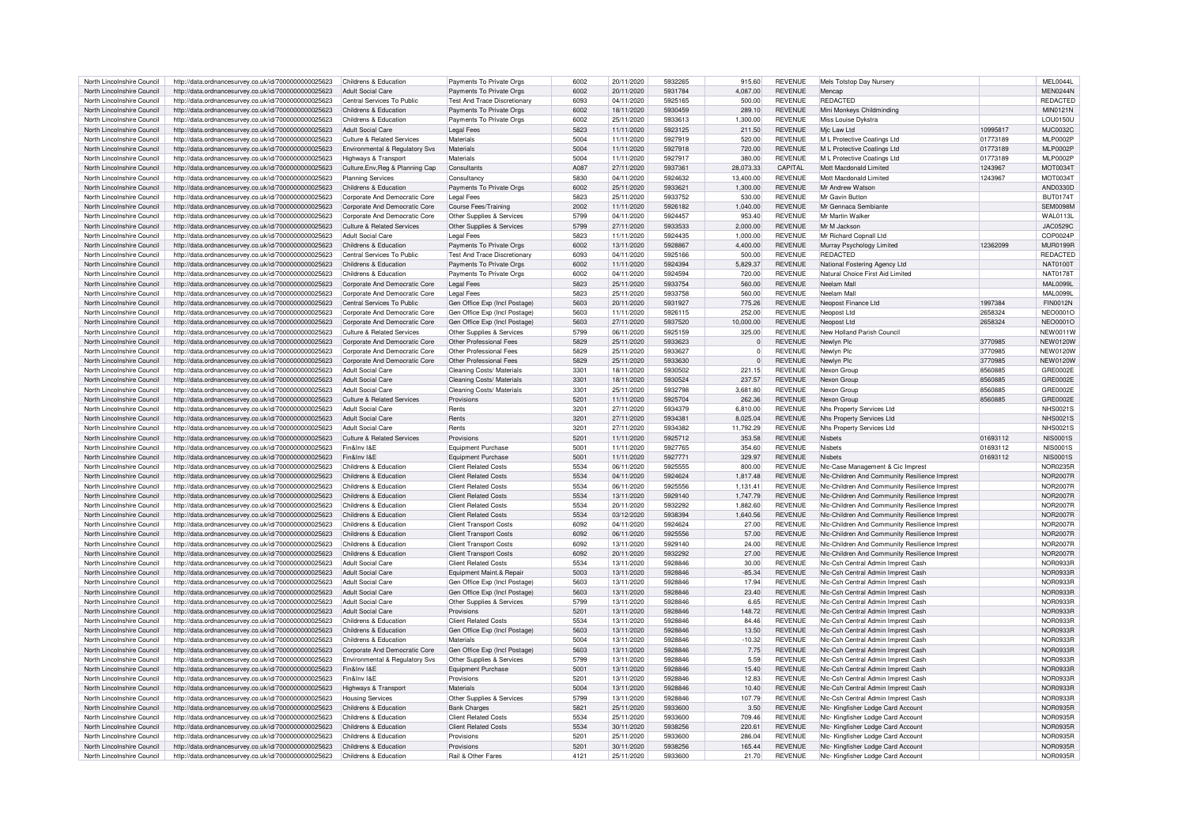| North Lincolnshire Council | http://data.ordnancesurvey.co.uk/id/7000000000025623 | Childrens & Education | Payments To Private Orgs | 6002 | 20/11/2020 | 5932265 | 915.60 | REVENUE | Mels Totstop Day Nursery | | MEL0044L |
|---|---|---|---|---|---|---|---|---|---|---|---|
| North Lincolnshire Council | http://data.ordnancesurvey.co.uk/id/7000000000025623 | Adult Social Care | Payments To Private Orgs | 6002 | 20/11/2020 | 5931784 | 4,087.00 | REVENUE | Mencap | | MEN0244N |
| North Lincolnshire Council | http://data.ordnancesurvey.co.uk/id/7000000000025623 | Central Services To Public | Test And Trace Discretionary | 6093 | 04/11/2020 | 5925165 | 500.00 | REVENUE | REDACTED | | REDACTED |
| North Lincolnshire Council | http://data.ordnancesurvey.co.uk/id/7000000000025623 | Childrens & Education | Payments To Private Orgs | 6002 | 18/11/2020 | 5930459 | 289.10 | REVENUE | Mini Monkeys Childminding | | MIN0121N |
| North Lincolnshire Council | http://data.ordnancesurvey.co.uk/id/7000000000025623 | Childrens & Education | Payments To Private Orgs | 6002 | 25/11/2020 | 5933613 | 1,300.00 | REVENUE | Miss Louise Dykstra | | LOU0150U |
| North Lincolnshire Council | http://data.ordnancesurvey.co.uk/id/7000000000025623 | Adult Social Care | Legal Fees | 5823 | 11/11/2020 | 5923125 | 211.50 | REVENUE | Mjc Law Ltd | 10995817 | MJC0032C |
| North Lincolnshire Council | http://data.ordnancesurvey.co.uk/id/7000000000025623 | Culture & Related Services | Materials | 5004 | 11/11/2020 | 5927919 | 520.00 | REVENUE | M L Protective Coatings Ltd | 01773189 | MLP0002P |
| North Lincolnshire Council | http://data.ordnancesurvey.co.uk/id/7000000000025623 | Environmental & Regulatory Svs | Materials | 5004 | 11/11/2020 | 5927918 | 720.00 | REVENUE | M L Protective Coatings Ltd | 01773189 | MLP0002P |
| North Lincolnshire Council | http://data.ordnancesurvey.co.uk/id/7000000000025623 | Highways & Transport | Materials | 5004 | 11/11/2020 | 5927917 | 380.00 | REVENUE | M L Protective Coatings Ltd | 01773189 | MLP0002P |
| North Lincolnshire Council | http://data.ordnancesurvey.co.uk/id/7000000000025623 | Culture,Env,Reg & Planning Cap | Consultants | A087 | 27/11/2020 | 5937361 | 28,073.33 | CAPITAL | Mott Macdonald Limited | 1243967 | MOT0034T |
| North Lincolnshire Council | http://data.ordnancesurvey.co.uk/id/7000000000025623 | Planning Services | Consultancy | 5830 | 04/11/2020 | 5924632 | 13,400.00 | REVENUE | Mott Macdonald Limited | 1243967 | MOT0034T |
| North Lincolnshire Council | http://data.ordnancesurvey.co.uk/id/7000000000025623 | Childrens & Education | Payments To Private Orgs | 6002 | 25/11/2020 | 5933621 | 1,300.00 | REVENUE | Mr Andrew Watson | | AND0330D |
| North Lincolnshire Council | http://data.ordnancesurvey.co.uk/id/7000000000025623 | Corporate And Democratic Core | Legal Fees | 5823 | 25/11/2020 | 5933752 | 530.00 | REVENUE | Mr Gavin Button | | BUT0174T |
| North Lincolnshire Council | http://data.ordnancesurvey.co.uk/id/7000000000025623 | Corporate And Democratic Core | Course Fees/Training | 2002 | 11/11/2020 | 5926182 | 1,040.00 | REVENUE | Mr Gennaca Sembiante | | SEM0098M |
| North Lincolnshire Council | http://data.ordnancesurvey.co.uk/id/7000000000025623 | Corporate And Democratic Core | Other Supplies & Services | 5799 | 04/11/2020 | 5924457 | 953.40 | REVENUE | Mr Martin Walker | | WAL0113L |
| North Lincolnshire Council | http://data.ordnancesurvey.co.uk/id/7000000000025623 | Culture & Related Services | Other Supplies & Services | 5799 | 27/11/2020 | 5933533 | 2,000.00 | REVENUE | Mr M Jackson | | JAC0529C |
| North Lincolnshire Council | http://data.ordnancesurvey.co.uk/id/7000000000025623 | Adult Social Care | Legal Fees | 5823 | 11/11/2020 | 5924435 | 1,000.00 | REVENUE | Mr Richard Copnall Ltd | | COP0024P |
| North Lincolnshire Council | http://data.ordnancesurvey.co.uk/id/7000000000025623 | Childrens & Education | Payments To Private Orgs | 6002 | 13/11/2020 | 5928867 | 4,400.00 | REVENUE | Murray Psychology Limited | 12362099 | MUR0199R |
| North Lincolnshire Council | http://data.ordnancesurvey.co.uk/id/7000000000025623 | Central Services To Public | Test And Trace Discretionary | 6093 | 04/11/2020 | 5925166 | 500.00 | REVENUE | REDACTED | | REDACTED |
| North Lincolnshire Council | http://data.ordnancesurvey.co.uk/id/7000000000025623 | Childrens & Education | Payments To Private Orgs | 6002 | 11/11/2020 | 5924394 | 5,829.37 | REVENUE | National Fostering Agency Ltd | | NAT0100T |
| North Lincolnshire Council | http://data.ordnancesurvey.co.uk/id/7000000000025623 | Childrens & Education | Payments To Private Orgs | 6002 | 04/11/2020 | 5924594 | 720.00 | REVENUE | Natural Choice First Aid Limited | | NAT0178T |
| North Lincolnshire Council | http://data.ordnancesurvey.co.uk/id/7000000000025623 | Corporate And Democratic Core | Legal Fees | 5823 | 25/11/2020 | 5933754 | 560.00 | REVENUE | Neelam Mall | | MAL0099L |
| North Lincolnshire Council | http://data.ordnancesurvey.co.uk/id/7000000000025623 | Corporate And Democratic Core | Legal Fees | 5823 | 25/11/2020 | 5933758 | 560.00 | REVENUE | Neelam Mall | | MAL0099L |
| North Lincolnshire Council | http://data.ordnancesurvey.co.uk/id/7000000000025623 | Central Services To Public | Gen Office Exp (Incl Postage) | 5603 | 20/11/2020 | 5931927 | 775.26 | REVENUE | Neopost Finance Ltd | 1997384 | FIN0012N |
| North Lincolnshire Council | http://data.ordnancesurvey.co.uk/id/7000000000025623 | Corporate And Democratic Core | Gen Office Exp (Incl Postage) | 5603 | 11/11/2020 | 5926115 | 252.00 | REVENUE | Neopost Ltd | 2658324 | NEO0001O |
| North Lincolnshire Council | http://data.ordnancesurvey.co.uk/id/7000000000025623 | Corporate And Democratic Core | Gen Office Exp (Incl Postage) | 5603 | 27/11/2020 | 5937520 | 10,000.00 | REVENUE | Neopost Ltd | 2658324 | NEO0001O |
| North Lincolnshire Council | http://data.ordnancesurvey.co.uk/id/7000000000025623 | Culture & Related Services | Other Supplies & Services | 5799 | 06/11/2020 | 5925159 | 325.00 | REVENUE | New Holland Parish Council | | NEW0011W |
| North Lincolnshire Council | http://data.ordnancesurvey.co.uk/id/7000000000025623 | Corporate And Democratic Core | Other Professional Fees | 5829 | 25/11/2020 | 5933623 | 0 | REVENUE | Newlyn Plc | 3770985 | NEW0120W |
| North Lincolnshire Council | http://data.ordnancesurvey.co.uk/id/7000000000025623 | Corporate And Democratic Core | Other Professional Fees | 5829 | 25/11/2020 | 5933627 | 0 | REVENUE | Newlyn Plc | 3770985 | NEW0120W |
| North Lincolnshire Council | http://data.ordnancesurvey.co.uk/id/7000000000025623 | Corporate And Democratic Core | Other Professional Fees | 5829 | 25/11/2020 | 5933630 | 0 | REVENUE | Newlyn Plc | 3770985 | NEW0120W |
| North Lincolnshire Council | http://data.ordnancesurvey.co.uk/id/7000000000025623 | Adult Social Care | Cleaning Costs/ Materials | 3301 | 18/11/2020 | 5930502 | 221.15 | REVENUE | Nexon Group | 8560885 | GRE0002E |
| North Lincolnshire Council | http://data.ordnancesurvey.co.uk/id/7000000000025623 | Adult Social Care | Cleaning Costs/ Materials | 3301 | 18/11/2020 | 5930524 | 237.57 | REVENUE | Nexon Group | 8560885 | GRE0002E |
| North Lincolnshire Council | http://data.ordnancesurvey.co.uk/id/7000000000025623 | Adult Social Care | Cleaning Costs/ Materials | 3301 | 25/11/2020 | 5932798 | 3,681.80 | REVENUE | Nexon Group | 8560885 | GRE0002E |
| North Lincolnshire Council | http://data.ordnancesurvey.co.uk/id/7000000000025623 | Culture & Related Services | Provisions | 5201 | 11/11/2020 | 5925704 | 262.36 | REVENUE | Nexon Group | 8560885 | GRE0002E |
| North Lincolnshire Council | http://data.ordnancesurvey.co.uk/id/7000000000025623 | Adult Social Care | Rents | 3201 | 27/11/2020 | 5934379 | 6,810.00 | REVENUE | Nhs Property Services Ltd | | NHS0021S |
| North Lincolnshire Council | http://data.ordnancesurvey.co.uk/id/7000000000025623 | Adult Social Care | Rents | 3201 | 27/11/2020 | 5934381 | 8,025.04 | REVENUE | Nhs Property Services Ltd | | NHS0021S |
| North Lincolnshire Council | http://data.ordnancesurvey.co.uk/id/7000000000025623 | Adult Social Care | Rents | 3201 | 27/11/2020 | 5934382 | 11,792.29 | REVENUE | Nhs Property Services Ltd | | NHS0021S |
| North Lincolnshire Council | http://data.ordnancesurvey.co.uk/id/7000000000025623 | Culture & Related Services | Provisions | 5201 | 11/11/2020 | 5925712 | 353.58 | REVENUE | Nisbets | 01693112 | NIS0001S |
| North Lincolnshire Council | http://data.ordnancesurvey.co.uk/id/7000000000025623 | Fin&Inv I&E | Equipment Purchase | 5001 | 11/11/2020 | 5927765 | 354.60 | REVENUE | Nisbets | 01693112 | NIS0001S |
| North Lincolnshire Council | http://data.ordnancesurvey.co.uk/id/7000000000025623 | Fin&Inv I&E | Equipment Purchase | 5001 | 11/11/2020 | 5927771 | 329.97 | REVENUE | Nisbets | 01693112 | NIS0001S |
| North Lincolnshire Council | http://data.ordnancesurvey.co.uk/id/7000000000025623 | Childrens & Education | Client Related Costs | 5534 | 06/11/2020 | 5925555 | 800.00 | REVENUE | Nlc-Case Management & Cic Imprest | | NOR0235R |
| North Lincolnshire Council | http://data.ordnancesurvey.co.uk/id/7000000000025623 | Childrens & Education | Client Related Costs | 5534 | 04/11/2020 | 5924624 | 1,817.48 | REVENUE | Nlc-Children And Community Resilience Imprest | | NOR2007R |
| North Lincolnshire Council | http://data.ordnancesurvey.co.uk/id/7000000000025623 | Childrens & Education | Client Related Costs | 5534 | 06/11/2020 | 5925556 | 1,131.41 | REVENUE | Nlc-Children And Community Resilience Imprest | | NOR2007R |
| North Lincolnshire Council | http://data.ordnancesurvey.co.uk/id/7000000000025623 | Childrens & Education | Client Related Costs | 5534 | 13/11/2020 | 5929140 | 1,747.79 | REVENUE | Nlc-Children And Community Resilience Imprest | | NOR2007R |
| North Lincolnshire Council | http://data.ordnancesurvey.co.uk/id/7000000000025623 | Childrens & Education | Client Related Costs | 5534 | 20/11/2020 | 5932292 | 1,882.60 | REVENUE | Nlc-Children And Community Resilience Imprest | | NOR2007R |
| North Lincolnshire Council | http://data.ordnancesurvey.co.uk/id/7000000000025623 | Childrens & Education | Client Related Costs | 5534 | 03/12/2020 | 5938394 | 1,640.56 | REVENUE | Nlc-Children And Community Resilience Imprest | | NOR2007R |
| North Lincolnshire Council | http://data.ordnancesurvey.co.uk/id/7000000000025623 | Childrens & Education | Client Transport Costs | 6092 | 04/11/2020 | 5924624 | 27.00 | REVENUE | Nlc-Children And Community Resilience Imprest | | NOR2007R |
| North Lincolnshire Council | http://data.ordnancesurvey.co.uk/id/7000000000025623 | Childrens & Education | Client Transport Costs | 6092 | 06/11/2020 | 5925556 | 57.00 | REVENUE | Nlc-Children And Community Resilience Imprest | | NOR2007R |
| North Lincolnshire Council | http://data.ordnancesurvey.co.uk/id/7000000000025623 | Childrens & Education | Client Transport Costs | 6092 | 13/11/2020 | 5929140 | 24.00 | REVENUE | Nlc-Children And Community Resilience Imprest | | NOR2007R |
| North Lincolnshire Council | http://data.ordnancesurvey.co.uk/id/7000000000025623 | Childrens & Education | Client Transport Costs | 6092 | 20/11/2020 | 5932292 | 27.00 | REVENUE | Nlc-Children And Community Resilience Imprest | | NOR2007R |
| North Lincolnshire Council | http://data.ordnancesurvey.co.uk/id/7000000000025623 | Adult Social Care | Client Related Costs | 5534 | 13/11/2020 | 5928846 | 30.00 | REVENUE | Nlc-Csh Central Admin Imprest Cash | | NOR0933R |
| North Lincolnshire Council | http://data.ordnancesurvey.co.uk/id/7000000000025623 | Adult Social Care | Equipment Maint.& Repair | 5003 | 13/11/2020 | 5928846 | -85.34 | REVENUE | Nlc-Csh Central Admin Imprest Cash | | NOR0933R |
| North Lincolnshire Council | http://data.ordnancesurvey.co.uk/id/7000000000025623 | Adult Social Care | Gen Office Exp (Incl Postage) | 5603 | 13/11/2020 | 5928846 | 17.94 | REVENUE | Nlc-Csh Central Admin Imprest Cash | | NOR0933R |
| North Lincolnshire Council | http://data.ordnancesurvey.co.uk/id/7000000000025623 | Adult Social Care | Gen Office Exp (Incl Postage) | 5603 | 13/11/2020 | 5928846 | 23.40 | REVENUE | Nlc-Csh Central Admin Imprest Cash | | NOR0933R |
| North Lincolnshire Council | http://data.ordnancesurvey.co.uk/id/7000000000025623 | Adult Social Care | Other Supplies & Services | 5799 | 13/11/2020 | 5928846 | 6.65 | REVENUE | Nlc-Csh Central Admin Imprest Cash | | NOR0933R |
| North Lincolnshire Council | http://data.ordnancesurvey.co.uk/id/7000000000025623 | Adult Social Care | Provisions | 5201 | 13/11/2020 | 5928846 | 148.72 | REVENUE | Nlc-Csh Central Admin Imprest Cash | | NOR0933R |
| North Lincolnshire Council | http://data.ordnancesurvey.co.uk/id/7000000000025623 | Childrens & Education | Client Related Costs | 5534 | 13/11/2020 | 5928846 | 84.46 | REVENUE | Nlc-Csh Central Admin Imprest Cash | | NOR0933R |
| North Lincolnshire Council | http://data.ordnancesurvey.co.uk/id/7000000000025623 | Childrens & Education | Gen Office Exp (Incl Postage) | 5603 | 13/11/2020 | 5928846 | 13.50 | REVENUE | Nlc-Csh Central Admin Imprest Cash | | NOR0933R |
| North Lincolnshire Council | http://data.ordnancesurvey.co.uk/id/7000000000025623 | Childrens & Education | Materials | 5004 | 13/11/2020 | 5928846 | -10.32 | REVENUE | Nlc-Csh Central Admin Imprest Cash | | NOR0933R |
| North Lincolnshire Council | http://data.ordnancesurvey.co.uk/id/7000000000025623 | Corporate And Democratic Core | Gen Office Exp (Incl Postage) | 5603 | 13/11/2020 | 5928846 | 7.75 | REVENUE | Nlc-Csh Central Admin Imprest Cash | | NOR0933R |
| North Lincolnshire Council | http://data.ordnancesurvey.co.uk/id/7000000000025623 | Environmental & Regulatory Svs | Other Supplies & Services | 5799 | 13/11/2020 | 5928846 | 5.59 | REVENUE | Nlc-Csh Central Admin Imprest Cash | | NOR0933R |
| North Lincolnshire Council | http://data.ordnancesurvey.co.uk/id/7000000000025623 | Fin&Inv I&E | Equipment Purchase | 5001 | 13/11/2020 | 5928846 | 15.40 | REVENUE | Nlc-Csh Central Admin Imprest Cash | | NOR0933R |
| North Lincolnshire Council | http://data.ordnancesurvey.co.uk/id/7000000000025623 | Fin&Inv I&E | Provisions | 5201 | 13/11/2020 | 5928846 | 12.83 | REVENUE | Nlc-Csh Central Admin Imprest Cash | | NOR0933R |
| North Lincolnshire Council | http://data.ordnancesurvey.co.uk/id/7000000000025623 | Highways & Transport | Materials | 5004 | 13/11/2020 | 5928846 | 10.40 | REVENUE | Nlc-Csh Central Admin Imprest Cash | | NOR0933R |
| North Lincolnshire Council | http://data.ordnancesurvey.co.uk/id/7000000000025623 | Housing Services | Other Supplies & Services | 5799 | 13/11/2020 | 5928846 | 107.79 | REVENUE | Nlc-Csh Central Admin Imprest Cash | | NOR0933R |
| North Lincolnshire Council | http://data.ordnancesurvey.co.uk/id/7000000000025623 | Childrens & Education | Bank Charges | 5821 | 25/11/2020 | 5933600 | 3.50 | REVENUE | Nlc- Kingfisher Lodge Card Account | | NOR0935R |
| North Lincolnshire Council | http://data.ordnancesurvey.co.uk/id/7000000000025623 | Childrens & Education | Client Related Costs | 5534 | 25/11/2020 | 5933600 | 709.46 | REVENUE | Nlc- Kingfisher Lodge Card Account | | NOR0935R |
| North Lincolnshire Council | http://data.ordnancesurvey.co.uk/id/7000000000025623 | Childrens & Education | Client Related Costs | 5534 | 30/11/2020 | 5938256 | 220.61 | REVENUE | Nlc- Kingfisher Lodge Card Account | | NOR0935R |
| North Lincolnshire Council | http://data.ordnancesurvey.co.uk/id/7000000000025623 | Childrens & Education | Provisions | 5201 | 25/11/2020 | 5933600 | 286.04 | REVENUE | Nlc- Kingfisher Lodge Card Account | | NOR0935R |
| North Lincolnshire Council | http://data.ordnancesurvey.co.uk/id/7000000000025623 | Childrens & Education | Provisions | 5201 | 30/11/2020 | 5938256 | 165.44 | REVENUE | Nlc- Kingfisher Lodge Card Account | | NOR0935R |
| North Lincolnshire Council | http://data.ordnancesurvey.co.uk/id/7000000000025623 | Childrens & Education | Rail & Other Fares | 4121 | 25/11/2020 | 5933600 | 21.70 | REVENUE | Nlc- Kingfisher Lodge Card Account | | NOR0935R |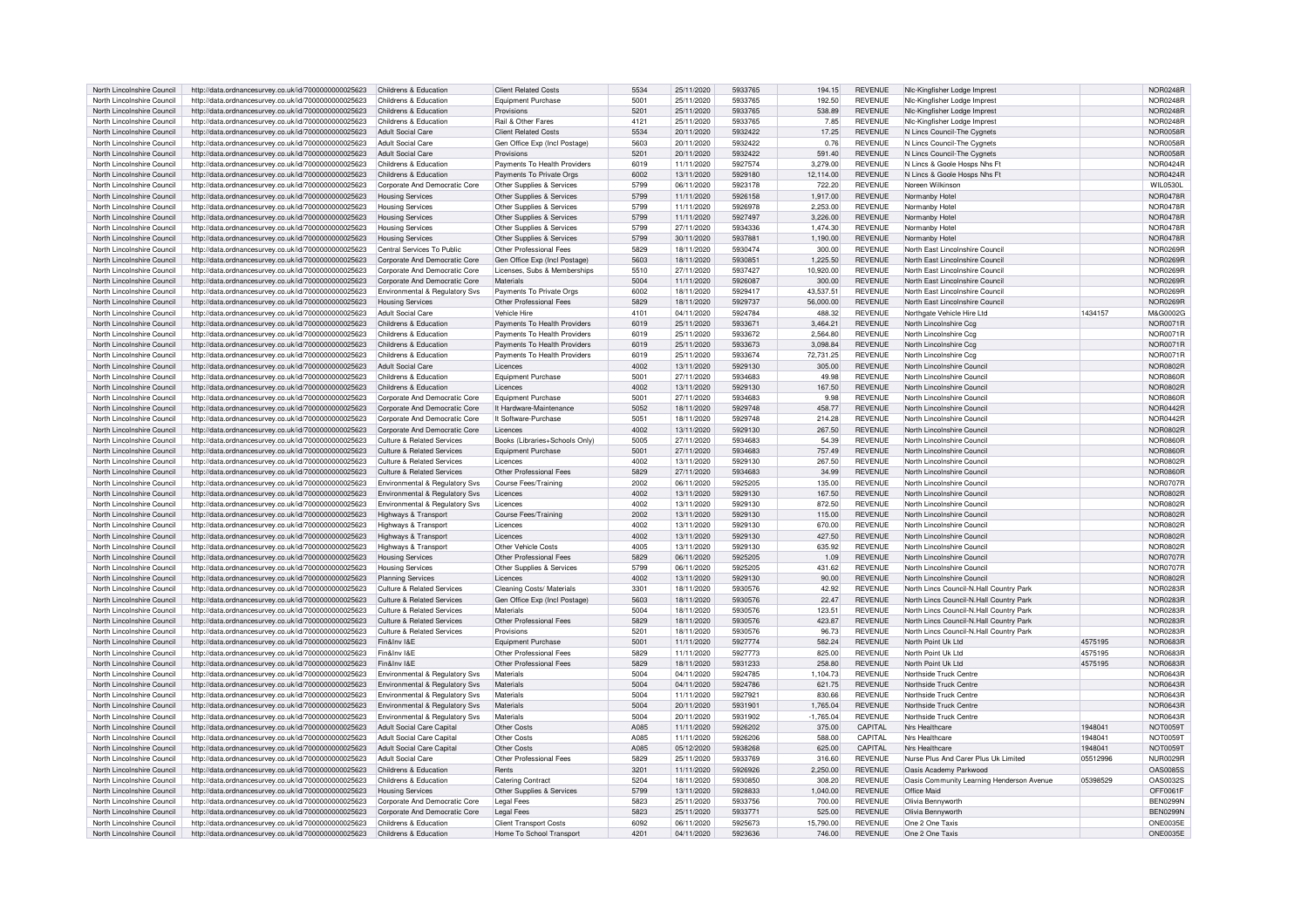| | | | | | | | | | | | |
|---|---|---|---|---|---|---|---|---|---|---|---|
| North Lincolnshire Council | http://data.ordnancesurvey.co.uk/id/7000000000025623 | Childrens & Education | Client Related Costs | 5534 | 25/11/2020 | 5933765 | 194.15 | REVENUE | Nlc-Kingfisher Lodge Imprest | | NOR0248R |
| North Lincolnshire Council | http://data.ordnancesurvey.co.uk/id/7000000000025623 | Childrens & Education | Equipment Purchase | 5001 | 25/11/2020 | 5933765 | 192.50 | REVENUE | Nlc-Kingfisher Lodge Imprest | | NOR0248R |
| North Lincolnshire Council | http://data.ordnancesurvey.co.uk/id/7000000000025623 | Childrens & Education | Provisions | 5201 | 25/11/2020 | 5933765 | 538.89 | REVENUE | Nlc-Kingfisher Lodge Imprest | | NOR0248R |
| North Lincolnshire Council | http://data.ordnancesurvey.co.uk/id/7000000000025623 | Childrens & Education | Rail & Other Fares | 4121 | 25/11/2020 | 5933765 | 7.85 | REVENUE | Nlc-Kingfisher Lodge Imprest | | NOR0248R |
| North Lincolnshire Council | http://data.ordnancesurvey.co.uk/id/7000000000025623 | Adult Social Care | Client Related Costs | 5534 | 20/11/2020 | 5932422 | 17.25 | REVENUE | N Lincs Council-The Cygnets | | NOR0058R |
| North Lincolnshire Council | http://data.ordnancesurvey.co.uk/id/7000000000025623 | Adult Social Care | Gen Office Exp (Incl Postage) | 5603 | 20/11/2020 | 5932422 | 0.76 | REVENUE | N Lincs Council-The Cygnets | | NOR0058R |
| North Lincolnshire Council | http://data.ordnancesurvey.co.uk/id/7000000000025623 | Adult Social Care | Provisions | 5201 | 20/11/2020 | 5932422 | 591.40 | REVENUE | N Lincs Council-The Cygnets | | NOR0058R |
| North Lincolnshire Council | http://data.ordnancesurvey.co.uk/id/7000000000025623 | Childrens & Education | Payments To Health Providers | 6019 | 11/11/2020 | 5927574 | 3,279.00 | REVENUE | N Lincs & Goole Hosps Nhs Ft | | NOR0424R |
| North Lincolnshire Council | http://data.ordnancesurvey.co.uk/id/7000000000025623 | Childrens & Education | Payments To Private Orgs | 6002 | 13/11/2020 | 5929180 | 12,114.00 | REVENUE | N Lincs & Goole Hosps Nhs Ft | | NOR0424R |
| North Lincolnshire Council | http://data.ordnancesurvey.co.uk/id/7000000000025623 | Corporate And Democratic Core | Other Supplies & Services | 5799 | 06/11/2020 | 5923178 | 722.20 | REVENUE | Noreen Wilkinson | | WIL0530L |
| North Lincolnshire Council | http://data.ordnancesurvey.co.uk/id/7000000000025623 | Housing Services | Other Supplies & Services | 5799 | 11/11/2020 | 5926158 | 1,917.00 | REVENUE | Normanby Hotel | | NOR0478R |
| North Lincolnshire Council | http://data.ordnancesurvey.co.uk/id/7000000000025623 | Housing Services | Other Supplies & Services | 5799 | 11/11/2020 | 5926978 | 2,253.00 | REVENUE | Normanby Hotel | | NOR0478R |
| North Lincolnshire Council | http://data.ordnancesurvey.co.uk/id/7000000000025623 | Housing Services | Other Supplies & Services | 5799 | 11/11/2020 | 5927497 | 3,226.00 | REVENUE | Normanby Hotel | | NOR0478R |
| North Lincolnshire Council | http://data.ordnancesurvey.co.uk/id/7000000000025623 | Housing Services | Other Supplies & Services | 5799 | 27/11/2020 | 5934336 | 1,474.30 | REVENUE | Normanby Hotel | | NOR0478R |
| North Lincolnshire Council | http://data.ordnancesurvey.co.uk/id/7000000000025623 | Housing Services | Other Supplies & Services | 5799 | 30/11/2020 | 5937881 | 1,190.00 | REVENUE | Normanby Hotel | | NOR0478R |
| North Lincolnshire Council | http://data.ordnancesurvey.co.uk/id/7000000000025623 | Central Services To Public | Other Professional Fees | 5829 | 18/11/2020 | 5930474 | 300.00 | REVENUE | North East Lincolnshire Council | | NOR0269R |
| North Lincolnshire Council | http://data.ordnancesurvey.co.uk/id/7000000000025623 | Corporate And Democratic Core | Gen Office Exp (Incl Postage) | 5603 | 18/11/2020 | 5930851 | 1,225.50 | REVENUE | North East Lincolnshire Council | | NOR0269R |
| North Lincolnshire Council | http://data.ordnancesurvey.co.uk/id/7000000000025623 | Corporate And Democratic Core | Licenses, Subs & Memberships | 5510 | 27/11/2020 | 5937427 | 10,920.00 | REVENUE | North East Lincolnshire Council | | NOR0269R |
| North Lincolnshire Council | http://data.ordnancesurvey.co.uk/id/7000000000025623 | Corporate And Democratic Core | Materials | 5004 | 11/11/2020 | 5926087 | 300.00 | REVENUE | North East Lincolnshire Council | | NOR0269R |
| North Lincolnshire Council | http://data.ordnancesurvey.co.uk/id/7000000000025623 | Environmental & Regulatory Svs | Payments To Private Orgs | 6002 | 18/11/2020 | 5929417 | 43,537.51 | REVENUE | North East Lincolnshire Council | | NOR0269R |
| North Lincolnshire Council | http://data.ordnancesurvey.co.uk/id/7000000000025623 | Housing Services | Other Professional Fees | 5829 | 18/11/2020 | 5929737 | 56,000.00 | REVENUE | North East Lincolnshire Council | | NOR0269R |
| North Lincolnshire Council | http://data.ordnancesurvey.co.uk/id/7000000000025623 | Adult Social Care | Vehicle Hire | 4101 | 04/11/2020 | 5924784 | 488.32 | REVENUE | Northgate Vehicle Hire Ltd | 1434157 | M&G0002G |
| North Lincolnshire Council | http://data.ordnancesurvey.co.uk/id/7000000000025623 | Childrens & Education | Payments To Health Providers | 6019 | 25/11/2020 | 5933671 | 3,464.21 | REVENUE | North Lincolnshire Ccg | | NOR0071R |
| North Lincolnshire Council | http://data.ordnancesurvey.co.uk/id/7000000000025623 | Childrens & Education | Payments To Health Providers | 6019 | 25/11/2020 | 5933672 | 2,564.80 | REVENUE | North Lincolnshire Ccg | | NOR0071R |
| North Lincolnshire Council | http://data.ordnancesurvey.co.uk/id/7000000000025623 | Childrens & Education | Payments To Health Providers | 6019 | 25/11/2020 | 5933673 | 3,098.84 | REVENUE | North Lincolnshire Ccg | | NOR0071R |
| North Lincolnshire Council | http://data.ordnancesurvey.co.uk/id/7000000000025623 | Childrens & Education | Payments To Health Providers | 6019 | 25/11/2020 | 5933674 | 72,731.25 | REVENUE | North Lincolnshire Ccg | | NOR0071R |
| North Lincolnshire Council | http://data.ordnancesurvey.co.uk/id/7000000000025623 | Adult Social Care | Licences | 4002 | 13/11/2020 | 5929130 | 305.00 | REVENUE | North Lincolnshire Council | | NOR0802R |
| North Lincolnshire Council | http://data.ordnancesurvey.co.uk/id/7000000000025623 | Childrens & Education | Equipment Purchase | 5001 | 27/11/2020 | 5934683 | 49.98 | REVENUE | North Lincolnshire Council | | NOR0860R |
| North Lincolnshire Council | http://data.ordnancesurvey.co.uk/id/7000000000025623 | Childrens & Education | Licences | 4002 | 13/11/2020 | 5929130 | 167.50 | REVENUE | North Lincolnshire Council | | NOR0802R |
| North Lincolnshire Council | http://data.ordnancesurvey.co.uk/id/7000000000025623 | Corporate And Democratic Core | Equipment Purchase | 5001 | 27/11/2020 | 5934683 | 9.98 | REVENUE | North Lincolnshire Council | | NOR0860R |
| North Lincolnshire Council | http://data.ordnancesurvey.co.uk/id/7000000000025623 | Corporate And Democratic Core | It Hardware-Maintenance | 5052 | 18/11/2020 | 5929748 | 458.77 | REVENUE | North Lincolnshire Council | | NOR0442R |
| North Lincolnshire Council | http://data.ordnancesurvey.co.uk/id/7000000000025623 | Corporate And Democratic Core | It Software-Purchase | 5051 | 18/11/2020 | 5929748 | 214.28 | REVENUE | North Lincolnshire Council | | NOR0442R |
| North Lincolnshire Council | http://data.ordnancesurvey.co.uk/id/7000000000025623 | Corporate And Democratic Core | Licences | 4002 | 13/11/2020 | 5929130 | 267.50 | REVENUE | North Lincolnshire Council | | NOR0802R |
| North Lincolnshire Council | http://data.ordnancesurvey.co.uk/id/7000000000025623 | Culture & Related Services | Books (Libraries+Schools Only) | 5005 | 27/11/2020 | 5934683 | 54.39 | REVENUE | North Lincolnshire Council | | NOR0860R |
| North Lincolnshire Council | http://data.ordnancesurvey.co.uk/id/7000000000025623 | Culture & Related Services | Equipment Purchase | 5001 | 27/11/2020 | 5934683 | 757.49 | REVENUE | North Lincolnshire Council | | NOR0860R |
| North Lincolnshire Council | http://data.ordnancesurvey.co.uk/id/7000000000025623 | Culture & Related Services | Licences | 4002 | 13/11/2020 | 5929130 | 267.50 | REVENUE | North Lincolnshire Council | | NOR0802R |
| North Lincolnshire Council | http://data.ordnancesurvey.co.uk/id/7000000000025623 | Culture & Related Services | Other Professional Fees | 5829 | 27/11/2020 | 5934683 | 34.99 | REVENUE | North Lincolnshire Council | | NOR0860R |
| North Lincolnshire Council | http://data.ordnancesurvey.co.uk/id/7000000000025623 | Environmental & Regulatory Svs | Course Fees/Training | 2002 | 06/11/2020 | 5925205 | 135.00 | REVENUE | North Lincolnshire Council | | NOR0707R |
| North Lincolnshire Council | http://data.ordnancesurvey.co.uk/id/7000000000025623 | Environmental & Regulatory Svs | Licences | 4002 | 13/11/2020 | 5929130 | 167.50 | REVENUE | North Lincolnshire Council | | NOR0802R |
| North Lincolnshire Council | http://data.ordnancesurvey.co.uk/id/7000000000025623 | Environmental & Regulatory Svs | Licences | 4002 | 13/11/2020 | 5929130 | 872.50 | REVENUE | North Lincolnshire Council | | NOR0802R |
| North Lincolnshire Council | http://data.ordnancesurvey.co.uk/id/7000000000025623 | Highways & Transport | Course Fees/Training | 2002 | 13/11/2020 | 5929130 | 115.00 | REVENUE | North Lincolnshire Council | | NOR0802R |
| North Lincolnshire Council | http://data.ordnancesurvey.co.uk/id/7000000000025623 | Highways & Transport | Licences | 4002 | 13/11/2020 | 5929130 | 670.00 | REVENUE | North Lincolnshire Council | | NOR0802R |
| North Lincolnshire Council | http://data.ordnancesurvey.co.uk/id/7000000000025623 | Highways & Transport | Licences | 4002 | 13/11/2020 | 5929130 | 427.50 | REVENUE | North Lincolnshire Council | | NOR0802R |
| North Lincolnshire Council | http://data.ordnancesurvey.co.uk/id/7000000000025623 | Highways & Transport | Other Vehicle Costs | 4005 | 13/11/2020 | 5929130 | 635.92 | REVENUE | North Lincolnshire Council | | NOR0802R |
| North Lincolnshire Council | http://data.ordnancesurvey.co.uk/id/7000000000025623 | Housing Services | Other Professional Fees | 5829 | 06/11/2020 | 5925205 | 1.09 | REVENUE | North Lincolnshire Council | | NOR0707R |
| North Lincolnshire Council | http://data.ordnancesurvey.co.uk/id/7000000000025623 | Housing Services | Other Supplies & Services | 5799 | 06/11/2020 | 5925205 | 431.62 | REVENUE | North Lincolnshire Council | | NOR0707R |
| North Lincolnshire Council | http://data.ordnancesurvey.co.uk/id/7000000000025623 | Planning Services | Licences | 4002 | 13/11/2020 | 5929130 | 90.00 | REVENUE | North Lincolnshire Council | | NOR0802R |
| North Lincolnshire Council | http://data.ordnancesurvey.co.uk/id/7000000000025623 | Culture & Related Services | Cleaning Costs/ Materials | 3301 | 18/11/2020 | 5930576 | 42.92 | REVENUE | North Lincs Council-N.Hall Country Park | | NOR0283R |
| North Lincolnshire Council | http://data.ordnancesurvey.co.uk/id/7000000000025623 | Culture & Related Services | Gen Office Exp (Incl Postage) | 5603 | 18/11/2020 | 5930576 | 22.47 | REVENUE | North Lincs Council-N.Hall Country Park | | NOR0283R |
| North Lincolnshire Council | http://data.ordnancesurvey.co.uk/id/7000000000025623 | Culture & Related Services | Materials | 5004 | 18/11/2020 | 5930576 | 123.51 | REVENUE | North Lincs Council-N.Hall Country Park | | NOR0283R |
| North Lincolnshire Council | http://data.ordnancesurvey.co.uk/id/7000000000025623 | Culture & Related Services | Other Professional Fees | 5829 | 18/11/2020 | 5930576 | 423.87 | REVENUE | North Lincs Council-N.Hall Country Park | | NOR0283R |
| North Lincolnshire Council | http://data.ordnancesurvey.co.uk/id/7000000000025623 | Culture & Related Services | Provisions | 5201 | 18/11/2020 | 5930576 | 96.73 | REVENUE | North Lincs Council-N.Hall Country Park | | NOR0283R |
| North Lincolnshire Council | http://data.ordnancesurvey.co.uk/id/7000000000025623 | Fin&Inv I&E | Equipment Purchase | 5001 | 11/11/2020 | 5927774 | 582.24 | REVENUE | North Point Uk Ltd | 4575195 | NOR0683R |
| North Lincolnshire Council | http://data.ordnancesurvey.co.uk/id/7000000000025623 | Fin&Inv I&E | Other Professional Fees | 5829 | 11/11/2020 | 5927773 | 825.00 | REVENUE | North Point Uk Ltd | 4575195 | NOR0683R |
| North Lincolnshire Council | http://data.ordnancesurvey.co.uk/id/7000000000025623 | Fin&Inv I&E | Other Professional Fees | 5829 | 18/11/2020 | 5931233 | 258.80 | REVENUE | North Point Uk Ltd | 4575195 | NOR0683R |
| North Lincolnshire Council | http://data.ordnancesurvey.co.uk/id/7000000000025623 | Environmental & Regulatory Svs | Materials | 5004 | 04/11/2020 | 5924785 | 1,104.73 | REVENUE | Northside Truck Centre | | NOR0643R |
| North Lincolnshire Council | http://data.ordnancesurvey.co.uk/id/7000000000025623 | Environmental & Regulatory Svs | Materials | 5004 | 04/11/2020 | 5924786 | 621.75 | REVENUE | Northside Truck Centre | | NOR0643R |
| North Lincolnshire Council | http://data.ordnancesurvey.co.uk/id/7000000000025623 | Environmental & Regulatory Svs | Materials | 5004 | 11/11/2020 | 5927921 | 830.66 | REVENUE | Northside Truck Centre | | NOR0643R |
| North Lincolnshire Council | http://data.ordnancesurvey.co.uk/id/7000000000025623 | Environmental & Regulatory Svs | Materials | 5004 | 20/11/2020 | 5931901 | 1,765.04 | REVENUE | Northside Truck Centre | | NOR0643R |
| North Lincolnshire Council | http://data.ordnancesurvey.co.uk/id/7000000000025623 | Environmental & Regulatory Svs | Materials | 5004 | 20/11/2020 | 5931902 | -1,765.04 | REVENUE | Northside Truck Centre | | NOR0643R |
| North Lincolnshire Council | http://data.ordnancesurvey.co.uk/id/7000000000025623 | Adult Social Care Capital | Other Costs | A085 | 11/11/2020 | 5926202 | 375.00 | CAPITAL | Nrs Healthcare | 1948041 | NOT0059T |
| North Lincolnshire Council | http://data.ordnancesurvey.co.uk/id/7000000000025623 | Adult Social Care Capital | Other Costs | A085 | 11/11/2020 | 5926206 | 588.00 | CAPITAL | Nrs Healthcare | 1948041 | NOT0059T |
| North Lincolnshire Council | http://data.ordnancesurvey.co.uk/id/7000000000025623 | Adult Social Care Capital | Other Costs | A085 | 05/12/2020 | 5938268 | 625.00 | CAPITAL | Nrs Healthcare | 1948041 | NOT0059T |
| North Lincolnshire Council | http://data.ordnancesurvey.co.uk/id/7000000000025623 | Adult Social Care | Other Professional Fees | 5829 | 25/11/2020 | 5933769 | 316.60 | REVENUE | Nurse Plus And Carer Plus Uk Limited | 05512996 | NUR0029R |
| North Lincolnshire Council | http://data.ordnancesurvey.co.uk/id/7000000000025623 | Childrens & Education | Rents | 3201 | 11/11/2020 | 5926926 | 2,250.00 | REVENUE | Oasis Academy Parkwood | | OAS0085S |
| North Lincolnshire Council | http://data.ordnancesurvey.co.uk/id/7000000000025623 | Childrens & Education | Catering Contract | 5204 | 18/11/2020 | 5930850 | 308.20 | REVENUE | Oasis Community Learning Henderson Avenue | 05398529 | OAS0032S |
| North Lincolnshire Council | http://data.ordnancesurvey.co.uk/id/7000000000025623 | Housing Services | Other Supplies & Services | 5799 | 13/11/2020 | 5928833 | 1,040.00 | REVENUE | Office Maid | | OFF0061F |
| North Lincolnshire Council | http://data.ordnancesurvey.co.uk/id/7000000000025623 | Corporate And Democratic Core | Legal Fees | 5823 | 25/11/2020 | 5933756 | 700.00 | REVENUE | Olivia Bennyworth | | BEN0299N |
| North Lincolnshire Council | http://data.ordnancesurvey.co.uk/id/7000000000025623 | Corporate And Democratic Core | Legal Fees | 5823 | 25/11/2020 | 5933771 | 525.00 | REVENUE | Olivia Bennyworth | | BEN0299N |
| North Lincolnshire Council | http://data.ordnancesurvey.co.uk/id/7000000000025623 | Childrens & Education | Client Transport Costs | 6092 | 06/11/2020 | 5925673 | 15,790.00 | REVENUE | One 2 One Taxis | | ONE0035E |
| North Lincolnshire Council | http://data.ordnancesurvey.co.uk/id/7000000000025623 | Childrens & Education | Home To School Transport | 4201 | 04/11/2020 | 5923636 | 746.00 | REVENUE | One 2 One Taxis | | ONE0035E |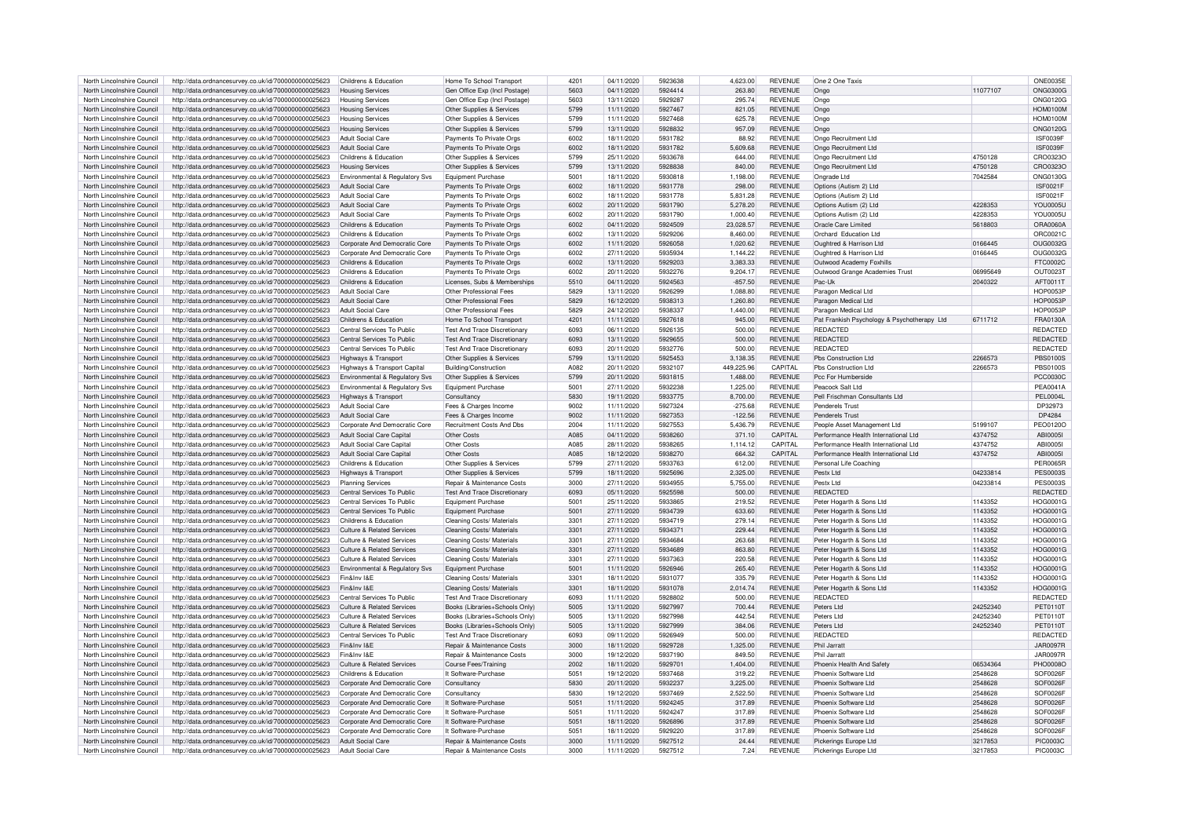| North Lincolnshire Council | http://data.ordnancesurvey.co.uk/id/7000000000025623 | Childrens & Education | Home To School Transport | 4201 | 04/11/2020 | 5923638 | 4,623.00 | REVENUE | One 2 One Taxis | | ONE0035E |
|---|---|---|---|---|---|---|---|---|---|---|---|
| North Lincolnshire Council | http://data.ordnancesurvey.co.uk/id/7000000000025623 | Housing Services | Gen Office Exp (Incl Postage) | 5603 | 04/11/2020 | 5924414 | 263.80 | REVENUE | Ongo | 11077107 | ONG0300G |
| North Lincolnshire Council | http://data.ordnancesurvey.co.uk/id/7000000000025623 | Housing Services | Gen Office Exp (Incl Postage) | 5603 | 13/11/2020 | 5929287 | 295.74 | REVENUE | Ongo | | ONG0120G |
| North Lincolnshire Council | http://data.ordnancesurvey.co.uk/id/7000000000025623 | Housing Services | Other Supplies & Services | 5799 | 11/11/2020 | 5927467 | 821.05 | REVENUE | Ongo | | HOM0100M |
| North Lincolnshire Council | http://data.ordnancesurvey.co.uk/id/7000000000025623 | Housing Services | Other Supplies & Services | 5799 | 11/11/2020 | 5927468 | 625.78 | REVENUE | Ongo | | HOM0100M |
| North Lincolnshire Council | http://data.ordnancesurvey.co.uk/id/7000000000025623 | Housing Services | Other Supplies & Services | 5799 | 13/11/2020 | 5928832 | 957.09 | REVENUE | Ongo | | ONG0120G |
| North Lincolnshire Council | http://data.ordnancesurvey.co.uk/id/7000000000025623 | Adult Social Care | Payments To Private Orgs | 6002 | 18/11/2020 | 5931782 | 88.92 | REVENUE | Ongo Recruitment Ltd | | ISF0039F |
| North Lincolnshire Council | http://data.ordnancesurvey.co.uk/id/7000000000025623 | Adult Social Care | Payments To Private Orgs | 6002 | 18/11/2020 | 5931782 | 5,609.68 | REVENUE | Ongo Recruitment Ltd | | ISF0039F |
| North Lincolnshire Council | http://data.ordnancesurvey.co.uk/id/7000000000025623 | Childrens & Education | Other Supplies & Services | 5799 | 25/11/2020 | 5933678 | 644.00 | REVENUE | Ongo Recruitment Ltd | 4750128 | CRO0323O |
| North Lincolnshire Council | http://data.ordnancesurvey.co.uk/id/7000000000025623 | Housing Services | Other Supplies & Services | 5799 | 13/11/2020 | 5928838 | 840.00 | REVENUE | Ongo Recruitment Ltd | 4750128 | CRO0323O |
| North Lincolnshire Council | http://data.ordnancesurvey.co.uk/id/7000000000025623 | Environmental & Regulatory Svs | Equipment Purchase | 5001 | 18/11/2020 | 5930818 | 1,198.00 | REVENUE | Ongrade Ltd | 7042584 | ONG0130G |
| North Lincolnshire Council | http://data.ordnancesurvey.co.uk/id/7000000000025623 | Adult Social Care | Payments To Private Orgs | 6002 | 18/11/2020 | 5931778 | 298.00 | REVENUE | Options (Autism 2) Ltd | | ISF0021F |
| North Lincolnshire Council | http://data.ordnancesurvey.co.uk/id/7000000000025623 | Adult Social Care | Payments To Private Orgs | 6002 | 18/11/2020 | 5931778 | 5,831.28 | REVENUE | Options (Autism 2) Ltd | | ISF0021F |
| North Lincolnshire Council | http://data.ordnancesurvey.co.uk/id/7000000000025623 | Adult Social Care | Payments To Private Orgs | 6002 | 20/11/2020 | 5931790 | 5,278.20 | REVENUE | Options Autism (2) Ltd | 4228353 | YOU0005U |
| North Lincolnshire Council | http://data.ordnancesurvey.co.uk/id/7000000000025623 | Adult Social Care | Payments To Private Orgs | 6002 | 20/11/2020 | 5931790 | 1,000.40 | REVENUE | Options Autism (2) Ltd | 4228353 | YOU0005U |
| North Lincolnshire Council | http://data.ordnancesurvey.co.uk/id/7000000000025623 | Childrens & Education | Payments To Private Orgs | 6002 | 04/11/2020 | 5924509 | 23,028.57 | REVENUE | Oracle Care Limited | 5618803 | ORA0060A |
| North Lincolnshire Council | http://data.ordnancesurvey.co.uk/id/7000000000025623 | Childrens & Education | Payments To Private Orgs | 6002 | 13/11/2020 | 5929206 | 8,460.00 | REVENUE | Orchard Education Ltd | | ORC0021C |
| North Lincolnshire Council | http://data.ordnancesurvey.co.uk/id/7000000000025623 | Corporate And Democratic Core | Payments To Private Orgs | 6002 | 11/11/2020 | 5926058 | 1,020.62 | REVENUE | Oughtred & Harrison Ltd | 0166445 | OUG0032G |
| North Lincolnshire Council | http://data.ordnancesurvey.co.uk/id/7000000000025623 | Corporate And Democratic Core | Payments To Private Orgs | 6002 | 27/11/2020 | 5935934 | 1,144.22 | REVENUE | Oughtred & Harrison Ltd | 0166445 | OUG0032G |
| North Lincolnshire Council | http://data.ordnancesurvey.co.uk/id/7000000000025623 | Childrens & Education | Payments To Private Orgs | 6002 | 13/11/2020 | 5929203 | 3,383.33 | REVENUE | Outwood Academy Foxhills | | FTC0002C |
| North Lincolnshire Council | http://data.ordnancesurvey.co.uk/id/7000000000025623 | Childrens & Education | Payments To Private Orgs | 6002 | 20/11/2020 | 5932276 | 9,204.17 | REVENUE | Outwood Grange Academies Trust | 06995649 | OUT0023T |
| North Lincolnshire Council | http://data.ordnancesurvey.co.uk/id/7000000000025623 | Childrens & Education | Licenses, Subs & Memberships | 5510 | 04/11/2020 | 5924563 | -857.50 | REVENUE | Pac-Uk | 2040322 | AFT0011T |
| North Lincolnshire Council | http://data.ordnancesurvey.co.uk/id/7000000000025623 | Adult Social Care | Other Professional Fees | 5829 | 13/11/2020 | 5926299 | 1,088.80 | REVENUE | Paragon Medical Ltd | | HOP0053P |
| North Lincolnshire Council | http://data.ordnancesurvey.co.uk/id/7000000000025623 | Adult Social Care | Other Professional Fees | 5829 | 16/12/2020 | 5938313 | 1,260.80 | REVENUE | Paragon Medical Ltd | | HOP0053P |
| North Lincolnshire Council | http://data.ordnancesurvey.co.uk/id/7000000000025623 | Adult Social Care | Other Professional Fees | 5829 | 24/12/2020 | 5938337 | 1,440.00 | REVENUE | Paragon Medical Ltd | | HOP0053P |
| North Lincolnshire Council | http://data.ordnancesurvey.co.uk/id/7000000000025623 | Childrens & Education | Home To School Transport | 4201 | 11/11/2020 | 5927618 | 945.00 | REVENUE | Pat Frankish Psychology & Psychotherapy Ltd | 6711712 | FRA0130A |
| North Lincolnshire Council | http://data.ordnancesurvey.co.uk/id/7000000000025623 | Central Services To Public | Test And Trace Discretionary | 6093 | 06/11/2020 | 5926135 | 500.00 | REVENUE | REDACTED | | REDACTED |
| North Lincolnshire Council | http://data.ordnancesurvey.co.uk/id/7000000000025623 | Central Services To Public | Test And Trace Discretionary | 6093 | 13/11/2020 | 5929655 | 500.00 | REVENUE | REDACTED | | REDACTED |
| North Lincolnshire Council | http://data.ordnancesurvey.co.uk/id/7000000000025623 | Central Services To Public | Test And Trace Discretionary | 6093 | 20/11/2020 | 5932776 | 500.00 | REVENUE | REDACTED | | REDACTED |
| North Lincolnshire Council | http://data.ordnancesurvey.co.uk/id/7000000000025623 | Highways & Transport | Other Supplies & Services | 5799 | 13/11/2020 | 5925453 | 3,138.35 | REVENUE | Pbs Construction Ltd | 2266573 | PBS0100S |
| North Lincolnshire Council | http://data.ordnancesurvey.co.uk/id/7000000000025623 | Highways & Transport Capital | Building/Construction | A082 | 20/11/2020 | 5932107 | 449,225.96 | CAPITAL | Pbs Construction Ltd | 2266573 | PBS0100S |
| North Lincolnshire Council | http://data.ordnancesurvey.co.uk/id/7000000000025623 | Environmental & Regulatory Svs | Other Supplies & Services | 5799 | 20/11/2020 | 5931815 | 1,488.00 | REVENUE | Pcc For Humberside | | PCC0030C |
| North Lincolnshire Council | http://data.ordnancesurvey.co.uk/id/7000000000025623 | Environmental & Regulatory Svs | Equipment Purchase | 5001 | 27/11/2020 | 5932238 | 1,225.00 | REVENUE | Peacock Salt Ltd | | PEA0041A |
| North Lincolnshire Council | http://data.ordnancesurvey.co.uk/id/7000000000025623 | Highways & Transport | Consultancy | 5830 | 19/11/2020 | 5933775 | 8,700.00 | REVENUE | Pell Frischman Consultants Ltd | | PEL0004L |
| North Lincolnshire Council | http://data.ordnancesurvey.co.uk/id/7000000000025623 | Adult Social Care | Fees & Charges Income | 9002 | 11/11/2020 | 5927324 | -275.68 | REVENUE | Penderels Trust | | DP32973 |
| North Lincolnshire Council | http://data.ordnancesurvey.co.uk/id/7000000000025623 | Adult Social Care | Fees & Charges Income | 9002 | 11/11/2020 | 5927353 | -122.56 | REVENUE | Penderels Trust | | DP4284 |
| North Lincolnshire Council | http://data.ordnancesurvey.co.uk/id/7000000000025623 | Corporate And Democratic Core | Recruitment Costs And Dbs | 2004 | 11/11/2020 | 5927553 | 5,436.79 | REVENUE | People Asset Management Ltd | 5199107 | PEO0120O |
| North Lincolnshire Council | http://data.ordnancesurvey.co.uk/id/7000000000025623 | Adult Social Care Capital | Other Costs | A085 | 04/11/2020 | 5938260 | 371.10 | CAPITAL | Performance Health International Ltd | 4374752 | ABI0005I |
| North Lincolnshire Council | http://data.ordnancesurvey.co.uk/id/7000000000025623 | Adult Social Care Capital | Other Costs | A085 | 28/11/2020 | 5938265 | 1,114.12 | CAPITAL | Performance Health International Ltd | 4374752 | ABI0005I |
| North Lincolnshire Council | http://data.ordnancesurvey.co.uk/id/7000000000025623 | Adult Social Care Capital | Other Costs | A085 | 18/12/2020 | 5938270 | 664.32 | CAPITAL | Performance Health International Ltd | 4374752 | ABI0005I |
| North Lincolnshire Council | http://data.ordnancesurvey.co.uk/id/7000000000025623 | Childrens & Education | Other Supplies & Services | 5799 | 27/11/2020 | 5933763 | 612.00 | REVENUE | Personal Life Coaching | | PER0065R |
| North Lincolnshire Council | http://data.ordnancesurvey.co.uk/id/7000000000025623 | Highways & Transport | Other Supplies & Services | 5799 | 18/11/2020 | 5925696 | 2,325.00 | REVENUE | Pestx Ltd | 04233814 | PES0003S |
| North Lincolnshire Council | http://data.ordnancesurvey.co.uk/id/7000000000025623 | Planning Services | Repair & Maintenance Costs | 3000 | 27/11/2020 | 5934955 | 5,755.00 | REVENUE | Pestx Ltd | 04233814 | PES0003S |
| North Lincolnshire Council | http://data.ordnancesurvey.co.uk/id/7000000000025623 | Central Services To Public | Test And Trace Discretionary | 6093 | 05/11/2020 | 5925598 | 500.00 | REVENUE | REDACTED | | REDACTED |
| North Lincolnshire Council | http://data.ordnancesurvey.co.uk/id/7000000000025623 | Central Services To Public | Equipment Purchase | 5001 | 25/11/2020 | 5933865 | 219.52 | REVENUE | Peter Hogarth & Sons Ltd | 1143352 | HOG0001G |
| North Lincolnshire Council | http://data.ordnancesurvey.co.uk/id/7000000000025623 | Central Services To Public | Equipment Purchase | 5001 | 27/11/2020 | 5934739 | 633.60 | REVENUE | Peter Hogarth & Sons Ltd | 1143352 | HOG0001G |
| North Lincolnshire Council | http://data.ordnancesurvey.co.uk/id/7000000000025623 | Childrens & Education | Cleaning Costs/ Materials | 3301 | 27/11/2020 | 5934719 | 279.14 | REVENUE | Peter Hogarth & Sons Ltd | 1143352 | HOG0001G |
| North Lincolnshire Council | http://data.ordnancesurvey.co.uk/id/7000000000025623 | Culture & Related Services | Cleaning Costs/ Materials | 3301 | 27/11/2020 | 5934371 | 229.44 | REVENUE | Peter Hogarth & Sons Ltd | 1143352 | HOG0001G |
| North Lincolnshire Council | http://data.ordnancesurvey.co.uk/id/7000000000025623 | Culture & Related Services | Cleaning Costs/ Materials | 3301 | 27/11/2020 | 5934684 | 263.68 | REVENUE | Peter Hogarth & Sons Ltd | 1143352 | HOG0001G |
| North Lincolnshire Council | http://data.ordnancesurvey.co.uk/id/7000000000025623 | Culture & Related Services | Cleaning Costs/ Materials | 3301 | 27/11/2020 | 5934689 | 863.80 | REVENUE | Peter Hogarth & Sons Ltd | 1143352 | HOG0001G |
| North Lincolnshire Council | http://data.ordnancesurvey.co.uk/id/7000000000025623 | Culture & Related Services | Cleaning Costs/ Materials | 3301 | 27/11/2020 | 5937363 | 220.58 | REVENUE | Peter Hogarth & Sons Ltd | 1143352 | HOG0001G |
| North Lincolnshire Council | http://data.ordnancesurvey.co.uk/id/7000000000025623 | Environmental & Regulatory Svs | Equipment Purchase | 5001 | 11/11/2020 | 5926946 | 265.40 | REVENUE | Peter Hogarth & Sons Ltd | 1143352 | HOG0001G |
| North Lincolnshire Council | http://data.ordnancesurvey.co.uk/id/7000000000025623 | Fin&Inv I&E | Cleaning Costs/ Materials | 3301 | 18/11/2020 | 5931077 | 335.79 | REVENUE | Peter Hogarth & Sons Ltd | 1143352 | HOG0001G |
| North Lincolnshire Council | http://data.ordnancesurvey.co.uk/id/7000000000025623 | Fin&Inv I&E | Cleaning Costs/ Materials | 3301 | 18/11/2020 | 5931078 | 2,014.74 | REVENUE | Peter Hogarth & Sons Ltd | 1143352 | HOG0001G |
| North Lincolnshire Council | http://data.ordnancesurvey.co.uk/id/7000000000025623 | Central Services To Public | Test And Trace Discretionary | 6093 | 11/11/2020 | 5928802 | 500.00 | REVENUE | REDACTED | | REDACTED |
| North Lincolnshire Council | http://data.ordnancesurvey.co.uk/id/7000000000025623 | Culture & Related Services | Books (Libraries+Schools Only) | 5005 | 13/11/2020 | 5927997 | 700.44 | REVENUE | Peters Ltd | 24252340 | PET0110T |
| North Lincolnshire Council | http://data.ordnancesurvey.co.uk/id/7000000000025623 | Culture & Related Services | Books (Libraries+Schools Only) | 5005 | 13/11/2020 | 5927998 | 442.54 | REVENUE | Peters Ltd | 24252340 | PET0110T |
| North Lincolnshire Council | http://data.ordnancesurvey.co.uk/id/7000000000025623 | Culture & Related Services | Books (Libraries+Schools Only) | 5005 | 13/11/2020 | 5927999 | 384.06 | REVENUE | Peters Ltd | 24252340 | PET0110T |
| North Lincolnshire Council | http://data.ordnancesurvey.co.uk/id/7000000000025623 | Central Services To Public | Test And Trace Discretionary | 6093 | 09/11/2020 | 5926949 | 500.00 | REVENUE | REDACTED | | REDACTED |
| North Lincolnshire Council | http://data.ordnancesurvey.co.uk/id/7000000000025623 | Fin&Inv I&E | Repair & Maintenance Costs | 3000 | 18/11/2020 | 5929728 | 1,325.00 | REVENUE | Phil Jarratt | | JAR0097R |
| North Lincolnshire Council | http://data.ordnancesurvey.co.uk/id/7000000000025623 | Fin&Inv I&E | Repair & Maintenance Costs | 3000 | 19/12/2020 | 5937190 | 849.50 | REVENUE | Phil Jarratt | | JAR0097R |
| North Lincolnshire Council | http://data.ordnancesurvey.co.uk/id/7000000000025623 | Culture & Related Services | Course Fees/Training | 2002 | 18/11/2020 | 5929701 | 1,404.00 | REVENUE | Phoenix Health And Safety | 06534364 | PHO0008O |
| North Lincolnshire Council | http://data.ordnancesurvey.co.uk/id/7000000000025623 | Childrens & Education | It Software-Purchase | 5051 | 19/12/2020 | 5937468 | 319.22 | REVENUE | Phoenix Software Ltd | 2548628 | SOF0026F |
| North Lincolnshire Council | http://data.ordnancesurvey.co.uk/id/7000000000025623 | Corporate And Democratic Core | Consultancy | 5830 | 20/11/2020 | 5932237 | 3,225.00 | REVENUE | Phoenix Software Ltd | 2548628 | SOF0026F |
| North Lincolnshire Council | http://data.ordnancesurvey.co.uk/id/7000000000025623 | Corporate And Democratic Core | Consultancy | 5830 | 19/12/2020 | 5937469 | 2,522.50 | REVENUE | Phoenix Software Ltd | 2548628 | SOF0026F |
| North Lincolnshire Council | http://data.ordnancesurvey.co.uk/id/7000000000025623 | Corporate And Democratic Core | It Software-Purchase | 5051 | 11/11/2020 | 5924245 | 317.89 | REVENUE | Phoenix Software Ltd | 2548628 | SOF0026F |
| North Lincolnshire Council | http://data.ordnancesurvey.co.uk/id/7000000000025623 | Corporate And Democratic Core | It Software-Purchase | 5051 | 11/11/2020 | 5924247 | 317.89 | REVENUE | Phoenix Software Ltd | 2548628 | SOF0026F |
| North Lincolnshire Council | http://data.ordnancesurvey.co.uk/id/7000000000025623 | Corporate And Democratic Core | It Software-Purchase | 5051 | 18/11/2020 | 5926896 | 317.89 | REVENUE | Phoenix Software Ltd | 2548628 | SOF0026F |
| North Lincolnshire Council | http://data.ordnancesurvey.co.uk/id/7000000000025623 | Corporate And Democratic Core | It Software-Purchase | 5051 | 18/11/2020 | 5929220 | 317.89 | REVENUE | Phoenix Software Ltd | 2548628 | SOF0026F |
| North Lincolnshire Council | http://data.ordnancesurvey.co.uk/id/7000000000025623 | Adult Social Care | Repair & Maintenance Costs | 3000 | 11/11/2020 | 5927512 | 24.44 | REVENUE | Pickerings Europe Ltd | 3217853 | PIC0003C |
| North Lincolnshire Council | http://data.ordnancesurvey.co.uk/id/7000000000025623 | Adult Social Care | Repair & Maintenance Costs | 3000 | 11/11/2020 | 5927512 | 7.24 | REVENUE | Pickerings Europe Ltd | 3217853 | PIC0003C |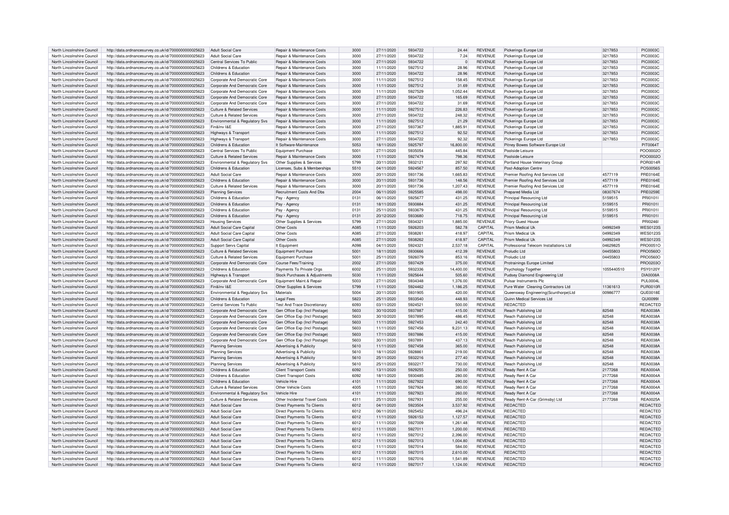| North Lincolnshire Council | http://data.ordnancesurvey.co.uk/id/7000000000025623 | Adult Social Care | Repair & Maintenance Costs | 3000 | 27/11/2020 | 5934722 | 24.44 | REVENUE | Pickerings Europe Ltd | 3217853 | PIC0003C |
|---|---|---|---|---|---|---|---|---|---|---|---|
| North Lincolnshire Council | http://data.ordnancesurvey.co.uk/id/7000000000025623 | Adult Social Care | Repair & Maintenance Costs | 3000 | 27/11/2020 | 5934722 | 7.24 | REVENUE | Pickerings Europe Ltd | 3217853 | PIC0003C |
| North Lincolnshire Council | http://data.ordnancesurvey.co.uk/id/7000000000025623 | Central Services To Public | Repair & Maintenance Costs | 3000 | 27/11/2020 | 5934722 | 0 | REVENUE | Pickerings Europe Ltd | 3217853 | PIC0003C |
| North Lincolnshire Council | http://data.ordnancesurvey.co.uk/id/7000000000025623 | Childrens & Education | Repair & Maintenance Costs | 3000 | 11/11/2020 | 5927512 | 28.96 | REVENUE | Pickerings Europe Ltd | 3217853 | PIC0003C |
| North Lincolnshire Council | http://data.ordnancesurvey.co.uk/id/7000000000025623 | Childrens & Education | Repair & Maintenance Costs | 3000 | 27/11/2020 | 5934722 | 28.96 | REVENUE | Pickerings Europe Ltd | 3217853 | PIC0003C |
| North Lincolnshire Council | http://data.ordnancesurvey.co.uk/id/7000000000025623 | Corporate And Democratic Core | Repair & Maintenance Costs | 3000 | 11/11/2020 | 5927512 | 158.45 | REVENUE | Pickerings Europe Ltd | 3217853 | PIC0003C |
| North Lincolnshire Council | http://data.ordnancesurvey.co.uk/id/7000000000025623 | Corporate And Democratic Core | Repair & Maintenance Costs | 3000 | 11/11/2020 | 5927512 | 31.69 | REVENUE | Pickerings Europe Ltd | 3217853 | PIC0003C |
| North Lincolnshire Council | http://data.ordnancesurvey.co.uk/id/7000000000025623 | Corporate And Democratic Core | Repair & Maintenance Costs | 3000 | 11/11/2020 | 5927529 | 1,052.44 | REVENUE | Pickerings Europe Ltd | 3217853 | PIC0003C |
| North Lincolnshire Council | http://data.ordnancesurvey.co.uk/id/7000000000025623 | Corporate And Democratic Core | Repair & Maintenance Costs | 3000 | 27/11/2020 | 5934722 | 165.69 | REVENUE | Pickerings Europe Ltd | 3217853 | PIC0003C |
| North Lincolnshire Council | http://data.ordnancesurvey.co.uk/id/7000000000025623 | Corporate And Democratic Core | Repair & Maintenance Costs | 3000 | 27/11/2020 | 5934722 | 31.69 | REVENUE | Pickerings Europe Ltd | 3217853 | PIC0003C |
| North Lincolnshire Council | http://data.ordnancesurvey.co.uk/id/7000000000025623 | Culture & Related Services | Repair & Maintenance Costs | 3000 | 11/11/2020 | 5927512 | 226.83 | REVENUE | Pickerings Europe Ltd | 3217853 | PIC0003C |
| North Lincolnshire Council | http://data.ordnancesurvey.co.uk/id/7000000000025623 | Culture & Related Services | Repair & Maintenance Costs | 3000 | 27/11/2020 | 5934722 | 248.32 | REVENUE | Pickerings Europe Ltd | 3217853 | PIC0003C |
| North Lincolnshire Council | http://data.ordnancesurvey.co.uk/id/7000000000025623 | Environmental & Regulatory Svs | Repair & Maintenance Costs | 3000 | 11/11/2020 | 5927512 | 21.29 | REVENUE | Pickerings Europe Ltd | 3217853 | PIC0003C |
| North Lincolnshire Council | http://data.ordnancesurvey.co.uk/id/7000000000025623 | Fin&Inv I&E | Repair & Maintenance Costs | 3000 | 27/11/2020 | 5937367 | 1,885.91 | REVENUE | Pickerings Europe Ltd | 3217853 | PIC0003C |
| North Lincolnshire Council | http://data.ordnancesurvey.co.uk/id/7000000000025623 | Highways & Transport | Repair & Maintenance Costs | 3000 | 11/11/2020 | 5927512 | 92.52 | REVENUE | Pickerings Europe Ltd | 3217853 | PIC0003C |
| North Lincolnshire Council | http://data.ordnancesurvey.co.uk/id/7000000000025623 | Highways & Transport | Repair & Maintenance Costs | 3000 | 27/11/2020 | 5934722 | 92.32 | REVENUE | Pickerings Europe Ltd | 3217853 | PIC0003C |
| North Lincolnshire Council | http://data.ordnancesurvey.co.uk/id/7000000000025623 | Childrens & Education | It Software-Maintenance | 5053 | 18/11/2020 | 5925797 | 16,800.00 | REVENUE | Pitney Bowes Software Europe Ltd | | PIT0064T |
| North Lincolnshire Council | http://data.ordnancesurvey.co.uk/id/7000000000025623 | Central Services To Public | Equipment Purchase | 5001 | 27/11/2020 | 5935054 | 445.84 | REVENUE | Poolside Leisure | | POO0002O |
| North Lincolnshire Council | http://data.ordnancesurvey.co.uk/id/7000000000025623 | Culture & Related Services | Repair & Maintenance Costs | 3000 | 11/11/2020 | 5927479 | 798.36 | REVENUE | Poolside Leisure | | POO0002O |
| North Lincolnshire Council | http://data.ordnancesurvey.co.uk/id/7000000000025623 | Environmental & Regulatory Svs | Other Supplies & Services | 5799 | 20/11/2020 | 5932121 | 297.92 | REVENUE | Portland House Veterinary Group | | POR0014R |
| North Lincolnshire Council | http://data.ordnancesurvey.co.uk/id/7000000000025623 | Childrens & Education | Licenses, Subs & Memberships | 5510 | 04/11/2020 | 5924567 | 857.50 | REVENUE | Post-Adoption Centre | | POS0056S |
| North Lincolnshire Council | http://data.ordnancesurvey.co.uk/id/7000000000025623 | Adult Social Care | Repair & Maintenance Costs | 3000 | 20/11/2020 | 5931736 | 1,665.83 | REVENUE | Premier Roofing And Services Ltd | 4577119 | PRE0164E |
| North Lincolnshire Council | http://data.ordnancesurvey.co.uk/id/7000000000025623 | Childrens & Education | Repair & Maintenance Costs | 3000 | 20/11/2020 | 5931736 | 148.56 | REVENUE | Premier Roofing And Services Ltd | 4577119 | PRE0164E |
| North Lincolnshire Council | http://data.ordnancesurvey.co.uk/id/7000000000025623 | Culture & Related Services | Repair & Maintenance Costs | 3000 | 20/11/2020 | 5931736 | 1,207.43 | REVENUE | Premier Roofing And Services Ltd | 4577119 | PRE0164E |
| North Lincolnshire Council | http://data.ordnancesurvey.co.uk/id/7000000000025623 | Planning Services | Recruitment Costs And Dbs | 2004 | 06/11/2020 | 5925585 | 498.00 | REVENUE | Prepared Media Ltd | 08307674 | PRE0259E |
| North Lincolnshire Council | http://data.ordnancesurvey.co.uk/id/7000000000025623 | Childrens & Education | Pay - Agency | 0131 | 06/11/2020 | 5925677 | 431.25 | REVENUE | Principal Resourcing Ltd | 5159515 | PRI0101I |
| North Lincolnshire Council | http://data.ordnancesurvey.co.uk/id/7000000000025623 | Childrens & Education | Pay - Agency | 0131 | 18/11/2020 | 5930884 | 431.25 | REVENUE | Principal Resourcing Ltd | 5159515 | PRI0101I |
| North Lincolnshire Council | http://data.ordnancesurvey.co.uk/id/7000000000025623 | Childrens & Education | Pay - Agency | 0131 | 25/11/2020 | 5933679 | 431.25 | REVENUE | Principal Resourcing Ltd | 5159515 | PRI0101I |
| North Lincolnshire Council | http://data.ordnancesurvey.co.uk/id/7000000000025623 | Childrens & Education | Pay - Agency | 0131 | 20/12/2020 | 5933680 | 718.75 | REVENUE | Principal Resourcing Ltd | 5159515 | PRI0101I |
| North Lincolnshire Council | http://data.ordnancesurvey.co.uk/id/7000000000025623 | Housing Services | Other Supplies & Services | 5799 | 27/11/2020 | 5934321 | 1,885.00 | REVENUE | Priory Guest House | | PRI0246I |
| North Lincolnshire Council | http://data.ordnancesurvey.co.uk/id/7000000000025623 | Adult Social Care Capital | Other Costs | A085 | 11/11/2020 | 5926203 | 582.78 | CAPITAL | Prism Medical Uk | 04992349 | WES0123S |
| North Lincolnshire Council | http://data.ordnancesurvey.co.uk/id/7000000000025623 | Adult Social Care Capital | Other Costs | A085 | 27/11/2020 | 5938261 | 418.97 | CAPITAL | Prism Medical Uk | 04992349 | WES0123S |
| North Lincolnshire Council | http://data.ordnancesurvey.co.uk/id/7000000000025623 | Adult Social Care Capital | Other Costs | A085 | 27/11/2020 | 5938262 | 418.97 | CAPITAL | Prism Medical Uk | 04992349 | WES0123S |
| North Lincolnshire Council | http://data.ordnancesurvey.co.uk/id/7000000000025623 | Support Servs Capital | It Equipment | A098 | 04/11/2020 | 5924321 | 2,537.18 | CAPITAL | Professional Telecom Installations Ltd | 04629825 | PRO0051O |
| North Lincolnshire Council | http://data.ordnancesurvey.co.uk/id/7000000000025623 | Culture & Related Services | Equipment Purchase | 5001 | 18/11/2020 | 5930666 | 412.39 | REVENUE | Proludic Ltd | 04455803 | PRO0560O |
| North Lincolnshire Council | http://data.ordnancesurvey.co.uk/id/7000000000025623 | Culture & Related Services | Equipment Purchase | 5001 | 25/11/2020 | 5926079 | 853.16 | REVENUE | Proludic Ltd | 04455803 | PRO0560O |
| North Lincolnshire Council | http://data.ordnancesurvey.co.uk/id/7000000000025623 | Corporate And Democratic Core | Course Fees/Training | 2002 | 27/11/2020 | 5937429 | 375.00 | REVENUE | Protrainings Europe Limited | | PRO0203O |
| North Lincolnshire Council | http://data.ordnancesurvey.co.uk/id/7000000000025623 | Childrens & Education | Payments To Private Orgs | 6002 | 25/11/2020 | 5932336 | 14,400.00 | REVENUE | Psychology Together | 1055440510 | PSY0120Y |
| North Lincolnshire Council | http://data.ordnancesurvey.co.uk/id/7000000000025623 | Highways & Transport | Stock Purchases & Adjustments | 5030 | 11/11/2020 | 5925644 | 505.60 | REVENUE | Pudsey Diamond Engineering Ltd | | DIA0008A |
| North Lincolnshire Council | http://data.ordnancesurvey.co.uk/id/7000000000025623 | Corporate And Democratic Core | Equipment Maint.& Repair | 5003 | 27/11/2020 | 5934348 | 1,376.00 | REVENUE | Pulsar Instruments Plc | | PUL0004L |
| North Lincolnshire Council | http://data.ordnancesurvey.co.uk/id/7000000000025623 | Fin&Inv I&E | Other Supplies & Services | 5799 | 11/11/2020 | 5924462 | 1,186.25 | REVENUE | Pure Water Cleaning Contractors Ltd | 11361613 | PUR0010R |
| North Lincolnshire Council | http://data.ordnancesurvey.co.uk/id/7000000000025623 | Environmental & Regulatory Svs | Materials | 5004 | 20/11/2020 | 5931905 | 420.00 | REVENUE | Queensway Engineering(Scunthorpe)Ltd | 00986777 | QUE0018E |
| North Lincolnshire Council | http://data.ordnancesurvey.co.uk/id/7000000000025623 | Childrens & Education | Legal Fees | 5823 | 25/11/2020 | 5933540 | 448.93 | REVENUE | Quinn Medical Services Ltd | | QUI0099I |
| North Lincolnshire Council | http://data.ordnancesurvey.co.uk/id/7000000000025623 | Central Services To Public | Test And Trace Discretionary | 6093 | 03/11/2020 | 5924521 | 500.00 | REVENUE | REDACTED | | REDACTED |
| North Lincolnshire Council | http://data.ordnancesurvey.co.uk/id/7000000000025623 | Corporate And Democratic Core | Gen Office Exp (Incl Postage) | 5603 | 30/10/2020 | 5937887 | 415.00 | REVENUE | Reach Publishing Ltd | 82548 | REA0038A |
| North Lincolnshire Council | http://data.ordnancesurvey.co.uk/id/7000000000025623 | Corporate And Democratic Core | Gen Office Exp (Incl Postage) | 5603 | 30/10/2020 | 5937895 | 486.45 | REVENUE | Reach Publishing Ltd | 82548 | REA0038A |
| North Lincolnshire Council | http://data.ordnancesurvey.co.uk/id/7000000000025623 | Corporate And Democratic Core | Gen Office Exp (Incl Postage) | 5603 | 11/11/2020 | 5927453 | 242.40 | REVENUE | Reach Publishing Ltd | 82548 | REA0038A |
| North Lincolnshire Council | http://data.ordnancesurvey.co.uk/id/7000000000025623 | Corporate And Democratic Core | Gen Office Exp (Incl Postage) | 5603 | 11/11/2020 | 5927456 | 9,231.13 | REVENUE | Reach Publishing Ltd | 82548 | REA0038A |
| North Lincolnshire Council | http://data.ordnancesurvey.co.uk/id/7000000000025623 | Corporate And Democratic Core | Gen Office Exp (Incl Postage) | 5603 | 17/11/2020 | 5937886 | 415.00 | REVENUE | Reach Publishing Ltd | 82548 | REA0038A |
| North Lincolnshire Council | http://data.ordnancesurvey.co.uk/id/7000000000025623 | Corporate And Democratic Core | Gen Office Exp (Incl Postage) | 5603 | 30/11/2020 | 5937891 | 437.13 | REVENUE | Reach Publishing Ltd | 82548 | REA0038A |
| North Lincolnshire Council | http://data.ordnancesurvey.co.uk/id/7000000000025623 | Planning Services | Advertising & Publicity | 5610 | 11/11/2020 | 5927458 | 365.00 | REVENUE | Reach Publishing Ltd | 82548 | REA0038A |
| North Lincolnshire Council | http://data.ordnancesurvey.co.uk/id/7000000000025623 | Planning Services | Advertising & Publicity | 5610 | 18/11/2020 | 5928861 | 219.00 | REVENUE | Reach Publishing Ltd | 82548 | REA0038A |
| North Lincolnshire Council | http://data.ordnancesurvey.co.uk/id/7000000000025623 | Planning Services | Advertising & Publicity | 5610 | 25/11/2020 | 5932216 | 277.40 | REVENUE | Reach Publishing Ltd | 82548 | REA0038A |
| North Lincolnshire Council | http://data.ordnancesurvey.co.uk/id/7000000000025623 | Planning Services | Advertising & Publicity | 5610 | 25/11/2020 | 5932217 | 730.00 | REVENUE | Reach Publishing Ltd | 82548 | REA0038A |
| North Lincolnshire Council | http://data.ordnancesurvey.co.uk/id/7000000000025623 | Childrens & Education | Client Transport Costs | 6092 | 13/11/2020 | 5929255 | 250.00 | REVENUE | Ready Rent A Car | 2177268 | REA0004A |
| North Lincolnshire Council | http://data.ordnancesurvey.co.uk/id/7000000000025623 | Childrens & Education | Client Transport Costs | 6092 | 18/11/2020 | 5930485 | 280.00 | REVENUE | Ready Rent A Car | 2177268 | REA0004A |
| North Lincolnshire Council | http://data.ordnancesurvey.co.uk/id/7000000000025623 | Childrens & Education | Vehicle Hire | 4101 | 11/11/2020 | 5927922 | 690.00 | REVENUE | Ready Rent A Car | 2177268 | REA0004A |
| North Lincolnshire Council | http://data.ordnancesurvey.co.uk/id/7000000000025623 | Culture & Related Services | Other Vehicle Costs | 4005 | 11/11/2020 | 5927924 | 380.00 | REVENUE | Ready Rent A Car | 2177268 | REA0004A |
| North Lincolnshire Council | http://data.ordnancesurvey.co.uk/id/7000000000025623 | Environmental & Regulatory Svs | Vehicle Hire | 4101 | 11/11/2020 | 5927923 | 260.00 | REVENUE | Ready Rent A Car | 2177268 | REA0004A |
| North Lincolnshire Council | http://data.ordnancesurvey.co.uk/id/7000000000025623 | Culture & Related Services | Other Incidental Travel Costs | 4311 | 25/11/2020 | 5927931 | 255.00 | REVENUE | Ready Rent-A-Car (Grimsby) Ltd | 2177268 | REA0025A |
| North Lincolnshire Council | http://data.ordnancesurvey.co.uk/id/7000000000025623 | Adult Social Care | Direct Payments To Clients | 6012 | 04/11/2020 | 5923504 | 3,537.92 | REVENUE | REDACTED | | REDACTED |
| North Lincolnshire Council | http://data.ordnancesurvey.co.uk/id/7000000000025623 | Adult Social Care | Direct Payments To Clients | 6012 | 06/11/2020 | 5925452 | 496.24 | REVENUE | REDACTED | | REDACTED |
| North Lincolnshire Council | http://data.ordnancesurvey.co.uk/id/7000000000025623 | Adult Social Care | Direct Payments To Clients | 6012 | 11/11/2020 | 5926153 | 1,127.57 | REVENUE | REDACTED | | REDACTED |
| North Lincolnshire Council | http://data.ordnancesurvey.co.uk/id/7000000000025623 | Adult Social Care | Direct Payments To Clients | 6012 | 11/11/2020 | 5927009 | 1,261.48 | REVENUE | REDACTED | | REDACTED |
| North Lincolnshire Council | http://data.ordnancesurvey.co.uk/id/7000000000025623 | Adult Social Care | Direct Payments To Clients | 6012 | 11/11/2020 | 5927011 | 1,200.00 | REVENUE | REDACTED | | REDACTED |
| North Lincolnshire Council | http://data.ordnancesurvey.co.uk/id/7000000000025623 | Adult Social Care | Direct Payments To Clients | 6012 | 11/11/2020 | 5927012 | 2,396.00 | REVENUE | REDACTED | | REDACTED |
| North Lincolnshire Council | http://data.ordnancesurvey.co.uk/id/7000000000025623 | Adult Social Care | Direct Payments To Clients | 6012 | 11/11/2020 | 5927013 | 1,004.80 | REVENUE | REDACTED | | REDACTED |
| North Lincolnshire Council | http://data.ordnancesurvey.co.uk/id/7000000000025623 | Adult Social Care | Direct Payments To Clients | 6012 | 11/11/2020 | 5927014 | 584.00 | REVENUE | REDACTED | | REDACTED |
| North Lincolnshire Council | http://data.ordnancesurvey.co.uk/id/7000000000025623 | Adult Social Care | Direct Payments To Clients | 6012 | 11/11/2020 | 5927015 | 2,610.00 | REVENUE | REDACTED | | REDACTED |
| North Lincolnshire Council | http://data.ordnancesurvey.co.uk/id/7000000000025623 | Adult Social Care | Direct Payments To Clients | 6012 | 11/11/2020 | 5927016 | 1,541.89 | REVENUE | REDACTED | | REDACTED |
| North Lincolnshire Council | http://data.ordnancesurvey.co.uk/id/7000000000025623 | Adult Social Care | Direct Payments To Clients | 6012 | 11/11/2020 | 5927017 | 1,124.00 | REVENUE | REDACTED | | REDACTED |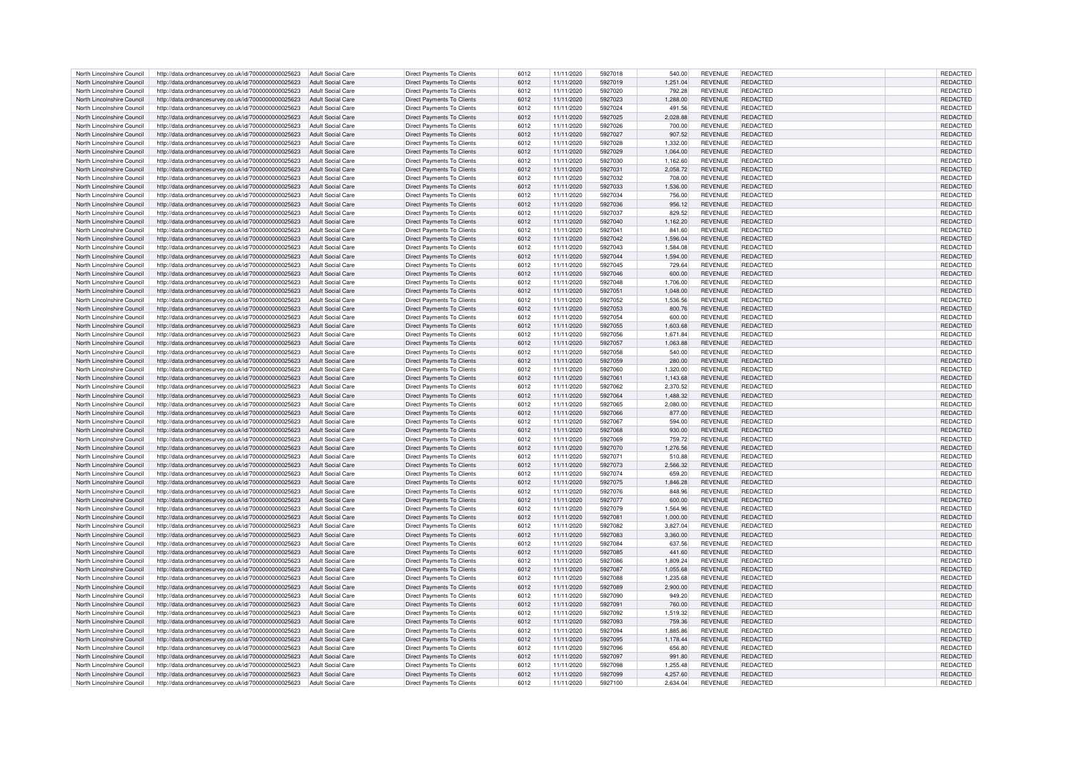| North Lincolnshire Council | http://data.ordnancesurvey.co.uk/id/7000000000025623 | Adult Social Care | Direct Payments To Clients | 6012 | 11/11/2020 | 5927018 | 540.00 | REVENUE | REDACTED | | REDACTED |
|---|---|---|---|---|---|---|---|---|---|---|---|
| North Lincolnshire Council | http://data.ordnancesurvey.co.uk/id/7000000000025623 | Adult Social Care | Direct Payments To Clients | 6012 | 11/11/2020 | 5927019 | 1,251.04 | REVENUE | REDACTED | | REDACTED |
| North Lincolnshire Council | http://data.ordnancesurvey.co.uk/id/7000000000025623 | Adult Social Care | Direct Payments To Clients | 6012 | 11/11/2020 | 5927020 | 792.28 | REVENUE | REDACTED | | REDACTED |
| North Lincolnshire Council | http://data.ordnancesurvey.co.uk/id/7000000000025623 | Adult Social Care | Direct Payments To Clients | 6012 | 11/11/2020 | 5927023 | 1,288.00 | REVENUE | REDACTED | | REDACTED |
| North Lincolnshire Council | http://data.ordnancesurvey.co.uk/id/7000000000025623 | Adult Social Care | Direct Payments To Clients | 6012 | 11/11/2020 | 5927024 | 491.56 | REVENUE | REDACTED | | REDACTED |
| North Lincolnshire Council | http://data.ordnancesurvey.co.uk/id/7000000000025623 | Adult Social Care | Direct Payments To Clients | 6012 | 11/11/2020 | 5927025 | 2,028.88 | REVENUE | REDACTED | | REDACTED |
| North Lincolnshire Council | http://data.ordnancesurvey.co.uk/id/7000000000025623 | Adult Social Care | Direct Payments To Clients | 6012 | 11/11/2020 | 5927026 | 700.00 | REVENUE | REDACTED | | REDACTED |
| North Lincolnshire Council | http://data.ordnancesurvey.co.uk/id/7000000000025623 | Adult Social Care | Direct Payments To Clients | 6012 | 11/11/2020 | 5927027 | 907.52 | REVENUE | REDACTED | | REDACTED |
| North Lincolnshire Council | http://data.ordnancesurvey.co.uk/id/7000000000025623 | Adult Social Care | Direct Payments To Clients | 6012 | 11/11/2020 | 5927028 | 1,332.00 | REVENUE | REDACTED | | REDACTED |
| North Lincolnshire Council | http://data.ordnancesurvey.co.uk/id/7000000000025623 | Adult Social Care | Direct Payments To Clients | 6012 | 11/11/2020 | 5927029 | 1,064.00 | REVENUE | REDACTED | | REDACTED |
| North Lincolnshire Council | http://data.ordnancesurvey.co.uk/id/7000000000025623 | Adult Social Care | Direct Payments To Clients | 6012 | 11/11/2020 | 5927030 | 1,162.60 | REVENUE | REDACTED | | REDACTED |
| North Lincolnshire Council | http://data.ordnancesurvey.co.uk/id/7000000000025623 | Adult Social Care | Direct Payments To Clients | 6012 | 11/11/2020 | 5927031 | 2,058.72 | REVENUE | REDACTED | | REDACTED |
| North Lincolnshire Council | http://data.ordnancesurvey.co.uk/id/7000000000025623 | Adult Social Care | Direct Payments To Clients | 6012 | 11/11/2020 | 5927032 | 708.00 | REVENUE | REDACTED | | REDACTED |
| North Lincolnshire Council | http://data.ordnancesurvey.co.uk/id/7000000000025623 | Adult Social Care | Direct Payments To Clients | 6012 | 11/11/2020 | 5927033 | 1,536.00 | REVENUE | REDACTED | | REDACTED |
| North Lincolnshire Council | http://data.ordnancesurvey.co.uk/id/7000000000025623 | Adult Social Care | Direct Payments To Clients | 6012 | 11/11/2020 | 5927034 | 756.00 | REVENUE | REDACTED | | REDACTED |
| North Lincolnshire Council | http://data.ordnancesurvey.co.uk/id/7000000000025623 | Adult Social Care | Direct Payments To Clients | 6012 | 11/11/2020 | 5927036 | 956.12 | REVENUE | REDACTED | | REDACTED |
| North Lincolnshire Council | http://data.ordnancesurvey.co.uk/id/7000000000025623 | Adult Social Care | Direct Payments To Clients | 6012 | 11/11/2020 | 5927037 | 829.52 | REVENUE | REDACTED | | REDACTED |
| North Lincolnshire Council | http://data.ordnancesurvey.co.uk/id/7000000000025623 | Adult Social Care | Direct Payments To Clients | 6012 | 11/11/2020 | 5927040 | 1,162.20 | REVENUE | REDACTED | | REDACTED |
| North Lincolnshire Council | http://data.ordnancesurvey.co.uk/id/7000000000025623 | Adult Social Care | Direct Payments To Clients | 6012 | 11/11/2020 | 5927041 | 841.60 | REVENUE | REDACTED | | REDACTED |
| North Lincolnshire Council | http://data.ordnancesurvey.co.uk/id/7000000000025623 | Adult Social Care | Direct Payments To Clients | 6012 | 11/11/2020 | 5927042 | 1,596.04 | REVENUE | REDACTED | | REDACTED |
| North Lincolnshire Council | http://data.ordnancesurvey.co.uk/id/7000000000025623 | Adult Social Care | Direct Payments To Clients | 6012 | 11/11/2020 | 5927043 | 1,584.08 | REVENUE | REDACTED | | REDACTED |
| North Lincolnshire Council | http://data.ordnancesurvey.co.uk/id/7000000000025623 | Adult Social Care | Direct Payments To Clients | 6012 | 11/11/2020 | 5927044 | 1,594.00 | REVENUE | REDACTED | | REDACTED |
| North Lincolnshire Council | http://data.ordnancesurvey.co.uk/id/7000000000025623 | Adult Social Care | Direct Payments To Clients | 6012 | 11/11/2020 | 5927045 | 729.64 | REVENUE | REDACTED | | REDACTED |
| North Lincolnshire Council | http://data.ordnancesurvey.co.uk/id/7000000000025623 | Adult Social Care | Direct Payments To Clients | 6012 | 11/11/2020 | 5927046 | 600.00 | REVENUE | REDACTED | | REDACTED |
| North Lincolnshire Council | http://data.ordnancesurvey.co.uk/id/7000000000025623 | Adult Social Care | Direct Payments To Clients | 6012 | 11/11/2020 | 5927048 | 1,706.00 | REVENUE | REDACTED | | REDACTED |
| North Lincolnshire Council | http://data.ordnancesurvey.co.uk/id/7000000000025623 | Adult Social Care | Direct Payments To Clients | 6012 | 11/11/2020 | 5927051 | 1,048.00 | REVENUE | REDACTED | | REDACTED |
| North Lincolnshire Council | http://data.ordnancesurvey.co.uk/id/7000000000025623 | Adult Social Care | Direct Payments To Clients | 6012 | 11/11/2020 | 5927052 | 1,536.56 | REVENUE | REDACTED | | REDACTED |
| North Lincolnshire Council | http://data.ordnancesurvey.co.uk/id/7000000000025623 | Adult Social Care | Direct Payments To Clients | 6012 | 11/11/2020 | 5927053 | 800.76 | REVENUE | REDACTED | | REDACTED |
| North Lincolnshire Council | http://data.ordnancesurvey.co.uk/id/7000000000025623 | Adult Social Care | Direct Payments To Clients | 6012 | 11/11/2020 | 5927054 | 600.00 | REVENUE | REDACTED | | REDACTED |
| North Lincolnshire Council | http://data.ordnancesurvey.co.uk/id/7000000000025623 | Adult Social Care | Direct Payments To Clients | 6012 | 11/11/2020 | 5927055 | 1,603.68 | REVENUE | REDACTED | | REDACTED |
| North Lincolnshire Council | http://data.ordnancesurvey.co.uk/id/7000000000025623 | Adult Social Care | Direct Payments To Clients | 6012 | 11/11/2020 | 5927056 | 1,671.84 | REVENUE | REDACTED | | REDACTED |
| North Lincolnshire Council | http://data.ordnancesurvey.co.uk/id/7000000000025623 | Adult Social Care | Direct Payments To Clients | 6012 | 11/11/2020 | 5927057 | 1,063.88 | REVENUE | REDACTED | | REDACTED |
| North Lincolnshire Council | http://data.ordnancesurvey.co.uk/id/7000000000025623 | Adult Social Care | Direct Payments To Clients | 6012 | 11/11/2020 | 5927058 | 540.00 | REVENUE | REDACTED | | REDACTED |
| North Lincolnshire Council | http://data.ordnancesurvey.co.uk/id/7000000000025623 | Adult Social Care | Direct Payments To Clients | 6012 | 11/11/2020 | 5927059 | 280.00 | REVENUE | REDACTED | | REDACTED |
| North Lincolnshire Council | http://data.ordnancesurvey.co.uk/id/7000000000025623 | Adult Social Care | Direct Payments To Clients | 6012 | 11/11/2020 | 5927060 | 1,320.00 | REVENUE | REDACTED | | REDACTED |
| North Lincolnshire Council | http://data.ordnancesurvey.co.uk/id/7000000000025623 | Adult Social Care | Direct Payments To Clients | 6012 | 11/11/2020 | 5927061 | 1,143.68 | REVENUE | REDACTED | | REDACTED |
| North Lincolnshire Council | http://data.ordnancesurvey.co.uk/id/7000000000025623 | Adult Social Care | Direct Payments To Clients | 6012 | 11/11/2020 | 5927062 | 2,370.52 | REVENUE | REDACTED | | REDACTED |
| North Lincolnshire Council | http://data.ordnancesurvey.co.uk/id/7000000000025623 | Adult Social Care | Direct Payments To Clients | 6012 | 11/11/2020 | 5927064 | 1,488.32 | REVENUE | REDACTED | | REDACTED |
| North Lincolnshire Council | http://data.ordnancesurvey.co.uk/id/7000000000025623 | Adult Social Care | Direct Payments To Clients | 6012 | 11/11/2020 | 5927065 | 2,080.00 | REVENUE | REDACTED | | REDACTED |
| North Lincolnshire Council | http://data.ordnancesurvey.co.uk/id/7000000000025623 | Adult Social Care | Direct Payments To Clients | 6012 | 11/11/2020 | 5927066 | 877.00 | REVENUE | REDACTED | | REDACTED |
| North Lincolnshire Council | http://data.ordnancesurvey.co.uk/id/7000000000025623 | Adult Social Care | Direct Payments To Clients | 6012 | 11/11/2020 | 5927067 | 594.00 | REVENUE | REDACTED | | REDACTED |
| North Lincolnshire Council | http://data.ordnancesurvey.co.uk/id/7000000000025623 | Adult Social Care | Direct Payments To Clients | 6012 | 11/11/2020 | 5927068 | 930.00 | REVENUE | REDACTED | | REDACTED |
| North Lincolnshire Council | http://data.ordnancesurvey.co.uk/id/7000000000025623 | Adult Social Care | Direct Payments To Clients | 6012 | 11/11/2020 | 5927069 | 759.72 | REVENUE | REDACTED | | REDACTED |
| North Lincolnshire Council | http://data.ordnancesurvey.co.uk/id/7000000000025623 | Adult Social Care | Direct Payments To Clients | 6012 | 11/11/2020 | 5927070 | 1,276.56 | REVENUE | REDACTED | | REDACTED |
| North Lincolnshire Council | http://data.ordnancesurvey.co.uk/id/7000000000025623 | Adult Social Care | Direct Payments To Clients | 6012 | 11/11/2020 | 5927071 | 510.88 | REVENUE | REDACTED | | REDACTED |
| North Lincolnshire Council | http://data.ordnancesurvey.co.uk/id/7000000000025623 | Adult Social Care | Direct Payments To Clients | 6012 | 11/11/2020 | 5927073 | 2,566.32 | REVENUE | REDACTED | | REDACTED |
| North Lincolnshire Council | http://data.ordnancesurvey.co.uk/id/7000000000025623 | Adult Social Care | Direct Payments To Clients | 6012 | 11/11/2020 | 5927074 | 659.20 | REVENUE | REDACTED | | REDACTED |
| North Lincolnshire Council | http://data.ordnancesurvey.co.uk/id/7000000000025623 | Adult Social Care | Direct Payments To Clients | 6012 | 11/11/2020 | 5927075 | 1,846.28 | REVENUE | REDACTED | | REDACTED |
| North Lincolnshire Council | http://data.ordnancesurvey.co.uk/id/7000000000025623 | Adult Social Care | Direct Payments To Clients | 6012 | 11/11/2020 | 5927076 | 848.96 | REVENUE | REDACTED | | REDACTED |
| North Lincolnshire Council | http://data.ordnancesurvey.co.uk/id/7000000000025623 | Adult Social Care | Direct Payments To Clients | 6012 | 11/11/2020 | 5927077 | 600.00 | REVENUE | REDACTED | | REDACTED |
| North Lincolnshire Council | http://data.ordnancesurvey.co.uk/id/7000000000025623 | Adult Social Care | Direct Payments To Clients | 6012 | 11/11/2020 | 5927079 | 1,564.96 | REVENUE | REDACTED | | REDACTED |
| North Lincolnshire Council | http://data.ordnancesurvey.co.uk/id/7000000000025623 | Adult Social Care | Direct Payments To Clients | 6012 | 11/11/2020 | 5927081 | 1,000.00 | REVENUE | REDACTED | | REDACTED |
| North Lincolnshire Council | http://data.ordnancesurvey.co.uk/id/7000000000025623 | Adult Social Care | Direct Payments To Clients | 6012 | 11/11/2020 | 5927082 | 3,827.04 | REVENUE | REDACTED | | REDACTED |
| North Lincolnshire Council | http://data.ordnancesurvey.co.uk/id/7000000000025623 | Adult Social Care | Direct Payments To Clients | 6012 | 11/11/2020 | 5927083 | 3,360.00 | REVENUE | REDACTED | | REDACTED |
| North Lincolnshire Council | http://data.ordnancesurvey.co.uk/id/7000000000025623 | Adult Social Care | Direct Payments To Clients | 6012 | 11/11/2020 | 5927084 | 637.56 | REVENUE | REDACTED | | REDACTED |
| North Lincolnshire Council | http://data.ordnancesurvey.co.uk/id/7000000000025623 | Adult Social Care | Direct Payments To Clients | 6012 | 11/11/2020 | 5927085 | 441.60 | REVENUE | REDACTED | | REDACTED |
| North Lincolnshire Council | http://data.ordnancesurvey.co.uk/id/7000000000025623 | Adult Social Care | Direct Payments To Clients | 6012 | 11/11/2020 | 5927086 | 1,809.24 | REVENUE | REDACTED | | REDACTED |
| North Lincolnshire Council | http://data.ordnancesurvey.co.uk/id/7000000000025623 | Adult Social Care | Direct Payments To Clients | 6012 | 11/11/2020 | 5927087 | 1,055.68 | REVENUE | REDACTED | | REDACTED |
| North Lincolnshire Council | http://data.ordnancesurvey.co.uk/id/7000000000025623 | Adult Social Care | Direct Payments To Clients | 6012 | 11/11/2020 | 5927088 | 1,235.68 | REVENUE | REDACTED | | REDACTED |
| North Lincolnshire Council | http://data.ordnancesurvey.co.uk/id/7000000000025623 | Adult Social Care | Direct Payments To Clients | 6012 | 11/11/2020 | 5927089 | 2,900.00 | REVENUE | REDACTED | | REDACTED |
| North Lincolnshire Council | http://data.ordnancesurvey.co.uk/id/7000000000025623 | Adult Social Care | Direct Payments To Clients | 6012 | 11/11/2020 | 5927090 | 949.20 | REVENUE | REDACTED | | REDACTED |
| North Lincolnshire Council | http://data.ordnancesurvey.co.uk/id/7000000000025623 | Adult Social Care | Direct Payments To Clients | 6012 | 11/11/2020 | 5927091 | 760.00 | REVENUE | REDACTED | | REDACTED |
| North Lincolnshire Council | http://data.ordnancesurvey.co.uk/id/7000000000025623 | Adult Social Care | Direct Payments To Clients | 6012 | 11/11/2020 | 5927092 | 1,519.32 | REVENUE | REDACTED | | REDACTED |
| North Lincolnshire Council | http://data.ordnancesurvey.co.uk/id/7000000000025623 | Adult Social Care | Direct Payments To Clients | 6012 | 11/11/2020 | 5927093 | 759.36 | REVENUE | REDACTED | | REDACTED |
| North Lincolnshire Council | http://data.ordnancesurvey.co.uk/id/7000000000025623 | Adult Social Care | Direct Payments To Clients | 6012 | 11/11/2020 | 5927094 | 1,885.86 | REVENUE | REDACTED | | REDACTED |
| North Lincolnshire Council | http://data.ordnancesurvey.co.uk/id/7000000000025623 | Adult Social Care | Direct Payments To Clients | 6012 | 11/11/2020 | 5927095 | 1,178.44 | REVENUE | REDACTED | | REDACTED |
| North Lincolnshire Council | http://data.ordnancesurvey.co.uk/id/7000000000025623 | Adult Social Care | Direct Payments To Clients | 6012 | 11/11/2020 | 5927096 | 656.80 | REVENUE | REDACTED | | REDACTED |
| North Lincolnshire Council | http://data.ordnancesurvey.co.uk/id/7000000000025623 | Adult Social Care | Direct Payments To Clients | 6012 | 11/11/2020 | 5927097 | 991.80 | REVENUE | REDACTED | | REDACTED |
| North Lincolnshire Council | http://data.ordnancesurvey.co.uk/id/7000000000025623 | Adult Social Care | Direct Payments To Clients | 6012 | 11/11/2020 | 5927098 | 1,255.48 | REVENUE | REDACTED | | REDACTED |
| North Lincolnshire Council | http://data.ordnancesurvey.co.uk/id/7000000000025623 | Adult Social Care | Direct Payments To Clients | 6012 | 11/11/2020 | 5927099 | 4,257.60 | REVENUE | REDACTED | | REDACTED |
| North Lincolnshire Council | http://data.ordnancesurvey.co.uk/id/7000000000025623 | Adult Social Care | Direct Payments To Clients | 6012 | 11/11/2020 | 5927100 | 2,634.04 | REVENUE | REDACTED | | REDACTED |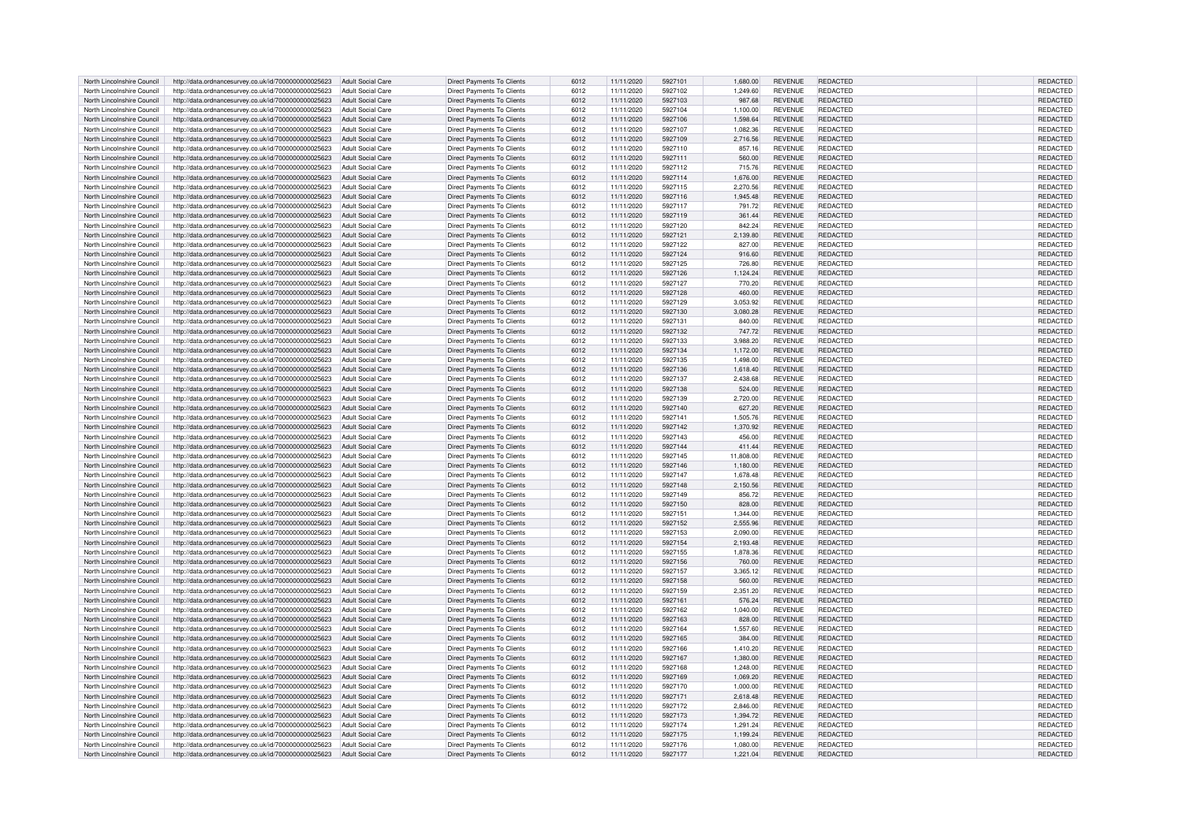| North Lincolnshire Council | http://data.ordnancesurvey.co.uk/id/7000000000025623 | Adult Social Care | Direct Payments To Clients | 6012 | 11/11/2020 | 5927101 | 1,680.00 | REVENUE | REDACTED | REDACTED |
|---|---|---|---|---|---|---|---|---|---|---|
| North Lincolnshire Council | http://data.ordnancesurvey.co.uk/id/7000000000025623 | Adult Social Care | Direct Payments To Clients | 6012 | 11/11/2020 | 5927102 | 1,249.60 | REVENUE | REDACTED | REDACTED |
| North Lincolnshire Council | http://data.ordnancesurvey.co.uk/id/7000000000025623 | Adult Social Care | Direct Payments To Clients | 6012 | 11/11/2020 | 5927103 | 987.68 | REVENUE | REDACTED | REDACTED |
| North Lincolnshire Council | http://data.ordnancesurvey.co.uk/id/7000000000025623 | Adult Social Care | Direct Payments To Clients | 6012 | 11/11/2020 | 5927104 | 1,100.00 | REVENUE | REDACTED | REDACTED |
| North Lincolnshire Council | http://data.ordnancesurvey.co.uk/id/7000000000025623 | Adult Social Care | Direct Payments To Clients | 6012 | 11/11/2020 | 5927106 | 1,598.64 | REVENUE | REDACTED | REDACTED |
| North Lincolnshire Council | http://data.ordnancesurvey.co.uk/id/7000000000025623 | Adult Social Care | Direct Payments To Clients | 6012 | 11/11/2020 | 5927107 | 1,082.36 | REVENUE | REDACTED | REDACTED |
| North Lincolnshire Council | http://data.ordnancesurvey.co.uk/id/7000000000025623 | Adult Social Care | Direct Payments To Clients | 6012 | 11/11/2020 | 5927109 | 2,716.56 | REVENUE | REDACTED | REDACTED |
| North Lincolnshire Council | http://data.ordnancesurvey.co.uk/id/7000000000025623 | Adult Social Care | Direct Payments To Clients | 6012 | 11/11/2020 | 5927110 | 857.16 | REVENUE | REDACTED | REDACTED |
| North Lincolnshire Council | http://data.ordnancesurvey.co.uk/id/7000000000025623 | Adult Social Care | Direct Payments To Clients | 6012 | 11/11/2020 | 5927111 | 560.00 | REVENUE | REDACTED | REDACTED |
| North Lincolnshire Council | http://data.ordnancesurvey.co.uk/id/7000000000025623 | Adult Social Care | Direct Payments To Clients | 6012 | 11/11/2020 | 5927112 | 715.76 | REVENUE | REDACTED | REDACTED |
| North Lincolnshire Council | http://data.ordnancesurvey.co.uk/id/7000000000025623 | Adult Social Care | Direct Payments To Clients | 6012 | 11/11/2020 | 5927114 | 1,676.00 | REVENUE | REDACTED | REDACTED |
| North Lincolnshire Council | http://data.ordnancesurvey.co.uk/id/7000000000025623 | Adult Social Care | Direct Payments To Clients | 6012 | 11/11/2020 | 5927115 | 2,270.56 | REVENUE | REDACTED | REDACTED |
| North Lincolnshire Council | http://data.ordnancesurvey.co.uk/id/7000000000025623 | Adult Social Care | Direct Payments To Clients | 6012 | 11/11/2020 | 5927116 | 1,945.48 | REVENUE | REDACTED | REDACTED |
| North Lincolnshire Council | http://data.ordnancesurvey.co.uk/id/7000000000025623 | Adult Social Care | Direct Payments To Clients | 6012 | 11/11/2020 | 5927117 | 791.72 | REVENUE | REDACTED | REDACTED |
| North Lincolnshire Council | http://data.ordnancesurvey.co.uk/id/7000000000025623 | Adult Social Care | Direct Payments To Clients | 6012 | 11/11/2020 | 5927119 | 361.44 | REVENUE | REDACTED | REDACTED |
| North Lincolnshire Council | http://data.ordnancesurvey.co.uk/id/7000000000025623 | Adult Social Care | Direct Payments To Clients | 6012 | 11/11/2020 | 5927120 | 842.24 | REVENUE | REDACTED | REDACTED |
| North Lincolnshire Council | http://data.ordnancesurvey.co.uk/id/7000000000025623 | Adult Social Care | Direct Payments To Clients | 6012 | 11/11/2020 | 5927121 | 2,139.80 | REVENUE | REDACTED | REDACTED |
| North Lincolnshire Council | http://data.ordnancesurvey.co.uk/id/7000000000025623 | Adult Social Care | Direct Payments To Clients | 6012 | 11/11/2020 | 5927122 | 827.00 | REVENUE | REDACTED | REDACTED |
| North Lincolnshire Council | http://data.ordnancesurvey.co.uk/id/7000000000025623 | Adult Social Care | Direct Payments To Clients | 6012 | 11/11/2020 | 5927124 | 916.60 | REVENUE | REDACTED | REDACTED |
| North Lincolnshire Council | http://data.ordnancesurvey.co.uk/id/7000000000025623 | Adult Social Care | Direct Payments To Clients | 6012 | 11/11/2020 | 5927125 | 726.80 | REVENUE | REDACTED | REDACTED |
| North Lincolnshire Council | http://data.ordnancesurvey.co.uk/id/7000000000025623 | Adult Social Care | Direct Payments To Clients | 6012 | 11/11/2020 | 5927126 | 1,124.24 | REVENUE | REDACTED | REDACTED |
| North Lincolnshire Council | http://data.ordnancesurvey.co.uk/id/7000000000025623 | Adult Social Care | Direct Payments To Clients | 6012 | 11/11/2020 | 5927127 | 770.20 | REVENUE | REDACTED | REDACTED |
| North Lincolnshire Council | http://data.ordnancesurvey.co.uk/id/7000000000025623 | Adult Social Care | Direct Payments To Clients | 6012 | 11/11/2020 | 5927128 | 460.00 | REVENUE | REDACTED | REDACTED |
| North Lincolnshire Council | http://data.ordnancesurvey.co.uk/id/7000000000025623 | Adult Social Care | Direct Payments To Clients | 6012 | 11/11/2020 | 5927129 | 3,053.92 | REVENUE | REDACTED | REDACTED |
| North Lincolnshire Council | http://data.ordnancesurvey.co.uk/id/7000000000025623 | Adult Social Care | Direct Payments To Clients | 6012 | 11/11/2020 | 5927130 | 3,080.28 | REVENUE | REDACTED | REDACTED |
| North Lincolnshire Council | http://data.ordnancesurvey.co.uk/id/7000000000025623 | Adult Social Care | Direct Payments To Clients | 6012 | 11/11/2020 | 5927131 | 840.00 | REVENUE | REDACTED | REDACTED |
| North Lincolnshire Council | http://data.ordnancesurvey.co.uk/id/7000000000025623 | Adult Social Care | Direct Payments To Clients | 6012 | 11/11/2020 | 5927132 | 747.72 | REVENUE | REDACTED | REDACTED |
| North Lincolnshire Council | http://data.ordnancesurvey.co.uk/id/7000000000025623 | Adult Social Care | Direct Payments To Clients | 6012 | 11/11/2020 | 5927133 | 3,988.20 | REVENUE | REDACTED | REDACTED |
| North Lincolnshire Council | http://data.ordnancesurvey.co.uk/id/7000000000025623 | Adult Social Care | Direct Payments To Clients | 6012 | 11/11/2020 | 5927134 | 1,172.00 | REVENUE | REDACTED | REDACTED |
| North Lincolnshire Council | http://data.ordnancesurvey.co.uk/id/7000000000025623 | Adult Social Care | Direct Payments To Clients | 6012 | 11/11/2020 | 5927135 | 1,498.00 | REVENUE | REDACTED | REDACTED |
| North Lincolnshire Council | http://data.ordnancesurvey.co.uk/id/7000000000025623 | Adult Social Care | Direct Payments To Clients | 6012 | 11/11/2020 | 5927136 | 1,618.40 | REVENUE | REDACTED | REDACTED |
| North Lincolnshire Council | http://data.ordnancesurvey.co.uk/id/7000000000025623 | Adult Social Care | Direct Payments To Clients | 6012 | 11/11/2020 | 5927137 | 2,438.68 | REVENUE | REDACTED | REDACTED |
| North Lincolnshire Council | http://data.ordnancesurvey.co.uk/id/7000000000025623 | Adult Social Care | Direct Payments To Clients | 6012 | 11/11/2020 | 5927138 | 524.00 | REVENUE | REDACTED | REDACTED |
| North Lincolnshire Council | http://data.ordnancesurvey.co.uk/id/7000000000025623 | Adult Social Care | Direct Payments To Clients | 6012 | 11/11/2020 | 5927139 | 2,720.00 | REVENUE | REDACTED | REDACTED |
| North Lincolnshire Council | http://data.ordnancesurvey.co.uk/id/7000000000025623 | Adult Social Care | Direct Payments To Clients | 6012 | 11/11/2020 | 5927140 | 627.20 | REVENUE | REDACTED | REDACTED |
| North Lincolnshire Council | http://data.ordnancesurvey.co.uk/id/7000000000025623 | Adult Social Care | Direct Payments To Clients | 6012 | 11/11/2020 | 5927141 | 1,505.76 | REVENUE | REDACTED | REDACTED |
| North Lincolnshire Council | http://data.ordnancesurvey.co.uk/id/7000000000025623 | Adult Social Care | Direct Payments To Clients | 6012 | 11/11/2020 | 5927142 | 1,370.92 | REVENUE | REDACTED | REDACTED |
| North Lincolnshire Council | http://data.ordnancesurvey.co.uk/id/7000000000025623 | Adult Social Care | Direct Payments To Clients | 6012 | 11/11/2020 | 5927143 | 456.00 | REVENUE | REDACTED | REDACTED |
| North Lincolnshire Council | http://data.ordnancesurvey.co.uk/id/7000000000025623 | Adult Social Care | Direct Payments To Clients | 6012 | 11/11/2020 | 5927144 | 411.44 | REVENUE | REDACTED | REDACTED |
| North Lincolnshire Council | http://data.ordnancesurvey.co.uk/id/7000000000025623 | Adult Social Care | Direct Payments To Clients | 6012 | 11/11/2020 | 5927145 | 11,808.00 | REVENUE | REDACTED | REDACTED |
| North Lincolnshire Council | http://data.ordnancesurvey.co.uk/id/7000000000025623 | Adult Social Care | Direct Payments To Clients | 6012 | 11/11/2020 | 5927146 | 1,180.00 | REVENUE | REDACTED | REDACTED |
| North Lincolnshire Council | http://data.ordnancesurvey.co.uk/id/7000000000025623 | Adult Social Care | Direct Payments To Clients | 6012 | 11/11/2020 | 5927147 | 1,678.48 | REVENUE | REDACTED | REDACTED |
| North Lincolnshire Council | http://data.ordnancesurvey.co.uk/id/7000000000025623 | Adult Social Care | Direct Payments To Clients | 6012 | 11/11/2020 | 5927148 | 2,150.56 | REVENUE | REDACTED | REDACTED |
| North Lincolnshire Council | http://data.ordnancesurvey.co.uk/id/7000000000025623 | Adult Social Care | Direct Payments To Clients | 6012 | 11/11/2020 | 5927149 | 856.72 | REVENUE | REDACTED | REDACTED |
| North Lincolnshire Council | http://data.ordnancesurvey.co.uk/id/7000000000025623 | Adult Social Care | Direct Payments To Clients | 6012 | 11/11/2020 | 5927150 | 828.00 | REVENUE | REDACTED | REDACTED |
| North Lincolnshire Council | http://data.ordnancesurvey.co.uk/id/7000000000025623 | Adult Social Care | Direct Payments To Clients | 6012 | 11/11/2020 | 5927151 | 1,344.00 | REVENUE | REDACTED | REDACTED |
| North Lincolnshire Council | http://data.ordnancesurvey.co.uk/id/7000000000025623 | Adult Social Care | Direct Payments To Clients | 6012 | 11/11/2020 | 5927152 | 2,555.96 | REVENUE | REDACTED | REDACTED |
| North Lincolnshire Council | http://data.ordnancesurvey.co.uk/id/7000000000025623 | Adult Social Care | Direct Payments To Clients | 6012 | 11/11/2020 | 5927153 | 2,090.00 | REVENUE | REDACTED | REDACTED |
| North Lincolnshire Council | http://data.ordnancesurvey.co.uk/id/7000000000025623 | Adult Social Care | Direct Payments To Clients | 6012 | 11/11/2020 | 5927154 | 2,193.48 | REVENUE | REDACTED | REDACTED |
| North Lincolnshire Council | http://data.ordnancesurvey.co.uk/id/7000000000025623 | Adult Social Care | Direct Payments To Clients | 6012 | 11/11/2020 | 5927155 | 1,878.36 | REVENUE | REDACTED | REDACTED |
| North Lincolnshire Council | http://data.ordnancesurvey.co.uk/id/7000000000025623 | Adult Social Care | Direct Payments To Clients | 6012 | 11/11/2020 | 5927156 | 760.00 | REVENUE | REDACTED | REDACTED |
| North Lincolnshire Council | http://data.ordnancesurvey.co.uk/id/7000000000025623 | Adult Social Care | Direct Payments To Clients | 6012 | 11/11/2020 | 5927157 | 3,365.12 | REVENUE | REDACTED | REDACTED |
| North Lincolnshire Council | http://data.ordnancesurvey.co.uk/id/7000000000025623 | Adult Social Care | Direct Payments To Clients | 6012 | 11/11/2020 | 5927158 | 560.00 | REVENUE | REDACTED | REDACTED |
| North Lincolnshire Council | http://data.ordnancesurvey.co.uk/id/7000000000025623 | Adult Social Care | Direct Payments To Clients | 6012 | 11/11/2020 | 5927159 | 2,351.20 | REVENUE | REDACTED | REDACTED |
| North Lincolnshire Council | http://data.ordnancesurvey.co.uk/id/7000000000025623 | Adult Social Care | Direct Payments To Clients | 6012 | 11/11/2020 | 5927161 | 576.24 | REVENUE | REDACTED | REDACTED |
| North Lincolnshire Council | http://data.ordnancesurvey.co.uk/id/7000000000025623 | Adult Social Care | Direct Payments To Clients | 6012 | 11/11/2020 | 5927162 | 1,040.00 | REVENUE | REDACTED | REDACTED |
| North Lincolnshire Council | http://data.ordnancesurvey.co.uk/id/7000000000025623 | Adult Social Care | Direct Payments To Clients | 6012 | 11/11/2020 | 5927163 | 828.00 | REVENUE | REDACTED | REDACTED |
| North Lincolnshire Council | http://data.ordnancesurvey.co.uk/id/7000000000025623 | Adult Social Care | Direct Payments To Clients | 6012 | 11/11/2020 | 5927164 | 1,557.60 | REVENUE | REDACTED | REDACTED |
| North Lincolnshire Council | http://data.ordnancesurvey.co.uk/id/7000000000025623 | Adult Social Care | Direct Payments To Clients | 6012 | 11/11/2020 | 5927165 | 384.00 | REVENUE | REDACTED | REDACTED |
| North Lincolnshire Council | http://data.ordnancesurvey.co.uk/id/7000000000025623 | Adult Social Care | Direct Payments To Clients | 6012 | 11/11/2020 | 5927166 | 1,410.20 | REVENUE | REDACTED | REDACTED |
| North Lincolnshire Council | http://data.ordnancesurvey.co.uk/id/7000000000025623 | Adult Social Care | Direct Payments To Clients | 6012 | 11/11/2020 | 5927167 | 1,380.00 | REVENUE | REDACTED | REDACTED |
| North Lincolnshire Council | http://data.ordnancesurvey.co.uk/id/7000000000025623 | Adult Social Care | Direct Payments To Clients | 6012 | 11/11/2020 | 5927168 | 1,248.00 | REVENUE | REDACTED | REDACTED |
| North Lincolnshire Council | http://data.ordnancesurvey.co.uk/id/7000000000025623 | Adult Social Care | Direct Payments To Clients | 6012 | 11/11/2020 | 5927169 | 1,069.20 | REVENUE | REDACTED | REDACTED |
| North Lincolnshire Council | http://data.ordnancesurvey.co.uk/id/7000000000025623 | Adult Social Care | Direct Payments To Clients | 6012 | 11/11/2020 | 5927170 | 1,000.00 | REVENUE | REDACTED | REDACTED |
| North Lincolnshire Council | http://data.ordnancesurvey.co.uk/id/7000000000025623 | Adult Social Care | Direct Payments To Clients | 6012 | 11/11/2020 | 5927171 | 2,618.48 | REVENUE | REDACTED | REDACTED |
| North Lincolnshire Council | http://data.ordnancesurvey.co.uk/id/7000000000025623 | Adult Social Care | Direct Payments To Clients | 6012 | 11/11/2020 | 5927172 | 2,846.00 | REVENUE | REDACTED | REDACTED |
| North Lincolnshire Council | http://data.ordnancesurvey.co.uk/id/7000000000025623 | Adult Social Care | Direct Payments To Clients | 6012 | 11/11/2020 | 5927173 | 1,394.72 | REVENUE | REDACTED | REDACTED |
| North Lincolnshire Council | http://data.ordnancesurvey.co.uk/id/7000000000025623 | Adult Social Care | Direct Payments To Clients | 6012 | 11/11/2020 | 5927174 | 1,291.24 | REVENUE | REDACTED | REDACTED |
| North Lincolnshire Council | http://data.ordnancesurvey.co.uk/id/7000000000025623 | Adult Social Care | Direct Payments To Clients | 6012 | 11/11/2020 | 5927175 | 1,199.24 | REVENUE | REDACTED | REDACTED |
| North Lincolnshire Council | http://data.ordnancesurvey.co.uk/id/7000000000025623 | Adult Social Care | Direct Payments To Clients | 6012 | 11/11/2020 | 5927176 | 1,080.00 | REVENUE | REDACTED | REDACTED |
| North Lincolnshire Council | http://data.ordnancesurvey.co.uk/id/7000000000025623 | Adult Social Care | Direct Payments To Clients | 6012 | 11/11/2020 | 5927177 | 1,221.04 | REVENUE | REDACTED | REDACTED |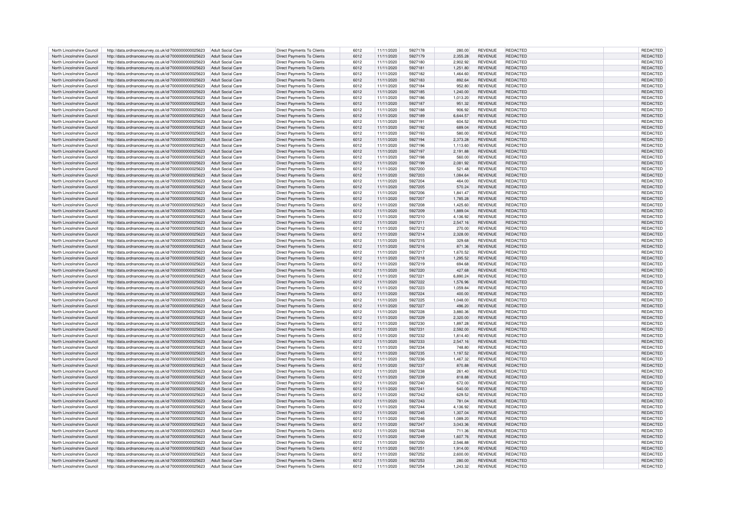| | | | | | | | | | | | |
|---|---|---|---|---|---|---|---|---|---|---|---|
| North Lincolnshire Council | http://data.ordnancesurvey.co.uk/id/7000000000025623 | Adult Social Care | Direct Payments To Clients | 6012 | 11/11/2020 | 5927178 | 280.00 | REVENUE | REDACTED | | REDACTED |
| North Lincolnshire Council | http://data.ordnancesurvey.co.uk/id/7000000000025623 | Adult Social Care | Direct Payments To Clients | 6012 | 11/11/2020 | 5927179 | 2,355.28 | REVENUE | REDACTED | | REDACTED |
| North Lincolnshire Council | http://data.ordnancesurvey.co.uk/id/7000000000025623 | Adult Social Care | Direct Payments To Clients | 6012 | 11/11/2020 | 5927180 | 2,902.92 | REVENUE | REDACTED | | REDACTED |
| North Lincolnshire Council | http://data.ordnancesurvey.co.uk/id/7000000000025623 | Adult Social Care | Direct Payments To Clients | 6012 | 11/11/2020 | 5927181 | 1,251.80 | REVENUE | REDACTED | | REDACTED |
| North Lincolnshire Council | http://data.ordnancesurvey.co.uk/id/7000000000025623 | Adult Social Care | Direct Payments To Clients | 6012 | 11/11/2020 | 5927182 | 1,464.60 | REVENUE | REDACTED | | REDACTED |
| North Lincolnshire Council | http://data.ordnancesurvey.co.uk/id/7000000000025623 | Adult Social Care | Direct Payments To Clients | 6012 | 11/11/2020 | 5927183 | 892.64 | REVENUE | REDACTED | | REDACTED |
| North Lincolnshire Council | http://data.ordnancesurvey.co.uk/id/7000000000025623 | Adult Social Care | Direct Payments To Clients | 6012 | 11/11/2020 | 5927184 | 952.80 | REVENUE | REDACTED | | REDACTED |
| North Lincolnshire Council | http://data.ordnancesurvey.co.uk/id/7000000000025623 | Adult Social Care | Direct Payments To Clients | 6012 | 11/11/2020 | 5927185 | 1,240.00 | REVENUE | REDACTED | | REDACTED |
| North Lincolnshire Council | http://data.ordnancesurvey.co.uk/id/7000000000025623 | Adult Social Care | Direct Payments To Clients | 6012 | 11/11/2020 | 5927186 | 1,013.20 | REVENUE | REDACTED | | REDACTED |
| North Lincolnshire Council | http://data.ordnancesurvey.co.uk/id/7000000000025623 | Adult Social Care | Direct Payments To Clients | 6012 | 11/11/2020 | 5927187 | 951.32 | REVENUE | REDACTED | | REDACTED |
| North Lincolnshire Council | http://data.ordnancesurvey.co.uk/id/7000000000025623 | Adult Social Care | Direct Payments To Clients | 6012 | 11/11/2020 | 5927188 | 906.92 | REVENUE | REDACTED | | REDACTED |
| North Lincolnshire Council | http://data.ordnancesurvey.co.uk/id/7000000000025623 | Adult Social Care | Direct Payments To Clients | 6012 | 11/11/2020 | 5927189 | 6,644.57 | REVENUE | REDACTED | | REDACTED |
| North Lincolnshire Council | http://data.ordnancesurvey.co.uk/id/7000000000025623 | Adult Social Care | Direct Payments To Clients | 6012 | 11/11/2020 | 5927191 | 604.52 | REVENUE | REDACTED | | REDACTED |
| North Lincolnshire Council | http://data.ordnancesurvey.co.uk/id/7000000000025623 | Adult Social Care | Direct Payments To Clients | 6012 | 11/11/2020 | 5927192 | 689.04 | REVENUE | REDACTED | | REDACTED |
| North Lincolnshire Council | http://data.ordnancesurvey.co.uk/id/7000000000025623 | Adult Social Care | Direct Payments To Clients | 6012 | 11/11/2020 | 5927193 | 580.00 | REVENUE | REDACTED | | REDACTED |
| North Lincolnshire Council | http://data.ordnancesurvey.co.uk/id/7000000000025623 | Adult Social Care | Direct Payments To Clients | 6012 | 11/11/2020 | 5927194 | 2,373.28 | REVENUE | REDACTED | | REDACTED |
| North Lincolnshire Council | http://data.ordnancesurvey.co.uk/id/7000000000025623 | Adult Social Care | Direct Payments To Clients | 6012 | 11/11/2020 | 5927196 | 1,113.60 | REVENUE | REDACTED | | REDACTED |
| North Lincolnshire Council | http://data.ordnancesurvey.co.uk/id/7000000000025623 | Adult Social Care | Direct Payments To Clients | 6012 | 11/11/2020 | 5927197 | 2,191.88 | REVENUE | REDACTED | | REDACTED |
| North Lincolnshire Council | http://data.ordnancesurvey.co.uk/id/7000000000025623 | Adult Social Care | Direct Payments To Clients | 6012 | 11/11/2020 | 5927198 | 560.00 | REVENUE | REDACTED | | REDACTED |
| North Lincolnshire Council | http://data.ordnancesurvey.co.uk/id/7000000000025623 | Adult Social Care | Direct Payments To Clients | 6012 | 11/11/2020 | 5927199 | 2,081.92 | REVENUE | REDACTED | | REDACTED |
| North Lincolnshire Council | http://data.ordnancesurvey.co.uk/id/7000000000025623 | Adult Social Care | Direct Payments To Clients | 6012 | 11/11/2020 | 5927200 | 521.48 | REVENUE | REDACTED | | REDACTED |
| North Lincolnshire Council | http://data.ordnancesurvey.co.uk/id/7000000000025623 | Adult Social Care | Direct Payments To Clients | 6012 | 11/11/2020 | 5927203 | 1,084.64 | REVENUE | REDACTED | | REDACTED |
| North Lincolnshire Council | http://data.ordnancesurvey.co.uk/id/7000000000025623 | Adult Social Care | Direct Payments To Clients | 6012 | 11/11/2020 | 5927204 | 464.00 | REVENUE | REDACTED | | REDACTED |
| North Lincolnshire Council | http://data.ordnancesurvey.co.uk/id/7000000000025623 | Adult Social Care | Direct Payments To Clients | 6012 | 11/11/2020 | 5927205 | 570.24 | REVENUE | REDACTED | | REDACTED |
| North Lincolnshire Council | http://data.ordnancesurvey.co.uk/id/7000000000025623 | Adult Social Care | Direct Payments To Clients | 6012 | 11/11/2020 | 5927206 | 1,841.47 | REVENUE | REDACTED | | REDACTED |
| North Lincolnshire Council | http://data.ordnancesurvey.co.uk/id/7000000000025623 | Adult Social Care | Direct Payments To Clients | 6012 | 11/11/2020 | 5927207 | 1,785.28 | REVENUE | REDACTED | | REDACTED |
| North Lincolnshire Council | http://data.ordnancesurvey.co.uk/id/7000000000025623 | Adult Social Care | Direct Payments To Clients | 6012 | 11/11/2020 | 5927208 | 1,425.60 | REVENUE | REDACTED | | REDACTED |
| North Lincolnshire Council | http://data.ordnancesurvey.co.uk/id/7000000000025623 | Adult Social Care | Direct Payments To Clients | 6012 | 11/11/2020 | 5927209 | 1,889.04 | REVENUE | REDACTED | | REDACTED |
| North Lincolnshire Council | http://data.ordnancesurvey.co.uk/id/7000000000025623 | Adult Social Care | Direct Payments To Clients | 6012 | 11/11/2020 | 5927210 | 4,136.92 | REVENUE | REDACTED | | REDACTED |
| North Lincolnshire Council | http://data.ordnancesurvey.co.uk/id/7000000000025623 | Adult Social Care | Direct Payments To Clients | 6012 | 11/11/2020 | 5927211 | 2,547.16 | REVENUE | REDACTED | | REDACTED |
| North Lincolnshire Council | http://data.ordnancesurvey.co.uk/id/7000000000025623 | Adult Social Care | Direct Payments To Clients | 6012 | 11/11/2020 | 5927212 | 270.00 | REVENUE | REDACTED | | REDACTED |
| North Lincolnshire Council | http://data.ordnancesurvey.co.uk/id/7000000000025623 | Adult Social Care | Direct Payments To Clients | 6012 | 11/11/2020 | 5927214 | 2,328.00 | REVENUE | REDACTED | | REDACTED |
| North Lincolnshire Council | http://data.ordnancesurvey.co.uk/id/7000000000025623 | Adult Social Care | Direct Payments To Clients | 6012 | 11/11/2020 | 5927215 | 329.68 | REVENUE | REDACTED | | REDACTED |
| North Lincolnshire Council | http://data.ordnancesurvey.co.uk/id/7000000000025623 | Adult Social Care | Direct Payments To Clients | 6012 | 11/11/2020 | 5927216 | 871.36 | REVENUE | REDACTED | | REDACTED |
| North Lincolnshire Council | http://data.ordnancesurvey.co.uk/id/7000000000025623 | Adult Social Care | Direct Payments To Clients | 6012 | 11/11/2020 | 5927217 | 1,670.52 | REVENUE | REDACTED | | REDACTED |
| North Lincolnshire Council | http://data.ordnancesurvey.co.uk/id/7000000000025623 | Adult Social Care | Direct Payments To Clients | 6012 | 11/11/2020 | 5927218 | 1,295.52 | REVENUE | REDACTED | | REDACTED |
| North Lincolnshire Council | http://data.ordnancesurvey.co.uk/id/7000000000025623 | Adult Social Care | Direct Payments To Clients | 6012 | 11/11/2020 | 5927219 | 694.68 | REVENUE | REDACTED | | REDACTED |
| North Lincolnshire Council | http://data.ordnancesurvey.co.uk/id/7000000000025623 | Adult Social Care | Direct Payments To Clients | 6012 | 11/11/2020 | 5927220 | 427.68 | REVENUE | REDACTED | | REDACTED |
| North Lincolnshire Council | http://data.ordnancesurvey.co.uk/id/7000000000025623 | Adult Social Care | Direct Payments To Clients | 6012 | 11/11/2020 | 5927221 | 6,890.24 | REVENUE | REDACTED | | REDACTED |
| North Lincolnshire Council | http://data.ordnancesurvey.co.uk/id/7000000000025623 | Adult Social Care | Direct Payments To Clients | 6012 | 11/11/2020 | 5927222 | 1,576.96 | REVENUE | REDACTED | | REDACTED |
| North Lincolnshire Council | http://data.ordnancesurvey.co.uk/id/7000000000025623 | Adult Social Care | Direct Payments To Clients | 6012 | 11/11/2020 | 5927223 | 1,059.84 | REVENUE | REDACTED | | REDACTED |
| North Lincolnshire Council | http://data.ordnancesurvey.co.uk/id/7000000000025623 | Adult Social Care | Direct Payments To Clients | 6012 | 11/11/2020 | 5927224 | 400.00 | REVENUE | REDACTED | | REDACTED |
| North Lincolnshire Council | http://data.ordnancesurvey.co.uk/id/7000000000025623 | Adult Social Care | Direct Payments To Clients | 6012 | 11/11/2020 | 5927225 | 1,048.00 | REVENUE | REDACTED | | REDACTED |
| North Lincolnshire Council | http://data.ordnancesurvey.co.uk/id/7000000000025623 | Adult Social Care | Direct Payments To Clients | 6012 | 11/11/2020 | 5927227 | 496.20 | REVENUE | REDACTED | | REDACTED |
| North Lincolnshire Council | http://data.ordnancesurvey.co.uk/id/7000000000025623 | Adult Social Care | Direct Payments To Clients | 6012 | 11/11/2020 | 5927228 | 3,880.36 | REVENUE | REDACTED | | REDACTED |
| North Lincolnshire Council | http://data.ordnancesurvey.co.uk/id/7000000000025623 | Adult Social Care | Direct Payments To Clients | 6012 | 11/11/2020 | 5927229 | 2,320.00 | REVENUE | REDACTED | | REDACTED |
| North Lincolnshire Council | http://data.ordnancesurvey.co.uk/id/7000000000025623 | Adult Social Care | Direct Payments To Clients | 6012 | 11/11/2020 | 5927230 | 1,897.28 | REVENUE | REDACTED | | REDACTED |
| North Lincolnshire Council | http://data.ordnancesurvey.co.uk/id/7000000000025623 | Adult Social Care | Direct Payments To Clients | 6012 | 11/11/2020 | 5927231 | 2,592.00 | REVENUE | REDACTED | | REDACTED |
| North Lincolnshire Council | http://data.ordnancesurvey.co.uk/id/7000000000025623 | Adult Social Care | Direct Payments To Clients | 6012 | 11/11/2020 | 5927232 | 1,814.40 | REVENUE | REDACTED | | REDACTED |
| North Lincolnshire Council | http://data.ordnancesurvey.co.uk/id/7000000000025623 | Adult Social Care | Direct Payments To Clients | 6012 | 11/11/2020 | 5927233 | 2,547.16 | REVENUE | REDACTED | | REDACTED |
| North Lincolnshire Council | http://data.ordnancesurvey.co.uk/id/7000000000025623 | Adult Social Care | Direct Payments To Clients | 6012 | 11/11/2020 | 5927234 | 748.80 | REVENUE | REDACTED | | REDACTED |
| North Lincolnshire Council | http://data.ordnancesurvey.co.uk/id/7000000000025623 | Adult Social Care | Direct Payments To Clients | 6012 | 11/11/2020 | 5927235 | 1,197.52 | REVENUE | REDACTED | | REDACTED |
| North Lincolnshire Council | http://data.ordnancesurvey.co.uk/id/7000000000025623 | Adult Social Care | Direct Payments To Clients | 6012 | 11/11/2020 | 5927236 | 1,467.32 | REVENUE | REDACTED | | REDACTED |
| North Lincolnshire Council | http://data.ordnancesurvey.co.uk/id/7000000000025623 | Adult Social Care | Direct Payments To Clients | 6012 | 11/11/2020 | 5927237 | 870.88 | REVENUE | REDACTED | | REDACTED |
| North Lincolnshire Council | http://data.ordnancesurvey.co.uk/id/7000000000025623 | Adult Social Care | Direct Payments To Clients | 6012 | 11/11/2020 | 5927238 | 261.40 | REVENUE | REDACTED | | REDACTED |
| North Lincolnshire Council | http://data.ordnancesurvey.co.uk/id/7000000000025623 | Adult Social Care | Direct Payments To Clients | 6012 | 11/11/2020 | 5927239 | 818.88 | REVENUE | REDACTED | | REDACTED |
| North Lincolnshire Council | http://data.ordnancesurvey.co.uk/id/7000000000025623 | Adult Social Care | Direct Payments To Clients | 6012 | 11/11/2020 | 5927240 | 672.00 | REVENUE | REDACTED | | REDACTED |
| North Lincolnshire Council | http://data.ordnancesurvey.co.uk/id/7000000000025623 | Adult Social Care | Direct Payments To Clients | 6012 | 11/11/2020 | 5927241 | 540.00 | REVENUE | REDACTED | | REDACTED |
| North Lincolnshire Council | http://data.ordnancesurvey.co.uk/id/7000000000025623 | Adult Social Care | Direct Payments To Clients | 6012 | 11/11/2020 | 5927242 | 629.52 | REVENUE | REDACTED | | REDACTED |
| North Lincolnshire Council | http://data.ordnancesurvey.co.uk/id/7000000000025623 | Adult Social Care | Direct Payments To Clients | 6012 | 11/11/2020 | 5927243 | 781.04 | REVENUE | REDACTED | | REDACTED |
| North Lincolnshire Council | http://data.ordnancesurvey.co.uk/id/7000000000025623 | Adult Social Care | Direct Payments To Clients | 6012 | 11/11/2020 | 5927244 | 4,136.92 | REVENUE | REDACTED | | REDACTED |
| North Lincolnshire Council | http://data.ordnancesurvey.co.uk/id/7000000000025623 | Adult Social Care | Direct Payments To Clients | 6012 | 11/11/2020 | 5927245 | 1,307.04 | REVENUE | REDACTED | | REDACTED |
| North Lincolnshire Council | http://data.ordnancesurvey.co.uk/id/7000000000025623 | Adult Social Care | Direct Payments To Clients | 6012 | 11/11/2020 | 5927246 | 1,089.20 | REVENUE | REDACTED | | REDACTED |
| North Lincolnshire Council | http://data.ordnancesurvey.co.uk/id/7000000000025623 | Adult Social Care | Direct Payments To Clients | 6012 | 11/11/2020 | 5927247 | 3,043.36 | REVENUE | REDACTED | | REDACTED |
| North Lincolnshire Council | http://data.ordnancesurvey.co.uk/id/7000000000025623 | Adult Social Care | Direct Payments To Clients | 6012 | 11/11/2020 | 5927248 | 711.36 | REVENUE | REDACTED | | REDACTED |
| North Lincolnshire Council | http://data.ordnancesurvey.co.uk/id/7000000000025623 | Adult Social Care | Direct Payments To Clients | 6012 | 11/11/2020 | 5927249 | 1,607.76 | REVENUE | REDACTED | | REDACTED |
| North Lincolnshire Council | http://data.ordnancesurvey.co.uk/id/7000000000025623 | Adult Social Care | Direct Payments To Clients | 6012 | 11/11/2020 | 5927250 | 2,546.88 | REVENUE | REDACTED | | REDACTED |
| North Lincolnshire Council | http://data.ordnancesurvey.co.uk/id/7000000000025623 | Adult Social Care | Direct Payments To Clients | 6012 | 11/11/2020 | 5927251 | 1,914.00 | REVENUE | REDACTED | | REDACTED |
| North Lincolnshire Council | http://data.ordnancesurvey.co.uk/id/7000000000025623 | Adult Social Care | Direct Payments To Clients | 6012 | 11/11/2020 | 5927252 | 2,600.00 | REVENUE | REDACTED | | REDACTED |
| North Lincolnshire Council | http://data.ordnancesurvey.co.uk/id/7000000000025623 | Adult Social Care | Direct Payments To Clients | 6012 | 11/11/2020 | 5927253 | 280.00 | REVENUE | REDACTED | | REDACTED |
| North Lincolnshire Council | http://data.ordnancesurvey.co.uk/id/7000000000025623 | Adult Social Care | Direct Payments To Clients | 6012 | 11/11/2020 | 5927254 | 1,243.32 | REVENUE | REDACTED | | REDACTED |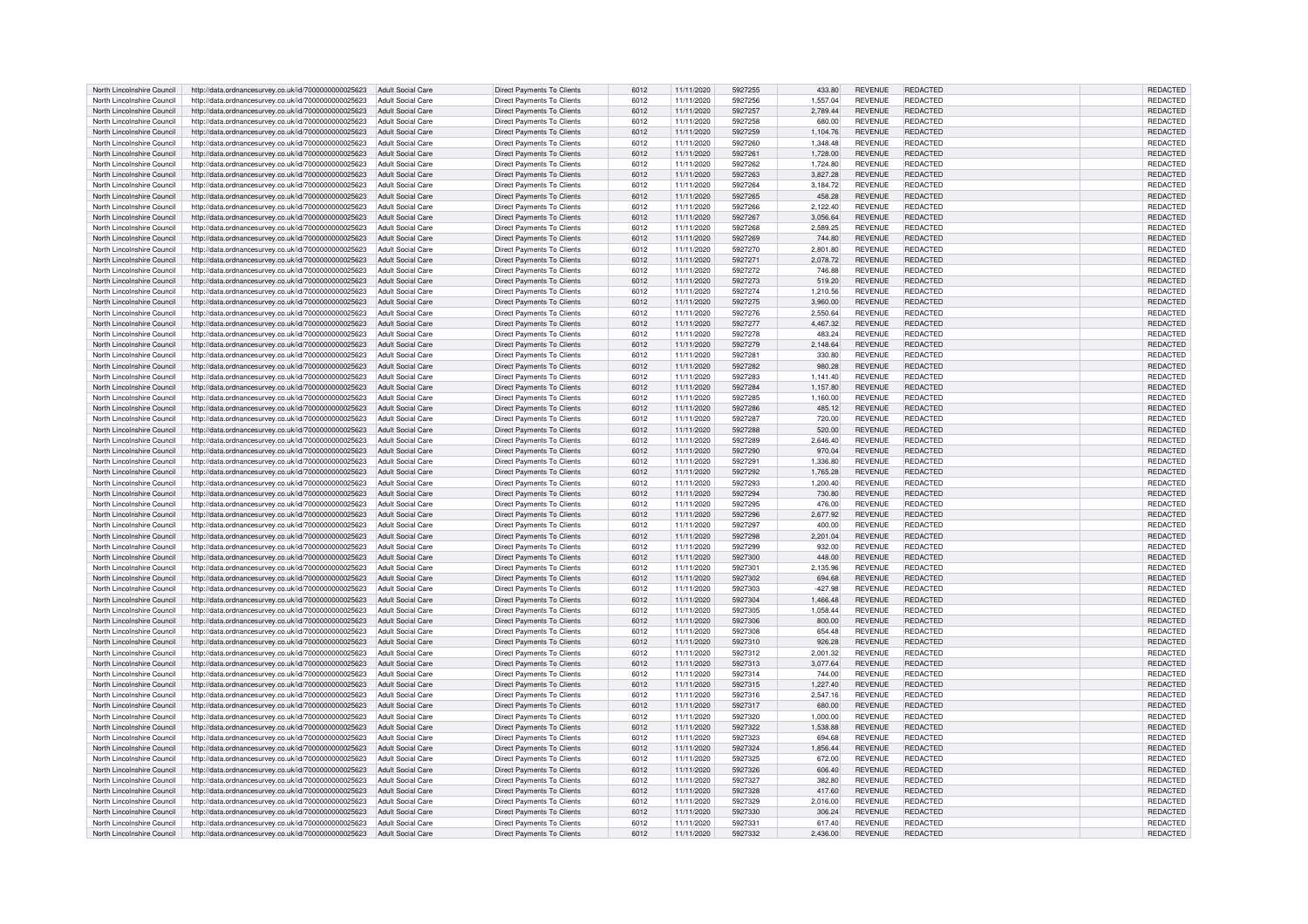| North Lincolnshire Council | http://data.ordnancesurvey.co.uk/id/7000000000025623 | Adult Social Care | Direct Payments To Clients | 6012 | 11/11/2020 | 5927255 | 433.80 | REVENUE | REDACTED | | REDACTED |
|---|---|---|---|---|---|---|---|---|---|---|---|
| North Lincolnshire Council | http://data.ordnancesurvey.co.uk/id/7000000000025623 | Adult Social Care | Direct Payments To Clients | 6012 | 11/11/2020 | 5927256 | 1,557.04 | REVENUE | REDACTED | | REDACTED |
| North Lincolnshire Council | http://data.ordnancesurvey.co.uk/id/7000000000025623 | Adult Social Care | Direct Payments To Clients | 6012 | 11/11/2020 | 5927257 | 2,789.44 | REVENUE | REDACTED | | REDACTED |
| North Lincolnshire Council | http://data.ordnancesurvey.co.uk/id/7000000000025623 | Adult Social Care | Direct Payments To Clients | 6012 | 11/11/2020 | 5927258 | 680.00 | REVENUE | REDACTED | | REDACTED |
| North Lincolnshire Council | http://data.ordnancesurvey.co.uk/id/7000000000025623 | Adult Social Care | Direct Payments To Clients | 6012 | 11/11/2020 | 5927259 | 1,104.76 | REVENUE | REDACTED | | REDACTED |
| North Lincolnshire Council | http://data.ordnancesurvey.co.uk/id/7000000000025623 | Adult Social Care | Direct Payments To Clients | 6012 | 11/11/2020 | 5927260 | 1,348.48 | REVENUE | REDACTED | | REDACTED |
| North Lincolnshire Council | http://data.ordnancesurvey.co.uk/id/7000000000025623 | Adult Social Care | Direct Payments To Clients | 6012 | 11/11/2020 | 5927261 | 1,728.00 | REVENUE | REDACTED | | REDACTED |
| North Lincolnshire Council | http://data.ordnancesurvey.co.uk/id/7000000000025623 | Adult Social Care | Direct Payments To Clients | 6012 | 11/11/2020 | 5927262 | 1,724.80 | REVENUE | REDACTED | | REDACTED |
| North Lincolnshire Council | http://data.ordnancesurvey.co.uk/id/7000000000025623 | Adult Social Care | Direct Payments To Clients | 6012 | 11/11/2020 | 5927263 | 3,827.28 | REVENUE | REDACTED | | REDACTED |
| North Lincolnshire Council | http://data.ordnancesurvey.co.uk/id/7000000000025623 | Adult Social Care | Direct Payments To Clients | 6012 | 11/11/2020 | 5927264 | 3,184.72 | REVENUE | REDACTED | | REDACTED |
| North Lincolnshire Council | http://data.ordnancesurvey.co.uk/id/7000000000025623 | Adult Social Care | Direct Payments To Clients | 6012 | 11/11/2020 | 5927265 | 458.28 | REVENUE | REDACTED | | REDACTED |
| North Lincolnshire Council | http://data.ordnancesurvey.co.uk/id/7000000000025623 | Adult Social Care | Direct Payments To Clients | 6012 | 11/11/2020 | 5927266 | 2,122.40 | REVENUE | REDACTED | | REDACTED |
| North Lincolnshire Council | http://data.ordnancesurvey.co.uk/id/7000000000025623 | Adult Social Care | Direct Payments To Clients | 6012 | 11/11/2020 | 5927267 | 3,056.64 | REVENUE | REDACTED | | REDACTED |
| North Lincolnshire Council | http://data.ordnancesurvey.co.uk/id/7000000000025623 | Adult Social Care | Direct Payments To Clients | 6012 | 11/11/2020 | 5927268 | 2,589.25 | REVENUE | REDACTED | | REDACTED |
| North Lincolnshire Council | http://data.ordnancesurvey.co.uk/id/7000000000025623 | Adult Social Care | Direct Payments To Clients | 6012 | 11/11/2020 | 5927269 | 744.80 | REVENUE | REDACTED | | REDACTED |
| North Lincolnshire Council | http://data.ordnancesurvey.co.uk/id/7000000000025623 | Adult Social Care | Direct Payments To Clients | 6012 | 11/11/2020 | 5927270 | 2,801.80 | REVENUE | REDACTED | | REDACTED |
| North Lincolnshire Council | http://data.ordnancesurvey.co.uk/id/7000000000025623 | Adult Social Care | Direct Payments To Clients | 6012 | 11/11/2020 | 5927271 | 2,078.72 | REVENUE | REDACTED | | REDACTED |
| North Lincolnshire Council | http://data.ordnancesurvey.co.uk/id/7000000000025623 | Adult Social Care | Direct Payments To Clients | 6012 | 11/11/2020 | 5927272 | 746.88 | REVENUE | REDACTED | | REDACTED |
| North Lincolnshire Council | http://data.ordnancesurvey.co.uk/id/7000000000025623 | Adult Social Care | Direct Payments To Clients | 6012 | 11/11/2020 | 5927273 | 519.20 | REVENUE | REDACTED | | REDACTED |
| North Lincolnshire Council | http://data.ordnancesurvey.co.uk/id/7000000000025623 | Adult Social Care | Direct Payments To Clients | 6012 | 11/11/2020 | 5927274 | 1,210.56 | REVENUE | REDACTED | | REDACTED |
| North Lincolnshire Council | http://data.ordnancesurvey.co.uk/id/7000000000025623 | Adult Social Care | Direct Payments To Clients | 6012 | 11/11/2020 | 5927275 | 3,960.00 | REVENUE | REDACTED | | REDACTED |
| North Lincolnshire Council | http://data.ordnancesurvey.co.uk/id/7000000000025623 | Adult Social Care | Direct Payments To Clients | 6012 | 11/11/2020 | 5927276 | 2,550.64 | REVENUE | REDACTED | | REDACTED |
| North Lincolnshire Council | http://data.ordnancesurvey.co.uk/id/7000000000025623 | Adult Social Care | Direct Payments To Clients | 6012 | 11/11/2020 | 5927277 | 4,467.32 | REVENUE | REDACTED | | REDACTED |
| North Lincolnshire Council | http://data.ordnancesurvey.co.uk/id/7000000000025623 | Adult Social Care | Direct Payments To Clients | 6012 | 11/11/2020 | 5927278 | 483.24 | REVENUE | REDACTED | | REDACTED |
| North Lincolnshire Council | http://data.ordnancesurvey.co.uk/id/7000000000025623 | Adult Social Care | Direct Payments To Clients | 6012 | 11/11/2020 | 5927279 | 2,148.64 | REVENUE | REDACTED | | REDACTED |
| North Lincolnshire Council | http://data.ordnancesurvey.co.uk/id/7000000000025623 | Adult Social Care | Direct Payments To Clients | 6012 | 11/11/2020 | 5927281 | 330.80 | REVENUE | REDACTED | | REDACTED |
| North Lincolnshire Council | http://data.ordnancesurvey.co.uk/id/7000000000025623 | Adult Social Care | Direct Payments To Clients | 6012 | 11/11/2020 | 5927282 | 980.28 | REVENUE | REDACTED | | REDACTED |
| North Lincolnshire Council | http://data.ordnancesurvey.co.uk/id/7000000000025623 | Adult Social Care | Direct Payments To Clients | 6012 | 11/11/2020 | 5927283 | 1,141.40 | REVENUE | REDACTED | | REDACTED |
| North Lincolnshire Council | http://data.ordnancesurvey.co.uk/id/7000000000025623 | Adult Social Care | Direct Payments To Clients | 6012 | 11/11/2020 | 5927284 | 1,157.80 | REVENUE | REDACTED | | REDACTED |
| North Lincolnshire Council | http://data.ordnancesurvey.co.uk/id/7000000000025623 | Adult Social Care | Direct Payments To Clients | 6012 | 11/11/2020 | 5927285 | 1,160.00 | REVENUE | REDACTED | | REDACTED |
| North Lincolnshire Council | http://data.ordnancesurvey.co.uk/id/7000000000025623 | Adult Social Care | Direct Payments To Clients | 6012 | 11/11/2020 | 5927286 | 485.12 | REVENUE | REDACTED | | REDACTED |
| North Lincolnshire Council | http://data.ordnancesurvey.co.uk/id/7000000000025623 | Adult Social Care | Direct Payments To Clients | 6012 | 11/11/2020 | 5927287 | 720.00 | REVENUE | REDACTED | | REDACTED |
| North Lincolnshire Council | http://data.ordnancesurvey.co.uk/id/7000000000025623 | Adult Social Care | Direct Payments To Clients | 6012 | 11/11/2020 | 5927288 | 520.00 | REVENUE | REDACTED | | REDACTED |
| North Lincolnshire Council | http://data.ordnancesurvey.co.uk/id/7000000000025623 | Adult Social Care | Direct Payments To Clients | 6012 | 11/11/2020 | 5927289 | 2,646.40 | REVENUE | REDACTED | | REDACTED |
| North Lincolnshire Council | http://data.ordnancesurvey.co.uk/id/7000000000025623 | Adult Social Care | Direct Payments To Clients | 6012 | 11/11/2020 | 5927290 | 970.04 | REVENUE | REDACTED | | REDACTED |
| North Lincolnshire Council | http://data.ordnancesurvey.co.uk/id/7000000000025623 | Adult Social Care | Direct Payments To Clients | 6012 | 11/11/2020 | 5927291 | 1,336.80 | REVENUE | REDACTED | | REDACTED |
| North Lincolnshire Council | http://data.ordnancesurvey.co.uk/id/7000000000025623 | Adult Social Care | Direct Payments To Clients | 6012 | 11/11/2020 | 5927292 | 1,765.28 | REVENUE | REDACTED | | REDACTED |
| North Lincolnshire Council | http://data.ordnancesurvey.co.uk/id/7000000000025623 | Adult Social Care | Direct Payments To Clients | 6012 | 11/11/2020 | 5927293 | 1,200.40 | REVENUE | REDACTED | | REDACTED |
| North Lincolnshire Council | http://data.ordnancesurvey.co.uk/id/7000000000025623 | Adult Social Care | Direct Payments To Clients | 6012 | 11/11/2020 | 5927294 | 730.80 | REVENUE | REDACTED | | REDACTED |
| North Lincolnshire Council | http://data.ordnancesurvey.co.uk/id/7000000000025623 | Adult Social Care | Direct Payments To Clients | 6012 | 11/11/2020 | 5927295 | 476.00 | REVENUE | REDACTED | | REDACTED |
| North Lincolnshire Council | http://data.ordnancesurvey.co.uk/id/7000000000025623 | Adult Social Care | Direct Payments To Clients | 6012 | 11/11/2020 | 5927296 | 2,677.92 | REVENUE | REDACTED | | REDACTED |
| North Lincolnshire Council | http://data.ordnancesurvey.co.uk/id/7000000000025623 | Adult Social Care | Direct Payments To Clients | 6012 | 11/11/2020 | 5927297 | 400.00 | REVENUE | REDACTED | | REDACTED |
| North Lincolnshire Council | http://data.ordnancesurvey.co.uk/id/7000000000025623 | Adult Social Care | Direct Payments To Clients | 6012 | 11/11/2020 | 5927298 | 2,201.04 | REVENUE | REDACTED | | REDACTED |
| North Lincolnshire Council | http://data.ordnancesurvey.co.uk/id/7000000000025623 | Adult Social Care | Direct Payments To Clients | 6012 | 11/11/2020 | 5927299 | 932.00 | REVENUE | REDACTED | | REDACTED |
| North Lincolnshire Council | http://data.ordnancesurvey.co.uk/id/7000000000025623 | Adult Social Care | Direct Payments To Clients | 6012 | 11/11/2020 | 5927300 | 448.00 | REVENUE | REDACTED | | REDACTED |
| North Lincolnshire Council | http://data.ordnancesurvey.co.uk/id/7000000000025623 | Adult Social Care | Direct Payments To Clients | 6012 | 11/11/2020 | 5927301 | 2,135.96 | REVENUE | REDACTED | | REDACTED |
| North Lincolnshire Council | http://data.ordnancesurvey.co.uk/id/7000000000025623 | Adult Social Care | Direct Payments To Clients | 6012 | 11/11/2020 | 5927302 | 694.68 | REVENUE | REDACTED | | REDACTED |
| North Lincolnshire Council | http://data.ordnancesurvey.co.uk/id/7000000000025623 | Adult Social Care | Direct Payments To Clients | 6012 | 11/11/2020 | 5927303 | -427.98 | REVENUE | REDACTED | | REDACTED |
| North Lincolnshire Council | http://data.ordnancesurvey.co.uk/id/7000000000025623 | Adult Social Care | Direct Payments To Clients | 6012 | 11/11/2020 | 5927304 | 1,466.48 | REVENUE | REDACTED | | REDACTED |
| North Lincolnshire Council | http://data.ordnancesurvey.co.uk/id/7000000000025623 | Adult Social Care | Direct Payments To Clients | 6012 | 11/11/2020 | 5927305 | 1,058.44 | REVENUE | REDACTED | | REDACTED |
| North Lincolnshire Council | http://data.ordnancesurvey.co.uk/id/7000000000025623 | Adult Social Care | Direct Payments To Clients | 6012 | 11/11/2020 | 5927306 | 800.00 | REVENUE | REDACTED | | REDACTED |
| North Lincolnshire Council | http://data.ordnancesurvey.co.uk/id/7000000000025623 | Adult Social Care | Direct Payments To Clients | 6012 | 11/11/2020 | 5927308 | 654.48 | REVENUE | REDACTED | | REDACTED |
| North Lincolnshire Council | http://data.ordnancesurvey.co.uk/id/7000000000025623 | Adult Social Care | Direct Payments To Clients | 6012 | 11/11/2020 | 5927310 | 926.28 | REVENUE | REDACTED | | REDACTED |
| North Lincolnshire Council | http://data.ordnancesurvey.co.uk/id/7000000000025623 | Adult Social Care | Direct Payments To Clients | 6012 | 11/11/2020 | 5927312 | 2,001.32 | REVENUE | REDACTED | | REDACTED |
| North Lincolnshire Council | http://data.ordnancesurvey.co.uk/id/7000000000025623 | Adult Social Care | Direct Payments To Clients | 6012 | 11/11/2020 | 5927313 | 3,077.64 | REVENUE | REDACTED | | REDACTED |
| North Lincolnshire Council | http://data.ordnancesurvey.co.uk/id/7000000000025623 | Adult Social Care | Direct Payments To Clients | 6012 | 11/11/2020 | 5927314 | 744.00 | REVENUE | REDACTED | | REDACTED |
| North Lincolnshire Council | http://data.ordnancesurvey.co.uk/id/7000000000025623 | Adult Social Care | Direct Payments To Clients | 6012 | 11/11/2020 | 5927315 | 1,227.40 | REVENUE | REDACTED | | REDACTED |
| North Lincolnshire Council | http://data.ordnancesurvey.co.uk/id/7000000000025623 | Adult Social Care | Direct Payments To Clients | 6012 | 11/11/2020 | 5927316 | 2,547.16 | REVENUE | REDACTED | | REDACTED |
| North Lincolnshire Council | http://data.ordnancesurvey.co.uk/id/7000000000025623 | Adult Social Care | Direct Payments To Clients | 6012 | 11/11/2020 | 5927317 | 680.00 | REVENUE | REDACTED | | REDACTED |
| North Lincolnshire Council | http://data.ordnancesurvey.co.uk/id/7000000000025623 | Adult Social Care | Direct Payments To Clients | 6012 | 11/11/2020 | 5927320 | 1,000.00 | REVENUE | REDACTED | | REDACTED |
| North Lincolnshire Council | http://data.ordnancesurvey.co.uk/id/7000000000025623 | Adult Social Care | Direct Payments To Clients | 6012 | 11/11/2020 | 5927322 | 1,538.88 | REVENUE | REDACTED | | REDACTED |
| North Lincolnshire Council | http://data.ordnancesurvey.co.uk/id/7000000000025623 | Adult Social Care | Direct Payments To Clients | 6012 | 11/11/2020 | 5927323 | 694.68 | REVENUE | REDACTED | | REDACTED |
| North Lincolnshire Council | http://data.ordnancesurvey.co.uk/id/7000000000025623 | Adult Social Care | Direct Payments To Clients | 6012 | 11/11/2020 | 5927324 | 1,856.44 | REVENUE | REDACTED | | REDACTED |
| North Lincolnshire Council | http://data.ordnancesurvey.co.uk/id/7000000000025623 | Adult Social Care | Direct Payments To Clients | 6012 | 11/11/2020 | 5927325 | 672.00 | REVENUE | REDACTED | | REDACTED |
| North Lincolnshire Council | http://data.ordnancesurvey.co.uk/id/7000000000025623 | Adult Social Care | Direct Payments To Clients | 6012 | 11/11/2020 | 5927326 | 606.40 | REVENUE | REDACTED | | REDACTED |
| North Lincolnshire Council | http://data.ordnancesurvey.co.uk/id/7000000000025623 | Adult Social Care | Direct Payments To Clients | 6012 | 11/11/2020 | 5927327 | 382.80 | REVENUE | REDACTED | | REDACTED |
| North Lincolnshire Council | http://data.ordnancesurvey.co.uk/id/7000000000025623 | Adult Social Care | Direct Payments To Clients | 6012 | 11/11/2020 | 5927328 | 417.60 | REVENUE | REDACTED | | REDACTED |
| North Lincolnshire Council | http://data.ordnancesurvey.co.uk/id/7000000000025623 | Adult Social Care | Direct Payments To Clients | 6012 | 11/11/2020 | 5927329 | 2,016.00 | REVENUE | REDACTED | | REDACTED |
| North Lincolnshire Council | http://data.ordnancesurvey.co.uk/id/7000000000025623 | Adult Social Care | Direct Payments To Clients | 6012 | 11/11/2020 | 5927330 | 306.24 | REVENUE | REDACTED | | REDACTED |
| North Lincolnshire Council | http://data.ordnancesurvey.co.uk/id/7000000000025623 | Adult Social Care | Direct Payments To Clients | 6012 | 11/11/2020 | 5927331 | 617.40 | REVENUE | REDACTED | | REDACTED |
| North Lincolnshire Council | http://data.ordnancesurvey.co.uk/id/7000000000025623 | Adult Social Care | Direct Payments To Clients | 6012 | 11/11/2020 | 5927332 | 2,436.00 | REVENUE | REDACTED | | REDACTED |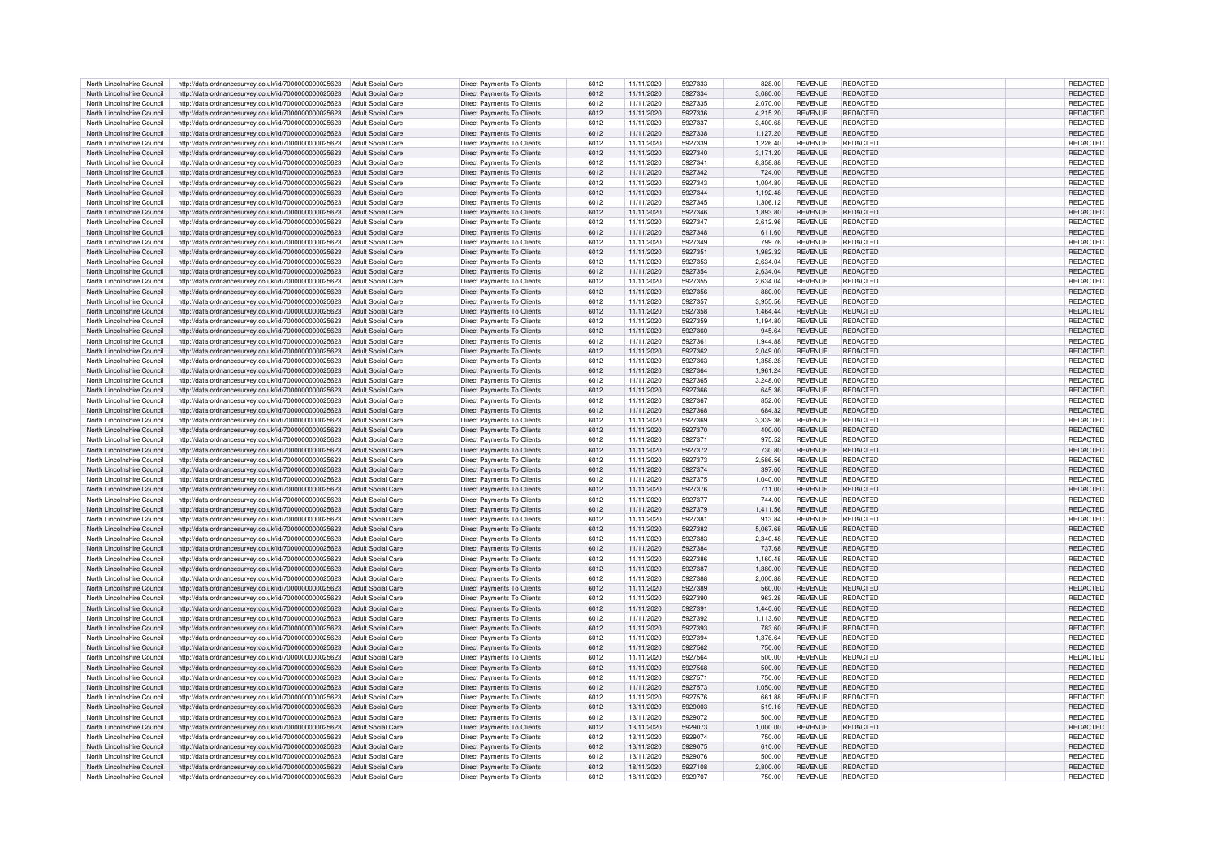| | | | | | | | | | | | |
|---|---|---|---|---|---|---|---|---|---|---|---|
| North Lincolnshire Council | http://data.ordnancesurvey.co.uk/id/7000000000025623 | Adult Social Care | Direct Payments To Clients | 6012 | 11/11/2020 | 5927333 | 828.00 | REVENUE | REDACTED | | REDACTED |
| North Lincolnshire Council | http://data.ordnancesurvey.co.uk/id/7000000000025623 | Adult Social Care | Direct Payments To Clients | 6012 | 11/11/2020 | 5927334 | 3,080.00 | REVENUE | REDACTED | | REDACTED |
| North Lincolnshire Council | http://data.ordnancesurvey.co.uk/id/7000000000025623 | Adult Social Care | Direct Payments To Clients | 6012 | 11/11/2020 | 5927335 | 2,070.00 | REVENUE | REDACTED | | REDACTED |
| North Lincolnshire Council | http://data.ordnancesurvey.co.uk/id/7000000000025623 | Adult Social Care | Direct Payments To Clients | 6012 | 11/11/2020 | 5927336 | 4,215.20 | REVENUE | REDACTED | | REDACTED |
| North Lincolnshire Council | http://data.ordnancesurvey.co.uk/id/7000000000025623 | Adult Social Care | Direct Payments To Clients | 6012 | 11/11/2020 | 5927337 | 3,400.68 | REVENUE | REDACTED | | REDACTED |
| North Lincolnshire Council | http://data.ordnancesurvey.co.uk/id/7000000000025623 | Adult Social Care | Direct Payments To Clients | 6012 | 11/11/2020 | 5927338 | 1,127.20 | REVENUE | REDACTED | | REDACTED |
| North Lincolnshire Council | http://data.ordnancesurvey.co.uk/id/7000000000025623 | Adult Social Care | Direct Payments To Clients | 6012 | 11/11/2020 | 5927339 | 1,226.40 | REVENUE | REDACTED | | REDACTED |
| North Lincolnshire Council | http://data.ordnancesurvey.co.uk/id/7000000000025623 | Adult Social Care | Direct Payments To Clients | 6012 | 11/11/2020 | 5927340 | 3,171.20 | REVENUE | REDACTED | | REDACTED |
| North Lincolnshire Council | http://data.ordnancesurvey.co.uk/id/7000000000025623 | Adult Social Care | Direct Payments To Clients | 6012 | 11/11/2020 | 5927341 | 8,358.88 | REVENUE | REDACTED | | REDACTED |
| North Lincolnshire Council | http://data.ordnancesurvey.co.uk/id/7000000000025623 | Adult Social Care | Direct Payments To Clients | 6012 | 11/11/2020 | 5927342 | 724.00 | REVENUE | REDACTED | | REDACTED |
| North Lincolnshire Council | http://data.ordnancesurvey.co.uk/id/7000000000025623 | Adult Social Care | Direct Payments To Clients | 6012 | 11/11/2020 | 5927343 | 1,004.80 | REVENUE | REDACTED | | REDACTED |
| North Lincolnshire Council | http://data.ordnancesurvey.co.uk/id/7000000000025623 | Adult Social Care | Direct Payments To Clients | 6012 | 11/11/2020 | 5927344 | 1,192.48 | REVENUE | REDACTED | | REDACTED |
| North Lincolnshire Council | http://data.ordnancesurvey.co.uk/id/7000000000025623 | Adult Social Care | Direct Payments To Clients | 6012 | 11/11/2020 | 5927345 | 1,306.12 | REVENUE | REDACTED | | REDACTED |
| North Lincolnshire Council | http://data.ordnancesurvey.co.uk/id/7000000000025623 | Adult Social Care | Direct Payments To Clients | 6012 | 11/11/2020 | 5927346 | 1,893.80 | REVENUE | REDACTED | | REDACTED |
| North Lincolnshire Council | http://data.ordnancesurvey.co.uk/id/7000000000025623 | Adult Social Care | Direct Payments To Clients | 6012 | 11/11/2020 | 5927347 | 2,612.96 | REVENUE | REDACTED | | REDACTED |
| North Lincolnshire Council | http://data.ordnancesurvey.co.uk/id/7000000000025623 | Adult Social Care | Direct Payments To Clients | 6012 | 11/11/2020 | 5927348 | 611.60 | REVENUE | REDACTED | | REDACTED |
| North Lincolnshire Council | http://data.ordnancesurvey.co.uk/id/7000000000025623 | Adult Social Care | Direct Payments To Clients | 6012 | 11/11/2020 | 5927349 | 799.76 | REVENUE | REDACTED | | REDACTED |
| North Lincolnshire Council | http://data.ordnancesurvey.co.uk/id/7000000000025623 | Adult Social Care | Direct Payments To Clients | 6012 | 11/11/2020 | 5927351 | 1,982.32 | REVENUE | REDACTED | | REDACTED |
| North Lincolnshire Council | http://data.ordnancesurvey.co.uk/id/7000000000025623 | Adult Social Care | Direct Payments To Clients | 6012 | 11/11/2020 | 5927353 | 2,634.04 | REVENUE | REDACTED | | REDACTED |
| North Lincolnshire Council | http://data.ordnancesurvey.co.uk/id/7000000000025623 | Adult Social Care | Direct Payments To Clients | 6012 | 11/11/2020 | 5927354 | 2,634.04 | REVENUE | REDACTED | | REDACTED |
| North Lincolnshire Council | http://data.ordnancesurvey.co.uk/id/7000000000025623 | Adult Social Care | Direct Payments To Clients | 6012 | 11/11/2020 | 5927355 | 2,634.04 | REVENUE | REDACTED | | REDACTED |
| North Lincolnshire Council | http://data.ordnancesurvey.co.uk/id/7000000000025623 | Adult Social Care | Direct Payments To Clients | 6012 | 11/11/2020 | 5927356 | 880.00 | REVENUE | REDACTED | | REDACTED |
| North Lincolnshire Council | http://data.ordnancesurvey.co.uk/id/7000000000025623 | Adult Social Care | Direct Payments To Clients | 6012 | 11/11/2020 | 5927357 | 3,955.56 | REVENUE | REDACTED | | REDACTED |
| North Lincolnshire Council | http://data.ordnancesurvey.co.uk/id/7000000000025623 | Adult Social Care | Direct Payments To Clients | 6012 | 11/11/2020 | 5927358 | 1,464.44 | REVENUE | REDACTED | | REDACTED |
| North Lincolnshire Council | http://data.ordnancesurvey.co.uk/id/7000000000025623 | Adult Social Care | Direct Payments To Clients | 6012 | 11/11/2020 | 5927359 | 1,194.80 | REVENUE | REDACTED | | REDACTED |
| North Lincolnshire Council | http://data.ordnancesurvey.co.uk/id/7000000000025623 | Adult Social Care | Direct Payments To Clients | 6012 | 11/11/2020 | 5927360 | 945.64 | REVENUE | REDACTED | | REDACTED |
| North Lincolnshire Council | http://data.ordnancesurvey.co.uk/id/7000000000025623 | Adult Social Care | Direct Payments To Clients | 6012 | 11/11/2020 | 5927361 | 1,944.88 | REVENUE | REDACTED | | REDACTED |
| North Lincolnshire Council | http://data.ordnancesurvey.co.uk/id/7000000000025623 | Adult Social Care | Direct Payments To Clients | 6012 | 11/11/2020 | 5927362 | 2,049.00 | REVENUE | REDACTED | | REDACTED |
| North Lincolnshire Council | http://data.ordnancesurvey.co.uk/id/7000000000025623 | Adult Social Care | Direct Payments To Clients | 6012 | 11/11/2020 | 5927363 | 1,358.28 | REVENUE | REDACTED | | REDACTED |
| North Lincolnshire Council | http://data.ordnancesurvey.co.uk/id/7000000000025623 | Adult Social Care | Direct Payments To Clients | 6012 | 11/11/2020 | 5927364 | 1,961.24 | REVENUE | REDACTED | | REDACTED |
| North Lincolnshire Council | http://data.ordnancesurvey.co.uk/id/7000000000025623 | Adult Social Care | Direct Payments To Clients | 6012 | 11/11/2020 | 5927365 | 3,248.00 | REVENUE | REDACTED | | REDACTED |
| North Lincolnshire Council | http://data.ordnancesurvey.co.uk/id/7000000000025623 | Adult Social Care | Direct Payments To Clients | 6012 | 11/11/2020 | 5927366 | 645.36 | REVENUE | REDACTED | | REDACTED |
| North Lincolnshire Council | http://data.ordnancesurvey.co.uk/id/7000000000025623 | Adult Social Care | Direct Payments To Clients | 6012 | 11/11/2020 | 5927367 | 852.00 | REVENUE | REDACTED | | REDACTED |
| North Lincolnshire Council | http://data.ordnancesurvey.co.uk/id/7000000000025623 | Adult Social Care | Direct Payments To Clients | 6012 | 11/11/2020 | 5927368 | 684.32 | REVENUE | REDACTED | | REDACTED |
| North Lincolnshire Council | http://data.ordnancesurvey.co.uk/id/7000000000025623 | Adult Social Care | Direct Payments To Clients | 6012 | 11/11/2020 | 5927369 | 3,339.36 | REVENUE | REDACTED | | REDACTED |
| North Lincolnshire Council | http://data.ordnancesurvey.co.uk/id/7000000000025623 | Adult Social Care | Direct Payments To Clients | 6012 | 11/11/2020 | 5927370 | 400.00 | REVENUE | REDACTED | | REDACTED |
| North Lincolnshire Council | http://data.ordnancesurvey.co.uk/id/7000000000025623 | Adult Social Care | Direct Payments To Clients | 6012 | 11/11/2020 | 5927371 | 975.52 | REVENUE | REDACTED | | REDACTED |
| North Lincolnshire Council | http://data.ordnancesurvey.co.uk/id/7000000000025623 | Adult Social Care | Direct Payments To Clients | 6012 | 11/11/2020 | 5927372 | 730.80 | REVENUE | REDACTED | | REDACTED |
| North Lincolnshire Council | http://data.ordnancesurvey.co.uk/id/7000000000025623 | Adult Social Care | Direct Payments To Clients | 6012 | 11/11/2020 | 5927373 | 2,586.56 | REVENUE | REDACTED | | REDACTED |
| North Lincolnshire Council | http://data.ordnancesurvey.co.uk/id/7000000000025623 | Adult Social Care | Direct Payments To Clients | 6012 | 11/11/2020 | 5927374 | 397.60 | REVENUE | REDACTED | | REDACTED |
| North Lincolnshire Council | http://data.ordnancesurvey.co.uk/id/7000000000025623 | Adult Social Care | Direct Payments To Clients | 6012 | 11/11/2020 | 5927375 | 1,040.00 | REVENUE | REDACTED | | REDACTED |
| North Lincolnshire Council | http://data.ordnancesurvey.co.uk/id/7000000000025623 | Adult Social Care | Direct Payments To Clients | 6012 | 11/11/2020 | 5927376 | 711.00 | REVENUE | REDACTED | | REDACTED |
| North Lincolnshire Council | http://data.ordnancesurvey.co.uk/id/7000000000025623 | Adult Social Care | Direct Payments To Clients | 6012 | 11/11/2020 | 5927377 | 744.00 | REVENUE | REDACTED | | REDACTED |
| North Lincolnshire Council | http://data.ordnancesurvey.co.uk/id/7000000000025623 | Adult Social Care | Direct Payments To Clients | 6012 | 11/11/2020 | 5927379 | 1,411.56 | REVENUE | REDACTED | | REDACTED |
| North Lincolnshire Council | http://data.ordnancesurvey.co.uk/id/7000000000025623 | Adult Social Care | Direct Payments To Clients | 6012 | 11/11/2020 | 5927381 | 913.84 | REVENUE | REDACTED | | REDACTED |
| North Lincolnshire Council | http://data.ordnancesurvey.co.uk/id/7000000000025623 | Adult Social Care | Direct Payments To Clients | 6012 | 11/11/2020 | 5927382 | 5,067.68 | REVENUE | REDACTED | | REDACTED |
| North Lincolnshire Council | http://data.ordnancesurvey.co.uk/id/7000000000025623 | Adult Social Care | Direct Payments To Clients | 6012 | 11/11/2020 | 5927383 | 2,340.48 | REVENUE | REDACTED | | REDACTED |
| North Lincolnshire Council | http://data.ordnancesurvey.co.uk/id/7000000000025623 | Adult Social Care | Direct Payments To Clients | 6012 | 11/11/2020 | 5927384 | 737.68 | REVENUE | REDACTED | | REDACTED |
| North Lincolnshire Council | http://data.ordnancesurvey.co.uk/id/7000000000025623 | Adult Social Care | Direct Payments To Clients | 6012 | 11/11/2020 | 5927386 | 1,160.48 | REVENUE | REDACTED | | REDACTED |
| North Lincolnshire Council | http://data.ordnancesurvey.co.uk/id/7000000000025623 | Adult Social Care | Direct Payments To Clients | 6012 | 11/11/2020 | 5927387 | 1,380.00 | REVENUE | REDACTED | | REDACTED |
| North Lincolnshire Council | http://data.ordnancesurvey.co.uk/id/7000000000025623 | Adult Social Care | Direct Payments To Clients | 6012 | 11/11/2020 | 5927388 | 2,000.88 | REVENUE | REDACTED | | REDACTED |
| North Lincolnshire Council | http://data.ordnancesurvey.co.uk/id/7000000000025623 | Adult Social Care | Direct Payments To Clients | 6012 | 11/11/2020 | 5927389 | 560.00 | REVENUE | REDACTED | | REDACTED |
| North Lincolnshire Council | http://data.ordnancesurvey.co.uk/id/7000000000025623 | Adult Social Care | Direct Payments To Clients | 6012 | 11/11/2020 | 5927390 | 963.28 | REVENUE | REDACTED | | REDACTED |
| North Lincolnshire Council | http://data.ordnancesurvey.co.uk/id/7000000000025623 | Adult Social Care | Direct Payments To Clients | 6012 | 11/11/2020 | 5927391 | 1,440.60 | REVENUE | REDACTED | | REDACTED |
| North Lincolnshire Council | http://data.ordnancesurvey.co.uk/id/7000000000025623 | Adult Social Care | Direct Payments To Clients | 6012 | 11/11/2020 | 5927392 | 1,113.60 | REVENUE | REDACTED | | REDACTED |
| North Lincolnshire Council | http://data.ordnancesurvey.co.uk/id/7000000000025623 | Adult Social Care | Direct Payments To Clients | 6012 | 11/11/2020 | 5927393 | 783.60 | REVENUE | REDACTED | | REDACTED |
| North Lincolnshire Council | http://data.ordnancesurvey.co.uk/id/7000000000025623 | Adult Social Care | Direct Payments To Clients | 6012 | 11/11/2020 | 5927394 | 1,376.64 | REVENUE | REDACTED | | REDACTED |
| North Lincolnshire Council | http://data.ordnancesurvey.co.uk/id/7000000000025623 | Adult Social Care | Direct Payments To Clients | 6012 | 11/11/2020 | 5927562 | 750.00 | REVENUE | REDACTED | | REDACTED |
| North Lincolnshire Council | http://data.ordnancesurvey.co.uk/id/7000000000025623 | Adult Social Care | Direct Payments To Clients | 6012 | 11/11/2020 | 5927564 | 500.00 | REVENUE | REDACTED | | REDACTED |
| North Lincolnshire Council | http://data.ordnancesurvey.co.uk/id/7000000000025623 | Adult Social Care | Direct Payments To Clients | 6012 | 11/11/2020 | 5927568 | 500.00 | REVENUE | REDACTED | | REDACTED |
| North Lincolnshire Council | http://data.ordnancesurvey.co.uk/id/7000000000025623 | Adult Social Care | Direct Payments To Clients | 6012 | 11/11/2020 | 5927571 | 750.00 | REVENUE | REDACTED | | REDACTED |
| North Lincolnshire Council | http://data.ordnancesurvey.co.uk/id/7000000000025623 | Adult Social Care | Direct Payments To Clients | 6012 | 11/11/2020 | 5927573 | 1,050.00 | REVENUE | REDACTED | | REDACTED |
| North Lincolnshire Council | http://data.ordnancesurvey.co.uk/id/7000000000025623 | Adult Social Care | Direct Payments To Clients | 6012 | 11/11/2020 | 5927576 | 661.88 | REVENUE | REDACTED | | REDACTED |
| North Lincolnshire Council | http://data.ordnancesurvey.co.uk/id/7000000000025623 | Adult Social Care | Direct Payments To Clients | 6012 | 13/11/2020 | 5929003 | 519.16 | REVENUE | REDACTED | | REDACTED |
| North Lincolnshire Council | http://data.ordnancesurvey.co.uk/id/7000000000025623 | Adult Social Care | Direct Payments To Clients | 6012 | 13/11/2020 | 5929072 | 500.00 | REVENUE | REDACTED | | REDACTED |
| North Lincolnshire Council | http://data.ordnancesurvey.co.uk/id/7000000000025623 | Adult Social Care | Direct Payments To Clients | 6012 | 13/11/2020 | 5929073 | 1,000.00 | REVENUE | REDACTED | | REDACTED |
| North Lincolnshire Council | http://data.ordnancesurvey.co.uk/id/7000000000025623 | Adult Social Care | Direct Payments To Clients | 6012 | 13/11/2020 | 5929074 | 750.00 | REVENUE | REDACTED | | REDACTED |
| North Lincolnshire Council | http://data.ordnancesurvey.co.uk/id/7000000000025623 | Adult Social Care | Direct Payments To Clients | 6012 | 13/11/2020 | 5929075 | 610.00 | REVENUE | REDACTED | | REDACTED |
| North Lincolnshire Council | http://data.ordnancesurvey.co.uk/id/7000000000025623 | Adult Social Care | Direct Payments To Clients | 6012 | 13/11/2020 | 5929076 | 500.00 | REVENUE | REDACTED | | REDACTED |
| North Lincolnshire Council | http://data.ordnancesurvey.co.uk/id/7000000000025623 | Adult Social Care | Direct Payments To Clients | 6012 | 18/11/2020 | 5927108 | 2,800.00 | REVENUE | REDACTED | | REDACTED |
| North Lincolnshire Council | http://data.ordnancesurvey.co.uk/id/7000000000025623 | Adult Social Care | Direct Payments To Clients | 6012 | 18/11/2020 | 5929707 | 750.00 | REVENUE | REDACTED | | REDACTED |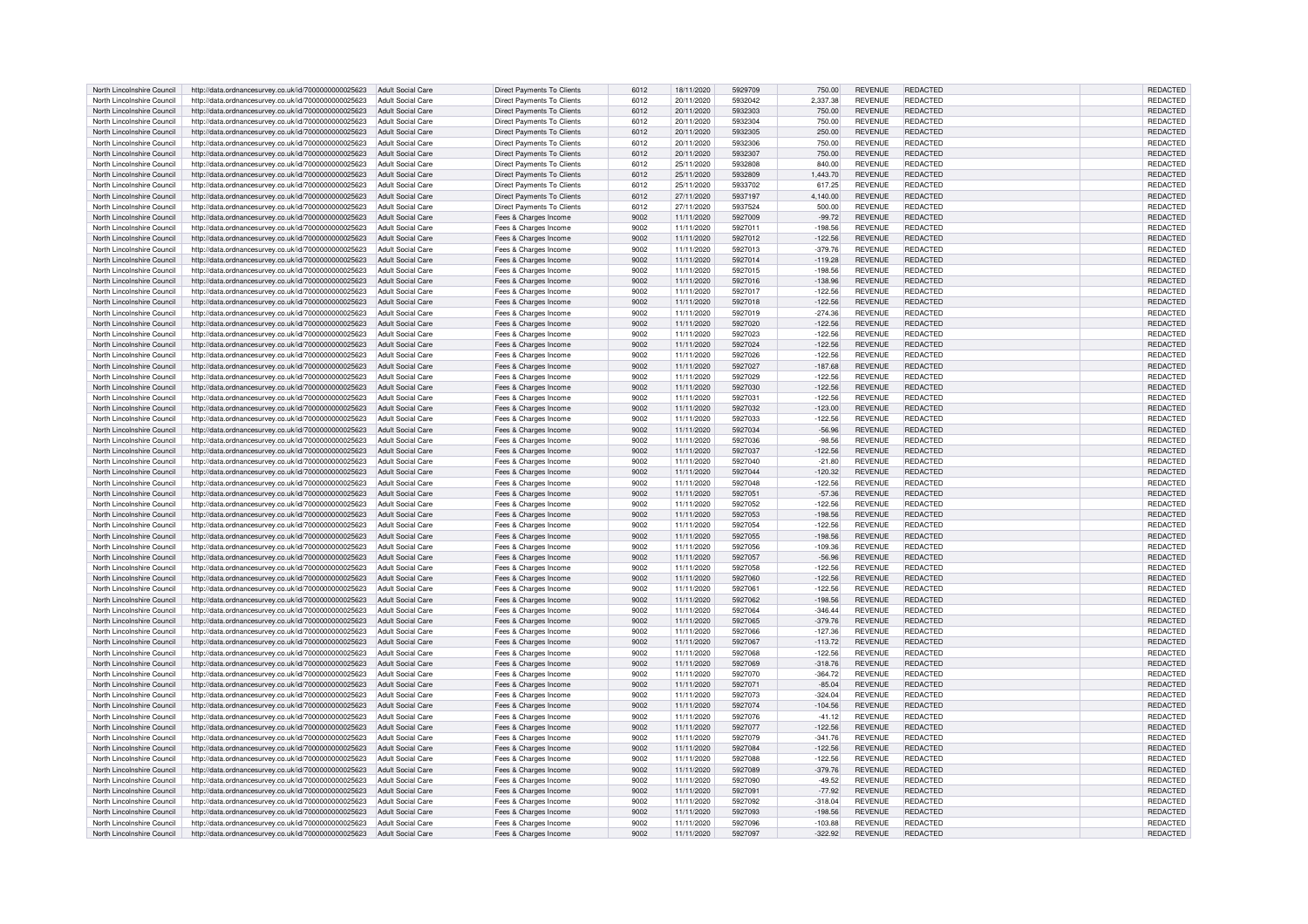| | | | | | | | | | | | | |
|---|---|---|---|---|---|---|---|---|---|---|---|---|
| North Lincolnshire Council | http://data.ordnancesurvey.co.uk/id/7000000000025623 | Adult Social Care | Direct Payments To Clients | 6012 | 18/11/2020 | 5929709 | 750.00 | REVENUE | REDACTED | | | REDACTED |
| North Lincolnshire Council | http://data.ordnancesurvey.co.uk/id/7000000000025623 | Adult Social Care | Direct Payments To Clients | 6012 | 20/11/2020 | 5932042 | 2,337.38 | REVENUE | REDACTED | | | REDACTED |
| North Lincolnshire Council | http://data.ordnancesurvey.co.uk/id/7000000000025623 | Adult Social Care | Direct Payments To Clients | 6012 | 20/11/2020 | 5932303 | 750.00 | REVENUE | REDACTED | | | REDACTED |
| North Lincolnshire Council | http://data.ordnancesurvey.co.uk/id/7000000000025623 | Adult Social Care | Direct Payments To Clients | 6012 | 20/11/2020 | 5932304 | 750.00 | REVENUE | REDACTED | | | REDACTED |
| North Lincolnshire Council | http://data.ordnancesurvey.co.uk/id/7000000000025623 | Adult Social Care | Direct Payments To Clients | 6012 | 20/11/2020 | 5932305 | 250.00 | REVENUE | REDACTED | | | REDACTED |
| North Lincolnshire Council | http://data.ordnancesurvey.co.uk/id/7000000000025623 | Adult Social Care | Direct Payments To Clients | 6012 | 20/11/2020 | 5932306 | 750.00 | REVENUE | REDACTED | | | REDACTED |
| North Lincolnshire Council | http://data.ordnancesurvey.co.uk/id/7000000000025623 | Adult Social Care | Direct Payments To Clients | 6012 | 20/11/2020 | 5932307 | 750.00 | REVENUE | REDACTED | | | REDACTED |
| North Lincolnshire Council | http://data.ordnancesurvey.co.uk/id/7000000000025623 | Adult Social Care | Direct Payments To Clients | 6012 | 25/11/2020 | 5932808 | 840.00 | REVENUE | REDACTED | | | REDACTED |
| North Lincolnshire Council | http://data.ordnancesurvey.co.uk/id/7000000000025623 | Adult Social Care | Direct Payments To Clients | 6012 | 25/11/2020 | 5932809 | 1,443.70 | REVENUE | REDACTED | | | REDACTED |
| North Lincolnshire Council | http://data.ordnancesurvey.co.uk/id/7000000000025623 | Adult Social Care | Direct Payments To Clients | 6012 | 25/11/2020 | 5933702 | 617.25 | REVENUE | REDACTED | | | REDACTED |
| North Lincolnshire Council | http://data.ordnancesurvey.co.uk/id/7000000000025623 | Adult Social Care | Direct Payments To Clients | 6012 | 27/11/2020 | 5937197 | 4,140.00 | REVENUE | REDACTED | | | REDACTED |
| North Lincolnshire Council | http://data.ordnancesurvey.co.uk/id/7000000000025623 | Adult Social Care | Direct Payments To Clients | 6012 | 27/11/2020 | 5937524 | 500.00 | REVENUE | REDACTED | | | REDACTED |
| North Lincolnshire Council | http://data.ordnancesurvey.co.uk/id/7000000000025623 | Adult Social Care | Fees & Charges Income | 9002 | 11/11/2020 | 5927009 | -99.72 | REVENUE | REDACTED | | | REDACTED |
| North Lincolnshire Council | http://data.ordnancesurvey.co.uk/id/7000000000025623 | Adult Social Care | Fees & Charges Income | 9002 | 11/11/2020 | 5927011 | -198.56 | REVENUE | REDACTED | | | REDACTED |
| North Lincolnshire Council | http://data.ordnancesurvey.co.uk/id/7000000000025623 | Adult Social Care | Fees & Charges Income | 9002 | 11/11/2020 | 5927012 | -122.56 | REVENUE | REDACTED | | | REDACTED |
| North Lincolnshire Council | http://data.ordnancesurvey.co.uk/id/7000000000025623 | Adult Social Care | Fees & Charges Income | 9002 | 11/11/2020 | 5927013 | -379.76 | REVENUE | REDACTED | | | REDACTED |
| North Lincolnshire Council | http://data.ordnancesurvey.co.uk/id/7000000000025623 | Adult Social Care | Fees & Charges Income | 9002 | 11/11/2020 | 5927014 | -119.28 | REVENUE | REDACTED | | | REDACTED |
| North Lincolnshire Council | http://data.ordnancesurvey.co.uk/id/7000000000025623 | Adult Social Care | Fees & Charges Income | 9002 | 11/11/2020 | 5927015 | -198.56 | REVENUE | REDACTED | | | REDACTED |
| North Lincolnshire Council | http://data.ordnancesurvey.co.uk/id/7000000000025623 | Adult Social Care | Fees & Charges Income | 9002 | 11/11/2020 | 5927016 | -138.96 | REVENUE | REDACTED | | | REDACTED |
| North Lincolnshire Council | http://data.ordnancesurvey.co.uk/id/7000000000025623 | Adult Social Care | Fees & Charges Income | 9002 | 11/11/2020 | 5927017 | -122.56 | REVENUE | REDACTED | | | REDACTED |
| North Lincolnshire Council | http://data.ordnancesurvey.co.uk/id/7000000000025623 | Adult Social Care | Fees & Charges Income | 9002 | 11/11/2020 | 5927018 | -122.56 | REVENUE | REDACTED | | | REDACTED |
| North Lincolnshire Council | http://data.ordnancesurvey.co.uk/id/7000000000025623 | Adult Social Care | Fees & Charges Income | 9002 | 11/11/2020 | 5927019 | -274.36 | REVENUE | REDACTED | | | REDACTED |
| North Lincolnshire Council | http://data.ordnancesurvey.co.uk/id/7000000000025623 | Adult Social Care | Fees & Charges Income | 9002 | 11/11/2020 | 5927020 | -122.56 | REVENUE | REDACTED | | | REDACTED |
| North Lincolnshire Council | http://data.ordnancesurvey.co.uk/id/7000000000025623 | Adult Social Care | Fees & Charges Income | 9002 | 11/11/2020 | 5927023 | -122.56 | REVENUE | REDACTED | | | REDACTED |
| North Lincolnshire Council | http://data.ordnancesurvey.co.uk/id/7000000000025623 | Adult Social Care | Fees & Charges Income | 9002 | 11/11/2020 | 5927024 | -122.56 | REVENUE | REDACTED | | | REDACTED |
| North Lincolnshire Council | http://data.ordnancesurvey.co.uk/id/7000000000025623 | Adult Social Care | Fees & Charges Income | 9002 | 11/11/2020 | 5927026 | -122.56 | REVENUE | REDACTED | | | REDACTED |
| North Lincolnshire Council | http://data.ordnancesurvey.co.uk/id/7000000000025623 | Adult Social Care | Fees & Charges Income | 9002 | 11/11/2020 | 5927027 | -187.68 | REVENUE | REDACTED | | | REDACTED |
| North Lincolnshire Council | http://data.ordnancesurvey.co.uk/id/7000000000025623 | Adult Social Care | Fees & Charges Income | 9002 | 11/11/2020 | 5927029 | -122.56 | REVENUE | REDACTED | | | REDACTED |
| North Lincolnshire Council | http://data.ordnancesurvey.co.uk/id/7000000000025623 | Adult Social Care | Fees & Charges Income | 9002 | 11/11/2020 | 5927030 | -122.56 | REVENUE | REDACTED | | | REDACTED |
| North Lincolnshire Council | http://data.ordnancesurvey.co.uk/id/7000000000025623 | Adult Social Care | Fees & Charges Income | 9002 | 11/11/2020 | 5927031 | -122.56 | REVENUE | REDACTED | | | REDACTED |
| North Lincolnshire Council | http://data.ordnancesurvey.co.uk/id/7000000000025623 | Adult Social Care | Fees & Charges Income | 9002 | 11/11/2020 | 5927032 | -123.00 | REVENUE | REDACTED | | | REDACTED |
| North Lincolnshire Council | http://data.ordnancesurvey.co.uk/id/7000000000025623 | Adult Social Care | Fees & Charges Income | 9002 | 11/11/2020 | 5927033 | -122.56 | REVENUE | REDACTED | | | REDACTED |
| North Lincolnshire Council | http://data.ordnancesurvey.co.uk/id/7000000000025623 | Adult Social Care | Fees & Charges Income | 9002 | 11/11/2020 | 5927034 | -56.96 | REVENUE | REDACTED | | | REDACTED |
| North Lincolnshire Council | http://data.ordnancesurvey.co.uk/id/7000000000025623 | Adult Social Care | Fees & Charges Income | 9002 | 11/11/2020 | 5927036 | -98.56 | REVENUE | REDACTED | | | REDACTED |
| North Lincolnshire Council | http://data.ordnancesurvey.co.uk/id/7000000000025623 | Adult Social Care | Fees & Charges Income | 9002 | 11/11/2020 | 5927037 | -122.56 | REVENUE | REDACTED | | | REDACTED |
| North Lincolnshire Council | http://data.ordnancesurvey.co.uk/id/7000000000025623 | Adult Social Care | Fees & Charges Income | 9002 | 11/11/2020 | 5927040 | -21.80 | REVENUE | REDACTED | | | REDACTED |
| North Lincolnshire Council | http://data.ordnancesurvey.co.uk/id/7000000000025623 | Adult Social Care | Fees & Charges Income | 9002 | 11/11/2020 | 5927044 | -120.32 | REVENUE | REDACTED | | | REDACTED |
| North Lincolnshire Council | http://data.ordnancesurvey.co.uk/id/7000000000025623 | Adult Social Care | Fees & Charges Income | 9002 | 11/11/2020 | 5927048 | -122.56 | REVENUE | REDACTED | | | REDACTED |
| North Lincolnshire Council | http://data.ordnancesurvey.co.uk/id/7000000000025623 | Adult Social Care | Fees & Charges Income | 9002 | 11/11/2020 | 5927051 | -57.36 | REVENUE | REDACTED | | | REDACTED |
| North Lincolnshire Council | http://data.ordnancesurvey.co.uk/id/7000000000025623 | Adult Social Care | Fees & Charges Income | 9002 | 11/11/2020 | 5927052 | -122.56 | REVENUE | REDACTED | | | REDACTED |
| North Lincolnshire Council | http://data.ordnancesurvey.co.uk/id/7000000000025623 | Adult Social Care | Fees & Charges Income | 9002 | 11/11/2020 | 5927053 | -198.56 | REVENUE | REDACTED | | | REDACTED |
| North Lincolnshire Council | http://data.ordnancesurvey.co.uk/id/7000000000025623 | Adult Social Care | Fees & Charges Income | 9002 | 11/11/2020 | 5927054 | -122.56 | REVENUE | REDACTED | | | REDACTED |
| North Lincolnshire Council | http://data.ordnancesurvey.co.uk/id/7000000000025623 | Adult Social Care | Fees & Charges Income | 9002 | 11/11/2020 | 5927055 | -198.56 | REVENUE | REDACTED | | | REDACTED |
| North Lincolnshire Council | http://data.ordnancesurvey.co.uk/id/7000000000025623 | Adult Social Care | Fees & Charges Income | 9002 | 11/11/2020 | 5927056 | -109.36 | REVENUE | REDACTED | | | REDACTED |
| North Lincolnshire Council | http://data.ordnancesurvey.co.uk/id/7000000000025623 | Adult Social Care | Fees & Charges Income | 9002 | 11/11/2020 | 5927057 | -56.96 | REVENUE | REDACTED | | | REDACTED |
| North Lincolnshire Council | http://data.ordnancesurvey.co.uk/id/7000000000025623 | Adult Social Care | Fees & Charges Income | 9002 | 11/11/2020 | 5927058 | -122.56 | REVENUE | REDACTED | | | REDACTED |
| North Lincolnshire Council | http://data.ordnancesurvey.co.uk/id/7000000000025623 | Adult Social Care | Fees & Charges Income | 9002 | 11/11/2020 | 5927060 | -122.56 | REVENUE | REDACTED | | | REDACTED |
| North Lincolnshire Council | http://data.ordnancesurvey.co.uk/id/7000000000025623 | Adult Social Care | Fees & Charges Income | 9002 | 11/11/2020 | 5927061 | -122.56 | REVENUE | REDACTED | | | REDACTED |
| North Lincolnshire Council | http://data.ordnancesurvey.co.uk/id/7000000000025623 | Adult Social Care | Fees & Charges Income | 9002 | 11/11/2020 | 5927062 | -198.56 | REVENUE | REDACTED | | | REDACTED |
| North Lincolnshire Council | http://data.ordnancesurvey.co.uk/id/7000000000025623 | Adult Social Care | Fees & Charges Income | 9002 | 11/11/2020 | 5927064 | -346.44 | REVENUE | REDACTED | | | REDACTED |
| North Lincolnshire Council | http://data.ordnancesurvey.co.uk/id/7000000000025623 | Adult Social Care | Fees & Charges Income | 9002 | 11/11/2020 | 5927065 | -379.76 | REVENUE | REDACTED | | | REDACTED |
| North Lincolnshire Council | http://data.ordnancesurvey.co.uk/id/7000000000025623 | Adult Social Care | Fees & Charges Income | 9002 | 11/11/2020 | 5927066 | -127.36 | REVENUE | REDACTED | | | REDACTED |
| North Lincolnshire Council | http://data.ordnancesurvey.co.uk/id/7000000000025623 | Adult Social Care | Fees & Charges Income | 9002 | 11/11/2020 | 5927067 | -113.72 | REVENUE | REDACTED | | | REDACTED |
| North Lincolnshire Council | http://data.ordnancesurvey.co.uk/id/7000000000025623 | Adult Social Care | Fees & Charges Income | 9002 | 11/11/2020 | 5927068 | -122.56 | REVENUE | REDACTED | | | REDACTED |
| North Lincolnshire Council | http://data.ordnancesurvey.co.uk/id/7000000000025623 | Adult Social Care | Fees & Charges Income | 9002 | 11/11/2020 | 5927069 | -318.76 | REVENUE | REDACTED | | | REDACTED |
| North Lincolnshire Council | http://data.ordnancesurvey.co.uk/id/7000000000025623 | Adult Social Care | Fees & Charges Income | 9002 | 11/11/2020 | 5927070 | -364.72 | REVENUE | REDACTED | | | REDACTED |
| North Lincolnshire Council | http://data.ordnancesurvey.co.uk/id/7000000000025623 | Adult Social Care | Fees & Charges Income | 9002 | 11/11/2020 | 5927071 | -85.04 | REVENUE | REDACTED | | | REDACTED |
| North Lincolnshire Council | http://data.ordnancesurvey.co.uk/id/7000000000025623 | Adult Social Care | Fees & Charges Income | 9002 | 11/11/2020 | 5927073 | -324.04 | REVENUE | REDACTED | | | REDACTED |
| North Lincolnshire Council | http://data.ordnancesurvey.co.uk/id/7000000000025623 | Adult Social Care | Fees & Charges Income | 9002 | 11/11/2020 | 5927074 | -104.56 | REVENUE | REDACTED | | | REDACTED |
| North Lincolnshire Council | http://data.ordnancesurvey.co.uk/id/7000000000025623 | Adult Social Care | Fees & Charges Income | 9002 | 11/11/2020 | 5927076 | -41.12 | REVENUE | REDACTED | | | REDACTED |
| North Lincolnshire Council | http://data.ordnancesurvey.co.uk/id/7000000000025623 | Adult Social Care | Fees & Charges Income | 9002 | 11/11/2020 | 5927077 | -122.56 | REVENUE | REDACTED | | | REDACTED |
| North Lincolnshire Council | http://data.ordnancesurvey.co.uk/id/7000000000025623 | Adult Social Care | Fees & Charges Income | 9002 | 11/11/2020 | 5927079 | -341.76 | REVENUE | REDACTED | | | REDACTED |
| North Lincolnshire Council | http://data.ordnancesurvey.co.uk/id/7000000000025623 | Adult Social Care | Fees & Charges Income | 9002 | 11/11/2020 | 5927084 | -122.56 | REVENUE | REDACTED | | | REDACTED |
| North Lincolnshire Council | http://data.ordnancesurvey.co.uk/id/7000000000025623 | Adult Social Care | Fees & Charges Income | 9002 | 11/11/2020 | 5927088 | -122.56 | REVENUE | REDACTED | | | REDACTED |
| North Lincolnshire Council | http://data.ordnancesurvey.co.uk/id/7000000000025623 | Adult Social Care | Fees & Charges Income | 9002 | 11/11/2020 | 5927089 | -379.76 | REVENUE | REDACTED | | | REDACTED |
| North Lincolnshire Council | http://data.ordnancesurvey.co.uk/id/7000000000025623 | Adult Social Care | Fees & Charges Income | 9002 | 11/11/2020 | 5927090 | -49.52 | REVENUE | REDACTED | | | REDACTED |
| North Lincolnshire Council | http://data.ordnancesurvey.co.uk/id/7000000000025623 | Adult Social Care | Fees & Charges Income | 9002 | 11/11/2020 | 5927091 | -77.92 | REVENUE | REDACTED | | | REDACTED |
| North Lincolnshire Council | http://data.ordnancesurvey.co.uk/id/7000000000025623 | Adult Social Care | Fees & Charges Income | 9002 | 11/11/2020 | 5927092 | -318.04 | REVENUE | REDACTED | | | REDACTED |
| North Lincolnshire Council | http://data.ordnancesurvey.co.uk/id/7000000000025623 | Adult Social Care | Fees & Charges Income | 9002 | 11/11/2020 | 5927093 | -198.56 | REVENUE | REDACTED | | | REDACTED |
| North Lincolnshire Council | http://data.ordnancesurvey.co.uk/id/7000000000025623 | Adult Social Care | Fees & Charges Income | 9002 | 11/11/2020 | 5927096 | -103.88 | REVENUE | REDACTED | | | REDACTED |
| North Lincolnshire Council | http://data.ordnancesurvey.co.uk/id/7000000000025623 | Adult Social Care | Fees & Charges Income | 9002 | 11/11/2020 | 5927097 | -322.92 | REVENUE | REDACTED | | | REDACTED |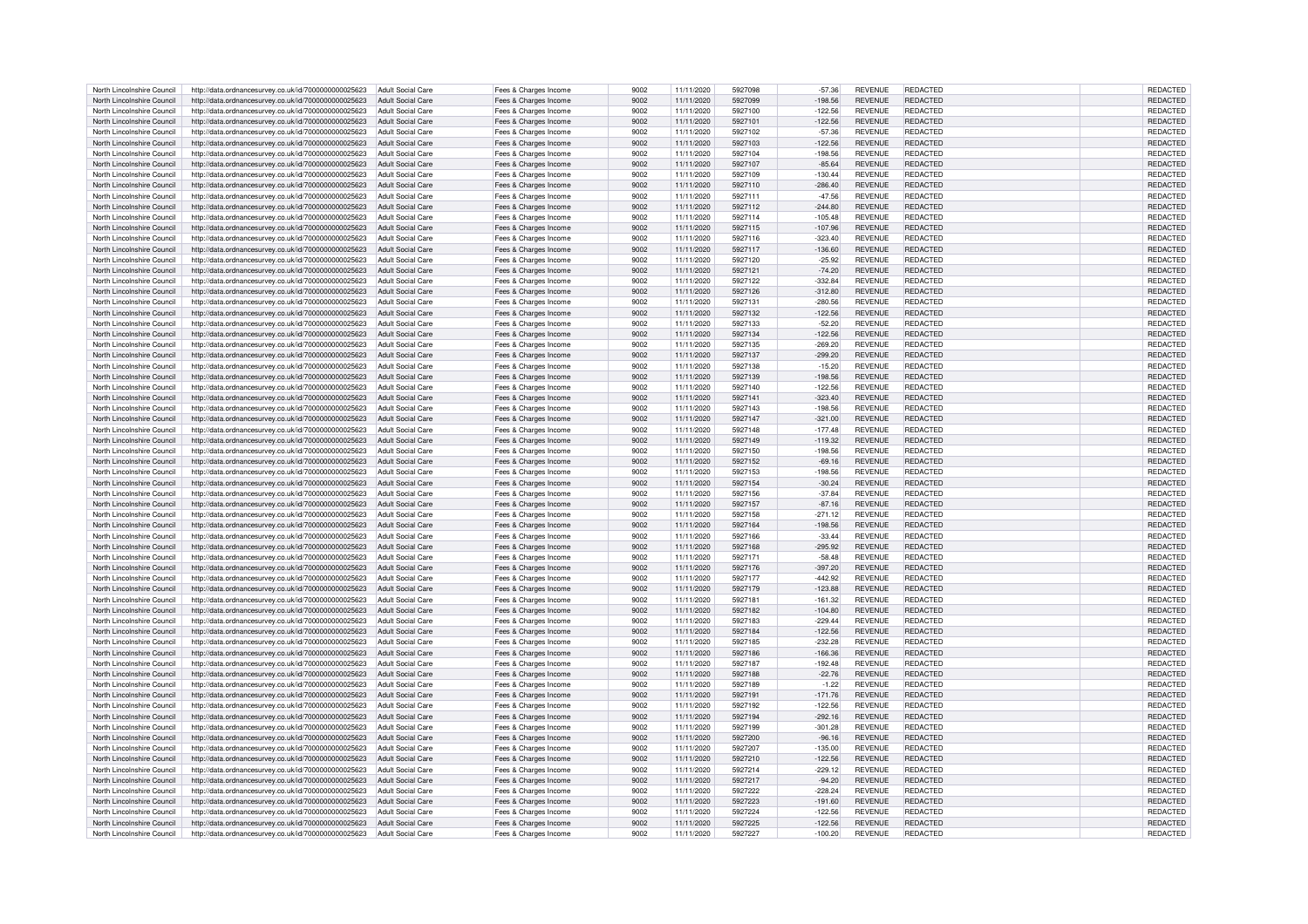| North Lincolnshire Council | http://data.ordnancesurvey.co.uk/id/7000000000025623 | Adult Social Care | Fees & Charges Income | 9002 | 11/11/2020 | 5927098 | -57.36 | REVENUE | REDACTED | | REDACTED |
|---|---|---|---|---|---|---|---|---|---|---|---|
| North Lincolnshire Council | http://data.ordnancesurvey.co.uk/id/7000000000025623 | Adult Social Care | Fees & Charges Income | 9002 | 11/11/2020 | 5927099 | -198.56 | REVENUE | REDACTED | | REDACTED |
| North Lincolnshire Council | http://data.ordnancesurvey.co.uk/id/7000000000025623 | Adult Social Care | Fees & Charges Income | 9002 | 11/11/2020 | 5927100 | -122.56 | REVENUE | REDACTED | | REDACTED |
| North Lincolnshire Council | http://data.ordnancesurvey.co.uk/id/7000000000025623 | Adult Social Care | Fees & Charges Income | 9002 | 11/11/2020 | 5927101 | -122.56 | REVENUE | REDACTED | | REDACTED |
| North Lincolnshire Council | http://data.ordnancesurvey.co.uk/id/7000000000025623 | Adult Social Care | Fees & Charges Income | 9002 | 11/11/2020 | 5927102 | -57.36 | REVENUE | REDACTED | | REDACTED |
| North Lincolnshire Council | http://data.ordnancesurvey.co.uk/id/7000000000025623 | Adult Social Care | Fees & Charges Income | 9002 | 11/11/2020 | 5927103 | -122.56 | REVENUE | REDACTED | | REDACTED |
| North Lincolnshire Council | http://data.ordnancesurvey.co.uk/id/7000000000025623 | Adult Social Care | Fees & Charges Income | 9002 | 11/11/2020 | 5927104 | -198.56 | REVENUE | REDACTED | | REDACTED |
| North Lincolnshire Council | http://data.ordnancesurvey.co.uk/id/7000000000025623 | Adult Social Care | Fees & Charges Income | 9002 | 11/11/2020 | 5927107 | -85.64 | REVENUE | REDACTED | | REDACTED |
| North Lincolnshire Council | http://data.ordnancesurvey.co.uk/id/7000000000025623 | Adult Social Care | Fees & Charges Income | 9002 | 11/11/2020 | 5927109 | -130.44 | REVENUE | REDACTED | | REDACTED |
| North Lincolnshire Council | http://data.ordnancesurvey.co.uk/id/7000000000025623 | Adult Social Care | Fees & Charges Income | 9002 | 11/11/2020 | 5927110 | -286.40 | REVENUE | REDACTED | | REDACTED |
| North Lincolnshire Council | http://data.ordnancesurvey.co.uk/id/7000000000025623 | Adult Social Care | Fees & Charges Income | 9002 | 11/11/2020 | 5927111 | -47.56 | REVENUE | REDACTED | | REDACTED |
| North Lincolnshire Council | http://data.ordnancesurvey.co.uk/id/7000000000025623 | Adult Social Care | Fees & Charges Income | 9002 | 11/11/2020 | 5927112 | -244.80 | REVENUE | REDACTED | | REDACTED |
| North Lincolnshire Council | http://data.ordnancesurvey.co.uk/id/7000000000025623 | Adult Social Care | Fees & Charges Income | 9002 | 11/11/2020 | 5927114 | -105.48 | REVENUE | REDACTED | | REDACTED |
| North Lincolnshire Council | http://data.ordnancesurvey.co.uk/id/7000000000025623 | Adult Social Care | Fees & Charges Income | 9002 | 11/11/2020 | 5927115 | -107.96 | REVENUE | REDACTED | | REDACTED |
| North Lincolnshire Council | http://data.ordnancesurvey.co.uk/id/7000000000025623 | Adult Social Care | Fees & Charges Income | 9002 | 11/11/2020 | 5927116 | -323.40 | REVENUE | REDACTED | | REDACTED |
| North Lincolnshire Council | http://data.ordnancesurvey.co.uk/id/7000000000025623 | Adult Social Care | Fees & Charges Income | 9002 | 11/11/2020 | 5927117 | -136.60 | REVENUE | REDACTED | | REDACTED |
| North Lincolnshire Council | http://data.ordnancesurvey.co.uk/id/7000000000025623 | Adult Social Care | Fees & Charges Income | 9002 | 11/11/2020 | 5927120 | -25.92 | REVENUE | REDACTED | | REDACTED |
| North Lincolnshire Council | http://data.ordnancesurvey.co.uk/id/7000000000025623 | Adult Social Care | Fees & Charges Income | 9002 | 11/11/2020 | 5927121 | -74.20 | REVENUE | REDACTED | | REDACTED |
| North Lincolnshire Council | http://data.ordnancesurvey.co.uk/id/7000000000025623 | Adult Social Care | Fees & Charges Income | 9002 | 11/11/2020 | 5927122 | -332.84 | REVENUE | REDACTED | | REDACTED |
| North Lincolnshire Council | http://data.ordnancesurvey.co.uk/id/7000000000025623 | Adult Social Care | Fees & Charges Income | 9002 | 11/11/2020 | 5927126 | -312.80 | REVENUE | REDACTED | | REDACTED |
| North Lincolnshire Council | http://data.ordnancesurvey.co.uk/id/7000000000025623 | Adult Social Care | Fees & Charges Income | 9002 | 11/11/2020 | 5927131 | -280.56 | REVENUE | REDACTED | | REDACTED |
| North Lincolnshire Council | http://data.ordnancesurvey.co.uk/id/7000000000025623 | Adult Social Care | Fees & Charges Income | 9002 | 11/11/2020 | 5927132 | -122.56 | REVENUE | REDACTED | | REDACTED |
| North Lincolnshire Council | http://data.ordnancesurvey.co.uk/id/7000000000025623 | Adult Social Care | Fees & Charges Income | 9002 | 11/11/2020 | 5927133 | -52.20 | REVENUE | REDACTED | | REDACTED |
| North Lincolnshire Council | http://data.ordnancesurvey.co.uk/id/7000000000025623 | Adult Social Care | Fees & Charges Income | 9002 | 11/11/2020 | 5927134 | -122.56 | REVENUE | REDACTED | | REDACTED |
| North Lincolnshire Council | http://data.ordnancesurvey.co.uk/id/7000000000025623 | Adult Social Care | Fees & Charges Income | 9002 | 11/11/2020 | 5927135 | -269.20 | REVENUE | REDACTED | | REDACTED |
| North Lincolnshire Council | http://data.ordnancesurvey.co.uk/id/7000000000025623 | Adult Social Care | Fees & Charges Income | 9002 | 11/11/2020 | 5927137 | -299.20 | REVENUE | REDACTED | | REDACTED |
| North Lincolnshire Council | http://data.ordnancesurvey.co.uk/id/7000000000025623 | Adult Social Care | Fees & Charges Income | 9002 | 11/11/2020 | 5927138 | -15.20 | REVENUE | REDACTED | | REDACTED |
| North Lincolnshire Council | http://data.ordnancesurvey.co.uk/id/7000000000025623 | Adult Social Care | Fees & Charges Income | 9002 | 11/11/2020 | 5927139 | -198.56 | REVENUE | REDACTED | | REDACTED |
| North Lincolnshire Council | http://data.ordnancesurvey.co.uk/id/7000000000025623 | Adult Social Care | Fees & Charges Income | 9002 | 11/11/2020 | 5927140 | -122.56 | REVENUE | REDACTED | | REDACTED |
| North Lincolnshire Council | http://data.ordnancesurvey.co.uk/id/7000000000025623 | Adult Social Care | Fees & Charges Income | 9002 | 11/11/2020 | 5927141 | -323.40 | REVENUE | REDACTED | | REDACTED |
| North Lincolnshire Council | http://data.ordnancesurvey.co.uk/id/7000000000025623 | Adult Social Care | Fees & Charges Income | 9002 | 11/11/2020 | 5927143 | -198.56 | REVENUE | REDACTED | | REDACTED |
| North Lincolnshire Council | http://data.ordnancesurvey.co.uk/id/7000000000025623 | Adult Social Care | Fees & Charges Income | 9002 | 11/11/2020 | 5927147 | -321.00 | REVENUE | REDACTED | | REDACTED |
| North Lincolnshire Council | http://data.ordnancesurvey.co.uk/id/7000000000025623 | Adult Social Care | Fees & Charges Income | 9002 | 11/11/2020 | 5927148 | -177.48 | REVENUE | REDACTED | | REDACTED |
| North Lincolnshire Council | http://data.ordnancesurvey.co.uk/id/7000000000025623 | Adult Social Care | Fees & Charges Income | 9002 | 11/11/2020 | 5927149 | -119.32 | REVENUE | REDACTED | | REDACTED |
| North Lincolnshire Council | http://data.ordnancesurvey.co.uk/id/7000000000025623 | Adult Social Care | Fees & Charges Income | 9002 | 11/11/2020 | 5927150 | -198.56 | REVENUE | REDACTED | | REDACTED |
| North Lincolnshire Council | http://data.ordnancesurvey.co.uk/id/7000000000025623 | Adult Social Care | Fees & Charges Income | 9002 | 11/11/2020 | 5927152 | -69.16 | REVENUE | REDACTED | | REDACTED |
| North Lincolnshire Council | http://data.ordnancesurvey.co.uk/id/7000000000025623 | Adult Social Care | Fees & Charges Income | 9002 | 11/11/2020 | 5927153 | -198.56 | REVENUE | REDACTED | | REDACTED |
| North Lincolnshire Council | http://data.ordnancesurvey.co.uk/id/7000000000025623 | Adult Social Care | Fees & Charges Income | 9002 | 11/11/2020 | 5927154 | -30.24 | REVENUE | REDACTED | | REDACTED |
| North Lincolnshire Council | http://data.ordnancesurvey.co.uk/id/7000000000025623 | Adult Social Care | Fees & Charges Income | 9002 | 11/11/2020 | 5927156 | -37.84 | REVENUE | REDACTED | | REDACTED |
| North Lincolnshire Council | http://data.ordnancesurvey.co.uk/id/7000000000025623 | Adult Social Care | Fees & Charges Income | 9002 | 11/11/2020 | 5927157 | -87.16 | REVENUE | REDACTED | | REDACTED |
| North Lincolnshire Council | http://data.ordnancesurvey.co.uk/id/7000000000025623 | Adult Social Care | Fees & Charges Income | 9002 | 11/11/2020 | 5927158 | -271.12 | REVENUE | REDACTED | | REDACTED |
| North Lincolnshire Council | http://data.ordnancesurvey.co.uk/id/7000000000025623 | Adult Social Care | Fees & Charges Income | 9002 | 11/11/2020 | 5927164 | -198.56 | REVENUE | REDACTED | | REDACTED |
| North Lincolnshire Council | http://data.ordnancesurvey.co.uk/id/7000000000025623 | Adult Social Care | Fees & Charges Income | 9002 | 11/11/2020 | 5927166 | -33.44 | REVENUE | REDACTED | | REDACTED |
| North Lincolnshire Council | http://data.ordnancesurvey.co.uk/id/7000000000025623 | Adult Social Care | Fees & Charges Income | 9002 | 11/11/2020 | 5927168 | -295.92 | REVENUE | REDACTED | | REDACTED |
| North Lincolnshire Council | http://data.ordnancesurvey.co.uk/id/7000000000025623 | Adult Social Care | Fees & Charges Income | 9002 | 11/11/2020 | 5927171 | -58.48 | REVENUE | REDACTED | | REDACTED |
| North Lincolnshire Council | http://data.ordnancesurvey.co.uk/id/7000000000025623 | Adult Social Care | Fees & Charges Income | 9002 | 11/11/2020 | 5927176 | -397.20 | REVENUE | REDACTED | | REDACTED |
| North Lincolnshire Council | http://data.ordnancesurvey.co.uk/id/7000000000025623 | Adult Social Care | Fees & Charges Income | 9002 | 11/11/2020 | 5927177 | -442.92 | REVENUE | REDACTED | | REDACTED |
| North Lincolnshire Council | http://data.ordnancesurvey.co.uk/id/7000000000025623 | Adult Social Care | Fees & Charges Income | 9002 | 11/11/2020 | 5927179 | -123.88 | REVENUE | REDACTED | | REDACTED |
| North Lincolnshire Council | http://data.ordnancesurvey.co.uk/id/7000000000025623 | Adult Social Care | Fees & Charges Income | 9002 | 11/11/2020 | 5927181 | -161.32 | REVENUE | REDACTED | | REDACTED |
| North Lincolnshire Council | http://data.ordnancesurvey.co.uk/id/7000000000025623 | Adult Social Care | Fees & Charges Income | 9002 | 11/11/2020 | 5927182 | -104.80 | REVENUE | REDACTED | | REDACTED |
| North Lincolnshire Council | http://data.ordnancesurvey.co.uk/id/7000000000025623 | Adult Social Care | Fees & Charges Income | 9002 | 11/11/2020 | 5927183 | -229.44 | REVENUE | REDACTED | | REDACTED |
| North Lincolnshire Council | http://data.ordnancesurvey.co.uk/id/7000000000025623 | Adult Social Care | Fees & Charges Income | 9002 | 11/11/2020 | 5927184 | -122.56 | REVENUE | REDACTED | | REDACTED |
| North Lincolnshire Council | http://data.ordnancesurvey.co.uk/id/7000000000025623 | Adult Social Care | Fees & Charges Income | 9002 | 11/11/2020 | 5927185 | -232.28 | REVENUE | REDACTED | | REDACTED |
| North Lincolnshire Council | http://data.ordnancesurvey.co.uk/id/7000000000025623 | Adult Social Care | Fees & Charges Income | 9002 | 11/11/2020 | 5927186 | -166.36 | REVENUE | REDACTED | | REDACTED |
| North Lincolnshire Council | http://data.ordnancesurvey.co.uk/id/7000000000025623 | Adult Social Care | Fees & Charges Income | 9002 | 11/11/2020 | 5927187 | -192.48 | REVENUE | REDACTED | | REDACTED |
| North Lincolnshire Council | http://data.ordnancesurvey.co.uk/id/7000000000025623 | Adult Social Care | Fees & Charges Income | 9002 | 11/11/2020 | 5927188 | -22.76 | REVENUE | REDACTED | | REDACTED |
| North Lincolnshire Council | http://data.ordnancesurvey.co.uk/id/7000000000025623 | Adult Social Care | Fees & Charges Income | 9002 | 11/11/2020 | 5927189 | -1.22 | REVENUE | REDACTED | | REDACTED |
| North Lincolnshire Council | http://data.ordnancesurvey.co.uk/id/7000000000025623 | Adult Social Care | Fees & Charges Income | 9002 | 11/11/2020 | 5927191 | -171.76 | REVENUE | REDACTED | | REDACTED |
| North Lincolnshire Council | http://data.ordnancesurvey.co.uk/id/7000000000025623 | Adult Social Care | Fees & Charges Income | 9002 | 11/11/2020 | 5927192 | -122.56 | REVENUE | REDACTED | | REDACTED |
| North Lincolnshire Council | http://data.ordnancesurvey.co.uk/id/7000000000025623 | Adult Social Care | Fees & Charges Income | 9002 | 11/11/2020 | 5927194 | -292.16 | REVENUE | REDACTED | | REDACTED |
| North Lincolnshire Council | http://data.ordnancesurvey.co.uk/id/7000000000025623 | Adult Social Care | Fees & Charges Income | 9002 | 11/11/2020 | 5927199 | -301.28 | REVENUE | REDACTED | | REDACTED |
| North Lincolnshire Council | http://data.ordnancesurvey.co.uk/id/7000000000025623 | Adult Social Care | Fees & Charges Income | 9002 | 11/11/2020 | 5927200 | -96.16 | REVENUE | REDACTED | | REDACTED |
| North Lincolnshire Council | http://data.ordnancesurvey.co.uk/id/7000000000025623 | Adult Social Care | Fees & Charges Income | 9002 | 11/11/2020 | 5927207 | -135.00 | REVENUE | REDACTED | | REDACTED |
| North Lincolnshire Council | http://data.ordnancesurvey.co.uk/id/7000000000025623 | Adult Social Care | Fees & Charges Income | 9002 | 11/11/2020 | 5927210 | -122.56 | REVENUE | REDACTED | | REDACTED |
| North Lincolnshire Council | http://data.ordnancesurvey.co.uk/id/7000000000025623 | Adult Social Care | Fees & Charges Income | 9002 | 11/11/2020 | 5927214 | -229.12 | REVENUE | REDACTED | | REDACTED |
| North Lincolnshire Council | http://data.ordnancesurvey.co.uk/id/7000000000025623 | Adult Social Care | Fees & Charges Income | 9002 | 11/11/2020 | 5927217 | -94.20 | REVENUE | REDACTED | | REDACTED |
| North Lincolnshire Council | http://data.ordnancesurvey.co.uk/id/7000000000025623 | Adult Social Care | Fees & Charges Income | 9002 | 11/11/2020 | 5927222 | -228.24 | REVENUE | REDACTED | | REDACTED |
| North Lincolnshire Council | http://data.ordnancesurvey.co.uk/id/7000000000025623 | Adult Social Care | Fees & Charges Income | 9002 | 11/11/2020 | 5927223 | -191.60 | REVENUE | REDACTED | | REDACTED |
| North Lincolnshire Council | http://data.ordnancesurvey.co.uk/id/7000000000025623 | Adult Social Care | Fees & Charges Income | 9002 | 11/11/2020 | 5927224 | -122.56 | REVENUE | REDACTED | | REDACTED |
| North Lincolnshire Council | http://data.ordnancesurvey.co.uk/id/7000000000025623 | Adult Social Care | Fees & Charges Income | 9002 | 11/11/2020 | 5927225 | -122.56 | REVENUE | REDACTED | | REDACTED |
| North Lincolnshire Council | http://data.ordnancesurvey.co.uk/id/7000000000025623 | Adult Social Care | Fees & Charges Income | 9002 | 11/11/2020 | 5927227 | -100.20 | REVENUE | REDACTED | | REDACTED |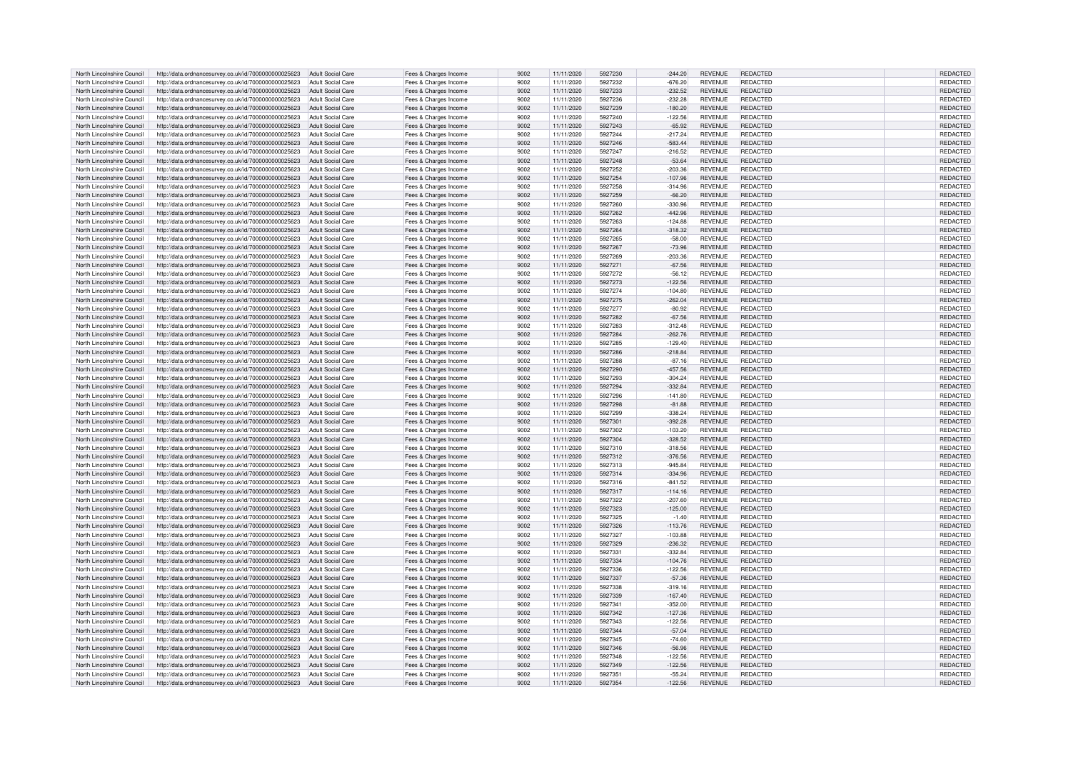| North Lincolnshire Council | http://data.ordnancesurvey.co.uk/id/7000000000025623 | Adult Social Care | Fees & Charges Income | 9002 | 11/11/2020 | 5927230 | -244.20 | REVENUE | REDACTED | | REDACTED |
|---|---|---|---|---|---|---|---|---|---|---|---|
| North Lincolnshire Council | http://data.ordnancesurvey.co.uk/id/7000000000025623 | Adult Social Care | Fees & Charges Income | 9002 | 11/11/2020 | 5927232 | -676.20 | REVENUE | REDACTED | | REDACTED |
| North Lincolnshire Council | http://data.ordnancesurvey.co.uk/id/7000000000025623 | Adult Social Care | Fees & Charges Income | 9002 | 11/11/2020 | 5927233 | -232.52 | REVENUE | REDACTED | | REDACTED |
| North Lincolnshire Council | http://data.ordnancesurvey.co.uk/id/7000000000025623 | Adult Social Care | Fees & Charges Income | 9002 | 11/11/2020 | 5927236 | -232.28 | REVENUE | REDACTED | | REDACTED |
| North Lincolnshire Council | http://data.ordnancesurvey.co.uk/id/7000000000025623 | Adult Social Care | Fees & Charges Income | 9002 | 11/11/2020 | 5927239 | -180.20 | REVENUE | REDACTED | | REDACTED |
| North Lincolnshire Council | http://data.ordnancesurvey.co.uk/id/7000000000025623 | Adult Social Care | Fees & Charges Income | 9002 | 11/11/2020 | 5927240 | -122.56 | REVENUE | REDACTED | | REDACTED |
| North Lincolnshire Council | http://data.ordnancesurvey.co.uk/id/7000000000025623 | Adult Social Care | Fees & Charges Income | 9002 | 11/11/2020 | 5927243 | -65.92 | REVENUE | REDACTED | | REDACTED |
| North Lincolnshire Council | http://data.ordnancesurvey.co.uk/id/7000000000025623 | Adult Social Care | Fees & Charges Income | 9002 | 11/11/2020 | 5927244 | -217.24 | REVENUE | REDACTED | | REDACTED |
| North Lincolnshire Council | http://data.ordnancesurvey.co.uk/id/7000000000025623 | Adult Social Care | Fees & Charges Income | 9002 | 11/11/2020 | 5927246 | -583.44 | REVENUE | REDACTED | | REDACTED |
| North Lincolnshire Council | http://data.ordnancesurvey.co.uk/id/7000000000025623 | Adult Social Care | Fees & Charges Income | 9002 | 11/11/2020 | 5927247 | -216.52 | REVENUE | REDACTED | | REDACTED |
| North Lincolnshire Council | http://data.ordnancesurvey.co.uk/id/7000000000025623 | Adult Social Care | Fees & Charges Income | 9002 | 11/11/2020 | 5927248 | -53.64 | REVENUE | REDACTED | | REDACTED |
| North Lincolnshire Council | http://data.ordnancesurvey.co.uk/id/7000000000025623 | Adult Social Care | Fees & Charges Income | 9002 | 11/11/2020 | 5927252 | -203.36 | REVENUE | REDACTED | | REDACTED |
| North Lincolnshire Council | http://data.ordnancesurvey.co.uk/id/7000000000025623 | Adult Social Care | Fees & Charges Income | 9002 | 11/11/2020 | 5927254 | -107.96 | REVENUE | REDACTED | | REDACTED |
| North Lincolnshire Council | http://data.ordnancesurvey.co.uk/id/7000000000025623 | Adult Social Care | Fees & Charges Income | 9002 | 11/11/2020 | 5927258 | -314.96 | REVENUE | REDACTED | | REDACTED |
| North Lincolnshire Council | http://data.ordnancesurvey.co.uk/id/7000000000025623 | Adult Social Care | Fees & Charges Income | 9002 | 11/11/2020 | 5927259 | -66.20 | REVENUE | REDACTED | | REDACTED |
| North Lincolnshire Council | http://data.ordnancesurvey.co.uk/id/7000000000025623 | Adult Social Care | Fees & Charges Income | 9002 | 11/11/2020 | 5927260 | -330.96 | REVENUE | REDACTED | | REDACTED |
| North Lincolnshire Council | http://data.ordnancesurvey.co.uk/id/7000000000025623 | Adult Social Care | Fees & Charges Income | 9002 | 11/11/2020 | 5927262 | -442.96 | REVENUE | REDACTED | | REDACTED |
| North Lincolnshire Council | http://data.ordnancesurvey.co.uk/id/7000000000025623 | Adult Social Care | Fees & Charges Income | 9002 | 11/11/2020 | 5927263 | -124.88 | REVENUE | REDACTED | | REDACTED |
| North Lincolnshire Council | http://data.ordnancesurvey.co.uk/id/7000000000025623 | Adult Social Care | Fees & Charges Income | 9002 | 11/11/2020 | 5927264 | -318.32 | REVENUE | REDACTED | | REDACTED |
| North Lincolnshire Council | http://data.ordnancesurvey.co.uk/id/7000000000025623 | Adult Social Care | Fees & Charges Income | 9002 | 11/11/2020 | 5927265 | -58.00 | REVENUE | REDACTED | | REDACTED |
| North Lincolnshire Council | http://data.ordnancesurvey.co.uk/id/7000000000025623 | Adult Social Care | Fees & Charges Income | 9002 | 11/11/2020 | 5927267 | -73.96 | REVENUE | REDACTED | | REDACTED |
| North Lincolnshire Council | http://data.ordnancesurvey.co.uk/id/7000000000025623 | Adult Social Care | Fees & Charges Income | 9002 | 11/11/2020 | 5927269 | -203.36 | REVENUE | REDACTED | | REDACTED |
| North Lincolnshire Council | http://data.ordnancesurvey.co.uk/id/7000000000025623 | Adult Social Care | Fees & Charges Income | 9002 | 11/11/2020 | 5927271 | -67.56 | REVENUE | REDACTED | | REDACTED |
| North Lincolnshire Council | http://data.ordnancesurvey.co.uk/id/7000000000025623 | Adult Social Care | Fees & Charges Income | 9002 | 11/11/2020 | 5927272 | -56.12 | REVENUE | REDACTED | | REDACTED |
| North Lincolnshire Council | http://data.ordnancesurvey.co.uk/id/7000000000025623 | Adult Social Care | Fees & Charges Income | 9002 | 11/11/2020 | 5927273 | -122.56 | REVENUE | REDACTED | | REDACTED |
| North Lincolnshire Council | http://data.ordnancesurvey.co.uk/id/7000000000025623 | Adult Social Care | Fees & Charges Income | 9002 | 11/11/2020 | 5927274 | -104.80 | REVENUE | REDACTED | | REDACTED |
| North Lincolnshire Council | http://data.ordnancesurvey.co.uk/id/7000000000025623 | Adult Social Care | Fees & Charges Income | 9002 | 11/11/2020 | 5927275 | -262.04 | REVENUE | REDACTED | | REDACTED |
| North Lincolnshire Council | http://data.ordnancesurvey.co.uk/id/7000000000025623 | Adult Social Care | Fees & Charges Income | 9002 | 11/11/2020 | 5927277 | -80.92 | REVENUE | REDACTED | | REDACTED |
| North Lincolnshire Council | http://data.ordnancesurvey.co.uk/id/7000000000025623 | Adult Social Care | Fees & Charges Income | 9002 | 11/11/2020 | 5927282 | -67.56 | REVENUE | REDACTED | | REDACTED |
| North Lincolnshire Council | http://data.ordnancesurvey.co.uk/id/7000000000025623 | Adult Social Care | Fees & Charges Income | 9002 | 11/11/2020 | 5927283 | -312.48 | REVENUE | REDACTED | | REDACTED |
| North Lincolnshire Council | http://data.ordnancesurvey.co.uk/id/7000000000025623 | Adult Social Care | Fees & Charges Income | 9002 | 11/11/2020 | 5927284 | -262.76 | REVENUE | REDACTED | | REDACTED |
| North Lincolnshire Council | http://data.ordnancesurvey.co.uk/id/7000000000025623 | Adult Social Care | Fees & Charges Income | 9002 | 11/11/2020 | 5927285 | -129.40 | REVENUE | REDACTED | | REDACTED |
| North Lincolnshire Council | http://data.ordnancesurvey.co.uk/id/7000000000025623 | Adult Social Care | Fees & Charges Income | 9002 | 11/11/2020 | 5927286 | -218.84 | REVENUE | REDACTED | | REDACTED |
| North Lincolnshire Council | http://data.ordnancesurvey.co.uk/id/7000000000025623 | Adult Social Care | Fees & Charges Income | 9002 | 11/11/2020 | 5927288 | -87.16 | REVENUE | REDACTED | | REDACTED |
| North Lincolnshire Council | http://data.ordnancesurvey.co.uk/id/7000000000025623 | Adult Social Care | Fees & Charges Income | 9002 | 11/11/2020 | 5927290 | -457.56 | REVENUE | REDACTED | | REDACTED |
| North Lincolnshire Council | http://data.ordnancesurvey.co.uk/id/7000000000025623 | Adult Social Care | Fees & Charges Income | 9002 | 11/11/2020 | 5927293 | -304.24 | REVENUE | REDACTED | | REDACTED |
| North Lincolnshire Council | http://data.ordnancesurvey.co.uk/id/7000000000025623 | Adult Social Care | Fees & Charges Income | 9002 | 11/11/2020 | 5927294 | -332.84 | REVENUE | REDACTED | | REDACTED |
| North Lincolnshire Council | http://data.ordnancesurvey.co.uk/id/7000000000025623 | Adult Social Care | Fees & Charges Income | 9002 | 11/11/2020 | 5927296 | -141.80 | REVENUE | REDACTED | | REDACTED |
| North Lincolnshire Council | http://data.ordnancesurvey.co.uk/id/7000000000025623 | Adult Social Care | Fees & Charges Income | 9002 | 11/11/2020 | 5927298 | -81.88 | REVENUE | REDACTED | | REDACTED |
| North Lincolnshire Council | http://data.ordnancesurvey.co.uk/id/7000000000025623 | Adult Social Care | Fees & Charges Income | 9002 | 11/11/2020 | 5927299 | -338.24 | REVENUE | REDACTED | | REDACTED |
| North Lincolnshire Council | http://data.ordnancesurvey.co.uk/id/7000000000025623 | Adult Social Care | Fees & Charges Income | 9002 | 11/11/2020 | 5927301 | -392.28 | REVENUE | REDACTED | | REDACTED |
| North Lincolnshire Council | http://data.ordnancesurvey.co.uk/id/7000000000025623 | Adult Social Care | Fees & Charges Income | 9002 | 11/11/2020 | 5927302 | -103.20 | REVENUE | REDACTED | | REDACTED |
| North Lincolnshire Council | http://data.ordnancesurvey.co.uk/id/7000000000025623 | Adult Social Care | Fees & Charges Income | 9002 | 11/11/2020 | 5927304 | -328.52 | REVENUE | REDACTED | | REDACTED |
| North Lincolnshire Council | http://data.ordnancesurvey.co.uk/id/7000000000025623 | Adult Social Care | Fees & Charges Income | 9002 | 11/11/2020 | 5927310 | -318.56 | REVENUE | REDACTED | | REDACTED |
| North Lincolnshire Council | http://data.ordnancesurvey.co.uk/id/7000000000025623 | Adult Social Care | Fees & Charges Income | 9002 | 11/11/2020 | 5927312 | -376.56 | REVENUE | REDACTED | | REDACTED |
| North Lincolnshire Council | http://data.ordnancesurvey.co.uk/id/7000000000025623 | Adult Social Care | Fees & Charges Income | 9002 | 11/11/2020 | 5927313 | -945.84 | REVENUE | REDACTED | | REDACTED |
| North Lincolnshire Council | http://data.ordnancesurvey.co.uk/id/7000000000025623 | Adult Social Care | Fees & Charges Income | 9002 | 11/11/2020 | 5927314 | -334.96 | REVENUE | REDACTED | | REDACTED |
| North Lincolnshire Council | http://data.ordnancesurvey.co.uk/id/7000000000025623 | Adult Social Care | Fees & Charges Income | 9002 | 11/11/2020 | 5927316 | -841.52 | REVENUE | REDACTED | | REDACTED |
| North Lincolnshire Council | http://data.ordnancesurvey.co.uk/id/7000000000025623 | Adult Social Care | Fees & Charges Income | 9002 | 11/11/2020 | 5927317 | -114.16 | REVENUE | REDACTED | | REDACTED |
| North Lincolnshire Council | http://data.ordnancesurvey.co.uk/id/7000000000025623 | Adult Social Care | Fees & Charges Income | 9002 | 11/11/2020 | 5927322 | -207.60 | REVENUE | REDACTED | | REDACTED |
| North Lincolnshire Council | http://data.ordnancesurvey.co.uk/id/7000000000025623 | Adult Social Care | Fees & Charges Income | 9002 | 11/11/2020 | 5927323 | -125.00 | REVENUE | REDACTED | | REDACTED |
| North Lincolnshire Council | http://data.ordnancesurvey.co.uk/id/7000000000025623 | Adult Social Care | Fees & Charges Income | 9002 | 11/11/2020 | 5927325 | -1.40 | REVENUE | REDACTED | | REDACTED |
| North Lincolnshire Council | http://data.ordnancesurvey.co.uk/id/7000000000025623 | Adult Social Care | Fees & Charges Income | 9002 | 11/11/2020 | 5927326 | -113.76 | REVENUE | REDACTED | | REDACTED |
| North Lincolnshire Council | http://data.ordnancesurvey.co.uk/id/7000000000025623 | Adult Social Care | Fees & Charges Income | 9002 | 11/11/2020 | 5927327 | -103.88 | REVENUE | REDACTED | | REDACTED |
| North Lincolnshire Council | http://data.ordnancesurvey.co.uk/id/7000000000025623 | Adult Social Care | Fees & Charges Income | 9002 | 11/11/2020 | 5927329 | -236.32 | REVENUE | REDACTED | | REDACTED |
| North Lincolnshire Council | http://data.ordnancesurvey.co.uk/id/7000000000025623 | Adult Social Care | Fees & Charges Income | 9002 | 11/11/2020 | 5927331 | -332.84 | REVENUE | REDACTED | | REDACTED |
| North Lincolnshire Council | http://data.ordnancesurvey.co.uk/id/7000000000025623 | Adult Social Care | Fees & Charges Income | 9002 | 11/11/2020 | 5927334 | -104.76 | REVENUE | REDACTED | | REDACTED |
| North Lincolnshire Council | http://data.ordnancesurvey.co.uk/id/7000000000025623 | Adult Social Care | Fees & Charges Income | 9002 | 11/11/2020 | 5927336 | -122.56 | REVENUE | REDACTED | | REDACTED |
| North Lincolnshire Council | http://data.ordnancesurvey.co.uk/id/7000000000025623 | Adult Social Care | Fees & Charges Income | 9002 | 11/11/2020 | 5927337 | -57.36 | REVENUE | REDACTED | | REDACTED |
| North Lincolnshire Council | http://data.ordnancesurvey.co.uk/id/7000000000025623 | Adult Social Care | Fees & Charges Income | 9002 | 11/11/2020 | 5927338 | -319.16 | REVENUE | REDACTED | | REDACTED |
| North Lincolnshire Council | http://data.ordnancesurvey.co.uk/id/7000000000025623 | Adult Social Care | Fees & Charges Income | 9002 | 11/11/2020 | 5927339 | -167.40 | REVENUE | REDACTED | | REDACTED |
| North Lincolnshire Council | http://data.ordnancesurvey.co.uk/id/7000000000025623 | Adult Social Care | Fees & Charges Income | 9002 | 11/11/2020 | 5927341 | -352.00 | REVENUE | REDACTED | | REDACTED |
| North Lincolnshire Council | http://data.ordnancesurvey.co.uk/id/7000000000025623 | Adult Social Care | Fees & Charges Income | 9002 | 11/11/2020 | 5927342 | -127.36 | REVENUE | REDACTED | | REDACTED |
| North Lincolnshire Council | http://data.ordnancesurvey.co.uk/id/7000000000025623 | Adult Social Care | Fees & Charges Income | 9002 | 11/11/2020 | 5927343 | -122.56 | REVENUE | REDACTED | | REDACTED |
| North Lincolnshire Council | http://data.ordnancesurvey.co.uk/id/7000000000025623 | Adult Social Care | Fees & Charges Income | 9002 | 11/11/2020 | 5927344 | -57.04 | REVENUE | REDACTED | | REDACTED |
| North Lincolnshire Council | http://data.ordnancesurvey.co.uk/id/7000000000025623 | Adult Social Care | Fees & Charges Income | 9002 | 11/11/2020 | 5927345 | -74.60 | REVENUE | REDACTED | | REDACTED |
| North Lincolnshire Council | http://data.ordnancesurvey.co.uk/id/7000000000025623 | Adult Social Care | Fees & Charges Income | 9002 | 11/11/2020 | 5927346 | -56.96 | REVENUE | REDACTED | | REDACTED |
| North Lincolnshire Council | http://data.ordnancesurvey.co.uk/id/7000000000025623 | Adult Social Care | Fees & Charges Income | 9002 | 11/11/2020 | 5927348 | -122.56 | REVENUE | REDACTED | | REDACTED |
| North Lincolnshire Council | http://data.ordnancesurvey.co.uk/id/7000000000025623 | Adult Social Care | Fees & Charges Income | 9002 | 11/11/2020 | 5927349 | -122.56 | REVENUE | REDACTED | | REDACTED |
| North Lincolnshire Council | http://data.ordnancesurvey.co.uk/id/7000000000025623 | Adult Social Care | Fees & Charges Income | 9002 | 11/11/2020 | 5927351 | -55.24 | REVENUE | REDACTED | | REDACTED |
| North Lincolnshire Council | http://data.ordnancesurvey.co.uk/id/7000000000025623 | Adult Social Care | Fees & Charges Income | 9002 | 11/11/2020 | 5927354 | -122.56 | REVENUE | REDACTED | | REDACTED |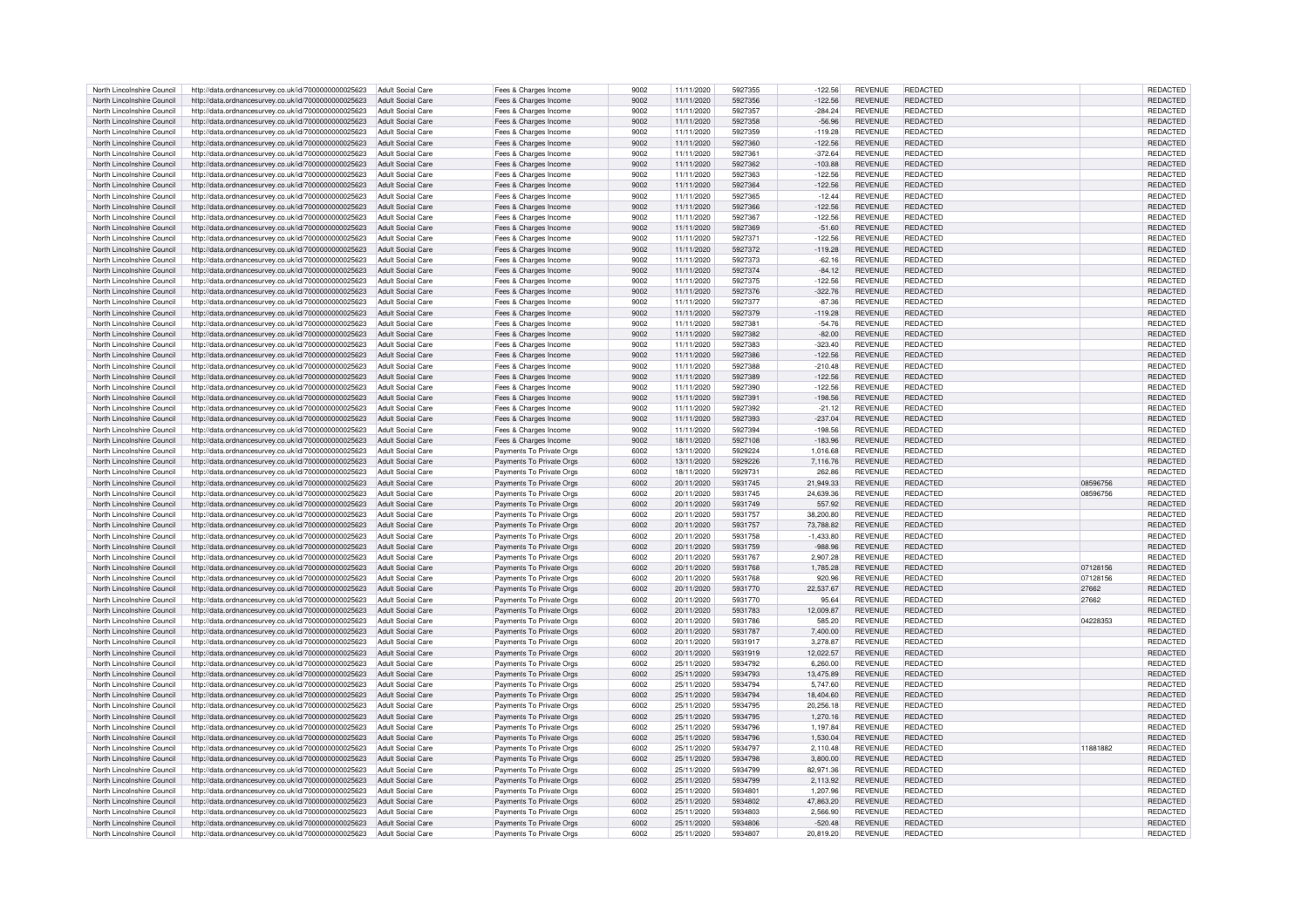| | | | | | | | | | | | | |
|---|---|---|---|---|---|---|---|---|---|---|---|---|
| North Lincolnshire Council | http://data.ordnancesurvey.co.uk/id/7000000000025623 | Adult Social Care | Fees & Charges Income | 9002 | 11/11/2020 | 5927355 | -122.56 | REVENUE | REDACTED | | | REDACTED |
| North Lincolnshire Council | http://data.ordnancesurvey.co.uk/id/7000000000025623 | Adult Social Care | Fees & Charges Income | 9002 | 11/11/2020 | 5927356 | -122.56 | REVENUE | REDACTED | | | REDACTED |
| North Lincolnshire Council | http://data.ordnancesurvey.co.uk/id/7000000000025623 | Adult Social Care | Fees & Charges Income | 9002 | 11/11/2020 | 5927357 | -284.24 | REVENUE | REDACTED | | | REDACTED |
| North Lincolnshire Council | http://data.ordnancesurvey.co.uk/id/7000000000025623 | Adult Social Care | Fees & Charges Income | 9002 | 11/11/2020 | 5927358 | -56.96 | REVENUE | REDACTED | | | REDACTED |
| North Lincolnshire Council | http://data.ordnancesurvey.co.uk/id/7000000000025623 | Adult Social Care | Fees & Charges Income | 9002 | 11/11/2020 | 5927359 | -119.28 | REVENUE | REDACTED | | | REDACTED |
| North Lincolnshire Council | http://data.ordnancesurvey.co.uk/id/7000000000025623 | Adult Social Care | Fees & Charges Income | 9002 | 11/11/2020 | 5927360 | -122.56 | REVENUE | REDACTED | | | REDACTED |
| North Lincolnshire Council | http://data.ordnancesurvey.co.uk/id/7000000000025623 | Adult Social Care | Fees & Charges Income | 9002 | 11/11/2020 | 5927361 | -372.64 | REVENUE | REDACTED | | | REDACTED |
| North Lincolnshire Council | http://data.ordnancesurvey.co.uk/id/7000000000025623 | Adult Social Care | Fees & Charges Income | 9002 | 11/11/2020 | 5927362 | -103.88 | REVENUE | REDACTED | | | REDACTED |
| North Lincolnshire Council | http://data.ordnancesurvey.co.uk/id/7000000000025623 | Adult Social Care | Fees & Charges Income | 9002 | 11/11/2020 | 5927363 | -122.56 | REVENUE | REDACTED | | | REDACTED |
| North Lincolnshire Council | http://data.ordnancesurvey.co.uk/id/7000000000025623 | Adult Social Care | Fees & Charges Income | 9002 | 11/11/2020 | 5927364 | -122.56 | REVENUE | REDACTED | | | REDACTED |
| North Lincolnshire Council | http://data.ordnancesurvey.co.uk/id/7000000000025623 | Adult Social Care | Fees & Charges Income | 9002 | 11/11/2020 | 5927365 | -12.44 | REVENUE | REDACTED | | | REDACTED |
| North Lincolnshire Council | http://data.ordnancesurvey.co.uk/id/7000000000025623 | Adult Social Care | Fees & Charges Income | 9002 | 11/11/2020 | 5927366 | -122.56 | REVENUE | REDACTED | | | REDACTED |
| North Lincolnshire Council | http://data.ordnancesurvey.co.uk/id/7000000000025623 | Adult Social Care | Fees & Charges Income | 9002 | 11/11/2020 | 5927367 | -122.56 | REVENUE | REDACTED | | | REDACTED |
| North Lincolnshire Council | http://data.ordnancesurvey.co.uk/id/7000000000025623 | Adult Social Care | Fees & Charges Income | 9002 | 11/11/2020 | 5927369 | -51.60 | REVENUE | REDACTED | | | REDACTED |
| North Lincolnshire Council | http://data.ordnancesurvey.co.uk/id/7000000000025623 | Adult Social Care | Fees & Charges Income | 9002 | 11/11/2020 | 5927371 | -122.56 | REVENUE | REDACTED | | | REDACTED |
| North Lincolnshire Council | http://data.ordnancesurvey.co.uk/id/7000000000025623 | Adult Social Care | Fees & Charges Income | 9002 | 11/11/2020 | 5927372 | -119.28 | REVENUE | REDACTED | | | REDACTED |
| North Lincolnshire Council | http://data.ordnancesurvey.co.uk/id/7000000000025623 | Adult Social Care | Fees & Charges Income | 9002 | 11/11/2020 | 5927373 | -62.16 | REVENUE | REDACTED | | | REDACTED |
| North Lincolnshire Council | http://data.ordnancesurvey.co.uk/id/7000000000025623 | Adult Social Care | Fees & Charges Income | 9002 | 11/11/2020 | 5927374 | -84.12 | REVENUE | REDACTED | | | REDACTED |
| North Lincolnshire Council | http://data.ordnancesurvey.co.uk/id/7000000000025623 | Adult Social Care | Fees & Charges Income | 9002 | 11/11/2020 | 5927375 | -122.56 | REVENUE | REDACTED | | | REDACTED |
| North Lincolnshire Council | http://data.ordnancesurvey.co.uk/id/7000000000025623 | Adult Social Care | Fees & Charges Income | 9002 | 11/11/2020 | 5927376 | -322.76 | REVENUE | REDACTED | | | REDACTED |
| North Lincolnshire Council | http://data.ordnancesurvey.co.uk/id/7000000000025623 | Adult Social Care | Fees & Charges Income | 9002 | 11/11/2020 | 5927377 | -87.36 | REVENUE | REDACTED | | | REDACTED |
| North Lincolnshire Council | http://data.ordnancesurvey.co.uk/id/7000000000025623 | Adult Social Care | Fees & Charges Income | 9002 | 11/11/2020 | 5927379 | -119.28 | REVENUE | REDACTED | | | REDACTED |
| North Lincolnshire Council | http://data.ordnancesurvey.co.uk/id/7000000000025623 | Adult Social Care | Fees & Charges Income | 9002 | 11/11/2020 | 5927381 | -54.76 | REVENUE | REDACTED | | | REDACTED |
| North Lincolnshire Council | http://data.ordnancesurvey.co.uk/id/7000000000025623 | Adult Social Care | Fees & Charges Income | 9002 | 11/11/2020 | 5927382 | -82.00 | REVENUE | REDACTED | | | REDACTED |
| North Lincolnshire Council | http://data.ordnancesurvey.co.uk/id/7000000000025623 | Adult Social Care | Fees & Charges Income | 9002 | 11/11/2020 | 5927383 | -323.40 | REVENUE | REDACTED | | | REDACTED |
| North Lincolnshire Council | http://data.ordnancesurvey.co.uk/id/7000000000025623 | Adult Social Care | Fees & Charges Income | 9002 | 11/11/2020 | 5927386 | -122.56 | REVENUE | REDACTED | | | REDACTED |
| North Lincolnshire Council | http://data.ordnancesurvey.co.uk/id/7000000000025623 | Adult Social Care | Fees & Charges Income | 9002 | 11/11/2020 | 5927388 | -210.48 | REVENUE | REDACTED | | | REDACTED |
| North Lincolnshire Council | http://data.ordnancesurvey.co.uk/id/7000000000025623 | Adult Social Care | Fees & Charges Income | 9002 | 11/11/2020 | 5927389 | -122.56 | REVENUE | REDACTED | | | REDACTED |
| North Lincolnshire Council | http://data.ordnancesurvey.co.uk/id/7000000000025623 | Adult Social Care | Fees & Charges Income | 9002 | 11/11/2020 | 5927390 | -122.56 | REVENUE | REDACTED | | | REDACTED |
| North Lincolnshire Council | http://data.ordnancesurvey.co.uk/id/7000000000025623 | Adult Social Care | Fees & Charges Income | 9002 | 11/11/2020 | 5927391 | -198.56 | REVENUE | REDACTED | | | REDACTED |
| North Lincolnshire Council | http://data.ordnancesurvey.co.uk/id/7000000000025623 | Adult Social Care | Fees & Charges Income | 9002 | 11/11/2020 | 5927392 | -21.12 | REVENUE | REDACTED | | | REDACTED |
| North Lincolnshire Council | http://data.ordnancesurvey.co.uk/id/7000000000025623 | Adult Social Care | Fees & Charges Income | 9002 | 11/11/2020 | 5927393 | -237.04 | REVENUE | REDACTED | | | REDACTED |
| North Lincolnshire Council | http://data.ordnancesurvey.co.uk/id/7000000000025623 | Adult Social Care | Fees & Charges Income | 9002 | 11/11/2020 | 5927394 | -198.56 | REVENUE | REDACTED | | | REDACTED |
| North Lincolnshire Council | http://data.ordnancesurvey.co.uk/id/7000000000025623 | Adult Social Care | Fees & Charges Income | 9002 | 18/11/2020 | 5927108 | -183.96 | REVENUE | REDACTED | | | REDACTED |
| North Lincolnshire Council | http://data.ordnancesurvey.co.uk/id/7000000000025623 | Adult Social Care | Payments To Private Orgs | 6002 | 13/11/2020 | 5929224 | 1,016.68 | REVENUE | REDACTED | | | REDACTED |
| North Lincolnshire Council | http://data.ordnancesurvey.co.uk/id/7000000000025623 | Adult Social Care | Payments To Private Orgs | 6002 | 13/11/2020 | 5929226 | 7,116.76 | REVENUE | REDACTED | | | REDACTED |
| North Lincolnshire Council | http://data.ordnancesurvey.co.uk/id/7000000000025623 | Adult Social Care | Payments To Private Orgs | 6002 | 18/11/2020 | 5929731 | 262.86 | REVENUE | REDACTED | | | REDACTED |
| North Lincolnshire Council | http://data.ordnancesurvey.co.uk/id/7000000000025623 | Adult Social Care | Payments To Private Orgs | 6002 | 20/11/2020 | 5931745 | 21,949.33 | REVENUE | REDACTED | | 08596756 | REDACTED |
| North Lincolnshire Council | http://data.ordnancesurvey.co.uk/id/7000000000025623 | Adult Social Care | Payments To Private Orgs | 6002 | 20/11/2020 | 5931745 | 24,639.36 | REVENUE | REDACTED | | 08596756 | REDACTED |
| North Lincolnshire Council | http://data.ordnancesurvey.co.uk/id/7000000000025623 | Adult Social Care | Payments To Private Orgs | 6002 | 20/11/2020 | 5931749 | 557.92 | REVENUE | REDACTED | | | REDACTED |
| North Lincolnshire Council | http://data.ordnancesurvey.co.uk/id/7000000000025623 | Adult Social Care | Payments To Private Orgs | 6002 | 20/11/2020 | 5931757 | 38,200.80 | REVENUE | REDACTED | | | REDACTED |
| North Lincolnshire Council | http://data.ordnancesurvey.co.uk/id/7000000000025623 | Adult Social Care | Payments To Private Orgs | 6002 | 20/11/2020 | 5931757 | 73,788.82 | REVENUE | REDACTED | | | REDACTED |
| North Lincolnshire Council | http://data.ordnancesurvey.co.uk/id/7000000000025623 | Adult Social Care | Payments To Private Orgs | 6002 | 20/11/2020 | 5931758 | -1,433.80 | REVENUE | REDACTED | | | REDACTED |
| North Lincolnshire Council | http://data.ordnancesurvey.co.uk/id/7000000000025623 | Adult Social Care | Payments To Private Orgs | 6002 | 20/11/2020 | 5931759 | -988.96 | REVENUE | REDACTED | | | REDACTED |
| North Lincolnshire Council | http://data.ordnancesurvey.co.uk/id/7000000000025623 | Adult Social Care | Payments To Private Orgs | 6002 | 20/11/2020 | 5931767 | 2,907.28 | REVENUE | REDACTED | | | REDACTED |
| North Lincolnshire Council | http://data.ordnancesurvey.co.uk/id/7000000000025623 | Adult Social Care | Payments To Private Orgs | 6002 | 20/11/2020 | 5931768 | 1,785.28 | REVENUE | REDACTED | | 07128156 | REDACTED |
| North Lincolnshire Council | http://data.ordnancesurvey.co.uk/id/7000000000025623 | Adult Social Care | Payments To Private Orgs | 6002 | 20/11/2020 | 5931768 | 920.96 | REVENUE | REDACTED | | 07128156 | REDACTED |
| North Lincolnshire Council | http://data.ordnancesurvey.co.uk/id/7000000000025623 | Adult Social Care | Payments To Private Orgs | 6002 | 20/11/2020 | 5931770 | 22,537.67 | REVENUE | REDACTED | | 27662 | REDACTED |
| North Lincolnshire Council | http://data.ordnancesurvey.co.uk/id/7000000000025623 | Adult Social Care | Payments To Private Orgs | 6002 | 20/11/2020 | 5931770 | 95.64 | REVENUE | REDACTED | | 27662 | REDACTED |
| North Lincolnshire Council | http://data.ordnancesurvey.co.uk/id/7000000000025623 | Adult Social Care | Payments To Private Orgs | 6002 | 20/11/2020 | 5931783 | 12,009.87 | REVENUE | REDACTED | | | REDACTED |
| North Lincolnshire Council | http://data.ordnancesurvey.co.uk/id/7000000000025623 | Adult Social Care | Payments To Private Orgs | 6002 | 20/11/2020 | 5931786 | 585.20 | REVENUE | REDACTED | | 04228353 | REDACTED |
| North Lincolnshire Council | http://data.ordnancesurvey.co.uk/id/7000000000025623 | Adult Social Care | Payments To Private Orgs | 6002 | 20/11/2020 | 5931787 | 7,400.00 | REVENUE | REDACTED | | | REDACTED |
| North Lincolnshire Council | http://data.ordnancesurvey.co.uk/id/7000000000025623 | Adult Social Care | Payments To Private Orgs | 6002 | 20/11/2020 | 5931917 | 3,278.87 | REVENUE | REDACTED | | | REDACTED |
| North Lincolnshire Council | http://data.ordnancesurvey.co.uk/id/7000000000025623 | Adult Social Care | Payments To Private Orgs | 6002 | 20/11/2020 | 5931919 | 12,022.57 | REVENUE | REDACTED | | | REDACTED |
| North Lincolnshire Council | http://data.ordnancesurvey.co.uk/id/7000000000025623 | Adult Social Care | Payments To Private Orgs | 6002 | 25/11/2020 | 5934792 | 6,260.00 | REVENUE | REDACTED | | | REDACTED |
| North Lincolnshire Council | http://data.ordnancesurvey.co.uk/id/7000000000025623 | Adult Social Care | Payments To Private Orgs | 6002 | 25/11/2020 | 5934793 | 13,475.89 | REVENUE | REDACTED | | | REDACTED |
| North Lincolnshire Council | http://data.ordnancesurvey.co.uk/id/7000000000025623 | Adult Social Care | Payments To Private Orgs | 6002 | 25/11/2020 | 5934794 | 5,747.60 | REVENUE | REDACTED | | | REDACTED |
| North Lincolnshire Council | http://data.ordnancesurvey.co.uk/id/7000000000025623 | Adult Social Care | Payments To Private Orgs | 6002 | 25/11/2020 | 5934794 | 18,404.60 | REVENUE | REDACTED | | | REDACTED |
| North Lincolnshire Council | http://data.ordnancesurvey.co.uk/id/7000000000025623 | Adult Social Care | Payments To Private Orgs | 6002 | 25/11/2020 | 5934795 | 20,256.18 | REVENUE | REDACTED | | | REDACTED |
| North Lincolnshire Council | http://data.ordnancesurvey.co.uk/id/7000000000025623 | Adult Social Care | Payments To Private Orgs | 6002 | 25/11/2020 | 5934795 | 1,270.16 | REVENUE | REDACTED | | | REDACTED |
| North Lincolnshire Council | http://data.ordnancesurvey.co.uk/id/7000000000025623 | Adult Social Care | Payments To Private Orgs | 6002 | 25/11/2020 | 5934796 | 1,197.84 | REVENUE | REDACTED | | | REDACTED |
| North Lincolnshire Council | http://data.ordnancesurvey.co.uk/id/7000000000025623 | Adult Social Care | Payments To Private Orgs | 6002 | 25/11/2020 | 5934796 | 1,530.04 | REVENUE | REDACTED | | | REDACTED |
| North Lincolnshire Council | http://data.ordnancesurvey.co.uk/id/7000000000025623 | Adult Social Care | Payments To Private Orgs | 6002 | 25/11/2020 | 5934797 | 2,110.48 | REVENUE | REDACTED | | 11881882 | REDACTED |
| North Lincolnshire Council | http://data.ordnancesurvey.co.uk/id/7000000000025623 | Adult Social Care | Payments To Private Orgs | 6002 | 25/11/2020 | 5934798 | 3,800.00 | REVENUE | REDACTED | | | REDACTED |
| North Lincolnshire Council | http://data.ordnancesurvey.co.uk/id/7000000000025623 | Adult Social Care | Payments To Private Orgs | 6002 | 25/11/2020 | 5934799 | 82,971.36 | REVENUE | REDACTED | | | REDACTED |
| North Lincolnshire Council | http://data.ordnancesurvey.co.uk/id/7000000000025623 | Adult Social Care | Payments To Private Orgs | 6002 | 25/11/2020 | 5934799 | 2,113.92 | REVENUE | REDACTED | | | REDACTED |
| North Lincolnshire Council | http://data.ordnancesurvey.co.uk/id/7000000000025623 | Adult Social Care | Payments To Private Orgs | 6002 | 25/11/2020 | 5934801 | 1,207.96 | REVENUE | REDACTED | | | REDACTED |
| North Lincolnshire Council | http://data.ordnancesurvey.co.uk/id/7000000000025623 | Adult Social Care | Payments To Private Orgs | 6002 | 25/11/2020 | 5934802 | 47,863.20 | REVENUE | REDACTED | | | REDACTED |
| North Lincolnshire Council | http://data.ordnancesurvey.co.uk/id/7000000000025623 | Adult Social Care | Payments To Private Orgs | 6002 | 25/11/2020 | 5934803 | 2,566.90 | REVENUE | REDACTED | | | REDACTED |
| North Lincolnshire Council | http://data.ordnancesurvey.co.uk/id/7000000000025623 | Adult Social Care | Payments To Private Orgs | 6002 | 25/11/2020 | 5934806 | -520.48 | REVENUE | REDACTED | | | REDACTED |
| North Lincolnshire Council | http://data.ordnancesurvey.co.uk/id/7000000000025623 | Adult Social Care | Payments To Private Orgs | 6002 | 25/11/2020 | 5934807 | 20,819.20 | REVENUE | REDACTED | | | REDACTED |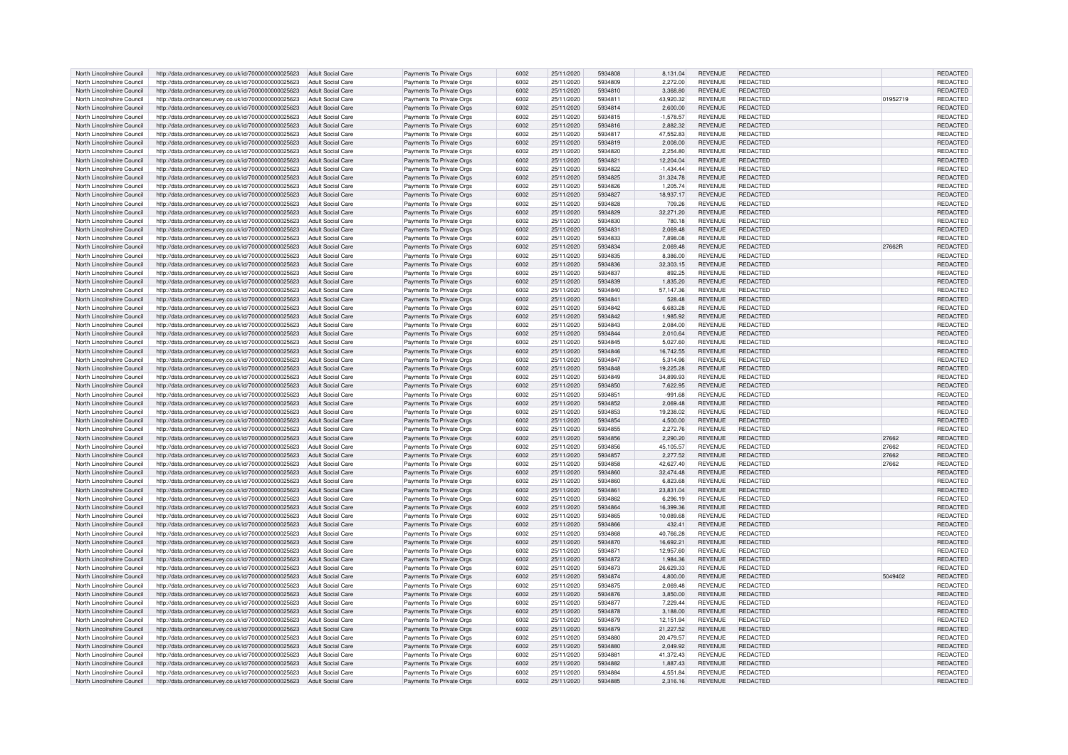| | | | | | | | | | | | | |
|---|---|---|---|---|---|---|---|---|---|---|---|---|
| North Lincolnshire Council | http://data.ordnancesurvey.co.uk/id/7000000000025623 | Adult Social Care | Payments To Private Orgs | 6002 | 25/11/2020 | 5934808 | 8,131.04 | REVENUE | REDACTED | | | REDACTED |
| North Lincolnshire Council | http://data.ordnancesurvey.co.uk/id/7000000000025623 | Adult Social Care | Payments To Private Orgs | 6002 | 25/11/2020 | 5934809 | 2,272.00 | REVENUE | REDACTED | | | REDACTED |
| North Lincolnshire Council | http://data.ordnancesurvey.co.uk/id/7000000000025623 | Adult Social Care | Payments To Private Orgs | 6002 | 25/11/2020 | 5934810 | 3,368.80 | REVENUE | REDACTED | | | REDACTED |
| North Lincolnshire Council | http://data.ordnancesurvey.co.uk/id/7000000000025623 | Adult Social Care | Payments To Private Orgs | 6002 | 25/11/2020 | 5934811 | 43,920.32 | REVENUE | REDACTED | | 01952719 | REDACTED |
| North Lincolnshire Council | http://data.ordnancesurvey.co.uk/id/7000000000025623 | Adult Social Care | Payments To Private Orgs | 6002 | 25/11/2020 | 5934814 | 2,600.00 | REVENUE | REDACTED | | | REDACTED |
| North Lincolnshire Council | http://data.ordnancesurvey.co.uk/id/7000000000025623 | Adult Social Care | Payments To Private Orgs | 6002 | 25/11/2020 | 5934815 | -1,578.57 | REVENUE | REDACTED | | | REDACTED |
| North Lincolnshire Council | http://data.ordnancesurvey.co.uk/id/7000000000025623 | Adult Social Care | Payments To Private Orgs | 6002 | 25/11/2020 | 5934816 | 2,882.32 | REVENUE | REDACTED | | | REDACTED |
| North Lincolnshire Council | http://data.ordnancesurvey.co.uk/id/7000000000025623 | Adult Social Care | Payments To Private Orgs | 6002 | 25/11/2020 | 5934817 | 47,552.83 | REVENUE | REDACTED | | | REDACTED |
| North Lincolnshire Council | http://data.ordnancesurvey.co.uk/id/7000000000025623 | Adult Social Care | Payments To Private Orgs | 6002 | 25/11/2020 | 5934819 | 2,008.00 | REVENUE | REDACTED | | | REDACTED |
| North Lincolnshire Council | http://data.ordnancesurvey.co.uk/id/7000000000025623 | Adult Social Care | Payments To Private Orgs | 6002 | 25/11/2020 | 5934820 | 2,254.80 | REVENUE | REDACTED | | | REDACTED |
| North Lincolnshire Council | http://data.ordnancesurvey.co.uk/id/7000000000025623 | Adult Social Care | Payments To Private Orgs | 6002 | 25/11/2020 | 5934821 | 12,204.04 | REVENUE | REDACTED | | | REDACTED |
| North Lincolnshire Council | http://data.ordnancesurvey.co.uk/id/7000000000025623 | Adult Social Care | Payments To Private Orgs | 6002 | 25/11/2020 | 5934822 | -1,434.44 | REVENUE | REDACTED | | | REDACTED |
| North Lincolnshire Council | http://data.ordnancesurvey.co.uk/id/7000000000025623 | Adult Social Care | Payments To Private Orgs | 6002 | 25/11/2020 | 5934825 | 31,324.78 | REVENUE | REDACTED | | | REDACTED |
| North Lincolnshire Council | http://data.ordnancesurvey.co.uk/id/7000000000025623 | Adult Social Care | Payments To Private Orgs | 6002 | 25/11/2020 | 5934826 | 1,205.74 | REVENUE | REDACTED | | | REDACTED |
| North Lincolnshire Council | http://data.ordnancesurvey.co.uk/id/7000000000025623 | Adult Social Care | Payments To Private Orgs | 6002 | 25/11/2020 | 5934827 | 18,937.17 | REVENUE | REDACTED | | | REDACTED |
| North Lincolnshire Council | http://data.ordnancesurvey.co.uk/id/7000000000025623 | Adult Social Care | Payments To Private Orgs | 6002 | 25/11/2020 | 5934828 | 709.26 | REVENUE | REDACTED | | | REDACTED |
| North Lincolnshire Council | http://data.ordnancesurvey.co.uk/id/7000000000025623 | Adult Social Care | Payments To Private Orgs | 6002 | 25/11/2020 | 5934829 | 32,271.20 | REVENUE | REDACTED | | | REDACTED |
| North Lincolnshire Council | http://data.ordnancesurvey.co.uk/id/7000000000025623 | Adult Social Care | Payments To Private Orgs | 6002 | 25/11/2020 | 5934830 | 780.18 | REVENUE | REDACTED | | | REDACTED |
| North Lincolnshire Council | http://data.ordnancesurvey.co.uk/id/7000000000025623 | Adult Social Care | Payments To Private Orgs | 6002 | 25/11/2020 | 5934831 | 2,069.48 | REVENUE | REDACTED | | | REDACTED |
| North Lincolnshire Council | http://data.ordnancesurvey.co.uk/id/7000000000025623 | Adult Social Care | Payments To Private Orgs | 6002 | 25/11/2020 | 5934833 | 7,898.08 | REVENUE | REDACTED | | | REDACTED |
| North Lincolnshire Council | http://data.ordnancesurvey.co.uk/id/7000000000025623 | Adult Social Care | Payments To Private Orgs | 6002 | 25/11/2020 | 5934834 | 2,069.48 | REVENUE | REDACTED | | 27662R | REDACTED |
| North Lincolnshire Council | http://data.ordnancesurvey.co.uk/id/7000000000025623 | Adult Social Care | Payments To Private Orgs | 6002 | 25/11/2020 | 5934835 | 8,386.00 | REVENUE | REDACTED | | | REDACTED |
| North Lincolnshire Council | http://data.ordnancesurvey.co.uk/id/7000000000025623 | Adult Social Care | Payments To Private Orgs | 6002 | 25/11/2020 | 5934836 | 32,303.15 | REVENUE | REDACTED | | | REDACTED |
| North Lincolnshire Council | http://data.ordnancesurvey.co.uk/id/7000000000025623 | Adult Social Care | Payments To Private Orgs | 6002 | 25/11/2020 | 5934837 | 892.25 | REVENUE | REDACTED | | | REDACTED |
| North Lincolnshire Council | http://data.ordnancesurvey.co.uk/id/7000000000025623 | Adult Social Care | Payments To Private Orgs | 6002 | 25/11/2020 | 5934839 | 1,835.20 | REVENUE | REDACTED | | | REDACTED |
| North Lincolnshire Council | http://data.ordnancesurvey.co.uk/id/7000000000025623 | Adult Social Care | Payments To Private Orgs | 6002 | 25/11/2020 | 5934840 | 57,147.36 | REVENUE | REDACTED | | | REDACTED |
| North Lincolnshire Council | http://data.ordnancesurvey.co.uk/id/7000000000025623 | Adult Social Care | Payments To Private Orgs | 6002 | 25/11/2020 | 5934841 | 528.48 | REVENUE | REDACTED | | | REDACTED |
| North Lincolnshire Council | http://data.ordnancesurvey.co.uk/id/7000000000025623 | Adult Social Care | Payments To Private Orgs | 6002 | 25/11/2020 | 5934842 | 6,683.28 | REVENUE | REDACTED | | | REDACTED |
| North Lincolnshire Council | http://data.ordnancesurvey.co.uk/id/7000000000025623 | Adult Social Care | Payments To Private Orgs | 6002 | 25/11/2020 | 5934842 | 1,985.92 | REVENUE | REDACTED | | | REDACTED |
| North Lincolnshire Council | http://data.ordnancesurvey.co.uk/id/7000000000025623 | Adult Social Care | Payments To Private Orgs | 6002 | 25/11/2020 | 5934843 | 2,084.00 | REVENUE | REDACTED | | | REDACTED |
| North Lincolnshire Council | http://data.ordnancesurvey.co.uk/id/7000000000025623 | Adult Social Care | Payments To Private Orgs | 6002 | 25/11/2020 | 5934844 | 2,010.64 | REVENUE | REDACTED | | | REDACTED |
| North Lincolnshire Council | http://data.ordnancesurvey.co.uk/id/7000000000025623 | Adult Social Care | Payments To Private Orgs | 6002 | 25/11/2020 | 5934845 | 5,027.60 | REVENUE | REDACTED | | | REDACTED |
| North Lincolnshire Council | http://data.ordnancesurvey.co.uk/id/7000000000025623 | Adult Social Care | Payments To Private Orgs | 6002 | 25/11/2020 | 5934846 | 16,742.55 | REVENUE | REDACTED | | | REDACTED |
| North Lincolnshire Council | http://data.ordnancesurvey.co.uk/id/7000000000025623 | Adult Social Care | Payments To Private Orgs | 6002 | 25/11/2020 | 5934847 | 5,314.96 | REVENUE | REDACTED | | | REDACTED |
| North Lincolnshire Council | http://data.ordnancesurvey.co.uk/id/7000000000025623 | Adult Social Care | Payments To Private Orgs | 6002 | 25/11/2020 | 5934848 | 19,225.28 | REVENUE | REDACTED | | | REDACTED |
| North Lincolnshire Council | http://data.ordnancesurvey.co.uk/id/7000000000025623 | Adult Social Care | Payments To Private Orgs | 6002 | 25/11/2020 | 5934849 | 34,899.93 | REVENUE | REDACTED | | | REDACTED |
| North Lincolnshire Council | http://data.ordnancesurvey.co.uk/id/7000000000025623 | Adult Social Care | Payments To Private Orgs | 6002 | 25/11/2020 | 5934850 | 7,622.95 | REVENUE | REDACTED | | | REDACTED |
| North Lincolnshire Council | http://data.ordnancesurvey.co.uk/id/7000000000025623 | Adult Social Care | Payments To Private Orgs | 6002 | 25/11/2020 | 5934851 | -991.68 | REVENUE | REDACTED | | | REDACTED |
| North Lincolnshire Council | http://data.ordnancesurvey.co.uk/id/7000000000025623 | Adult Social Care | Payments To Private Orgs | 6002 | 25/11/2020 | 5934852 | 2,069.48 | REVENUE | REDACTED | | | REDACTED |
| North Lincolnshire Council | http://data.ordnancesurvey.co.uk/id/7000000000025623 | Adult Social Care | Payments To Private Orgs | 6002 | 25/11/2020 | 5934853 | 19,238.02 | REVENUE | REDACTED | | | REDACTED |
| North Lincolnshire Council | http://data.ordnancesurvey.co.uk/id/7000000000025623 | Adult Social Care | Payments To Private Orgs | 6002 | 25/11/2020 | 5934854 | 4,500.00 | REVENUE | REDACTED | | | REDACTED |
| North Lincolnshire Council | http://data.ordnancesurvey.co.uk/id/7000000000025623 | Adult Social Care | Payments To Private Orgs | 6002 | 25/11/2020 | 5934855 | 2,272.76 | REVENUE | REDACTED | | | REDACTED |
| North Lincolnshire Council | http://data.ordnancesurvey.co.uk/id/7000000000025623 | Adult Social Care | Payments To Private Orgs | 6002 | 25/11/2020 | 5934856 | 2,290.20 | REVENUE | REDACTED | | 27662 | REDACTED |
| North Lincolnshire Council | http://data.ordnancesurvey.co.uk/id/7000000000025623 | Adult Social Care | Payments To Private Orgs | 6002 | 25/11/2020 | 5934856 | 45,105.57 | REVENUE | REDACTED | | 27662 | REDACTED |
| North Lincolnshire Council | http://data.ordnancesurvey.co.uk/id/7000000000025623 | Adult Social Care | Payments To Private Orgs | 6002 | 25/11/2020 | 5934857 | 2,277.52 | REVENUE | REDACTED | | 27662 | REDACTED |
| North Lincolnshire Council | http://data.ordnancesurvey.co.uk/id/7000000000025623 | Adult Social Care | Payments To Private Orgs | 6002 | 25/11/2020 | 5934858 | 42,627.40 | REVENUE | REDACTED | | 27662 | REDACTED |
| North Lincolnshire Council | http://data.ordnancesurvey.co.uk/id/7000000000025623 | Adult Social Care | Payments To Private Orgs | 6002 | 25/11/2020 | 5934860 | 32,474.48 | REVENUE | REDACTED | | | REDACTED |
| North Lincolnshire Council | http://data.ordnancesurvey.co.uk/id/7000000000025623 | Adult Social Care | Payments To Private Orgs | 6002 | 25/11/2020 | 5934860 | 6,823.68 | REVENUE | REDACTED | | | REDACTED |
| North Lincolnshire Council | http://data.ordnancesurvey.co.uk/id/7000000000025623 | Adult Social Care | Payments To Private Orgs | 6002 | 25/11/2020 | 5934861 | 23,831.04 | REVENUE | REDACTED | | | REDACTED |
| North Lincolnshire Council | http://data.ordnancesurvey.co.uk/id/7000000000025623 | Adult Social Care | Payments To Private Orgs | 6002 | 25/11/2020 | 5934862 | 6,296.19 | REVENUE | REDACTED | | | REDACTED |
| North Lincolnshire Council | http://data.ordnancesurvey.co.uk/id/7000000000025623 | Adult Social Care | Payments To Private Orgs | 6002 | 25/11/2020 | 5934864 | 16,399.36 | REVENUE | REDACTED | | | REDACTED |
| North Lincolnshire Council | http://data.ordnancesurvey.co.uk/id/7000000000025623 | Adult Social Care | Payments To Private Orgs | 6002 | 25/11/2020 | 5934865 | 10,089.68 | REVENUE | REDACTED | | | REDACTED |
| North Lincolnshire Council | http://data.ordnancesurvey.co.uk/id/7000000000025623 | Adult Social Care | Payments To Private Orgs | 6002 | 25/11/2020 | 5934866 | 432.41 | REVENUE | REDACTED | | | REDACTED |
| North Lincolnshire Council | http://data.ordnancesurvey.co.uk/id/7000000000025623 | Adult Social Care | Payments To Private Orgs | 6002 | 25/11/2020 | 5934868 | 40,766.28 | REVENUE | REDACTED | | | REDACTED |
| North Lincolnshire Council | http://data.ordnancesurvey.co.uk/id/7000000000025623 | Adult Social Care | Payments To Private Orgs | 6002 | 25/11/2020 | 5934870 | 16,692.21 | REVENUE | REDACTED | | | REDACTED |
| North Lincolnshire Council | http://data.ordnancesurvey.co.uk/id/7000000000025623 | Adult Social Care | Payments To Private Orgs | 6002 | 25/11/2020 | 5934871 | 12,957.60 | REVENUE | REDACTED | | | REDACTED |
| North Lincolnshire Council | http://data.ordnancesurvey.co.uk/id/7000000000025623 | Adult Social Care | Payments To Private Orgs | 6002 | 25/11/2020 | 5934872 | 1,984.36 | REVENUE | REDACTED | | | REDACTED |
| North Lincolnshire Council | http://data.ordnancesurvey.co.uk/id/7000000000025623 | Adult Social Care | Payments To Private Orgs | 6002 | 25/11/2020 | 5934873 | 26,629.33 | REVENUE | REDACTED | | | REDACTED |
| North Lincolnshire Council | http://data.ordnancesurvey.co.uk/id/7000000000025623 | Adult Social Care | Payments To Private Orgs | 6002 | 25/11/2020 | 5934874 | 4,800.00 | REVENUE | REDACTED | | 5049402 | REDACTED |
| North Lincolnshire Council | http://data.ordnancesurvey.co.uk/id/7000000000025623 | Adult Social Care | Payments To Private Orgs | 6002 | 25/11/2020 | 5934875 | 2,069.48 | REVENUE | REDACTED | | | REDACTED |
| North Lincolnshire Council | http://data.ordnancesurvey.co.uk/id/7000000000025623 | Adult Social Care | Payments To Private Orgs | 6002 | 25/11/2020 | 5934876 | 3,850.00 | REVENUE | REDACTED | | | REDACTED |
| North Lincolnshire Council | http://data.ordnancesurvey.co.uk/id/7000000000025623 | Adult Social Care | Payments To Private Orgs | 6002 | 25/11/2020 | 5934877 | 7,229.44 | REVENUE | REDACTED | | | REDACTED |
| North Lincolnshire Council | http://data.ordnancesurvey.co.uk/id/7000000000025623 | Adult Social Care | Payments To Private Orgs | 6002 | 25/11/2020 | 5934878 | 3,188.00 | REVENUE | REDACTED | | | REDACTED |
| North Lincolnshire Council | http://data.ordnancesurvey.co.uk/id/7000000000025623 | Adult Social Care | Payments To Private Orgs | 6002 | 25/11/2020 | 5934879 | 12,151.94 | REVENUE | REDACTED | | | REDACTED |
| North Lincolnshire Council | http://data.ordnancesurvey.co.uk/id/7000000000025623 | Adult Social Care | Payments To Private Orgs | 6002 | 25/11/2020 | 5934879 | 21,227.52 | REVENUE | REDACTED | | | REDACTED |
| North Lincolnshire Council | http://data.ordnancesurvey.co.uk/id/7000000000025623 | Adult Social Care | Payments To Private Orgs | 6002 | 25/11/2020 | 5934880 | 20,479.57 | REVENUE | REDACTED | | | REDACTED |
| North Lincolnshire Council | http://data.ordnancesurvey.co.uk/id/7000000000025623 | Adult Social Care | Payments To Private Orgs | 6002 | 25/11/2020 | 5934880 | 2,049.92 | REVENUE | REDACTED | | | REDACTED |
| North Lincolnshire Council | http://data.ordnancesurvey.co.uk/id/7000000000025623 | Adult Social Care | Payments To Private Orgs | 6002 | 25/11/2020 | 5934881 | 41,372.43 | REVENUE | REDACTED | | | REDACTED |
| North Lincolnshire Council | http://data.ordnancesurvey.co.uk/id/7000000000025623 | Adult Social Care | Payments To Private Orgs | 6002 | 25/11/2020 | 5934882 | 1,887.43 | REVENUE | REDACTED | | | REDACTED |
| North Lincolnshire Council | http://data.ordnancesurvey.co.uk/id/7000000000025623 | Adult Social Care | Payments To Private Orgs | 6002 | 25/11/2020 | 5934884 | 4,551.84 | REVENUE | REDACTED | | | REDACTED |
| North Lincolnshire Council | http://data.ordnancesurvey.co.uk/id/7000000000025623 | Adult Social Care | Payments To Private Orgs | 6002 | 25/11/2020 | 5934885 | 2,316.16 | REVENUE | REDACTED | | | REDACTED |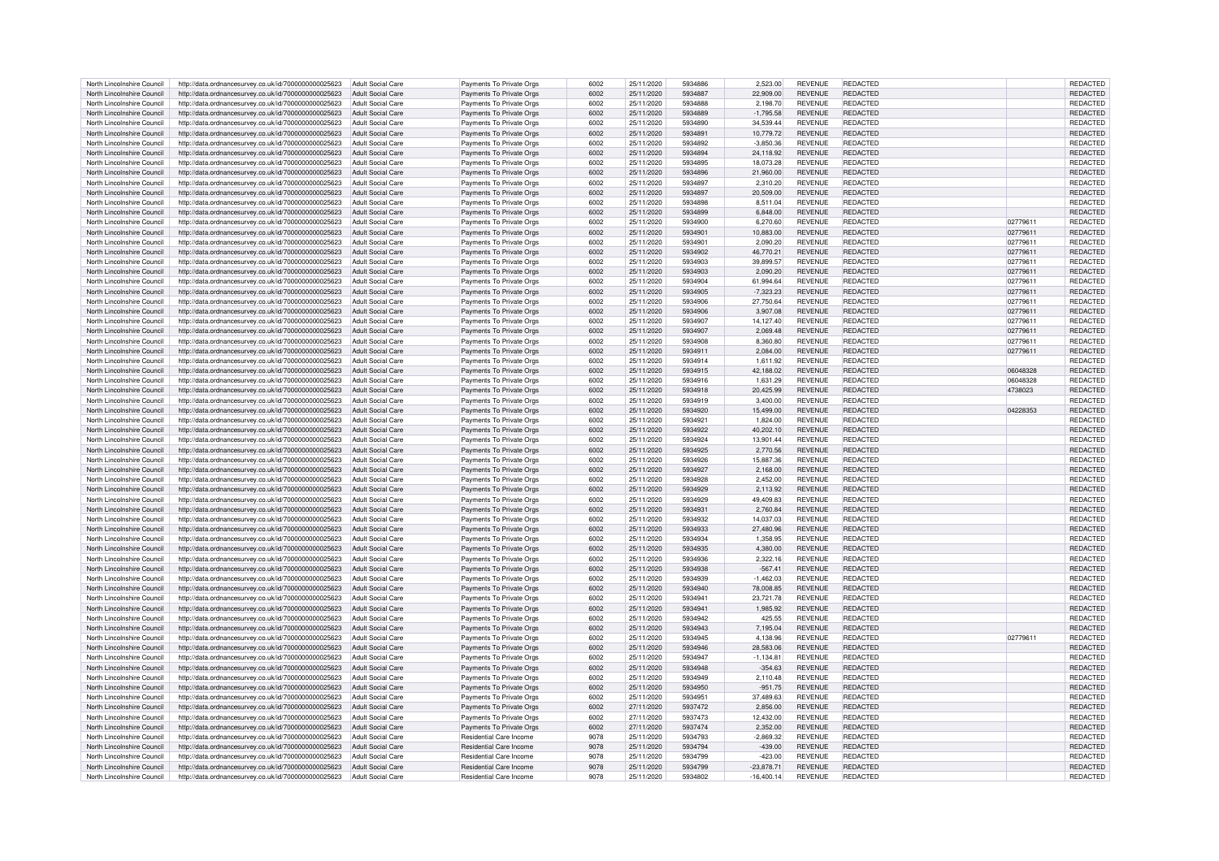| North Lincolnshire Council | http://data.ordnancesurvey.co.uk/id/7000000000025623 | Adult Social Care | Payments To Private Orgs | 6002 | 25/11/2020 | 5934886 | 2,523.00 | REVENUE | REDACTED | | REDACTED |
|---|---|---|---|---|---|---|---|---|---|---|---|
| North Lincolnshire Council | http://data.ordnancesurvey.co.uk/id/7000000000025623 | Adult Social Care | Payments To Private Orgs | 6002 | 25/11/2020 | 5934887 | 22,909.00 | REVENUE | REDACTED | | REDACTED |
| North Lincolnshire Council | http://data.ordnancesurvey.co.uk/id/7000000000025623 | Adult Social Care | Payments To Private Orgs | 6002 | 25/11/2020 | 5934888 | 2,198.70 | REVENUE | REDACTED | | REDACTED |
| North Lincolnshire Council | http://data.ordnancesurvey.co.uk/id/7000000000025623 | Adult Social Care | Payments To Private Orgs | 6002 | 25/11/2020 | 5934889 | -1,795.58 | REVENUE | REDACTED | | REDACTED |
| North Lincolnshire Council | http://data.ordnancesurvey.co.uk/id/7000000000025623 | Adult Social Care | Payments To Private Orgs | 6002 | 25/11/2020 | 5934890 | 34,539.44 | REVENUE | REDACTED | | REDACTED |
| North Lincolnshire Council | http://data.ordnancesurvey.co.uk/id/7000000000025623 | Adult Social Care | Payments To Private Orgs | 6002 | 25/11/2020 | 5934891 | 10,779.72 | REVENUE | REDACTED | | REDACTED |
| North Lincolnshire Council | http://data.ordnancesurvey.co.uk/id/7000000000025623 | Adult Social Care | Payments To Private Orgs | 6002 | 25/11/2020 | 5934892 | -3,850.36 | REVENUE | REDACTED | | REDACTED |
| North Lincolnshire Council | http://data.ordnancesurvey.co.uk/id/7000000000025623 | Adult Social Care | Payments To Private Orgs | 6002 | 25/11/2020 | 5934894 | 24,118.92 | REVENUE | REDACTED | | REDACTED |
| North Lincolnshire Council | http://data.ordnancesurvey.co.uk/id/7000000000025623 | Adult Social Care | Payments To Private Orgs | 6002 | 25/11/2020 | 5934895 | 18,073.28 | REVENUE | REDACTED | | REDACTED |
| North Lincolnshire Council | http://data.ordnancesurvey.co.uk/id/7000000000025623 | Adult Social Care | Payments To Private Orgs | 6002 | 25/11/2020 | 5934896 | 21,960.00 | REVENUE | REDACTED | | REDACTED |
| North Lincolnshire Council | http://data.ordnancesurvey.co.uk/id/7000000000025623 | Adult Social Care | Payments To Private Orgs | 6002 | 25/11/2020 | 5934897 | 2,310.20 | REVENUE | REDACTED | | REDACTED |
| North Lincolnshire Council | http://data.ordnancesurvey.co.uk/id/7000000000025623 | Adult Social Care | Payments To Private Orgs | 6002 | 25/11/2020 | 5934897 | 20,509.00 | REVENUE | REDACTED | | REDACTED |
| North Lincolnshire Council | http://data.ordnancesurvey.co.uk/id/7000000000025623 | Adult Social Care | Payments To Private Orgs | 6002 | 25/11/2020 | 5934898 | 8,511.04 | REVENUE | REDACTED | | REDACTED |
| North Lincolnshire Council | http://data.ordnancesurvey.co.uk/id/7000000000025623 | Adult Social Care | Payments To Private Orgs | 6002 | 25/11/2020 | 5934899 | 6,848.00 | REVENUE | REDACTED | | REDACTED |
| North Lincolnshire Council | http://data.ordnancesurvey.co.uk/id/7000000000025623 | Adult Social Care | Payments To Private Orgs | 6002 | 25/11/2020 | 5934900 | 6,270.60 | REVENUE | REDACTED | 02779611 | REDACTED |
| North Lincolnshire Council | http://data.ordnancesurvey.co.uk/id/7000000000025623 | Adult Social Care | Payments To Private Orgs | 6002 | 25/11/2020 | 5934901 | 10,883.00 | REVENUE | REDACTED | 02779611 | REDACTED |
| North Lincolnshire Council | http://data.ordnancesurvey.co.uk/id/7000000000025623 | Adult Social Care | Payments To Private Orgs | 6002 | 25/11/2020 | 5934901 | 2,090.20 | REVENUE | REDACTED | 02779611 | REDACTED |
| North Lincolnshire Council | http://data.ordnancesurvey.co.uk/id/7000000000025623 | Adult Social Care | Payments To Private Orgs | 6002 | 25/11/2020 | 5934902 | 46,770.21 | REVENUE | REDACTED | 02779611 | REDACTED |
| North Lincolnshire Council | http://data.ordnancesurvey.co.uk/id/7000000000025623 | Adult Social Care | Payments To Private Orgs | 6002 | 25/11/2020 | 5934903 | 39,899.57 | REVENUE | REDACTED | 02779611 | REDACTED |
| North Lincolnshire Council | http://data.ordnancesurvey.co.uk/id/7000000000025623 | Adult Social Care | Payments To Private Orgs | 6002 | 25/11/2020 | 5934903 | 2,090.20 | REVENUE | REDACTED | 02779611 | REDACTED |
| North Lincolnshire Council | http://data.ordnancesurvey.co.uk/id/7000000000025623 | Adult Social Care | Payments To Private Orgs | 6002 | 25/11/2020 | 5934904 | 61,994.64 | REVENUE | REDACTED | 02779611 | REDACTED |
| North Lincolnshire Council | http://data.ordnancesurvey.co.uk/id/7000000000025623 | Adult Social Care | Payments To Private Orgs | 6002 | 25/11/2020 | 5934905 | -7,323.23 | REVENUE | REDACTED | 02779611 | REDACTED |
| North Lincolnshire Council | http://data.ordnancesurvey.co.uk/id/7000000000025623 | Adult Social Care | Payments To Private Orgs | 6002 | 25/11/2020 | 5934906 | 27,750.64 | REVENUE | REDACTED | 02779611 | REDACTED |
| North Lincolnshire Council | http://data.ordnancesurvey.co.uk/id/7000000000025623 | Adult Social Care | Payments To Private Orgs | 6002 | 25/11/2020 | 5934906 | 3,907.08 | REVENUE | REDACTED | 02779611 | REDACTED |
| North Lincolnshire Council | http://data.ordnancesurvey.co.uk/id/7000000000025623 | Adult Social Care | Payments To Private Orgs | 6002 | 25/11/2020 | 5934907 | 14,127.40 | REVENUE | REDACTED | 02779611 | REDACTED |
| North Lincolnshire Council | http://data.ordnancesurvey.co.uk/id/7000000000025623 | Adult Social Care | Payments To Private Orgs | 6002 | 25/11/2020 | 5934907 | 2,069.48 | REVENUE | REDACTED | 02779611 | REDACTED |
| North Lincolnshire Council | http://data.ordnancesurvey.co.uk/id/7000000000025623 | Adult Social Care | Payments To Private Orgs | 6002 | 25/11/2020 | 5934908 | 8,360.80 | REVENUE | REDACTED | 02779611 | REDACTED |
| North Lincolnshire Council | http://data.ordnancesurvey.co.uk/id/7000000000025623 | Adult Social Care | Payments To Private Orgs | 6002 | 25/11/2020 | 5934911 | 2,084.00 | REVENUE | REDACTED | 02779611 | REDACTED |
| North Lincolnshire Council | http://data.ordnancesurvey.co.uk/id/7000000000025623 | Adult Social Care | Payments To Private Orgs | 6002 | 25/11/2020 | 5934914 | 1,611.92 | REVENUE | REDACTED | | REDACTED |
| North Lincolnshire Council | http://data.ordnancesurvey.co.uk/id/7000000000025623 | Adult Social Care | Payments To Private Orgs | 6002 | 25/11/2020 | 5934915 | 42,188.02 | REVENUE | REDACTED | 06048328 | REDACTED |
| North Lincolnshire Council | http://data.ordnancesurvey.co.uk/id/7000000000025623 | Adult Social Care | Payments To Private Orgs | 6002 | 25/11/2020 | 5934916 | 1,631.29 | REVENUE | REDACTED | 06048328 | REDACTED |
| North Lincolnshire Council | http://data.ordnancesurvey.co.uk/id/7000000000025623 | Adult Social Care | Payments To Private Orgs | 6002 | 25/11/2020 | 5934918 | 20,425.99 | REVENUE | REDACTED | 4738023 | REDACTED |
| North Lincolnshire Council | http://data.ordnancesurvey.co.uk/id/7000000000025623 | Adult Social Care | Payments To Private Orgs | 6002 | 25/11/2020 | 5934919 | 3,400.00 | REVENUE | REDACTED | | REDACTED |
| North Lincolnshire Council | http://data.ordnancesurvey.co.uk/id/7000000000025623 | Adult Social Care | Payments To Private Orgs | 6002 | 25/11/2020 | 5934920 | 15,499.00 | REVENUE | REDACTED | 04228353 | REDACTED |
| North Lincolnshire Council | http://data.ordnancesurvey.co.uk/id/7000000000025623 | Adult Social Care | Payments To Private Orgs | 6002 | 25/11/2020 | 5934921 | 1,824.00 | REVENUE | REDACTED | | REDACTED |
| North Lincolnshire Council | http://data.ordnancesurvey.co.uk/id/7000000000025623 | Adult Social Care | Payments To Private Orgs | 6002 | 25/11/2020 | 5934922 | 40,202.10 | REVENUE | REDACTED | | REDACTED |
| North Lincolnshire Council | http://data.ordnancesurvey.co.uk/id/7000000000025623 | Adult Social Care | Payments To Private Orgs | 6002 | 25/11/2020 | 5934924 | 13,901.44 | REVENUE | REDACTED | | REDACTED |
| North Lincolnshire Council | http://data.ordnancesurvey.co.uk/id/7000000000025623 | Adult Social Care | Payments To Private Orgs | 6002 | 25/11/2020 | 5934925 | 2,770.56 | REVENUE | REDACTED | | REDACTED |
| North Lincolnshire Council | http://data.ordnancesurvey.co.uk/id/7000000000025623 | Adult Social Care | Payments To Private Orgs | 6002 | 25/11/2020 | 5934926 | 15,887.36 | REVENUE | REDACTED | | REDACTED |
| North Lincolnshire Council | http://data.ordnancesurvey.co.uk/id/7000000000025623 | Adult Social Care | Payments To Private Orgs | 6002 | 25/11/2020 | 5934927 | 2,168.00 | REVENUE | REDACTED | | REDACTED |
| North Lincolnshire Council | http://data.ordnancesurvey.co.uk/id/7000000000025623 | Adult Social Care | Payments To Private Orgs | 6002 | 25/11/2020 | 5934928 | 2,452.00 | REVENUE | REDACTED | | REDACTED |
| North Lincolnshire Council | http://data.ordnancesurvey.co.uk/id/7000000000025623 | Adult Social Care | Payments To Private Orgs | 6002 | 25/11/2020 | 5934929 | 2,113.92 | REVENUE | REDACTED | | REDACTED |
| North Lincolnshire Council | http://data.ordnancesurvey.co.uk/id/7000000000025623 | Adult Social Care | Payments To Private Orgs | 6002 | 25/11/2020 | 5934929 | 49,409.83 | REVENUE | REDACTED | | REDACTED |
| North Lincolnshire Council | http://data.ordnancesurvey.co.uk/id/7000000000025623 | Adult Social Care | Payments To Private Orgs | 6002 | 25/11/2020 | 5934931 | 2,760.84 | REVENUE | REDACTED | | REDACTED |
| North Lincolnshire Council | http://data.ordnancesurvey.co.uk/id/7000000000025623 | Adult Social Care | Payments To Private Orgs | 6002 | 25/11/2020 | 5934932 | 14,037.03 | REVENUE | REDACTED | | REDACTED |
| North Lincolnshire Council | http://data.ordnancesurvey.co.uk/id/7000000000025623 | Adult Social Care | Payments To Private Orgs | 6002 | 25/11/2020 | 5934933 | 27,480.96 | REVENUE | REDACTED | | REDACTED |
| North Lincolnshire Council | http://data.ordnancesurvey.co.uk/id/7000000000025623 | Adult Social Care | Payments To Private Orgs | 6002 | 25/11/2020 | 5934934 | 1,358.95 | REVENUE | REDACTED | | REDACTED |
| North Lincolnshire Council | http://data.ordnancesurvey.co.uk/id/7000000000025623 | Adult Social Care | Payments To Private Orgs | 6002 | 25/11/2020 | 5934935 | 4,380.00 | REVENUE | REDACTED | | REDACTED |
| North Lincolnshire Council | http://data.ordnancesurvey.co.uk/id/7000000000025623 | Adult Social Care | Payments To Private Orgs | 6002 | 25/11/2020 | 5934936 | 2,322.16 | REVENUE | REDACTED | | REDACTED |
| North Lincolnshire Council | http://data.ordnancesurvey.co.uk/id/7000000000025623 | Adult Social Care | Payments To Private Orgs | 6002 | 25/11/2020 | 5934938 | -567.41 | REVENUE | REDACTED | | REDACTED |
| North Lincolnshire Council | http://data.ordnancesurvey.co.uk/id/7000000000025623 | Adult Social Care | Payments To Private Orgs | 6002 | 25/11/2020 | 5934939 | -1,462.03 | REVENUE | REDACTED | | REDACTED |
| North Lincolnshire Council | http://data.ordnancesurvey.co.uk/id/7000000000025623 | Adult Social Care | Payments To Private Orgs | 6002 | 25/11/2020 | 5934940 | 78,008.85 | REVENUE | REDACTED | | REDACTED |
| North Lincolnshire Council | http://data.ordnancesurvey.co.uk/id/7000000000025623 | Adult Social Care | Payments To Private Orgs | 6002 | 25/11/2020 | 5934941 | 23,721.78 | REVENUE | REDACTED | | REDACTED |
| North Lincolnshire Council | http://data.ordnancesurvey.co.uk/id/7000000000025623 | Adult Social Care | Payments To Private Orgs | 6002 | 25/11/2020 | 5934941 | 1,985.92 | REVENUE | REDACTED | | REDACTED |
| North Lincolnshire Council | http://data.ordnancesurvey.co.uk/id/7000000000025623 | Adult Social Care | Payments To Private Orgs | 6002 | 25/11/2020 | 5934942 | 425.55 | REVENUE | REDACTED | | REDACTED |
| North Lincolnshire Council | http://data.ordnancesurvey.co.uk/id/7000000000025623 | Adult Social Care | Payments To Private Orgs | 6002 | 25/11/2020 | 5934943 | 7,195.04 | REVENUE | REDACTED | | REDACTED |
| North Lincolnshire Council | http://data.ordnancesurvey.co.uk/id/7000000000025623 | Adult Social Care | Payments To Private Orgs | 6002 | 25/11/2020 | 5934945 | 4,138.96 | REVENUE | REDACTED | 02779611 | REDACTED |
| North Lincolnshire Council | http://data.ordnancesurvey.co.uk/id/7000000000025623 | Adult Social Care | Payments To Private Orgs | 6002 | 25/11/2020 | 5934946 | 28,583.06 | REVENUE | REDACTED | | REDACTED |
| North Lincolnshire Council | http://data.ordnancesurvey.co.uk/id/7000000000025623 | Adult Social Care | Payments To Private Orgs | 6002 | 25/11/2020 | 5934947 | -1,134.81 | REVENUE | REDACTED | | REDACTED |
| North Lincolnshire Council | http://data.ordnancesurvey.co.uk/id/7000000000025623 | Adult Social Care | Payments To Private Orgs | 6002 | 25/11/2020 | 5934948 | -354.63 | REVENUE | REDACTED | | REDACTED |
| North Lincolnshire Council | http://data.ordnancesurvey.co.uk/id/7000000000025623 | Adult Social Care | Payments To Private Orgs | 6002 | 25/11/2020 | 5934949 | 2,110.48 | REVENUE | REDACTED | | REDACTED |
| North Lincolnshire Council | http://data.ordnancesurvey.co.uk/id/7000000000025623 | Adult Social Care | Payments To Private Orgs | 6002 | 25/11/2020 | 5934950 | -951.75 | REVENUE | REDACTED | | REDACTED |
| North Lincolnshire Council | http://data.ordnancesurvey.co.uk/id/7000000000025623 | Adult Social Care | Payments To Private Orgs | 6002 | 25/11/2020 | 5934951 | 37,489.63 | REVENUE | REDACTED | | REDACTED |
| North Lincolnshire Council | http://data.ordnancesurvey.co.uk/id/7000000000025623 | Adult Social Care | Payments To Private Orgs | 6002 | 27/11/2020 | 5937472 | 2,856.00 | REVENUE | REDACTED | | REDACTED |
| North Lincolnshire Council | http://data.ordnancesurvey.co.uk/id/7000000000025623 | Adult Social Care | Payments To Private Orgs | 6002 | 27/11/2020 | 5937473 | 12,432.00 | REVENUE | REDACTED | | REDACTED |
| North Lincolnshire Council | http://data.ordnancesurvey.co.uk/id/7000000000025623 | Adult Social Care | Payments To Private Orgs | 6002 | 27/11/2020 | 5937474 | 2,352.00 | REVENUE | REDACTED | | REDACTED |
| North Lincolnshire Council | http://data.ordnancesurvey.co.uk/id/7000000000025623 | Adult Social Care | Residential Care Income | 9078 | 25/11/2020 | 5934793 | -2,869.32 | REVENUE | REDACTED | | REDACTED |
| North Lincolnshire Council | http://data.ordnancesurvey.co.uk/id/7000000000025623 | Adult Social Care | Residential Care Income | 9078 | 25/11/2020 | 5934794 | -439.00 | REVENUE | REDACTED | | REDACTED |
| North Lincolnshire Council | http://data.ordnancesurvey.co.uk/id/7000000000025623 | Adult Social Care | Residential Care Income | 9078 | 25/11/2020 | 5934799 | -423.00 | REVENUE | REDACTED | | REDACTED |
| North Lincolnshire Council | http://data.ordnancesurvey.co.uk/id/7000000000025623 | Adult Social Care | Residential Care Income | 9078 | 25/11/2020 | 5934799 | -23,878.71 | REVENUE | REDACTED | | REDACTED |
| North Lincolnshire Council | http://data.ordnancesurvey.co.uk/id/7000000000025623 | Adult Social Care | Residential Care Income | 9078 | 25/11/2020 | 5934802 | -16,400.14 | REVENUE | REDACTED | | REDACTED |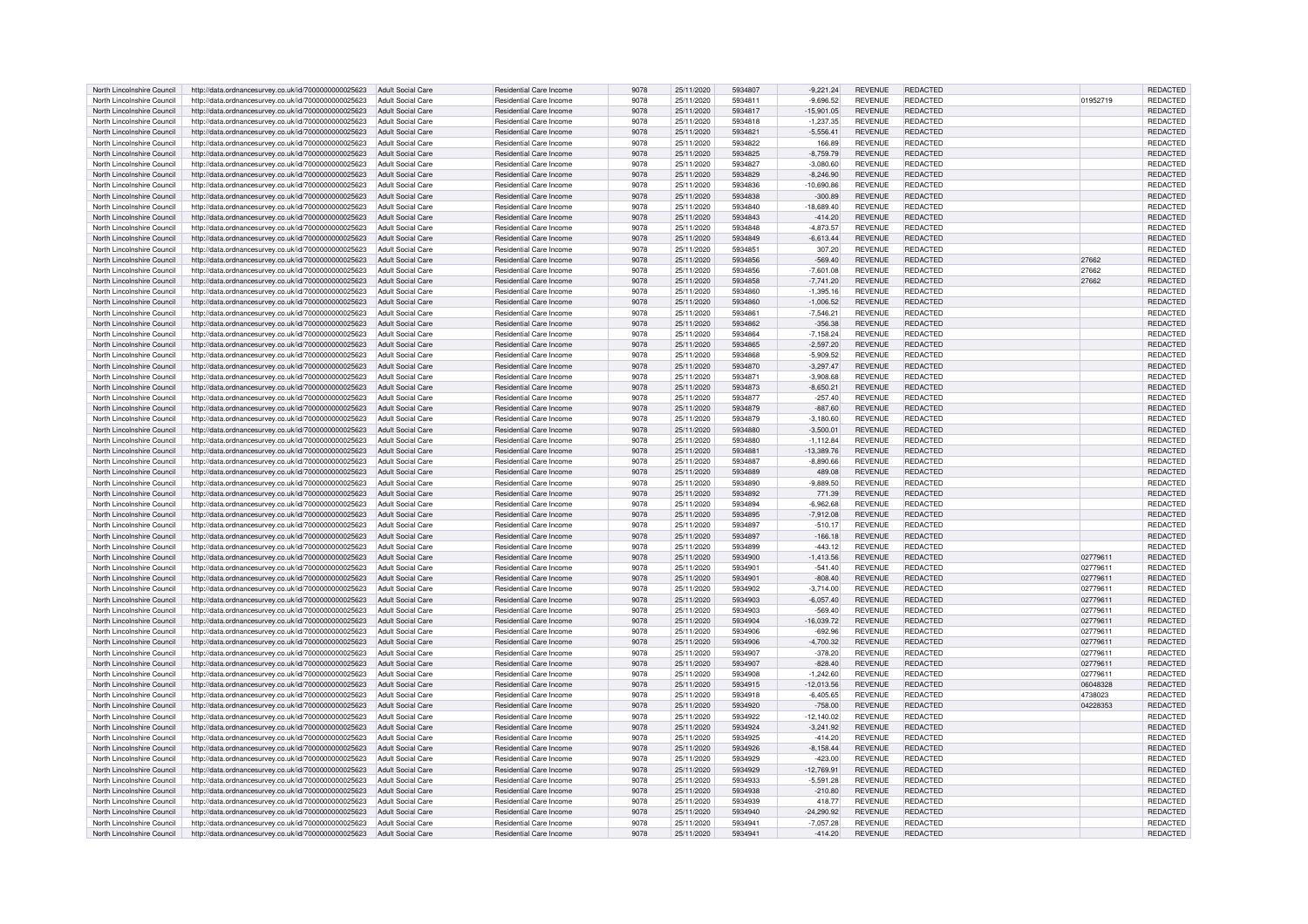| North Lincolnshire Council | http://data.ordnancesurvey.co.uk/id/7000000000025623 | Adult Social Care | Residential Care Income | 9078 | 25/11/2020 | 5934807 | -9,221.24 | REVENUE | REDACTED | | REDACTED |
|---|---|---|---|---|---|---|---|---|---|---|---|
| North Lincolnshire Council | http://data.ordnancesurvey.co.uk/id/7000000000025623 | Adult Social Care | Residential Care Income | 9078 | 25/11/2020 | 5934811 | -9,696.52 | REVENUE | REDACTED | 01952719 | REDACTED |
| North Lincolnshire Council | http://data.ordnancesurvey.co.uk/id/7000000000025623 | Adult Social Care | Residential Care Income | 9078 | 25/11/2020 | 5934817 | -15,901.05 | REVENUE | REDACTED | | REDACTED |
| North Lincolnshire Council | http://data.ordnancesurvey.co.uk/id/7000000000025623 | Adult Social Care | Residential Care Income | 9078 | 25/11/2020 | 5934818 | -1,237.35 | REVENUE | REDACTED | | REDACTED |
| North Lincolnshire Council | http://data.ordnancesurvey.co.uk/id/7000000000025623 | Adult Social Care | Residential Care Income | 9078 | 25/11/2020 | 5934821 | -5,556.41 | REVENUE | REDACTED | | REDACTED |
| North Lincolnshire Council | http://data.ordnancesurvey.co.uk/id/7000000000025623 | Adult Social Care | Residential Care Income | 9078 | 25/11/2020 | 5934822 | 166.89 | REVENUE | REDACTED | | REDACTED |
| North Lincolnshire Council | http://data.ordnancesurvey.co.uk/id/7000000000025623 | Adult Social Care | Residential Care Income | 9078 | 25/11/2020 | 5934825 | -8,759.79 | REVENUE | REDACTED | | REDACTED |
| North Lincolnshire Council | http://data.ordnancesurvey.co.uk/id/7000000000025623 | Adult Social Care | Residential Care Income | 9078 | 25/11/2020 | 5934827 | -3,080.60 | REVENUE | REDACTED | | REDACTED |
| North Lincolnshire Council | http://data.ordnancesurvey.co.uk/id/7000000000025623 | Adult Social Care | Residential Care Income | 9078 | 25/11/2020 | 5934829 | -8,246.90 | REVENUE | REDACTED | | REDACTED |
| North Lincolnshire Council | http://data.ordnancesurvey.co.uk/id/7000000000025623 | Adult Social Care | Residential Care Income | 9078 | 25/11/2020 | 5934836 | -10,690.86 | REVENUE | REDACTED | | REDACTED |
| North Lincolnshire Council | http://data.ordnancesurvey.co.uk/id/7000000000025623 | Adult Social Care | Residential Care Income | 9078 | 25/11/2020 | 5934838 | -300.89 | REVENUE | REDACTED | | REDACTED |
| North Lincolnshire Council | http://data.ordnancesurvey.co.uk/id/7000000000025623 | Adult Social Care | Residential Care Income | 9078 | 25/11/2020 | 5934840 | -18,689.40 | REVENUE | REDACTED | | REDACTED |
| North Lincolnshire Council | http://data.ordnancesurvey.co.uk/id/7000000000025623 | Adult Social Care | Residential Care Income | 9078 | 25/11/2020 | 5934843 | -414.20 | REVENUE | REDACTED | | REDACTED |
| North Lincolnshire Council | http://data.ordnancesurvey.co.uk/id/7000000000025623 | Adult Social Care | Residential Care Income | 9078 | 25/11/2020 | 5934848 | -4,873.57 | REVENUE | REDACTED | | REDACTED |
| North Lincolnshire Council | http://data.ordnancesurvey.co.uk/id/7000000000025623 | Adult Social Care | Residential Care Income | 9078 | 25/11/2020 | 5934849 | -6,613.44 | REVENUE | REDACTED | | REDACTED |
| North Lincolnshire Council | http://data.ordnancesurvey.co.uk/id/7000000000025623 | Adult Social Care | Residential Care Income | 9078 | 25/11/2020 | 5934851 | 307.20 | REVENUE | REDACTED | | REDACTED |
| North Lincolnshire Council | http://data.ordnancesurvey.co.uk/id/7000000000025623 | Adult Social Care | Residential Care Income | 9078 | 25/11/2020 | 5934856 | -569.40 | REVENUE | REDACTED | 27662 | REDACTED |
| North Lincolnshire Council | http://data.ordnancesurvey.co.uk/id/7000000000025623 | Adult Social Care | Residential Care Income | 9078 | 25/11/2020 | 5934856 | -7,601.08 | REVENUE | REDACTED | 27662 | REDACTED |
| North Lincolnshire Council | http://data.ordnancesurvey.co.uk/id/7000000000025623 | Adult Social Care | Residential Care Income | 9078 | 25/11/2020 | 5934858 | -7,741.20 | REVENUE | REDACTED | 27662 | REDACTED |
| North Lincolnshire Council | http://data.ordnancesurvey.co.uk/id/7000000000025623 | Adult Social Care | Residential Care Income | 9078 | 25/11/2020 | 5934860 | -1,395.16 | REVENUE | REDACTED | | REDACTED |
| North Lincolnshire Council | http://data.ordnancesurvey.co.uk/id/7000000000025623 | Adult Social Care | Residential Care Income | 9078 | 25/11/2020 | 5934860 | -1,006.52 | REVENUE | REDACTED | | REDACTED |
| North Lincolnshire Council | http://data.ordnancesurvey.co.uk/id/7000000000025623 | Adult Social Care | Residential Care Income | 9078 | 25/11/2020 | 5934861 | -7,546.21 | REVENUE | REDACTED | | REDACTED |
| North Lincolnshire Council | http://data.ordnancesurvey.co.uk/id/7000000000025623 | Adult Social Care | Residential Care Income | 9078 | 25/11/2020 | 5934862 | -356.38 | REVENUE | REDACTED | | REDACTED |
| North Lincolnshire Council | http://data.ordnancesurvey.co.uk/id/7000000000025623 | Adult Social Care | Residential Care Income | 9078 | 25/11/2020 | 5934864 | -7,158.24 | REVENUE | REDACTED | | REDACTED |
| North Lincolnshire Council | http://data.ordnancesurvey.co.uk/id/7000000000025623 | Adult Social Care | Residential Care Income | 9078 | 25/11/2020 | 5934865 | -2,597.20 | REVENUE | REDACTED | | REDACTED |
| North Lincolnshire Council | http://data.ordnancesurvey.co.uk/id/7000000000025623 | Adult Social Care | Residential Care Income | 9078 | 25/11/2020 | 5934868 | -5,909.52 | REVENUE | REDACTED | | REDACTED |
| North Lincolnshire Council | http://data.ordnancesurvey.co.uk/id/7000000000025623 | Adult Social Care | Residential Care Income | 9078 | 25/11/2020 | 5934870 | -3,297.47 | REVENUE | REDACTED | | REDACTED |
| North Lincolnshire Council | http://data.ordnancesurvey.co.uk/id/7000000000025623 | Adult Social Care | Residential Care Income | 9078 | 25/11/2020 | 5934871 | -3,908.68 | REVENUE | REDACTED | | REDACTED |
| North Lincolnshire Council | http://data.ordnancesurvey.co.uk/id/7000000000025623 | Adult Social Care | Residential Care Income | 9078 | 25/11/2020 | 5934873 | -8,650.21 | REVENUE | REDACTED | | REDACTED |
| North Lincolnshire Council | http://data.ordnancesurvey.co.uk/id/7000000000025623 | Adult Social Care | Residential Care Income | 9078 | 25/11/2020 | 5934877 | -257.40 | REVENUE | REDACTED | | REDACTED |
| North Lincolnshire Council | http://data.ordnancesurvey.co.uk/id/7000000000025623 | Adult Social Care | Residential Care Income | 9078 | 25/11/2020 | 5934879 | -887.60 | REVENUE | REDACTED | | REDACTED |
| North Lincolnshire Council | http://data.ordnancesurvey.co.uk/id/7000000000025623 | Adult Social Care | Residential Care Income | 9078 | 25/11/2020 | 5934879 | -3,180.60 | REVENUE | REDACTED | | REDACTED |
| North Lincolnshire Council | http://data.ordnancesurvey.co.uk/id/7000000000025623 | Adult Social Care | Residential Care Income | 9078 | 25/11/2020 | 5934880 | -3,500.01 | REVENUE | REDACTED | | REDACTED |
| North Lincolnshire Council | http://data.ordnancesurvey.co.uk/id/7000000000025623 | Adult Social Care | Residential Care Income | 9078 | 25/11/2020 | 5934880 | -1,112.84 | REVENUE | REDACTED | | REDACTED |
| North Lincolnshire Council | http://data.ordnancesurvey.co.uk/id/7000000000025623 | Adult Social Care | Residential Care Income | 9078 | 25/11/2020 | 5934881 | -13,389.76 | REVENUE | REDACTED | | REDACTED |
| North Lincolnshire Council | http://data.ordnancesurvey.co.uk/id/7000000000025623 | Adult Social Care | Residential Care Income | 9078 | 25/11/2020 | 5934887 | -8,890.66 | REVENUE | REDACTED | | REDACTED |
| North Lincolnshire Council | http://data.ordnancesurvey.co.uk/id/7000000000025623 | Adult Social Care | Residential Care Income | 9078 | 25/11/2020 | 5934889 | 489.08 | REVENUE | REDACTED | | REDACTED |
| North Lincolnshire Council | http://data.ordnancesurvey.co.uk/id/7000000000025623 | Adult Social Care | Residential Care Income | 9078 | 25/11/2020 | 5934890 | -9,889.50 | REVENUE | REDACTED | | REDACTED |
| North Lincolnshire Council | http://data.ordnancesurvey.co.uk/id/7000000000025623 | Adult Social Care | Residential Care Income | 9078 | 25/11/2020 | 5934892 | 771.39 | REVENUE | REDACTED | | REDACTED |
| North Lincolnshire Council | http://data.ordnancesurvey.co.uk/id/7000000000025623 | Adult Social Care | Residential Care Income | 9078 | 25/11/2020 | 5934894 | -6,962.68 | REVENUE | REDACTED | | REDACTED |
| North Lincolnshire Council | http://data.ordnancesurvey.co.uk/id/7000000000025623 | Adult Social Care | Residential Care Income | 9078 | 25/11/2020 | 5934895 | -7,912.08 | REVENUE | REDACTED | | REDACTED |
| North Lincolnshire Council | http://data.ordnancesurvey.co.uk/id/7000000000025623 | Adult Social Care | Residential Care Income | 9078 | 25/11/2020 | 5934897 | -510.17 | REVENUE | REDACTED | | REDACTED |
| North Lincolnshire Council | http://data.ordnancesurvey.co.uk/id/7000000000025623 | Adult Social Care | Residential Care Income | 9078 | 25/11/2020 | 5934897 | -166.18 | REVENUE | REDACTED | | REDACTED |
| North Lincolnshire Council | http://data.ordnancesurvey.co.uk/id/7000000000025623 | Adult Social Care | Residential Care Income | 9078 | 25/11/2020 | 5934899 | -443.12 | REVENUE | REDACTED | | REDACTED |
| North Lincolnshire Council | http://data.ordnancesurvey.co.uk/id/7000000000025623 | Adult Social Care | Residential Care Income | 9078 | 25/11/2020 | 5934900 | -1,413.56 | REVENUE | REDACTED | 02779611 | REDACTED |
| North Lincolnshire Council | http://data.ordnancesurvey.co.uk/id/7000000000025623 | Adult Social Care | Residential Care Income | 9078 | 25/11/2020 | 5934901 | -541.40 | REVENUE | REDACTED | 02779611 | REDACTED |
| North Lincolnshire Council | http://data.ordnancesurvey.co.uk/id/7000000000025623 | Adult Social Care | Residential Care Income | 9078 | 25/11/2020 | 5934901 | -808.40 | REVENUE | REDACTED | 02779611 | REDACTED |
| North Lincolnshire Council | http://data.ordnancesurvey.co.uk/id/7000000000025623 | Adult Social Care | Residential Care Income | 9078 | 25/11/2020 | 5934902 | -3,714.00 | REVENUE | REDACTED | 02779611 | REDACTED |
| North Lincolnshire Council | http://data.ordnancesurvey.co.uk/id/7000000000025623 | Adult Social Care | Residential Care Income | 9078 | 25/11/2020 | 5934903 | -6,057.40 | REVENUE | REDACTED | 02779611 | REDACTED |
| North Lincolnshire Council | http://data.ordnancesurvey.co.uk/id/7000000000025623 | Adult Social Care | Residential Care Income | 9078 | 25/11/2020 | 5934903 | -569.40 | REVENUE | REDACTED | 02779611 | REDACTED |
| North Lincolnshire Council | http://data.ordnancesurvey.co.uk/id/7000000000025623 | Adult Social Care | Residential Care Income | 9078 | 25/11/2020 | 5934904 | -16,039.72 | REVENUE | REDACTED | 02779611 | REDACTED |
| North Lincolnshire Council | http://data.ordnancesurvey.co.uk/id/7000000000025623 | Adult Social Care | Residential Care Income | 9078 | 25/11/2020 | 5934906 | -692.96 | REVENUE | REDACTED | 02779611 | REDACTED |
| North Lincolnshire Council | http://data.ordnancesurvey.co.uk/id/7000000000025623 | Adult Social Care | Residential Care Income | 9078 | 25/11/2020 | 5934906 | -4,700.32 | REVENUE | REDACTED | 02779611 | REDACTED |
| North Lincolnshire Council | http://data.ordnancesurvey.co.uk/id/7000000000025623 | Adult Social Care | Residential Care Income | 9078 | 25/11/2020 | 5934907 | -378.20 | REVENUE | REDACTED | 02779611 | REDACTED |
| North Lincolnshire Council | http://data.ordnancesurvey.co.uk/id/7000000000025623 | Adult Social Care | Residential Care Income | 9078 | 25/11/2020 | 5934907 | -828.40 | REVENUE | REDACTED | 02779611 | REDACTED |
| North Lincolnshire Council | http://data.ordnancesurvey.co.uk/id/7000000000025623 | Adult Social Care | Residential Care Income | 9078 | 25/11/2020 | 5934908 | -1,242.60 | REVENUE | REDACTED | 02779611 | REDACTED |
| North Lincolnshire Council | http://data.ordnancesurvey.co.uk/id/7000000000025623 | Adult Social Care | Residential Care Income | 9078 | 25/11/2020 | 5934915 | -12,013.56 | REVENUE | REDACTED | 06048328 | REDACTED |
| North Lincolnshire Council | http://data.ordnancesurvey.co.uk/id/7000000000025623 | Adult Social Care | Residential Care Income | 9078 | 25/11/2020 | 5934918 | -6,405.65 | REVENUE | REDACTED | 4738023 | REDACTED |
| North Lincolnshire Council | http://data.ordnancesurvey.co.uk/id/7000000000025623 | Adult Social Care | Residential Care Income | 9078 | 25/11/2020 | 5934920 | -758.00 | REVENUE | REDACTED | 04228353 | REDACTED |
| North Lincolnshire Council | http://data.ordnancesurvey.co.uk/id/7000000000025623 | Adult Social Care | Residential Care Income | 9078 | 25/11/2020 | 5934922 | -12,140.02 | REVENUE | REDACTED | | REDACTED |
| North Lincolnshire Council | http://data.ordnancesurvey.co.uk/id/7000000000025623 | Adult Social Care | Residential Care Income | 9078 | 25/11/2020 | 5934924 | -3,241.92 | REVENUE | REDACTED | | REDACTED |
| North Lincolnshire Council | http://data.ordnancesurvey.co.uk/id/7000000000025623 | Adult Social Care | Residential Care Income | 9078 | 25/11/2020 | 5934925 | -414.20 | REVENUE | REDACTED | | REDACTED |
| North Lincolnshire Council | http://data.ordnancesurvey.co.uk/id/7000000000025623 | Adult Social Care | Residential Care Income | 9078 | 25/11/2020 | 5934926 | -8,158.44 | REVENUE | REDACTED | | REDACTED |
| North Lincolnshire Council | http://data.ordnancesurvey.co.uk/id/7000000000025623 | Adult Social Care | Residential Care Income | 9078 | 25/11/2020 | 5934929 | -423.00 | REVENUE | REDACTED | | REDACTED |
| North Lincolnshire Council | http://data.ordnancesurvey.co.uk/id/7000000000025623 | Adult Social Care | Residential Care Income | 9078 | 25/11/2020 | 5934929 | -12,769.91 | REVENUE | REDACTED | | REDACTED |
| North Lincolnshire Council | http://data.ordnancesurvey.co.uk/id/7000000000025623 | Adult Social Care | Residential Care Income | 9078 | 25/11/2020 | 5934933 | -5,591.28 | REVENUE | REDACTED | | REDACTED |
| North Lincolnshire Council | http://data.ordnancesurvey.co.uk/id/7000000000025623 | Adult Social Care | Residential Care Income | 9078 | 25/11/2020 | 5934938 | -210.80 | REVENUE | REDACTED | | REDACTED |
| North Lincolnshire Council | http://data.ordnancesurvey.co.uk/id/7000000000025623 | Adult Social Care | Residential Care Income | 9078 | 25/11/2020 | 5934939 | 418.77 | REVENUE | REDACTED | | REDACTED |
| North Lincolnshire Council | http://data.ordnancesurvey.co.uk/id/7000000000025623 | Adult Social Care | Residential Care Income | 9078 | 25/11/2020 | 5934940 | -24,290.92 | REVENUE | REDACTED | | REDACTED |
| North Lincolnshire Council | http://data.ordnancesurvey.co.uk/id/7000000000025623 | Adult Social Care | Residential Care Income | 9078 | 25/11/2020 | 5934941 | -7,057.28 | REVENUE | REDACTED | | REDACTED |
| North Lincolnshire Council | http://data.ordnancesurvey.co.uk/id/7000000000025623 | Adult Social Care | Residential Care Income | 9078 | 25/11/2020 | 5934941 | -414.20 | REVENUE | REDACTED | | REDACTED |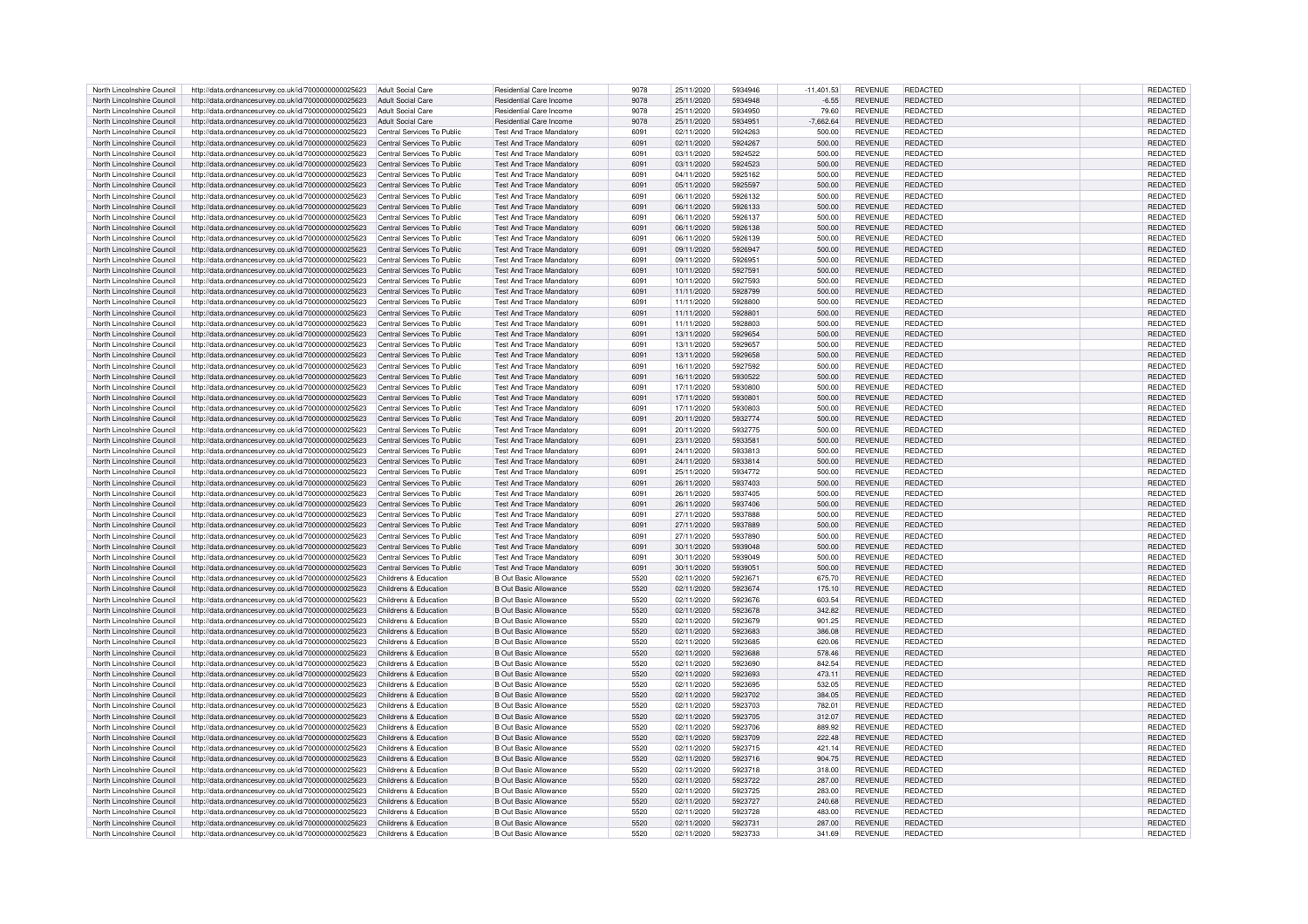| North Lincolnshire Council | http://data.ordnancesurvey.co.uk/id/7000000000025623 | Adult Social Care | Residential Care Income | 9078 | 25/11/2020 | 5934946 | -11,401.53 | REVENUE | REDACTED | | REDACTED |
|---|---|---|---|---|---|---|---|---|---|---|---|
| North Lincolnshire Council | http://data.ordnancesurvey.co.uk/id/7000000000025623 | Adult Social Care | Residential Care Income | 9078 | 25/11/2020 | 5934948 | -6.55 | REVENUE | REDACTED | | REDACTED |
| North Lincolnshire Council | http://data.ordnancesurvey.co.uk/id/7000000000025623 | Adult Social Care | Residential Care Income | 9078 | 25/11/2020 | 5934950 | 79.60 | REVENUE | REDACTED | | REDACTED |
| North Lincolnshire Council | http://data.ordnancesurvey.co.uk/id/7000000000025623 | Adult Social Care | Residential Care Income | 9078 | 25/11/2020 | 5934951 | -7,662.64 | REVENUE | REDACTED | | REDACTED |
| North Lincolnshire Council | http://data.ordnancesurvey.co.uk/id/7000000000025623 | Central Services To Public | Test And Trace Mandatory | 6091 | 02/11/2020 | 5924263 | 500.00 | REVENUE | REDACTED | | REDACTED |
| North Lincolnshire Council | http://data.ordnancesurvey.co.uk/id/7000000000025623 | Central Services To Public | Test And Trace Mandatory | 6091 | 02/11/2020 | 5924267 | 500.00 | REVENUE | REDACTED | | REDACTED |
| North Lincolnshire Council | http://data.ordnancesurvey.co.uk/id/7000000000025623 | Central Services To Public | Test And Trace Mandatory | 6091 | 03/11/2020 | 5924522 | 500.00 | REVENUE | REDACTED | | REDACTED |
| North Lincolnshire Council | http://data.ordnancesurvey.co.uk/id/7000000000025623 | Central Services To Public | Test And Trace Mandatory | 6091 | 03/11/2020 | 5924523 | 500.00 | REVENUE | REDACTED | | REDACTED |
| North Lincolnshire Council | http://data.ordnancesurvey.co.uk/id/7000000000025623 | Central Services To Public | Test And Trace Mandatory | 6091 | 04/11/2020 | 5925162 | 500.00 | REVENUE | REDACTED | | REDACTED |
| North Lincolnshire Council | http://data.ordnancesurvey.co.uk/id/7000000000025623 | Central Services To Public | Test And Trace Mandatory | 6091 | 05/11/2020 | 5925597 | 500.00 | REVENUE | REDACTED | | REDACTED |
| North Lincolnshire Council | http://data.ordnancesurvey.co.uk/id/7000000000025623 | Central Services To Public | Test And Trace Mandatory | 6091 | 06/11/2020 | 5926132 | 500.00 | REVENUE | REDACTED | | REDACTED |
| North Lincolnshire Council | http://data.ordnancesurvey.co.uk/id/7000000000025623 | Central Services To Public | Test And Trace Mandatory | 6091 | 06/11/2020 | 5926133 | 500.00 | REVENUE | REDACTED | | REDACTED |
| North Lincolnshire Council | http://data.ordnancesurvey.co.uk/id/7000000000025623 | Central Services To Public | Test And Trace Mandatory | 6091 | 06/11/2020 | 5926137 | 500.00 | REVENUE | REDACTED | | REDACTED |
| North Lincolnshire Council | http://data.ordnancesurvey.co.uk/id/7000000000025623 | Central Services To Public | Test And Trace Mandatory | 6091 | 06/11/2020 | 5926138 | 500.00 | REVENUE | REDACTED | | REDACTED |
| North Lincolnshire Council | http://data.ordnancesurvey.co.uk/id/7000000000025623 | Central Services To Public | Test And Trace Mandatory | 6091 | 06/11/2020 | 5926139 | 500.00 | REVENUE | REDACTED | | REDACTED |
| North Lincolnshire Council | http://data.ordnancesurvey.co.uk/id/7000000000025623 | Central Services To Public | Test And Trace Mandatory | 6091 | 09/11/2020 | 5926947 | 500.00 | REVENUE | REDACTED | | REDACTED |
| North Lincolnshire Council | http://data.ordnancesurvey.co.uk/id/7000000000025623 | Central Services To Public | Test And Trace Mandatory | 6091 | 09/11/2020 | 5926951 | 500.00 | REVENUE | REDACTED | | REDACTED |
| North Lincolnshire Council | http://data.ordnancesurvey.co.uk/id/7000000000025623 | Central Services To Public | Test And Trace Mandatory | 6091 | 10/11/2020 | 5927591 | 500.00 | REVENUE | REDACTED | | REDACTED |
| North Lincolnshire Council | http://data.ordnancesurvey.co.uk/id/7000000000025623 | Central Services To Public | Test And Trace Mandatory | 6091 | 10/11/2020 | 5927593 | 500.00 | REVENUE | REDACTED | | REDACTED |
| North Lincolnshire Council | http://data.ordnancesurvey.co.uk/id/7000000000025623 | Central Services To Public | Test And Trace Mandatory | 6091 | 11/11/2020 | 5928799 | 500.00 | REVENUE | REDACTED | | REDACTED |
| North Lincolnshire Council | http://data.ordnancesurvey.co.uk/id/7000000000025623 | Central Services To Public | Test And Trace Mandatory | 6091 | 11/11/2020 | 5928800 | 500.00 | REVENUE | REDACTED | | REDACTED |
| North Lincolnshire Council | http://data.ordnancesurvey.co.uk/id/7000000000025623 | Central Services To Public | Test And Trace Mandatory | 6091 | 11/11/2020 | 5928801 | 500.00 | REVENUE | REDACTED | | REDACTED |
| North Lincolnshire Council | http://data.ordnancesurvey.co.uk/id/7000000000025623 | Central Services To Public | Test And Trace Mandatory | 6091 | 11/11/2020 | 5928803 | 500.00 | REVENUE | REDACTED | | REDACTED |
| North Lincolnshire Council | http://data.ordnancesurvey.co.uk/id/7000000000025623 | Central Services To Public | Test And Trace Mandatory | 6091 | 13/11/2020 | 5929654 | 500.00 | REVENUE | REDACTED | | REDACTED |
| North Lincolnshire Council | http://data.ordnancesurvey.co.uk/id/7000000000025623 | Central Services To Public | Test And Trace Mandatory | 6091 | 13/11/2020 | 5929657 | 500.00 | REVENUE | REDACTED | | REDACTED |
| North Lincolnshire Council | http://data.ordnancesurvey.co.uk/id/7000000000025623 | Central Services To Public | Test And Trace Mandatory | 6091 | 13/11/2020 | 5929658 | 500.00 | REVENUE | REDACTED | | REDACTED |
| North Lincolnshire Council | http://data.ordnancesurvey.co.uk/id/7000000000025623 | Central Services To Public | Test And Trace Mandatory | 6091 | 16/11/2020 | 5927592 | 500.00 | REVENUE | REDACTED | | REDACTED |
| North Lincolnshire Council | http://data.ordnancesurvey.co.uk/id/7000000000025623 | Central Services To Public | Test And Trace Mandatory | 6091 | 16/11/2020 | 5930522 | 500.00 | REVENUE | REDACTED | | REDACTED |
| North Lincolnshire Council | http://data.ordnancesurvey.co.uk/id/7000000000025623 | Central Services To Public | Test And Trace Mandatory | 6091 | 17/11/2020 | 5930800 | 500.00 | REVENUE | REDACTED | | REDACTED |
| North Lincolnshire Council | http://data.ordnancesurvey.co.uk/id/7000000000025623 | Central Services To Public | Test And Trace Mandatory | 6091 | 17/11/2020 | 5930801 | 500.00 | REVENUE | REDACTED | | REDACTED |
| North Lincolnshire Council | http://data.ordnancesurvey.co.uk/id/7000000000025623 | Central Services To Public | Test And Trace Mandatory | 6091 | 17/11/2020 | 5930803 | 500.00 | REVENUE | REDACTED | | REDACTED |
| North Lincolnshire Council | http://data.ordnancesurvey.co.uk/id/7000000000025623 | Central Services To Public | Test And Trace Mandatory | 6091 | 20/11/2020 | 5932774 | 500.00 | REVENUE | REDACTED | | REDACTED |
| North Lincolnshire Council | http://data.ordnancesurvey.co.uk/id/7000000000025623 | Central Services To Public | Test And Trace Mandatory | 6091 | 20/11/2020 | 5932775 | 500.00 | REVENUE | REDACTED | | REDACTED |
| North Lincolnshire Council | http://data.ordnancesurvey.co.uk/id/7000000000025623 | Central Services To Public | Test And Trace Mandatory | 6091 | 23/11/2020 | 5933581 | 500.00 | REVENUE | REDACTED | | REDACTED |
| North Lincolnshire Council | http://data.ordnancesurvey.co.uk/id/7000000000025623 | Central Services To Public | Test And Trace Mandatory | 6091 | 24/11/2020 | 5933813 | 500.00 | REVENUE | REDACTED | | REDACTED |
| North Lincolnshire Council | http://data.ordnancesurvey.co.uk/id/7000000000025623 | Central Services To Public | Test And Trace Mandatory | 6091 | 24/11/2020 | 5933814 | 500.00 | REVENUE | REDACTED | | REDACTED |
| North Lincolnshire Council | http://data.ordnancesurvey.co.uk/id/7000000000025623 | Central Services To Public | Test And Trace Mandatory | 6091 | 25/11/2020 | 5934772 | 500.00 | REVENUE | REDACTED | | REDACTED |
| North Lincolnshire Council | http://data.ordnancesurvey.co.uk/id/7000000000025623 | Central Services To Public | Test And Trace Mandatory | 6091 | 26/11/2020 | 5937403 | 500.00 | REVENUE | REDACTED | | REDACTED |
| North Lincolnshire Council | http://data.ordnancesurvey.co.uk/id/7000000000025623 | Central Services To Public | Test And Trace Mandatory | 6091 | 26/11/2020 | 5937405 | 500.00 | REVENUE | REDACTED | | REDACTED |
| North Lincolnshire Council | http://data.ordnancesurvey.co.uk/id/7000000000025623 | Central Services To Public | Test And Trace Mandatory | 6091 | 26/11/2020 | 5937406 | 500.00 | REVENUE | REDACTED | | REDACTED |
| North Lincolnshire Council | http://data.ordnancesurvey.co.uk/id/7000000000025623 | Central Services To Public | Test And Trace Mandatory | 6091 | 27/11/2020 | 5937888 | 500.00 | REVENUE | REDACTED | | REDACTED |
| North Lincolnshire Council | http://data.ordnancesurvey.co.uk/id/7000000000025623 | Central Services To Public | Test And Trace Mandatory | 6091 | 27/11/2020 | 5937889 | 500.00 | REVENUE | REDACTED | | REDACTED |
| North Lincolnshire Council | http://data.ordnancesurvey.co.uk/id/7000000000025623 | Central Services To Public | Test And Trace Mandatory | 6091 | 27/11/2020 | 5937890 | 500.00 | REVENUE | REDACTED | | REDACTED |
| North Lincolnshire Council | http://data.ordnancesurvey.co.uk/id/7000000000025623 | Central Services To Public | Test And Trace Mandatory | 6091 | 30/11/2020 | 5939048 | 500.00 | REVENUE | REDACTED | | REDACTED |
| North Lincolnshire Council | http://data.ordnancesurvey.co.uk/id/7000000000025623 | Central Services To Public | Test And Trace Mandatory | 6091 | 30/11/2020 | 5939049 | 500.00 | REVENUE | REDACTED | | REDACTED |
| North Lincolnshire Council | http://data.ordnancesurvey.co.uk/id/7000000000025623 | Central Services To Public | Test And Trace Mandatory | 6091 | 30/11/2020 | 5939051 | 500.00 | REVENUE | REDACTED | | REDACTED |
| North Lincolnshire Council | http://data.ordnancesurvey.co.uk/id/7000000000025623 | Childrens & Education | B Out Basic Allowance | 5520 | 02/11/2020 | 5923671 | 675.70 | REVENUE | REDACTED | | REDACTED |
| North Lincolnshire Council | http://data.ordnancesurvey.co.uk/id/7000000000025623 | Childrens & Education | B Out Basic Allowance | 5520 | 02/11/2020 | 5923674 | 175.10 | REVENUE | REDACTED | | REDACTED |
| North Lincolnshire Council | http://data.ordnancesurvey.co.uk/id/7000000000025623 | Childrens & Education | B Out Basic Allowance | 5520 | 02/11/2020 | 5923676 | 603.54 | REVENUE | REDACTED | | REDACTED |
| North Lincolnshire Council | http://data.ordnancesurvey.co.uk/id/7000000000025623 | Childrens & Education | B Out Basic Allowance | 5520 | 02/11/2020 | 5923678 | 342.82 | REVENUE | REDACTED | | REDACTED |
| North Lincolnshire Council | http://data.ordnancesurvey.co.uk/id/7000000000025623 | Childrens & Education | B Out Basic Allowance | 5520 | 02/11/2020 | 5923679 | 901.25 | REVENUE | REDACTED | | REDACTED |
| North Lincolnshire Council | http://data.ordnancesurvey.co.uk/id/7000000000025623 | Childrens & Education | B Out Basic Allowance | 5520 | 02/11/2020 | 5923683 | 386.08 | REVENUE | REDACTED | | REDACTED |
| North Lincolnshire Council | http://data.ordnancesurvey.co.uk/id/7000000000025623 | Childrens & Education | B Out Basic Allowance | 5520 | 02/11/2020 | 5923685 | 620.06 | REVENUE | REDACTED | | REDACTED |
| North Lincolnshire Council | http://data.ordnancesurvey.co.uk/id/7000000000025623 | Childrens & Education | B Out Basic Allowance | 5520 | 02/11/2020 | 5923688 | 578.46 | REVENUE | REDACTED | | REDACTED |
| North Lincolnshire Council | http://data.ordnancesurvey.co.uk/id/7000000000025623 | Childrens & Education | B Out Basic Allowance | 5520 | 02/11/2020 | 5923690 | 842.54 | REVENUE | REDACTED | | REDACTED |
| North Lincolnshire Council | http://data.ordnancesurvey.co.uk/id/7000000000025623 | Childrens & Education | B Out Basic Allowance | 5520 | 02/11/2020 | 5923693 | 473.11 | REVENUE | REDACTED | | REDACTED |
| North Lincolnshire Council | http://data.ordnancesurvey.co.uk/id/7000000000025623 | Childrens & Education | B Out Basic Allowance | 5520 | 02/11/2020 | 5923695 | 532.05 | REVENUE | REDACTED | | REDACTED |
| North Lincolnshire Council | http://data.ordnancesurvey.co.uk/id/7000000000025623 | Childrens & Education | B Out Basic Allowance | 5520 | 02/11/2020 | 5923702 | 384.05 | REVENUE | REDACTED | | REDACTED |
| North Lincolnshire Council | http://data.ordnancesurvey.co.uk/id/7000000000025623 | Childrens & Education | B Out Basic Allowance | 5520 | 02/11/2020 | 5923703 | 782.01 | REVENUE | REDACTED | | REDACTED |
| North Lincolnshire Council | http://data.ordnancesurvey.co.uk/id/7000000000025623 | Childrens & Education | B Out Basic Allowance | 5520 | 02/11/2020 | 5923705 | 312.07 | REVENUE | REDACTED | | REDACTED |
| North Lincolnshire Council | http://data.ordnancesurvey.co.uk/id/7000000000025623 | Childrens & Education | B Out Basic Allowance | 5520 | 02/11/2020 | 5923706 | 889.92 | REVENUE | REDACTED | | REDACTED |
| North Lincolnshire Council | http://data.ordnancesurvey.co.uk/id/7000000000025623 | Childrens & Education | B Out Basic Allowance | 5520 | 02/11/2020 | 5923709 | 222.48 | REVENUE | REDACTED | | REDACTED |
| North Lincolnshire Council | http://data.ordnancesurvey.co.uk/id/7000000000025623 | Childrens & Education | B Out Basic Allowance | 5520 | 02/11/2020 | 5923715 | 421.14 | REVENUE | REDACTED | | REDACTED |
| North Lincolnshire Council | http://data.ordnancesurvey.co.uk/id/7000000000025623 | Childrens & Education | B Out Basic Allowance | 5520 | 02/11/2020 | 5923716 | 904.75 | REVENUE | REDACTED | | REDACTED |
| North Lincolnshire Council | http://data.ordnancesurvey.co.uk/id/7000000000025623 | Childrens & Education | B Out Basic Allowance | 5520 | 02/11/2020 | 5923718 | 318.00 | REVENUE | REDACTED | | REDACTED |
| North Lincolnshire Council | http://data.ordnancesurvey.co.uk/id/7000000000025623 | Childrens & Education | B Out Basic Allowance | 5520 | 02/11/2020 | 5923722 | 287.00 | REVENUE | REDACTED | | REDACTED |
| North Lincolnshire Council | http://data.ordnancesurvey.co.uk/id/7000000000025623 | Childrens & Education | B Out Basic Allowance | 5520 | 02/11/2020 | 5923725 | 283.00 | REVENUE | REDACTED | | REDACTED |
| North Lincolnshire Council | http://data.ordnancesurvey.co.uk/id/7000000000025623 | Childrens & Education | B Out Basic Allowance | 5520 | 02/11/2020 | 5923727 | 240.68 | REVENUE | REDACTED | | REDACTED |
| North Lincolnshire Council | http://data.ordnancesurvey.co.uk/id/7000000000025623 | Childrens & Education | B Out Basic Allowance | 5520 | 02/11/2020 | 5923728 | 483.00 | REVENUE | REDACTED | | REDACTED |
| North Lincolnshire Council | http://data.ordnancesurvey.co.uk/id/7000000000025623 | Childrens & Education | B Out Basic Allowance | 5520 | 02/11/2020 | 5923731 | 287.00 | REVENUE | REDACTED | | REDACTED |
| North Lincolnshire Council | http://data.ordnancesurvey.co.uk/id/7000000000025623 | Childrens & Education | B Out Basic Allowance | 5520 | 02/11/2020 | 5923733 | 341.69 | REVENUE | REDACTED | | REDACTED |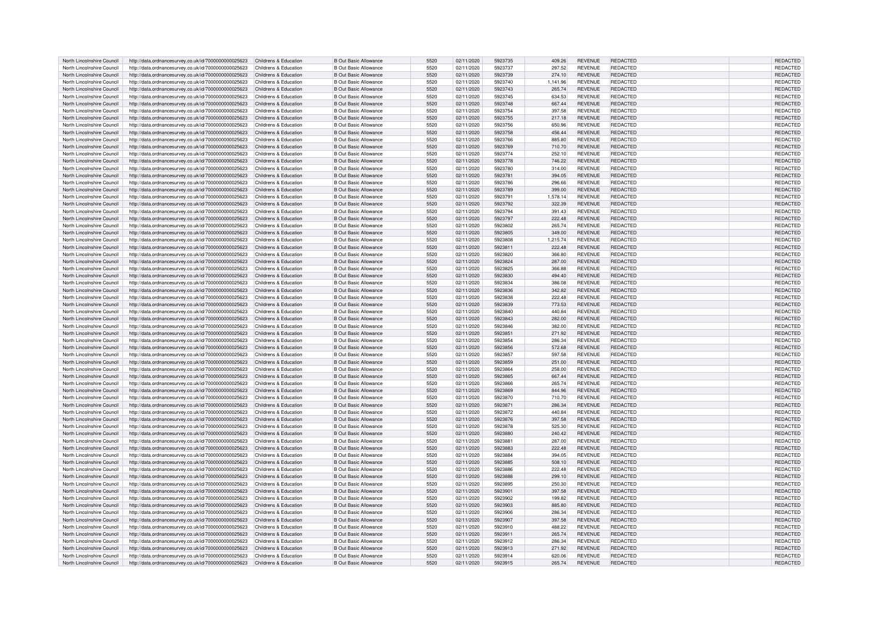| North Lincolnshire Council | http://data.ordnancesurvey.co.uk/id/7000000000025623 | Childrens & Education | B Out Basic Allowance | 5520 | 02/11/2020 | 5923735 | 409.26 | REVENUE | REDACTED | | REDACTED |
|---|---|---|---|---|---|---|---|---|---|---|---|
| North Lincolnshire Council | http://data.ordnancesurvey.co.uk/id/7000000000025623 | Childrens & Education | B Out Basic Allowance | 5520 | 02/11/2020 | 5923737 | 297.52 | REVENUE | REDACTED | | REDACTED |
| North Lincolnshire Council | http://data.ordnancesurvey.co.uk/id/7000000000025623 | Childrens & Education | B Out Basic Allowance | 5520 | 02/11/2020 | 5923739 | 274.10 | REVENUE | REDACTED | | REDACTED |
| North Lincolnshire Council | http://data.ordnancesurvey.co.uk/id/7000000000025623 | Childrens & Education | B Out Basic Allowance | 5520 | 02/11/2020 | 5923740 | 1,141.96 | REVENUE | REDACTED | | REDACTED |
| North Lincolnshire Council | http://data.ordnancesurvey.co.uk/id/7000000000025623 | Childrens & Education | B Out Basic Allowance | 5520 | 02/11/2020 | 5923743 | 265.74 | REVENUE | REDACTED | | REDACTED |
| North Lincolnshire Council | http://data.ordnancesurvey.co.uk/id/7000000000025623 | Childrens & Education | B Out Basic Allowance | 5520 | 02/11/2020 | 5923745 | 634.53 | REVENUE | REDACTED | | REDACTED |
| North Lincolnshire Council | http://data.ordnancesurvey.co.uk/id/7000000000025623 | Childrens & Education | B Out Basic Allowance | 5520 | 02/11/2020 | 5923748 | 667.44 | REVENUE | REDACTED | | REDACTED |
| North Lincolnshire Council | http://data.ordnancesurvey.co.uk/id/7000000000025623 | Childrens & Education | B Out Basic Allowance | 5520 | 02/11/2020 | 5923754 | 397.58 | REVENUE | REDACTED | | REDACTED |
| North Lincolnshire Council | http://data.ordnancesurvey.co.uk/id/7000000000025623 | Childrens & Education | B Out Basic Allowance | 5520 | 02/11/2020 | 5923755 | 217.18 | REVENUE | REDACTED | | REDACTED |
| North Lincolnshire Council | http://data.ordnancesurvey.co.uk/id/7000000000025623 | Childrens & Education | B Out Basic Allowance | 5520 | 02/11/2020 | 5923756 | 650.96 | REVENUE | REDACTED | | REDACTED |
| North Lincolnshire Council | http://data.ordnancesurvey.co.uk/id/7000000000025623 | Childrens & Education | B Out Basic Allowance | 5520 | 02/11/2020 | 5923758 | 456.44 | REVENUE | REDACTED | | REDACTED |
| North Lincolnshire Council | http://data.ordnancesurvey.co.uk/id/7000000000025623 | Childrens & Education | B Out Basic Allowance | 5520 | 02/11/2020 | 5923766 | 885.80 | REVENUE | REDACTED | | REDACTED |
| North Lincolnshire Council | http://data.ordnancesurvey.co.uk/id/7000000000025623 | Childrens & Education | B Out Basic Allowance | 5520 | 02/11/2020 | 5923769 | 710.70 | REVENUE | REDACTED | | REDACTED |
| North Lincolnshire Council | http://data.ordnancesurvey.co.uk/id/7000000000025623 | Childrens & Education | B Out Basic Allowance | 5520 | 02/11/2020 | 5923774 | 252.10 | REVENUE | REDACTED | | REDACTED |
| North Lincolnshire Council | http://data.ordnancesurvey.co.uk/id/7000000000025623 | Childrens & Education | B Out Basic Allowance | 5520 | 02/11/2020 | 5923778 | 746.22 | REVENUE | REDACTED | | REDACTED |
| North Lincolnshire Council | http://data.ordnancesurvey.co.uk/id/7000000000025623 | Childrens & Education | B Out Basic Allowance | 5520 | 02/11/2020 | 5923780 | 314.00 | REVENUE | REDACTED | | REDACTED |
| North Lincolnshire Council | http://data.ordnancesurvey.co.uk/id/7000000000025623 | Childrens & Education | B Out Basic Allowance | 5520 | 02/11/2020 | 5923781 | 394.05 | REVENUE | REDACTED | | REDACTED |
| North Lincolnshire Council | http://data.ordnancesurvey.co.uk/id/7000000000025623 | Childrens & Education | B Out Basic Allowance | 5520 | 02/11/2020 | 5923786 | 296.66 | REVENUE | REDACTED | | REDACTED |
| North Lincolnshire Council | http://data.ordnancesurvey.co.uk/id/7000000000025623 | Childrens & Education | B Out Basic Allowance | 5520 | 02/11/2020 | 5923789 | 399.00 | REVENUE | REDACTED | | REDACTED |
| North Lincolnshire Council | http://data.ordnancesurvey.co.uk/id/7000000000025623 | Childrens & Education | B Out Basic Allowance | 5520 | 02/11/2020 | 5923791 | 1,578.14 | REVENUE | REDACTED | | REDACTED |
| North Lincolnshire Council | http://data.ordnancesurvey.co.uk/id/7000000000025623 | Childrens & Education | B Out Basic Allowance | 5520 | 02/11/2020 | 5923792 | 322.39 | REVENUE | REDACTED | | REDACTED |
| North Lincolnshire Council | http://data.ordnancesurvey.co.uk/id/7000000000025623 | Childrens & Education | B Out Basic Allowance | 5520 | 02/11/2020 | 5923794 | 391.43 | REVENUE | REDACTED | | REDACTED |
| North Lincolnshire Council | http://data.ordnancesurvey.co.uk/id/7000000000025623 | Childrens & Education | B Out Basic Allowance | 5520 | 02/11/2020 | 5923797 | 222.48 | REVENUE | REDACTED | | REDACTED |
| North Lincolnshire Council | http://data.ordnancesurvey.co.uk/id/7000000000025623 | Childrens & Education | B Out Basic Allowance | 5520 | 02/11/2020 | 5923802 | 265.74 | REVENUE | REDACTED | | REDACTED |
| North Lincolnshire Council | http://data.ordnancesurvey.co.uk/id/7000000000025623 | Childrens & Education | B Out Basic Allowance | 5520 | 02/11/2020 | 5923805 | 349.00 | REVENUE | REDACTED | | REDACTED |
| North Lincolnshire Council | http://data.ordnancesurvey.co.uk/id/7000000000025623 | Childrens & Education | B Out Basic Allowance | 5520 | 02/11/2020 | 5923808 | 1,215.74 | REVENUE | REDACTED | | REDACTED |
| North Lincolnshire Council | http://data.ordnancesurvey.co.uk/id/7000000000025623 | Childrens & Education | B Out Basic Allowance | 5520 | 02/11/2020 | 5923811 | 222.48 | REVENUE | REDACTED | | REDACTED |
| North Lincolnshire Council | http://data.ordnancesurvey.co.uk/id/7000000000025623 | Childrens & Education | B Out Basic Allowance | 5520 | 02/11/2020 | 5923820 | 366.80 | REVENUE | REDACTED | | REDACTED |
| North Lincolnshire Council | http://data.ordnancesurvey.co.uk/id/7000000000025623 | Childrens & Education | B Out Basic Allowance | 5520 | 02/11/2020 | 5923824 | 287.00 | REVENUE | REDACTED | | REDACTED |
| North Lincolnshire Council | http://data.ordnancesurvey.co.uk/id/7000000000025623 | Childrens & Education | B Out Basic Allowance | 5520 | 02/11/2020 | 5923825 | 366.88 | REVENUE | REDACTED | | REDACTED |
| North Lincolnshire Council | http://data.ordnancesurvey.co.uk/id/7000000000025623 | Childrens & Education | B Out Basic Allowance | 5520 | 02/11/2020 | 5923830 | 494.40 | REVENUE | REDACTED | | REDACTED |
| North Lincolnshire Council | http://data.ordnancesurvey.co.uk/id/7000000000025623 | Childrens & Education | B Out Basic Allowance | 5520 | 02/11/2020 | 5923834 | 386.08 | REVENUE | REDACTED | | REDACTED |
| North Lincolnshire Council | http://data.ordnancesurvey.co.uk/id/7000000000025623 | Childrens & Education | B Out Basic Allowance | 5520 | 02/11/2020 | 5923836 | 342.82 | REVENUE | REDACTED | | REDACTED |
| North Lincolnshire Council | http://data.ordnancesurvey.co.uk/id/7000000000025623 | Childrens & Education | B Out Basic Allowance | 5520 | 02/11/2020 | 5923838 | 222.48 | REVENUE | REDACTED | | REDACTED |
| North Lincolnshire Council | http://data.ordnancesurvey.co.uk/id/7000000000025623 | Childrens & Education | B Out Basic Allowance | 5520 | 02/11/2020 | 5923839 | 773.53 | REVENUE | REDACTED | | REDACTED |
| North Lincolnshire Council | http://data.ordnancesurvey.co.uk/id/7000000000025623 | Childrens & Education | B Out Basic Allowance | 5520 | 02/11/2020 | 5923840 | 440.84 | REVENUE | REDACTED | | REDACTED |
| North Lincolnshire Council | http://data.ordnancesurvey.co.uk/id/7000000000025623 | Childrens & Education | B Out Basic Allowance | 5520 | 02/11/2020 | 5923843 | 282.00 | REVENUE | REDACTED | | REDACTED |
| North Lincolnshire Council | http://data.ordnancesurvey.co.uk/id/7000000000025623 | Childrens & Education | B Out Basic Allowance | 5520 | 02/11/2020 | 5923846 | 382.00 | REVENUE | REDACTED | | REDACTED |
| North Lincolnshire Council | http://data.ordnancesurvey.co.uk/id/7000000000025623 | Childrens & Education | B Out Basic Allowance | 5520 | 02/11/2020 | 5923851 | 271.92 | REVENUE | REDACTED | | REDACTED |
| North Lincolnshire Council | http://data.ordnancesurvey.co.uk/id/7000000000025623 | Childrens & Education | B Out Basic Allowance | 5520 | 02/11/2020 | 5923854 | 286.34 | REVENUE | REDACTED | | REDACTED |
| North Lincolnshire Council | http://data.ordnancesurvey.co.uk/id/7000000000025623 | Childrens & Education | B Out Basic Allowance | 5520 | 02/11/2020 | 5923856 | 572.68 | REVENUE | REDACTED | | REDACTED |
| North Lincolnshire Council | http://data.ordnancesurvey.co.uk/id/7000000000025623 | Childrens & Education | B Out Basic Allowance | 5520 | 02/11/2020 | 5923857 | 597.58 | REVENUE | REDACTED | | REDACTED |
| North Lincolnshire Council | http://data.ordnancesurvey.co.uk/id/7000000000025623 | Childrens & Education | B Out Basic Allowance | 5520 | 02/11/2020 | 5923859 | 251.00 | REVENUE | REDACTED | | REDACTED |
| North Lincolnshire Council | http://data.ordnancesurvey.co.uk/id/7000000000025623 | Childrens & Education | B Out Basic Allowance | 5520 | 02/11/2020 | 5923864 | 258.00 | REVENUE | REDACTED | | REDACTED |
| North Lincolnshire Council | http://data.ordnancesurvey.co.uk/id/7000000000025623 | Childrens & Education | B Out Basic Allowance | 5520 | 02/11/2020 | 5923865 | 667.44 | REVENUE | REDACTED | | REDACTED |
| North Lincolnshire Council | http://data.ordnancesurvey.co.uk/id/7000000000025623 | Childrens & Education | B Out Basic Allowance | 5520 | 02/11/2020 | 5923866 | 265.74 | REVENUE | REDACTED | | REDACTED |
| North Lincolnshire Council | http://data.ordnancesurvey.co.uk/id/7000000000025623 | Childrens & Education | B Out Basic Allowance | 5520 | 02/11/2020 | 5923869 | 844.96 | REVENUE | REDACTED | | REDACTED |
| North Lincolnshire Council | http://data.ordnancesurvey.co.uk/id/7000000000025623 | Childrens & Education | B Out Basic Allowance | 5520 | 02/11/2020 | 5923870 | 710.70 | REVENUE | REDACTED | | REDACTED |
| North Lincolnshire Council | http://data.ordnancesurvey.co.uk/id/7000000000025623 | Childrens & Education | B Out Basic Allowance | 5520 | 02/11/2020 | 5923871 | 286.34 | REVENUE | REDACTED | | REDACTED |
| North Lincolnshire Council | http://data.ordnancesurvey.co.uk/id/7000000000025623 | Childrens & Education | B Out Basic Allowance | 5520 | 02/11/2020 | 5923872 | 440.84 | REVENUE | REDACTED | | REDACTED |
| North Lincolnshire Council | http://data.ordnancesurvey.co.uk/id/7000000000025623 | Childrens & Education | B Out Basic Allowance | 5520 | 02/11/2020 | 5923876 | 397.58 | REVENUE | REDACTED | | REDACTED |
| North Lincolnshire Council | http://data.ordnancesurvey.co.uk/id/7000000000025623 | Childrens & Education | B Out Basic Allowance | 5520 | 02/11/2020 | 5923878 | 525.30 | REVENUE | REDACTED | | REDACTED |
| North Lincolnshire Council | http://data.ordnancesurvey.co.uk/id/7000000000025623 | Childrens & Education | B Out Basic Allowance | 5520 | 02/11/2020 | 5923880 | 240.42 | REVENUE | REDACTED | | REDACTED |
| North Lincolnshire Council | http://data.ordnancesurvey.co.uk/id/7000000000025623 | Childrens & Education | B Out Basic Allowance | 5520 | 02/11/2020 | 5923881 | 287.00 | REVENUE | REDACTED | | REDACTED |
| North Lincolnshire Council | http://data.ordnancesurvey.co.uk/id/7000000000025623 | Childrens & Education | B Out Basic Allowance | 5520 | 02/11/2020 | 5923883 | 222.48 | REVENUE | REDACTED | | REDACTED |
| North Lincolnshire Council | http://data.ordnancesurvey.co.uk/id/7000000000025623 | Childrens & Education | B Out Basic Allowance | 5520 | 02/11/2020 | 5923884 | 394.05 | REVENUE | REDACTED | | REDACTED |
| North Lincolnshire Council | http://data.ordnancesurvey.co.uk/id/7000000000025623 | Childrens & Education | B Out Basic Allowance | 5520 | 02/11/2020 | 5923885 | 508.10 | REVENUE | REDACTED | | REDACTED |
| North Lincolnshire Council | http://data.ordnancesurvey.co.uk/id/7000000000025623 | Childrens & Education | B Out Basic Allowance | 5520 | 02/11/2020 | 5923886 | 222.48 | REVENUE | REDACTED | | REDACTED |
| North Lincolnshire Council | http://data.ordnancesurvey.co.uk/id/7000000000025623 | Childrens & Education | B Out Basic Allowance | 5520 | 02/11/2020 | 5923888 | 299.10 | REVENUE | REDACTED | | REDACTED |
| North Lincolnshire Council | http://data.ordnancesurvey.co.uk/id/7000000000025623 | Childrens & Education | B Out Basic Allowance | 5520 | 02/11/2020 | 5923895 | 250.30 | REVENUE | REDACTED | | REDACTED |
| North Lincolnshire Council | http://data.ordnancesurvey.co.uk/id/7000000000025623 | Childrens & Education | B Out Basic Allowance | 5520 | 02/11/2020 | 5923901 | 397.58 | REVENUE | REDACTED | | REDACTED |
| North Lincolnshire Council | http://data.ordnancesurvey.co.uk/id/7000000000025623 | Childrens & Education | B Out Basic Allowance | 5520 | 02/11/2020 | 5923902 | 199.82 | REVENUE | REDACTED | | REDACTED |
| North Lincolnshire Council | http://data.ordnancesurvey.co.uk/id/7000000000025623 | Childrens & Education | B Out Basic Allowance | 5520 | 02/11/2020 | 5923903 | 885.80 | REVENUE | REDACTED | | REDACTED |
| North Lincolnshire Council | http://data.ordnancesurvey.co.uk/id/7000000000025623 | Childrens & Education | B Out Basic Allowance | 5520 | 02/11/2020 | 5923906 | 286.34 | REVENUE | REDACTED | | REDACTED |
| North Lincolnshire Council | http://data.ordnancesurvey.co.uk/id/7000000000025623 | Childrens & Education | B Out Basic Allowance | 5520 | 02/11/2020 | 5923907 | 397.58 | REVENUE | REDACTED | | REDACTED |
| North Lincolnshire Council | http://data.ordnancesurvey.co.uk/id/7000000000025623 | Childrens & Education | B Out Basic Allowance | 5520 | 02/11/2020 | 5923910 | 488.22 | REVENUE | REDACTED | | REDACTED |
| North Lincolnshire Council | http://data.ordnancesurvey.co.uk/id/7000000000025623 | Childrens & Education | B Out Basic Allowance | 5520 | 02/11/2020 | 5923911 | 265.74 | REVENUE | REDACTED | | REDACTED |
| North Lincolnshire Council | http://data.ordnancesurvey.co.uk/id/7000000000025623 | Childrens & Education | B Out Basic Allowance | 5520 | 02/11/2020 | 5923912 | 286.34 | REVENUE | REDACTED | | REDACTED |
| North Lincolnshire Council | http://data.ordnancesurvey.co.uk/id/7000000000025623 | Childrens & Education | B Out Basic Allowance | 5520 | 02/11/2020 | 5923913 | 271.92 | REVENUE | REDACTED | | REDACTED |
| North Lincolnshire Council | http://data.ordnancesurvey.co.uk/id/7000000000025623 | Childrens & Education | B Out Basic Allowance | 5520 | 02/11/2020 | 5923914 | 620.06 | REVENUE | REDACTED | | REDACTED |
| North Lincolnshire Council | http://data.ordnancesurvey.co.uk/id/7000000000025623 | Childrens & Education | B Out Basic Allowance | 5520 | 02/11/2020 | 5923915 | 265.74 | REVENUE | REDACTED | | REDACTED |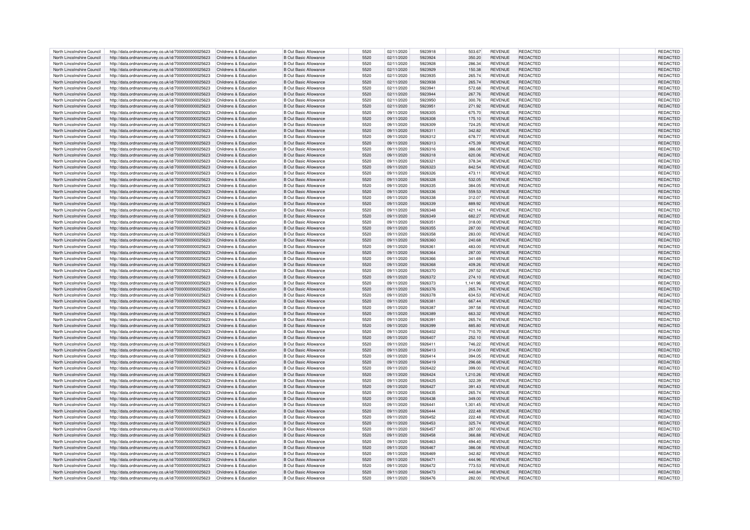| North Lincolnshire Council | http://data.ordnancesurvey.co.uk/id/7000000000025623 | Childrens & Education | B Out Basic Allowance | 5520 | 02/11/2020 | 5923918 | 503.67 | REVENUE | REDACTED | | REDACTED |
|---|---|---|---|---|---|---|---|---|---|---|---|
| North Lincolnshire Council | http://data.ordnancesurvey.co.uk/id/7000000000025623 | Childrens & Education | B Out Basic Allowance | 5520 | 02/11/2020 | 5923924 | 350.20 | REVENUE | REDACTED | | REDACTED |
| North Lincolnshire Council | http://data.ordnancesurvey.co.uk/id/7000000000025623 | Childrens & Education | B Out Basic Allowance | 5520 | 02/11/2020 | 5923928 | 286.34 | REVENUE | REDACTED | | REDACTED |
| North Lincolnshire Council | http://data.ordnancesurvey.co.uk/id/7000000000025623 | Childrens & Education | B Out Basic Allowance | 5520 | 02/11/2020 | 5923929 | 150.38 | REVENUE | REDACTED | | REDACTED |
| North Lincolnshire Council | http://data.ordnancesurvey.co.uk/id/7000000000025623 | Childrens & Education | B Out Basic Allowance | 5520 | 02/11/2020 | 5923935 | 265.74 | REVENUE | REDACTED | | REDACTED |
| North Lincolnshire Council | http://data.ordnancesurvey.co.uk/id/7000000000025623 | Childrens & Education | B Out Basic Allowance | 5520 | 02/11/2020 | 5923938 | 265.74 | REVENUE | REDACTED | | REDACTED |
| North Lincolnshire Council | http://data.ordnancesurvey.co.uk/id/7000000000025623 | Childrens & Education | B Out Basic Allowance | 5520 | 02/11/2020 | 5923941 | 572.68 | REVENUE | REDACTED | | REDACTED |
| North Lincolnshire Council | http://data.ordnancesurvey.co.uk/id/7000000000025623 | Childrens & Education | B Out Basic Allowance | 5520 | 02/11/2020 | 5923944 | 267.76 | REVENUE | REDACTED | | REDACTED |
| North Lincolnshire Council | http://data.ordnancesurvey.co.uk/id/7000000000025623 | Childrens & Education | B Out Basic Allowance | 5520 | 02/11/2020 | 5923950 | 300.76 | REVENUE | REDACTED | | REDACTED |
| North Lincolnshire Council | http://data.ordnancesurvey.co.uk/id/7000000000025623 | Childrens & Education | B Out Basic Allowance | 5520 | 02/11/2020 | 5923951 | 271.92 | REVENUE | REDACTED | | REDACTED |
| North Lincolnshire Council | http://data.ordnancesurvey.co.uk/id/7000000000025623 | Childrens & Education | B Out Basic Allowance | 5520 | 09/11/2020 | 5926305 | 675.70 | REVENUE | REDACTED | | REDACTED |
| North Lincolnshire Council | http://data.ordnancesurvey.co.uk/id/7000000000025623 | Childrens & Education | B Out Basic Allowance | 5520 | 09/11/2020 | 5926308 | 175.10 | REVENUE | REDACTED | | REDACTED |
| North Lincolnshire Council | http://data.ordnancesurvey.co.uk/id/7000000000025623 | Childrens & Education | B Out Basic Allowance | 5520 | 09/11/2020 | 5926309 | 724.25 | REVENUE | REDACTED | | REDACTED |
| North Lincolnshire Council | http://data.ordnancesurvey.co.uk/id/7000000000025623 | Childrens & Education | B Out Basic Allowance | 5520 | 09/11/2020 | 5926311 | 342.82 | REVENUE | REDACTED | | REDACTED |
| North Lincolnshire Council | http://data.ordnancesurvey.co.uk/id/7000000000025623 | Childrens & Education | B Out Basic Allowance | 5520 | 09/11/2020 | 5926312 | 678.77 | REVENUE | REDACTED | | REDACTED |
| North Lincolnshire Council | http://data.ordnancesurvey.co.uk/id/7000000000025623 | Childrens & Education | B Out Basic Allowance | 5520 | 09/11/2020 | 5926313 | 475.39 | REVENUE | REDACTED | | REDACTED |
| North Lincolnshire Council | http://data.ordnancesurvey.co.uk/id/7000000000025623 | Childrens & Education | B Out Basic Allowance | 5520 | 09/11/2020 | 5926316 | 386.08 | REVENUE | REDACTED | | REDACTED |
| North Lincolnshire Council | http://data.ordnancesurvey.co.uk/id/7000000000025623 | Childrens & Education | B Out Basic Allowance | 5520 | 09/11/2020 | 5926318 | 620.06 | REVENUE | REDACTED | | REDACTED |
| North Lincolnshire Council | http://data.ordnancesurvey.co.uk/id/7000000000025623 | Childrens & Education | B Out Basic Allowance | 5520 | 09/11/2020 | 5926321 | 378.34 | REVENUE | REDACTED | | REDACTED |
| North Lincolnshire Council | http://data.ordnancesurvey.co.uk/id/7000000000025623 | Childrens & Education | B Out Basic Allowance | 5520 | 09/11/2020 | 5926323 | 842.54 | REVENUE | REDACTED | | REDACTED |
| North Lincolnshire Council | http://data.ordnancesurvey.co.uk/id/7000000000025623 | Childrens & Education | B Out Basic Allowance | 5520 | 09/11/2020 | 5926326 | 473.11 | REVENUE | REDACTED | | REDACTED |
| North Lincolnshire Council | http://data.ordnancesurvey.co.uk/id/7000000000025623 | Childrens & Education | B Out Basic Allowance | 5520 | 09/11/2020 | 5926328 | 532.05 | REVENUE | REDACTED | | REDACTED |
| North Lincolnshire Council | http://data.ordnancesurvey.co.uk/id/7000000000025623 | Childrens & Education | B Out Basic Allowance | 5520 | 09/11/2020 | 5926335 | 384.05 | REVENUE | REDACTED | | REDACTED |
| North Lincolnshire Council | http://data.ordnancesurvey.co.uk/id/7000000000025623 | Childrens & Education | B Out Basic Allowance | 5520 | 09/11/2020 | 5926336 | 559.53 | REVENUE | REDACTED | | REDACTED |
| North Lincolnshire Council | http://data.ordnancesurvey.co.uk/id/7000000000025623 | Childrens & Education | B Out Basic Allowance | 5520 | 09/11/2020 | 5926338 | 312.07 | REVENUE | REDACTED | | REDACTED |
| North Lincolnshire Council | http://data.ordnancesurvey.co.uk/id/7000000000025623 | Childrens & Education | B Out Basic Allowance | 5520 | 09/11/2020 | 5926339 | 889.92 | REVENUE | REDACTED | | REDACTED |
| North Lincolnshire Council | http://data.ordnancesurvey.co.uk/id/7000000000025623 | Childrens & Education | B Out Basic Allowance | 5520 | 09/11/2020 | 5926348 | 421.14 | REVENUE | REDACTED | | REDACTED |
| North Lincolnshire Council | http://data.ordnancesurvey.co.uk/id/7000000000025623 | Childrens & Education | B Out Basic Allowance | 5520 | 09/11/2020 | 5926349 | 682.27 | REVENUE | REDACTED | | REDACTED |
| North Lincolnshire Council | http://data.ordnancesurvey.co.uk/id/7000000000025623 | Childrens & Education | B Out Basic Allowance | 5520 | 09/11/2020 | 5926351 | 318.00 | REVENUE | REDACTED | | REDACTED |
| North Lincolnshire Council | http://data.ordnancesurvey.co.uk/id/7000000000025623 | Childrens & Education | B Out Basic Allowance | 5520 | 09/11/2020 | 5926355 | 287.00 | REVENUE | REDACTED | | REDACTED |
| North Lincolnshire Council | http://data.ordnancesurvey.co.uk/id/7000000000025623 | Childrens & Education | B Out Basic Allowance | 5520 | 09/11/2020 | 5926358 | 283.00 | REVENUE | REDACTED | | REDACTED |
| North Lincolnshire Council | http://data.ordnancesurvey.co.uk/id/7000000000025623 | Childrens & Education | B Out Basic Allowance | 5520 | 09/11/2020 | 5926360 | 240.68 | REVENUE | REDACTED | | REDACTED |
| North Lincolnshire Council | http://data.ordnancesurvey.co.uk/id/7000000000025623 | Childrens & Education | B Out Basic Allowance | 5520 | 09/11/2020 | 5926361 | 483.00 | REVENUE | REDACTED | | REDACTED |
| North Lincolnshire Council | http://data.ordnancesurvey.co.uk/id/7000000000025623 | Childrens & Education | B Out Basic Allowance | 5520 | 09/11/2020 | 5926364 | 287.00 | REVENUE | REDACTED | | REDACTED |
| North Lincolnshire Council | http://data.ordnancesurvey.co.uk/id/7000000000025623 | Childrens & Education | B Out Basic Allowance | 5520 | 09/11/2020 | 5926366 | 341.69 | REVENUE | REDACTED | | REDACTED |
| North Lincolnshire Council | http://data.ordnancesurvey.co.uk/id/7000000000025623 | Childrens & Education | B Out Basic Allowance | 5520 | 09/11/2020 | 5926368 | 409.26 | REVENUE | REDACTED | | REDACTED |
| North Lincolnshire Council | http://data.ordnancesurvey.co.uk/id/7000000000025623 | Childrens & Education | B Out Basic Allowance | 5520 | 09/11/2020 | 5926370 | 297.52 | REVENUE | REDACTED | | REDACTED |
| North Lincolnshire Council | http://data.ordnancesurvey.co.uk/id/7000000000025623 | Childrens & Education | B Out Basic Allowance | 5520 | 09/11/2020 | 5926372 | 274.10 | REVENUE | REDACTED | | REDACTED |
| North Lincolnshire Council | http://data.ordnancesurvey.co.uk/id/7000000000025623 | Childrens & Education | B Out Basic Allowance | 5520 | 09/11/2020 | 5926373 | 1,141.96 | REVENUE | REDACTED | | REDACTED |
| North Lincolnshire Council | http://data.ordnancesurvey.co.uk/id/7000000000025623 | Childrens & Education | B Out Basic Allowance | 5520 | 09/11/2020 | 5926376 | 265.74 | REVENUE | REDACTED | | REDACTED |
| North Lincolnshire Council | http://data.ordnancesurvey.co.uk/id/7000000000025623 | Childrens & Education | B Out Basic Allowance | 5520 | 09/11/2020 | 5926378 | 634.53 | REVENUE | REDACTED | | REDACTED |
| North Lincolnshire Council | http://data.ordnancesurvey.co.uk/id/7000000000025623 | Childrens & Education | B Out Basic Allowance | 5520 | 09/11/2020 | 5926381 | 667.44 | REVENUE | REDACTED | | REDACTED |
| North Lincolnshire Council | http://data.ordnancesurvey.co.uk/id/7000000000025623 | Childrens & Education | B Out Basic Allowance | 5520 | 09/11/2020 | 5926387 | 397.58 | REVENUE | REDACTED | | REDACTED |
| North Lincolnshire Council | http://data.ordnancesurvey.co.uk/id/7000000000025623 | Childrens & Education | B Out Basic Allowance | 5520 | 09/11/2020 | 5926389 | 663.32 | REVENUE | REDACTED | | REDACTED |
| North Lincolnshire Council | http://data.ordnancesurvey.co.uk/id/7000000000025623 | Childrens & Education | B Out Basic Allowance | 5520 | 09/11/2020 | 5926391 | 265.74 | REVENUE | REDACTED | | REDACTED |
| North Lincolnshire Council | http://data.ordnancesurvey.co.uk/id/7000000000025623 | Childrens & Education | B Out Basic Allowance | 5520 | 09/11/2020 | 5926399 | 885.80 | REVENUE | REDACTED | | REDACTED |
| North Lincolnshire Council | http://data.ordnancesurvey.co.uk/id/7000000000025623 | Childrens & Education | B Out Basic Allowance | 5520 | 09/11/2020 | 5926402 | 710.70 | REVENUE | REDACTED | | REDACTED |
| North Lincolnshire Council | http://data.ordnancesurvey.co.uk/id/7000000000025623 | Childrens & Education | B Out Basic Allowance | 5520 | 09/11/2020 | 5926407 | 252.10 | REVENUE | REDACTED | | REDACTED |
| North Lincolnshire Council | http://data.ordnancesurvey.co.uk/id/7000000000025623 | Childrens & Education | B Out Basic Allowance | 5520 | 09/11/2020 | 5926411 | 746.22 | REVENUE | REDACTED | | REDACTED |
| North Lincolnshire Council | http://data.ordnancesurvey.co.uk/id/7000000000025623 | Childrens & Education | B Out Basic Allowance | 5520 | 09/11/2020 | 5926413 | 314.00 | REVENUE | REDACTED | | REDACTED |
| North Lincolnshire Council | http://data.ordnancesurvey.co.uk/id/7000000000025623 | Childrens & Education | B Out Basic Allowance | 5520 | 09/11/2020 | 5926414 | 394.05 | REVENUE | REDACTED | | REDACTED |
| North Lincolnshire Council | http://data.ordnancesurvey.co.uk/id/7000000000025623 | Childrens & Education | B Out Basic Allowance | 5520 | 09/11/2020 | 5926419 | 296.66 | REVENUE | REDACTED | | REDACTED |
| North Lincolnshire Council | http://data.ordnancesurvey.co.uk/id/7000000000025623 | Childrens & Education | B Out Basic Allowance | 5520 | 09/11/2020 | 5926422 | 399.00 | REVENUE | REDACTED | | REDACTED |
| North Lincolnshire Council | http://data.ordnancesurvey.co.uk/id/7000000000025623 | Childrens & Education | B Out Basic Allowance | 5520 | 09/11/2020 | 5926424 | 1,210.26 | REVENUE | REDACTED | | REDACTED |
| North Lincolnshire Council | http://data.ordnancesurvey.co.uk/id/7000000000025623 | Childrens & Education | B Out Basic Allowance | 5520 | 09/11/2020 | 5926425 | 322.39 | REVENUE | REDACTED | | REDACTED |
| North Lincolnshire Council | http://data.ordnancesurvey.co.uk/id/7000000000025623 | Childrens & Education | B Out Basic Allowance | 5520 | 09/11/2020 | 5926427 | 391.43 | REVENUE | REDACTED | | REDACTED |
| North Lincolnshire Council | http://data.ordnancesurvey.co.uk/id/7000000000025623 | Childrens & Education | B Out Basic Allowance | 5520 | 09/11/2020 | 5926435 | 265.74 | REVENUE | REDACTED | | REDACTED |
| North Lincolnshire Council | http://data.ordnancesurvey.co.uk/id/7000000000025623 | Childrens & Education | B Out Basic Allowance | 5520 | 09/11/2020 | 5926438 | 349.00 | REVENUE | REDACTED | | REDACTED |
| North Lincolnshire Council | http://data.ordnancesurvey.co.uk/id/7000000000025623 | Childrens & Education | B Out Basic Allowance | 5520 | 09/11/2020 | 5926441 | 1,301.45 | REVENUE | REDACTED | | REDACTED |
| North Lincolnshire Council | http://data.ordnancesurvey.co.uk/id/7000000000025623 | Childrens & Education | B Out Basic Allowance | 5520 | 09/11/2020 | 5926444 | 222.48 | REVENUE | REDACTED | | REDACTED |
| North Lincolnshire Council | http://data.ordnancesurvey.co.uk/id/7000000000025623 | Childrens & Education | B Out Basic Allowance | 5520 | 09/11/2020 | 5926452 | 222.48 | REVENUE | REDACTED | | REDACTED |
| North Lincolnshire Council | http://data.ordnancesurvey.co.uk/id/7000000000025623 | Childrens & Education | B Out Basic Allowance | 5520 | 09/11/2020 | 5926453 | 325.74 | REVENUE | REDACTED | | REDACTED |
| North Lincolnshire Council | http://data.ordnancesurvey.co.uk/id/7000000000025623 | Childrens & Education | B Out Basic Allowance | 5520 | 09/11/2020 | 5926457 | 287.00 | REVENUE | REDACTED | | REDACTED |
| North Lincolnshire Council | http://data.ordnancesurvey.co.uk/id/7000000000025623 | Childrens & Education | B Out Basic Allowance | 5520 | 09/11/2020 | 5926458 | 366.88 | REVENUE | REDACTED | | REDACTED |
| North Lincolnshire Council | http://data.ordnancesurvey.co.uk/id/7000000000025623 | Childrens & Education | B Out Basic Allowance | 5520 | 09/11/2020 | 5926463 | 494.40 | REVENUE | REDACTED | | REDACTED |
| North Lincolnshire Council | http://data.ordnancesurvey.co.uk/id/7000000000025623 | Childrens & Education | B Out Basic Allowance | 5520 | 09/11/2020 | 5926467 | 386.08 | REVENUE | REDACTED | | REDACTED |
| North Lincolnshire Council | http://data.ordnancesurvey.co.uk/id/7000000000025623 | Childrens & Education | B Out Basic Allowance | 5520 | 09/11/2020 | 5926469 | 342.82 | REVENUE | REDACTED | | REDACTED |
| North Lincolnshire Council | http://data.ordnancesurvey.co.uk/id/7000000000025623 | Childrens & Education | B Out Basic Allowance | 5520 | 09/11/2020 | 5926471 | 444.96 | REVENUE | REDACTED | | REDACTED |
| North Lincolnshire Council | http://data.ordnancesurvey.co.uk/id/7000000000025623 | Childrens & Education | B Out Basic Allowance | 5520 | 09/11/2020 | 5926472 | 773.53 | REVENUE | REDACTED | | REDACTED |
| North Lincolnshire Council | http://data.ordnancesurvey.co.uk/id/7000000000025623 | Childrens & Education | B Out Basic Allowance | 5520 | 09/11/2020 | 5926473 | 440.84 | REVENUE | REDACTED | | REDACTED |
| North Lincolnshire Council | http://data.ordnancesurvey.co.uk/id/7000000000025623 | Childrens & Education | B Out Basic Allowance | 5520 | 09/11/2020 | 5926476 | 282.00 | REVENUE | REDACTED | | REDACTED |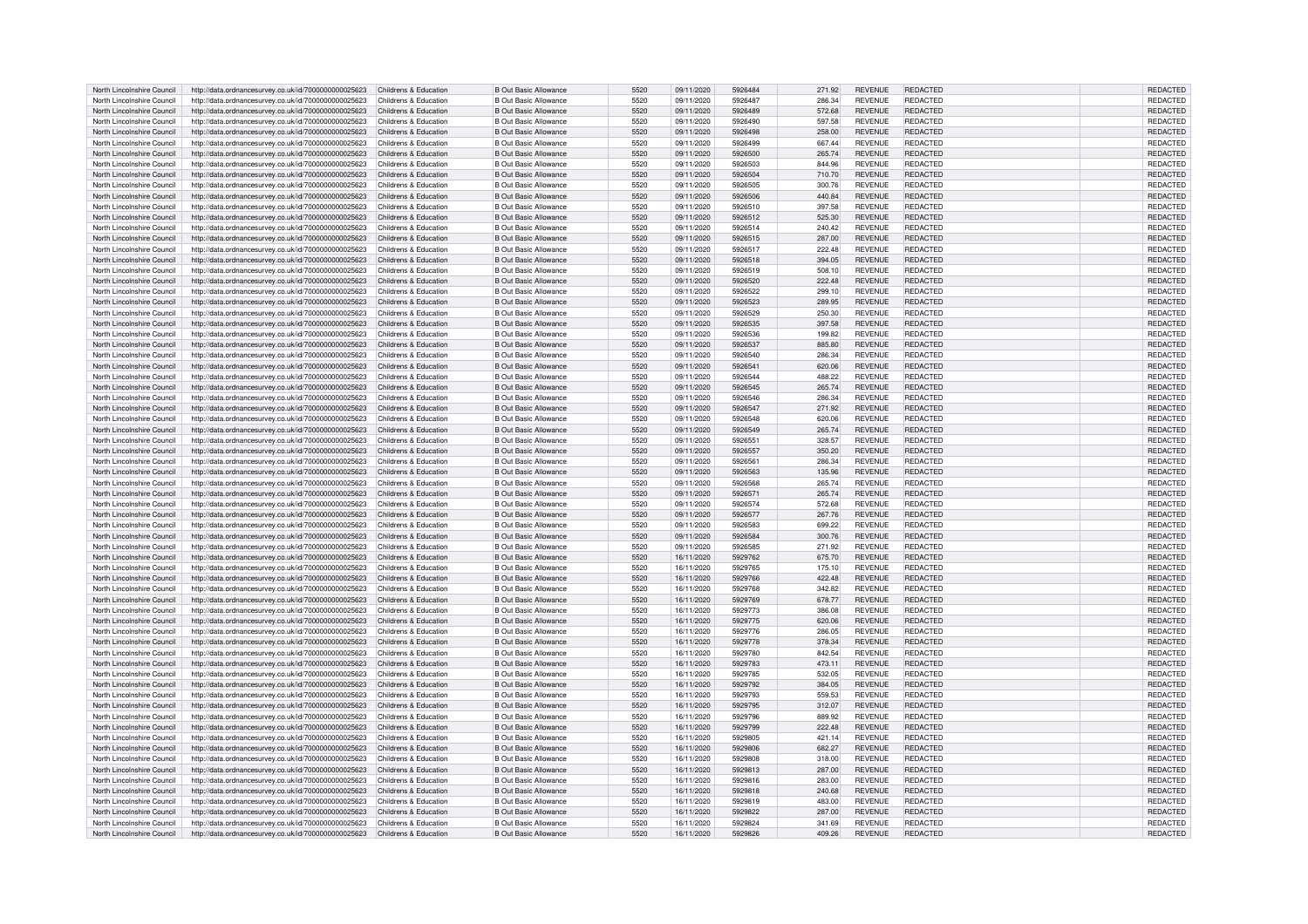| North Lincolnshire Council | http://data.ordnancesurvey.co.uk/id/7000000000025623 | Childrens & Education | B Out Basic Allowance | 5520 | 09/11/2020 | 5926484 | 271.92 | REVENUE | REDACTED | | REDACTED |
|---|---|---|---|---|---|---|---|---|---|---|---|
| North Lincolnshire Council | http://data.ordnancesurvey.co.uk/id/7000000000025623 | Childrens & Education | B Out Basic Allowance | 5520 | 09/11/2020 | 5926487 | 286.34 | REVENUE | REDACTED | | REDACTED |
| North Lincolnshire Council | http://data.ordnancesurvey.co.uk/id/7000000000025623 | Childrens & Education | B Out Basic Allowance | 5520 | 09/11/2020 | 5926489 | 572.68 | REVENUE | REDACTED | | REDACTED |
| North Lincolnshire Council | http://data.ordnancesurvey.co.uk/id/7000000000025623 | Childrens & Education | B Out Basic Allowance | 5520 | 09/11/2020 | 5926490 | 597.58 | REVENUE | REDACTED | | REDACTED |
| North Lincolnshire Council | http://data.ordnancesurvey.co.uk/id/7000000000025623 | Childrens & Education | B Out Basic Allowance | 5520 | 09/11/2020 | 5926498 | 258.00 | REVENUE | REDACTED | | REDACTED |
| North Lincolnshire Council | http://data.ordnancesurvey.co.uk/id/7000000000025623 | Childrens & Education | B Out Basic Allowance | 5520 | 09/11/2020 | 5926499 | 667.44 | REVENUE | REDACTED | | REDACTED |
| North Lincolnshire Council | http://data.ordnancesurvey.co.uk/id/7000000000025623 | Childrens & Education | B Out Basic Allowance | 5520 | 09/11/2020 | 5926500 | 265.74 | REVENUE | REDACTED | | REDACTED |
| North Lincolnshire Council | http://data.ordnancesurvey.co.uk/id/7000000000025623 | Childrens & Education | B Out Basic Allowance | 5520 | 09/11/2020 | 5926503 | 844.96 | REVENUE | REDACTED | | REDACTED |
| North Lincolnshire Council | http://data.ordnancesurvey.co.uk/id/7000000000025623 | Childrens & Education | B Out Basic Allowance | 5520 | 09/11/2020 | 5926504 | 710.70 | REVENUE | REDACTED | | REDACTED |
| North Lincolnshire Council | http://data.ordnancesurvey.co.uk/id/7000000000025623 | Childrens & Education | B Out Basic Allowance | 5520 | 09/11/2020 | 5926505 | 300.76 | REVENUE | REDACTED | | REDACTED |
| North Lincolnshire Council | http://data.ordnancesurvey.co.uk/id/7000000000025623 | Childrens & Education | B Out Basic Allowance | 5520 | 09/11/2020 | 5926506 | 440.84 | REVENUE | REDACTED | | REDACTED |
| North Lincolnshire Council | http://data.ordnancesurvey.co.uk/id/7000000000025623 | Childrens & Education | B Out Basic Allowance | 5520 | 09/11/2020 | 5926510 | 397.58 | REVENUE | REDACTED | | REDACTED |
| North Lincolnshire Council | http://data.ordnancesurvey.co.uk/id/7000000000025623 | Childrens & Education | B Out Basic Allowance | 5520 | 09/11/2020 | 5926512 | 525.30 | REVENUE | REDACTED | | REDACTED |
| North Lincolnshire Council | http://data.ordnancesurvey.co.uk/id/7000000000025623 | Childrens & Education | B Out Basic Allowance | 5520 | 09/11/2020 | 5926514 | 240.42 | REVENUE | REDACTED | | REDACTED |
| North Lincolnshire Council | http://data.ordnancesurvey.co.uk/id/7000000000025623 | Childrens & Education | B Out Basic Allowance | 5520 | 09/11/2020 | 5926515 | 287.00 | REVENUE | REDACTED | | REDACTED |
| North Lincolnshire Council | http://data.ordnancesurvey.co.uk/id/7000000000025623 | Childrens & Education | B Out Basic Allowance | 5520 | 09/11/2020 | 5926517 | 222.48 | REVENUE | REDACTED | | REDACTED |
| North Lincolnshire Council | http://data.ordnancesurvey.co.uk/id/7000000000025623 | Childrens & Education | B Out Basic Allowance | 5520 | 09/11/2020 | 5926518 | 394.05 | REVENUE | REDACTED | | REDACTED |
| North Lincolnshire Council | http://data.ordnancesurvey.co.uk/id/7000000000025623 | Childrens & Education | B Out Basic Allowance | 5520 | 09/11/2020 | 5926519 | 508.10 | REVENUE | REDACTED | | REDACTED |
| North Lincolnshire Council | http://data.ordnancesurvey.co.uk/id/7000000000025623 | Childrens & Education | B Out Basic Allowance | 5520 | 09/11/2020 | 5926520 | 222.48 | REVENUE | REDACTED | | REDACTED |
| North Lincolnshire Council | http://data.ordnancesurvey.co.uk/id/7000000000025623 | Childrens & Education | B Out Basic Allowance | 5520 | 09/11/2020 | 5926522 | 299.10 | REVENUE | REDACTED | | REDACTED |
| North Lincolnshire Council | http://data.ordnancesurvey.co.uk/id/7000000000025623 | Childrens & Education | B Out Basic Allowance | 5520 | 09/11/2020 | 5926523 | 289.95 | REVENUE | REDACTED | | REDACTED |
| North Lincolnshire Council | http://data.ordnancesurvey.co.uk/id/7000000000025623 | Childrens & Education | B Out Basic Allowance | 5520 | 09/11/2020 | 5926529 | 250.30 | REVENUE | REDACTED | | REDACTED |
| North Lincolnshire Council | http://data.ordnancesurvey.co.uk/id/7000000000025623 | Childrens & Education | B Out Basic Allowance | 5520 | 09/11/2020 | 5926535 | 397.58 | REVENUE | REDACTED | | REDACTED |
| North Lincolnshire Council | http://data.ordnancesurvey.co.uk/id/7000000000025623 | Childrens & Education | B Out Basic Allowance | 5520 | 09/11/2020 | 5926536 | 199.82 | REVENUE | REDACTED | | REDACTED |
| North Lincolnshire Council | http://data.ordnancesurvey.co.uk/id/7000000000025623 | Childrens & Education | B Out Basic Allowance | 5520 | 09/11/2020 | 5926537 | 885.80 | REVENUE | REDACTED | | REDACTED |
| North Lincolnshire Council | http://data.ordnancesurvey.co.uk/id/7000000000025623 | Childrens & Education | B Out Basic Allowance | 5520 | 09/11/2020 | 5926540 | 286.34 | REVENUE | REDACTED | | REDACTED |
| North Lincolnshire Council | http://data.ordnancesurvey.co.uk/id/7000000000025623 | Childrens & Education | B Out Basic Allowance | 5520 | 09/11/2020 | 5926541 | 620.06 | REVENUE | REDACTED | | REDACTED |
| North Lincolnshire Council | http://data.ordnancesurvey.co.uk/id/7000000000025623 | Childrens & Education | B Out Basic Allowance | 5520 | 09/11/2020 | 5926544 | 488.22 | REVENUE | REDACTED | | REDACTED |
| North Lincolnshire Council | http://data.ordnancesurvey.co.uk/id/7000000000025623 | Childrens & Education | B Out Basic Allowance | 5520 | 09/11/2020 | 5926545 | 265.74 | REVENUE | REDACTED | | REDACTED |
| North Lincolnshire Council | http://data.ordnancesurvey.co.uk/id/7000000000025623 | Childrens & Education | B Out Basic Allowance | 5520 | 09/11/2020 | 5926546 | 286.34 | REVENUE | REDACTED | | REDACTED |
| North Lincolnshire Council | http://data.ordnancesurvey.co.uk/id/7000000000025623 | Childrens & Education | B Out Basic Allowance | 5520 | 09/11/2020 | 5926547 | 271.92 | REVENUE | REDACTED | | REDACTED |
| North Lincolnshire Council | http://data.ordnancesurvey.co.uk/id/7000000000025623 | Childrens & Education | B Out Basic Allowance | 5520 | 09/11/2020 | 5926548 | 620.06 | REVENUE | REDACTED | | REDACTED |
| North Lincolnshire Council | http://data.ordnancesurvey.co.uk/id/7000000000025623 | Childrens & Education | B Out Basic Allowance | 5520 | 09/11/2020 | 5926549 | 265.74 | REVENUE | REDACTED | | REDACTED |
| North Lincolnshire Council | http://data.ordnancesurvey.co.uk/id/7000000000025623 | Childrens & Education | B Out Basic Allowance | 5520 | 09/11/2020 | 5926551 | 328.57 | REVENUE | REDACTED | | REDACTED |
| North Lincolnshire Council | http://data.ordnancesurvey.co.uk/id/7000000000025623 | Childrens & Education | B Out Basic Allowance | 5520 | 09/11/2020 | 5926557 | 350.20 | REVENUE | REDACTED | | REDACTED |
| North Lincolnshire Council | http://data.ordnancesurvey.co.uk/id/7000000000025623 | Childrens & Education | B Out Basic Allowance | 5520 | 09/11/2020 | 5926561 | 286.34 | REVENUE | REDACTED | | REDACTED |
| North Lincolnshire Council | http://data.ordnancesurvey.co.uk/id/7000000000025623 | Childrens & Education | B Out Basic Allowance | 5520 | 09/11/2020 | 5926563 | 135.96 | REVENUE | REDACTED | | REDACTED |
| North Lincolnshire Council | http://data.ordnancesurvey.co.uk/id/7000000000025623 | Childrens & Education | B Out Basic Allowance | 5520 | 09/11/2020 | 5926568 | 265.74 | REVENUE | REDACTED | | REDACTED |
| North Lincolnshire Council | http://data.ordnancesurvey.co.uk/id/7000000000025623 | Childrens & Education | B Out Basic Allowance | 5520 | 09/11/2020 | 5926571 | 265.74 | REVENUE | REDACTED | | REDACTED |
| North Lincolnshire Council | http://data.ordnancesurvey.co.uk/id/7000000000025623 | Childrens & Education | B Out Basic Allowance | 5520 | 09/11/2020 | 5926574 | 572.68 | REVENUE | REDACTED | | REDACTED |
| North Lincolnshire Council | http://data.ordnancesurvey.co.uk/id/7000000000025623 | Childrens & Education | B Out Basic Allowance | 5520 | 09/11/2020 | 5926577 | 267.76 | REVENUE | REDACTED | | REDACTED |
| North Lincolnshire Council | http://data.ordnancesurvey.co.uk/id/7000000000025623 | Childrens & Education | B Out Basic Allowance | 5520 | 09/11/2020 | 5926583 | 699.22 | REVENUE | REDACTED | | REDACTED |
| North Lincolnshire Council | http://data.ordnancesurvey.co.uk/id/7000000000025623 | Childrens & Education | B Out Basic Allowance | 5520 | 09/11/2020 | 5926584 | 300.76 | REVENUE | REDACTED | | REDACTED |
| North Lincolnshire Council | http://data.ordnancesurvey.co.uk/id/7000000000025623 | Childrens & Education | B Out Basic Allowance | 5520 | 09/11/2020 | 5926585 | 271.92 | REVENUE | REDACTED | | REDACTED |
| North Lincolnshire Council | http://data.ordnancesurvey.co.uk/id/7000000000025623 | Childrens & Education | B Out Basic Allowance | 5520 | 16/11/2020 | 5929762 | 675.70 | REVENUE | REDACTED | | REDACTED |
| North Lincolnshire Council | http://data.ordnancesurvey.co.uk/id/7000000000025623 | Childrens & Education | B Out Basic Allowance | 5520 | 16/11/2020 | 5929765 | 175.10 | REVENUE | REDACTED | | REDACTED |
| North Lincolnshire Council | http://data.ordnancesurvey.co.uk/id/7000000000025623 | Childrens & Education | B Out Basic Allowance | 5520 | 16/11/2020 | 5929766 | 422.48 | REVENUE | REDACTED | | REDACTED |
| North Lincolnshire Council | http://data.ordnancesurvey.co.uk/id/7000000000025623 | Childrens & Education | B Out Basic Allowance | 5520 | 16/11/2020 | 5929768 | 342.82 | REVENUE | REDACTED | | REDACTED |
| North Lincolnshire Council | http://data.ordnancesurvey.co.uk/id/7000000000025623 | Childrens & Education | B Out Basic Allowance | 5520 | 16/11/2020 | 5929769 | 678.77 | REVENUE | REDACTED | | REDACTED |
| North Lincolnshire Council | http://data.ordnancesurvey.co.uk/id/7000000000025623 | Childrens & Education | B Out Basic Allowance | 5520 | 16/11/2020 | 5929773 | 386.08 | REVENUE | REDACTED | | REDACTED |
| North Lincolnshire Council | http://data.ordnancesurvey.co.uk/id/7000000000025623 | Childrens & Education | B Out Basic Allowance | 5520 | 16/11/2020 | 5929775 | 620.06 | REVENUE | REDACTED | | REDACTED |
| North Lincolnshire Council | http://data.ordnancesurvey.co.uk/id/7000000000025623 | Childrens & Education | B Out Basic Allowance | 5520 | 16/11/2020 | 5929776 | 286.05 | REVENUE | REDACTED | | REDACTED |
| North Lincolnshire Council | http://data.ordnancesurvey.co.uk/id/7000000000025623 | Childrens & Education | B Out Basic Allowance | 5520 | 16/11/2020 | 5929778 | 378.34 | REVENUE | REDACTED | | REDACTED |
| North Lincolnshire Council | http://data.ordnancesurvey.co.uk/id/7000000000025623 | Childrens & Education | B Out Basic Allowance | 5520 | 16/11/2020 | 5929780 | 842.54 | REVENUE | REDACTED | | REDACTED |
| North Lincolnshire Council | http://data.ordnancesurvey.co.uk/id/7000000000025623 | Childrens & Education | B Out Basic Allowance | 5520 | 16/11/2020 | 5929783 | 473.11 | REVENUE | REDACTED | | REDACTED |
| North Lincolnshire Council | http://data.ordnancesurvey.co.uk/id/7000000000025623 | Childrens & Education | B Out Basic Allowance | 5520 | 16/11/2020 | 5929785 | 532.05 | REVENUE | REDACTED | | REDACTED |
| North Lincolnshire Council | http://data.ordnancesurvey.co.uk/id/7000000000025623 | Childrens & Education | B Out Basic Allowance | 5520 | 16/11/2020 | 5929792 | 384.05 | REVENUE | REDACTED | | REDACTED |
| North Lincolnshire Council | http://data.ordnancesurvey.co.uk/id/7000000000025623 | Childrens & Education | B Out Basic Allowance | 5520 | 16/11/2020 | 5929793 | 559.53 | REVENUE | REDACTED | | REDACTED |
| North Lincolnshire Council | http://data.ordnancesurvey.co.uk/id/7000000000025623 | Childrens & Education | B Out Basic Allowance | 5520 | 16/11/2020 | 5929795 | 312.07 | REVENUE | REDACTED | | REDACTED |
| North Lincolnshire Council | http://data.ordnancesurvey.co.uk/id/7000000000025623 | Childrens & Education | B Out Basic Allowance | 5520 | 16/11/2020 | 5929796 | 889.92 | REVENUE | REDACTED | | REDACTED |
| North Lincolnshire Council | http://data.ordnancesurvey.co.uk/id/7000000000025623 | Childrens & Education | B Out Basic Allowance | 5520 | 16/11/2020 | 5929799 | 222.48 | REVENUE | REDACTED | | REDACTED |
| North Lincolnshire Council | http://data.ordnancesurvey.co.uk/id/7000000000025623 | Childrens & Education | B Out Basic Allowance | 5520 | 16/11/2020 | 5929805 | 421.14 | REVENUE | REDACTED | | REDACTED |
| North Lincolnshire Council | http://data.ordnancesurvey.co.uk/id/7000000000025623 | Childrens & Education | B Out Basic Allowance | 5520 | 16/11/2020 | 5929806 | 682.27 | REVENUE | REDACTED | | REDACTED |
| North Lincolnshire Council | http://data.ordnancesurvey.co.uk/id/7000000000025623 | Childrens & Education | B Out Basic Allowance | 5520 | 16/11/2020 | 5929808 | 318.00 | REVENUE | REDACTED | | REDACTED |
| North Lincolnshire Council | http://data.ordnancesurvey.co.uk/id/7000000000025623 | Childrens & Education | B Out Basic Allowance | 5520 | 16/11/2020 | 5929813 | 287.00 | REVENUE | REDACTED | | REDACTED |
| North Lincolnshire Council | http://data.ordnancesurvey.co.uk/id/7000000000025623 | Childrens & Education | B Out Basic Allowance | 5520 | 16/11/2020 | 5929816 | 283.00 | REVENUE | REDACTED | | REDACTED |
| North Lincolnshire Council | http://data.ordnancesurvey.co.uk/id/7000000000025623 | Childrens & Education | B Out Basic Allowance | 5520 | 16/11/2020 | 5929818 | 240.68 | REVENUE | REDACTED | | REDACTED |
| North Lincolnshire Council | http://data.ordnancesurvey.co.uk/id/7000000000025623 | Childrens & Education | B Out Basic Allowance | 5520 | 16/11/2020 | 5929819 | 483.00 | REVENUE | REDACTED | | REDACTED |
| North Lincolnshire Council | http://data.ordnancesurvey.co.uk/id/7000000000025623 | Childrens & Education | B Out Basic Allowance | 5520 | 16/11/2020 | 5929822 | 287.00 | REVENUE | REDACTED | | REDACTED |
| North Lincolnshire Council | http://data.ordnancesurvey.co.uk/id/7000000000025623 | Childrens & Education | B Out Basic Allowance | 5520 | 16/11/2020 | 5929824 | 341.69 | REVENUE | REDACTED | | REDACTED |
| North Lincolnshire Council | http://data.ordnancesurvey.co.uk/id/7000000000025623 | Childrens & Education | B Out Basic Allowance | 5520 | 16/11/2020 | 5929826 | 409.26 | REVENUE | REDACTED | | REDACTED |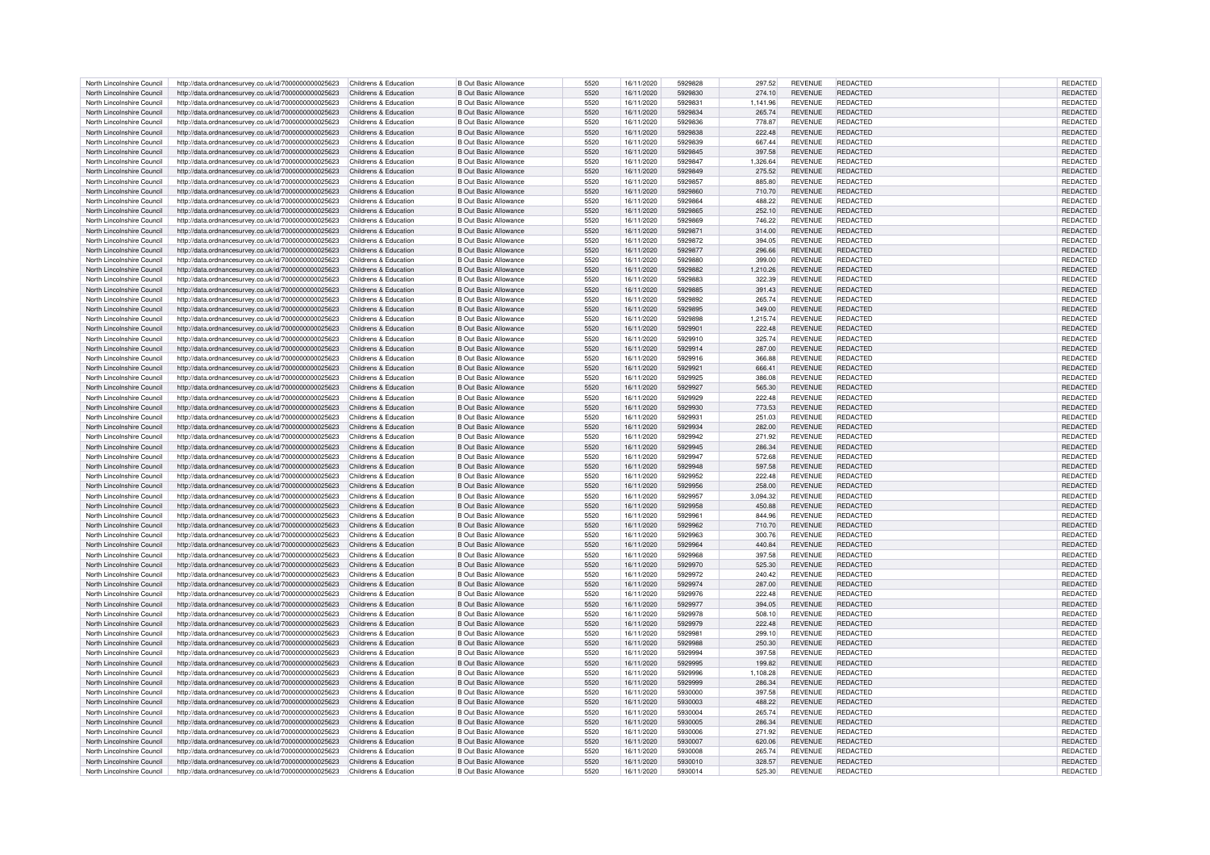| | | | | | | | | | | | |
|---|---|---|---|---|---|---|---|---|---|---|---|
| North Lincolnshire Council | http://data.ordnancesurvey.co.uk/id/7000000000025623 | Childrens & Education | B Out Basic Allowance | 5520 | 16/11/2020 | 5929828 | 297.52 | REVENUE | REDACTED | | REDACTED |
| North Lincolnshire Council | http://data.ordnancesurvey.co.uk/id/7000000000025623 | Childrens & Education | B Out Basic Allowance | 5520 | 16/11/2020 | 5929830 | 274.10 | REVENUE | REDACTED | | REDACTED |
| North Lincolnshire Council | http://data.ordnancesurvey.co.uk/id/7000000000025623 | Childrens & Education | B Out Basic Allowance | 5520 | 16/11/2020 | 5929831 | 1,141.96 | REVENUE | REDACTED | | REDACTED |
| North Lincolnshire Council | http://data.ordnancesurvey.co.uk/id/7000000000025623 | Childrens & Education | B Out Basic Allowance | 5520 | 16/11/2020 | 5929834 | 265.74 | REVENUE | REDACTED | | REDACTED |
| North Lincolnshire Council | http://data.ordnancesurvey.co.uk/id/7000000000025623 | Childrens & Education | B Out Basic Allowance | 5520 | 16/11/2020 | 5929836 | 778.87 | REVENUE | REDACTED | | REDACTED |
| North Lincolnshire Council | http://data.ordnancesurvey.co.uk/id/7000000000025623 | Childrens & Education | B Out Basic Allowance | 5520 | 16/11/2020 | 5929838 | 222.48 | REVENUE | REDACTED | | REDACTED |
| North Lincolnshire Council | http://data.ordnancesurvey.co.uk/id/7000000000025623 | Childrens & Education | B Out Basic Allowance | 5520 | 16/11/2020 | 5929839 | 667.44 | REVENUE | REDACTED | | REDACTED |
| North Lincolnshire Council | http://data.ordnancesurvey.co.uk/id/7000000000025623 | Childrens & Education | B Out Basic Allowance | 5520 | 16/11/2020 | 5929845 | 397.58 | REVENUE | REDACTED | | REDACTED |
| North Lincolnshire Council | http://data.ordnancesurvey.co.uk/id/7000000000025623 | Childrens & Education | B Out Basic Allowance | 5520 | 16/11/2020 | 5929847 | 1,326.64 | REVENUE | REDACTED | | REDACTED |
| North Lincolnshire Council | http://data.ordnancesurvey.co.uk/id/7000000000025623 | Childrens & Education | B Out Basic Allowance | 5520 | 16/11/2020 | 5929849 | 275.52 | REVENUE | REDACTED | | REDACTED |
| North Lincolnshire Council | http://data.ordnancesurvey.co.uk/id/7000000000025623 | Childrens & Education | B Out Basic Allowance | 5520 | 16/11/2020 | 5929857 | 885.80 | REVENUE | REDACTED | | REDACTED |
| North Lincolnshire Council | http://data.ordnancesurvey.co.uk/id/7000000000025623 | Childrens & Education | B Out Basic Allowance | 5520 | 16/11/2020 | 5929860 | 710.70 | REVENUE | REDACTED | | REDACTED |
| North Lincolnshire Council | http://data.ordnancesurvey.co.uk/id/7000000000025623 | Childrens & Education | B Out Basic Allowance | 5520 | 16/11/2020 | 5929864 | 488.22 | REVENUE | REDACTED | | REDACTED |
| North Lincolnshire Council | http://data.ordnancesurvey.co.uk/id/7000000000025623 | Childrens & Education | B Out Basic Allowance | 5520 | 16/11/2020 | 5929865 | 252.10 | REVENUE | REDACTED | | REDACTED |
| North Lincolnshire Council | http://data.ordnancesurvey.co.uk/id/7000000000025623 | Childrens & Education | B Out Basic Allowance | 5520 | 16/11/2020 | 5929869 | 746.22 | REVENUE | REDACTED | | REDACTED |
| North Lincolnshire Council | http://data.ordnancesurvey.co.uk/id/7000000000025623 | Childrens & Education | B Out Basic Allowance | 5520 | 16/11/2020 | 5929871 | 314.00 | REVENUE | REDACTED | | REDACTED |
| North Lincolnshire Council | http://data.ordnancesurvey.co.uk/id/7000000000025623 | Childrens & Education | B Out Basic Allowance | 5520 | 16/11/2020 | 5929872 | 394.05 | REVENUE | REDACTED | | REDACTED |
| North Lincolnshire Council | http://data.ordnancesurvey.co.uk/id/7000000000025623 | Childrens & Education | B Out Basic Allowance | 5520 | 16/11/2020 | 5929877 | 296.66 | REVENUE | REDACTED | | REDACTED |
| North Lincolnshire Council | http://data.ordnancesurvey.co.uk/id/7000000000025623 | Childrens & Education | B Out Basic Allowance | 5520 | 16/11/2020 | 5929880 | 399.00 | REVENUE | REDACTED | | REDACTED |
| North Lincolnshire Council | http://data.ordnancesurvey.co.uk/id/7000000000025623 | Childrens & Education | B Out Basic Allowance | 5520 | 16/11/2020 | 5929882 | 1,210.26 | REVENUE | REDACTED | | REDACTED |
| North Lincolnshire Council | http://data.ordnancesurvey.co.uk/id/7000000000025623 | Childrens & Education | B Out Basic Allowance | 5520 | 16/11/2020 | 5929883 | 322.39 | REVENUE | REDACTED | | REDACTED |
| North Lincolnshire Council | http://data.ordnancesurvey.co.uk/id/7000000000025623 | Childrens & Education | B Out Basic Allowance | 5520 | 16/11/2020 | 5929885 | 391.43 | REVENUE | REDACTED | | REDACTED |
| North Lincolnshire Council | http://data.ordnancesurvey.co.uk/id/7000000000025623 | Childrens & Education | B Out Basic Allowance | 5520 | 16/11/2020 | 5929892 | 265.74 | REVENUE | REDACTED | | REDACTED |
| North Lincolnshire Council | http://data.ordnancesurvey.co.uk/id/7000000000025623 | Childrens & Education | B Out Basic Allowance | 5520 | 16/11/2020 | 5929895 | 349.00 | REVENUE | REDACTED | | REDACTED |
| North Lincolnshire Council | http://data.ordnancesurvey.co.uk/id/7000000000025623 | Childrens & Education | B Out Basic Allowance | 5520 | 16/11/2020 | 5929898 | 1,215.74 | REVENUE | REDACTED | | REDACTED |
| North Lincolnshire Council | http://data.ordnancesurvey.co.uk/id/7000000000025623 | Childrens & Education | B Out Basic Allowance | 5520 | 16/11/2020 | 5929901 | 222.48 | REVENUE | REDACTED | | REDACTED |
| North Lincolnshire Council | http://data.ordnancesurvey.co.uk/id/7000000000025623 | Childrens & Education | B Out Basic Allowance | 5520 | 16/11/2020 | 5929910 | 325.74 | REVENUE | REDACTED | | REDACTED |
| North Lincolnshire Council | http://data.ordnancesurvey.co.uk/id/7000000000025623 | Childrens & Education | B Out Basic Allowance | 5520 | 16/11/2020 | 5929914 | 287.00 | REVENUE | REDACTED | | REDACTED |
| North Lincolnshire Council | http://data.ordnancesurvey.co.uk/id/7000000000025623 | Childrens & Education | B Out Basic Allowance | 5520 | 16/11/2020 | 5929916 | 366.88 | REVENUE | REDACTED | | REDACTED |
| North Lincolnshire Council | http://data.ordnancesurvey.co.uk/id/7000000000025623 | Childrens & Education | B Out Basic Allowance | 5520 | 16/11/2020 | 5929921 | 666.41 | REVENUE | REDACTED | | REDACTED |
| North Lincolnshire Council | http://data.ordnancesurvey.co.uk/id/7000000000025623 | Childrens & Education | B Out Basic Allowance | 5520 | 16/11/2020 | 5929925 | 386.08 | REVENUE | REDACTED | | REDACTED |
| North Lincolnshire Council | http://data.ordnancesurvey.co.uk/id/7000000000025623 | Childrens & Education | B Out Basic Allowance | 5520 | 16/11/2020 | 5929927 | 565.30 | REVENUE | REDACTED | | REDACTED |
| North Lincolnshire Council | http://data.ordnancesurvey.co.uk/id/7000000000025623 | Childrens & Education | B Out Basic Allowance | 5520 | 16/11/2020 | 5929929 | 222.48 | REVENUE | REDACTED | | REDACTED |
| North Lincolnshire Council | http://data.ordnancesurvey.co.uk/id/7000000000025623 | Childrens & Education | B Out Basic Allowance | 5520 | 16/11/2020 | 5929930 | 773.53 | REVENUE | REDACTED | | REDACTED |
| North Lincolnshire Council | http://data.ordnancesurvey.co.uk/id/7000000000025623 | Childrens & Education | B Out Basic Allowance | 5520 | 16/11/2020 | 5929931 | 251.03 | REVENUE | REDACTED | | REDACTED |
| North Lincolnshire Council | http://data.ordnancesurvey.co.uk/id/7000000000025623 | Childrens & Education | B Out Basic Allowance | 5520 | 16/11/2020 | 5929934 | 282.00 | REVENUE | REDACTED | | REDACTED |
| North Lincolnshire Council | http://data.ordnancesurvey.co.uk/id/7000000000025623 | Childrens & Education | B Out Basic Allowance | 5520 | 16/11/2020 | 5929942 | 271.92 | REVENUE | REDACTED | | REDACTED |
| North Lincolnshire Council | http://data.ordnancesurvey.co.uk/id/7000000000025623 | Childrens & Education | B Out Basic Allowance | 5520 | 16/11/2020 | 5929945 | 286.34 | REVENUE | REDACTED | | REDACTED |
| North Lincolnshire Council | http://data.ordnancesurvey.co.uk/id/7000000000025623 | Childrens & Education | B Out Basic Allowance | 5520 | 16/11/2020 | 5929947 | 572.68 | REVENUE | REDACTED | | REDACTED |
| North Lincolnshire Council | http://data.ordnancesurvey.co.uk/id/7000000000025623 | Childrens & Education | B Out Basic Allowance | 5520 | 16/11/2020 | 5929948 | 597.58 | REVENUE | REDACTED | | REDACTED |
| North Lincolnshire Council | http://data.ordnancesurvey.co.uk/id/7000000000025623 | Childrens & Education | B Out Basic Allowance | 5520 | 16/11/2020 | 5929952 | 222.48 | REVENUE | REDACTED | | REDACTED |
| North Lincolnshire Council | http://data.ordnancesurvey.co.uk/id/7000000000025623 | Childrens & Education | B Out Basic Allowance | 5520 | 16/11/2020 | 5929956 | 258.00 | REVENUE | REDACTED | | REDACTED |
| North Lincolnshire Council | http://data.ordnancesurvey.co.uk/id/7000000000025623 | Childrens & Education | B Out Basic Allowance | 5520 | 16/11/2020 | 5929957 | 3,094.32 | REVENUE | REDACTED | | REDACTED |
| North Lincolnshire Council | http://data.ordnancesurvey.co.uk/id/7000000000025623 | Childrens & Education | B Out Basic Allowance | 5520 | 16/11/2020 | 5929958 | 450.88 | REVENUE | REDACTED | | REDACTED |
| North Lincolnshire Council | http://data.ordnancesurvey.co.uk/id/7000000000025623 | Childrens & Education | B Out Basic Allowance | 5520 | 16/11/2020 | 5929961 | 844.96 | REVENUE | REDACTED | | REDACTED |
| North Lincolnshire Council | http://data.ordnancesurvey.co.uk/id/7000000000025623 | Childrens & Education | B Out Basic Allowance | 5520 | 16/11/2020 | 5929962 | 710.70 | REVENUE | REDACTED | | REDACTED |
| North Lincolnshire Council | http://data.ordnancesurvey.co.uk/id/7000000000025623 | Childrens & Education | B Out Basic Allowance | 5520 | 16/11/2020 | 5929963 | 300.76 | REVENUE | REDACTED | | REDACTED |
| North Lincolnshire Council | http://data.ordnancesurvey.co.uk/id/7000000000025623 | Childrens & Education | B Out Basic Allowance | 5520 | 16/11/2020 | 5929964 | 440.84 | REVENUE | REDACTED | | REDACTED |
| North Lincolnshire Council | http://data.ordnancesurvey.co.uk/id/7000000000025623 | Childrens & Education | B Out Basic Allowance | 5520 | 16/11/2020 | 5929968 | 397.58 | REVENUE | REDACTED | | REDACTED |
| North Lincolnshire Council | http://data.ordnancesurvey.co.uk/id/7000000000025623 | Childrens & Education | B Out Basic Allowance | 5520 | 16/11/2020 | 5929970 | 525.30 | REVENUE | REDACTED | | REDACTED |
| North Lincolnshire Council | http://data.ordnancesurvey.co.uk/id/7000000000025623 | Childrens & Education | B Out Basic Allowance | 5520 | 16/11/2020 | 5929972 | 240.42 | REVENUE | REDACTED | | REDACTED |
| North Lincolnshire Council | http://data.ordnancesurvey.co.uk/id/7000000000025623 | Childrens & Education | B Out Basic Allowance | 5520 | 16/11/2020 | 5929974 | 287.00 | REVENUE | REDACTED | | REDACTED |
| North Lincolnshire Council | http://data.ordnancesurvey.co.uk/id/7000000000025623 | Childrens & Education | B Out Basic Allowance | 5520 | 16/11/2020 | 5929976 | 222.48 | REVENUE | REDACTED | | REDACTED |
| North Lincolnshire Council | http://data.ordnancesurvey.co.uk/id/7000000000025623 | Childrens & Education | B Out Basic Allowance | 5520 | 16/11/2020 | 5929977 | 394.05 | REVENUE | REDACTED | | REDACTED |
| North Lincolnshire Council | http://data.ordnancesurvey.co.uk/id/7000000000025623 | Childrens & Education | B Out Basic Allowance | 5520 | 16/11/2020 | 5929978 | 508.10 | REVENUE | REDACTED | | REDACTED |
| North Lincolnshire Council | http://data.ordnancesurvey.co.uk/id/7000000000025623 | Childrens & Education | B Out Basic Allowance | 5520 | 16/11/2020 | 5929979 | 222.48 | REVENUE | REDACTED | | REDACTED |
| North Lincolnshire Council | http://data.ordnancesurvey.co.uk/id/7000000000025623 | Childrens & Education | B Out Basic Allowance | 5520 | 16/11/2020 | 5929981 | 299.10 | REVENUE | REDACTED | | REDACTED |
| North Lincolnshire Council | http://data.ordnancesurvey.co.uk/id/7000000000025623 | Childrens & Education | B Out Basic Allowance | 5520 | 16/11/2020 | 5929988 | 250.30 | REVENUE | REDACTED | | REDACTED |
| North Lincolnshire Council | http://data.ordnancesurvey.co.uk/id/7000000000025623 | Childrens & Education | B Out Basic Allowance | 5520 | 16/11/2020 | 5929994 | 397.58 | REVENUE | REDACTED | | REDACTED |
| North Lincolnshire Council | http://data.ordnancesurvey.co.uk/id/7000000000025623 | Childrens & Education | B Out Basic Allowance | 5520 | 16/11/2020 | 5929995 | 199.82 | REVENUE | REDACTED | | REDACTED |
| North Lincolnshire Council | http://data.ordnancesurvey.co.uk/id/7000000000025623 | Childrens & Education | B Out Basic Allowance | 5520 | 16/11/2020 | 5929996 | 1,108.28 | REVENUE | REDACTED | | REDACTED |
| North Lincolnshire Council | http://data.ordnancesurvey.co.uk/id/7000000000025623 | Childrens & Education | B Out Basic Allowance | 5520 | 16/11/2020 | 5929999 | 286.34 | REVENUE | REDACTED | | REDACTED |
| North Lincolnshire Council | http://data.ordnancesurvey.co.uk/id/7000000000025623 | Childrens & Education | B Out Basic Allowance | 5520 | 16/11/2020 | 5930000 | 397.58 | REVENUE | REDACTED | | REDACTED |
| North Lincolnshire Council | http://data.ordnancesurvey.co.uk/id/7000000000025623 | Childrens & Education | B Out Basic Allowance | 5520 | 16/11/2020 | 5930003 | 488.22 | REVENUE | REDACTED | | REDACTED |
| North Lincolnshire Council | http://data.ordnancesurvey.co.uk/id/7000000000025623 | Childrens & Education | B Out Basic Allowance | 5520 | 16/11/2020 | 5930004 | 265.74 | REVENUE | REDACTED | | REDACTED |
| North Lincolnshire Council | http://data.ordnancesurvey.co.uk/id/7000000000025623 | Childrens & Education | B Out Basic Allowance | 5520 | 16/11/2020 | 5930005 | 286.34 | REVENUE | REDACTED | | REDACTED |
| North Lincolnshire Council | http://data.ordnancesurvey.co.uk/id/7000000000025623 | Childrens & Education | B Out Basic Allowance | 5520 | 16/11/2020 | 5930006 | 271.92 | REVENUE | REDACTED | | REDACTED |
| North Lincolnshire Council | http://data.ordnancesurvey.co.uk/id/7000000000025623 | Childrens & Education | B Out Basic Allowance | 5520 | 16/11/2020 | 5930007 | 620.06 | REVENUE | REDACTED | | REDACTED |
| North Lincolnshire Council | http://data.ordnancesurvey.co.uk/id/7000000000025623 | Childrens & Education | B Out Basic Allowance | 5520 | 16/11/2020 | 5930008 | 265.74 | REVENUE | REDACTED | | REDACTED |
| North Lincolnshire Council | http://data.ordnancesurvey.co.uk/id/7000000000025623 | Childrens & Education | B Out Basic Allowance | 5520 | 16/11/2020 | 5930010 | 328.57 | REVENUE | REDACTED | | REDACTED |
| North Lincolnshire Council | http://data.ordnancesurvey.co.uk/id/7000000000025623 | Childrens & Education | B Out Basic Allowance | 5520 | 16/11/2020 | 5930014 | 525.30 | REVENUE | REDACTED | | REDACTED |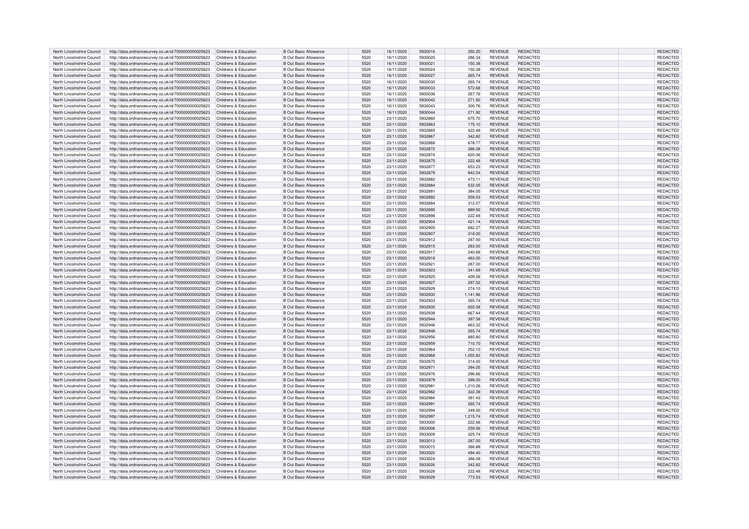| North Lincolnshire Council | http://data.ordnancesurvey.co.uk/id/7000000000025623 | Childrens & Education | B Out Basic Allowance | 5520 | 16/11/2020 | 5930016 | 350.20 | REVENUE | REDACTED | | REDACTED |
|---|---|---|---|---|---|---|---|---|---|---|---|
| North Lincolnshire Council | http://data.ordnancesurvey.co.uk/id/7000000000025623 | Childrens & Education | B Out Basic Allowance | 5520 | 16/11/2020 | 5930020 | 286.34 | REVENUE | REDACTED | | REDACTED |
| North Lincolnshire Council | http://data.ordnancesurvey.co.uk/id/7000000000025623 | Childrens & Education | B Out Basic Allowance | 5520 | 16/11/2020 | 5930021 | 150.38 | REVENUE | REDACTED | | REDACTED |
| North Lincolnshire Council | http://data.ordnancesurvey.co.uk/id/7000000000025623 | Childrens & Education | B Out Basic Allowance | 5520 | 16/11/2020 | 5930024 | 150.38 | REVENUE | REDACTED | | REDACTED |
| North Lincolnshire Council | http://data.ordnancesurvey.co.uk/id/7000000000025623 | Childrens & Education | B Out Basic Allowance | 5520 | 16/11/2020 | 5930027 | 265.74 | REVENUE | REDACTED | | REDACTED |
| North Lincolnshire Council | http://data.ordnancesurvey.co.uk/id/7000000000025623 | Childrens & Education | B Out Basic Allowance | 5520 | 16/11/2020 | 5930030 | 265.74 | REVENUE | REDACTED | | REDACTED |
| North Lincolnshire Council | http://data.ordnancesurvey.co.uk/id/7000000000025623 | Childrens & Education | B Out Basic Allowance | 5520 | 16/11/2020 | 5930033 | 572.68 | REVENUE | REDACTED | | REDACTED |
| North Lincolnshire Council | http://data.ordnancesurvey.co.uk/id/7000000000025623 | Childrens & Education | B Out Basic Allowance | 5520 | 16/11/2020 | 5930036 | 267.76 | REVENUE | REDACTED | | REDACTED |
| North Lincolnshire Council | http://data.ordnancesurvey.co.uk/id/7000000000025623 | Childrens & Education | B Out Basic Allowance | 5520 | 16/11/2020 | 5930042 | 271.92 | REVENUE | REDACTED | | REDACTED |
| North Lincolnshire Council | http://data.ordnancesurvey.co.uk/id/7000000000025623 | Childrens & Education | B Out Basic Allowance | 5520 | 16/11/2020 | 5930043 | 300.76 | REVENUE | REDACTED | | REDACTED |
| North Lincolnshire Council | http://data.ordnancesurvey.co.uk/id/7000000000025623 | Childrens & Education | B Out Basic Allowance | 5520 | 16/11/2020 | 5930044 | 271.92 | REVENUE | REDACTED | | REDACTED |
| North Lincolnshire Council | http://data.ordnancesurvey.co.uk/id/7000000000025623 | Childrens & Education | B Out Basic Allowance | 5520 | 23/11/2020 | 5932860 | 675.70 | REVENUE | REDACTED | | REDACTED |
| North Lincolnshire Council | http://data.ordnancesurvey.co.uk/id/7000000000025623 | Childrens & Education | B Out Basic Allowance | 5520 | 23/11/2020 | 5932863 | 175.10 | REVENUE | REDACTED | | REDACTED |
| North Lincolnshire Council | http://data.ordnancesurvey.co.uk/id/7000000000025623 | Childrens & Education | B Out Basic Allowance | 5520 | 23/11/2020 | 5932865 | 422.48 | REVENUE | REDACTED | | REDACTED |
| North Lincolnshire Council | http://data.ordnancesurvey.co.uk/id/7000000000025623 | Childrens & Education | B Out Basic Allowance | 5520 | 23/11/2020 | 5932867 | 342.82 | REVENUE | REDACTED | | REDACTED |
| North Lincolnshire Council | http://data.ordnancesurvey.co.uk/id/7000000000025623 | Childrens & Education | B Out Basic Allowance | 5520 | 23/11/2020 | 5932868 | 678.77 | REVENUE | REDACTED | | REDACTED |
| North Lincolnshire Council | http://data.ordnancesurvey.co.uk/id/7000000000025623 | Childrens & Education | B Out Basic Allowance | 5520 | 23/11/2020 | 5932872 | 386.08 | REVENUE | REDACTED | | REDACTED |
| North Lincolnshire Council | http://data.ordnancesurvey.co.uk/id/7000000000025623 | Childrens & Education | B Out Basic Allowance | 5520 | 23/11/2020 | 5932874 | 620.06 | REVENUE | REDACTED | | REDACTED |
| North Lincolnshire Council | http://data.ordnancesurvey.co.uk/id/7000000000025623 | Childrens & Education | B Out Basic Allowance | 5520 | 23/11/2020 | 5932875 | 222.48 | REVENUE | REDACTED | | REDACTED |
| North Lincolnshire Council | http://data.ordnancesurvey.co.uk/id/7000000000025623 | Childrens & Education | B Out Basic Allowance | 5520 | 23/11/2020 | 5932877 | 653.23 | REVENUE | REDACTED | | REDACTED |
| North Lincolnshire Council | http://data.ordnancesurvey.co.uk/id/7000000000025623 | Childrens & Education | B Out Basic Allowance | 5520 | 23/11/2020 | 5932879 | 842.54 | REVENUE | REDACTED | | REDACTED |
| North Lincolnshire Council | http://data.ordnancesurvey.co.uk/id/7000000000025623 | Childrens & Education | B Out Basic Allowance | 5520 | 23/11/2020 | 5932882 | 473.11 | REVENUE | REDACTED | | REDACTED |
| North Lincolnshire Council | http://data.ordnancesurvey.co.uk/id/7000000000025623 | Childrens & Education | B Out Basic Allowance | 5520 | 23/11/2020 | 5932884 | 532.05 | REVENUE | REDACTED | | REDACTED |
| North Lincolnshire Council | http://data.ordnancesurvey.co.uk/id/7000000000025623 | Childrens & Education | B Out Basic Allowance | 5520 | 23/11/2020 | 5932891 | 384.05 | REVENUE | REDACTED | | REDACTED |
| North Lincolnshire Council | http://data.ordnancesurvey.co.uk/id/7000000000025623 | Childrens & Education | B Out Basic Allowance | 5520 | 23/11/2020 | 5932892 | 559.53 | REVENUE | REDACTED | | REDACTED |
| North Lincolnshire Council | http://data.ordnancesurvey.co.uk/id/7000000000025623 | Childrens & Education | B Out Basic Allowance | 5520 | 23/11/2020 | 5932894 | 312.07 | REVENUE | REDACTED | | REDACTED |
| North Lincolnshire Council | http://data.ordnancesurvey.co.uk/id/7000000000025623 | Childrens & Education | B Out Basic Allowance | 5520 | 23/11/2020 | 5932895 | 889.92 | REVENUE | REDACTED | | REDACTED |
| North Lincolnshire Council | http://data.ordnancesurvey.co.uk/id/7000000000025623 | Childrens & Education | B Out Basic Allowance | 5520 | 23/11/2020 | 5932898 | 222.48 | REVENUE | REDACTED | | REDACTED |
| North Lincolnshire Council | http://data.ordnancesurvey.co.uk/id/7000000000025623 | Childrens & Education | B Out Basic Allowance | 5520 | 23/11/2020 | 5932904 | 421.14 | REVENUE | REDACTED | | REDACTED |
| North Lincolnshire Council | http://data.ordnancesurvey.co.uk/id/7000000000025623 | Childrens & Education | B Out Basic Allowance | 5520 | 23/11/2020 | 5932905 | 682.27 | REVENUE | REDACTED | | REDACTED |
| North Lincolnshire Council | http://data.ordnancesurvey.co.uk/id/7000000000025623 | Childrens & Education | B Out Basic Allowance | 5520 | 23/11/2020 | 5932907 | 318.00 | REVENUE | REDACTED | | REDACTED |
| North Lincolnshire Council | http://data.ordnancesurvey.co.uk/id/7000000000025623 | Childrens & Education | B Out Basic Allowance | 5520 | 23/11/2020 | 5932912 | 287.00 | REVENUE | REDACTED | | REDACTED |
| North Lincolnshire Council | http://data.ordnancesurvey.co.uk/id/7000000000025623 | Childrens & Education | B Out Basic Allowance | 5520 | 23/11/2020 | 5932915 | 283.00 | REVENUE | REDACTED | | REDACTED |
| North Lincolnshire Council | http://data.ordnancesurvey.co.uk/id/7000000000025623 | Childrens & Education | B Out Basic Allowance | 5520 | 23/11/2020 | 5932917 | 240.68 | REVENUE | REDACTED | | REDACTED |
| North Lincolnshire Council | http://data.ordnancesurvey.co.uk/id/7000000000025623 | Childrens & Education | B Out Basic Allowance | 5520 | 23/11/2020 | 5932918 | 483.00 | REVENUE | REDACTED | | REDACTED |
| North Lincolnshire Council | http://data.ordnancesurvey.co.uk/id/7000000000025623 | Childrens & Education | B Out Basic Allowance | 5520 | 23/11/2020 | 5932921 | 287.00 | REVENUE | REDACTED | | REDACTED |
| North Lincolnshire Council | http://data.ordnancesurvey.co.uk/id/7000000000025623 | Childrens & Education | B Out Basic Allowance | 5520 | 23/11/2020 | 5932923 | 341.69 | REVENUE | REDACTED | | REDACTED |
| North Lincolnshire Council | http://data.ordnancesurvey.co.uk/id/7000000000025623 | Childrens & Education | B Out Basic Allowance | 5520 | 23/11/2020 | 5932925 | 409.26 | REVENUE | REDACTED | | REDACTED |
| North Lincolnshire Council | http://data.ordnancesurvey.co.uk/id/7000000000025623 | Childrens & Education | B Out Basic Allowance | 5520 | 23/11/2020 | 5932927 | 297.52 | REVENUE | REDACTED | | REDACTED |
| North Lincolnshire Council | http://data.ordnancesurvey.co.uk/id/7000000000025623 | Childrens & Education | B Out Basic Allowance | 5520 | 23/11/2020 | 5932929 | 274.10 | REVENUE | REDACTED | | REDACTED |
| North Lincolnshire Council | http://data.ordnancesurvey.co.uk/id/7000000000025623 | Childrens & Education | B Out Basic Allowance | 5520 | 23/11/2020 | 5932930 | 1,141.96 | REVENUE | REDACTED | | REDACTED |
| North Lincolnshire Council | http://data.ordnancesurvey.co.uk/id/7000000000025623 | Childrens & Education | B Out Basic Allowance | 5520 | 23/11/2020 | 5932933 | 265.74 | REVENUE | REDACTED | | REDACTED |
| North Lincolnshire Council | http://data.ordnancesurvey.co.uk/id/7000000000025623 | Childrens & Education | B Out Basic Allowance | 5520 | 23/11/2020 | 5932935 | 655.58 | REVENUE | REDACTED | | REDACTED |
| North Lincolnshire Council | http://data.ordnancesurvey.co.uk/id/7000000000025623 | Childrens & Education | B Out Basic Allowance | 5520 | 23/11/2020 | 5932938 | 667.44 | REVENUE | REDACTED | | REDACTED |
| North Lincolnshire Council | http://data.ordnancesurvey.co.uk/id/7000000000025623 | Childrens & Education | B Out Basic Allowance | 5520 | 23/11/2020 | 5932944 | 397.58 | REVENUE | REDACTED | | REDACTED |
| North Lincolnshire Council | http://data.ordnancesurvey.co.uk/id/7000000000025623 | Childrens & Education | B Out Basic Allowance | 5520 | 23/11/2020 | 5932946 | 663.32 | REVENUE | REDACTED | | REDACTED |
| North Lincolnshire Council | http://data.ordnancesurvey.co.uk/id/7000000000025623 | Childrens & Education | B Out Basic Allowance | 5520 | 23/11/2020 | 5932948 | 265.74 | REVENUE | REDACTED | | REDACTED |
| North Lincolnshire Council | http://data.ordnancesurvey.co.uk/id/7000000000025623 | Childrens & Education | B Out Basic Allowance | 5520 | 23/11/2020 | 5932956 | 885.80 | REVENUE | REDACTED | | REDACTED |
| North Lincolnshire Council | http://data.ordnancesurvey.co.uk/id/7000000000025623 | Childrens & Education | B Out Basic Allowance | 5520 | 23/11/2020 | 5932959 | 710.70 | REVENUE | REDACTED | | REDACTED |
| North Lincolnshire Council | http://data.ordnancesurvey.co.uk/id/7000000000025623 | Childrens & Education | B Out Basic Allowance | 5520 | 23/11/2020 | 5932964 | 252.10 | REVENUE | REDACTED | | REDACTED |
| North Lincolnshire Council | http://data.ordnancesurvey.co.uk/id/7000000000025623 | Childrens & Education | B Out Basic Allowance | 5520 | 23/11/2020 | 5932968 | 1,055.82 | REVENUE | REDACTED | | REDACTED |
| North Lincolnshire Council | http://data.ordnancesurvey.co.uk/id/7000000000025623 | Childrens & Education | B Out Basic Allowance | 5520 | 23/11/2020 | 5932970 | 314.00 | REVENUE | REDACTED | | REDACTED |
| North Lincolnshire Council | http://data.ordnancesurvey.co.uk/id/7000000000025623 | Childrens & Education | B Out Basic Allowance | 5520 | 23/11/2020 | 5932971 | 394.05 | REVENUE | REDACTED | | REDACTED |
| North Lincolnshire Council | http://data.ordnancesurvey.co.uk/id/7000000000025623 | Childrens & Education | B Out Basic Allowance | 5520 | 23/11/2020 | 5932976 | 296.66 | REVENUE | REDACTED | | REDACTED |
| North Lincolnshire Council | http://data.ordnancesurvey.co.uk/id/7000000000025623 | Childrens & Education | B Out Basic Allowance | 5520 | 23/11/2020 | 5932979 | 399.00 | REVENUE | REDACTED | | REDACTED |
| North Lincolnshire Council | http://data.ordnancesurvey.co.uk/id/7000000000025623 | Childrens & Education | B Out Basic Allowance | 5520 | 23/11/2020 | 5932981 | 1,210.26 | REVENUE | REDACTED | | REDACTED |
| North Lincolnshire Council | http://data.ordnancesurvey.co.uk/id/7000000000025623 | Childrens & Education | B Out Basic Allowance | 5520 | 23/11/2020 | 5932982 | 322.39 | REVENUE | REDACTED | | REDACTED |
| North Lincolnshire Council | http://data.ordnancesurvey.co.uk/id/7000000000025623 | Childrens & Education | B Out Basic Allowance | 5520 | 23/11/2020 | 5932984 | 391.43 | REVENUE | REDACTED | | REDACTED |
| North Lincolnshire Council | http://data.ordnancesurvey.co.uk/id/7000000000025623 | Childrens & Education | B Out Basic Allowance | 5520 | 23/11/2020 | 5932991 | 265.74 | REVENUE | REDACTED | | REDACTED |
| North Lincolnshire Council | http://data.ordnancesurvey.co.uk/id/7000000000025623 | Childrens & Education | B Out Basic Allowance | 5520 | 23/11/2020 | 5932994 | 349.00 | REVENUE | REDACTED | | REDACTED |
| North Lincolnshire Council | http://data.ordnancesurvey.co.uk/id/7000000000025623 | Childrens & Education | B Out Basic Allowance | 5520 | 23/11/2020 | 5932997 | 1,215.74 | REVENUE | REDACTED | | REDACTED |
| North Lincolnshire Council | http://data.ordnancesurvey.co.uk/id/7000000000025623 | Childrens & Education | B Out Basic Allowance | 5520 | 23/11/2020 | 5933000 | 222.48 | REVENUE | REDACTED | | REDACTED |
| North Lincolnshire Council | http://data.ordnancesurvey.co.uk/id/7000000000025623 | Childrens & Education | B Out Basic Allowance | 5520 | 23/11/2020 | 5933008 | 259.56 | REVENUE | REDACTED | | REDACTED |
| North Lincolnshire Council | http://data.ordnancesurvey.co.uk/id/7000000000025623 | Childrens & Education | B Out Basic Allowance | 5520 | 23/11/2020 | 5933009 | 325.74 | REVENUE | REDACTED | | REDACTED |
| North Lincolnshire Council | http://data.ordnancesurvey.co.uk/id/7000000000025623 | Childrens & Education | B Out Basic Allowance | 5520 | 23/11/2020 | 5933013 | 287.00 | REVENUE | REDACTED | | REDACTED |
| North Lincolnshire Council | http://data.ordnancesurvey.co.uk/id/7000000000025623 | Childrens & Education | B Out Basic Allowance | 5520 | 23/11/2020 | 5933015 | 366.88 | REVENUE | REDACTED | | REDACTED |
| North Lincolnshire Council | http://data.ordnancesurvey.co.uk/id/7000000000025623 | Childrens & Education | B Out Basic Allowance | 5520 | 23/11/2020 | 5933020 | 494.40 | REVENUE | REDACTED | | REDACTED |
| North Lincolnshire Council | http://data.ordnancesurvey.co.uk/id/7000000000025623 | Childrens & Education | B Out Basic Allowance | 5520 | 23/11/2020 | 5933024 | 386.08 | REVENUE | REDACTED | | REDACTED |
| North Lincolnshire Council | http://data.ordnancesurvey.co.uk/id/7000000000025623 | Childrens & Education | B Out Basic Allowance | 5520 | 23/11/2020 | 5933026 | 342.82 | REVENUE | REDACTED | | REDACTED |
| North Lincolnshire Council | http://data.ordnancesurvey.co.uk/id/7000000000025623 | Childrens & Education | B Out Basic Allowance | 5520 | 23/11/2020 | 5933028 | 222.48 | REVENUE | REDACTED | | REDACTED |
| North Lincolnshire Council | http://data.ordnancesurvey.co.uk/id/7000000000025623 | Childrens & Education | B Out Basic Allowance | 5520 | 23/11/2020 | 5933029 | 773.53 | REVENUE | REDACTED | | REDACTED |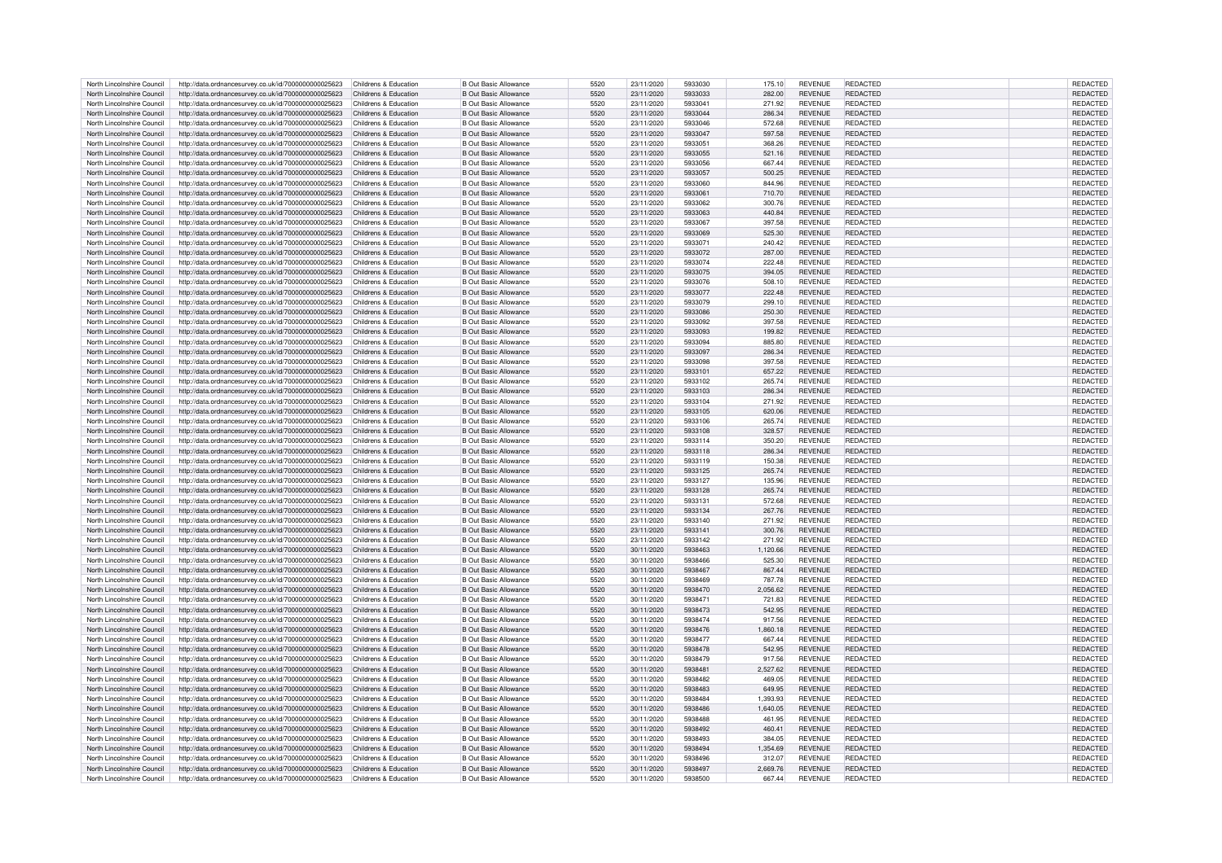| | | | | | | | | | | | | |
|---|---|---|---|---|---|---|---|---|---|---|---|---|
| North Lincolnshire Council | http://data.ordnancesurvey.co.uk/id/7000000000025623 | Childrens & Education | B Out Basic Allowance | 5520 | 23/11/2020 | 5933030 | 175.10 | REVENUE | REDACTED | | REDACTED |
| North Lincolnshire Council | http://data.ordnancesurvey.co.uk/id/7000000000025623 | Childrens & Education | B Out Basic Allowance | 5520 | 23/11/2020 | 5933033 | 282.00 | REVENUE | REDACTED | | REDACTED |
| North Lincolnshire Council | http://data.ordnancesurvey.co.uk/id/7000000000025623 | Childrens & Education | B Out Basic Allowance | 5520 | 23/11/2020 | 5933041 | 271.92 | REVENUE | REDACTED | | REDACTED |
| North Lincolnshire Council | http://data.ordnancesurvey.co.uk/id/7000000000025623 | Childrens & Education | B Out Basic Allowance | 5520 | 23/11/2020 | 5933044 | 286.34 | REVENUE | REDACTED | | REDACTED |
| North Lincolnshire Council | http://data.ordnancesurvey.co.uk/id/7000000000025623 | Childrens & Education | B Out Basic Allowance | 5520 | 23/11/2020 | 5933046 | 572.68 | REVENUE | REDACTED | | REDACTED |
| North Lincolnshire Council | http://data.ordnancesurvey.co.uk/id/7000000000025623 | Childrens & Education | B Out Basic Allowance | 5520 | 23/11/2020 | 5933047 | 597.58 | REVENUE | REDACTED | | REDACTED |
| North Lincolnshire Council | http://data.ordnancesurvey.co.uk/id/7000000000025623 | Childrens & Education | B Out Basic Allowance | 5520 | 23/11/2020 | 5933051 | 368.26 | REVENUE | REDACTED | | REDACTED |
| North Lincolnshire Council | http://data.ordnancesurvey.co.uk/id/7000000000025623 | Childrens & Education | B Out Basic Allowance | 5520 | 23/11/2020 | 5933055 | 521.16 | REVENUE | REDACTED | | REDACTED |
| North Lincolnshire Council | http://data.ordnancesurvey.co.uk/id/7000000000025623 | Childrens & Education | B Out Basic Allowance | 5520 | 23/11/2020 | 5933056 | 667.44 | REVENUE | REDACTED | | REDACTED |
| North Lincolnshire Council | http://data.ordnancesurvey.co.uk/id/7000000000025623 | Childrens & Education | B Out Basic Allowance | 5520 | 23/11/2020 | 5933057 | 500.25 | REVENUE | REDACTED | | REDACTED |
| North Lincolnshire Council | http://data.ordnancesurvey.co.uk/id/7000000000025623 | Childrens & Education | B Out Basic Allowance | 5520 | 23/11/2020 | 5933060 | 844.96 | REVENUE | REDACTED | | REDACTED |
| North Lincolnshire Council | http://data.ordnancesurvey.co.uk/id/7000000000025623 | Childrens & Education | B Out Basic Allowance | 5520 | 23/11/2020 | 5933061 | 710.70 | REVENUE | REDACTED | | REDACTED |
| North Lincolnshire Council | http://data.ordnancesurvey.co.uk/id/7000000000025623 | Childrens & Education | B Out Basic Allowance | 5520 | 23/11/2020 | 5933062 | 300.76 | REVENUE | REDACTED | | REDACTED |
| North Lincolnshire Council | http://data.ordnancesurvey.co.uk/id/7000000000025623 | Childrens & Education | B Out Basic Allowance | 5520 | 23/11/2020 | 5933063 | 440.84 | REVENUE | REDACTED | | REDACTED |
| North Lincolnshire Council | http://data.ordnancesurvey.co.uk/id/7000000000025623 | Childrens & Education | B Out Basic Allowance | 5520 | 23/11/2020 | 5933067 | 397.58 | REVENUE | REDACTED | | REDACTED |
| North Lincolnshire Council | http://data.ordnancesurvey.co.uk/id/7000000000025623 | Childrens & Education | B Out Basic Allowance | 5520 | 23/11/2020 | 5933069 | 525.30 | REVENUE | REDACTED | | REDACTED |
| North Lincolnshire Council | http://data.ordnancesurvey.co.uk/id/7000000000025623 | Childrens & Education | B Out Basic Allowance | 5520 | 23/11/2020 | 5933071 | 240.42 | REVENUE | REDACTED | | REDACTED |
| North Lincolnshire Council | http://data.ordnancesurvey.co.uk/id/7000000000025623 | Childrens & Education | B Out Basic Allowance | 5520 | 23/11/2020 | 5933072 | 287.00 | REVENUE | REDACTED | | REDACTED |
| North Lincolnshire Council | http://data.ordnancesurvey.co.uk/id/7000000000025623 | Childrens & Education | B Out Basic Allowance | 5520 | 23/11/2020 | 5933074 | 222.48 | REVENUE | REDACTED | | REDACTED |
| North Lincolnshire Council | http://data.ordnancesurvey.co.uk/id/7000000000025623 | Childrens & Education | B Out Basic Allowance | 5520 | 23/11/2020 | 5933075 | 394.05 | REVENUE | REDACTED | | REDACTED |
| North Lincolnshire Council | http://data.ordnancesurvey.co.uk/id/7000000000025623 | Childrens & Education | B Out Basic Allowance | 5520 | 23/11/2020 | 5933076 | 508.10 | REVENUE | REDACTED | | REDACTED |
| North Lincolnshire Council | http://data.ordnancesurvey.co.uk/id/7000000000025623 | Childrens & Education | B Out Basic Allowance | 5520 | 23/11/2020 | 5933077 | 222.48 | REVENUE | REDACTED | | REDACTED |
| North Lincolnshire Council | http://data.ordnancesurvey.co.uk/id/7000000000025623 | Childrens & Education | B Out Basic Allowance | 5520 | 23/11/2020 | 5933079 | 299.10 | REVENUE | REDACTED | | REDACTED |
| North Lincolnshire Council | http://data.ordnancesurvey.co.uk/id/7000000000025623 | Childrens & Education | B Out Basic Allowance | 5520 | 23/11/2020 | 5933086 | 250.30 | REVENUE | REDACTED | | REDACTED |
| North Lincolnshire Council | http://data.ordnancesurvey.co.uk/id/7000000000025623 | Childrens & Education | B Out Basic Allowance | 5520 | 23/11/2020 | 5933092 | 397.58 | REVENUE | REDACTED | | REDACTED |
| North Lincolnshire Council | http://data.ordnancesurvey.co.uk/id/7000000000025623 | Childrens & Education | B Out Basic Allowance | 5520 | 23/11/2020 | 5933093 | 199.82 | REVENUE | REDACTED | | REDACTED |
| North Lincolnshire Council | http://data.ordnancesurvey.co.uk/id/7000000000025623 | Childrens & Education | B Out Basic Allowance | 5520 | 23/11/2020 | 5933094 | 885.80 | REVENUE | REDACTED | | REDACTED |
| North Lincolnshire Council | http://data.ordnancesurvey.co.uk/id/7000000000025623 | Childrens & Education | B Out Basic Allowance | 5520 | 23/11/2020 | 5933097 | 286.34 | REVENUE | REDACTED | | REDACTED |
| North Lincolnshire Council | http://data.ordnancesurvey.co.uk/id/7000000000025623 | Childrens & Education | B Out Basic Allowance | 5520 | 23/11/2020 | 5933098 | 397.58 | REVENUE | REDACTED | | REDACTED |
| North Lincolnshire Council | http://data.ordnancesurvey.co.uk/id/7000000000025623 | Childrens & Education | B Out Basic Allowance | 5520 | 23/11/2020 | 5933101 | 657.22 | REVENUE | REDACTED | | REDACTED |
| North Lincolnshire Council | http://data.ordnancesurvey.co.uk/id/7000000000025623 | Childrens & Education | B Out Basic Allowance | 5520 | 23/11/2020 | 5933102 | 265.74 | REVENUE | REDACTED | | REDACTED |
| North Lincolnshire Council | http://data.ordnancesurvey.co.uk/id/7000000000025623 | Childrens & Education | B Out Basic Allowance | 5520 | 23/11/2020 | 5933103 | 286.34 | REVENUE | REDACTED | | REDACTED |
| North Lincolnshire Council | http://data.ordnancesurvey.co.uk/id/7000000000025623 | Childrens & Education | B Out Basic Allowance | 5520 | 23/11/2020 | 5933104 | 271.92 | REVENUE | REDACTED | | REDACTED |
| North Lincolnshire Council | http://data.ordnancesurvey.co.uk/id/7000000000025623 | Childrens & Education | B Out Basic Allowance | 5520 | 23/11/2020 | 5933105 | 620.06 | REVENUE | REDACTED | | REDACTED |
| North Lincolnshire Council | http://data.ordnancesurvey.co.uk/id/7000000000025623 | Childrens & Education | B Out Basic Allowance | 5520 | 23/11/2020 | 5933106 | 265.74 | REVENUE | REDACTED | | REDACTED |
| North Lincolnshire Council | http://data.ordnancesurvey.co.uk/id/7000000000025623 | Childrens & Education | B Out Basic Allowance | 5520 | 23/11/2020 | 5933108 | 328.57 | REVENUE | REDACTED | | REDACTED |
| North Lincolnshire Council | http://data.ordnancesurvey.co.uk/id/7000000000025623 | Childrens & Education | B Out Basic Allowance | 5520 | 23/11/2020 | 5933114 | 350.20 | REVENUE | REDACTED | | REDACTED |
| North Lincolnshire Council | http://data.ordnancesurvey.co.uk/id/7000000000025623 | Childrens & Education | B Out Basic Allowance | 5520 | 23/11/2020 | 5933118 | 286.34 | REVENUE | REDACTED | | REDACTED |
| North Lincolnshire Council | http://data.ordnancesurvey.co.uk/id/7000000000025623 | Childrens & Education | B Out Basic Allowance | 5520 | 23/11/2020 | 5933119 | 150.38 | REVENUE | REDACTED | | REDACTED |
| North Lincolnshire Council | http://data.ordnancesurvey.co.uk/id/7000000000025623 | Childrens & Education | B Out Basic Allowance | 5520 | 23/11/2020 | 5933125 | 265.74 | REVENUE | REDACTED | | REDACTED |
| North Lincolnshire Council | http://data.ordnancesurvey.co.uk/id/7000000000025623 | Childrens & Education | B Out Basic Allowance | 5520 | 23/11/2020 | 5933127 | 135.96 | REVENUE | REDACTED | | REDACTED |
| North Lincolnshire Council | http://data.ordnancesurvey.co.uk/id/7000000000025623 | Childrens & Education | B Out Basic Allowance | 5520 | 23/11/2020 | 5933128 | 265.74 | REVENUE | REDACTED | | REDACTED |
| North Lincolnshire Council | http://data.ordnancesurvey.co.uk/id/7000000000025623 | Childrens & Education | B Out Basic Allowance | 5520 | 23/11/2020 | 5933131 | 572.68 | REVENUE | REDACTED | | REDACTED |
| North Lincolnshire Council | http://data.ordnancesurvey.co.uk/id/7000000000025623 | Childrens & Education | B Out Basic Allowance | 5520 | 23/11/2020 | 5933134 | 267.76 | REVENUE | REDACTED | | REDACTED |
| North Lincolnshire Council | http://data.ordnancesurvey.co.uk/id/7000000000025623 | Childrens & Education | B Out Basic Allowance | 5520 | 23/11/2020 | 5933140 | 271.92 | REVENUE | REDACTED | | REDACTED |
| North Lincolnshire Council | http://data.ordnancesurvey.co.uk/id/7000000000025623 | Childrens & Education | B Out Basic Allowance | 5520 | 23/11/2020 | 5933141 | 300.76 | REVENUE | REDACTED | | REDACTED |
| North Lincolnshire Council | http://data.ordnancesurvey.co.uk/id/7000000000025623 | Childrens & Education | B Out Basic Allowance | 5520 | 23/11/2020 | 5933142 | 271.92 | REVENUE | REDACTED | | REDACTED |
| North Lincolnshire Council | http://data.ordnancesurvey.co.uk/id/7000000000025623 | Childrens & Education | B Out Basic Allowance | 5520 | 30/11/2020 | 5938463 | 1,120.66 | REVENUE | REDACTED | | REDACTED |
| North Lincolnshire Council | http://data.ordnancesurvey.co.uk/id/7000000000025623 | Childrens & Education | B Out Basic Allowance | 5520 | 30/11/2020 | 5938466 | 525.30 | REVENUE | REDACTED | | REDACTED |
| North Lincolnshire Council | http://data.ordnancesurvey.co.uk/id/7000000000025623 | Childrens & Education | B Out Basic Allowance | 5520 | 30/11/2020 | 5938467 | 867.44 | REVENUE | REDACTED | | REDACTED |
| North Lincolnshire Council | http://data.ordnancesurvey.co.uk/id/7000000000025623 | Childrens & Education | B Out Basic Allowance | 5520 | 30/11/2020 | 5938469 | 787.78 | REVENUE | REDACTED | | REDACTED |
| North Lincolnshire Council | http://data.ordnancesurvey.co.uk/id/7000000000025623 | Childrens & Education | B Out Basic Allowance | 5520 | 30/11/2020 | 5938470 | 2,056.62 | REVENUE | REDACTED | | REDACTED |
| North Lincolnshire Council | http://data.ordnancesurvey.co.uk/id/7000000000025623 | Childrens & Education | B Out Basic Allowance | 5520 | 30/11/2020 | 5938471 | 721.83 | REVENUE | REDACTED | | REDACTED |
| North Lincolnshire Council | http://data.ordnancesurvey.co.uk/id/7000000000025623 | Childrens & Education | B Out Basic Allowance | 5520 | 30/11/2020 | 5938473 | 542.95 | REVENUE | REDACTED | | REDACTED |
| North Lincolnshire Council | http://data.ordnancesurvey.co.uk/id/7000000000025623 | Childrens & Education | B Out Basic Allowance | 5520 | 30/11/2020 | 5938474 | 917.56 | REVENUE | REDACTED | | REDACTED |
| North Lincolnshire Council | http://data.ordnancesurvey.co.uk/id/7000000000025623 | Childrens & Education | B Out Basic Allowance | 5520 | 30/11/2020 | 5938476 | 1,860.18 | REVENUE | REDACTED | | REDACTED |
| North Lincolnshire Council | http://data.ordnancesurvey.co.uk/id/7000000000025623 | Childrens & Education | B Out Basic Allowance | 5520 | 30/11/2020 | 5938477 | 667.44 | REVENUE | REDACTED | | REDACTED |
| North Lincolnshire Council | http://data.ordnancesurvey.co.uk/id/7000000000025623 | Childrens & Education | B Out Basic Allowance | 5520 | 30/11/2020 | 5938478 | 542.95 | REVENUE | REDACTED | | REDACTED |
| North Lincolnshire Council | http://data.ordnancesurvey.co.uk/id/7000000000025623 | Childrens & Education | B Out Basic Allowance | 5520 | 30/11/2020 | 5938479 | 917.56 | REVENUE | REDACTED | | REDACTED |
| North Lincolnshire Council | http://data.ordnancesurvey.co.uk/id/7000000000025623 | Childrens & Education | B Out Basic Allowance | 5520 | 30/11/2020 | 5938481 | 2,527.62 | REVENUE | REDACTED | | REDACTED |
| North Lincolnshire Council | http://data.ordnancesurvey.co.uk/id/7000000000025623 | Childrens & Education | B Out Basic Allowance | 5520 | 30/11/2020 | 5938482 | 469.05 | REVENUE | REDACTED | | REDACTED |
| North Lincolnshire Council | http://data.ordnancesurvey.co.uk/id/7000000000025623 | Childrens & Education | B Out Basic Allowance | 5520 | 30/11/2020 | 5938483 | 649.95 | REVENUE | REDACTED | | REDACTED |
| North Lincolnshire Council | http://data.ordnancesurvey.co.uk/id/7000000000025623 | Childrens & Education | B Out Basic Allowance | 5520 | 30/11/2020 | 5938484 | 1,393.93 | REVENUE | REDACTED | | REDACTED |
| North Lincolnshire Council | http://data.ordnancesurvey.co.uk/id/7000000000025623 | Childrens & Education | B Out Basic Allowance | 5520 | 30/11/2020 | 5938486 | 1,640.05 | REVENUE | REDACTED | | REDACTED |
| North Lincolnshire Council | http://data.ordnancesurvey.co.uk/id/7000000000025623 | Childrens & Education | B Out Basic Allowance | 5520 | 30/11/2020 | 5938488 | 461.95 | REVENUE | REDACTED | | REDACTED |
| North Lincolnshire Council | http://data.ordnancesurvey.co.uk/id/7000000000025623 | Childrens & Education | B Out Basic Allowance | 5520 | 30/11/2020 | 5938492 | 460.41 | REVENUE | REDACTED | | REDACTED |
| North Lincolnshire Council | http://data.ordnancesurvey.co.uk/id/7000000000025623 | Childrens & Education | B Out Basic Allowance | 5520 | 30/11/2020 | 5938493 | 384.05 | REVENUE | REDACTED | | REDACTED |
| North Lincolnshire Council | http://data.ordnancesurvey.co.uk/id/7000000000025623 | Childrens & Education | B Out Basic Allowance | 5520 | 30/11/2020 | 5938494 | 1,354.69 | REVENUE | REDACTED | | REDACTED |
| North Lincolnshire Council | http://data.ordnancesurvey.co.uk/id/7000000000025623 | Childrens & Education | B Out Basic Allowance | 5520 | 30/11/2020 | 5938496 | 312.07 | REVENUE | REDACTED | | REDACTED |
| North Lincolnshire Council | http://data.ordnancesurvey.co.uk/id/7000000000025623 | Childrens & Education | B Out Basic Allowance | 5520 | 30/11/2020 | 5938497 | 2,669.76 | REVENUE | REDACTED | | REDACTED |
| North Lincolnshire Council | http://data.ordnancesurvey.co.uk/id/7000000000025623 | Childrens & Education | B Out Basic Allowance | 5520 | 30/11/2020 | 5938500 | 667.44 | REVENUE | REDACTED | | REDACTED |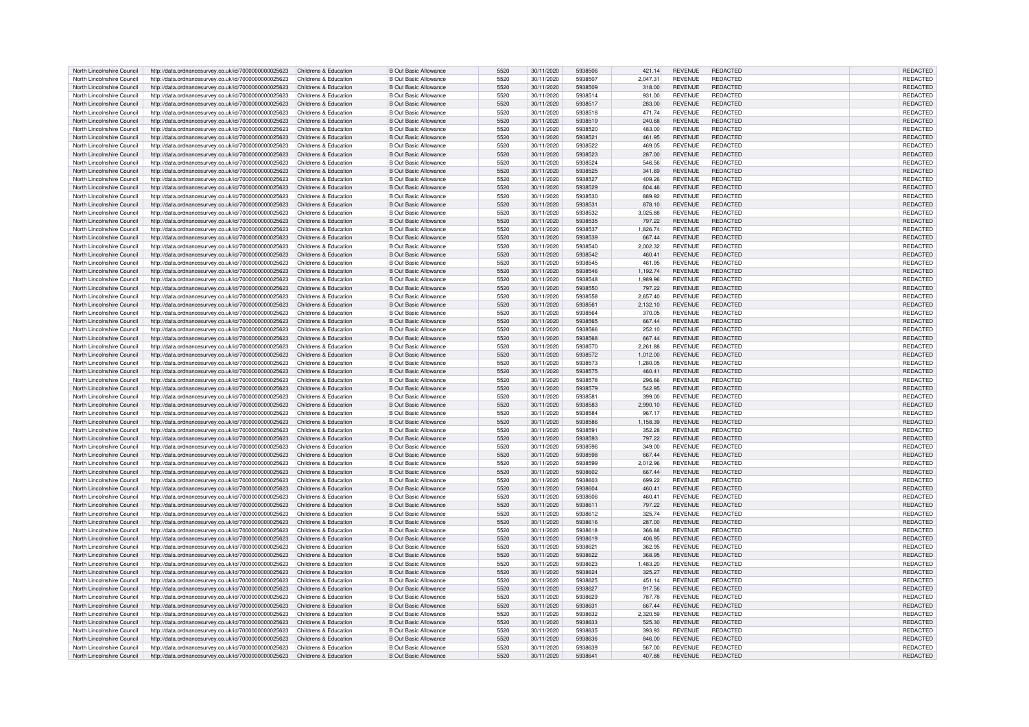| North Lincolnshire Council | http://data.ordnancesurvey.co.uk/id/7000000000025623 | Childrens & Education | B Out Basic Allowance | 5520 | 30/11/2020 | 5938506 | 421.14 | REVENUE | REDACTED | | REDACTED |
|---|---|---|---|---|---|---|---|---|---|---|---|
| North Lincolnshire Council | http://data.ordnancesurvey.co.uk/id/7000000000025623 | Childrens & Education | B Out Basic Allowance | 5520 | 30/11/2020 | 5938507 | 2,047.31 | REVENUE | REDACTED | | REDACTED |
| North Lincolnshire Council | http://data.ordnancesurvey.co.uk/id/7000000000025623 | Childrens & Education | B Out Basic Allowance | 5520 | 30/11/2020 | 5938509 | 318.00 | REVENUE | REDACTED | | REDACTED |
| North Lincolnshire Council | http://data.ordnancesurvey.co.uk/id/7000000000025623 | Childrens & Education | B Out Basic Allowance | 5520 | 30/11/2020 | 5938514 | 931.00 | REVENUE | REDACTED | | REDACTED |
| North Lincolnshire Council | http://data.ordnancesurvey.co.uk/id/7000000000025623 | Childrens & Education | B Out Basic Allowance | 5520 | 30/11/2020 | 5938517 | 283.00 | REVENUE | REDACTED | | REDACTED |
| North Lincolnshire Council | http://data.ordnancesurvey.co.uk/id/7000000000025623 | Childrens & Education | B Out Basic Allowance | 5520 | 30/11/2020 | 5938518 | 471.74 | REVENUE | REDACTED | | REDACTED |
| North Lincolnshire Council | http://data.ordnancesurvey.co.uk/id/7000000000025623 | Childrens & Education | B Out Basic Allowance | 5520 | 30/11/2020 | 5938519 | 240.68 | REVENUE | REDACTED | | REDACTED |
| North Lincolnshire Council | http://data.ordnancesurvey.co.uk/id/7000000000025623 | Childrens & Education | B Out Basic Allowance | 5520 | 30/11/2020 | 5938520 | 483.00 | REVENUE | REDACTED | | REDACTED |
| North Lincolnshire Council | http://data.ordnancesurvey.co.uk/id/7000000000025623 | Childrens & Education | B Out Basic Allowance | 5520 | 30/11/2020 | 5938521 | 461.95 | REVENUE | REDACTED | | REDACTED |
| North Lincolnshire Council | http://data.ordnancesurvey.co.uk/id/7000000000025623 | Childrens & Education | B Out Basic Allowance | 5520 | 30/11/2020 | 5938522 | 469.05 | REVENUE | REDACTED | | REDACTED |
| North Lincolnshire Council | http://data.ordnancesurvey.co.uk/id/7000000000025623 | Childrens & Education | B Out Basic Allowance | 5520 | 30/11/2020 | 5938523 | 287.00 | REVENUE | REDACTED | | REDACTED |
| North Lincolnshire Council | http://data.ordnancesurvey.co.uk/id/7000000000025623 | Childrens & Education | B Out Basic Allowance | 5520 | 30/11/2020 | 5938524 | 546.56 | REVENUE | REDACTED | | REDACTED |
| North Lincolnshire Council | http://data.ordnancesurvey.co.uk/id/7000000000025623 | Childrens & Education | B Out Basic Allowance | 5520 | 30/11/2020 | 5938525 | 341.69 | REVENUE | REDACTED | | REDACTED |
| North Lincolnshire Council | http://data.ordnancesurvey.co.uk/id/7000000000025623 | Childrens & Education | B Out Basic Allowance | 5520 | 30/11/2020 | 5938527 | 409.26 | REVENUE | REDACTED | | REDACTED |
| North Lincolnshire Council | http://data.ordnancesurvey.co.uk/id/7000000000025623 | Childrens & Education | B Out Basic Allowance | 5520 | 30/11/2020 | 5938529 | 604.46 | REVENUE | REDACTED | | REDACTED |
| North Lincolnshire Council | http://data.ordnancesurvey.co.uk/id/7000000000025623 | Childrens & Education | B Out Basic Allowance | 5520 | 30/11/2020 | 5938530 | 889.92 | REVENUE | REDACTED | | REDACTED |
| North Lincolnshire Council | http://data.ordnancesurvey.co.uk/id/7000000000025623 | Childrens & Education | B Out Basic Allowance | 5520 | 30/11/2020 | 5938531 | 878.10 | REVENUE | REDACTED | | REDACTED |
| North Lincolnshire Council | http://data.ordnancesurvey.co.uk/id/7000000000025623 | Childrens & Education | B Out Basic Allowance | 5520 | 30/11/2020 | 5938532 | 3,025.88 | REVENUE | REDACTED | | REDACTED |
| North Lincolnshire Council | http://data.ordnancesurvey.co.uk/id/7000000000025623 | Childrens & Education | B Out Basic Allowance | 5520 | 30/11/2020 | 5938535 | 797.22 | REVENUE | REDACTED | | REDACTED |
| North Lincolnshire Council | http://data.ordnancesurvey.co.uk/id/7000000000025623 | Childrens & Education | B Out Basic Allowance | 5520 | 30/11/2020 | 5938537 | 1,826.74 | REVENUE | REDACTED | | REDACTED |
| North Lincolnshire Council | http://data.ordnancesurvey.co.uk/id/7000000000025623 | Childrens & Education | B Out Basic Allowance | 5520 | 30/11/2020 | 5938539 | 667.44 | REVENUE | REDACTED | | REDACTED |
| North Lincolnshire Council | http://data.ordnancesurvey.co.uk/id/7000000000025623 | Childrens & Education | B Out Basic Allowance | 5520 | 30/11/2020 | 5938540 | 2,002.32 | REVENUE | REDACTED | | REDACTED |
| North Lincolnshire Council | http://data.ordnancesurvey.co.uk/id/7000000000025623 | Childrens & Education | B Out Basic Allowance | 5520 | 30/11/2020 | 5938542 | 460.41 | REVENUE | REDACTED | | REDACTED |
| North Lincolnshire Council | http://data.ordnancesurvey.co.uk/id/7000000000025623 | Childrens & Education | B Out Basic Allowance | 5520 | 30/11/2020 | 5938545 | 461.95 | REVENUE | REDACTED | | REDACTED |
| North Lincolnshire Council | http://data.ordnancesurvey.co.uk/id/7000000000025623 | Childrens & Education | B Out Basic Allowance | 5520 | 30/11/2020 | 5938546 | 1,192.74 | REVENUE | REDACTED | | REDACTED |
| North Lincolnshire Council | http://data.ordnancesurvey.co.uk/id/7000000000025623 | Childrens & Education | B Out Basic Allowance | 5520 | 30/11/2020 | 5938548 | 1,989.96 | REVENUE | REDACTED | | REDACTED |
| North Lincolnshire Council | http://data.ordnancesurvey.co.uk/id/7000000000025623 | Childrens & Education | B Out Basic Allowance | 5520 | 30/11/2020 | 5938550 | 797.22 | REVENUE | REDACTED | | REDACTED |
| North Lincolnshire Council | http://data.ordnancesurvey.co.uk/id/7000000000025623 | Childrens & Education | B Out Basic Allowance | 5520 | 30/11/2020 | 5938558 | 2,657.40 | REVENUE | REDACTED | | REDACTED |
| North Lincolnshire Council | http://data.ordnancesurvey.co.uk/id/7000000000025623 | Childrens & Education | B Out Basic Allowance | 5520 | 30/11/2020 | 5938561 | 2,132.10 | REVENUE | REDACTED | | REDACTED |
| North Lincolnshire Council | http://data.ordnancesurvey.co.uk/id/7000000000025623 | Childrens & Education | B Out Basic Allowance | 5520 | 30/11/2020 | 5938564 | 370.05 | REVENUE | REDACTED | | REDACTED |
| North Lincolnshire Council | http://data.ordnancesurvey.co.uk/id/7000000000025623 | Childrens & Education | B Out Basic Allowance | 5520 | 30/11/2020 | 5938565 | 667.44 | REVENUE | REDACTED | | REDACTED |
| North Lincolnshire Council | http://data.ordnancesurvey.co.uk/id/7000000000025623 | Childrens & Education | B Out Basic Allowance | 5520 | 30/11/2020 | 5938566 | 252.10 | REVENUE | REDACTED | | REDACTED |
| North Lincolnshire Council | http://data.ordnancesurvey.co.uk/id/7000000000025623 | Childrens & Education | B Out Basic Allowance | 5520 | 30/11/2020 | 5938568 | 667.44 | REVENUE | REDACTED | | REDACTED |
| North Lincolnshire Council | http://data.ordnancesurvey.co.uk/id/7000000000025623 | Childrens & Education | B Out Basic Allowance | 5520 | 30/11/2020 | 5938570 | 2,261.88 | REVENUE | REDACTED | | REDACTED |
| North Lincolnshire Council | http://data.ordnancesurvey.co.uk/id/7000000000025623 | Childrens & Education | B Out Basic Allowance | 5520 | 30/11/2020 | 5938572 | 1,012.00 | REVENUE | REDACTED | | REDACTED |
| North Lincolnshire Council | http://data.ordnancesurvey.co.uk/id/7000000000025623 | Childrens & Education | B Out Basic Allowance | 5520 | 30/11/2020 | 5938573 | 1,280.05 | REVENUE | REDACTED | | REDACTED |
| North Lincolnshire Council | http://data.ordnancesurvey.co.uk/id/7000000000025623 | Childrens & Education | B Out Basic Allowance | 5520 | 30/11/2020 | 5938575 | 460.41 | REVENUE | REDACTED | | REDACTED |
| North Lincolnshire Council | http://data.ordnancesurvey.co.uk/id/7000000000025623 | Childrens & Education | B Out Basic Allowance | 5520 | 30/11/2020 | 5938578 | 296.66 | REVENUE | REDACTED | | REDACTED |
| North Lincolnshire Council | http://data.ordnancesurvey.co.uk/id/7000000000025623 | Childrens & Education | B Out Basic Allowance | 5520 | 30/11/2020 | 5938579 | 542.95 | REVENUE | REDACTED | | REDACTED |
| North Lincolnshire Council | http://data.ordnancesurvey.co.uk/id/7000000000025623 | Childrens & Education | B Out Basic Allowance | 5520 | 30/11/2020 | 5938581 | 399.00 | REVENUE | REDACTED | | REDACTED |
| North Lincolnshire Council | http://data.ordnancesurvey.co.uk/id/7000000000025623 | Childrens & Education | B Out Basic Allowance | 5520 | 30/11/2020 | 5938583 | 2,990.10 | REVENUE | REDACTED | | REDACTED |
| North Lincolnshire Council | http://data.ordnancesurvey.co.uk/id/7000000000025623 | Childrens & Education | B Out Basic Allowance | 5520 | 30/11/2020 | 5938584 | 967.17 | REVENUE | REDACTED | | REDACTED |
| North Lincolnshire Council | http://data.ordnancesurvey.co.uk/id/7000000000025623 | Childrens & Education | B Out Basic Allowance | 5520 | 30/11/2020 | 5938586 | 1,158.39 | REVENUE | REDACTED | | REDACTED |
| North Lincolnshire Council | http://data.ordnancesurvey.co.uk/id/7000000000025623 | Childrens & Education | B Out Basic Allowance | 5520 | 30/11/2020 | 5938591 | 352.28 | REVENUE | REDACTED | | REDACTED |
| North Lincolnshire Council | http://data.ordnancesurvey.co.uk/id/7000000000025623 | Childrens & Education | B Out Basic Allowance | 5520 | 30/11/2020 | 5938593 | 797.22 | REVENUE | REDACTED | | REDACTED |
| North Lincolnshire Council | http://data.ordnancesurvey.co.uk/id/7000000000025623 | Childrens & Education | B Out Basic Allowance | 5520 | 30/11/2020 | 5938596 | 349.00 | REVENUE | REDACTED | | REDACTED |
| North Lincolnshire Council | http://data.ordnancesurvey.co.uk/id/7000000000025623 | Childrens & Education | B Out Basic Allowance | 5520 | 30/11/2020 | 5938598 | 667.44 | REVENUE | REDACTED | | REDACTED |
| North Lincolnshire Council | http://data.ordnancesurvey.co.uk/id/7000000000025623 | Childrens & Education | B Out Basic Allowance | 5520 | 30/11/2020 | 5938599 | 2,012.96 | REVENUE | REDACTED | | REDACTED |
| North Lincolnshire Council | http://data.ordnancesurvey.co.uk/id/7000000000025623 | Childrens & Education | B Out Basic Allowance | 5520 | 30/11/2020 | 5938602 | 667.44 | REVENUE | REDACTED | | REDACTED |
| North Lincolnshire Council | http://data.ordnancesurvey.co.uk/id/7000000000025623 | Childrens & Education | B Out Basic Allowance | 5520 | 30/11/2020 | 5938603 | 699.22 | REVENUE | REDACTED | | REDACTED |
| North Lincolnshire Council | http://data.ordnancesurvey.co.uk/id/7000000000025623 | Childrens & Education | B Out Basic Allowance | 5520 | 30/11/2020 | 5938604 | 460.41 | REVENUE | REDACTED | | REDACTED |
| North Lincolnshire Council | http://data.ordnancesurvey.co.uk/id/7000000000025623 | Childrens & Education | B Out Basic Allowance | 5520 | 30/11/2020 | 5938606 | 460.41 | REVENUE | REDACTED | | REDACTED |
| North Lincolnshire Council | http://data.ordnancesurvey.co.uk/id/7000000000025623 | Childrens & Education | B Out Basic Allowance | 5520 | 30/11/2020 | 5938611 | 797.22 | REVENUE | REDACTED | | REDACTED |
| North Lincolnshire Council | http://data.ordnancesurvey.co.uk/id/7000000000025623 | Childrens & Education | B Out Basic Allowance | 5520 | 30/11/2020 | 5938612 | 325.74 | REVENUE | REDACTED | | REDACTED |
| North Lincolnshire Council | http://data.ordnancesurvey.co.uk/id/7000000000025623 | Childrens & Education | B Out Basic Allowance | 5520 | 30/11/2020 | 5938616 | 287.00 | REVENUE | REDACTED | | REDACTED |
| North Lincolnshire Council | http://data.ordnancesurvey.co.uk/id/7000000000025623 | Childrens & Education | B Out Basic Allowance | 5520 | 30/11/2020 | 5938618 | 366.88 | REVENUE | REDACTED | | REDACTED |
| North Lincolnshire Council | http://data.ordnancesurvey.co.uk/id/7000000000025623 | Childrens & Education | B Out Basic Allowance | 5520 | 30/11/2020 | 5938619 | 406.95 | REVENUE | REDACTED | | REDACTED |
| North Lincolnshire Council | http://data.ordnancesurvey.co.uk/id/7000000000025623 | Childrens & Education | B Out Basic Allowance | 5520 | 30/11/2020 | 5938621 | 362.95 | REVENUE | REDACTED | | REDACTED |
| North Lincolnshire Council | http://data.ordnancesurvey.co.uk/id/7000000000025623 | Childrens & Education | B Out Basic Allowance | 5520 | 30/11/2020 | 5938622 | 368.95 | REVENUE | REDACTED | | REDACTED |
| North Lincolnshire Council | http://data.ordnancesurvey.co.uk/id/7000000000025623 | Childrens & Education | B Out Basic Allowance | 5520 | 30/11/2020 | 5938623 | 1,483.20 | REVENUE | REDACTED | | REDACTED |
| North Lincolnshire Council | http://data.ordnancesurvey.co.uk/id/7000000000025623 | Childrens & Education | B Out Basic Allowance | 5520 | 30/11/2020 | 5938624 | 325.27 | REVENUE | REDACTED | | REDACTED |
| North Lincolnshire Council | http://data.ordnancesurvey.co.uk/id/7000000000025623 | Childrens & Education | B Out Basic Allowance | 5520 | 30/11/2020 | 5938625 | 451.14 | REVENUE | REDACTED | | REDACTED |
| North Lincolnshire Council | http://data.ordnancesurvey.co.uk/id/7000000000025623 | Childrens & Education | B Out Basic Allowance | 5520 | 30/11/2020 | 5938627 | 917.56 | REVENUE | REDACTED | | REDACTED |
| North Lincolnshire Council | http://data.ordnancesurvey.co.uk/id/7000000000025623 | Childrens & Education | B Out Basic Allowance | 5520 | 30/11/2020 | 5938629 | 787.78 | REVENUE | REDACTED | | REDACTED |
| North Lincolnshire Council | http://data.ordnancesurvey.co.uk/id/7000000000025623 | Childrens & Education | B Out Basic Allowance | 5520 | 30/11/2020 | 5938631 | 667.44 | REVENUE | REDACTED | | REDACTED |
| North Lincolnshire Council | http://data.ordnancesurvey.co.uk/id/7000000000025623 | Childrens & Education | B Out Basic Allowance | 5520 | 30/11/2020 | 5938632 | 2,320.59 | REVENUE | REDACTED | | REDACTED |
| North Lincolnshire Council | http://data.ordnancesurvey.co.uk/id/7000000000025623 | Childrens & Education | B Out Basic Allowance | 5520 | 30/11/2020 | 5938633 | 525.30 | REVENUE | REDACTED | | REDACTED |
| North Lincolnshire Council | http://data.ordnancesurvey.co.uk/id/7000000000025623 | Childrens & Education | B Out Basic Allowance | 5520 | 30/11/2020 | 5938635 | 393.93 | REVENUE | REDACTED | | REDACTED |
| North Lincolnshire Council | http://data.ordnancesurvey.co.uk/id/7000000000025623 | Childrens & Education | B Out Basic Allowance | 5520 | 30/11/2020 | 5938636 | 846.00 | REVENUE | REDACTED | | REDACTED |
| North Lincolnshire Council | http://data.ordnancesurvey.co.uk/id/7000000000025623 | Childrens & Education | B Out Basic Allowance | 5520 | 30/11/2020 | 5938639 | 567.00 | REVENUE | REDACTED | | REDACTED |
| North Lincolnshire Council | http://data.ordnancesurvey.co.uk/id/7000000000025623 | Childrens & Education | B Out Basic Allowance | 5520 | 30/11/2020 | 5938641 | 407.88 | REVENUE | REDACTED | | REDACTED |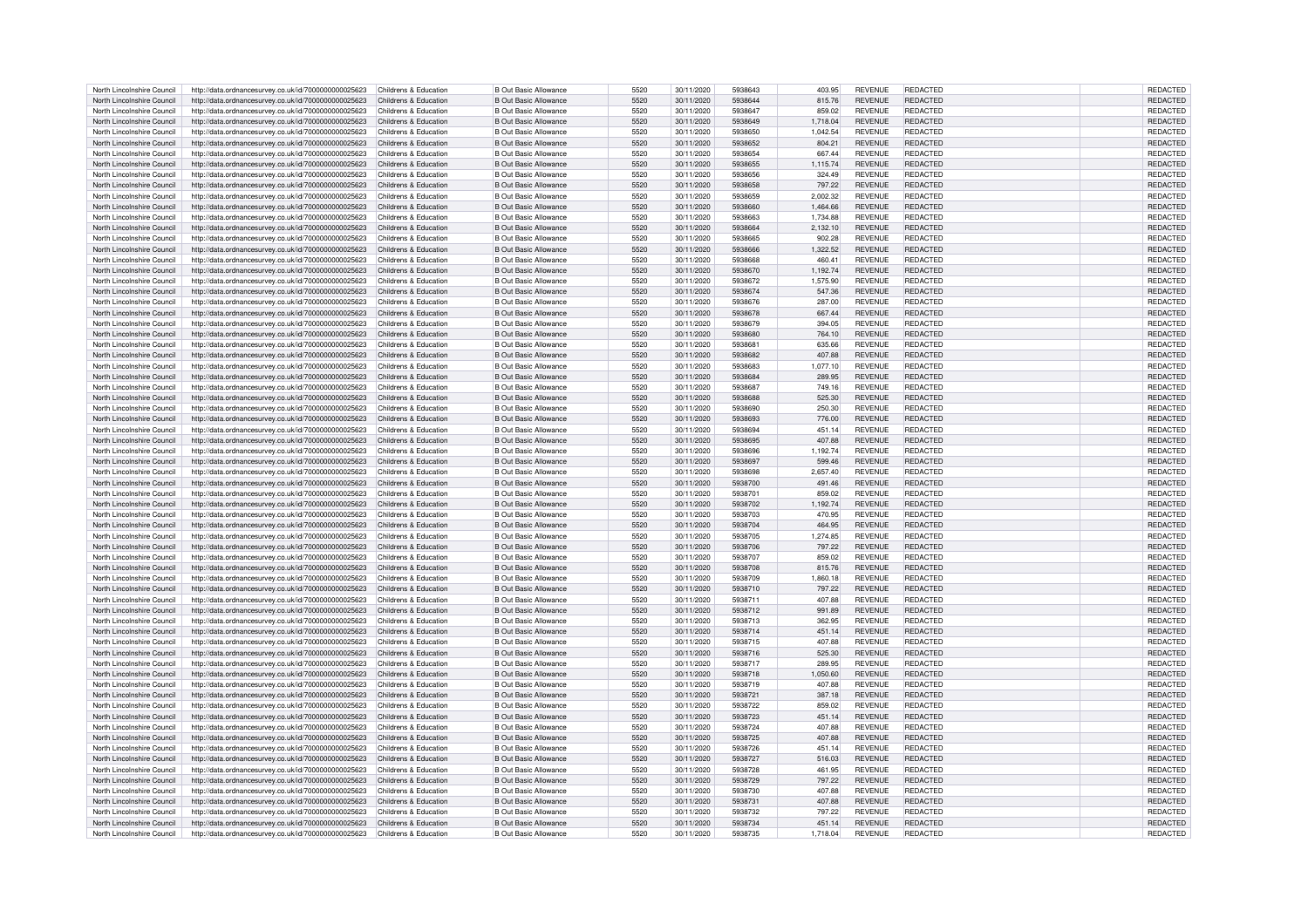| North Lincolnshire Council | http://data.ordnancesurvey.co.uk/id/7000000000025623 | Childrens & Education | B Out Basic Allowance | 5520 | 30/11/2020 | 5938643 | 403.95 | REVENUE | REDACTED | | REDACTED |
|---|---|---|---|---|---|---|---|---|---|---|---|
| North Lincolnshire Council | http://data.ordnancesurvey.co.uk/id/7000000000025623 | Childrens & Education | B Out Basic Allowance | 5520 | 30/11/2020 | 5938644 | 815.76 | REVENUE | REDACTED | | REDACTED |
| North Lincolnshire Council | http://data.ordnancesurvey.co.uk/id/7000000000025623 | Childrens & Education | B Out Basic Allowance | 5520 | 30/11/2020 | 5938647 | 859.02 | REVENUE | REDACTED | | REDACTED |
| North Lincolnshire Council | http://data.ordnancesurvey.co.uk/id/7000000000025623 | Childrens & Education | B Out Basic Allowance | 5520 | 30/11/2020 | 5938649 | 1,718.04 | REVENUE | REDACTED | | REDACTED |
| North Lincolnshire Council | http://data.ordnancesurvey.co.uk/id/7000000000025623 | Childrens & Education | B Out Basic Allowance | 5520 | 30/11/2020 | 5938650 | 1,042.54 | REVENUE | REDACTED | | REDACTED |
| North Lincolnshire Council | http://data.ordnancesurvey.co.uk/id/7000000000025623 | Childrens & Education | B Out Basic Allowance | 5520 | 30/11/2020 | 5938652 | 804.21 | REVENUE | REDACTED | | REDACTED |
| North Lincolnshire Council | http://data.ordnancesurvey.co.uk/id/7000000000025623 | Childrens & Education | B Out Basic Allowance | 5520 | 30/11/2020 | 5938654 | 667.44 | REVENUE | REDACTED | | REDACTED |
| North Lincolnshire Council | http://data.ordnancesurvey.co.uk/id/7000000000025623 | Childrens & Education | B Out Basic Allowance | 5520 | 30/11/2020 | 5938655 | 1,115.74 | REVENUE | REDACTED | | REDACTED |
| North Lincolnshire Council | http://data.ordnancesurvey.co.uk/id/7000000000025623 | Childrens & Education | B Out Basic Allowance | 5520 | 30/11/2020 | 5938656 | 324.49 | REVENUE | REDACTED | | REDACTED |
| North Lincolnshire Council | http://data.ordnancesurvey.co.uk/id/7000000000025623 | Childrens & Education | B Out Basic Allowance | 5520 | 30/11/2020 | 5938658 | 797.22 | REVENUE | REDACTED | | REDACTED |
| North Lincolnshire Council | http://data.ordnancesurvey.co.uk/id/7000000000025623 | Childrens & Education | B Out Basic Allowance | 5520 | 30/11/2020 | 5938659 | 2,002.32 | REVENUE | REDACTED | | REDACTED |
| North Lincolnshire Council | http://data.ordnancesurvey.co.uk/id/7000000000025623 | Childrens & Education | B Out Basic Allowance | 5520 | 30/11/2020 | 5938660 | 1,464.66 | REVENUE | REDACTED | | REDACTED |
| North Lincolnshire Council | http://data.ordnancesurvey.co.uk/id/7000000000025623 | Childrens & Education | B Out Basic Allowance | 5520 | 30/11/2020 | 5938663 | 1,734.88 | REVENUE | REDACTED | | REDACTED |
| North Lincolnshire Council | http://data.ordnancesurvey.co.uk/id/7000000000025623 | Childrens & Education | B Out Basic Allowance | 5520 | 30/11/2020 | 5938664 | 2,132.10 | REVENUE | REDACTED | | REDACTED |
| North Lincolnshire Council | http://data.ordnancesurvey.co.uk/id/7000000000025623 | Childrens & Education | B Out Basic Allowance | 5520 | 30/11/2020 | 5938665 | 902.28 | REVENUE | REDACTED | | REDACTED |
| North Lincolnshire Council | http://data.ordnancesurvey.co.uk/id/7000000000025623 | Childrens & Education | B Out Basic Allowance | 5520 | 30/11/2020 | 5938666 | 1,322.52 | REVENUE | REDACTED | | REDACTED |
| North Lincolnshire Council | http://data.ordnancesurvey.co.uk/id/7000000000025623 | Childrens & Education | B Out Basic Allowance | 5520 | 30/11/2020 | 5938668 | 460.41 | REVENUE | REDACTED | | REDACTED |
| North Lincolnshire Council | http://data.ordnancesurvey.co.uk/id/7000000000025623 | Childrens & Education | B Out Basic Allowance | 5520 | 30/11/2020 | 5938670 | 1,192.74 | REVENUE | REDACTED | | REDACTED |
| North Lincolnshire Council | http://data.ordnancesurvey.co.uk/id/7000000000025623 | Childrens & Education | B Out Basic Allowance | 5520 | 30/11/2020 | 5938672 | 1,575.90 | REVENUE | REDACTED | | REDACTED |
| North Lincolnshire Council | http://data.ordnancesurvey.co.uk/id/7000000000025623 | Childrens & Education | B Out Basic Allowance | 5520 | 30/11/2020 | 5938674 | 547.36 | REVENUE | REDACTED | | REDACTED |
| North Lincolnshire Council | http://data.ordnancesurvey.co.uk/id/7000000000025623 | Childrens & Education | B Out Basic Allowance | 5520 | 30/11/2020 | 5938676 | 287.00 | REVENUE | REDACTED | | REDACTED |
| North Lincolnshire Council | http://data.ordnancesurvey.co.uk/id/7000000000025623 | Childrens & Education | B Out Basic Allowance | 5520 | 30/11/2020 | 5938678 | 667.44 | REVENUE | REDACTED | | REDACTED |
| North Lincolnshire Council | http://data.ordnancesurvey.co.uk/id/7000000000025623 | Childrens & Education | B Out Basic Allowance | 5520 | 30/11/2020 | 5938679 | 394.05 | REVENUE | REDACTED | | REDACTED |
| North Lincolnshire Council | http://data.ordnancesurvey.co.uk/id/7000000000025623 | Childrens & Education | B Out Basic Allowance | 5520 | 30/11/2020 | 5938680 | 764.10 | REVENUE | REDACTED | | REDACTED |
| North Lincolnshire Council | http://data.ordnancesurvey.co.uk/id/7000000000025623 | Childrens & Education | B Out Basic Allowance | 5520 | 30/11/2020 | 5938681 | 635.66 | REVENUE | REDACTED | | REDACTED |
| North Lincolnshire Council | http://data.ordnancesurvey.co.uk/id/7000000000025623 | Childrens & Education | B Out Basic Allowance | 5520 | 30/11/2020 | 5938682 | 407.88 | REVENUE | REDACTED | | REDACTED |
| North Lincolnshire Council | http://data.ordnancesurvey.co.uk/id/7000000000025623 | Childrens & Education | B Out Basic Allowance | 5520 | 30/11/2020 | 5938683 | 1,077.10 | REVENUE | REDACTED | | REDACTED |
| North Lincolnshire Council | http://data.ordnancesurvey.co.uk/id/7000000000025623 | Childrens & Education | B Out Basic Allowance | 5520 | 30/11/2020 | 5938684 | 289.95 | REVENUE | REDACTED | | REDACTED |
| North Lincolnshire Council | http://data.ordnancesurvey.co.uk/id/7000000000025623 | Childrens & Education | B Out Basic Allowance | 5520 | 30/11/2020 | 5938687 | 749.16 | REVENUE | REDACTED | | REDACTED |
| North Lincolnshire Council | http://data.ordnancesurvey.co.uk/id/7000000000025623 | Childrens & Education | B Out Basic Allowance | 5520 | 30/11/2020 | 5938688 | 525.30 | REVENUE | REDACTED | | REDACTED |
| North Lincolnshire Council | http://data.ordnancesurvey.co.uk/id/7000000000025623 | Childrens & Education | B Out Basic Allowance | 5520 | 30/11/2020 | 5938690 | 250.30 | REVENUE | REDACTED | | REDACTED |
| North Lincolnshire Council | http://data.ordnancesurvey.co.uk/id/7000000000025623 | Childrens & Education | B Out Basic Allowance | 5520 | 30/11/2020 | 5938693 | 776.00 | REVENUE | REDACTED | | REDACTED |
| North Lincolnshire Council | http://data.ordnancesurvey.co.uk/id/7000000000025623 | Childrens & Education | B Out Basic Allowance | 5520 | 30/11/2020 | 5938694 | 451.14 | REVENUE | REDACTED | | REDACTED |
| North Lincolnshire Council | http://data.ordnancesurvey.co.uk/id/7000000000025623 | Childrens & Education | B Out Basic Allowance | 5520 | 30/11/2020 | 5938695 | 407.88 | REVENUE | REDACTED | | REDACTED |
| North Lincolnshire Council | http://data.ordnancesurvey.co.uk/id/7000000000025623 | Childrens & Education | B Out Basic Allowance | 5520 | 30/11/2020 | 5938696 | 1,192.74 | REVENUE | REDACTED | | REDACTED |
| North Lincolnshire Council | http://data.ordnancesurvey.co.uk/id/7000000000025623 | Childrens & Education | B Out Basic Allowance | 5520 | 30/11/2020 | 5938697 | 599.46 | REVENUE | REDACTED | | REDACTED |
| North Lincolnshire Council | http://data.ordnancesurvey.co.uk/id/7000000000025623 | Childrens & Education | B Out Basic Allowance | 5520 | 30/11/2020 | 5938698 | 2,657.40 | REVENUE | REDACTED | | REDACTED |
| North Lincolnshire Council | http://data.ordnancesurvey.co.uk/id/7000000000025623 | Childrens & Education | B Out Basic Allowance | 5520 | 30/11/2020 | 5938700 | 491.46 | REVENUE | REDACTED | | REDACTED |
| North Lincolnshire Council | http://data.ordnancesurvey.co.uk/id/7000000000025623 | Childrens & Education | B Out Basic Allowance | 5520 | 30/11/2020 | 5938701 | 859.02 | REVENUE | REDACTED | | REDACTED |
| North Lincolnshire Council | http://data.ordnancesurvey.co.uk/id/7000000000025623 | Childrens & Education | B Out Basic Allowance | 5520 | 30/11/2020 | 5938702 | 1,192.74 | REVENUE | REDACTED | | REDACTED |
| North Lincolnshire Council | http://data.ordnancesurvey.co.uk/id/7000000000025623 | Childrens & Education | B Out Basic Allowance | 5520 | 30/11/2020 | 5938703 | 470.95 | REVENUE | REDACTED | | REDACTED |
| North Lincolnshire Council | http://data.ordnancesurvey.co.uk/id/7000000000025623 | Childrens & Education | B Out Basic Allowance | 5520 | 30/11/2020 | 5938704 | 464.95 | REVENUE | REDACTED | | REDACTED |
| North Lincolnshire Council | http://data.ordnancesurvey.co.uk/id/7000000000025623 | Childrens & Education | B Out Basic Allowance | 5520 | 30/11/2020 | 5938705 | 1,274.85 | REVENUE | REDACTED | | REDACTED |
| North Lincolnshire Council | http://data.ordnancesurvey.co.uk/id/7000000000025623 | Childrens & Education | B Out Basic Allowance | 5520 | 30/11/2020 | 5938706 | 797.22 | REVENUE | REDACTED | | REDACTED |
| North Lincolnshire Council | http://data.ordnancesurvey.co.uk/id/7000000000025623 | Childrens & Education | B Out Basic Allowance | 5520 | 30/11/2020 | 5938707 | 859.02 | REVENUE | REDACTED | | REDACTED |
| North Lincolnshire Council | http://data.ordnancesurvey.co.uk/id/7000000000025623 | Childrens & Education | B Out Basic Allowance | 5520 | 30/11/2020 | 5938708 | 815.76 | REVENUE | REDACTED | | REDACTED |
| North Lincolnshire Council | http://data.ordnancesurvey.co.uk/id/7000000000025623 | Childrens & Education | B Out Basic Allowance | 5520 | 30/11/2020 | 5938709 | 1,860.18 | REVENUE | REDACTED | | REDACTED |
| North Lincolnshire Council | http://data.ordnancesurvey.co.uk/id/7000000000025623 | Childrens & Education | B Out Basic Allowance | 5520 | 30/11/2020 | 5938710 | 797.22 | REVENUE | REDACTED | | REDACTED |
| North Lincolnshire Council | http://data.ordnancesurvey.co.uk/id/7000000000025623 | Childrens & Education | B Out Basic Allowance | 5520 | 30/11/2020 | 5938711 | 407.88 | REVENUE | REDACTED | | REDACTED |
| North Lincolnshire Council | http://data.ordnancesurvey.co.uk/id/7000000000025623 | Childrens & Education | B Out Basic Allowance | 5520 | 30/11/2020 | 5938712 | 991.89 | REVENUE | REDACTED | | REDACTED |
| North Lincolnshire Council | http://data.ordnancesurvey.co.uk/id/7000000000025623 | Childrens & Education | B Out Basic Allowance | 5520 | 30/11/2020 | 5938713 | 362.95 | REVENUE | REDACTED | | REDACTED |
| North Lincolnshire Council | http://data.ordnancesurvey.co.uk/id/7000000000025623 | Childrens & Education | B Out Basic Allowance | 5520 | 30/11/2020 | 5938714 | 451.14 | REVENUE | REDACTED | | REDACTED |
| North Lincolnshire Council | http://data.ordnancesurvey.co.uk/id/7000000000025623 | Childrens & Education | B Out Basic Allowance | 5520 | 30/11/2020 | 5938715 | 407.88 | REVENUE | REDACTED | | REDACTED |
| North Lincolnshire Council | http://data.ordnancesurvey.co.uk/id/7000000000025623 | Childrens & Education | B Out Basic Allowance | 5520 | 30/11/2020 | 5938716 | 525.30 | REVENUE | REDACTED | | REDACTED |
| North Lincolnshire Council | http://data.ordnancesurvey.co.uk/id/7000000000025623 | Childrens & Education | B Out Basic Allowance | 5520 | 30/11/2020 | 5938717 | 289.95 | REVENUE | REDACTED | | REDACTED |
| North Lincolnshire Council | http://data.ordnancesurvey.co.uk/id/7000000000025623 | Childrens & Education | B Out Basic Allowance | 5520 | 30/11/2020 | 5938718 | 1,050.60 | REVENUE | REDACTED | | REDACTED |
| North Lincolnshire Council | http://data.ordnancesurvey.co.uk/id/7000000000025623 | Childrens & Education | B Out Basic Allowance | 5520 | 30/11/2020 | 5938719 | 407.88 | REVENUE | REDACTED | | REDACTED |
| North Lincolnshire Council | http://data.ordnancesurvey.co.uk/id/7000000000025623 | Childrens & Education | B Out Basic Allowance | 5520 | 30/11/2020 | 5938721 | 387.18 | REVENUE | REDACTED | | REDACTED |
| North Lincolnshire Council | http://data.ordnancesurvey.co.uk/id/7000000000025623 | Childrens & Education | B Out Basic Allowance | 5520 | 30/11/2020 | 5938722 | 859.02 | REVENUE | REDACTED | | REDACTED |
| North Lincolnshire Council | http://data.ordnancesurvey.co.uk/id/7000000000025623 | Childrens & Education | B Out Basic Allowance | 5520 | 30/11/2020 | 5938723 | 451.14 | REVENUE | REDACTED | | REDACTED |
| North Lincolnshire Council | http://data.ordnancesurvey.co.uk/id/7000000000025623 | Childrens & Education | B Out Basic Allowance | 5520 | 30/11/2020 | 5938724 | 407.88 | REVENUE | REDACTED | | REDACTED |
| North Lincolnshire Council | http://data.ordnancesurvey.co.uk/id/7000000000025623 | Childrens & Education | B Out Basic Allowance | 5520 | 30/11/2020 | 5938725 | 407.88 | REVENUE | REDACTED | | REDACTED |
| North Lincolnshire Council | http://data.ordnancesurvey.co.uk/id/7000000000025623 | Childrens & Education | B Out Basic Allowance | 5520 | 30/11/2020 | 5938726 | 451.14 | REVENUE | REDACTED | | REDACTED |
| North Lincolnshire Council | http://data.ordnancesurvey.co.uk/id/7000000000025623 | Childrens & Education | B Out Basic Allowance | 5520 | 30/11/2020 | 5938727 | 516.03 | REVENUE | REDACTED | | REDACTED |
| North Lincolnshire Council | http://data.ordnancesurvey.co.uk/id/7000000000025623 | Childrens & Education | B Out Basic Allowance | 5520 | 30/11/2020 | 5938728 | 461.95 | REVENUE | REDACTED | | REDACTED |
| North Lincolnshire Council | http://data.ordnancesurvey.co.uk/id/7000000000025623 | Childrens & Education | B Out Basic Allowance | 5520 | 30/11/2020 | 5938729 | 797.22 | REVENUE | REDACTED | | REDACTED |
| North Lincolnshire Council | http://data.ordnancesurvey.co.uk/id/7000000000025623 | Childrens & Education | B Out Basic Allowance | 5520 | 30/11/2020 | 5938730 | 407.88 | REVENUE | REDACTED | | REDACTED |
| North Lincolnshire Council | http://data.ordnancesurvey.co.uk/id/7000000000025623 | Childrens & Education | B Out Basic Allowance | 5520 | 30/11/2020 | 5938731 | 407.88 | REVENUE | REDACTED | | REDACTED |
| North Lincolnshire Council | http://data.ordnancesurvey.co.uk/id/7000000000025623 | Childrens & Education | B Out Basic Allowance | 5520 | 30/11/2020 | 5938732 | 797.22 | REVENUE | REDACTED | | REDACTED |
| North Lincolnshire Council | http://data.ordnancesurvey.co.uk/id/7000000000025623 | Childrens & Education | B Out Basic Allowance | 5520 | 30/11/2020 | 5938734 | 451.14 | REVENUE | REDACTED | | REDACTED |
| North Lincolnshire Council | http://data.ordnancesurvey.co.uk/id/7000000000025623 | Childrens & Education | B Out Basic Allowance | 5520 | 30/11/2020 | 5938735 | 1,718.04 | REVENUE | REDACTED | | REDACTED |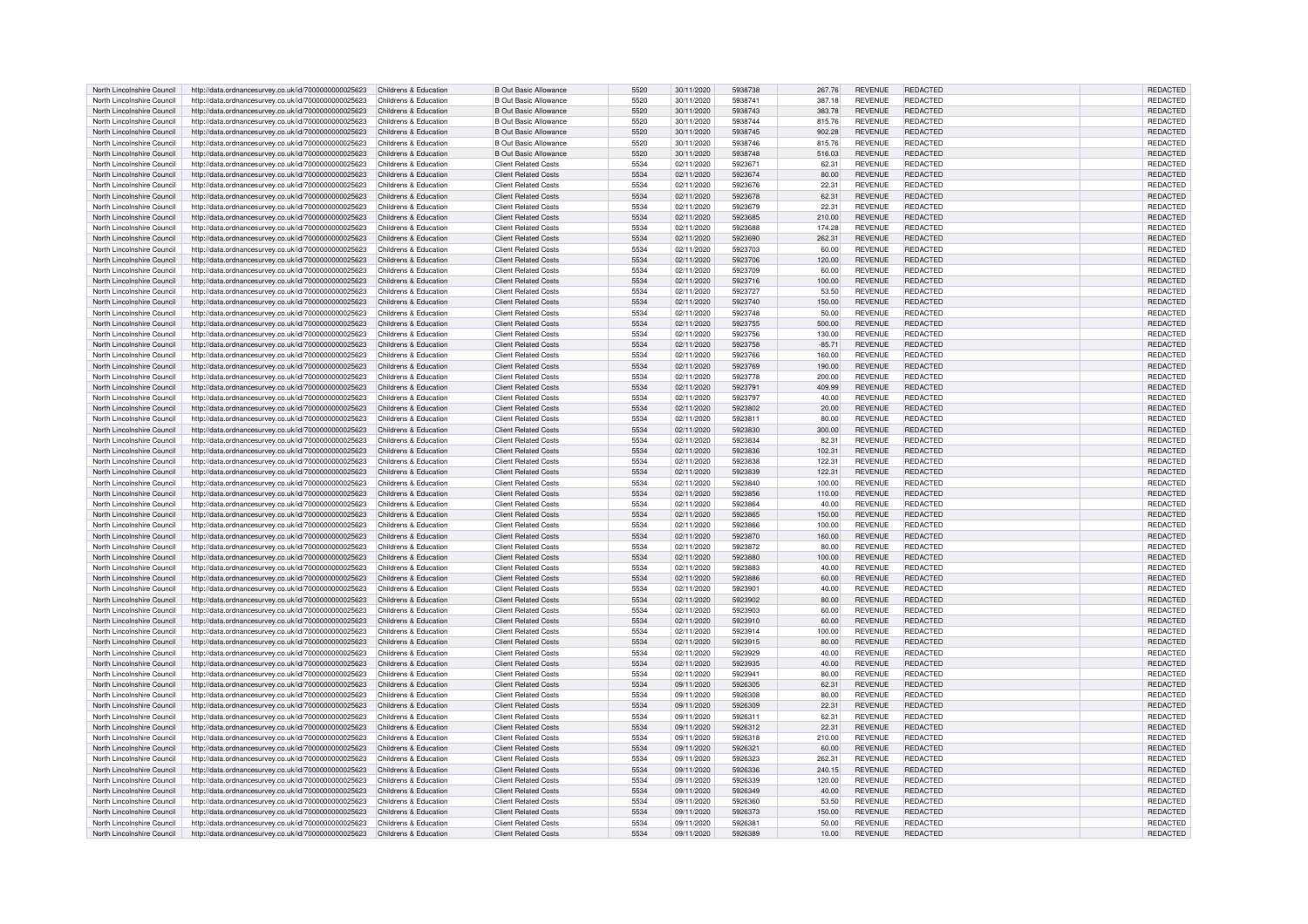| North Lincolnshire Council | http://data.ordnancesurvey.co.uk/id/7000000000025623 | Childrens & Education | B Out Basic Allowance | 5520 | 30/11/2020 | 5938738 | 267.76 | REVENUE | REDACTED | | REDACTED |
|---|---|---|---|---|---|---|---|---|---|---|---|
| North Lincolnshire Council | http://data.ordnancesurvey.co.uk/id/7000000000025623 | Childrens & Education | B Out Basic Allowance | 5520 | 30/11/2020 | 5938741 | 387.18 | REVENUE | REDACTED | | REDACTED |
| North Lincolnshire Council | http://data.ordnancesurvey.co.uk/id/7000000000025623 | Childrens & Education | B Out Basic Allowance | 5520 | 30/11/2020 | 5938743 | 383.78 | REVENUE | REDACTED | | REDACTED |
| North Lincolnshire Council | http://data.ordnancesurvey.co.uk/id/7000000000025623 | Childrens & Education | B Out Basic Allowance | 5520 | 30/11/2020 | 5938744 | 815.76 | REVENUE | REDACTED | | REDACTED |
| North Lincolnshire Council | http://data.ordnancesurvey.co.uk/id/7000000000025623 | Childrens & Education | B Out Basic Allowance | 5520 | 30/11/2020 | 5938745 | 902.28 | REVENUE | REDACTED | | REDACTED |
| North Lincolnshire Council | http://data.ordnancesurvey.co.uk/id/7000000000025623 | Childrens & Education | B Out Basic Allowance | 5520 | 30/11/2020 | 5938746 | 815.76 | REVENUE | REDACTED | | REDACTED |
| North Lincolnshire Council | http://data.ordnancesurvey.co.uk/id/7000000000025623 | Childrens & Education | B Out Basic Allowance | 5520 | 30/11/2020 | 5938748 | 516.03 | REVENUE | REDACTED | | REDACTED |
| North Lincolnshire Council | http://data.ordnancesurvey.co.uk/id/7000000000025623 | Childrens & Education | Client Related Costs | 5534 | 02/11/2020 | 5923671 | 62.31 | REVENUE | REDACTED | | REDACTED |
| North Lincolnshire Council | http://data.ordnancesurvey.co.uk/id/7000000000025623 | Childrens & Education | Client Related Costs | 5534 | 02/11/2020 | 5923674 | 80.00 | REVENUE | REDACTED | | REDACTED |
| North Lincolnshire Council | http://data.ordnancesurvey.co.uk/id/7000000000025623 | Childrens & Education | Client Related Costs | 5534 | 02/11/2020 | 5923676 | 22.31 | REVENUE | REDACTED | | REDACTED |
| North Lincolnshire Council | http://data.ordnancesurvey.co.uk/id/7000000000025623 | Childrens & Education | Client Related Costs | 5534 | 02/11/2020 | 5923678 | 62.31 | REVENUE | REDACTED | | REDACTED |
| North Lincolnshire Council | http://data.ordnancesurvey.co.uk/id/7000000000025623 | Childrens & Education | Client Related Costs | 5534 | 02/11/2020 | 5923679 | 22.31 | REVENUE | REDACTED | | REDACTED |
| North Lincolnshire Council | http://data.ordnancesurvey.co.uk/id/7000000000025623 | Childrens & Education | Client Related Costs | 5534 | 02/11/2020 | 5923685 | 210.00 | REVENUE | REDACTED | | REDACTED |
| North Lincolnshire Council | http://data.ordnancesurvey.co.uk/id/7000000000025623 | Childrens & Education | Client Related Costs | 5534 | 02/11/2020 | 5923688 | 174.28 | REVENUE | REDACTED | | REDACTED |
| North Lincolnshire Council | http://data.ordnancesurvey.co.uk/id/7000000000025623 | Childrens & Education | Client Related Costs | 5534 | 02/11/2020 | 5923690 | 262.31 | REVENUE | REDACTED | | REDACTED |
| North Lincolnshire Council | http://data.ordnancesurvey.co.uk/id/7000000000025623 | Childrens & Education | Client Related Costs | 5534 | 02/11/2020 | 5923703 | 60.00 | REVENUE | REDACTED | | REDACTED |
| North Lincolnshire Council | http://data.ordnancesurvey.co.uk/id/7000000000025623 | Childrens & Education | Client Related Costs | 5534 | 02/11/2020 | 5923706 | 120.00 | REVENUE | REDACTED | | REDACTED |
| North Lincolnshire Council | http://data.ordnancesurvey.co.uk/id/7000000000025623 | Childrens & Education | Client Related Costs | 5534 | 02/11/2020 | 5923709 | 60.00 | REVENUE | REDACTED | | REDACTED |
| North Lincolnshire Council | http://data.ordnancesurvey.co.uk/id/7000000000025623 | Childrens & Education | Client Related Costs | 5534 | 02/11/2020 | 5923716 | 100.00 | REVENUE | REDACTED | | REDACTED |
| North Lincolnshire Council | http://data.ordnancesurvey.co.uk/id/7000000000025623 | Childrens & Education | Client Related Costs | 5534 | 02/11/2020 | 5923727 | 53.50 | REVENUE | REDACTED | | REDACTED |
| North Lincolnshire Council | http://data.ordnancesurvey.co.uk/id/7000000000025623 | Childrens & Education | Client Related Costs | 5534 | 02/11/2020 | 5923740 | 150.00 | REVENUE | REDACTED | | REDACTED |
| North Lincolnshire Council | http://data.ordnancesurvey.co.uk/id/7000000000025623 | Childrens & Education | Client Related Costs | 5534 | 02/11/2020 | 5923748 | 50.00 | REVENUE | REDACTED | | REDACTED |
| North Lincolnshire Council | http://data.ordnancesurvey.co.uk/id/7000000000025623 | Childrens & Education | Client Related Costs | 5534 | 02/11/2020 | 5923755 | 500.00 | REVENUE | REDACTED | | REDACTED |
| North Lincolnshire Council | http://data.ordnancesurvey.co.uk/id/7000000000025623 | Childrens & Education | Client Related Costs | 5534 | 02/11/2020 | 5923756 | 130.00 | REVENUE | REDACTED | | REDACTED |
| North Lincolnshire Council | http://data.ordnancesurvey.co.uk/id/7000000000025623 | Childrens & Education | Client Related Costs | 5534 | 02/11/2020 | 5923758 | -85.71 | REVENUE | REDACTED | | REDACTED |
| North Lincolnshire Council | http://data.ordnancesurvey.co.uk/id/7000000000025623 | Childrens & Education | Client Related Costs | 5534 | 02/11/2020 | 5923766 | 160.00 | REVENUE | REDACTED | | REDACTED |
| North Lincolnshire Council | http://data.ordnancesurvey.co.uk/id/7000000000025623 | Childrens & Education | Client Related Costs | 5534 | 02/11/2020 | 5923769 | 190.00 | REVENUE | REDACTED | | REDACTED |
| North Lincolnshire Council | http://data.ordnancesurvey.co.uk/id/7000000000025623 | Childrens & Education | Client Related Costs | 5534 | 02/11/2020 | 5923778 | 200.00 | REVENUE | REDACTED | | REDACTED |
| North Lincolnshire Council | http://data.ordnancesurvey.co.uk/id/7000000000025623 | Childrens & Education | Client Related Costs | 5534 | 02/11/2020 | 5923791 | 409.99 | REVENUE | REDACTED | | REDACTED |
| North Lincolnshire Council | http://data.ordnancesurvey.co.uk/id/7000000000025623 | Childrens & Education | Client Related Costs | 5534 | 02/11/2020 | 5923797 | 40.00 | REVENUE | REDACTED | | REDACTED |
| North Lincolnshire Council | http://data.ordnancesurvey.co.uk/id/7000000000025623 | Childrens & Education | Client Related Costs | 5534 | 02/11/2020 | 5923802 | 20.00 | REVENUE | REDACTED | | REDACTED |
| North Lincolnshire Council | http://data.ordnancesurvey.co.uk/id/7000000000025623 | Childrens & Education | Client Related Costs | 5534 | 02/11/2020 | 5923811 | 80.00 | REVENUE | REDACTED | | REDACTED |
| North Lincolnshire Council | http://data.ordnancesurvey.co.uk/id/7000000000025623 | Childrens & Education | Client Related Costs | 5534 | 02/11/2020 | 5923830 | 300.00 | REVENUE | REDACTED | | REDACTED |
| North Lincolnshire Council | http://data.ordnancesurvey.co.uk/id/7000000000025623 | Childrens & Education | Client Related Costs | 5534 | 02/11/2020 | 5923834 | 82.31 | REVENUE | REDACTED | | REDACTED |
| North Lincolnshire Council | http://data.ordnancesurvey.co.uk/id/7000000000025623 | Childrens & Education | Client Related Costs | 5534 | 02/11/2020 | 5923836 | 102.31 | REVENUE | REDACTED | | REDACTED |
| North Lincolnshire Council | http://data.ordnancesurvey.co.uk/id/7000000000025623 | Childrens & Education | Client Related Costs | 5534 | 02/11/2020 | 5923838 | 122.31 | REVENUE | REDACTED | | REDACTED |
| North Lincolnshire Council | http://data.ordnancesurvey.co.uk/id/7000000000025623 | Childrens & Education | Client Related Costs | 5534 | 02/11/2020 | 5923839 | 122.31 | REVENUE | REDACTED | | REDACTED |
| North Lincolnshire Council | http://data.ordnancesurvey.co.uk/id/7000000000025623 | Childrens & Education | Client Related Costs | 5534 | 02/11/2020 | 5923840 | 100.00 | REVENUE | REDACTED | | REDACTED |
| North Lincolnshire Council | http://data.ordnancesurvey.co.uk/id/7000000000025623 | Childrens & Education | Client Related Costs | 5534 | 02/11/2020 | 5923856 | 110.00 | REVENUE | REDACTED | | REDACTED |
| North Lincolnshire Council | http://data.ordnancesurvey.co.uk/id/7000000000025623 | Childrens & Education | Client Related Costs | 5534 | 02/11/2020 | 5923864 | 40.00 | REVENUE | REDACTED | | REDACTED |
| North Lincolnshire Council | http://data.ordnancesurvey.co.uk/id/7000000000025623 | Childrens & Education | Client Related Costs | 5534 | 02/11/2020 | 5923865 | 150.00 | REVENUE | REDACTED | | REDACTED |
| North Lincolnshire Council | http://data.ordnancesurvey.co.uk/id/7000000000025623 | Childrens & Education | Client Related Costs | 5534 | 02/11/2020 | 5923866 | 100.00 | REVENUE | REDACTED | | REDACTED |
| North Lincolnshire Council | http://data.ordnancesurvey.co.uk/id/7000000000025623 | Childrens & Education | Client Related Costs | 5534 | 02/11/2020 | 5923870 | 160.00 | REVENUE | REDACTED | | REDACTED |
| North Lincolnshire Council | http://data.ordnancesurvey.co.uk/id/7000000000025623 | Childrens & Education | Client Related Costs | 5534 | 02/11/2020 | 5923872 | 80.00 | REVENUE | REDACTED | | REDACTED |
| North Lincolnshire Council | http://data.ordnancesurvey.co.uk/id/7000000000025623 | Childrens & Education | Client Related Costs | 5534 | 02/11/2020 | 5923880 | 100.00 | REVENUE | REDACTED | | REDACTED |
| North Lincolnshire Council | http://data.ordnancesurvey.co.uk/id/7000000000025623 | Childrens & Education | Client Related Costs | 5534 | 02/11/2020 | 5923883 | 40.00 | REVENUE | REDACTED | | REDACTED |
| North Lincolnshire Council | http://data.ordnancesurvey.co.uk/id/7000000000025623 | Childrens & Education | Client Related Costs | 5534 | 02/11/2020 | 5923886 | 60.00 | REVENUE | REDACTED | | REDACTED |
| North Lincolnshire Council | http://data.ordnancesurvey.co.uk/id/7000000000025623 | Childrens & Education | Client Related Costs | 5534 | 02/11/2020 | 5923901 | 40.00 | REVENUE | REDACTED | | REDACTED |
| North Lincolnshire Council | http://data.ordnancesurvey.co.uk/id/7000000000025623 | Childrens & Education | Client Related Costs | 5534 | 02/11/2020 | 5923902 | 80.00 | REVENUE | REDACTED | | REDACTED |
| North Lincolnshire Council | http://data.ordnancesurvey.co.uk/id/7000000000025623 | Childrens & Education | Client Related Costs | 5534 | 02/11/2020 | 5923903 | 60.00 | REVENUE | REDACTED | | REDACTED |
| North Lincolnshire Council | http://data.ordnancesurvey.co.uk/id/7000000000025623 | Childrens & Education | Client Related Costs | 5534 | 02/11/2020 | 5923910 | 60.00 | REVENUE | REDACTED | | REDACTED |
| North Lincolnshire Council | http://data.ordnancesurvey.co.uk/id/7000000000025623 | Childrens & Education | Client Related Costs | 5534 | 02/11/2020 | 5923914 | 100.00 | REVENUE | REDACTED | | REDACTED |
| North Lincolnshire Council | http://data.ordnancesurvey.co.uk/id/7000000000025623 | Childrens & Education | Client Related Costs | 5534 | 02/11/2020 | 5923915 | 80.00 | REVENUE | REDACTED | | REDACTED |
| North Lincolnshire Council | http://data.ordnancesurvey.co.uk/id/7000000000025623 | Childrens & Education | Client Related Costs | 5534 | 02/11/2020 | 5923929 | 40.00 | REVENUE | REDACTED | | REDACTED |
| North Lincolnshire Council | http://data.ordnancesurvey.co.uk/id/7000000000025623 | Childrens & Education | Client Related Costs | 5534 | 02/11/2020 | 5923935 | 40.00 | REVENUE | REDACTED | | REDACTED |
| North Lincolnshire Council | http://data.ordnancesurvey.co.uk/id/7000000000025623 | Childrens & Education | Client Related Costs | 5534 | 02/11/2020 | 5923941 | 80.00 | REVENUE | REDACTED | | REDACTED |
| North Lincolnshire Council | http://data.ordnancesurvey.co.uk/id/7000000000025623 | Childrens & Education | Client Related Costs | 5534 | 09/11/2020 | 5926305 | 62.31 | REVENUE | REDACTED | | REDACTED |
| North Lincolnshire Council | http://data.ordnancesurvey.co.uk/id/7000000000025623 | Childrens & Education | Client Related Costs | 5534 | 09/11/2020 | 5926308 | 80.00 | REVENUE | REDACTED | | REDACTED |
| North Lincolnshire Council | http://data.ordnancesurvey.co.uk/id/7000000000025623 | Childrens & Education | Client Related Costs | 5534 | 09/11/2020 | 5926309 | 22.31 | REVENUE | REDACTED | | REDACTED |
| North Lincolnshire Council | http://data.ordnancesurvey.co.uk/id/7000000000025623 | Childrens & Education | Client Related Costs | 5534 | 09/11/2020 | 5926311 | 62.31 | REVENUE | REDACTED | | REDACTED |
| North Lincolnshire Council | http://data.ordnancesurvey.co.uk/id/7000000000025623 | Childrens & Education | Client Related Costs | 5534 | 09/11/2020 | 5926312 | 22.31 | REVENUE | REDACTED | | REDACTED |
| North Lincolnshire Council | http://data.ordnancesurvey.co.uk/id/7000000000025623 | Childrens & Education | Client Related Costs | 5534 | 09/11/2020 | 5926318 | 210.00 | REVENUE | REDACTED | | REDACTED |
| North Lincolnshire Council | http://data.ordnancesurvey.co.uk/id/7000000000025623 | Childrens & Education | Client Related Costs | 5534 | 09/11/2020 | 5926321 | 60.00 | REVENUE | REDACTED | | REDACTED |
| North Lincolnshire Council | http://data.ordnancesurvey.co.uk/id/7000000000025623 | Childrens & Education | Client Related Costs | 5534 | 09/11/2020 | 5926323 | 262.31 | REVENUE | REDACTED | | REDACTED |
| North Lincolnshire Council | http://data.ordnancesurvey.co.uk/id/7000000000025623 | Childrens & Education | Client Related Costs | 5534 | 09/11/2020 | 5926336 | 240.15 | REVENUE | REDACTED | | REDACTED |
| North Lincolnshire Council | http://data.ordnancesurvey.co.uk/id/7000000000025623 | Childrens & Education | Client Related Costs | 5534 | 09/11/2020 | 5926339 | 120.00 | REVENUE | REDACTED | | REDACTED |
| North Lincolnshire Council | http://data.ordnancesurvey.co.uk/id/7000000000025623 | Childrens & Education | Client Related Costs | 5534 | 09/11/2020 | 5926349 | 40.00 | REVENUE | REDACTED | | REDACTED |
| North Lincolnshire Council | http://data.ordnancesurvey.co.uk/id/7000000000025623 | Childrens & Education | Client Related Costs | 5534 | 09/11/2020 | 5926360 | 53.50 | REVENUE | REDACTED | | REDACTED |
| North Lincolnshire Council | http://data.ordnancesurvey.co.uk/id/7000000000025623 | Childrens & Education | Client Related Costs | 5534 | 09/11/2020 | 5926373 | 150.00 | REVENUE | REDACTED | | REDACTED |
| North Lincolnshire Council | http://data.ordnancesurvey.co.uk/id/7000000000025623 | Childrens & Education | Client Related Costs | 5534 | 09/11/2020 | 5926381 | 50.00 | REVENUE | REDACTED | | REDACTED |
| North Lincolnshire Council | http://data.ordnancesurvey.co.uk/id/7000000000025623 | Childrens & Education | Client Related Costs | 5534 | 09/11/2020 | 5926389 | 10.00 | REVENUE | REDACTED | | REDACTED |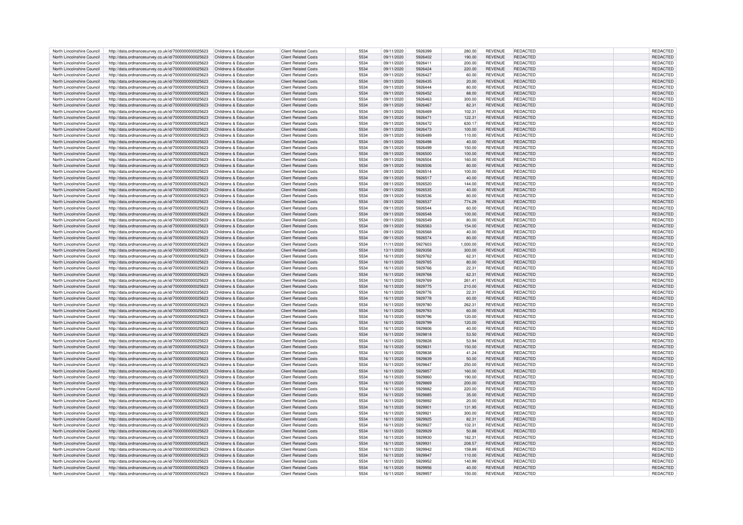| North Lincolnshire Council | http://data.ordnancesurvey.co.uk/id/7000000000025623 | Childrens & Education | Client Related Costs | 5534 | 09/11/2020 | 5926399 | 280.00 | REVENUE | REDACTED | | REDACTED |
|---|---|---|---|---|---|---|---|---|---|---|---|
| North Lincolnshire Council | http://data.ordnancesurvey.co.uk/id/7000000000025623 | Childrens & Education | Client Related Costs | 5534 | 09/11/2020 | 5926402 | 190.00 | REVENUE | REDACTED | | REDACTED |
| North Lincolnshire Council | http://data.ordnancesurvey.co.uk/id/7000000000025623 | Childrens & Education | Client Related Costs | 5534 | 09/11/2020 | 5926411 | 200.00 | REVENUE | REDACTED | | REDACTED |
| North Lincolnshire Council | http://data.ordnancesurvey.co.uk/id/7000000000025623 | Childrens & Education | Client Related Costs | 5534 | 09/11/2020 | 5926424 | 220.00 | REVENUE | REDACTED | | REDACTED |
| North Lincolnshire Council | http://data.ordnancesurvey.co.uk/id/7000000000025623 | Childrens & Education | Client Related Costs | 5534 | 09/11/2020 | 5926427 | 60.00 | REVENUE | REDACTED | | REDACTED |
| North Lincolnshire Council | http://data.ordnancesurvey.co.uk/id/7000000000025623 | Childrens & Education | Client Related Costs | 5534 | 09/11/2020 | 5926435 | 20.00 | REVENUE | REDACTED | | REDACTED |
| North Lincolnshire Council | http://data.ordnancesurvey.co.uk/id/7000000000025623 | Childrens & Education | Client Related Costs | 5534 | 09/11/2020 | 5926444 | 80.00 | REVENUE | REDACTED | | REDACTED |
| North Lincolnshire Council | http://data.ordnancesurvey.co.uk/id/7000000000025623 | Childrens & Education | Client Related Costs | 5534 | 09/11/2020 | 5926452 | 88.00 | REVENUE | REDACTED | | REDACTED |
| North Lincolnshire Council | http://data.ordnancesurvey.co.uk/id/7000000000025623 | Childrens & Education | Client Related Costs | 5534 | 09/11/2020 | 5926463 | 300.00 | REVENUE | REDACTED | | REDACTED |
| North Lincolnshire Council | http://data.ordnancesurvey.co.uk/id/7000000000025623 | Childrens & Education | Client Related Costs | 5534 | 09/11/2020 | 5926467 | 82.31 | REVENUE | REDACTED | | REDACTED |
| North Lincolnshire Council | http://data.ordnancesurvey.co.uk/id/7000000000025623 | Childrens & Education | Client Related Costs | 5534 | 09/11/2020 | 5926469 | 102.31 | REVENUE | REDACTED | | REDACTED |
| North Lincolnshire Council | http://data.ordnancesurvey.co.uk/id/7000000000025623 | Childrens & Education | Client Related Costs | 5534 | 09/11/2020 | 5926471 | 122.31 | REVENUE | REDACTED | | REDACTED |
| North Lincolnshire Council | http://data.ordnancesurvey.co.uk/id/7000000000025623 | Childrens & Education | Client Related Costs | 5534 | 09/11/2020 | 5926472 | 630.17 | REVENUE | REDACTED | | REDACTED |
| North Lincolnshire Council | http://data.ordnancesurvey.co.uk/id/7000000000025623 | Childrens & Education | Client Related Costs | 5534 | 09/11/2020 | 5926473 | 100.00 | REVENUE | REDACTED | | REDACTED |
| North Lincolnshire Council | http://data.ordnancesurvey.co.uk/id/7000000000025623 | Childrens & Education | Client Related Costs | 5534 | 09/11/2020 | 5926489 | 110.00 | REVENUE | REDACTED | | REDACTED |
| North Lincolnshire Council | http://data.ordnancesurvey.co.uk/id/7000000000025623 | Childrens & Education | Client Related Costs | 5534 | 09/11/2020 | 5926498 | 40.00 | REVENUE | REDACTED | | REDACTED |
| North Lincolnshire Council | http://data.ordnancesurvey.co.uk/id/7000000000025623 | Childrens & Education | Client Related Costs | 5534 | 09/11/2020 | 5926499 | 150.00 | REVENUE | REDACTED | | REDACTED |
| North Lincolnshire Council | http://data.ordnancesurvey.co.uk/id/7000000000025623 | Childrens & Education | Client Related Costs | 5534 | 09/11/2020 | 5926500 | 100.00 | REVENUE | REDACTED | | REDACTED |
| North Lincolnshire Council | http://data.ordnancesurvey.co.uk/id/7000000000025623 | Childrens & Education | Client Related Costs | 5534 | 09/11/2020 | 5926504 | 160.00 | REVENUE | REDACTED | | REDACTED |
| North Lincolnshire Council | http://data.ordnancesurvey.co.uk/id/7000000000025623 | Childrens & Education | Client Related Costs | 5534 | 09/11/2020 | 5926506 | 80.00 | REVENUE | REDACTED | | REDACTED |
| North Lincolnshire Council | http://data.ordnancesurvey.co.uk/id/7000000000025623 | Childrens & Education | Client Related Costs | 5534 | 09/11/2020 | 5926514 | 100.00 | REVENUE | REDACTED | | REDACTED |
| North Lincolnshire Council | http://data.ordnancesurvey.co.uk/id/7000000000025623 | Childrens & Education | Client Related Costs | 5534 | 09/11/2020 | 5926517 | 40.00 | REVENUE | REDACTED | | REDACTED |
| North Lincolnshire Council | http://data.ordnancesurvey.co.uk/id/7000000000025623 | Childrens & Education | Client Related Costs | 5534 | 09/11/2020 | 5926520 | 144.00 | REVENUE | REDACTED | | REDACTED |
| North Lincolnshire Council | http://data.ordnancesurvey.co.uk/id/7000000000025623 | Childrens & Education | Client Related Costs | 5534 | 09/11/2020 | 5926535 | 40.00 | REVENUE | REDACTED | | REDACTED |
| North Lincolnshire Council | http://data.ordnancesurvey.co.uk/id/7000000000025623 | Childrens & Education | Client Related Costs | 5534 | 09/11/2020 | 5926536 | 80.00 | REVENUE | REDACTED | | REDACTED |
| North Lincolnshire Council | http://data.ordnancesurvey.co.uk/id/7000000000025623 | Childrens & Education | Client Related Costs | 5534 | 09/11/2020 | 5926537 | 774.29 | REVENUE | REDACTED | | REDACTED |
| North Lincolnshire Council | http://data.ordnancesurvey.co.uk/id/7000000000025623 | Childrens & Education | Client Related Costs | 5534 | 09/11/2020 | 5926544 | 60.00 | REVENUE | REDACTED | | REDACTED |
| North Lincolnshire Council | http://data.ordnancesurvey.co.uk/id/7000000000025623 | Childrens & Education | Client Related Costs | 5534 | 09/11/2020 | 5926548 | 100.00 | REVENUE | REDACTED | | REDACTED |
| North Lincolnshire Council | http://data.ordnancesurvey.co.uk/id/7000000000025623 | Childrens & Education | Client Related Costs | 5534 | 09/11/2020 | 5926549 | 80.00 | REVENUE | REDACTED | | REDACTED |
| North Lincolnshire Council | http://data.ordnancesurvey.co.uk/id/7000000000025623 | Childrens & Education | Client Related Costs | 5534 | 09/11/2020 | 5926563 | 154.00 | REVENUE | REDACTED | | REDACTED |
| North Lincolnshire Council | http://data.ordnancesurvey.co.uk/id/7000000000025623 | Childrens & Education | Client Related Costs | 5534 | 09/11/2020 | 5926568 | 40.00 | REVENUE | REDACTED | | REDACTED |
| North Lincolnshire Council | http://data.ordnancesurvey.co.uk/id/7000000000025623 | Childrens & Education | Client Related Costs | 5534 | 09/11/2020 | 5926574 | 80.00 | REVENUE | REDACTED | | REDACTED |
| North Lincolnshire Council | http://data.ordnancesurvey.co.uk/id/7000000000025623 | Childrens & Education | Client Related Costs | 5534 | 11/11/2020 | 5927603 | 1,000.00 | REVENUE | REDACTED | | REDACTED |
| North Lincolnshire Council | http://data.ordnancesurvey.co.uk/id/7000000000025623 | Childrens & Education | Client Related Costs | 5534 | 13/11/2020 | 5929358 | 300.00 | REVENUE | REDACTED | | REDACTED |
| North Lincolnshire Council | http://data.ordnancesurvey.co.uk/id/7000000000025623 | Childrens & Education | Client Related Costs | 5534 | 16/11/2020 | 5929762 | 62.31 | REVENUE | REDACTED | | REDACTED |
| North Lincolnshire Council | http://data.ordnancesurvey.co.uk/id/7000000000025623 | Childrens & Education | Client Related Costs | 5534 | 16/11/2020 | 5929765 | 80.00 | REVENUE | REDACTED | | REDACTED |
| North Lincolnshire Council | http://data.ordnancesurvey.co.uk/id/7000000000025623 | Childrens & Education | Client Related Costs | 5534 | 16/11/2020 | 5929766 | 22.31 | REVENUE | REDACTED | | REDACTED |
| North Lincolnshire Council | http://data.ordnancesurvey.co.uk/id/7000000000025623 | Childrens & Education | Client Related Costs | 5534 | 16/11/2020 | 5929768 | 62.31 | REVENUE | REDACTED | | REDACTED |
| North Lincolnshire Council | http://data.ordnancesurvey.co.uk/id/7000000000025623 | Childrens & Education | Client Related Costs | 5534 | 16/11/2020 | 5929769 | 261.41 | REVENUE | REDACTED | | REDACTED |
| North Lincolnshire Council | http://data.ordnancesurvey.co.uk/id/7000000000025623 | Childrens & Education | Client Related Costs | 5534 | 16/11/2020 | 5929775 | 210.00 | REVENUE | REDACTED | | REDACTED |
| North Lincolnshire Council | http://data.ordnancesurvey.co.uk/id/7000000000025623 | Childrens & Education | Client Related Costs | 5534 | 16/11/2020 | 5929776 | 22.31 | REVENUE | REDACTED | | REDACTED |
| North Lincolnshire Council | http://data.ordnancesurvey.co.uk/id/7000000000025623 | Childrens & Education | Client Related Costs | 5534 | 16/11/2020 | 5929778 | 60.00 | REVENUE | REDACTED | | REDACTED |
| North Lincolnshire Council | http://data.ordnancesurvey.co.uk/id/7000000000025623 | Childrens & Education | Client Related Costs | 5534 | 16/11/2020 | 5929780 | 262.31 | REVENUE | REDACTED | | REDACTED |
| North Lincolnshire Council | http://data.ordnancesurvey.co.uk/id/7000000000025623 | Childrens & Education | Client Related Costs | 5534 | 16/11/2020 | 5929793 | 60.00 | REVENUE | REDACTED | | REDACTED |
| North Lincolnshire Council | http://data.ordnancesurvey.co.uk/id/7000000000025623 | Childrens & Education | Client Related Costs | 5534 | 16/11/2020 | 5929796 | 120.00 | REVENUE | REDACTED | | REDACTED |
| North Lincolnshire Council | http://data.ordnancesurvey.co.uk/id/7000000000025623 | Childrens & Education | Client Related Costs | 5534 | 16/11/2020 | 5929799 | 120.00 | REVENUE | REDACTED | | REDACTED |
| North Lincolnshire Council | http://data.ordnancesurvey.co.uk/id/7000000000025623 | Childrens & Education | Client Related Costs | 5534 | 16/11/2020 | 5929806 | 40.00 | REVENUE | REDACTED | | REDACTED |
| North Lincolnshire Council | http://data.ordnancesurvey.co.uk/id/7000000000025623 | Childrens & Education | Client Related Costs | 5534 | 16/11/2020 | 5929818 | 53.50 | REVENUE | REDACTED | | REDACTED |
| North Lincolnshire Council | http://data.ordnancesurvey.co.uk/id/7000000000025623 | Childrens & Education | Client Related Costs | 5534 | 16/11/2020 | 5929828 | 53.94 | REVENUE | REDACTED | | REDACTED |
| North Lincolnshire Council | http://data.ordnancesurvey.co.uk/id/7000000000025623 | Childrens & Education | Client Related Costs | 5534 | 16/11/2020 | 5929831 | 150.00 | REVENUE | REDACTED | | REDACTED |
| North Lincolnshire Council | http://data.ordnancesurvey.co.uk/id/7000000000025623 | Childrens & Education | Client Related Costs | 5534 | 16/11/2020 | 5929838 | 41.24 | REVENUE | REDACTED | | REDACTED |
| North Lincolnshire Council | http://data.ordnancesurvey.co.uk/id/7000000000025623 | Childrens & Education | Client Related Costs | 5534 | 16/11/2020 | 5929839 | 50.00 | REVENUE | REDACTED | | REDACTED |
| North Lincolnshire Council | http://data.ordnancesurvey.co.uk/id/7000000000025623 | Childrens & Education | Client Related Costs | 5534 | 16/11/2020 | 5929847 | 250.00 | REVENUE | REDACTED | | REDACTED |
| North Lincolnshire Council | http://data.ordnancesurvey.co.uk/id/7000000000025623 | Childrens & Education | Client Related Costs | 5534 | 16/11/2020 | 5929857 | 160.00 | REVENUE | REDACTED | | REDACTED |
| North Lincolnshire Council | http://data.ordnancesurvey.co.uk/id/7000000000025623 | Childrens & Education | Client Related Costs | 5534 | 16/11/2020 | 5929860 | 190.00 | REVENUE | REDACTED | | REDACTED |
| North Lincolnshire Council | http://data.ordnancesurvey.co.uk/id/7000000000025623 | Childrens & Education | Client Related Costs | 5534 | 16/11/2020 | 5929869 | 200.00 | REVENUE | REDACTED | | REDACTED |
| North Lincolnshire Council | http://data.ordnancesurvey.co.uk/id/7000000000025623 | Childrens & Education | Client Related Costs | 5534 | 16/11/2020 | 5929882 | 220.00 | REVENUE | REDACTED | | REDACTED |
| North Lincolnshire Council | http://data.ordnancesurvey.co.uk/id/7000000000025623 | Childrens & Education | Client Related Costs | 5534 | 16/11/2020 | 5929885 | 35.00 | REVENUE | REDACTED | | REDACTED |
| North Lincolnshire Council | http://data.ordnancesurvey.co.uk/id/7000000000025623 | Childrens & Education | Client Related Costs | 5534 | 16/11/2020 | 5929892 | 20.00 | REVENUE | REDACTED | | REDACTED |
| North Lincolnshire Council | http://data.ordnancesurvey.co.uk/id/7000000000025623 | Childrens & Education | Client Related Costs | 5534 | 16/11/2020 | 5929901 | 131.95 | REVENUE | REDACTED | | REDACTED |
| North Lincolnshire Council | http://data.ordnancesurvey.co.uk/id/7000000000025623 | Childrens & Education | Client Related Costs | 5534 | 16/11/2020 | 5929921 | 300.00 | REVENUE | REDACTED | | REDACTED |
| North Lincolnshire Council | http://data.ordnancesurvey.co.uk/id/7000000000025623 | Childrens & Education | Client Related Costs | 5534 | 16/11/2020 | 5929925 | 82.31 | REVENUE | REDACTED | | REDACTED |
| North Lincolnshire Council | http://data.ordnancesurvey.co.uk/id/7000000000025623 | Childrens & Education | Client Related Costs | 5534 | 16/11/2020 | 5929927 | 102.31 | REVENUE | REDACTED | | REDACTED |
| North Lincolnshire Council | http://data.ordnancesurvey.co.uk/id/7000000000025623 | Childrens & Education | Client Related Costs | 5534 | 16/11/2020 | 5929929 | 50.88 | REVENUE | REDACTED | | REDACTED |
| North Lincolnshire Council | http://data.ordnancesurvey.co.uk/id/7000000000025623 | Childrens & Education | Client Related Costs | 5534 | 16/11/2020 | 5929930 | 182.31 | REVENUE | REDACTED | | REDACTED |
| North Lincolnshire Council | http://data.ordnancesurvey.co.uk/id/7000000000025623 | Childrens & Education | Client Related Costs | 5534 | 16/11/2020 | 5929931 | 208.57 | REVENUE | REDACTED | | REDACTED |
| North Lincolnshire Council | http://data.ordnancesurvey.co.uk/id/7000000000025623 | Childrens & Education | Client Related Costs | 5534 | 16/11/2020 | 5929942 | 159.89 | REVENUE | REDACTED | | REDACTED |
| North Lincolnshire Council | http://data.ordnancesurvey.co.uk/id/7000000000025623 | Childrens & Education | Client Related Costs | 5534 | 16/11/2020 | 5929947 | 110.00 | REVENUE | REDACTED | | REDACTED |
| North Lincolnshire Council | http://data.ordnancesurvey.co.uk/id/7000000000025623 | Childrens & Education | Client Related Costs | 5534 | 16/11/2020 | 5929952 | 140.99 | REVENUE | REDACTED | | REDACTED |
| North Lincolnshire Council | http://data.ordnancesurvey.co.uk/id/7000000000025623 | Childrens & Education | Client Related Costs | 5534 | 16/11/2020 | 5929956 | 40.00 | REVENUE | REDACTED | | REDACTED |
| North Lincolnshire Council | http://data.ordnancesurvey.co.uk/id/7000000000025623 | Childrens & Education | Client Related Costs | 5534 | 16/11/2020 | 5929957 | 150.00 | REVENUE | REDACTED | | REDACTED |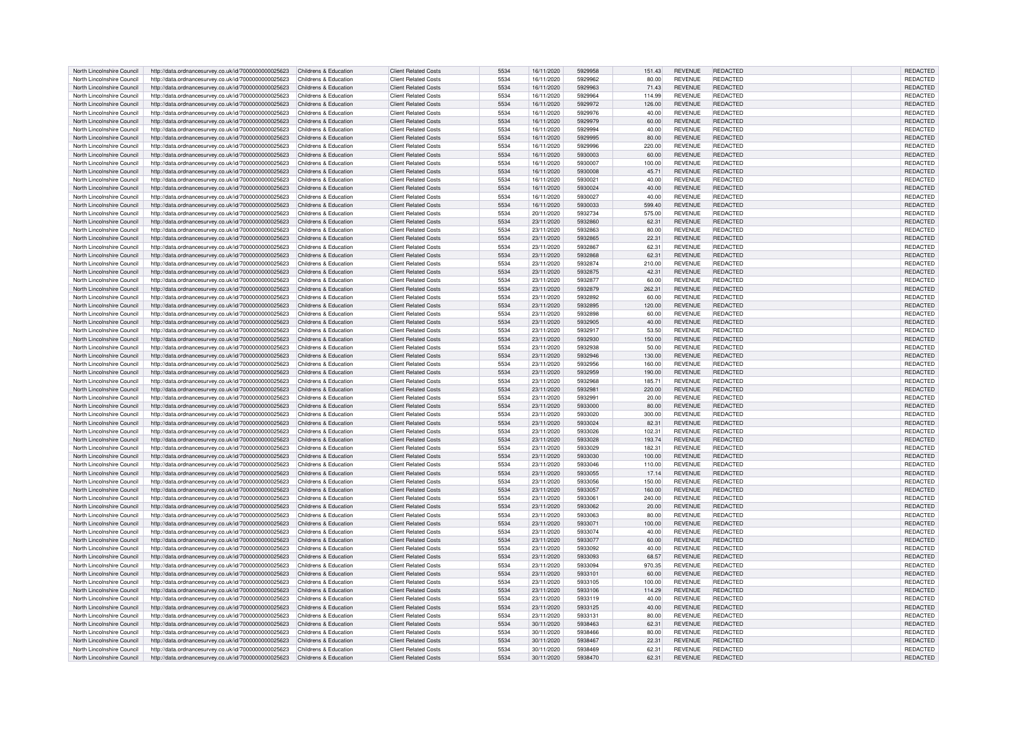| North Lincolnshire Council | http://data.ordnancesurvey.co.uk/id/7000000000025623 | Childrens & Education | Client Related Costs | 5534 | 16/11/2020 | 5929958 | 151.43 | REVENUE | REDACTED | | REDACTED |
|---|---|---|---|---|---|---|---|---|---|---|---|
| North Lincolnshire Council | http://data.ordnancesurvey.co.uk/id/7000000000025623 | Childrens & Education | Client Related Costs | 5534 | 16/11/2020 | 5929962 | 80.00 | REVENUE | REDACTED | | REDACTED |
| North Lincolnshire Council | http://data.ordnancesurvey.co.uk/id/7000000000025623 | Childrens & Education | Client Related Costs | 5534 | 16/11/2020 | 5929963 | 71.43 | REVENUE | REDACTED | | REDACTED |
| North Lincolnshire Council | http://data.ordnancesurvey.co.uk/id/7000000000025623 | Childrens & Education | Client Related Costs | 5534 | 16/11/2020 | 5929964 | 114.99 | REVENUE | REDACTED | | REDACTED |
| North Lincolnshire Council | http://data.ordnancesurvey.co.uk/id/7000000000025623 | Childrens & Education | Client Related Costs | 5534 | 16/11/2020 | 5929972 | 126.00 | REVENUE | REDACTED | | REDACTED |
| North Lincolnshire Council | http://data.ordnancesurvey.co.uk/id/7000000000025623 | Childrens & Education | Client Related Costs | 5534 | 16/11/2020 | 5929976 | 40.00 | REVENUE | REDACTED | | REDACTED |
| North Lincolnshire Council | http://data.ordnancesurvey.co.uk/id/7000000000025623 | Childrens & Education | Client Related Costs | 5534 | 16/11/2020 | 5929979 | 60.00 | REVENUE | REDACTED | | REDACTED |
| North Lincolnshire Council | http://data.ordnancesurvey.co.uk/id/7000000000025623 | Childrens & Education | Client Related Costs | 5534 | 16/11/2020 | 5929994 | 40.00 | REVENUE | REDACTED | | REDACTED |
| North Lincolnshire Council | http://data.ordnancesurvey.co.uk/id/7000000000025623 | Childrens & Education | Client Related Costs | 5534 | 16/11/2020 | 5929995 | 80.00 | REVENUE | REDACTED | | REDACTED |
| North Lincolnshire Council | http://data.ordnancesurvey.co.uk/id/7000000000025623 | Childrens & Education | Client Related Costs | 5534 | 16/11/2020 | 5929996 | 220.00 | REVENUE | REDACTED | | REDACTED |
| North Lincolnshire Council | http://data.ordnancesurvey.co.uk/id/7000000000025623 | Childrens & Education | Client Related Costs | 5534 | 16/11/2020 | 5930003 | 60.00 | REVENUE | REDACTED | | REDACTED |
| North Lincolnshire Council | http://data.ordnancesurvey.co.uk/id/7000000000025623 | Childrens & Education | Client Related Costs | 5534 | 16/11/2020 | 5930007 | 100.00 | REVENUE | REDACTED | | REDACTED |
| North Lincolnshire Council | http://data.ordnancesurvey.co.uk/id/7000000000025623 | Childrens & Education | Client Related Costs | 5534 | 16/11/2020 | 5930008 | 45.71 | REVENUE | REDACTED | | REDACTED |
| North Lincolnshire Council | http://data.ordnancesurvey.co.uk/id/7000000000025623 | Childrens & Education | Client Related Costs | 5534 | 16/11/2020 | 5930021 | 40.00 | REVENUE | REDACTED | | REDACTED |
| North Lincolnshire Council | http://data.ordnancesurvey.co.uk/id/7000000000025623 | Childrens & Education | Client Related Costs | 5534 | 16/11/2020 | 5930024 | 40.00 | REVENUE | REDACTED | | REDACTED |
| North Lincolnshire Council | http://data.ordnancesurvey.co.uk/id/7000000000025623 | Childrens & Education | Client Related Costs | 5534 | 16/11/2020 | 5930027 | 40.00 | REVENUE | REDACTED | | REDACTED |
| North Lincolnshire Council | http://data.ordnancesurvey.co.uk/id/7000000000025623 | Childrens & Education | Client Related Costs | 5534 | 16/11/2020 | 5930033 | 599.40 | REVENUE | REDACTED | | REDACTED |
| North Lincolnshire Council | http://data.ordnancesurvey.co.uk/id/7000000000025623 | Childrens & Education | Client Related Costs | 5534 | 20/11/2020 | 5932734 | 575.00 | REVENUE | REDACTED | | REDACTED |
| North Lincolnshire Council | http://data.ordnancesurvey.co.uk/id/7000000000025623 | Childrens & Education | Client Related Costs | 5534 | 23/11/2020 | 5932860 | 62.31 | REVENUE | REDACTED | | REDACTED |
| North Lincolnshire Council | http://data.ordnancesurvey.co.uk/id/7000000000025623 | Childrens & Education | Client Related Costs | 5534 | 23/11/2020 | 5932863 | 80.00 | REVENUE | REDACTED | | REDACTED |
| North Lincolnshire Council | http://data.ordnancesurvey.co.uk/id/7000000000025623 | Childrens & Education | Client Related Costs | 5534 | 23/11/2020 | 5932865 | 22.31 | REVENUE | REDACTED | | REDACTED |
| North Lincolnshire Council | http://data.ordnancesurvey.co.uk/id/7000000000025623 | Childrens & Education | Client Related Costs | 5534 | 23/11/2020 | 5932867 | 62.31 | REVENUE | REDACTED | | REDACTED |
| North Lincolnshire Council | http://data.ordnancesurvey.co.uk/id/7000000000025623 | Childrens & Education | Client Related Costs | 5534 | 23/11/2020 | 5932868 | 62.31 | REVENUE | REDACTED | | REDACTED |
| North Lincolnshire Council | http://data.ordnancesurvey.co.uk/id/7000000000025623 | Childrens & Education | Client Related Costs | 5534 | 23/11/2020 | 5932874 | 210.00 | REVENUE | REDACTED | | REDACTED |
| North Lincolnshire Council | http://data.ordnancesurvey.co.uk/id/7000000000025623 | Childrens & Education | Client Related Costs | 5534 | 23/11/2020 | 5932875 | 42.31 | REVENUE | REDACTED | | REDACTED |
| North Lincolnshire Council | http://data.ordnancesurvey.co.uk/id/7000000000025623 | Childrens & Education | Client Related Costs | 5534 | 23/11/2020 | 5932877 | 60.00 | REVENUE | REDACTED | | REDACTED |
| North Lincolnshire Council | http://data.ordnancesurvey.co.uk/id/7000000000025623 | Childrens & Education | Client Related Costs | 5534 | 23/11/2020 | 5932879 | 262.31 | REVENUE | REDACTED | | REDACTED |
| North Lincolnshire Council | http://data.ordnancesurvey.co.uk/id/7000000000025623 | Childrens & Education | Client Related Costs | 5534 | 23/11/2020 | 5932892 | 60.00 | REVENUE | REDACTED | | REDACTED |
| North Lincolnshire Council | http://data.ordnancesurvey.co.uk/id/7000000000025623 | Childrens & Education | Client Related Costs | 5534 | 23/11/2020 | 5932895 | 120.00 | REVENUE | REDACTED | | REDACTED |
| North Lincolnshire Council | http://data.ordnancesurvey.co.uk/id/7000000000025623 | Childrens & Education | Client Related Costs | 5534 | 23/11/2020 | 5932898 | 60.00 | REVENUE | REDACTED | | REDACTED |
| North Lincolnshire Council | http://data.ordnancesurvey.co.uk/id/7000000000025623 | Childrens & Education | Client Related Costs | 5534 | 23/11/2020 | 5932905 | 40.00 | REVENUE | REDACTED | | REDACTED |
| North Lincolnshire Council | http://data.ordnancesurvey.co.uk/id/7000000000025623 | Childrens & Education | Client Related Costs | 5534 | 23/11/2020 | 5932917 | 53.50 | REVENUE | REDACTED | | REDACTED |
| North Lincolnshire Council | http://data.ordnancesurvey.co.uk/id/7000000000025623 | Childrens & Education | Client Related Costs | 5534 | 23/11/2020 | 5932930 | 150.00 | REVENUE | REDACTED | | REDACTED |
| North Lincolnshire Council | http://data.ordnancesurvey.co.uk/id/7000000000025623 | Childrens & Education | Client Related Costs | 5534 | 23/11/2020 | 5932938 | 50.00 | REVENUE | REDACTED | | REDACTED |
| North Lincolnshire Council | http://data.ordnancesurvey.co.uk/id/7000000000025623 | Childrens & Education | Client Related Costs | 5534 | 23/11/2020 | 5932946 | 130.00 | REVENUE | REDACTED | | REDACTED |
| North Lincolnshire Council | http://data.ordnancesurvey.co.uk/id/7000000000025623 | Childrens & Education | Client Related Costs | 5534 | 23/11/2020 | 5932956 | 160.00 | REVENUE | REDACTED | | REDACTED |
| North Lincolnshire Council | http://data.ordnancesurvey.co.uk/id/7000000000025623 | Childrens & Education | Client Related Costs | 5534 | 23/11/2020 | 5932959 | 190.00 | REVENUE | REDACTED | | REDACTED |
| North Lincolnshire Council | http://data.ordnancesurvey.co.uk/id/7000000000025623 | Childrens & Education | Client Related Costs | 5534 | 23/11/2020 | 5932968 | 185.71 | REVENUE | REDACTED | | REDACTED |
| North Lincolnshire Council | http://data.ordnancesurvey.co.uk/id/7000000000025623 | Childrens & Education | Client Related Costs | 5534 | 23/11/2020 | 5932981 | 220.00 | REVENUE | REDACTED | | REDACTED |
| North Lincolnshire Council | http://data.ordnancesurvey.co.uk/id/7000000000025623 | Childrens & Education | Client Related Costs | 5534 | 23/11/2020 | 5932991 | 20.00 | REVENUE | REDACTED | | REDACTED |
| North Lincolnshire Council | http://data.ordnancesurvey.co.uk/id/7000000000025623 | Childrens & Education | Client Related Costs | 5534 | 23/11/2020 | 5933000 | 80.00 | REVENUE | REDACTED | | REDACTED |
| North Lincolnshire Council | http://data.ordnancesurvey.co.uk/id/7000000000025623 | Childrens & Education | Client Related Costs | 5534 | 23/11/2020 | 5933020 | 300.00 | REVENUE | REDACTED | | REDACTED |
| North Lincolnshire Council | http://data.ordnancesurvey.co.uk/id/7000000000025623 | Childrens & Education | Client Related Costs | 5534 | 23/11/2020 | 5933024 | 82.31 | REVENUE | REDACTED | | REDACTED |
| North Lincolnshire Council | http://data.ordnancesurvey.co.uk/id/7000000000025623 | Childrens & Education | Client Related Costs | 5534 | 23/11/2020 | 5933026 | 102.31 | REVENUE | REDACTED | | REDACTED |
| North Lincolnshire Council | http://data.ordnancesurvey.co.uk/id/7000000000025623 | Childrens & Education | Client Related Costs | 5534 | 23/11/2020 | 5933028 | 193.74 | REVENUE | REDACTED | | REDACTED |
| North Lincolnshire Council | http://data.ordnancesurvey.co.uk/id/7000000000025623 | Childrens & Education | Client Related Costs | 5534 | 23/11/2020 | 5933029 | 182.31 | REVENUE | REDACTED | | REDACTED |
| North Lincolnshire Council | http://data.ordnancesurvey.co.uk/id/7000000000025623 | Childrens & Education | Client Related Costs | 5534 | 23/11/2020 | 5933030 | 100.00 | REVENUE | REDACTED | | REDACTED |
| North Lincolnshire Council | http://data.ordnancesurvey.co.uk/id/7000000000025623 | Childrens & Education | Client Related Costs | 5534 | 23/11/2020 | 5933046 | 110.00 | REVENUE | REDACTED | | REDACTED |
| North Lincolnshire Council | http://data.ordnancesurvey.co.uk/id/7000000000025623 | Childrens & Education | Client Related Costs | 5534 | 23/11/2020 | 5933055 | 17.14 | REVENUE | REDACTED | | REDACTED |
| North Lincolnshire Council | http://data.ordnancesurvey.co.uk/id/7000000000025623 | Childrens & Education | Client Related Costs | 5534 | 23/11/2020 | 5933056 | 150.00 | REVENUE | REDACTED | | REDACTED |
| North Lincolnshire Council | http://data.ordnancesurvey.co.uk/id/7000000000025623 | Childrens & Education | Client Related Costs | 5534 | 23/11/2020 | 5933057 | 160.00 | REVENUE | REDACTED | | REDACTED |
| North Lincolnshire Council | http://data.ordnancesurvey.co.uk/id/7000000000025623 | Childrens & Education | Client Related Costs | 5534 | 23/11/2020 | 5933061 | 240.00 | REVENUE | REDACTED | | REDACTED |
| North Lincolnshire Council | http://data.ordnancesurvey.co.uk/id/7000000000025623 | Childrens & Education | Client Related Costs | 5534 | 23/11/2020 | 5933062 | 20.00 | REVENUE | REDACTED | | REDACTED |
| North Lincolnshire Council | http://data.ordnancesurvey.co.uk/id/7000000000025623 | Childrens & Education | Client Related Costs | 5534 | 23/11/2020 | 5933063 | 80.00 | REVENUE | REDACTED | | REDACTED |
| North Lincolnshire Council | http://data.ordnancesurvey.co.uk/id/7000000000025623 | Childrens & Education | Client Related Costs | 5534 | 23/11/2020 | 5933071 | 100.00 | REVENUE | REDACTED | | REDACTED |
| North Lincolnshire Council | http://data.ordnancesurvey.co.uk/id/7000000000025623 | Childrens & Education | Client Related Costs | 5534 | 23/11/2020 | 5933074 | 40.00 | REVENUE | REDACTED | | REDACTED |
| North Lincolnshire Council | http://data.ordnancesurvey.co.uk/id/7000000000025623 | Childrens & Education | Client Related Costs | 5534 | 23/11/2020 | 5933077 | 60.00 | REVENUE | REDACTED | | REDACTED |
| North Lincolnshire Council | http://data.ordnancesurvey.co.uk/id/7000000000025623 | Childrens & Education | Client Related Costs | 5534 | 23/11/2020 | 5933092 | 40.00 | REVENUE | REDACTED | | REDACTED |
| North Lincolnshire Council | http://data.ordnancesurvey.co.uk/id/7000000000025623 | Childrens & Education | Client Related Costs | 5534 | 23/11/2020 | 5933093 | 68.57 | REVENUE | REDACTED | | REDACTED |
| North Lincolnshire Council | http://data.ordnancesurvey.co.uk/id/7000000000025623 | Childrens & Education | Client Related Costs | 5534 | 23/11/2020 | 5933094 | 970.35 | REVENUE | REDACTED | | REDACTED |
| North Lincolnshire Council | http://data.ordnancesurvey.co.uk/id/7000000000025623 | Childrens & Education | Client Related Costs | 5534 | 23/11/2020 | 5933101 | 60.00 | REVENUE | REDACTED | | REDACTED |
| North Lincolnshire Council | http://data.ordnancesurvey.co.uk/id/7000000000025623 | Childrens & Education | Client Related Costs | 5534 | 23/11/2020 | 5933105 | 100.00 | REVENUE | REDACTED | | REDACTED |
| North Lincolnshire Council | http://data.ordnancesurvey.co.uk/id/7000000000025623 | Childrens & Education | Client Related Costs | 5534 | 23/11/2020 | 5933106 | 114.29 | REVENUE | REDACTED | | REDACTED |
| North Lincolnshire Council | http://data.ordnancesurvey.co.uk/id/7000000000025623 | Childrens & Education | Client Related Costs | 5534 | 23/11/2020 | 5933119 | 40.00 | REVENUE | REDACTED | | REDACTED |
| North Lincolnshire Council | http://data.ordnancesurvey.co.uk/id/7000000000025623 | Childrens & Education | Client Related Costs | 5534 | 23/11/2020 | 5933125 | 40.00 | REVENUE | REDACTED | | REDACTED |
| North Lincolnshire Council | http://data.ordnancesurvey.co.uk/id/7000000000025623 | Childrens & Education | Client Related Costs | 5534 | 23/11/2020 | 5933131 | 80.00 | REVENUE | REDACTED | | REDACTED |
| North Lincolnshire Council | http://data.ordnancesurvey.co.uk/id/7000000000025623 | Childrens & Education | Client Related Costs | 5534 | 30/11/2020 | 5938463 | 62.31 | REVENUE | REDACTED | | REDACTED |
| North Lincolnshire Council | http://data.ordnancesurvey.co.uk/id/7000000000025623 | Childrens & Education | Client Related Costs | 5534 | 30/11/2020 | 5938466 | 80.00 | REVENUE | REDACTED | | REDACTED |
| North Lincolnshire Council | http://data.ordnancesurvey.co.uk/id/7000000000025623 | Childrens & Education | Client Related Costs | 5534 | 30/11/2020 | 5938467 | 22.31 | REVENUE | REDACTED | | REDACTED |
| North Lincolnshire Council | http://data.ordnancesurvey.co.uk/id/7000000000025623 | Childrens & Education | Client Related Costs | 5534 | 30/11/2020 | 5938469 | 62.31 | REVENUE | REDACTED | | REDACTED |
| North Lincolnshire Council | http://data.ordnancesurvey.co.uk/id/7000000000025623 | Childrens & Education | Client Related Costs | 5534 | 30/11/2020 | 5938470 | 62.31 | REVENUE | REDACTED | | REDACTED |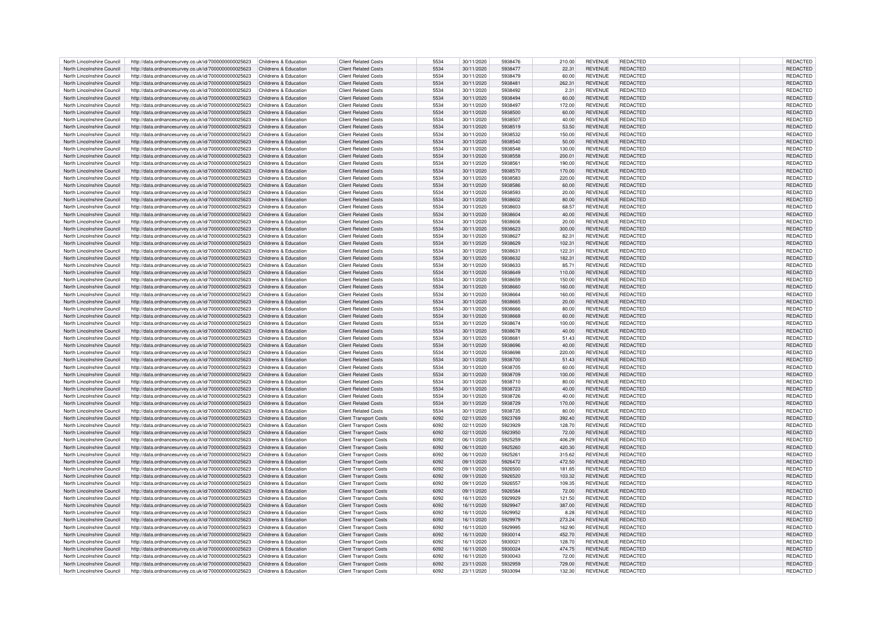| North Lincolnshire Council | http://data.ordnancesurvey.co.uk/id/7000000000025623 | Childrens & Education | Client Related Costs | 5534 | 30/11/2020 | 5938476 | 210.00 | REVENUE | REDACTED | | REDACTED |
|---|---|---|---|---|---|---|---|---|---|---|---|
| North Lincolnshire Council | http://data.ordnancesurvey.co.uk/id/7000000000025623 | Childrens & Education | Client Related Costs | 5534 | 30/11/2020 | 5938477 | 22.31 | REVENUE | REDACTED | | REDACTED |
| North Lincolnshire Council | http://data.ordnancesurvey.co.uk/id/7000000000025623 | Childrens & Education | Client Related Costs | 5534 | 30/11/2020 | 5938479 | 60.00 | REVENUE | REDACTED | | REDACTED |
| North Lincolnshire Council | http://data.ordnancesurvey.co.uk/id/7000000000025623 | Childrens & Education | Client Related Costs | 5534 | 30/11/2020 | 5938481 | 262.31 | REVENUE | REDACTED | | REDACTED |
| North Lincolnshire Council | http://data.ordnancesurvey.co.uk/id/7000000000025623 | Childrens & Education | Client Related Costs | 5534 | 30/11/2020 | 5938492 | 2.31 | REVENUE | REDACTED | | REDACTED |
| North Lincolnshire Council | http://data.ordnancesurvey.co.uk/id/7000000000025623 | Childrens & Education | Client Related Costs | 5534 | 30/11/2020 | 5938494 | 60.00 | REVENUE | REDACTED | | REDACTED |
| North Lincolnshire Council | http://data.ordnancesurvey.co.uk/id/7000000000025623 | Childrens & Education | Client Related Costs | 5534 | 30/11/2020 | 5938497 | 172.00 | REVENUE | REDACTED | | REDACTED |
| North Lincolnshire Council | http://data.ordnancesurvey.co.uk/id/7000000000025623 | Childrens & Education | Client Related Costs | 5534 | 30/11/2020 | 5938500 | 60.00 | REVENUE | REDACTED | | REDACTED |
| North Lincolnshire Council | http://data.ordnancesurvey.co.uk/id/7000000000025623 | Childrens & Education | Client Related Costs | 5534 | 30/11/2020 | 5938507 | 40.00 | REVENUE | REDACTED | | REDACTED |
| North Lincolnshire Council | http://data.ordnancesurvey.co.uk/id/7000000000025623 | Childrens & Education | Client Related Costs | 5534 | 30/11/2020 | 5938519 | 53.50 | REVENUE | REDACTED | | REDACTED |
| North Lincolnshire Council | http://data.ordnancesurvey.co.uk/id/7000000000025623 | Childrens & Education | Client Related Costs | 5534 | 30/11/2020 | 5938532 | 150.00 | REVENUE | REDACTED | | REDACTED |
| North Lincolnshire Council | http://data.ordnancesurvey.co.uk/id/7000000000025623 | Childrens & Education | Client Related Costs | 5534 | 30/11/2020 | 5938540 | 50.00 | REVENUE | REDACTED | | REDACTED |
| North Lincolnshire Council | http://data.ordnancesurvey.co.uk/id/7000000000025623 | Childrens & Education | Client Related Costs | 5534 | 30/11/2020 | 5938548 | 130.00 | REVENUE | REDACTED | | REDACTED |
| North Lincolnshire Council | http://data.ordnancesurvey.co.uk/id/7000000000025623 | Childrens & Education | Client Related Costs | 5534 | 30/11/2020 | 5938558 | 200.01 | REVENUE | REDACTED | | REDACTED |
| North Lincolnshire Council | http://data.ordnancesurvey.co.uk/id/7000000000025623 | Childrens & Education | Client Related Costs | 5534 | 30/11/2020 | 5938561 | 190.00 | REVENUE | REDACTED | | REDACTED |
| North Lincolnshire Council | http://data.ordnancesurvey.co.uk/id/7000000000025623 | Childrens & Education | Client Related Costs | 5534 | 30/11/2020 | 5938570 | 170.00 | REVENUE | REDACTED | | REDACTED |
| North Lincolnshire Council | http://data.ordnancesurvey.co.uk/id/7000000000025623 | Childrens & Education | Client Related Costs | 5534 | 30/11/2020 | 5938583 | 220.00 | REVENUE | REDACTED | | REDACTED |
| North Lincolnshire Council | http://data.ordnancesurvey.co.uk/id/7000000000025623 | Childrens & Education | Client Related Costs | 5534 | 30/11/2020 | 5938586 | 60.00 | REVENUE | REDACTED | | REDACTED |
| North Lincolnshire Council | http://data.ordnancesurvey.co.uk/id/7000000000025623 | Childrens & Education | Client Related Costs | 5534 | 30/11/2020 | 5938593 | 20.00 | REVENUE | REDACTED | | REDACTED |
| North Lincolnshire Council | http://data.ordnancesurvey.co.uk/id/7000000000025623 | Childrens & Education | Client Related Costs | 5534 | 30/11/2020 | 5938602 | 80.00 | REVENUE | REDACTED | | REDACTED |
| North Lincolnshire Council | http://data.ordnancesurvey.co.uk/id/7000000000025623 | Childrens & Education | Client Related Costs | 5534 | 30/11/2020 | 5938603 | 68.57 | REVENUE | REDACTED | | REDACTED |
| North Lincolnshire Council | http://data.ordnancesurvey.co.uk/id/7000000000025623 | Childrens & Education | Client Related Costs | 5534 | 30/11/2020 | 5938604 | 40.00 | REVENUE | REDACTED | | REDACTED |
| North Lincolnshire Council | http://data.ordnancesurvey.co.uk/id/7000000000025623 | Childrens & Education | Client Related Costs | 5534 | 30/11/2020 | 5938606 | 20.00 | REVENUE | REDACTED | | REDACTED |
| North Lincolnshire Council | http://data.ordnancesurvey.co.uk/id/7000000000025623 | Childrens & Education | Client Related Costs | 5534 | 30/11/2020 | 5938623 | 300.00 | REVENUE | REDACTED | | REDACTED |
| North Lincolnshire Council | http://data.ordnancesurvey.co.uk/id/7000000000025623 | Childrens & Education | Client Related Costs | 5534 | 30/11/2020 | 5938627 | 82.31 | REVENUE | REDACTED | | REDACTED |
| North Lincolnshire Council | http://data.ordnancesurvey.co.uk/id/7000000000025623 | Childrens & Education | Client Related Costs | 5534 | 30/11/2020 | 5938629 | 102.31 | REVENUE | REDACTED | | REDACTED |
| North Lincolnshire Council | http://data.ordnancesurvey.co.uk/id/7000000000025623 | Childrens & Education | Client Related Costs | 5534 | 30/11/2020 | 5938631 | 122.31 | REVENUE | REDACTED | | REDACTED |
| North Lincolnshire Council | http://data.ordnancesurvey.co.uk/id/7000000000025623 | Childrens & Education | Client Related Costs | 5534 | 30/11/2020 | 5938632 | 182.31 | REVENUE | REDACTED | | REDACTED |
| North Lincolnshire Council | http://data.ordnancesurvey.co.uk/id/7000000000025623 | Childrens & Education | Client Related Costs | 5534 | 30/11/2020 | 5938633 | 85.71 | REVENUE | REDACTED | | REDACTED |
| North Lincolnshire Council | http://data.ordnancesurvey.co.uk/id/7000000000025623 | Childrens & Education | Client Related Costs | 5534 | 30/11/2020 | 5938649 | 110.00 | REVENUE | REDACTED | | REDACTED |
| North Lincolnshire Council | http://data.ordnancesurvey.co.uk/id/7000000000025623 | Childrens & Education | Client Related Costs | 5534 | 30/11/2020 | 5938659 | 150.00 | REVENUE | REDACTED | | REDACTED |
| North Lincolnshire Council | http://data.ordnancesurvey.co.uk/id/7000000000025623 | Childrens & Education | Client Related Costs | 5534 | 30/11/2020 | 5938660 | 160.00 | REVENUE | REDACTED | | REDACTED |
| North Lincolnshire Council | http://data.ordnancesurvey.co.uk/id/7000000000025623 | Childrens & Education | Client Related Costs | 5534 | 30/11/2020 | 5938664 | 160.00 | REVENUE | REDACTED | | REDACTED |
| North Lincolnshire Council | http://data.ordnancesurvey.co.uk/id/7000000000025623 | Childrens & Education | Client Related Costs | 5534 | 30/11/2020 | 5938665 | 20.00 | REVENUE | REDACTED | | REDACTED |
| North Lincolnshire Council | http://data.ordnancesurvey.co.uk/id/7000000000025623 | Childrens & Education | Client Related Costs | 5534 | 30/11/2020 | 5938666 | 80.00 | REVENUE | REDACTED | | REDACTED |
| North Lincolnshire Council | http://data.ordnancesurvey.co.uk/id/7000000000025623 | Childrens & Education | Client Related Costs | 5534 | 30/11/2020 | 5938668 | 60.00 | REVENUE | REDACTED | | REDACTED |
| North Lincolnshire Council | http://data.ordnancesurvey.co.uk/id/7000000000025623 | Childrens & Education | Client Related Costs | 5534 | 30/11/2020 | 5938674 | 100.00 | REVENUE | REDACTED | | REDACTED |
| North Lincolnshire Council | http://data.ordnancesurvey.co.uk/id/7000000000025623 | Childrens & Education | Client Related Costs | 5534 | 30/11/2020 | 5938678 | 40.00 | REVENUE | REDACTED | | REDACTED |
| North Lincolnshire Council | http://data.ordnancesurvey.co.uk/id/7000000000025623 | Childrens & Education | Client Related Costs | 5534 | 30/11/2020 | 5938681 | 51.43 | REVENUE | REDACTED | | REDACTED |
| North Lincolnshire Council | http://data.ordnancesurvey.co.uk/id/7000000000025623 | Childrens & Education | Client Related Costs | 5534 | 30/11/2020 | 5938696 | 40.00 | REVENUE | REDACTED | | REDACTED |
| North Lincolnshire Council | http://data.ordnancesurvey.co.uk/id/7000000000025623 | Childrens & Education | Client Related Costs | 5534 | 30/11/2020 | 5938698 | 220.00 | REVENUE | REDACTED | | REDACTED |
| North Lincolnshire Council | http://data.ordnancesurvey.co.uk/id/7000000000025623 | Childrens & Education | Client Related Costs | 5534 | 30/11/2020 | 5938700 | 51.43 | REVENUE | REDACTED | | REDACTED |
| North Lincolnshire Council | http://data.ordnancesurvey.co.uk/id/7000000000025623 | Childrens & Education | Client Related Costs | 5534 | 30/11/2020 | 5938705 | 60.00 | REVENUE | REDACTED | | REDACTED |
| North Lincolnshire Council | http://data.ordnancesurvey.co.uk/id/7000000000025623 | Childrens & Education | Client Related Costs | 5534 | 30/11/2020 | 5938709 | 100.00 | REVENUE | REDACTED | | REDACTED |
| North Lincolnshire Council | http://data.ordnancesurvey.co.uk/id/7000000000025623 | Childrens & Education | Client Related Costs | 5534 | 30/11/2020 | 5938710 | 80.00 | REVENUE | REDACTED | | REDACTED |
| North Lincolnshire Council | http://data.ordnancesurvey.co.uk/id/7000000000025623 | Childrens & Education | Client Related Costs | 5534 | 30/11/2020 | 5938723 | 40.00 | REVENUE | REDACTED | | REDACTED |
| North Lincolnshire Council | http://data.ordnancesurvey.co.uk/id/7000000000025623 | Childrens & Education | Client Related Costs | 5534 | 30/11/2020 | 5938726 | 40.00 | REVENUE | REDACTED | | REDACTED |
| North Lincolnshire Council | http://data.ordnancesurvey.co.uk/id/7000000000025623 | Childrens & Education | Client Related Costs | 5534 | 30/11/2020 | 5938729 | 170.00 | REVENUE | REDACTED | | REDACTED |
| North Lincolnshire Council | http://data.ordnancesurvey.co.uk/id/7000000000025623 | Childrens & Education | Client Related Costs | 5534 | 30/11/2020 | 5938735 | 80.00 | REVENUE | REDACTED | | REDACTED |
| North Lincolnshire Council | http://data.ordnancesurvey.co.uk/id/7000000000025623 | Childrens & Education | Client Transport Costs | 6092 | 02/11/2020 | 5923769 | 392.40 | REVENUE | REDACTED | | REDACTED |
| North Lincolnshire Council | http://data.ordnancesurvey.co.uk/id/7000000000025623 | Childrens & Education | Client Transport Costs | 6092 | 02/11/2020 | 5923929 | 128.70 | REVENUE | REDACTED | | REDACTED |
| North Lincolnshire Council | http://data.ordnancesurvey.co.uk/id/7000000000025623 | Childrens & Education | Client Transport Costs | 6092 | 02/11/2020 | 5923950 | 72.00 | REVENUE | REDACTED | | REDACTED |
| North Lincolnshire Council | http://data.ordnancesurvey.co.uk/id/7000000000025623 | Childrens & Education | Client Transport Costs | 6092 | 06/11/2020 | 5925259 | 406.29 | REVENUE | REDACTED | | REDACTED |
| North Lincolnshire Council | http://data.ordnancesurvey.co.uk/id/7000000000025623 | Childrens & Education | Client Transport Costs | 6092 | 06/11/2020 | 5925260 | 420.30 | REVENUE | REDACTED | | REDACTED |
| North Lincolnshire Council | http://data.ordnancesurvey.co.uk/id/7000000000025623 | Childrens & Education | Client Transport Costs | 6092 | 06/11/2020 | 5925261 | 315.62 | REVENUE | REDACTED | | REDACTED |
| North Lincolnshire Council | http://data.ordnancesurvey.co.uk/id/7000000000025623 | Childrens & Education | Client Transport Costs | 6092 | 09/11/2020 | 5926472 | 472.50 | REVENUE | REDACTED | | REDACTED |
| North Lincolnshire Council | http://data.ordnancesurvey.co.uk/id/7000000000025623 | Childrens & Education | Client Transport Costs | 6092 | 09/11/2020 | 5926500 | 181.85 | REVENUE | REDACTED | | REDACTED |
| North Lincolnshire Council | http://data.ordnancesurvey.co.uk/id/7000000000025623 | Childrens & Education | Client Transport Costs | 6092 | 09/11/2020 | 5926520 | 103.32 | REVENUE | REDACTED | | REDACTED |
| North Lincolnshire Council | http://data.ordnancesurvey.co.uk/id/7000000000025623 | Childrens & Education | Client Transport Costs | 6092 | 09/11/2020 | 5926557 | 109.35 | REVENUE | REDACTED | | REDACTED |
| North Lincolnshire Council | http://data.ordnancesurvey.co.uk/id/7000000000025623 | Childrens & Education | Client Transport Costs | 6092 | 09/11/2020 | 5926584 | 72.00 | REVENUE | REDACTED | | REDACTED |
| North Lincolnshire Council | http://data.ordnancesurvey.co.uk/id/7000000000025623 | Childrens & Education | Client Transport Costs | 6092 | 16/11/2020 | 5929929 | 121.50 | REVENUE | REDACTED | | REDACTED |
| North Lincolnshire Council | http://data.ordnancesurvey.co.uk/id/7000000000025623 | Childrens & Education | Client Transport Costs | 6092 | 16/11/2020 | 5929947 | 387.00 | REVENUE | REDACTED | | REDACTED |
| North Lincolnshire Council | http://data.ordnancesurvey.co.uk/id/7000000000025623 | Childrens & Education | Client Transport Costs | 6092 | 16/11/2020 | 5929952 | 8.28 | REVENUE | REDACTED | | REDACTED |
| North Lincolnshire Council | http://data.ordnancesurvey.co.uk/id/7000000000025623 | Childrens & Education | Client Transport Costs | 6092 | 16/11/2020 | 5929979 | 273.24 | REVENUE | REDACTED | | REDACTED |
| North Lincolnshire Council | http://data.ordnancesurvey.co.uk/id/7000000000025623 | Childrens & Education | Client Transport Costs | 6092 | 16/11/2020 | 5929995 | 162.90 | REVENUE | REDACTED | | REDACTED |
| North Lincolnshire Council | http://data.ordnancesurvey.co.uk/id/7000000000025623 | Childrens & Education | Client Transport Costs | 6092 | 16/11/2020 | 5930014 | 452.70 | REVENUE | REDACTED | | REDACTED |
| North Lincolnshire Council | http://data.ordnancesurvey.co.uk/id/7000000000025623 | Childrens & Education | Client Transport Costs | 6092 | 16/11/2020 | 5930021 | 128.70 | REVENUE | REDACTED | | REDACTED |
| North Lincolnshire Council | http://data.ordnancesurvey.co.uk/id/7000000000025623 | Childrens & Education | Client Transport Costs | 6092 | 16/11/2020 | 5930024 | 474.75 | REVENUE | REDACTED | | REDACTED |
| North Lincolnshire Council | http://data.ordnancesurvey.co.uk/id/7000000000025623 | Childrens & Education | Client Transport Costs | 6092 | 16/11/2020 | 5930043 | 72.00 | REVENUE | REDACTED | | REDACTED |
| North Lincolnshire Council | http://data.ordnancesurvey.co.uk/id/7000000000025623 | Childrens & Education | Client Transport Costs | 6092 | 23/11/2020 | 5932959 | 729.00 | REVENUE | REDACTED | | REDACTED |
| North Lincolnshire Council | http://data.ordnancesurvey.co.uk/id/7000000000025623 | Childrens & Education | Client Transport Costs | 6092 | 23/11/2020 | 5933094 | 132.30 | REVENUE | REDACTED | | REDACTED |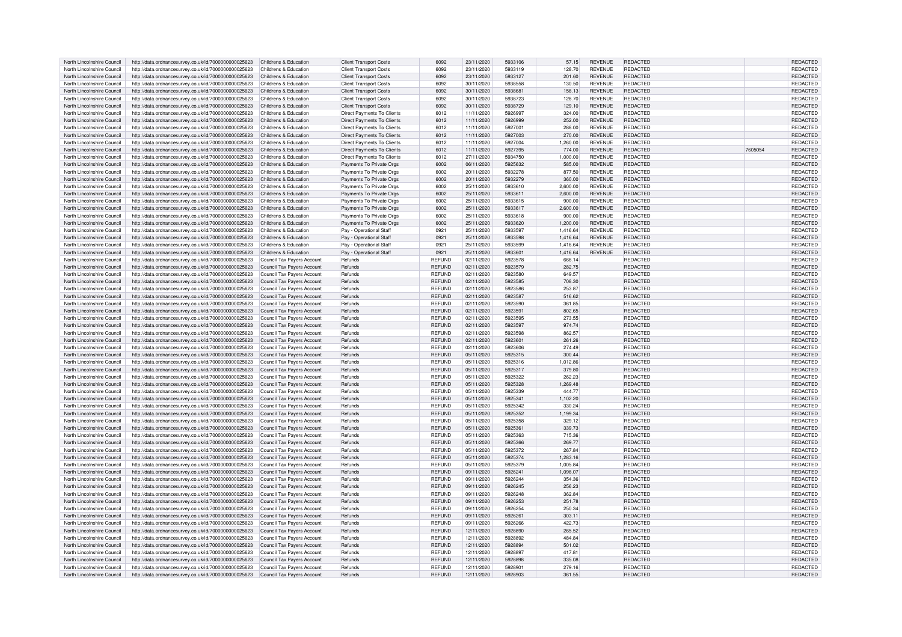| North Lincolnshire Council | http://data.ordnancesurvey.co.uk/id/7000000000025623 | Childrens & Education | Client Transport Costs | 6092 | 23/11/2020 | 5933106 | 57.15 | REVENUE | REDACTED | | REDACTED |
|---|---|---|---|---|---|---|---|---|---|---|---|
| North Lincolnshire Council | http://data.ordnancesurvey.co.uk/id/7000000000025623 | Childrens & Education | Client Transport Costs | 6092 | 23/11/2020 | 5933119 | 128.70 | REVENUE | REDACTED | | REDACTED |
| North Lincolnshire Council | http://data.ordnancesurvey.co.uk/id/7000000000025623 | Childrens & Education | Client Transport Costs | 6092 | 23/11/2020 | 5933127 | 201.60 | REVENUE | REDACTED | | REDACTED |
| North Lincolnshire Council | http://data.ordnancesurvey.co.uk/id/7000000000025623 | Childrens & Education | Client Transport Costs | 6092 | 30/11/2020 | 5938558 | 130.50 | REVENUE | REDACTED | | REDACTED |
| North Lincolnshire Council | http://data.ordnancesurvey.co.uk/id/7000000000025623 | Childrens & Education | Client Transport Costs | 6092 | 30/11/2020 | 5938681 | 158.13 | REVENUE | REDACTED | | REDACTED |
| North Lincolnshire Council | http://data.ordnancesurvey.co.uk/id/7000000000025623 | Childrens & Education | Client Transport Costs | 6092 | 30/11/2020 | 5938723 | 128.70 | REVENUE | REDACTED | | REDACTED |
| North Lincolnshire Council | http://data.ordnancesurvey.co.uk/id/7000000000025623 | Childrens & Education | Client Transport Costs | 6092 | 30/11/2020 | 5938729 | 129.10 | REVENUE | REDACTED | | REDACTED |
| North Lincolnshire Council | http://data.ordnancesurvey.co.uk/id/7000000000025623 | Childrens & Education | Direct Payments To Clients | 6012 | 11/11/2020 | 5926997 | 324.00 | REVENUE | REDACTED | | REDACTED |
| North Lincolnshire Council | http://data.ordnancesurvey.co.uk/id/7000000000025623 | Childrens & Education | Direct Payments To Clients | 6012 | 11/11/2020 | 5926999 | 252.00 | REVENUE | REDACTED | | REDACTED |
| North Lincolnshire Council | http://data.ordnancesurvey.co.uk/id/7000000000025623 | Childrens & Education | Direct Payments To Clients | 6012 | 11/11/2020 | 5927001 | 288.00 | REVENUE | REDACTED | | REDACTED |
| North Lincolnshire Council | http://data.ordnancesurvey.co.uk/id/7000000000025623 | Childrens & Education | Direct Payments To Clients | 6012 | 11/11/2020 | 5927003 | 270.00 | REVENUE | REDACTED | | REDACTED |
| North Lincolnshire Council | http://data.ordnancesurvey.co.uk/id/7000000000025623 | Childrens & Education | Direct Payments To Clients | 6012 | 11/11/2020 | 5927004 | 1,260.00 | REVENUE | REDACTED | | REDACTED |
| North Lincolnshire Council | http://data.ordnancesurvey.co.uk/id/7000000000025623 | Childrens & Education | Direct Payments To Clients | 6012 | 11/11/2020 | 5927395 | 774.00 | REVENUE | REDACTED | 7605054 | REDACTED |
| North Lincolnshire Council | http://data.ordnancesurvey.co.uk/id/7000000000025623 | Childrens & Education | Direct Payments To Clients | 6012 | 27/11/2020 | 5934750 | 1,000.00 | REVENUE | REDACTED | | REDACTED |
| North Lincolnshire Council | http://data.ordnancesurvey.co.uk/id/7000000000025623 | Childrens & Education | Payments To Private Orgs | 6002 | 06/11/2020 | 5925632 | 585.00 | REVENUE | REDACTED | | REDACTED |
| North Lincolnshire Council | http://data.ordnancesurvey.co.uk/id/7000000000025623 | Childrens & Education | Payments To Private Orgs | 6002 | 20/11/2020 | 5932278 | 877.50 | REVENUE | REDACTED | | REDACTED |
| North Lincolnshire Council | http://data.ordnancesurvey.co.uk/id/7000000000025623 | Childrens & Education | Payments To Private Orgs | 6002 | 20/11/2020 | 5932279 | 360.00 | REVENUE | REDACTED | | REDACTED |
| North Lincolnshire Council | http://data.ordnancesurvey.co.uk/id/7000000000025623 | Childrens & Education | Payments To Private Orgs | 6002 | 25/11/2020 | 5933610 | 2,600.00 | REVENUE | REDACTED | | REDACTED |
| North Lincolnshire Council | http://data.ordnancesurvey.co.uk/id/7000000000025623 | Childrens & Education | Payments To Private Orgs | 6002 | 25/11/2020 | 5933611 | 2,600.00 | REVENUE | REDACTED | | REDACTED |
| North Lincolnshire Council | http://data.ordnancesurvey.co.uk/id/7000000000025623 | Childrens & Education | Payments To Private Orgs | 6002 | 25/11/2020 | 5933615 | 900.00 | REVENUE | REDACTED | | REDACTED |
| North Lincolnshire Council | http://data.ordnancesurvey.co.uk/id/7000000000025623 | Childrens & Education | Payments To Private Orgs | 6002 | 25/11/2020 | 5933617 | 2,600.00 | REVENUE | REDACTED | | REDACTED |
| North Lincolnshire Council | http://data.ordnancesurvey.co.uk/id/7000000000025623 | Childrens & Education | Payments To Private Orgs | 6002 | 25/11/2020 | 5933618 | 900.00 | REVENUE | REDACTED | | REDACTED |
| North Lincolnshire Council | http://data.ordnancesurvey.co.uk/id/7000000000025623 | Childrens & Education | Payments To Private Orgs | 6002 | 25/11/2020 | 5933620 | 1,200.00 | REVENUE | REDACTED | | REDACTED |
| North Lincolnshire Council | http://data.ordnancesurvey.co.uk/id/7000000000025623 | Childrens & Education | Pay - Operational Staff | 0921 | 25/11/2020 | 5933597 | 1,416.64 | REVENUE | REDACTED | | REDACTED |
| North Lincolnshire Council | http://data.ordnancesurvey.co.uk/id/7000000000025623 | Childrens & Education | Pay - Operational Staff | 0921 | 25/11/2020 | 5933598 | 1,416.64 | REVENUE | REDACTED | | REDACTED |
| North Lincolnshire Council | http://data.ordnancesurvey.co.uk/id/7000000000025623 | Childrens & Education | Pay - Operational Staff | 0921 | 25/11/2020 | 5933599 | 1,416.64 | REVENUE | REDACTED | | REDACTED |
| North Lincolnshire Council | http://data.ordnancesurvey.co.uk/id/7000000000025623 | Childrens & Education | Pay - Operational Staff | 0921 | 25/11/2020 | 5933601 | 1,416.64 | REVENUE | REDACTED | | REDACTED |
| North Lincolnshire Council | http://data.ordnancesurvey.co.uk/id/7000000000025623 | Council Tax Payers Account | Refunds | REFUND | 02/11/2020 | 5923578 | 666.14 | | REDACTED | | REDACTED |
| North Lincolnshire Council | http://data.ordnancesurvey.co.uk/id/7000000000025623 | Council Tax Payers Account | Refunds | REFUND | 02/11/2020 | 5923579 | 282.75 | | REDACTED | | REDACTED |
| North Lincolnshire Council | http://data.ordnancesurvey.co.uk/id/7000000000025623 | Council Tax Payers Account | Refunds | REFUND | 02/11/2020 | 5923580 | 649.57 | | REDACTED | | REDACTED |
| North Lincolnshire Council | http://data.ordnancesurvey.co.uk/id/7000000000025623 | Council Tax Payers Account | Refunds | REFUND | 02/11/2020 | 5923585 | 708.30 | | REDACTED | | REDACTED |
| North Lincolnshire Council | http://data.ordnancesurvey.co.uk/id/7000000000025623 | Council Tax Payers Account | Refunds | REFUND | 02/11/2020 | 5923586 | 253.87 | | REDACTED | | REDACTED |
| North Lincolnshire Council | http://data.ordnancesurvey.co.uk/id/7000000000025623 | Council Tax Payers Account | Refunds | REFUND | 02/11/2020 | 5923587 | 516.62 | | REDACTED | | REDACTED |
| North Lincolnshire Council | http://data.ordnancesurvey.co.uk/id/7000000000025623 | Council Tax Payers Account | Refunds | REFUND | 02/11/2020 | 5923590 | 361.85 | | REDACTED | | REDACTED |
| North Lincolnshire Council | http://data.ordnancesurvey.co.uk/id/7000000000025623 | Council Tax Payers Account | Refunds | REFUND | 02/11/2020 | 5923591 | 802.65 | | REDACTED | | REDACTED |
| North Lincolnshire Council | http://data.ordnancesurvey.co.uk/id/7000000000025623 | Council Tax Payers Account | Refunds | REFUND | 02/11/2020 | 5923595 | 273.55 | | REDACTED | | REDACTED |
| North Lincolnshire Council | http://data.ordnancesurvey.co.uk/id/7000000000025623 | Council Tax Payers Account | Refunds | REFUND | 02/11/2020 | 5923597 | 974.74 | | REDACTED | | REDACTED |
| North Lincolnshire Council | http://data.ordnancesurvey.co.uk/id/7000000000025623 | Council Tax Payers Account | Refunds | REFUND | 02/11/2020 | 5923598 | 862.57 | | REDACTED | | REDACTED |
| North Lincolnshire Council | http://data.ordnancesurvey.co.uk/id/7000000000025623 | Council Tax Payers Account | Refunds | REFUND | 02/11/2020 | 5923601 | 261.26 | | REDACTED | | REDACTED |
| North Lincolnshire Council | http://data.ordnancesurvey.co.uk/id/7000000000025623 | Council Tax Payers Account | Refunds | REFUND | 02/11/2020 | 5923606 | 274.49 | | REDACTED | | REDACTED |
| North Lincolnshire Council | http://data.ordnancesurvey.co.uk/id/7000000000025623 | Council Tax Payers Account | Refunds | REFUND | 05/11/2020 | 5925315 | 300.44 | | REDACTED | | REDACTED |
| North Lincolnshire Council | http://data.ordnancesurvey.co.uk/id/7000000000025623 | Council Tax Payers Account | Refunds | REFUND | 05/11/2020 | 5925316 | 1,012.86 | | REDACTED | | REDACTED |
| North Lincolnshire Council | http://data.ordnancesurvey.co.uk/id/7000000000025623 | Council Tax Payers Account | Refunds | REFUND | 05/11/2020 | 5925317 | 379.80 | | REDACTED | | REDACTED |
| North Lincolnshire Council | http://data.ordnancesurvey.co.uk/id/7000000000025623 | Council Tax Payers Account | Refunds | REFUND | 05/11/2020 | 5925322 | 262.23 | | REDACTED | | REDACTED |
| North Lincolnshire Council | http://data.ordnancesurvey.co.uk/id/7000000000025623 | Council Tax Payers Account | Refunds | REFUND | 05/11/2020 | 5925328 | 1,269.48 | | REDACTED | | REDACTED |
| North Lincolnshire Council | http://data.ordnancesurvey.co.uk/id/7000000000025623 | Council Tax Payers Account | Refunds | REFUND | 05/11/2020 | 5925339 | 444.77 | | REDACTED | | REDACTED |
| North Lincolnshire Council | http://data.ordnancesurvey.co.uk/id/7000000000025623 | Council Tax Payers Account | Refunds | REFUND | 05/11/2020 | 5925341 | 1,102.20 | | REDACTED | | REDACTED |
| North Lincolnshire Council | http://data.ordnancesurvey.co.uk/id/7000000000025623 | Council Tax Payers Account | Refunds | REFUND | 05/11/2020 | 5925342 | 330.24 | | REDACTED | | REDACTED |
| North Lincolnshire Council | http://data.ordnancesurvey.co.uk/id/7000000000025623 | Council Tax Payers Account | Refunds | REFUND | 05/11/2020 | 5925352 | 1,199.34 | | REDACTED | | REDACTED |
| North Lincolnshire Council | http://data.ordnancesurvey.co.uk/id/7000000000025623 | Council Tax Payers Account | Refunds | REFUND | 05/11/2020 | 5925358 | 329.12 | | REDACTED | | REDACTED |
| North Lincolnshire Council | http://data.ordnancesurvey.co.uk/id/7000000000025623 | Council Tax Payers Account | Refunds | REFUND | 05/11/2020 | 5925361 | 339.73 | | REDACTED | | REDACTED |
| North Lincolnshire Council | http://data.ordnancesurvey.co.uk/id/7000000000025623 | Council Tax Payers Account | Refunds | REFUND | 05/11/2020 | 5925363 | 715.36 | | REDACTED | | REDACTED |
| North Lincolnshire Council | http://data.ordnancesurvey.co.uk/id/7000000000025623 | Council Tax Payers Account | Refunds | REFUND | 05/11/2020 | 5925366 | 269.77 | | REDACTED | | REDACTED |
| North Lincolnshire Council | http://data.ordnancesurvey.co.uk/id/7000000000025623 | Council Tax Payers Account | Refunds | REFUND | 05/11/2020 | 5925372 | 267.84 | | REDACTED | | REDACTED |
| North Lincolnshire Council | http://data.ordnancesurvey.co.uk/id/7000000000025623 | Council Tax Payers Account | Refunds | REFUND | 05/11/2020 | 5925374 | 1,283.16 | | REDACTED | | REDACTED |
| North Lincolnshire Council | http://data.ordnancesurvey.co.uk/id/7000000000025623 | Council Tax Payers Account | Refunds | REFUND | 05/11/2020 | 5925379 | 1,005.84 | | REDACTED | | REDACTED |
| North Lincolnshire Council | http://data.ordnancesurvey.co.uk/id/7000000000025623 | Council Tax Payers Account | Refunds | REFUND | 09/11/2020 | 5926241 | 1,098.07 | | REDACTED | | REDACTED |
| North Lincolnshire Council | http://data.ordnancesurvey.co.uk/id/7000000000025623 | Council Tax Payers Account | Refunds | REFUND | 09/11/2020 | 5926244 | 354.36 | | REDACTED | | REDACTED |
| North Lincolnshire Council | http://data.ordnancesurvey.co.uk/id/7000000000025623 | Council Tax Payers Account | Refunds | REFUND | 09/11/2020 | 5926245 | 256.23 | | REDACTED | | REDACTED |
| North Lincolnshire Council | http://data.ordnancesurvey.co.uk/id/7000000000025623 | Council Tax Payers Account | Refunds | REFUND | 09/11/2020 | 5926248 | 362.84 | | REDACTED | | REDACTED |
| North Lincolnshire Council | http://data.ordnancesurvey.co.uk/id/7000000000025623 | Council Tax Payers Account | Refunds | REFUND | 09/11/2020 | 5926253 | 251.78 | | REDACTED | | REDACTED |
| North Lincolnshire Council | http://data.ordnancesurvey.co.uk/id/7000000000025623 | Council Tax Payers Account | Refunds | REFUND | 09/11/2020 | 5926254 | 250.34 | | REDACTED | | REDACTED |
| North Lincolnshire Council | http://data.ordnancesurvey.co.uk/id/7000000000025623 | Council Tax Payers Account | Refunds | REFUND | 09/11/2020 | 5926261 | 303.11 | | REDACTED | | REDACTED |
| North Lincolnshire Council | http://data.ordnancesurvey.co.uk/id/7000000000025623 | Council Tax Payers Account | Refunds | REFUND | 09/11/2020 | 5926266 | 422.73 | | REDACTED | | REDACTED |
| North Lincolnshire Council | http://data.ordnancesurvey.co.uk/id/7000000000025623 | Council Tax Payers Account | Refunds | REFUND | 12/11/2020 | 5928890 | 265.52 | | REDACTED | | REDACTED |
| North Lincolnshire Council | http://data.ordnancesurvey.co.uk/id/7000000000025623 | Council Tax Payers Account | Refunds | REFUND | 12/11/2020 | 5928892 | 484.84 | | REDACTED | | REDACTED |
| North Lincolnshire Council | http://data.ordnancesurvey.co.uk/id/7000000000025623 | Council Tax Payers Account | Refunds | REFUND | 12/11/2020 | 5928894 | 501.02 | | REDACTED | | REDACTED |
| North Lincolnshire Council | http://data.ordnancesurvey.co.uk/id/7000000000025623 | Council Tax Payers Account | Refunds | REFUND | 12/11/2020 | 5928897 | 417.81 | | REDACTED | | REDACTED |
| North Lincolnshire Council | http://data.ordnancesurvey.co.uk/id/7000000000025623 | Council Tax Payers Account | Refunds | REFUND | 12/11/2020 | 5928898 | 335.08 | | REDACTED | | REDACTED |
| North Lincolnshire Council | http://data.ordnancesurvey.co.uk/id/7000000000025623 | Council Tax Payers Account | Refunds | REFUND | 12/11/2020 | 5928901 | 279.16 | | REDACTED | | REDACTED |
| North Lincolnshire Council | http://data.ordnancesurvey.co.uk/id/7000000000025623 | Council Tax Payers Account | Refunds | REFUND | 12/11/2020 | 5928903 | 361.55 | | REDACTED | | REDACTED |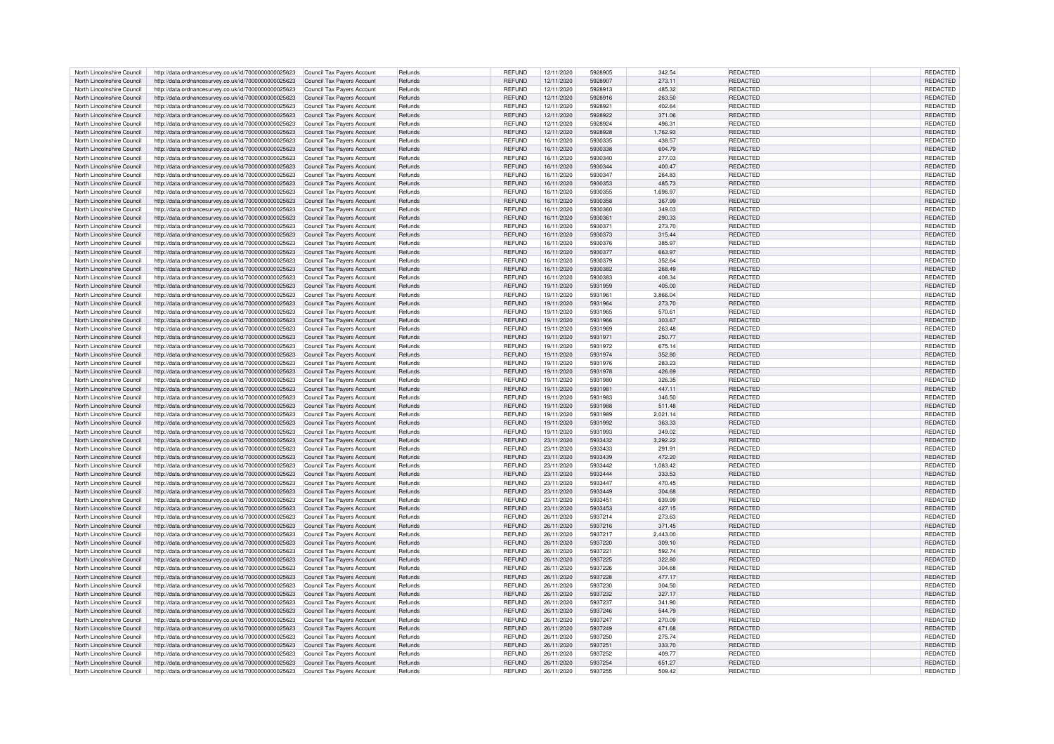| | | | | | | | | | | |
|---|---|---|---|---|---|---|---|---|---|---|
| North Lincolnshire Council | http://data.ordnancesurvey.co.uk/id/7000000000025623 | Council Tax Payers Account | Refunds | REFUND | 12/11/2020 | 5928905 | 342.54 | REDACTED | | REDACTED |
| North Lincolnshire Council | http://data.ordnancesurvey.co.uk/id/7000000000025623 | Council Tax Payers Account | Refunds | REFUND | 12/11/2020 | 5928907 | 273.11 | REDACTED | | REDACTED |
| North Lincolnshire Council | http://data.ordnancesurvey.co.uk/id/7000000000025623 | Council Tax Payers Account | Refunds | REFUND | 12/11/2020 | 5928913 | 485.32 | REDACTED | | REDACTED |
| North Lincolnshire Council | http://data.ordnancesurvey.co.uk/id/7000000000025623 | Council Tax Payers Account | Refunds | REFUND | 12/11/2020 | 5928916 | 263.50 | REDACTED | | REDACTED |
| North Lincolnshire Council | http://data.ordnancesurvey.co.uk/id/7000000000025623 | Council Tax Payers Account | Refunds | REFUND | 12/11/2020 | 5928921 | 402.64 | REDACTED | | REDACTED |
| North Lincolnshire Council | http://data.ordnancesurvey.co.uk/id/7000000000025623 | Council Tax Payers Account | Refunds | REFUND | 12/11/2020 | 5928922 | 371.06 | REDACTED | | REDACTED |
| North Lincolnshire Council | http://data.ordnancesurvey.co.uk/id/7000000000025623 | Council Tax Payers Account | Refunds | REFUND | 12/11/2020 | 5928924 | 496.31 | REDACTED | | REDACTED |
| North Lincolnshire Council | http://data.ordnancesurvey.co.uk/id/7000000000025623 | Council Tax Payers Account | Refunds | REFUND | 12/11/2020 | 5928928 | 1,762.93 | REDACTED | | REDACTED |
| North Lincolnshire Council | http://data.ordnancesurvey.co.uk/id/7000000000025623 | Council Tax Payers Account | Refunds | REFUND | 16/11/2020 | 5930335 | 438.57 | REDACTED | | REDACTED |
| North Lincolnshire Council | http://data.ordnancesurvey.co.uk/id/7000000000025623 | Council Tax Payers Account | Refunds | REFUND | 16/11/2020 | 5930338 | 604.79 | REDACTED | | REDACTED |
| North Lincolnshire Council | http://data.ordnancesurvey.co.uk/id/7000000000025623 | Council Tax Payers Account | Refunds | REFUND | 16/11/2020 | 5930340 | 277.03 | REDACTED | | REDACTED |
| North Lincolnshire Council | http://data.ordnancesurvey.co.uk/id/7000000000025623 | Council Tax Payers Account | Refunds | REFUND | 16/11/2020 | 5930344 | 400.47 | REDACTED | | REDACTED |
| North Lincolnshire Council | http://data.ordnancesurvey.co.uk/id/7000000000025623 | Council Tax Payers Account | Refunds | REFUND | 16/11/2020 | 5930347 | 264.83 | REDACTED | | REDACTED |
| North Lincolnshire Council | http://data.ordnancesurvey.co.uk/id/7000000000025623 | Council Tax Payers Account | Refunds | REFUND | 16/11/2020 | 5930353 | 485.73 | REDACTED | | REDACTED |
| North Lincolnshire Council | http://data.ordnancesurvey.co.uk/id/7000000000025623 | Council Tax Payers Account | Refunds | REFUND | 16/11/2020 | 5930355 | 1,696.97 | REDACTED | | REDACTED |
| North Lincolnshire Council | http://data.ordnancesurvey.co.uk/id/7000000000025623 | Council Tax Payers Account | Refunds | REFUND | 16/11/2020 | 5930358 | 367.99 | REDACTED | | REDACTED |
| North Lincolnshire Council | http://data.ordnancesurvey.co.uk/id/7000000000025623 | Council Tax Payers Account | Refunds | REFUND | 16/11/2020 | 5930360 | 349.03 | REDACTED | | REDACTED |
| North Lincolnshire Council | http://data.ordnancesurvey.co.uk/id/7000000000025623 | Council Tax Payers Account | Refunds | REFUND | 16/11/2020 | 5930361 | 290.33 | REDACTED | | REDACTED |
| North Lincolnshire Council | http://data.ordnancesurvey.co.uk/id/7000000000025623 | Council Tax Payers Account | Refunds | REFUND | 16/11/2020 | 5930371 | 273.70 | REDACTED | | REDACTED |
| North Lincolnshire Council | http://data.ordnancesurvey.co.uk/id/7000000000025623 | Council Tax Payers Account | Refunds | REFUND | 16/11/2020 | 5930373 | 315.44 | REDACTED | | REDACTED |
| North Lincolnshire Council | http://data.ordnancesurvey.co.uk/id/7000000000025623 | Council Tax Payers Account | Refunds | REFUND | 16/11/2020 | 5930376 | 385.97 | REDACTED | | REDACTED |
| North Lincolnshire Council | http://data.ordnancesurvey.co.uk/id/7000000000025623 | Council Tax Payers Account | Refunds | REFUND | 16/11/2020 | 5930377 | 663.97 | REDACTED | | REDACTED |
| North Lincolnshire Council | http://data.ordnancesurvey.co.uk/id/7000000000025623 | Council Tax Payers Account | Refunds | REFUND | 16/11/2020 | 5930379 | 352.64 | REDACTED | | REDACTED |
| North Lincolnshire Council | http://data.ordnancesurvey.co.uk/id/7000000000025623 | Council Tax Payers Account | Refunds | REFUND | 16/11/2020 | 5930382 | 268.49 | REDACTED | | REDACTED |
| North Lincolnshire Council | http://data.ordnancesurvey.co.uk/id/7000000000025623 | Council Tax Payers Account | Refunds | REFUND | 16/11/2020 | 5930383 | 408.34 | REDACTED | | REDACTED |
| North Lincolnshire Council | http://data.ordnancesurvey.co.uk/id/7000000000025623 | Council Tax Payers Account | Refunds | REFUND | 19/11/2020 | 5931959 | 405.00 | REDACTED | | REDACTED |
| North Lincolnshire Council | http://data.ordnancesurvey.co.uk/id/7000000000025623 | Council Tax Payers Account | Refunds | REFUND | 19/11/2020 | 5931961 | 3,866.04 | REDACTED | | REDACTED |
| North Lincolnshire Council | http://data.ordnancesurvey.co.uk/id/7000000000025623 | Council Tax Payers Account | Refunds | REFUND | 19/11/2020 | 5931964 | 273.70 | REDACTED | | REDACTED |
| North Lincolnshire Council | http://data.ordnancesurvey.co.uk/id/7000000000025623 | Council Tax Payers Account | Refunds | REFUND | 19/11/2020 | 5931965 | 570.61 | REDACTED | | REDACTED |
| North Lincolnshire Council | http://data.ordnancesurvey.co.uk/id/7000000000025623 | Council Tax Payers Account | Refunds | REFUND | 19/11/2020 | 5931966 | 303.67 | REDACTED | | REDACTED |
| North Lincolnshire Council | http://data.ordnancesurvey.co.uk/id/7000000000025623 | Council Tax Payers Account | Refunds | REFUND | 19/11/2020 | 5931969 | 263.48 | REDACTED | | REDACTED |
| North Lincolnshire Council | http://data.ordnancesurvey.co.uk/id/7000000000025623 | Council Tax Payers Account | Refunds | REFUND | 19/11/2020 | 5931971 | 250.77 | REDACTED | | REDACTED |
| North Lincolnshire Council | http://data.ordnancesurvey.co.uk/id/7000000000025623 | Council Tax Payers Account | Refunds | REFUND | 19/11/2020 | 5931972 | 675.14 | REDACTED | | REDACTED |
| North Lincolnshire Council | http://data.ordnancesurvey.co.uk/id/7000000000025623 | Council Tax Payers Account | Refunds | REFUND | 19/11/2020 | 5931974 | 352.80 | REDACTED | | REDACTED |
| North Lincolnshire Council | http://data.ordnancesurvey.co.uk/id/7000000000025623 | Council Tax Payers Account | Refunds | REFUND | 19/11/2020 | 5931976 | 283.23 | REDACTED | | REDACTED |
| North Lincolnshire Council | http://data.ordnancesurvey.co.uk/id/7000000000025623 | Council Tax Payers Account | Refunds | REFUND | 19/11/2020 | 5931978 | 426.69 | REDACTED | | REDACTED |
| North Lincolnshire Council | http://data.ordnancesurvey.co.uk/id/7000000000025623 | Council Tax Payers Account | Refunds | REFUND | 19/11/2020 | 5931980 | 326.35 | REDACTED | | REDACTED |
| North Lincolnshire Council | http://data.ordnancesurvey.co.uk/id/7000000000025623 | Council Tax Payers Account | Refunds | REFUND | 19/11/2020 | 5931981 | 447.11 | REDACTED | | REDACTED |
| North Lincolnshire Council | http://data.ordnancesurvey.co.uk/id/7000000000025623 | Council Tax Payers Account | Refunds | REFUND | 19/11/2020 | 5931983 | 346.50 | REDACTED | | REDACTED |
| North Lincolnshire Council | http://data.ordnancesurvey.co.uk/id/7000000000025623 | Council Tax Payers Account | Refunds | REFUND | 19/11/2020 | 5931988 | 511.48 | REDACTED | | REDACTED |
| North Lincolnshire Council | http://data.ordnancesurvey.co.uk/id/7000000000025623 | Council Tax Payers Account | Refunds | REFUND | 19/11/2020 | 5931989 | 2,021.14 | REDACTED | | REDACTED |
| North Lincolnshire Council | http://data.ordnancesurvey.co.uk/id/7000000000025623 | Council Tax Payers Account | Refunds | REFUND | 19/11/2020 | 5931992 | 363.33 | REDACTED | | REDACTED |
| North Lincolnshire Council | http://data.ordnancesurvey.co.uk/id/7000000000025623 | Council Tax Payers Account | Refunds | REFUND | 19/11/2020 | 5931993 | 349.02 | REDACTED | | REDACTED |
| North Lincolnshire Council | http://data.ordnancesurvey.co.uk/id/7000000000025623 | Council Tax Payers Account | Refunds | REFUND | 23/11/2020 | 5933432 | 3,292.22 | REDACTED | | REDACTED |
| North Lincolnshire Council | http://data.ordnancesurvey.co.uk/id/7000000000025623 | Council Tax Payers Account | Refunds | REFUND | 23/11/2020 | 5933433 | 291.91 | REDACTED | | REDACTED |
| North Lincolnshire Council | http://data.ordnancesurvey.co.uk/id/7000000000025623 | Council Tax Payers Account | Refunds | REFUND | 23/11/2020 | 5933439 | 472.20 | REDACTED | | REDACTED |
| North Lincolnshire Council | http://data.ordnancesurvey.co.uk/id/7000000000025623 | Council Tax Payers Account | Refunds | REFUND | 23/11/2020 | 5933442 | 1,083.42 | REDACTED | | REDACTED |
| North Lincolnshire Council | http://data.ordnancesurvey.co.uk/id/7000000000025623 | Council Tax Payers Account | Refunds | REFUND | 23/11/2020 | 5933444 | 333.53 | REDACTED | | REDACTED |
| North Lincolnshire Council | http://data.ordnancesurvey.co.uk/id/7000000000025623 | Council Tax Payers Account | Refunds | REFUND | 23/11/2020 | 5933447 | 470.45 | REDACTED | | REDACTED |
| North Lincolnshire Council | http://data.ordnancesurvey.co.uk/id/7000000000025623 | Council Tax Payers Account | Refunds | REFUND | 23/11/2020 | 5933449 | 304.68 | REDACTED | | REDACTED |
| North Lincolnshire Council | http://data.ordnancesurvey.co.uk/id/7000000000025623 | Council Tax Payers Account | Refunds | REFUND | 23/11/2020 | 5933451 | 639.99 | REDACTED | | REDACTED |
| North Lincolnshire Council | http://data.ordnancesurvey.co.uk/id/7000000000025623 | Council Tax Payers Account | Refunds | REFUND | 23/11/2020 | 5933453 | 427.15 | REDACTED | | REDACTED |
| North Lincolnshire Council | http://data.ordnancesurvey.co.uk/id/7000000000025623 | Council Tax Payers Account | Refunds | REFUND | 26/11/2020 | 5937214 | 273.63 | REDACTED | | REDACTED |
| North Lincolnshire Council | http://data.ordnancesurvey.co.uk/id/7000000000025623 | Council Tax Payers Account | Refunds | REFUND | 26/11/2020 | 5937216 | 371.45 | REDACTED | | REDACTED |
| North Lincolnshire Council | http://data.ordnancesurvey.co.uk/id/7000000000025623 | Council Tax Payers Account | Refunds | REFUND | 26/11/2020 | 5937217 | 2,443.00 | REDACTED | | REDACTED |
| North Lincolnshire Council | http://data.ordnancesurvey.co.uk/id/7000000000025623 | Council Tax Payers Account | Refunds | REFUND | 26/11/2020 | 5937220 | 309.10 | REDACTED | | REDACTED |
| North Lincolnshire Council | http://data.ordnancesurvey.co.uk/id/7000000000025623 | Council Tax Payers Account | Refunds | REFUND | 26/11/2020 | 5937221 | 592.74 | REDACTED | | REDACTED |
| North Lincolnshire Council | http://data.ordnancesurvey.co.uk/id/7000000000025623 | Council Tax Payers Account | Refunds | REFUND | 26/11/2020 | 5937225 | 322.80 | REDACTED | | REDACTED |
| North Lincolnshire Council | http://data.ordnancesurvey.co.uk/id/7000000000025623 | Council Tax Payers Account | Refunds | REFUND | 26/11/2020 | 5937226 | 304.68 | REDACTED | | REDACTED |
| North Lincolnshire Council | http://data.ordnancesurvey.co.uk/id/7000000000025623 | Council Tax Payers Account | Refunds | REFUND | 26/11/2020 | 5937228 | 477.17 | REDACTED | | REDACTED |
| North Lincolnshire Council | http://data.ordnancesurvey.co.uk/id/7000000000025623 | Council Tax Payers Account | Refunds | REFUND | 26/11/2020 | 5937230 | 304.50 | REDACTED | | REDACTED |
| North Lincolnshire Council | http://data.ordnancesurvey.co.uk/id/7000000000025623 | Council Tax Payers Account | Refunds | REFUND | 26/11/2020 | 5937232 | 327.17 | REDACTED | | REDACTED |
| North Lincolnshire Council | http://data.ordnancesurvey.co.uk/id/7000000000025623 | Council Tax Payers Account | Refunds | REFUND | 26/11/2020 | 5937237 | 341.90 | REDACTED | | REDACTED |
| North Lincolnshire Council | http://data.ordnancesurvey.co.uk/id/7000000000025623 | Council Tax Payers Account | Refunds | REFUND | 26/11/2020 | 5937246 | 544.79 | REDACTED | | REDACTED |
| North Lincolnshire Council | http://data.ordnancesurvey.co.uk/id/7000000000025623 | Council Tax Payers Account | Refunds | REFUND | 26/11/2020 | 5937247 | 270.09 | REDACTED | | REDACTED |
| North Lincolnshire Council | http://data.ordnancesurvey.co.uk/id/7000000000025623 | Council Tax Payers Account | Refunds | REFUND | 26/11/2020 | 5937249 | 671.68 | REDACTED | | REDACTED |
| North Lincolnshire Council | http://data.ordnancesurvey.co.uk/id/7000000000025623 | Council Tax Payers Account | Refunds | REFUND | 26/11/2020 | 5937250 | 275.74 | REDACTED | | REDACTED |
| North Lincolnshire Council | http://data.ordnancesurvey.co.uk/id/7000000000025623 | Council Tax Payers Account | Refunds | REFUND | 26/11/2020 | 5937251 | 333.70 | REDACTED | | REDACTED |
| North Lincolnshire Council | http://data.ordnancesurvey.co.uk/id/7000000000025623 | Council Tax Payers Account | Refunds | REFUND | 26/11/2020 | 5937252 | 409.77 | REDACTED | | REDACTED |
| North Lincolnshire Council | http://data.ordnancesurvey.co.uk/id/7000000000025623 | Council Tax Payers Account | Refunds | REFUND | 26/11/2020 | 5937254 | 651.27 | REDACTED | | REDACTED |
| North Lincolnshire Council | http://data.ordnancesurvey.co.uk/id/7000000000025623 | Council Tax Payers Account | Refunds | REFUND | 26/11/2020 | 5937255 | 509.42 | REDACTED | | REDACTED |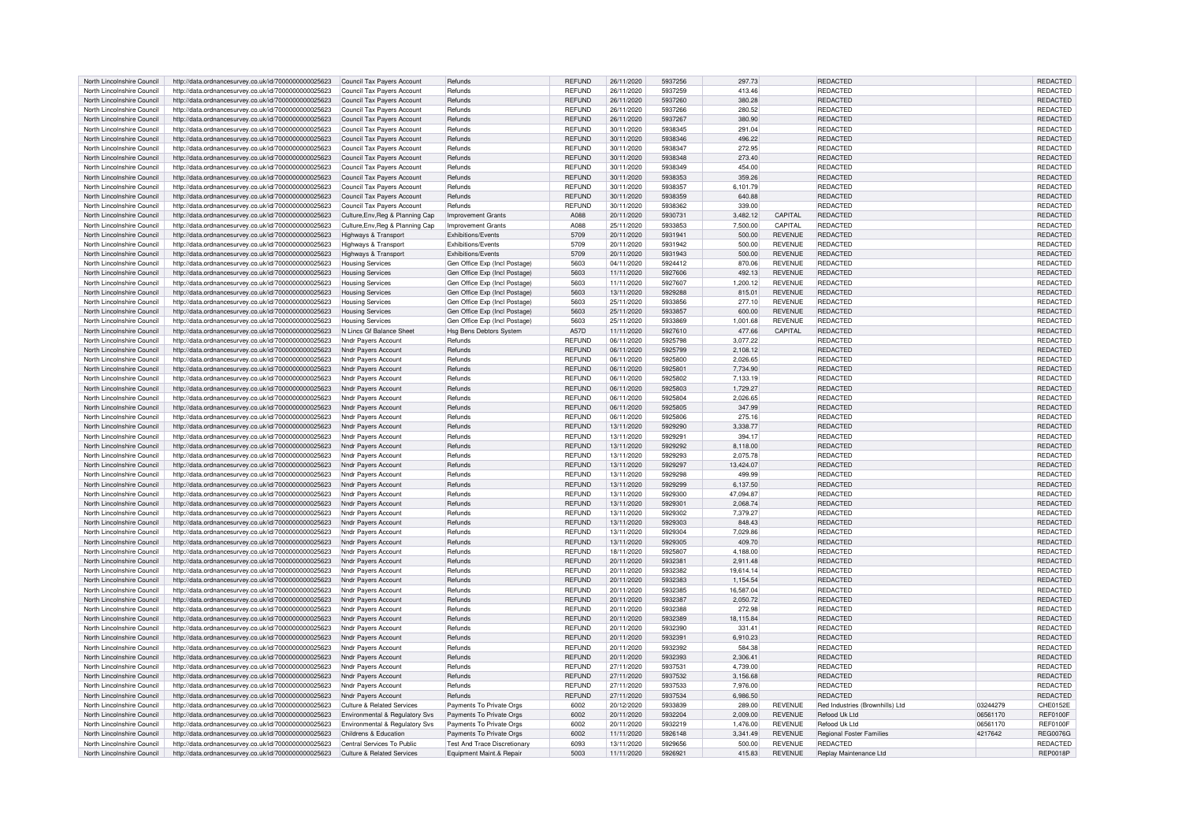| North Lincolnshire Council | http://data.ordnancesurvey.co.uk/id/7000000000025623 | Council Tax Payers Account | Refunds | REFUND | 26/11/2020 | 5937256 | 297.73 | | REDACTED | | REDACTED |
|---|---|---|---|---|---|---|---|---|---|---|---|
| North Lincolnshire Council | http://data.ordnancesurvey.co.uk/id/7000000000025623 | Council Tax Payers Account | Refunds | REFUND | 26/11/2020 | 5937259 | 413.46 | | REDACTED | | REDACTED |
| North Lincolnshire Council | http://data.ordnancesurvey.co.uk/id/7000000000025623 | Council Tax Payers Account | Refunds | REFUND | 26/11/2020 | 5937260 | 380.28 | | REDACTED | | REDACTED |
| North Lincolnshire Council | http://data.ordnancesurvey.co.uk/id/7000000000025623 | Council Tax Payers Account | Refunds | REFUND | 26/11/2020 | 5937266 | 280.52 | | REDACTED | | REDACTED |
| North Lincolnshire Council | http://data.ordnancesurvey.co.uk/id/7000000000025623 | Council Tax Payers Account | Refunds | REFUND | 26/11/2020 | 5937267 | 380.90 | | REDACTED | | REDACTED |
| North Lincolnshire Council | http://data.ordnancesurvey.co.uk/id/7000000000025623 | Council Tax Payers Account | Refunds | REFUND | 30/11/2020 | 5938345 | 291.04 | | REDACTED | | REDACTED |
| North Lincolnshire Council | http://data.ordnancesurvey.co.uk/id/7000000000025623 | Council Tax Payers Account | Refunds | REFUND | 30/11/2020 | 5938346 | 496.22 | | REDACTED | | REDACTED |
| North Lincolnshire Council | http://data.ordnancesurvey.co.uk/id/7000000000025623 | Council Tax Payers Account | Refunds | REFUND | 30/11/2020 | 5938347 | 272.95 | | REDACTED | | REDACTED |
| North Lincolnshire Council | http://data.ordnancesurvey.co.uk/id/7000000000025623 | Council Tax Payers Account | Refunds | REFUND | 30/11/2020 | 5938348 | 273.40 | | REDACTED | | REDACTED |
| North Lincolnshire Council | http://data.ordnancesurvey.co.uk/id/7000000000025623 | Council Tax Payers Account | Refunds | REFUND | 30/11/2020 | 5938349 | 454.00 | | REDACTED | | REDACTED |
| North Lincolnshire Council | http://data.ordnancesurvey.co.uk/id/7000000000025623 | Council Tax Payers Account | Refunds | REFUND | 30/11/2020 | 5938353 | 359.26 | | REDACTED | | REDACTED |
| North Lincolnshire Council | http://data.ordnancesurvey.co.uk/id/7000000000025623 | Council Tax Payers Account | Refunds | REFUND | 30/11/2020 | 5938357 | 6,101.79 | | REDACTED | | REDACTED |
| North Lincolnshire Council | http://data.ordnancesurvey.co.uk/id/7000000000025623 | Council Tax Payers Account | Refunds | REFUND | 30/11/2020 | 5938359 | 640.88 | | REDACTED | | REDACTED |
| North Lincolnshire Council | http://data.ordnancesurvey.co.uk/id/7000000000025623 | Council Tax Payers Account | Refunds | REFUND | 30/11/2020 | 5938362 | 339.00 | | REDACTED | | REDACTED |
| North Lincolnshire Council | http://data.ordnancesurvey.co.uk/id/7000000000025623 | Culture,Env,Reg & Planning Cap | Improvement Grants | A088 | 20/11/2020 | 5930731 | 3,482.12 | CAPITAL | REDACTED | | REDACTED |
| North Lincolnshire Council | http://data.ordnancesurvey.co.uk/id/7000000000025623 | Culture,Env,Reg & Planning Cap | Improvement Grants | A088 | 25/11/2020 | 5933853 | 7,500.00 | CAPITAL | REDACTED | | REDACTED |
| North Lincolnshire Council | http://data.ordnancesurvey.co.uk/id/7000000000025623 | Highways & Transport | Exhibitions/Events | 5709 | 20/11/2020 | 5931941 | 500.00 | REVENUE | REDACTED | | REDACTED |
| North Lincolnshire Council | http://data.ordnancesurvey.co.uk/id/7000000000025623 | Highways & Transport | Exhibitions/Events | 5709 | 20/11/2020 | 5931942 | 500.00 | REVENUE | REDACTED | | REDACTED |
| North Lincolnshire Council | http://data.ordnancesurvey.co.uk/id/7000000000025623 | Highways & Transport | Exhibitions/Events | 5709 | 20/11/2020 | 5931943 | 500.00 | REVENUE | REDACTED | | REDACTED |
| North Lincolnshire Council | http://data.ordnancesurvey.co.uk/id/7000000000025623 | Housing Services | Gen Office Exp (Incl Postage) | 5603 | 04/11/2020 | 5924412 | 870.06 | REVENUE | REDACTED | | REDACTED |
| North Lincolnshire Council | http://data.ordnancesurvey.co.uk/id/7000000000025623 | Housing Services | Gen Office Exp (Incl Postage) | 5603 | 11/11/2020 | 5927606 | 492.13 | REVENUE | REDACTED | | REDACTED |
| North Lincolnshire Council | http://data.ordnancesurvey.co.uk/id/7000000000025623 | Housing Services | Gen Office Exp (Incl Postage) | 5603 | 11/11/2020 | 5927607 | 1,200.12 | REVENUE | REDACTED | | REDACTED |
| North Lincolnshire Council | http://data.ordnancesurvey.co.uk/id/7000000000025623 | Housing Services | Gen Office Exp (Incl Postage) | 5603 | 13/11/2020 | 5929288 | 815.01 | REVENUE | REDACTED | | REDACTED |
| North Lincolnshire Council | http://data.ordnancesurvey.co.uk/id/7000000000025623 | Housing Services | Gen Office Exp (Incl Postage) | 5603 | 25/11/2020 | 5933856 | 277.10 | REVENUE | REDACTED | | REDACTED |
| North Lincolnshire Council | http://data.ordnancesurvey.co.uk/id/7000000000025623 | Housing Services | Gen Office Exp (Incl Postage) | 5603 | 25/11/2020 | 5933857 | 600.00 | REVENUE | REDACTED | | REDACTED |
| North Lincolnshire Council | http://data.ordnancesurvey.co.uk/id/7000000000025623 | Housing Services | Gen Office Exp (Incl Postage) | 5603 | 25/11/2020 | 5933869 | 1,001.68 | REVENUE | REDACTED | | REDACTED |
| North Lincolnshire Council | http://data.ordnancesurvey.co.uk/id/7000000000025623 | N Lincs Gf Balance Sheet | Hsg Bens Debtors System | A57D | 11/11/2020 | 5927610 | 477.66 | CAPITAL | REDACTED | | REDACTED |
| North Lincolnshire Council | http://data.ordnancesurvey.co.uk/id/7000000000025623 | Nndr Payers Account | Refunds | REFUND | 06/11/2020 | 5925798 | 3,077.22 | | REDACTED | | REDACTED |
| North Lincolnshire Council | http://data.ordnancesurvey.co.uk/id/7000000000025623 | Nndr Payers Account | Refunds | REFUND | 06/11/2020 | 5925799 | 2,108.12 | | REDACTED | | REDACTED |
| North Lincolnshire Council | http://data.ordnancesurvey.co.uk/id/7000000000025623 | Nndr Payers Account | Refunds | REFUND | 06/11/2020 | 5925800 | 2,026.65 | | REDACTED | | REDACTED |
| North Lincolnshire Council | http://data.ordnancesurvey.co.uk/id/7000000000025623 | Nndr Payers Account | Refunds | REFUND | 06/11/2020 | 5925801 | 7,734.90 | | REDACTED | | REDACTED |
| North Lincolnshire Council | http://data.ordnancesurvey.co.uk/id/7000000000025623 | Nndr Payers Account | Refunds | REFUND | 06/11/2020 | 5925802 | 7,133.19 | | REDACTED | | REDACTED |
| North Lincolnshire Council | http://data.ordnancesurvey.co.uk/id/7000000000025623 | Nndr Payers Account | Refunds | REFUND | 06/11/2020 | 5925803 | 1,729.27 | | REDACTED | | REDACTED |
| North Lincolnshire Council | http://data.ordnancesurvey.co.uk/id/7000000000025623 | Nndr Payers Account | Refunds | REFUND | 06/11/2020 | 5925804 | 2,026.65 | | REDACTED | | REDACTED |
| North Lincolnshire Council | http://data.ordnancesurvey.co.uk/id/7000000000025623 | Nndr Payers Account | Refunds | REFUND | 06/11/2020 | 5925805 | 347.99 | | REDACTED | | REDACTED |
| North Lincolnshire Council | http://data.ordnancesurvey.co.uk/id/7000000000025623 | Nndr Payers Account | Refunds | REFUND | 06/11/2020 | 5925806 | 275.16 | | REDACTED | | REDACTED |
| North Lincolnshire Council | http://data.ordnancesurvey.co.uk/id/7000000000025623 | Nndr Payers Account | Refunds | REFUND | 13/11/2020 | 5929290 | 3,338.77 | | REDACTED | | REDACTED |
| North Lincolnshire Council | http://data.ordnancesurvey.co.uk/id/7000000000025623 | Nndr Payers Account | Refunds | REFUND | 13/11/2020 | 5929291 | 394.17 | | REDACTED | | REDACTED |
| North Lincolnshire Council | http://data.ordnancesurvey.co.uk/id/7000000000025623 | Nndr Payers Account | Refunds | REFUND | 13/11/2020 | 5929292 | 8,118.00 | | REDACTED | | REDACTED |
| North Lincolnshire Council | http://data.ordnancesurvey.co.uk/id/7000000000025623 | Nndr Payers Account | Refunds | REFUND | 13/11/2020 | 5929293 | 2,075.78 | | REDACTED | | REDACTED |
| North Lincolnshire Council | http://data.ordnancesurvey.co.uk/id/7000000000025623 | Nndr Payers Account | Refunds | REFUND | 13/11/2020 | 5929297 | 13,424.07 | | REDACTED | | REDACTED |
| North Lincolnshire Council | http://data.ordnancesurvey.co.uk/id/7000000000025623 | Nndr Payers Account | Refunds | REFUND | 13/11/2020 | 5929298 | 499.99 | | REDACTED | | REDACTED |
| North Lincolnshire Council | http://data.ordnancesurvey.co.uk/id/7000000000025623 | Nndr Payers Account | Refunds | REFUND | 13/11/2020 | 5929299 | 6,137.50 | | REDACTED | | REDACTED |
| North Lincolnshire Council | http://data.ordnancesurvey.co.uk/id/7000000000025623 | Nndr Payers Account | Refunds | REFUND | 13/11/2020 | 5929300 | 47,094.87 | | REDACTED | | REDACTED |
| North Lincolnshire Council | http://data.ordnancesurvey.co.uk/id/7000000000025623 | Nndr Payers Account | Refunds | REFUND | 13/11/2020 | 5929301 | 2,068.74 | | REDACTED | | REDACTED |
| North Lincolnshire Council | http://data.ordnancesurvey.co.uk/id/7000000000025623 | Nndr Payers Account | Refunds | REFUND | 13/11/2020 | 5929302 | 7,379.27 | | REDACTED | | REDACTED |
| North Lincolnshire Council | http://data.ordnancesurvey.co.uk/id/7000000000025623 | Nndr Payers Account | Refunds | REFUND | 13/11/2020 | 5929303 | 848.43 | | REDACTED | | REDACTED |
| North Lincolnshire Council | http://data.ordnancesurvey.co.uk/id/7000000000025623 | Nndr Payers Account | Refunds | REFUND | 13/11/2020 | 5929304 | 7,029.86 | | REDACTED | | REDACTED |
| North Lincolnshire Council | http://data.ordnancesurvey.co.uk/id/7000000000025623 | Nndr Payers Account | Refunds | REFUND | 13/11/2020 | 5929305 | 409.70 | | REDACTED | | REDACTED |
| North Lincolnshire Council | http://data.ordnancesurvey.co.uk/id/7000000000025623 | Nndr Payers Account | Refunds | REFUND | 18/11/2020 | 5925807 | 4,188.00 | | REDACTED | | REDACTED |
| North Lincolnshire Council | http://data.ordnancesurvey.co.uk/id/7000000000025623 | Nndr Payers Account | Refunds | REFUND | 20/11/2020 | 5932381 | 2,911.48 | | REDACTED | | REDACTED |
| North Lincolnshire Council | http://data.ordnancesurvey.co.uk/id/7000000000025623 | Nndr Payers Account | Refunds | REFUND | 20/11/2020 | 5932382 | 19,614.14 | | REDACTED | | REDACTED |
| North Lincolnshire Council | http://data.ordnancesurvey.co.uk/id/7000000000025623 | Nndr Payers Account | Refunds | REFUND | 20/11/2020 | 5932383 | 1,154.54 | | REDACTED | | REDACTED |
| North Lincolnshire Council | http://data.ordnancesurvey.co.uk/id/7000000000025623 | Nndr Payers Account | Refunds | REFUND | 20/11/2020 | 5932385 | 16,587.04 | | REDACTED | | REDACTED |
| North Lincolnshire Council | http://data.ordnancesurvey.co.uk/id/7000000000025623 | Nndr Payers Account | Refunds | REFUND | 20/11/2020 | 5932387 | 2,050.72 | | REDACTED | | REDACTED |
| North Lincolnshire Council | http://data.ordnancesurvey.co.uk/id/7000000000025623 | Nndr Payers Account | Refunds | REFUND | 20/11/2020 | 5932388 | 272.98 | | REDACTED | | REDACTED |
| North Lincolnshire Council | http://data.ordnancesurvey.co.uk/id/7000000000025623 | Nndr Payers Account | Refunds | REFUND | 20/11/2020 | 5932389 | 18,115.84 | | REDACTED | | REDACTED |
| North Lincolnshire Council | http://data.ordnancesurvey.co.uk/id/7000000000025623 | Nndr Payers Account | Refunds | REFUND | 20/11/2020 | 5932390 | 331.41 | | REDACTED | | REDACTED |
| North Lincolnshire Council | http://data.ordnancesurvey.co.uk/id/7000000000025623 | Nndr Payers Account | Refunds | REFUND | 20/11/2020 | 5932391 | 6,910.23 | | REDACTED | | REDACTED |
| North Lincolnshire Council | http://data.ordnancesurvey.co.uk/id/7000000000025623 | Nndr Payers Account | Refunds | REFUND | 20/11/2020 | 5932392 | 584.38 | | REDACTED | | REDACTED |
| North Lincolnshire Council | http://data.ordnancesurvey.co.uk/id/7000000000025623 | Nndr Payers Account | Refunds | REFUND | 20/11/2020 | 5932393 | 2,306.41 | | REDACTED | | REDACTED |
| North Lincolnshire Council | http://data.ordnancesurvey.co.uk/id/7000000000025623 | Nndr Payers Account | Refunds | REFUND | 27/11/2020 | 5937531 | 4,739.00 | | REDACTED | | REDACTED |
| North Lincolnshire Council | http://data.ordnancesurvey.co.uk/id/7000000000025623 | Nndr Payers Account | Refunds | REFUND | 27/11/2020 | 5937532 | 3,156.68 | | REDACTED | | REDACTED |
| North Lincolnshire Council | http://data.ordnancesurvey.co.uk/id/7000000000025623 | Nndr Payers Account | Refunds | REFUND | 27/11/2020 | 5937533 | 7,976.00 | | REDACTED | | REDACTED |
| North Lincolnshire Council | http://data.ordnancesurvey.co.uk/id/7000000000025623 | Nndr Payers Account | Refunds | REFUND | 27/11/2020 | 5937534 | 6,986.50 | | REDACTED | | REDACTED |
| North Lincolnshire Council | http://data.ordnancesurvey.co.uk/id/7000000000025623 | Culture & Related Services | Payments To Private Orgs | 6002 | 20/12/2020 | 5933839 | 289.00 | REVENUE | Red Industries (Brownhills) Ltd | 03244279 | CHE0152E |
| North Lincolnshire Council | http://data.ordnancesurvey.co.uk/id/7000000000025623 | Environmental & Regulatory Svs | Payments To Private Orgs | 6002 | 20/11/2020 | 5932204 | 2,009.00 | REVENUE | Refood Uk Ltd | 06561170 | REF0100F |
| North Lincolnshire Council | http://data.ordnancesurvey.co.uk/id/7000000000025623 | Environmental & Regulatory Svs | Payments To Private Orgs | 6002 | 20/11/2020 | 5932219 | 1,476.00 | REVENUE | Refood Uk Ltd | 06561170 | REF0100F |
| North Lincolnshire Council | http://data.ordnancesurvey.co.uk/id/7000000000025623 | Childrens & Education | Payments To Private Orgs | 6002 | 11/11/2020 | 5926148 | 3,341.49 | REVENUE | Regional Foster Families | 4217642 | REG0076G |
| North Lincolnshire Council | http://data.ordnancesurvey.co.uk/id/7000000000025623 | Central Services To Public | Test And Trace Discretionary | 6093 | 13/11/2020 | 5929656 | 500.00 | REVENUE | REDACTED | | REDACTED |
| North Lincolnshire Council | http://data.ordnancesurvey.co.uk/id/7000000000025623 | Culture & Related Services | Equipment Maint.& Repair | 5003 | 11/11/2020 | 5926921 | 415.83 | REVENUE | Replay Maintenance Ltd | | REP0018P |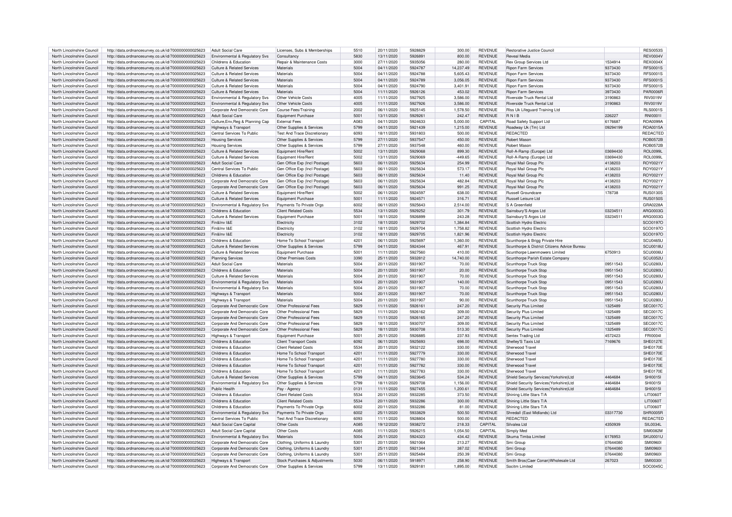| North Lincolnshire Council | http://data.ordnancesurvey.co.uk/id/7000000000025623 | Adult Social Care | Licenses, Subs & Memberships | 5510 | 20/11/2020 | 5928829 | 300.00 | REVENUE | Restorative Justice Council | | RES0053S |
|---|---|---|---|---|---|---|---|---|---|---|---|
| North Lincolnshire Council | http://data.ordnancesurvey.co.uk/id/7000000000025623 | Environmental & Regulatory Svs | Consultancy | 5830 | 13/11/2020 | 5926891 | 800.00 | REVENUE | Reveal Media | | REV0004V |
| North Lincolnshire Council | http://data.ordnancesurvey.co.uk/id/7000000000025623 | Childrens & Education | Repair & Maintenance Costs | 3000 | 27/11/2020 | 5935056 | 280.00 | REVENUE | Rex Group Services Ltd | 1534914 | REX0004X |
| North Lincolnshire Council | http://data.ordnancesurvey.co.uk/id/7000000000025623 | Culture & Related Services | Materials | 5004 | 04/11/2020 | 5924787 | 14,237.49 | REVENUE | Ripon Farm Services | 9373430 | RFS0001S |
| North Lincolnshire Council | http://data.ordnancesurvey.co.uk/id/7000000000025623 | Culture & Related Services | Materials | 5004 | 04/11/2020 | 5924788 | 5,605.43 | REVENUE | Ripon Farm Services | 9373430 | RFS0001S |
| North Lincolnshire Council | http://data.ordnancesurvey.co.uk/id/7000000000025623 | Culture & Related Services | Materials | 5004 | 04/11/2020 | 5924789 | 3,056.05 | REVENUE | Ripon Farm Services | 9373430 | RFS0001S |
| North Lincolnshire Council | http://data.ordnancesurvey.co.uk/id/7000000000025623 | Culture & Related Services | Materials | 5004 | 04/11/2020 | 5924790 | 3,401.91 | REVENUE | Ripon Farm Services | 9373430 | RFS0001S |
| North Lincolnshire Council | http://data.ordnancesurvey.co.uk/id/7000000000025623 | Culture & Related Services | Materials | 5004 | 11/11/2020 | 5926126 | 453.02 | REVENUE | Ripon Farm Services | 3973430 | PAR0006R |
| North Lincolnshire Council | http://data.ordnancesurvey.co.uk/id/7000000000025623 | Environmental & Regulatory Svs | Other Vehicle Costs | 4005 | 11/11/2020 | 5927925 | 3,586.00 | REVENUE | Riverside Truck Rental Ltd | 3190863 | RIV0019V |
| North Lincolnshire Council | http://data.ordnancesurvey.co.uk/id/7000000000025623 | Environmental & Regulatory Svs | Other Vehicle Costs | 4005 | 11/11/2020 | 5927926 | 3,586.00 | REVENUE | Riverside Truck Rental Ltd | 3190863 | RIV0019V |
| North Lincolnshire Council | http://data.ordnancesurvey.co.uk/id/7000000000025623 | Corporate And Democratic Core | Course Fees/Training | 2002 | 06/11/2020 | 5925145 | 1,578.50 | REVENUE | Rlss Uk Lifeguard Training Ltd | | RLS0001S |
| North Lincolnshire Council | http://data.ordnancesurvey.co.uk/id/7000000000025623 | Adult Social Care | Equipment Purchase | 5001 | 13/11/2020 | 5929261 | 242.47 | REVENUE | R N I B | 226227 | RNI0001I |
| North Lincolnshire Council | http://data.ordnancesurvey.co.uk/id/7000000000025623 | Culture,Env,Reg & Planning Cap | External Fees | A083 | 04/11/2020 | 5924633 | 5,000.00 | CAPITAL | Road Safety Support Ltd | 6176687 | ROA0099A |
| North Lincolnshire Council | http://data.ordnancesurvey.co.uk/id/7000000000025623 | Highways & Transport | Other Supplies & Services | 5799 | 04/11/2020 | 5921439 | 1,215.00 | REVENUE | Roadway Uk (Tm) Ltd | 09294199 | ROA0015A |
| North Lincolnshire Council | http://data.ordnancesurvey.co.uk/id/7000000000025623 | Central Services To Public | Test And Trace Discretionary | 6093 | 18/11/2020 | 5931803 | 500.00 | REVENUE | REDACTED | | REDACTED |
| North Lincolnshire Council | http://data.ordnancesurvey.co.uk/id/7000000000025623 | Housing Services | Other Supplies & Services | 5799 | 27/11/2020 | 5937547 | 450.00 | REVENUE | Robert Mason | | ROB0572B |
| North Lincolnshire Council | http://data.ordnancesurvey.co.uk/id/7000000000025623 | Housing Services | Other Supplies & Services | 5799 | 27/11/2020 | 5937548 | 460.00 | REVENUE | Robert Mason | | ROB0572B |
| North Lincolnshire Council | http://data.ordnancesurvey.co.uk/id/7000000000025623 | Culture & Related Services | Equipment Hire/Rent | 5002 | 13/11/2020 | 5929068 | 899.30 | REVENUE | Roll-A-Ramp (Europe) Ltd | 03694430 | ROL0099L |
| North Lincolnshire Council | http://data.ordnancesurvey.co.uk/id/7000000000025623 | Culture & Related Services | Equipment Hire/Rent | 5002 | 13/11/2020 | 5929069 | -449.65 | REVENUE | Roll-A-Ramp (Europe) Ltd | 03694430 | ROL0099L |
| North Lincolnshire Council | http://data.ordnancesurvey.co.uk/id/7000000000025623 | Adult Social Care | Gen Office Exp (Incl Postage) | 5603 | 06/11/2020 | 5925634 | 254.99 | REVENUE | Royal Mail Group Plc | 4138203 | ROY0021Y |
| North Lincolnshire Council | http://data.ordnancesurvey.co.uk/id/7000000000025623 | Central Services To Public | Gen Office Exp (Incl Postage) | 5603 | 06/11/2020 | 5925634 | 573.17 | REVENUE | Royal Mail Group Plc | 4138203 | ROY0021Y |
| North Lincolnshire Council | http://data.ordnancesurvey.co.uk/id/7000000000025623 | Childrens & Education | Gen Office Exp (Incl Postage) | 5603 | 06/11/2020 | 5925634 | 11.40 | REVENUE | Royal Mail Group Plc | 4138203 | ROY0021Y |
| North Lincolnshire Council | http://data.ordnancesurvey.co.uk/id/7000000000025623 | Corporate And Democratic Core | Gen Office Exp (Incl Postage) | 5603 | 06/11/2020 | 5925634 | 482.84 | REVENUE | Royal Mail Group Plc | 4138203 | ROY0021Y |
| North Lincolnshire Council | http://data.ordnancesurvey.co.uk/id/7000000000025623 | Corporate And Democratic Core | Gen Office Exp (Incl Postage) | 5603 | 06/11/2020 | 5925634 | 991.25 | REVENUE | Royal Mail Group Plc | 4138203 | ROY0021Y |
| North Lincolnshire Council | http://data.ordnancesurvey.co.uk/id/7000000000025623 | Culture & Related Services | Equipment Hire/Rent | 5002 | 06/11/2020 | 5924597 | 638.00 | REVENUE | Russell Groundcare | 178738 | RUS0130S |
| North Lincolnshire Council | http://data.ordnancesurvey.co.uk/id/7000000000025623 | Culture & Related Services | Equipment Purchase | 5001 | 11/11/2020 | 5924571 | 316.71 | REVENUE | Russell Leisure Ltd | | RUS0150S |
| North Lincolnshire Council | http://data.ordnancesurvey.co.uk/id/7000000000025623 | Environmental & Regulatory Svs | Payments To Private Orgs | 6002 | 06/11/2020 | 5925643 | 2,514.00 | REVENUE | S A Greenfield | | GRA0228A |
| North Lincolnshire Council | http://data.ordnancesurvey.co.uk/id/7000000000025623 | Childrens & Education | Client Related Costs | 5534 | 13/11/2020 | 5929252 | 301.79 | REVENUE | Sainsbury'S Argos Ltd | 03234511 | ARG0003G |
| North Lincolnshire Council | http://data.ordnancesurvey.co.uk/id/7000000000025623 | Culture & Related Services | Equipment Purchase | 5001 | 18/11/2020 | 5926899 | 243.28 | REVENUE | Sainsbury'S Argos Ltd | 03234511 | ARG0003G |
| North Lincolnshire Council | http://data.ordnancesurvey.co.uk/id/7000000000025623 | Fin&Inv I&E | Electricity | 3102 | 18/11/2020 | 5929702 | 1,384.84 | REVENUE | Scottish Hydro Electric | | SCO0197O |
| North Lincolnshire Council | http://data.ordnancesurvey.co.uk/id/7000000000025623 | Fin&Inv I&E | Electricity | 3102 | 18/11/2020 | 5929704 | 1,758.82 | REVENUE | Scottish Hydro Electric | | SCO0197O |
| North Lincolnshire Council | http://data.ordnancesurvey.co.uk/id/7000000000025623 | Fin&Inv I&E | Electricity | 3102 | 18/11/2020 | 5929705 | 1,821.96 | REVENUE | Scottish Hydro Electric | | SCO0197O |
| North Lincolnshire Council | http://data.ordnancesurvey.co.uk/id/7000000000025623 | Childrens & Education | Home To School Transport | 4201 | 06/11/2020 | 5925697 | 1,360.00 | REVENUE | Scunthorpe & Brigg Private Hire | | SCU0465U |
| North Lincolnshire Council | http://data.ordnancesurvey.co.uk/id/7000000000025623 | Culture & Related Services | Other Supplies & Services | 5799 | 04/11/2020 | 5924344 | 467.91 | REVENUE | Scunthorpe & District Citizens Advice Bureau | | SCU0018U |
| North Lincolnshire Council | http://data.ordnancesurvey.co.uk/id/7000000000025623 | Culture & Related Services | Equipment Purchase | 5001 | 11/11/2020 | 5927560 | 410.00 | REVENUE | Scunthorpe Lawnmowers Limited | 6750913 | SCU0006U |
| North Lincolnshire Council | http://data.ordnancesurvey.co.uk/id/7000000000025623 | Planning Services | Other Premises Costs | 3390 | 25/11/2020 | 5932812 | 14,740.00 | REVENUE | Scunthorpe Parish Estate Company | | SCU0352U |
| North Lincolnshire Council | http://data.ordnancesurvey.co.uk/id/7000000000025623 | Adult Social Care | Materials | 5004 | 20/11/2020 | 5931907 | 70.00 | REVENUE | Scunthorpe Truck Stop | 09511543 | SCU0280U |
| North Lincolnshire Council | http://data.ordnancesurvey.co.uk/id/7000000000025623 | Childrens & Education | Materials | 5004 | 20/11/2020 | 5931907 | 20.00 | REVENUE | Scunthorpe Truck Stop | 09511543 | SCU0280U |
| North Lincolnshire Council | http://data.ordnancesurvey.co.uk/id/7000000000025623 | Culture & Related Services | Materials | 5004 | 20/11/2020 | 5931907 | 70.00 | REVENUE | Scunthorpe Truck Stop | 09511543 | SCU0280U |
| North Lincolnshire Council | http://data.ordnancesurvey.co.uk/id/7000000000025623 | Environmental & Regulatory Svs | Materials | 5004 | 20/11/2020 | 5931907 | 140.00 | REVENUE | Scunthorpe Truck Stop | 09511543 | SCU0280U |
| North Lincolnshire Council | http://data.ordnancesurvey.co.uk/id/7000000000025623 | Environmental & Regulatory Svs | Materials | 5004 | 20/11/2020 | 5931907 | 70.00 | REVENUE | Scunthorpe Truck Stop | 09511543 | SCU0280U |
| North Lincolnshire Council | http://data.ordnancesurvey.co.uk/id/7000000000025623 | Highways & Transport | Materials | 5004 | 20/11/2020 | 5931907 | 70.00 | REVENUE | Scunthorpe Truck Stop | 09511543 | SCU0280U |
| North Lincolnshire Council | http://data.ordnancesurvey.co.uk/id/7000000000025623 | Highways & Transport | Materials | 5004 | 20/11/2020 | 5931907 | 90.00 | REVENUE | Scunthorpe Truck Stop | 09511543 | SCU0280U |
| North Lincolnshire Council | http://data.ordnancesurvey.co.uk/id/7000000000025623 | Corporate And Democratic Core | Other Professional Fees | 5829 | 11/11/2020 | 5926161 | 247.20 | REVENUE | Security Plus Limited | 1325489 | SEC0017C |
| North Lincolnshire Council | http://data.ordnancesurvey.co.uk/id/7000000000025623 | Corporate And Democratic Core | Other Professional Fees | 5829 | 11/11/2020 | 5926162 | 309.00 | REVENUE | Security Plus Limited | 1325489 | SEC0017C |
| North Lincolnshire Council | http://data.ordnancesurvey.co.uk/id/7000000000025623 | Corporate And Democratic Core | Other Professional Fees | 5829 | 11/11/2020 | 5926165 | 247.20 | REVENUE | Security Plus Limited | 1325489 | SEC0017C |
| North Lincolnshire Council | http://data.ordnancesurvey.co.uk/id/7000000000025623 | Corporate And Democratic Core | Other Professional Fees | 5829 | 18/11/2020 | 5930707 | 309.00 | REVENUE | Security Plus Limited | 1325489 | SEC0017C |
| North Lincolnshire Council | http://data.ordnancesurvey.co.uk/id/7000000000025623 | Corporate And Democratic Core | Other Professional Fees | 5829 | 18/11/2020 | 5930708 | 513.30 | REVENUE | Security Plus Limited | 1325489 | SEC0017C |
| North Lincolnshire Council | http://data.ordnancesurvey.co.uk/id/7000000000025623 | Highways & Transport | Equipment Purchase | 5001 | 25/11/2020 | 5926885 | 237.93 | REVENUE | Sentex Trading Ltd | 4572423 | FRI0004I |
| North Lincolnshire Council | http://data.ordnancesurvey.co.uk/id/7000000000025623 | Childrens & Education | Client Transport Costs | 6092 | 06/11/2020 | 5925693 | 698.00 | REVENUE | Shelley'S Taxis Ltd | 7169676 | SHE0127E |
| North Lincolnshire Council | http://data.ordnancesurvey.co.uk/id/7000000000025623 | Childrens & Education | Client Related Costs | 5534 | 20/11/2020 | 5932122 | 330.00 | REVENUE | Sherwood Travel | | SHE0170E |
| North Lincolnshire Council | http://data.ordnancesurvey.co.uk/id/7000000000025623 | Childrens & Education | Home To School Transport | 4201 | 11/11/2020 | 5927779 | 330.00 | REVENUE | Sherwood Travel | | SHE0170E |
| North Lincolnshire Council | http://data.ordnancesurvey.co.uk/id/7000000000025623 | Childrens & Education | Home To School Transport | 4201 | 11/11/2020 | 5927780 | 330.00 | REVENUE | Sherwood Travel | | SHE0170E |
| North Lincolnshire Council | http://data.ordnancesurvey.co.uk/id/7000000000025623 | Childrens & Education | Home To School Transport | 4201 | 11/11/2020 | 5927782 | 330.00 | REVENUE | Sherwood Travel | | SHE0170E |
| North Lincolnshire Council | http://data.ordnancesurvey.co.uk/id/7000000000025623 | Childrens & Education | Home To School Transport | 4201 | 11/11/2020 | 5927783 | 330.00 | REVENUE | Sherwood Travel | | SHE0170E |
| North Lincolnshire Council | http://data.ordnancesurvey.co.uk/id/7000000000025623 | Culture & Related Services | Other Supplies & Services | 5799 | 04/11/2020 | 5923645 | 534.24 | REVENUE | Shield Security Services(Yorkshire)Ltd | 4464684 | SHI0015I |
| North Lincolnshire Council | http://data.ordnancesurvey.co.uk/id/7000000000025623 | Environmental & Regulatory Svs | Other Supplies & Services | 5799 | 18/11/2020 | 5929708 | 1,156.00 | REVENUE | Shield Security Services(Yorkshire)Ltd | 4464684 | SHI0015I |
| North Lincolnshire Council | http://data.ordnancesurvey.co.uk/id/7000000000025623 | Public Health | Pay - Agency | 0131 | 11/11/2020 | 5927455 | 1,200.61 | REVENUE | Shield Security Services(Yorkshire)Ltd | 4464684 | SHI0015I |
| North Lincolnshire Council | http://data.ordnancesurvey.co.uk/id/7000000000025623 | Childrens & Education | Client Related Costs | 5534 | 20/11/2020 | 5932285 | 373.50 | REVENUE | Shining Little Stars T/A | | LIT0060T |
| North Lincolnshire Council | http://data.ordnancesurvey.co.uk/id/7000000000025623 | Childrens & Education | Client Related Costs | 5534 | 20/11/2020 | 5932286 | 300.00 | REVENUE | Shining Little Stars T/A | | LIT0060T |
| North Lincolnshire Council | http://data.ordnancesurvey.co.uk/id/7000000000025623 | Childrens & Education | Payments To Private Orgs | 6002 | 20/11/2020 | 5932286 | 81.00 | REVENUE | Shining Little Stars T/A | | LIT0060T |
| North Lincolnshire Council | http://data.ordnancesurvey.co.uk/id/7000000000025623 | Environmental & Regulatory Svs | Payments To Private Orgs | 6002 | 25/11/2020 | 5933829 | 500.50 | REVENUE | Shredall (East Midlands) Ltd | 03317730 | SHR0005R |
| North Lincolnshire Council | http://data.ordnancesurvey.co.uk/id/7000000000025623 | Central Services To Public | Test And Trace Discretionary | 6093 | 11/11/2020 | 5928804 | 500.00 | REVENUE | REDACTED | | REDACTED |
| North Lincolnshire Council | http://data.ordnancesurvey.co.uk/id/7000000000025623 | Adult Social Care Capital | Other Costs | A085 | 19/12/2020 | 5938272 | 218.33 | CAPITAL | Silvalea Ltd | 4350939 | SIL0034L |
| North Lincolnshire Council | http://data.ordnancesurvey.co.uk/id/7000000000025623 | Adult Social Care Capital | Other Costs | A085 | 11/11/2020 | 5926215 | 1,054.50 | CAPITAL | Simply Med | | SIM0082M |
| North Lincolnshire Council | http://data.ordnancesurvey.co.uk/id/7000000000025623 | Environmental & Regulatory Svs | Materials | 5004 | 25/11/2020 | 5924323 | 434.42 | REVENUE | Skuma Timba Limited | 6176953 | SKU0001U |
| North Lincolnshire Council | http://data.ordnancesurvey.co.uk/id/7000000000025623 | Corporate And Democratic Core | Clothing, Uniforms & Laundry | 5301 | 20/11/2020 | 5921064 | 213.27 | REVENUE | Smi Group | 07644080 | SMI0960I |
| North Lincolnshire Council | http://data.ordnancesurvey.co.uk/id/7000000000025623 | Corporate And Democratic Core | Clothing, Uniforms & Laundry | 5301 | 25/11/2020 | 5921344 | 387.02 | REVENUE | Smi Group | 07644080 | SMI0960I |
| North Lincolnshire Council | http://data.ordnancesurvey.co.uk/id/7000000000025623 | Corporate And Democratic Core | Clothing, Uniforms & Laundry | 5301 | 25/11/2020 | 5925484 | 250.39 | REVENUE | Smi Group | 07644080 | SMI0960I |
| North Lincolnshire Council | http://data.ordnancesurvey.co.uk/id/7000000000025623 | Highways & Transport | Stock Purchases & Adjustments | 5030 | 06/11/2020 | 5918971 | 258.90 | REVENUE | Smith Bros(Caer Conan)Wholesale Ltd | 267023 | SMI0030I |
| North Lincolnshire Council | http://data.ordnancesurvey.co.uk/id/7000000000025623 | Corporate And Democratic Core | Other Supplies & Services | 5799 | 13/11/2020 | 5929181 | 1,895.00 | REVENUE | Socitm Limited | | SOC0045C |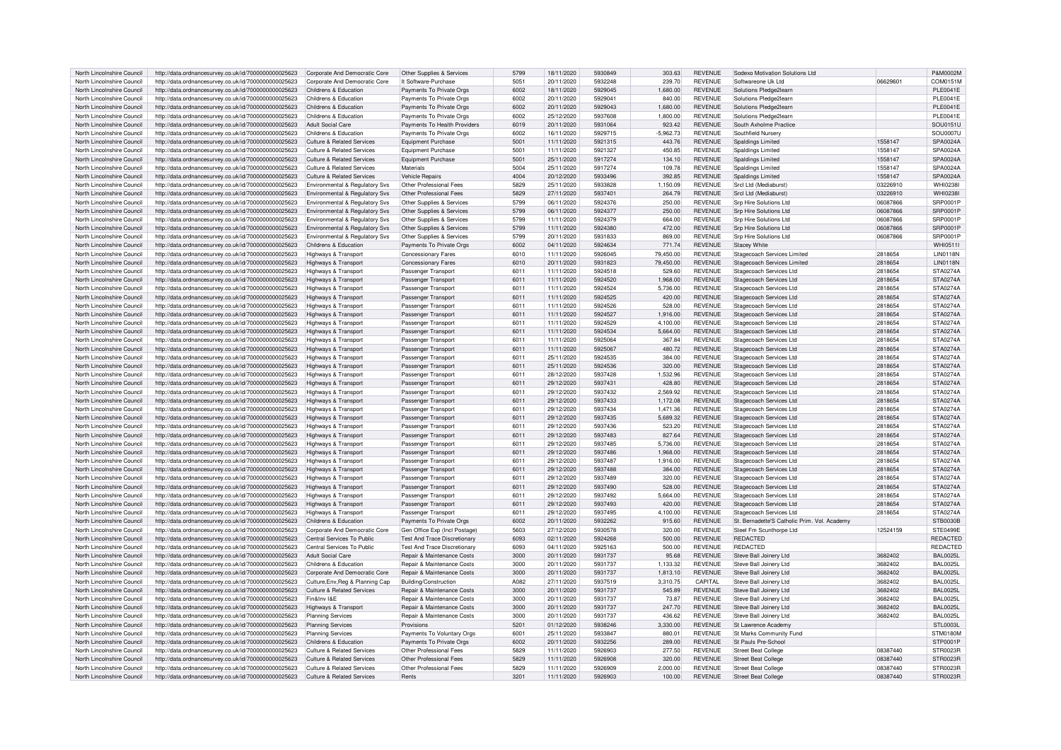| | | | | | | | | | | | |
|---|---|---|---|---|---|---|---|---|---|---|---|
| North Lincolnshire Council | http://data.ordnancesurvey.co.uk/id/7000000000025623 | Corporate And Democratic Core | Other Supplies & Services | 5799 | 18/11/2020 | 5930849 | 303.63 | REVENUE | Sodexo Motivation Solutions Ltd | | P&M0002M |
| North Lincolnshire Council | http://data.ordnancesurvey.co.uk/id/7000000000025623 | Corporate And Democratic Core | It Software-Purchase | 5051 | 20/11/2020 | 5932248 | 239.70 | REVENUE | Softwareone Uk Ltd | 06629601 | COM0151M |
| North Lincolnshire Council | http://data.ordnancesurvey.co.uk/id/7000000000025623 | Childrens & Education | Payments To Private Orgs | 6002 | 18/11/2020 | 5929045 | 1,680.00 | REVENUE | Solutions Pledge2learn | | PLE0041E |
| North Lincolnshire Council | http://data.ordnancesurvey.co.uk/id/7000000000025623 | Childrens & Education | Payments To Private Orgs | 6002 | 20/11/2020 | 5929041 | 840.00 | REVENUE | Solutions Pledge2learn | | PLE0041E |
| North Lincolnshire Council | http://data.ordnancesurvey.co.uk/id/7000000000025623 | Childrens & Education | Payments To Private Orgs | 6002 | 20/11/2020 | 5929043 | 1,680.00 | REVENUE | Solutions Pledge2learn | | PLE0041E |
| North Lincolnshire Council | http://data.ordnancesurvey.co.uk/id/7000000000025623 | Childrens & Education | Payments To Private Orgs | 6002 | 25/12/2020 | 5937608 | 1,800.00 | REVENUE | Solutions Pledge2learn | | PLE0041E |
| North Lincolnshire Council | http://data.ordnancesurvey.co.uk/id/7000000000025623 | Adult Social Care | Payments To Health Providers | 6019 | 20/11/2020 | 5931064 | 923.42 | REVENUE | South Axholme Practice | | SOU0151U |
| North Lincolnshire Council | http://data.ordnancesurvey.co.uk/id/7000000000025623 | Childrens & Education | Payments To Private Orgs | 6002 | 16/11/2020 | 5929715 | -5,962.73 | REVENUE | Southfield Nursery | | SOU0007U |
| North Lincolnshire Council | http://data.ordnancesurvey.co.uk/id/7000000000025623 | Culture & Related Services | Equipment Purchase | 5001 | 11/11/2020 | 5921315 | 443.76 | REVENUE | Spaldings Limited | 1558147 | SPA0024A |
| North Lincolnshire Council | http://data.ordnancesurvey.co.uk/id/7000000000025623 | Culture & Related Services | Equipment Purchase | 5001 | 11/11/2020 | 5921327 | 450.85 | REVENUE | Spaldings Limited | 1558147 | SPA0024A |
| North Lincolnshire Council | http://data.ordnancesurvey.co.uk/id/7000000000025623 | Culture & Related Services | Equipment Purchase | 5001 | 25/11/2020 | 5917274 | 134.10 | REVENUE | Spaldings Limited | 1558147 | SPA0024A |
| North Lincolnshire Council | http://data.ordnancesurvey.co.uk/id/7000000000025623 | Culture & Related Services | Materials | 5004 | 25/11/2020 | 5917274 | 109.78 | REVENUE | Spaldings Limited | 1558147 | SPA0024A |
| North Lincolnshire Council | http://data.ordnancesurvey.co.uk/id/7000000000025623 | Culture & Related Services | Vehicle Repairs | 4004 | 20/12/2020 | 5933496 | 392.85 | REVENUE | Spaldings Limited | 1558147 | SPA0024A |
| North Lincolnshire Council | http://data.ordnancesurvey.co.uk/id/7000000000025623 | Environmental & Regulatory Svs | Other Professional Fees | 5829 | 25/11/2020 | 5933828 | 1,150.09 | REVENUE | Srcl Ltd (Mediaburst) | 03226910 | WHI0238I |
| North Lincolnshire Council | http://data.ordnancesurvey.co.uk/id/7000000000025623 | Environmental & Regulatory Svs | Other Professional Fees | 5829 | 27/11/2020 | 5937401 | 264.79 | REVENUE | Srcl Ltd (Mediaburst) | 03226910 | WHI0238I |
| North Lincolnshire Council | http://data.ordnancesurvey.co.uk/id/7000000000025623 | Environmental & Regulatory Svs | Other Supplies & Services | 5799 | 06/11/2020 | 5924376 | 250.00 | REVENUE | Srp Hire Solutions Ltd | 06087866 | SRP0001P |
| North Lincolnshire Council | http://data.ordnancesurvey.co.uk/id/7000000000025623 | Environmental & Regulatory Svs | Other Supplies & Services | 5799 | 06/11/2020 | 5924377 | 250.00 | REVENUE | Srp Hire Solutions Ltd | 06087866 | SRP0001P |
| North Lincolnshire Council | http://data.ordnancesurvey.co.uk/id/7000000000025623 | Environmental & Regulatory Svs | Other Supplies & Services | 5799 | 11/11/2020 | 5924379 | 664.00 | REVENUE | Srp Hire Solutions Ltd | 06087866 | SRP0001P |
| North Lincolnshire Council | http://data.ordnancesurvey.co.uk/id/7000000000025623 | Environmental & Regulatory Svs | Other Supplies & Services | 5799 | 11/11/2020 | 5924380 | 472.00 | REVENUE | Srp Hire Solutions Ltd | 06087866 | SRP0001P |
| North Lincolnshire Council | http://data.ordnancesurvey.co.uk/id/7000000000025623 | Environmental & Regulatory Svs | Other Supplies & Services | 5799 | 20/11/2020 | 5931833 | 869.00 | REVENUE | Srp Hire Solutions Ltd | 06087866 | SRP0001P |
| North Lincolnshire Council | http://data.ordnancesurvey.co.uk/id/7000000000025623 | Childrens & Education | Payments To Private Orgs | 6002 | 04/11/2020 | 5924634 | 771.74 | REVENUE | Stacey White | | WHI0511I |
| North Lincolnshire Council | http://data.ordnancesurvey.co.uk/id/7000000000025623 | Highways & Transport | Concessionary Fares | 6010 | 11/11/2020 | 5926045 | 79,450.00 | REVENUE | Stagecoach Services Limited | 2818654 | LIN0118N |
| North Lincolnshire Council | http://data.ordnancesurvey.co.uk/id/7000000000025623 | Highways & Transport | Concessionary Fares | 6010 | 20/11/2020 | 5931823 | 79,450.00 | REVENUE | Stagecoach Services Limited | 2818654 | LIN0118N |
| North Lincolnshire Council | http://data.ordnancesurvey.co.uk/id/7000000000025623 | Highways & Transport | Passenger Transport | 6011 | 11/11/2020 | 5924518 | 529.60 | REVENUE | Stagecoach Services Ltd | 2818654 | STA0274A |
| North Lincolnshire Council | http://data.ordnancesurvey.co.uk/id/7000000000025623 | Highways & Transport | Passenger Transport | 6011 | 11/11/2020 | 5924520 | 1,968.00 | REVENUE | Stagecoach Services Ltd | 2818654 | STA0274A |
| North Lincolnshire Council | http://data.ordnancesurvey.co.uk/id/7000000000025623 | Highways & Transport | Passenger Transport | 6011 | 11/11/2020 | 5924524 | 5,736.00 | REVENUE | Stagecoach Services Ltd | 2818654 | STA0274A |
| North Lincolnshire Council | http://data.ordnancesurvey.co.uk/id/7000000000025623 | Highways & Transport | Passenger Transport | 6011 | 11/11/2020 | 5924525 | 420.00 | REVENUE | Stagecoach Services Ltd | 2818654 | STA0274A |
| North Lincolnshire Council | http://data.ordnancesurvey.co.uk/id/7000000000025623 | Highways & Transport | Passenger Transport | 6011 | 11/11/2020 | 5924526 | 528.00 | REVENUE | Stagecoach Services Ltd | 2818654 | STA0274A |
| North Lincolnshire Council | http://data.ordnancesurvey.co.uk/id/7000000000025623 | Highways & Transport | Passenger Transport | 6011 | 11/11/2020 | 5924527 | 1,916.00 | REVENUE | Stagecoach Services Ltd | 2818654 | STA0274A |
| North Lincolnshire Council | http://data.ordnancesurvey.co.uk/id/7000000000025623 | Highways & Transport | Passenger Transport | 6011 | 11/11/2020 | 5924529 | 4,100.00 | REVENUE | Stagecoach Services Ltd | 2818654 | STA0274A |
| North Lincolnshire Council | http://data.ordnancesurvey.co.uk/id/7000000000025623 | Highways & Transport | Passenger Transport | 6011 | 11/11/2020 | 5924534 | 5,664.00 | REVENUE | Stagecoach Services Ltd | 2818654 | STA0274A |
| North Lincolnshire Council | http://data.ordnancesurvey.co.uk/id/7000000000025623 | Highways & Transport | Passenger Transport | 6011 | 11/11/2020 | 5925064 | 367.84 | REVENUE | Stagecoach Services Ltd | 2818654 | STA0274A |
| North Lincolnshire Council | http://data.ordnancesurvey.co.uk/id/7000000000025623 | Highways & Transport | Passenger Transport | 6011 | 11/11/2020 | 5925067 | 480.72 | REVENUE | Stagecoach Services Ltd | 2818654 | STA0274A |
| North Lincolnshire Council | http://data.ordnancesurvey.co.uk/id/7000000000025623 | Highways & Transport | Passenger Transport | 6011 | 25/11/2020 | 5924535 | 384.00 | REVENUE | Stagecoach Services Ltd | 2818654 | STA0274A |
| North Lincolnshire Council | http://data.ordnancesurvey.co.uk/id/7000000000025623 | Highways & Transport | Passenger Transport | 6011 | 25/11/2020 | 5924536 | 320.00 | REVENUE | Stagecoach Services Ltd | 2818654 | STA0274A |
| North Lincolnshire Council | http://data.ordnancesurvey.co.uk/id/7000000000025623 | Highways & Transport | Passenger Transport | 6011 | 28/12/2020 | 5937428 | 1,532.96 | REVENUE | Stagecoach Services Ltd | 2818654 | STA0274A |
| North Lincolnshire Council | http://data.ordnancesurvey.co.uk/id/7000000000025623 | Highways & Transport | Passenger Transport | 6011 | 29/12/2020 | 5937431 | 428.80 | REVENUE | Stagecoach Services Ltd | 2818654 | STA0274A |
| North Lincolnshire Council | http://data.ordnancesurvey.co.uk/id/7000000000025623 | Highways & Transport | Passenger Transport | 6011 | 29/12/2020 | 5937432 | 2,569.92 | REVENUE | Stagecoach Services Ltd | 2818654 | STA0274A |
| North Lincolnshire Council | http://data.ordnancesurvey.co.uk/id/7000000000025623 | Highways & Transport | Passenger Transport | 6011 | 29/12/2020 | 5937433 | 1,172.08 | REVENUE | Stagecoach Services Ltd | 2818654 | STA0274A |
| North Lincolnshire Council | http://data.ordnancesurvey.co.uk/id/7000000000025623 | Highways & Transport | Passenger Transport | 6011 | 29/12/2020 | 5937434 | 1,471.36 | REVENUE | Stagecoach Services Ltd | 2818654 | STA0274A |
| North Lincolnshire Council | http://data.ordnancesurvey.co.uk/id/7000000000025623 | Highways & Transport | Passenger Transport | 6011 | 29/12/2020 | 5937435 | 5,689.32 | REVENUE | Stagecoach Services Ltd | 2818654 | STA0274A |
| North Lincolnshire Council | http://data.ordnancesurvey.co.uk/id/7000000000025623 | Highways & Transport | Passenger Transport | 6011 | 29/12/2020 | 5937436 | 523.20 | REVENUE | Stagecoach Services Ltd | 2818654 | STA0274A |
| North Lincolnshire Council | http://data.ordnancesurvey.co.uk/id/7000000000025623 | Highways & Transport | Passenger Transport | 6011 | 29/12/2020 | 5937483 | 827.64 | REVENUE | Stagecoach Services Ltd | 2818654 | STA0274A |
| North Lincolnshire Council | http://data.ordnancesurvey.co.uk/id/7000000000025623 | Highways & Transport | Passenger Transport | 6011 | 29/12/2020 | 5937485 | 5,736.00 | REVENUE | Stagecoach Services Ltd | 2818654 | STA0274A |
| North Lincolnshire Council | http://data.ordnancesurvey.co.uk/id/7000000000025623 | Highways & Transport | Passenger Transport | 6011 | 29/12/2020 | 5937486 | 1,968.00 | REVENUE | Stagecoach Services Ltd | 2818654 | STA0274A |
| North Lincolnshire Council | http://data.ordnancesurvey.co.uk/id/7000000000025623 | Highways & Transport | Passenger Transport | 6011 | 29/12/2020 | 5937487 | 1,916.00 | REVENUE | Stagecoach Services Ltd | 2818654 | STA0274A |
| North Lincolnshire Council | http://data.ordnancesurvey.co.uk/id/7000000000025623 | Highways & Transport | Passenger Transport | 6011 | 29/12/2020 | 5937488 | 384.00 | REVENUE | Stagecoach Services Ltd | 2818654 | STA0274A |
| North Lincolnshire Council | http://data.ordnancesurvey.co.uk/id/7000000000025623 | Highways & Transport | Passenger Transport | 6011 | 29/12/2020 | 5937489 | 320.00 | REVENUE | Stagecoach Services Ltd | 2818654 | STA0274A |
| North Lincolnshire Council | http://data.ordnancesurvey.co.uk/id/7000000000025623 | Highways & Transport | Passenger Transport | 6011 | 29/12/2020 | 5937490 | 528.00 | REVENUE | Stagecoach Services Ltd | 2818654 | STA0274A |
| North Lincolnshire Council | http://data.ordnancesurvey.co.uk/id/7000000000025623 | Highways & Transport | Passenger Transport | 6011 | 29/12/2020 | 5937492 | 5,664.00 | REVENUE | Stagecoach Services Ltd | 2818654 | STA0274A |
| North Lincolnshire Council | http://data.ordnancesurvey.co.uk/id/7000000000025623 | Highways & Transport | Passenger Transport | 6011 | 29/12/2020 | 5937493 | 420.00 | REVENUE | Stagecoach Services Ltd | 2818654 | STA0274A |
| North Lincolnshire Council | http://data.ordnancesurvey.co.uk/id/7000000000025623 | Highways & Transport | Passenger Transport | 6011 | 29/12/2020 | 5937495 | 4,100.00 | REVENUE | Stagecoach Services Ltd | 2818654 | STA0274A |
| North Lincolnshire Council | http://data.ordnancesurvey.co.uk/id/7000000000025623 | Childrens & Education | Payments To Private Orgs | 6002 | 20/11/2020 | 5932262 | 915.60 | REVENUE | St. Bernadette'S Catholic Prim. Vol. Academy | | STB0030B |
| North Lincolnshire Council | http://data.ordnancesurvey.co.uk/id/7000000000025623 | Corporate And Democratic Core | Gen Office Exp (Incl Postage) | 5603 | 27/12/2020 | 5930578 | 320.00 | REVENUE | Steel Fm Scunthorpe Ltd | 12524159 | STE0499E |
| North Lincolnshire Council | http://data.ordnancesurvey.co.uk/id/7000000000025623 | Central Services To Public | Test And Trace Discretionary | 6093 | 02/11/2020 | 5924268 | 500.00 | REVENUE | REDACTED | | REDACTED |
| North Lincolnshire Council | http://data.ordnancesurvey.co.uk/id/7000000000025623 | Central Services To Public | Test And Trace Discretionary | 6093 | 04/11/2020 | 5925163 | 500.00 | REVENUE | REDACTED | | REDACTED |
| North Lincolnshire Council | http://data.ordnancesurvey.co.uk/id/7000000000025623 | Adult Social Care | Repair & Maintenance Costs | 3000 | 20/11/2020 | 5931737 | 95.68 | REVENUE | Steve Ball Joinery Ltd | 3682402 | BAL0025L |
| North Lincolnshire Council | http://data.ordnancesurvey.co.uk/id/7000000000025623 | Childrens & Education | Repair & Maintenance Costs | 3000 | 20/11/2020 | 5931737 | 1,133.32 | REVENUE | Steve Ball Joinery Ltd | 3682402 | BAL0025L |
| North Lincolnshire Council | http://data.ordnancesurvey.co.uk/id/7000000000025623 | Corporate And Democratic Core | Repair & Maintenance Costs | 3000 | 20/11/2020 | 5931737 | 1,813.10 | REVENUE | Steve Ball Joinery Ltd | 3682402 | BAL0025L |
| North Lincolnshire Council | http://data.ordnancesurvey.co.uk/id/7000000000025623 | Culture,Env,Reg & Planning Cap | Building/Construction | A082 | 27/11/2020 | 5937519 | 3,310.75 | CAPITAL | Steve Ball Joinery Ltd | 3682402 | BAL0025L |
| North Lincolnshire Council | http://data.ordnancesurvey.co.uk/id/7000000000025623 | Culture & Related Services | Repair & Maintenance Costs | 3000 | 20/11/2020 | 5931737 | 545.89 | REVENUE | Steve Ball Joinery Ltd | 3682402 | BAL0025L |
| North Lincolnshire Council | http://data.ordnancesurvey.co.uk/id/7000000000025623 | Fin&Inv I&E | Repair & Maintenance Costs | 3000 | 20/11/2020 | 5931737 | 73.87 | REVENUE | Steve Ball Joinery Ltd | 3682402 | BAL0025L |
| North Lincolnshire Council | http://data.ordnancesurvey.co.uk/id/7000000000025623 | Highways & Transport | Repair & Maintenance Costs | 3000 | 20/11/2020 | 5931737 | 247.70 | REVENUE | Steve Ball Joinery Ltd | 3682402 | BAL0025L |
| North Lincolnshire Council | http://data.ordnancesurvey.co.uk/id/7000000000025623 | Planning Services | Repair & Maintenance Costs | 3000 | 20/11/2020 | 5931737 | 436.62 | REVENUE | Steve Ball Joinery Ltd | 3682402 | BAL0025L |
| North Lincolnshire Council | http://data.ordnancesurvey.co.uk/id/7000000000025623 | Planning Services | Provisions | 5201 | 01/12/2020 | 5938246 | 3,330.00 | REVENUE | St Lawrence Academy | | STL0003L |
| North Lincolnshire Council | http://data.ordnancesurvey.co.uk/id/7000000000025623 | Planning Services | Payments To Voluntary Orgs | 6001 | 25/11/2020 | 5933847 | 880.01 | REVENUE | St Marks Community Fund | | STM0180M |
| North Lincolnshire Council | http://data.ordnancesurvey.co.uk/id/7000000000025623 | Childrens & Education | Payments To Private Orgs | 6002 | 20/11/2020 | 5932256 | 289.00 | REVENUE | St Pauls Pre-School | | STP0001P |
| North Lincolnshire Council | http://data.ordnancesurvey.co.uk/id/7000000000025623 | Culture & Related Services | Other Professional Fees | 5829 | 11/11/2020 | 5926903 | 277.50 | REVENUE | Street Beat College | 08387440 | STR0023R |
| North Lincolnshire Council | http://data.ordnancesurvey.co.uk/id/7000000000025623 | Culture & Related Services | Other Professional Fees | 5829 | 11/11/2020 | 5926908 | 320.00 | REVENUE | Street Beat College | 08387440 | STR0023R |
| North Lincolnshire Council | http://data.ordnancesurvey.co.uk/id/7000000000025623 | Culture & Related Services | Other Professional Fees | 5829 | 11/11/2020 | 5926909 | 2,000.00 | REVENUE | Street Beat College | 08387440 | STR0023R |
| North Lincolnshire Council | http://data.ordnancesurvey.co.uk/id/7000000000025623 | Culture & Related Services | Rents | 3201 | 11/11/2020 | 5926903 | 100.00 | REVENUE | Street Beat College | 08387440 | STR0023R |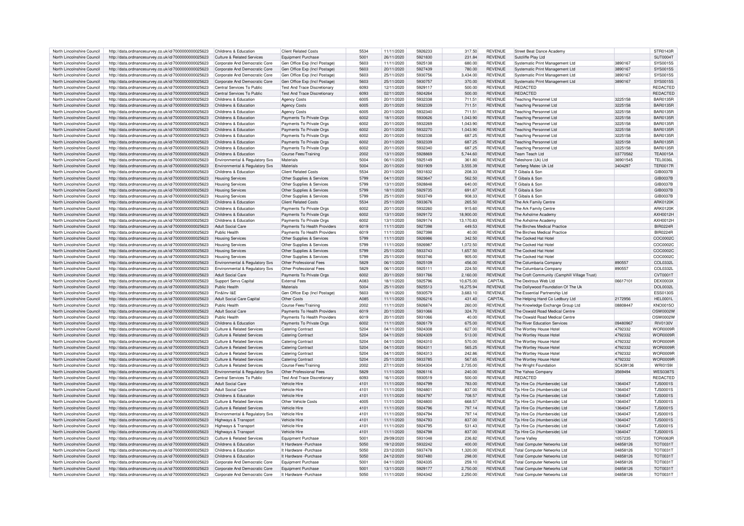| North Lincolnshire Council | http://data.ordnancesurvey.co.uk/id/7000000000025623 | Childrens & Education | Client Related Costs | 5534 | 11/11/2020 | 5926233 | 317.50 | REVENUE | Street Beat Dance Academy | | STR0143R |
|---|---|---|---|---|---|---|---|---|---|---|---|
| North Lincolnshire Council | http://data.ordnancesurvey.co.uk/id/7000000000025623 | Culture & Related Services | Equipment Purchase | 5001 | 26/11/2020 | 5921830 | 231.84 | REVENUE | Sutcliffe Play Ltd | | SUT0004T |
| North Lincolnshire Council | http://data.ordnancesurvey.co.uk/id/7000000000025623 | Corporate And Democratic Core | Gen Office Exp (Incl Postage) | 5603 | 11/11/2020 | 5925138 | 680.00 | REVENUE | Systematic Print Management Ltd | 3890167 | SYS0015S |
| North Lincolnshire Council | http://data.ordnancesurvey.co.uk/id/7000000000025623 | Corporate And Democratic Core | Gen Office Exp (Incl Postage) | 5603 | 20/11/2020 | 5927439 | 780.00 | REVENUE | Systematic Print Management Ltd | 3890167 | SYS0015S |
| North Lincolnshire Council | http://data.ordnancesurvey.co.uk/id/7000000000025623 | Corporate And Democratic Core | Gen Office Exp (Incl Postage) | 5603 | 25/11/2020 | 5930756 | 3,434.00 | REVENUE | Systematic Print Management Ltd | 3890167 | SYS0015S |
| North Lincolnshire Council | http://data.ordnancesurvey.co.uk/id/7000000000025623 | Corporate And Democratic Core | Gen Office Exp (Incl Postage) | 5603 | 25/11/2020 | 5930757 | 370.00 | REVENUE | Systematic Print Management Ltd | 3890167 | SYS0015S |
| North Lincolnshire Council | http://data.ordnancesurvey.co.uk/id/7000000000025623 | Central Services To Public | Test And Trace Discretionary | 6093 | 12/11/2020 | 5929117 | 500.00 | REVENUE | REDACTED | | REDACTED |
| North Lincolnshire Council | http://data.ordnancesurvey.co.uk/id/7000000000025623 | Central Services To Public | Test And Trace Discretionary | 6093 | 02/11/2020 | 5924264 | 500.00 | REVENUE | REDACTED | | REDACTED |
| North Lincolnshire Council | http://data.ordnancesurvey.co.uk/id/7000000000025623 | Childrens & Education | Agency Costs | 6005 | 20/11/2020 | 5932338 | 711.51 | REVENUE | Teaching Personnel Ltd | 3225158 | BAR0135R |
| North Lincolnshire Council | http://data.ordnancesurvey.co.uk/id/7000000000025623 | Childrens & Education | Agency Costs | 6005 | 20/11/2020 | 5932339 | 711.51 | REVENUE | Teaching Personnel Ltd | 3225158 | BAR0135R |
| North Lincolnshire Council | http://data.ordnancesurvey.co.uk/id/7000000000025623 | Childrens & Education | Agency Costs | 6005 | 20/11/2020 | 5932340 | 711.51 | REVENUE | Teaching Personnel Ltd | 3225158 | BAR0135R |
| North Lincolnshire Council | http://data.ordnancesurvey.co.uk/id/7000000000025623 | Childrens & Education | Payments To Private Orgs | 6002 | 18/11/2020 | 5930626 | 1,043.90 | REVENUE | Teaching Personnel Ltd | 3225158 | BAR0135R |
| North Lincolnshire Council | http://data.ordnancesurvey.co.uk/id/7000000000025623 | Childrens & Education | Payments To Private Orgs | 6002 | 20/11/2020 | 5932269 | 1,043.90 | REVENUE | Teaching Personnel Ltd | 3225158 | BAR0135R |
| North Lincolnshire Council | http://data.ordnancesurvey.co.uk/id/7000000000025623 | Childrens & Education | Payments To Private Orgs | 6002 | 20/11/2020 | 5932270 | 1,043.90 | REVENUE | Teaching Personnel Ltd | 3225158 | BAR0135R |
| North Lincolnshire Council | http://data.ordnancesurvey.co.uk/id/7000000000025623 | Childrens & Education | Payments To Private Orgs | 6002 | 20/11/2020 | 5932338 | 687.25 | REVENUE | Teaching Personnel Ltd | 3225158 | BAR0135R |
| North Lincolnshire Council | http://data.ordnancesurvey.co.uk/id/7000000000025623 | Childrens & Education | Payments To Private Orgs | 6002 | 20/11/2020 | 5932339 | 687.25 | REVENUE | Teaching Personnel Ltd | 3225158 | BAR0135R |
| North Lincolnshire Council | http://data.ordnancesurvey.co.uk/id/7000000000025623 | Childrens & Education | Payments To Private Orgs | 6002 | 20/11/2020 | 5932340 | 687.25 | REVENUE | Teaching Personnel Ltd | 3225158 | BAR0135R |
| North Lincolnshire Council | http://data.ordnancesurvey.co.uk/id/7000000000025623 | Childrens & Education | Course Fees/Training | 2002 | 13/11/2020 | 5928869 | 5,744.60 | REVENUE | Team Teach Ltd | 03770582 | TEA0015A |
| North Lincolnshire Council | http://data.ordnancesurvey.co.uk/id/7000000000025623 | Environmental & Regulatory Svs | Materials | 5004 | 06/11/2020 | 5925149 | 361.80 | REVENUE | Teleshore (Uk) Ltd | 36901545 | TEL0036L |
| North Lincolnshire Council | http://data.ordnancesurvey.co.uk/id/7000000000025623 | Environmental & Regulatory Svs | Materials | 5004 | 20/11/2020 | 5931909 | 3,555.39 | REVENUE | Terberg Matec Uk Ltd | 3404297 | TER0017R |
| North Lincolnshire Council | http://data.ordnancesurvey.co.uk/id/7000000000025623 | Childrens & Education | Client Related Costs | 5534 | 20/11/2020 | 5931832 | 208.33 | REVENUE | T Gibala & Son | | GIB0037B |
| North Lincolnshire Council | http://data.ordnancesurvey.co.uk/id/7000000000025623 | Housing Services | Other Supplies & Services | 5799 | 04/11/2020 | 5923647 | 562.50 | REVENUE | T Gibala & Son | | GIB0037B |
| North Lincolnshire Council | http://data.ordnancesurvey.co.uk/id/7000000000025623 | Housing Services | Other Supplies & Services | 5799 | 13/11/2020 | 5928848 | 640.00 | REVENUE | T Gibala & Son | | GIB0037B |
| North Lincolnshire Council | http://data.ordnancesurvey.co.uk/id/7000000000025623 | Housing Services | Other Supplies & Services | 5799 | 18/11/2020 | 5929735 | 691.67 | REVENUE | T Gibala & Son | | GIB0037B |
| North Lincolnshire Council | http://data.ordnancesurvey.co.uk/id/7000000000025623 | Housing Services | Other Supplies & Services | 5799 | 25/11/2020 | 5933749 | 908.33 | REVENUE | T Gibala & Son | | GIB0037B |
| North Lincolnshire Council | http://data.ordnancesurvey.co.uk/id/7000000000025623 | Childrens & Education | Client Related Costs | 5534 | 25/11/2020 | 5933676 | 265.50 | REVENUE | The Ark Family Centre | | ARK0120K |
| North Lincolnshire Council | http://data.ordnancesurvey.co.uk/id/7000000000025623 | Childrens & Education | Payments To Private Orgs | 6002 | 20/11/2020 | 5932260 | 915.60 | REVENUE | The Ark Family Centre | | ARK0120K |
| North Lincolnshire Council | http://data.ordnancesurvey.co.uk/id/7000000000025623 | Childrens & Education | Payments To Private Orgs | 6002 | 13/11/2020 | 5929172 | 18,900.00 | REVENUE | The Axholme Academy | | AXH0012H |
| North Lincolnshire Council | http://data.ordnancesurvey.co.uk/id/7000000000025623 | Childrens & Education | Payments To Private Orgs | 6002 | 13/11/2020 | 5929174 | 13,170.83 | REVENUE | The Axholme Academy | | AXH0012H |
| North Lincolnshire Council | http://data.ordnancesurvey.co.uk/id/7000000000025623 | Adult Social Care | Payments To Health Providers | 6019 | 11/11/2020 | 5927398 | 449.53 | REVENUE | The Birches Medical Practice | | BIR0224R |
| North Lincolnshire Council | http://data.ordnancesurvey.co.uk/id/7000000000025623 | Public Health | Payments To Health Providers | 6019 | 11/11/2020 | 5927398 | 40.00 | REVENUE | The Birches Medical Practice | | BIR0224R |
| North Lincolnshire Council | http://data.ordnancesurvey.co.uk/id/7000000000025623 | Housing Services | Other Supplies & Services | 5799 | 11/11/2020 | 5926986 | 342.50 | REVENUE | The Cocked Hat Hotel | | COC0002C |
| North Lincolnshire Council | http://data.ordnancesurvey.co.uk/id/7000000000025623 | Housing Services | Other Supplies & Services | 5799 | 11/11/2020 | 5926987 | 1,072.50 | REVENUE | The Cocked Hat Hotel | | COC0002C |
| North Lincolnshire Council | http://data.ordnancesurvey.co.uk/id/7000000000025623 | Housing Services | Other Supplies & Services | 5799 | 25/11/2020 | 5933743 | 1,657.50 | REVENUE | The Cocked Hat Hotel | | COC0002C |
| North Lincolnshire Council | http://data.ordnancesurvey.co.uk/id/7000000000025623 | Housing Services | Other Supplies & Services | 5799 | 25/11/2020 | 5933746 | 905.00 | REVENUE | The Cocked Hat Hotel | | COC0002C |
| North Lincolnshire Council | http://data.ordnancesurvey.co.uk/id/7000000000025623 | Environmental & Regulatory Svs | Other Professional Fees | 5829 | 06/11/2020 | 5925109 | 456.00 | REVENUE | The Columbaria Company | 890557 | COL0332L |
| North Lincolnshire Council | http://data.ordnancesurvey.co.uk/id/7000000000025623 | Environmental & Regulatory Svs | Other Professional Fees | 5829 | 06/11/2020 | 5925111 | 224.50 | REVENUE | The Columbaria Company | 890557 | COL0332L |
| North Lincolnshire Council | http://data.ordnancesurvey.co.uk/id/7000000000025623 | Adult Social Care | Payments To Private Orgs | 6002 | 20/11/2020 | 5931766 | 2,160.00 | REVENUE | The Croft Community (Camphill Village Trust) | | CVT0001T |
| North Lincolnshire Council | http://data.ordnancesurvey.co.uk/id/7000000000025623 | Support Servs Capital | External Fees | A083 | 18/11/2020 | 5925796 | 10,675.00 | CAPITAL | The Dextrous Web Ltd | 06617101 | DEX0003X |
| North Lincolnshire Council | http://data.ordnancesurvey.co.uk/id/7000000000025623 | Public Health | Materials | 5004 | 25/11/2020 | 5925513 | 16,275.94 | REVENUE | The Dollywood Foundation Of The Uk | | DOL0032L |
| North Lincolnshire Council | http://data.ordnancesurvey.co.uk/id/7000000000025623 | Fin&Inv I&E | Gen Office Exp (Incl Postage) | 5603 | 18/11/2020 | 5930579 | 3,683.10 | REVENUE | The Essential Partnership Ltd | | ESS0130S |
| North Lincolnshire Council | http://data.ordnancesurvey.co.uk/id/7000000000025623 | Adult Social Care Capital | Other Costs | A085 | 11/11/2020 | 5926216 | 431.40 | CAPITAL | The Helping Hand Co Ledbury Ltd | 2172956 | HEL0001L |
| North Lincolnshire Council | http://data.ordnancesurvey.co.uk/id/7000000000025623 | Public Health | Course Fees/Training | 2002 | 11/11/2020 | 5926874 | 260.00 | REVENUE | The Knowledge Exchange Group Ltd | 08808447 | KNO0015O |
| North Lincolnshire Council | http://data.ordnancesurvey.co.uk/id/7000000000025623 | Adult Social Care | Payments To Health Providers | 6019 | 20/11/2020 | 5931066 | 324.70 | REVENUE | The Oswald Road Medical Centre | | OSW0002W |
| North Lincolnshire Council | http://data.ordnancesurvey.co.uk/id/7000000000025623 | Public Health | Payments To Health Providers | 6019 | 20/11/2020 | 5931066 | 40.00 | REVENUE | The Oswald Road Medical Centre | | OSW0002W |
| North Lincolnshire Council | http://data.ordnancesurvey.co.uk/id/7000000000025623 | Childrens & Education | Payments To Private Orgs | 6002 | 11/11/2020 | 5926179 | 675.00 | REVENUE | The River Education Services | 09480967 | RIV0130V |
| North Lincolnshire Council | http://data.ordnancesurvey.co.uk/id/7000000000025623 | Culture & Related Services | Catering Contract | 5204 | 04/11/2020 | 5924308 | 627.00 | REVENUE | The Wortley House Hotel | 4792332 | WOR0009R |
| North Lincolnshire Council | http://data.ordnancesurvey.co.uk/id/7000000000025623 | Culture & Related Services | Catering Contract | 5204 | 04/11/2020 | 5924309 | 513.00 | REVENUE | The Wortley House Hotel | 4792332 | WOR0009R |
| North Lincolnshire Council | http://data.ordnancesurvey.co.uk/id/7000000000025623 | Culture & Related Services | Catering Contract | 5204 | 04/11/2020 | 5924310 | 570.00 | REVENUE | The Wortley House Hotel | 4792332 | WOR0009R |
| North Lincolnshire Council | http://data.ordnancesurvey.co.uk/id/7000000000025623 | Culture & Related Services | Catering Contract | 5204 | 04/11/2020 | 5924311 | 565.25 | REVENUE | The Wortley House Hotel | 4792332 | WOR0009R |
| North Lincolnshire Council | http://data.ordnancesurvey.co.uk/id/7000000000025623 | Culture & Related Services | Catering Contract | 5204 | 04/11/2020 | 5924313 | 242.86 | REVENUE | The Wortley House Hotel | 4792332 | WOR0009R |
| North Lincolnshire Council | http://data.ordnancesurvey.co.uk/id/7000000000025623 | Culture & Related Services | Catering Contract | 5204 | 25/11/2020 | 5933785 | 567.65 | REVENUE | The Wortley House Hotel | 4792332 | WOR0009R |
| North Lincolnshire Council | http://data.ordnancesurvey.co.uk/id/7000000000025623 | Culture & Related Services | Course Fees/Training | 2002 | 27/11/2020 | 5934304 | 2,735.00 | REVENUE | The Wright Foundation | SC439136 | WRI0159I |
| North Lincolnshire Council | http://data.ordnancesurvey.co.uk/id/7000000000025623 | Environmental & Regulatory Svs | Other Professional Fees | 5829 | 11/11/2020 | 5926116 | 240.00 | REVENUE | The Yahoo Company | 3569494 | WES0387S |
| North Lincolnshire Council | http://data.ordnancesurvey.co.uk/id/7000000000025623 | Central Services To Public | Test And Trace Discretionary | 6093 | 16/11/2020 | 5930519 | 500.00 | REVENUE | REDACTED | | REDACTED |
| North Lincolnshire Council | http://data.ordnancesurvey.co.uk/id/7000000000025623 | Adult Social Care | Vehicle Hire | 4101 | 11/11/2020 | 5924799 | 783.00 | REVENUE | Tjs Hire Co (Humberside) Ltd | 1364047 | TJS0001S |
| North Lincolnshire Council | http://data.ordnancesurvey.co.uk/id/7000000000025623 | Adult Social Care | Vehicle Hire | 4101 | 11/11/2020 | 5924801 | 837.00 | REVENUE | Tjs Hire Co (Humberside) Ltd | 1364047 | TJS0001S |
| North Lincolnshire Council | http://data.ordnancesurvey.co.uk/id/7000000000025623 | Childrens & Education | Vehicle Hire | 4101 | 11/11/2020 | 5924797 | 708.57 | REVENUE | Tjs Hire Co (Humberside) Ltd | 1364047 | TJS0001S |
| North Lincolnshire Council | http://data.ordnancesurvey.co.uk/id/7000000000025623 | Culture & Related Services | Other Vehicle Costs | 4005 | 11/11/2020 | 5924800 | 668.57 | REVENUE | Tjs Hire Co (Humberside) Ltd | 1364047 | TJS0001S |
| North Lincolnshire Council | http://data.ordnancesurvey.co.uk/id/7000000000025623 | Culture & Related Services | Vehicle Hire | 4101 | 11/11/2020 | 5924796 | 797.14 | REVENUE | Tjs Hire Co (Humberside) Ltd | 1364047 | TJS0001S |
| North Lincolnshire Council | http://data.ordnancesurvey.co.uk/id/7000000000025623 | Environmental & Regulatory Svs | Vehicle Hire | 4101 | 11/11/2020 | 5924794 | 797.14 | REVENUE | Tjs Hire Co (Humberside) Ltd | 1364047 | TJS0001S |
| North Lincolnshire Council | http://data.ordnancesurvey.co.uk/id/7000000000025623 | Highways & Transport | Vehicle Hire | 4101 | 11/11/2020 | 5924793 | 837.00 | REVENUE | Tjs Hire Co (Humberside) Ltd | 1364047 | TJS0001S |
| North Lincolnshire Council | http://data.ordnancesurvey.co.uk/id/7000000000025623 | Highways & Transport | Vehicle Hire | 4101 | 11/11/2020 | 5924795 | 531.43 | REVENUE | Tjs Hire Co (Humberside) Ltd | 1364047 | TJS0001S |
| North Lincolnshire Council | http://data.ordnancesurvey.co.uk/id/7000000000025623 | Highways & Transport | Vehicle Hire | 4101 | 11/11/2020 | 5924798 | 837.00 | REVENUE | Tjs Hire Co (Humberside) Ltd | 1364047 | TJS0001S |
| North Lincolnshire Council | http://data.ordnancesurvey.co.uk/id/7000000000025623 | Culture & Related Services | Equipment Purchase | 5001 | 29/09/2020 | 5931048 | 236.82 | REVENUE | Torne Valley | 1057235 | TOR0063R |
| North Lincolnshire Council | http://data.ordnancesurvey.co.uk/id/7000000000025623 | Childrens & Education | It Hardware -Purchase | 5050 | 19/12/2020 | 5932242 | 400.00 | REVENUE | Total Computer Networks Ltd | 04858126 | TOT0031T |
| North Lincolnshire Council | http://data.ordnancesurvey.co.uk/id/7000000000025623 | Childrens & Education | It Hardware -Purchase | 5050 | 23/12/2020 | 5937478 | 1,320.00 | REVENUE | Total Computer Networks Ltd | 04858126 | TOT0031T |
| North Lincolnshire Council | http://data.ordnancesurvey.co.uk/id/7000000000025623 | Childrens & Education | It Hardware -Purchase | 5050 | 24/12/2020 | 5937480 | 298.00 | REVENUE | Total Computer Networks Ltd | 04858126 | TOT0031T |
| North Lincolnshire Council | http://data.ordnancesurvey.co.uk/id/7000000000025623 | Corporate And Democratic Core | Equipment Purchase | 5001 | 04/11/2020 | 5924335 | 259.10 | REVENUE | Total Computer Networks Ltd | 04858126 | TOT0031T |
| North Lincolnshire Council | http://data.ordnancesurvey.co.uk/id/7000000000025623 | Corporate And Democratic Core | Equipment Purchase | 5001 | 13/11/2020 | 5929177 | 2,750.00 | REVENUE | Total Computer Networks Ltd | 04858126 | TOT0031T |
| North Lincolnshire Council | http://data.ordnancesurvey.co.uk/id/7000000000025623 | Corporate And Democratic Core | It Hardware -Purchase | 5050 | 11/11/2020 | 5924342 | 2,250.00 | REVENUE | Total Computer Networks Ltd | 04858126 | TOT0031T |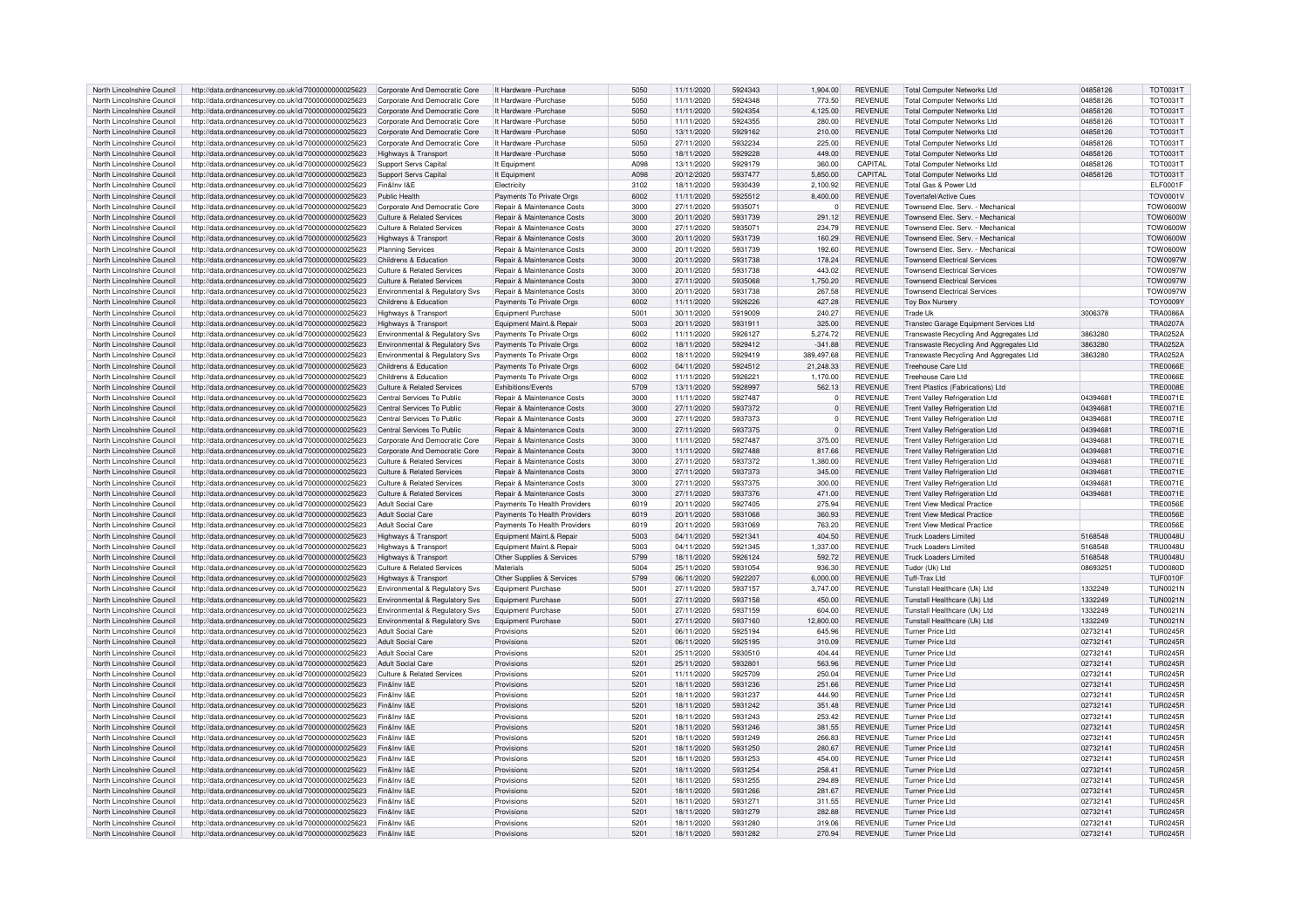| North Lincolnshire Council | http://data.ordnancesurvey.co.uk/id/7000000000025623 | Corporate And Democratic Core | It Hardware -Purchase | 5050 | 11/11/2020 | 5924343 | 1,904.00 | REVENUE | Total Computer Networks Ltd | 04858126 | TOT0031T |
|---|---|---|---|---|---|---|---|---|---|---|---|
| North Lincolnshire Council | http://data.ordnancesurvey.co.uk/id/7000000000025623 | Corporate And Democratic Core | It Hardware -Purchase | 5050 | 11/11/2020 | 5924348 | 773.50 | REVENUE | Total Computer Networks Ltd | 04858126 | TOT0031T |
| North Lincolnshire Council | http://data.ordnancesurvey.co.uk/id/7000000000025623 | Corporate And Democratic Core | It Hardware -Purchase | 5050 | 11/11/2020 | 5924354 | 4,125.00 | REVENUE | Total Computer Networks Ltd | 04858126 | TOT0031T |
| North Lincolnshire Council | http://data.ordnancesurvey.co.uk/id/7000000000025623 | Corporate And Democratic Core | It Hardware -Purchase | 5050 | 11/11/2020 | 5924355 | 280.00 | REVENUE | Total Computer Networks Ltd | 04858126 | TOT0031T |
| North Lincolnshire Council | http://data.ordnancesurvey.co.uk/id/7000000000025623 | Corporate And Democratic Core | It Hardware -Purchase | 5050 | 13/11/2020 | 5929162 | 210.00 | REVENUE | Total Computer Networks Ltd | 04858126 | TOT0031T |
| North Lincolnshire Council | http://data.ordnancesurvey.co.uk/id/7000000000025623 | Corporate And Democratic Core | It Hardware -Purchase | 5050 | 27/11/2020 | 5932234 | 225.00 | REVENUE | Total Computer Networks Ltd | 04858126 | TOT0031T |
| North Lincolnshire Council | http://data.ordnancesurvey.co.uk/id/7000000000025623 | Highways & Transport | It Hardware -Purchase | 5050 | 18/11/2020 | 5929228 | 449.00 | REVENUE | Total Computer Networks Ltd | 04858126 | TOT0031T |
| North Lincolnshire Council | http://data.ordnancesurvey.co.uk/id/7000000000025623 | Support Servs Capital | It Equipment | A098 | 13/11/2020 | 5929179 | 360.00 | CAPITAL | Total Computer Networks Ltd | 04858126 | TOT0031T |
| North Lincolnshire Council | http://data.ordnancesurvey.co.uk/id/7000000000025623 | Support Servs Capital | It Equipment | A098 | 20/12/2020 | 5937477 | 5,850.00 | CAPITAL | Total Computer Networks Ltd | 04858126 | TOT0031T |
| North Lincolnshire Council | http://data.ordnancesurvey.co.uk/id/7000000000025623 | Fin&Inv I&E | Electricity | 3102 | 18/11/2020 | 5930439 | 2,100.92 | REVENUE | Total Gas & Power Ltd | | ELF0001F |
| North Lincolnshire Council | http://data.ordnancesurvey.co.uk/id/7000000000025623 | Public Health | Payments To Private Orgs | 6002 | 11/11/2020 | 5925512 | 8,400.00 | REVENUE | Tovertafel/Active Cues | | TOV0001V |
| North Lincolnshire Council | http://data.ordnancesurvey.co.uk/id/7000000000025623 | Corporate And Democratic Core | Repair & Maintenance Costs | 3000 | 27/11/2020 | 5935071 | 0 | REVENUE | Townsend Elec. Serv. - Mechanical | | TOW0600W |
| North Lincolnshire Council | http://data.ordnancesurvey.co.uk/id/7000000000025623 | Culture & Related Services | Repair & Maintenance Costs | 3000 | 20/11/2020 | 5931739 | 291.12 | REVENUE | Townsend Elec. Serv. - Mechanical | | TOW0600W |
| North Lincolnshire Council | http://data.ordnancesurvey.co.uk/id/7000000000025623 | Culture & Related Services | Repair & Maintenance Costs | 3000 | 27/11/2020 | 5935071 | 234.79 | REVENUE | Townsend Elec. Serv. - Mechanical | | TOW0600W |
| North Lincolnshire Council | http://data.ordnancesurvey.co.uk/id/7000000000025623 | Highways & Transport | Repair & Maintenance Costs | 3000 | 20/11/2020 | 5931739 | 160.29 | REVENUE | Townsend Elec. Serv. - Mechanical | | TOW0600W |
| North Lincolnshire Council | http://data.ordnancesurvey.co.uk/id/7000000000025623 | Planning Services | Repair & Maintenance Costs | 3000 | 20/11/2020 | 5931739 | 192.60 | REVENUE | Townsend Elec. Serv. - Mechanical | | TOW0600W |
| North Lincolnshire Council | http://data.ordnancesurvey.co.uk/id/7000000000025623 | Childrens & Education | Repair & Maintenance Costs | 3000 | 20/11/2020 | 5931738 | 178.24 | REVENUE | Townsend Electrical Services | | TOW0097W |
| North Lincolnshire Council | http://data.ordnancesurvey.co.uk/id/7000000000025623 | Culture & Related Services | Repair & Maintenance Costs | 3000 | 20/11/2020 | 5931738 | 443.02 | REVENUE | Townsend Electrical Services | | TOW0097W |
| North Lincolnshire Council | http://data.ordnancesurvey.co.uk/id/7000000000025623 | Culture & Related Services | Repair & Maintenance Costs | 3000 | 27/11/2020 | 5935068 | 1,750.20 | REVENUE | Townsend Electrical Services | | TOW0097W |
| North Lincolnshire Council | http://data.ordnancesurvey.co.uk/id/7000000000025623 | Environmental & Regulatory Svs | Repair & Maintenance Costs | 3000 | 20/11/2020 | 5931738 | 267.58 | REVENUE | Townsend Electrical Services | | TOW0097W |
| North Lincolnshire Council | http://data.ordnancesurvey.co.uk/id/7000000000025623 | Childrens & Education | Payments To Private Orgs | 6002 | 11/11/2020 | 5926226 | 427.28 | REVENUE | Toy Box Nursery | | TOY0009Y |
| North Lincolnshire Council | http://data.ordnancesurvey.co.uk/id/7000000000025623 | Highways & Transport | Equipment Purchase | 5001 | 30/11/2020 | 5919009 | 240.27 | REVENUE | Trade Uk | 3006378 | TRA0086A |
| North Lincolnshire Council | http://data.ordnancesurvey.co.uk/id/7000000000025623 | Highways & Transport | Equipment Maint.& Repair | 5003 | 20/11/2020 | 5931911 | 325.00 | REVENUE | Transtec Garage Equipment Services Ltd | | TRA0207A |
| North Lincolnshire Council | http://data.ordnancesurvey.co.uk/id/7000000000025623 | Environmental & Regulatory Svs | Payments To Private Orgs | 6002 | 11/11/2020 | 5926127 | 5,274.72 | REVENUE | Transwaste Recycling And Aggregates Ltd | 3863280 | TRA0252A |
| North Lincolnshire Council | http://data.ordnancesurvey.co.uk/id/7000000000025623 | Environmental & Regulatory Svs | Payments To Private Orgs | 6002 | 18/11/2020 | 5929412 | -341.88 | REVENUE | Transwaste Recycling And Aggregates Ltd | 3863280 | TRA0252A |
| North Lincolnshire Council | http://data.ordnancesurvey.co.uk/id/7000000000025623 | Environmental & Regulatory Svs | Payments To Private Orgs | 6002 | 18/11/2020 | 5929419 | 389,497.68 | REVENUE | Transwaste Recycling And Aggregates Ltd | 3863280 | TRA0252A |
| North Lincolnshire Council | http://data.ordnancesurvey.co.uk/id/7000000000025623 | Childrens & Education | Payments To Private Orgs | 6002 | 04/11/2020 | 5924512 | 21,248.33 | REVENUE | Treehouse Care Ltd | | TRE0066E |
| North Lincolnshire Council | http://data.ordnancesurvey.co.uk/id/7000000000025623 | Childrens & Education | Payments To Private Orgs | 6002 | 11/11/2020 | 5926221 | 1,170.00 | REVENUE | Treehouse Care Ltd | | TRE0066E |
| North Lincolnshire Council | http://data.ordnancesurvey.co.uk/id/7000000000025623 | Culture & Related Services | Exhibitions/Events | 5709 | 13/11/2020 | 5928997 | 562.13 | REVENUE | Trent Plastics (Fabrications) Ltd | | TRE0008E |
| North Lincolnshire Council | http://data.ordnancesurvey.co.uk/id/7000000000025623 | Central Services To Public | Repair & Maintenance Costs | 3000 | 11/11/2020 | 5927487 | 0 | REVENUE | Trent Valley Refrigeration Ltd | 04394681 | TRE0071E |
| North Lincolnshire Council | http://data.ordnancesurvey.co.uk/id/7000000000025623 | Central Services To Public | Repair & Maintenance Costs | 3000 | 27/11/2020 | 5937372 | 0 | REVENUE | Trent Valley Refrigeration Ltd | 04394681 | TRE0071E |
| North Lincolnshire Council | http://data.ordnancesurvey.co.uk/id/7000000000025623 | Central Services To Public | Repair & Maintenance Costs | 3000 | 27/11/2020 | 5937373 | 0 | REVENUE | Trent Valley Refrigeration Ltd | 04394681 | TRE0071E |
| North Lincolnshire Council | http://data.ordnancesurvey.co.uk/id/7000000000025623 | Central Services To Public | Repair & Maintenance Costs | 3000 | 27/11/2020 | 5937375 | 0 | REVENUE | Trent Valley Refrigeration Ltd | 04394681 | TRE0071E |
| North Lincolnshire Council | http://data.ordnancesurvey.co.uk/id/7000000000025623 | Corporate And Democratic Core | Repair & Maintenance Costs | 3000 | 11/11/2020 | 5927487 | 375.00 | REVENUE | Trent Valley Refrigeration Ltd | 04394681 | TRE0071E |
| North Lincolnshire Council | http://data.ordnancesurvey.co.uk/id/7000000000025623 | Corporate And Democratic Core | Repair & Maintenance Costs | 3000 | 11/11/2020 | 5927488 | 817.66 | REVENUE | Trent Valley Refrigeration Ltd | 04394681 | TRE0071E |
| North Lincolnshire Council | http://data.ordnancesurvey.co.uk/id/7000000000025623 | Culture & Related Services | Repair & Maintenance Costs | 3000 | 27/11/2020 | 5937372 | 1,380.00 | REVENUE | Trent Valley Refrigeration Ltd | 04394681 | TRE0071E |
| North Lincolnshire Council | http://data.ordnancesurvey.co.uk/id/7000000000025623 | Culture & Related Services | Repair & Maintenance Costs | 3000 | 27/11/2020 | 5937373 | 345.00 | REVENUE | Trent Valley Refrigeration Ltd | 04394681 | TRE0071E |
| North Lincolnshire Council | http://data.ordnancesurvey.co.uk/id/7000000000025623 | Culture & Related Services | Repair & Maintenance Costs | 3000 | 27/11/2020 | 5937375 | 300.00 | REVENUE | Trent Valley Refrigeration Ltd | 04394681 | TRE0071E |
| North Lincolnshire Council | http://data.ordnancesurvey.co.uk/id/7000000000025623 | Culture & Related Services | Repair & Maintenance Costs | 3000 | 27/11/2020 | 5937376 | 471.00 | REVENUE | Trent Valley Refrigeration Ltd | 04394681 | TRE0071E |
| North Lincolnshire Council | http://data.ordnancesurvey.co.uk/id/7000000000025623 | Adult Social Care | Payments To Health Providers | 6019 | 20/11/2020 | 5927405 | 275.94 | REVENUE | Trent View Medical Practice | | TRE0056E |
| North Lincolnshire Council | http://data.ordnancesurvey.co.uk/id/7000000000025623 | Adult Social Care | Payments To Health Providers | 6019 | 20/11/2020 | 5931068 | 360.93 | REVENUE | Trent View Medical Practice | | TRE0056E |
| North Lincolnshire Council | http://data.ordnancesurvey.co.uk/id/7000000000025623 | Adult Social Care | Payments To Health Providers | 6019 | 20/11/2020 | 5931069 | 763.20 | REVENUE | Trent View Medical Practice | | TRE0056E |
| North Lincolnshire Council | http://data.ordnancesurvey.co.uk/id/7000000000025623 | Highways & Transport | Equipment Maint.& Repair | 5003 | 04/11/2020 | 5921341 | 404.50 | REVENUE | Truck Loaders Limited | 5168548 | TRU0048U |
| North Lincolnshire Council | http://data.ordnancesurvey.co.uk/id/7000000000025623 | Highways & Transport | Equipment Maint.& Repair | 5003 | 04/11/2020 | 5921345 | 1,337.00 | REVENUE | Truck Loaders Limited | 5168548 | TRU0048U |
| North Lincolnshire Council | http://data.ordnancesurvey.co.uk/id/7000000000025623 | Highways & Transport | Other Supplies & Services | 5799 | 18/11/2020 | 5926124 | 592.72 | REVENUE | Truck Loaders Limited | 5168548 | TRU0048U |
| North Lincolnshire Council | http://data.ordnancesurvey.co.uk/id/7000000000025623 | Culture & Related Services | Materials | 5004 | 25/11/2020 | 5931054 | 936.30 | REVENUE | Tudor (Uk) Ltd | 08693251 | TUD0080D |
| North Lincolnshire Council | http://data.ordnancesurvey.co.uk/id/7000000000025623 | Highways & Transport | Other Supplies & Services | 5799 | 06/11/2020 | 5922207 | 6,000.00 | REVENUE | Tuff-Trax Ltd | | TUF0010F |
| North Lincolnshire Council | http://data.ordnancesurvey.co.uk/id/7000000000025623 | Environmental & Regulatory Svs | Equipment Purchase | 5001 | 27/11/2020 | 5937157 | 3,747.00 | REVENUE | Tunstall Healthcare (Uk) Ltd | 1332249 | TUN0021N |
| North Lincolnshire Council | http://data.ordnancesurvey.co.uk/id/7000000000025623 | Environmental & Regulatory Svs | Equipment Purchase | 5001 | 27/11/2020 | 5937158 | 450.00 | REVENUE | Tunstall Healthcare (Uk) Ltd | 1332249 | TUN0021N |
| North Lincolnshire Council | http://data.ordnancesurvey.co.uk/id/7000000000025623 | Environmental & Regulatory Svs | Equipment Purchase | 5001 | 27/11/2020 | 5937159 | 604.00 | REVENUE | Tunstall Healthcare (Uk) Ltd | 1332249 | TUN0021N |
| North Lincolnshire Council | http://data.ordnancesurvey.co.uk/id/7000000000025623 | Environmental & Regulatory Svs | Equipment Purchase | 5001 | 27/11/2020 | 5937160 | 12,800.00 | REVENUE | Tunstall Healthcare (Uk) Ltd | 1332249 | TUN0021N |
| North Lincolnshire Council | http://data.ordnancesurvey.co.uk/id/7000000000025623 | Adult Social Care | Provisions | 5201 | 06/11/2020 | 5925194 | 645.96 | REVENUE | Turner Price Ltd | 02732141 | TUR0245R |
| North Lincolnshire Council | http://data.ordnancesurvey.co.uk/id/7000000000025623 | Adult Social Care | Provisions | 5201 | 06/11/2020 | 5925195 | 310.09 | REVENUE | Turner Price Ltd | 02732141 | TUR0245R |
| North Lincolnshire Council | http://data.ordnancesurvey.co.uk/id/7000000000025623 | Adult Social Care | Provisions | 5201 | 25/11/2020 | 5930510 | 404.44 | REVENUE | Turner Price Ltd | 02732141 | TUR0245R |
| North Lincolnshire Council | http://data.ordnancesurvey.co.uk/id/7000000000025623 | Adult Social Care | Provisions | 5201 | 25/11/2020 | 5932801 | 563.96 | REVENUE | Turner Price Ltd | 02732141 | TUR0245R |
| North Lincolnshire Council | http://data.ordnancesurvey.co.uk/id/7000000000025623 | Culture & Related Services | Provisions | 5201 | 11/11/2020 | 5925709 | 250.04 | REVENUE | Turner Price Ltd | 02732141 | TUR0245R |
| North Lincolnshire Council | http://data.ordnancesurvey.co.uk/id/7000000000025623 | Fin&Inv I&E | Provisions | 5201 | 18/11/2020 | 5931236 | 251.66 | REVENUE | Turner Price Ltd | 02732141 | TUR0245R |
| North Lincolnshire Council | http://data.ordnancesurvey.co.uk/id/7000000000025623 | Fin&Inv I&E | Provisions | 5201 | 18/11/2020 | 5931237 | 444.90 | REVENUE | Turner Price Ltd | 02732141 | TUR0245R |
| North Lincolnshire Council | http://data.ordnancesurvey.co.uk/id/7000000000025623 | Fin&Inv I&E | Provisions | 5201 | 18/11/2020 | 5931242 | 351.48 | REVENUE | Turner Price Ltd | 02732141 | TUR0245R |
| North Lincolnshire Council | http://data.ordnancesurvey.co.uk/id/7000000000025623 | Fin&Inv I&E | Provisions | 5201 | 18/11/2020 | 5931243 | 253.42 | REVENUE | Turner Price Ltd | 02732141 | TUR0245R |
| North Lincolnshire Council | http://data.ordnancesurvey.co.uk/id/7000000000025623 | Fin&Inv I&E | Provisions | 5201 | 18/11/2020 | 5931246 | 381.55 | REVENUE | Turner Price Ltd | 02732141 | TUR0245R |
| North Lincolnshire Council | http://data.ordnancesurvey.co.uk/id/7000000000025623 | Fin&Inv I&E | Provisions | 5201 | 18/11/2020 | 5931249 | 266.83 | REVENUE | Turner Price Ltd | 02732141 | TUR0245R |
| North Lincolnshire Council | http://data.ordnancesurvey.co.uk/id/7000000000025623 | Fin&Inv I&E | Provisions | 5201 | 18/11/2020 | 5931250 | 280.67 | REVENUE | Turner Price Ltd | 02732141 | TUR0245R |
| North Lincolnshire Council | http://data.ordnancesurvey.co.uk/id/7000000000025623 | Fin&Inv I&E | Provisions | 5201 | 18/11/2020 | 5931253 | 454.00 | REVENUE | Turner Price Ltd | 02732141 | TUR0245R |
| North Lincolnshire Council | http://data.ordnancesurvey.co.uk/id/7000000000025623 | Fin&Inv I&E | Provisions | 5201 | 18/11/2020 | 5931254 | 258.41 | REVENUE | Turner Price Ltd | 02732141 | TUR0245R |
| North Lincolnshire Council | http://data.ordnancesurvey.co.uk/id/7000000000025623 | Fin&Inv I&E | Provisions | 5201 | 18/11/2020 | 5931255 | 294.89 | REVENUE | Turner Price Ltd | 02732141 | TUR0245R |
| North Lincolnshire Council | http://data.ordnancesurvey.co.uk/id/7000000000025623 | Fin&Inv I&E | Provisions | 5201 | 18/11/2020 | 5931266 | 281.67 | REVENUE | Turner Price Ltd | 02732141 | TUR0245R |
| North Lincolnshire Council | http://data.ordnancesurvey.co.uk/id/7000000000025623 | Fin&Inv I&E | Provisions | 5201 | 18/11/2020 | 5931271 | 311.55 | REVENUE | Turner Price Ltd | 02732141 | TUR0245R |
| North Lincolnshire Council | http://data.ordnancesurvey.co.uk/id/7000000000025623 | Fin&Inv I&E | Provisions | 5201 | 18/11/2020 | 5931279 | 282.88 | REVENUE | Turner Price Ltd | 02732141 | TUR0245R |
| North Lincolnshire Council | http://data.ordnancesurvey.co.uk/id/7000000000025623 | Fin&Inv I&E | Provisions | 5201 | 18/11/2020 | 5931280 | 319.06 | REVENUE | Turner Price Ltd | 02732141 | TUR0245R |
| North Lincolnshire Council | http://data.ordnancesurvey.co.uk/id/7000000000025623 | Fin&Inv I&E | Provisions | 5201 | 18/11/2020 | 5931282 | 270.94 | REVENUE | Turner Price Ltd | 02732141 | TUR0245R |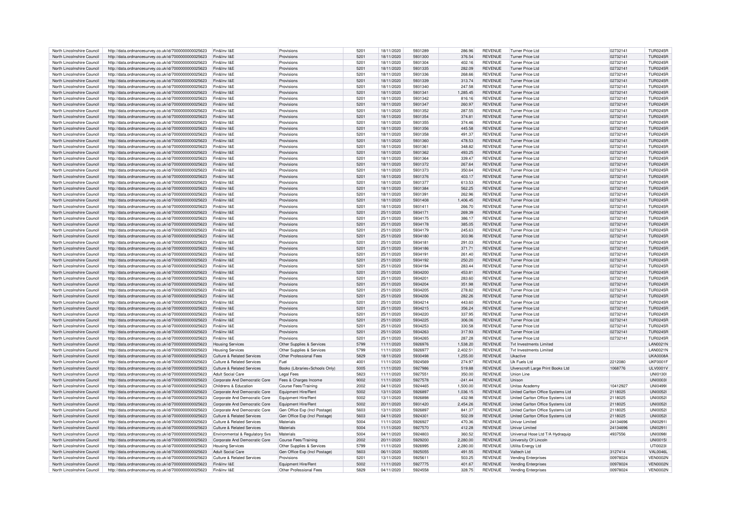| North Lincolnshire Council | http://data.ordnancesurvey.co.uk/id/7000000000025623 | Fin&Inv I&E | Provisions | 5201 | 18/11/2020 | 5931289 | 286.96 | REVENUE | Turner Price Ltd | 02732141 | TUR0245R |
|---|---|---|---|---|---|---|---|---|---|---|---|
| North Lincolnshire Council | http://data.ordnancesurvey.co.uk/id/7000000000025623 | Fin&Inv I&E | Provisions | 5201 | 18/11/2020 | 5931300 | 376.54 | REVENUE | Turner Price Ltd | 02732141 | TUR0245R |
| North Lincolnshire Council | http://data.ordnancesurvey.co.uk/id/7000000000025623 | Fin&Inv I&E | Provisions | 5201 | 18/11/2020 | 5931304 | 402.16 | REVENUE | Turner Price Ltd | 02732141 | TUR0245R |
| North Lincolnshire Council | http://data.ordnancesurvey.co.uk/id/7000000000025623 | Fin&Inv I&E | Provisions | 5201 | 18/11/2020 | 5931335 | 282.09 | REVENUE | Turner Price Ltd | 02732141 | TUR0245R |
| North Lincolnshire Council | http://data.ordnancesurvey.co.uk/id/7000000000025623 | Fin&Inv I&E | Provisions | 5201 | 18/11/2020 | 5931336 | 268.66 | REVENUE | Turner Price Ltd | 02732141 | TUR0245R |
| North Lincolnshire Council | http://data.ordnancesurvey.co.uk/id/7000000000025623 | Fin&Inv I&E | Provisions | 5201 | 18/11/2020 | 5931339 | 313.74 | REVENUE | Turner Price Ltd | 02732141 | TUR0245R |
| North Lincolnshire Council | http://data.ordnancesurvey.co.uk/id/7000000000025623 | Fin&Inv I&E | Provisions | 5201 | 18/11/2020 | 5931340 | 247.58 | REVENUE | Turner Price Ltd | 02732141 | TUR0245R |
| North Lincolnshire Council | http://data.ordnancesurvey.co.uk/id/7000000000025623 | Fin&Inv I&E | Provisions | 5201 | 18/11/2020 | 5931341 | 1,285.45 | REVENUE | Turner Price Ltd | 02732141 | TUR0245R |
| North Lincolnshire Council | http://data.ordnancesurvey.co.uk/id/7000000000025623 | Fin&Inv I&E | Provisions | 5201 | 18/11/2020 | 5931342 | 816.16 | REVENUE | Turner Price Ltd | 02732141 | TUR0245R |
| North Lincolnshire Council | http://data.ordnancesurvey.co.uk/id/7000000000025623 | Fin&Inv I&E | Provisions | 5201 | 18/11/2020 | 5931347 | 260.97 | REVENUE | Turner Price Ltd | 02732141 | TUR0245R |
| North Lincolnshire Council | http://data.ordnancesurvey.co.uk/id/7000000000025623 | Fin&Inv I&E | Provisions | 5201 | 18/11/2020 | 5931352 | 287.55 | REVENUE | Turner Price Ltd | 02732141 | TUR0245R |
| North Lincolnshire Council | http://data.ordnancesurvey.co.uk/id/7000000000025623 | Fin&Inv I&E | Provisions | 5201 | 18/11/2020 | 5931354 | 374.81 | REVENUE | Turner Price Ltd | 02732141 | TUR0245R |
| North Lincolnshire Council | http://data.ordnancesurvey.co.uk/id/7000000000025623 | Fin&Inv I&E | Provisions | 5201 | 18/11/2020 | 5931355 | 374.46 | REVENUE | Turner Price Ltd | 02732141 | TUR0245R |
| North Lincolnshire Council | http://data.ordnancesurvey.co.uk/id/7000000000025623 | Fin&Inv I&E | Provisions | 5201 | 18/11/2020 | 5931356 | 445.58 | REVENUE | Turner Price Ltd | 02732141 | TUR0245R |
| North Lincolnshire Council | http://data.ordnancesurvey.co.uk/id/7000000000025623 | Fin&Inv I&E | Provisions | 5201 | 18/11/2020 | 5931358 | 491.37 | REVENUE | Turner Price Ltd | 02732141 | TUR0245R |
| North Lincolnshire Council | http://data.ordnancesurvey.co.uk/id/7000000000025623 | Fin&Inv I&E | Provisions | 5201 | 18/11/2020 | 5931360 | 478.53 | REVENUE | Turner Price Ltd | 02732141 | TUR0245R |
| North Lincolnshire Council | http://data.ordnancesurvey.co.uk/id/7000000000025623 | Fin&Inv I&E | Provisions | 5201 | 18/11/2020 | 5931361 | 348.82 | REVENUE | Turner Price Ltd | 02732141 | TUR0245R |
| North Lincolnshire Council | http://data.ordnancesurvey.co.uk/id/7000000000025623 | Fin&Inv I&E | Provisions | 5201 | 18/11/2020 | 5931362 | 493.25 | REVENUE | Turner Price Ltd | 02732141 | TUR0245R |
| North Lincolnshire Council | http://data.ordnancesurvey.co.uk/id/7000000000025623 | Fin&Inv I&E | Provisions | 5201 | 18/11/2020 | 5931364 | 339.47 | REVENUE | Turner Price Ltd | 02732141 | TUR0245R |
| North Lincolnshire Council | http://data.ordnancesurvey.co.uk/id/7000000000025623 | Fin&Inv I&E | Provisions | 5201 | 18/11/2020 | 5931372 | 267.64 | REVENUE | Turner Price Ltd | 02732141 | TUR0245R |
| North Lincolnshire Council | http://data.ordnancesurvey.co.uk/id/7000000000025623 | Fin&Inv I&E | Provisions | 5201 | 18/11/2020 | 5931373 | 350.64 | REVENUE | Turner Price Ltd | 02732141 | TUR0245R |
| North Lincolnshire Council | http://data.ordnancesurvey.co.uk/id/7000000000025623 | Fin&Inv I&E | Provisions | 5201 | 18/11/2020 | 5931376 | 403.17 | REVENUE | Turner Price Ltd | 02732141 | TUR0245R |
| North Lincolnshire Council | http://data.ordnancesurvey.co.uk/id/7000000000025623 | Fin&Inv I&E | Provisions | 5201 | 18/11/2020 | 5931377 | 613.53 | REVENUE | Turner Price Ltd | 02732141 | TUR0245R |
| North Lincolnshire Council | http://data.ordnancesurvey.co.uk/id/7000000000025623 | Fin&Inv I&E | Provisions | 5201 | 18/11/2020 | 5931384 | 562.25 | REVENUE | Turner Price Ltd | 02732141 | TUR0245R |
| North Lincolnshire Council | http://data.ordnancesurvey.co.uk/id/7000000000025623 | Fin&Inv I&E | Provisions | 5201 | 18/11/2020 | 5931391 | 262.96 | REVENUE | Turner Price Ltd | 02732141 | TUR0245R |
| North Lincolnshire Council | http://data.ordnancesurvey.co.uk/id/7000000000025623 | Fin&Inv I&E | Provisions | 5201 | 18/11/2020 | 5931408 | 1,406.45 | REVENUE | Turner Price Ltd | 02732141 | TUR0245R |
| North Lincolnshire Council | http://data.ordnancesurvey.co.uk/id/7000000000025623 | Fin&Inv I&E | Provisions | 5201 | 18/11/2020 | 5931411 | 266.70 | REVENUE | Turner Price Ltd | 02732141 | TUR0245R |
| North Lincolnshire Council | http://data.ordnancesurvey.co.uk/id/7000000000025623 | Fin&Inv I&E | Provisions | 5201 | 25/11/2020 | 5934171 | 269.39 | REVENUE | Turner Price Ltd | 02732141 | TUR0245R |
| North Lincolnshire Council | http://data.ordnancesurvey.co.uk/id/7000000000025623 | Fin&Inv I&E | Provisions | 5201 | 25/11/2020 | 5934175 | 386.17 | REVENUE | Turner Price Ltd | 02732141 | TUR0245R |
| North Lincolnshire Council | http://data.ordnancesurvey.co.uk/id/7000000000025623 | Fin&Inv I&E | Provisions | 5201 | 25/11/2020 | 5934178 | 385.05 | REVENUE | Turner Price Ltd | 02732141 | TUR0245R |
| North Lincolnshire Council | http://data.ordnancesurvey.co.uk/id/7000000000025623 | Fin&Inv I&E | Provisions | 5201 | 25/11/2020 | 5934179 | 245.63 | REVENUE | Turner Price Ltd | 02732141 | TUR0245R |
| North Lincolnshire Council | http://data.ordnancesurvey.co.uk/id/7000000000025623 | Fin&Inv I&E | Provisions | 5201 | 25/11/2020 | 5934180 | 303.96 | REVENUE | Turner Price Ltd | 02732141 | TUR0245R |
| North Lincolnshire Council | http://data.ordnancesurvey.co.uk/id/7000000000025623 | Fin&Inv I&E | Provisions | 5201 | 25/11/2020 | 5934181 | 291.03 | REVENUE | Turner Price Ltd | 02732141 | TUR0245R |
| North Lincolnshire Council | http://data.ordnancesurvey.co.uk/id/7000000000025623 | Fin&Inv I&E | Provisions | 5201 | 25/11/2020 | 5934186 | 371.71 | REVENUE | Turner Price Ltd | 02732141 | TUR0245R |
| North Lincolnshire Council | http://data.ordnancesurvey.co.uk/id/7000000000025623 | Fin&Inv I&E | Provisions | 5201 | 25/11/2020 | 5934191 | 261.40 | REVENUE | Turner Price Ltd | 02732141 | TUR0245R |
| North Lincolnshire Council | http://data.ordnancesurvey.co.uk/id/7000000000025623 | Fin&Inv I&E | Provisions | 5201 | 25/11/2020 | 5934192 | 250.20 | REVENUE | Turner Price Ltd | 02732141 | TUR0245R |
| North Lincolnshire Council | http://data.ordnancesurvey.co.uk/id/7000000000025623 | Fin&Inv I&E | Provisions | 5201 | 25/11/2020 | 5934194 | 283.44 | REVENUE | Turner Price Ltd | 02732141 | TUR0245R |
| North Lincolnshire Council | http://data.ordnancesurvey.co.uk/id/7000000000025623 | Fin&Inv I&E | Provisions | 5201 | 25/11/2020 | 5934200 | 453.81 | REVENUE | Turner Price Ltd | 02732141 | TUR0245R |
| North Lincolnshire Council | http://data.ordnancesurvey.co.uk/id/7000000000025623 | Fin&Inv I&E | Provisions | 5201 | 25/11/2020 | 5934201 | 283.60 | REVENUE | Turner Price Ltd | 02732141 | TUR0245R |
| North Lincolnshire Council | http://data.ordnancesurvey.co.uk/id/7000000000025623 | Fin&Inv I&E | Provisions | 5201 | 25/11/2020 | 5934204 | 351.98 | REVENUE | Turner Price Ltd | 02732141 | TUR0245R |
| North Lincolnshire Council | http://data.ordnancesurvey.co.uk/id/7000000000025623 | Fin&Inv I&E | Provisions | 5201 | 25/11/2020 | 5934205 | 278.82 | REVENUE | Turner Price Ltd | 02732141 | TUR0245R |
| North Lincolnshire Council | http://data.ordnancesurvey.co.uk/id/7000000000025623 | Fin&Inv I&E | Provisions | 5201 | 25/11/2020 | 5934206 | 282.26 | REVENUE | Turner Price Ltd | 02732141 | TUR0245R |
| North Lincolnshire Council | http://data.ordnancesurvey.co.uk/id/7000000000025623 | Fin&Inv I&E | Provisions | 5201 | 25/11/2020 | 5934214 | 443.60 | REVENUE | Turner Price Ltd | 02732141 | TUR0245R |
| North Lincolnshire Council | http://data.ordnancesurvey.co.uk/id/7000000000025623 | Fin&Inv I&E | Provisions | 5201 | 25/11/2020 | 5934215 | 356.24 | REVENUE | Turner Price Ltd | 02732141 | TUR0245R |
| North Lincolnshire Council | http://data.ordnancesurvey.co.uk/id/7000000000025623 | Fin&Inv I&E | Provisions | 5201 | 25/11/2020 | 5934220 | 337.95 | REVENUE | Turner Price Ltd | 02732141 | TUR0245R |
| North Lincolnshire Council | http://data.ordnancesurvey.co.uk/id/7000000000025623 | Fin&Inv I&E | Provisions | 5201 | 25/11/2020 | 5934225 | 306.06 | REVENUE | Turner Price Ltd | 02732141 | TUR0245R |
| North Lincolnshire Council | http://data.ordnancesurvey.co.uk/id/7000000000025623 | Fin&Inv I&E | Provisions | 5201 | 25/11/2020 | 5934253 | 330.58 | REVENUE | Turner Price Ltd | 02732141 | TUR0245R |
| North Lincolnshire Council | http://data.ordnancesurvey.co.uk/id/7000000000025623 | Fin&Inv I&E | Provisions | 5201 | 25/11/2020 | 5934263 | 317.93 | REVENUE | Turner Price Ltd | 02732141 | TUR0245R |
| North Lincolnshire Council | http://data.ordnancesurvey.co.uk/id/7000000000025623 | Fin&Inv I&E | Provisions | 5201 | 25/11/2020 | 5934265 | 287.28 | REVENUE | Turner Price Ltd | 02732141 | TUR0245R |
| North Lincolnshire Council | http://data.ordnancesurvey.co.uk/id/7000000000025623 | Housing Services | Other Supplies & Services | 5799 | 11/11/2020 | 5926976 | 1,538.20 | REVENUE | Tvt Investments Limited | | LAN0021N |
| North Lincolnshire Council | http://data.ordnancesurvey.co.uk/id/7000000000025623 | Housing Services | Other Supplies & Services | 5799 | 11/11/2020 | 5926977 | 2,402.51 | REVENUE | Tvt Investments Limited | | LAN0021N |
| North Lincolnshire Council | http://data.ordnancesurvey.co.uk/id/7000000000025623 | Culture & Related Services | Other Professional Fees | 5829 | 18/11/2020 | 5930498 | 1,255.00 | REVENUE | Ukactive | | UKA0008A |
| North Lincolnshire Council | http://data.ordnancesurvey.co.uk/id/7000000000025623 | Culture & Related Services | Fuel | 4001 | 11/11/2020 | 5924569 | 274.97 | REVENUE | Uk Fuels Ltd | 2212080 | UKF0001F |
| North Lincolnshire Council | http://data.ordnancesurvey.co.uk/id/7000000000025623 | Culture & Related Services | Books (Libraries+Schools Only) | 5005 | 11/11/2020 | 5927986 | 519.88 | REVENUE | Ulverscroft Large Print Books Ltd | 1068776 | ULV0001V |
| North Lincolnshire Council | http://data.ordnancesurvey.co.uk/id/7000000000025623 | Adult Social Care | Legal Fees | 5823 | 11/11/2020 | 5927551 | 350.00 | REVENUE | Union Line | | UNI0130I |
| North Lincolnshire Council | http://data.ordnancesurvey.co.uk/id/7000000000025623 | Corporate And Democratic Core | Fees & Charges Income | 9002 | 11/11/2020 | 5927578 | -241.44 | REVENUE | Unison | | UNI0003I |
| North Lincolnshire Council | http://data.ordnancesurvey.co.uk/id/7000000000025623 | Childrens & Education | Course Fees/Training | 2002 | 04/11/2020 | 5924465 | 1,500.00 | REVENUE | Unitas Academy | 10412927 | UNI0499I |
| North Lincolnshire Council | http://data.ordnancesurvey.co.uk/id/7000000000025623 | Corporate And Democratic Core | Equipment Hire/Rent | 5002 | 13/11/2020 | 5926897 | 1,036.15 | REVENUE | United Carlton Office Systems Ltd | 2118025 | UNI0052I |
| North Lincolnshire Council | http://data.ordnancesurvey.co.uk/id/7000000000025623 | Corporate And Democratic Core | Equipment Hire/Rent | 5002 | 13/11/2020 | 5926898 | 432.98 | REVENUE | United Carlton Office Systems Ltd | 2118025 | UNI0052I |
| North Lincolnshire Council | http://data.ordnancesurvey.co.uk/id/7000000000025623 | Corporate And Democratic Core | Equipment Hire/Rent | 5002 | 20/11/2020 | 5931420 | 2,454.26 | REVENUE | United Carlton Office Systems Ltd | 2118025 | UNI0052I |
| North Lincolnshire Council | http://data.ordnancesurvey.co.uk/id/7000000000025623 | Corporate And Democratic Core | Gen Office Exp (Incl Postage) | 5603 | 13/11/2020 | 5926897 | 841.37 | REVENUE | United Carlton Office Systems Ltd | 2118025 | UNI0052I |
| North Lincolnshire Council | http://data.ordnancesurvey.co.uk/id/7000000000025623 | Culture & Related Services | Gen Office Exp (Incl Postage) | 5603 | 04/11/2020 | 5924301 | 502.09 | REVENUE | United Carlton Office Systems Ltd | 2118025 | UNI0052I |
| North Lincolnshire Council | http://data.ordnancesurvey.co.uk/id/7000000000025623 | Culture & Related Services | Materials | 5004 | 11/11/2020 | 5926927 | 470.36 | REVENUE | Univar Limited | 24134696 | UNI0291I |
| North Lincolnshire Council | http://data.ordnancesurvey.co.uk/id/7000000000025623 | Culture & Related Services | Materials | 5004 | 11/11/2020 | 5927570 | 412.28 | REVENUE | Univar Limited | 24134696 | UNI0291I |
| North Lincolnshire Council | http://data.ordnancesurvey.co.uk/id/7000000000025623 | Environmental & Regulatory Svs | Materials | 5004 | 04/11/2020 | 5924803 | 360.52 | REVENUE | Universal Hose Ltd T/A Hydraquip | 4937556 | UNI0098I |
| North Lincolnshire Council | http://data.ordnancesurvey.co.uk/id/7000000000025623 | Corporate And Democratic Core | Course Fees/Training | 2002 | 20/11/2020 | 5929200 | 2,280.00 | REVENUE | University Of Lincoln | | UNI0015I |
| North Lincolnshire Council | http://data.ordnancesurvey.co.uk/id/7000000000025623 | Housing Services | Other Supplies & Services | 5799 | 11/11/2020 | 5926995 | 2,280.00 | REVENUE | Utilita Energy Ltd | | UTI0023I |
| North Lincolnshire Council | http://data.ordnancesurvey.co.uk/id/7000000000025623 | Adult Social Care | Gen Office Exp (Incl Postage) | 5603 | 06/11/2020 | 5925055 | 491.55 | REVENUE | Valtech Ltd | 3127414 | VAL0046L |
| North Lincolnshire Council | http://data.ordnancesurvey.co.uk/id/7000000000025623 | Culture & Related Services | Provisions | 5201 | 13/11/2020 | 5925611 | 503.25 | REVENUE | Vending Enterprises | 00978024 | VEN0002N |
| North Lincolnshire Council | http://data.ordnancesurvey.co.uk/id/7000000000025623 | Fin&Inv I&E | Equipment Hire/Rent | 5002 | 11/11/2020 | 5927775 | 401.67 | REVENUE | Vending Enterprises | 00978024 | VEN0002N |
| North Lincolnshire Council | http://data.ordnancesurvey.co.uk/id/7000000000025623 | Fin&Inv I&E | Other Professional Fees | 5829 | 04/11/2020 | 5924558 | 328.75 | REVENUE | Vending Enterprises | 00978024 | VEN0002N |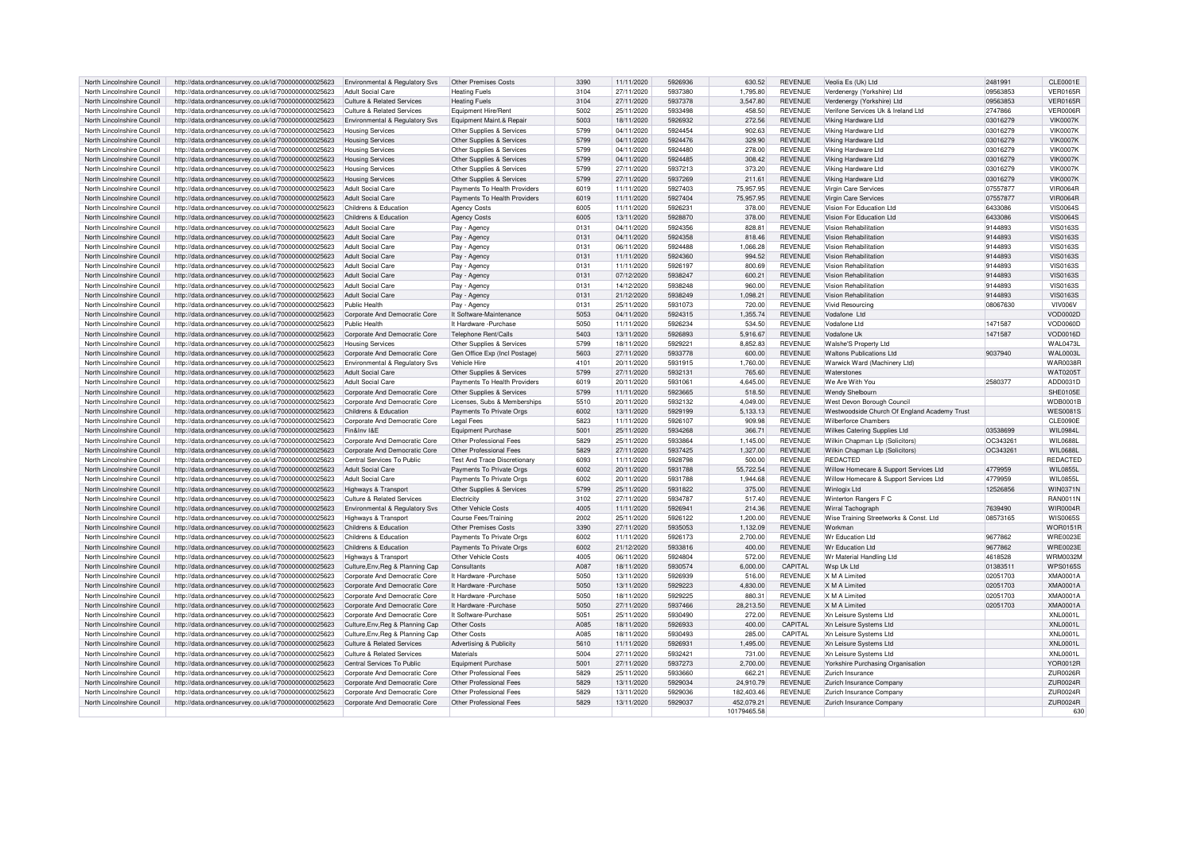| | | | | | | | | | | | |
|---|---|---|---|---|---|---|---|---|---|---|---|
| North Lincolnshire Council | http://data.ordnancesurvey.co.uk/id/7000000000025623 | Environmental & Regulatory Svs | Other Premises Costs | 3390 | 11/11/2020 | 5926936 | 630.52 | REVENUE | Veolia Es (Uk) Ltd | 2481991 | CLE0001E |
| North Lincolnshire Council | http://data.ordnancesurvey.co.uk/id/7000000000025623 | Adult Social Care | Heating Fuels | 3104 | 27/11/2020 | 5937380 | 1,795.80 | REVENUE | Verdenergy (Yorkshire) Ltd | 09563853 | VER0165R |
| North Lincolnshire Council | http://data.ordnancesurvey.co.uk/id/7000000000025623 | Culture & Related Services | Heating Fuels | 3104 | 27/11/2020 | 5937378 | 3,547.80 | REVENUE | Verdenergy (Yorkshire) Ltd | 09563853 | VER0165R |
| North Lincolnshire Council | http://data.ordnancesurvey.co.uk/id/7000000000025623 | Culture & Related Services | Equipment Hire/Rent | 5002 | 25/11/2020 | 5933498 | 458.50 | REVENUE | Verifone Services Uk & Ireland Ltd | 2747866 | VER0006R |
| North Lincolnshire Council | http://data.ordnancesurvey.co.uk/id/7000000000025623 | Environmental & Regulatory Svs | Equipment Maint.& Repair | 5003 | 18/11/2020 | 5926932 | 272.56 | REVENUE | Viking Hardware Ltd | 03016279 | VIK0007K |
| North Lincolnshire Council | http://data.ordnancesurvey.co.uk/id/7000000000025623 | Housing Services | Other Supplies & Services | 5799 | 04/11/2020 | 5924454 | 902.63 | REVENUE | Viking Hardware Ltd | 03016279 | VIK0007K |
| North Lincolnshire Council | http://data.ordnancesurvey.co.uk/id/7000000000025623 | Housing Services | Other Supplies & Services | 5799 | 04/11/2020 | 5924476 | 329.90 | REVENUE | Viking Hardware Ltd | 03016279 | VIK0007K |
| North Lincolnshire Council | http://data.ordnancesurvey.co.uk/id/7000000000025623 | Housing Services | Other Supplies & Services | 5799 | 04/11/2020 | 5924480 | 278.00 | REVENUE | Viking Hardware Ltd | 03016279 | VIK0007K |
| North Lincolnshire Council | http://data.ordnancesurvey.co.uk/id/7000000000025623 | Housing Services | Other Supplies & Services | 5799 | 04/11/2020 | 5924485 | 308.42 | REVENUE | Viking Hardware Ltd | 03016279 | VIK0007K |
| North Lincolnshire Council | http://data.ordnancesurvey.co.uk/id/7000000000025623 | Housing Services | Other Supplies & Services | 5799 | 27/11/2020 | 5937213 | 373.20 | REVENUE | Viking Hardware Ltd | 03016279 | VIK0007K |
| North Lincolnshire Council | http://data.ordnancesurvey.co.uk/id/7000000000025623 | Housing Services | Other Supplies & Services | 5799 | 27/11/2020 | 5937269 | 211.61 | REVENUE | Viking Hardware Ltd | 03016279 | VIK0007K |
| North Lincolnshire Council | http://data.ordnancesurvey.co.uk/id/7000000000025623 | Adult Social Care | Payments To Health Providers | 6019 | 11/11/2020 | 5927403 | 75,957.95 | REVENUE | Virgin Care Services | 07557877 | VIR0064R |
| North Lincolnshire Council | http://data.ordnancesurvey.co.uk/id/7000000000025623 | Adult Social Care | Payments To Health Providers | 6019 | 11/11/2020 | 5927404 | 75,957.95 | REVENUE | Virgin Care Services | 07557877 | VIR0064R |
| North Lincolnshire Council | http://data.ordnancesurvey.co.uk/id/7000000000025623 | Childrens & Education | Agency Costs | 6005 | 11/11/2020 | 5926231 | 378.00 | REVENUE | Vision For Education Ltd | 6433086 | VIS0064S |
| North Lincolnshire Council | http://data.ordnancesurvey.co.uk/id/7000000000025623 | Childrens & Education | Agency Costs | 6005 | 13/11/2020 | 5928870 | 378.00 | REVENUE | Vision For Education Ltd | 6433086 | VIS0064S |
| North Lincolnshire Council | http://data.ordnancesurvey.co.uk/id/7000000000025623 | Adult Social Care | Pay - Agency | 0131 | 04/11/2020 | 5924356 | 828.81 | REVENUE | Vision Rehabilitation | 9144893 | VIS0163S |
| North Lincolnshire Council | http://data.ordnancesurvey.co.uk/id/7000000000025623 | Adult Social Care | Pay - Agency | 0131 | 04/11/2020 | 5924358 | 818.46 | REVENUE | Vision Rehabilitation | 9144893 | VIS0163S |
| North Lincolnshire Council | http://data.ordnancesurvey.co.uk/id/7000000000025623 | Adult Social Care | Pay - Agency | 0131 | 06/11/2020 | 5924488 | 1,066.28 | REVENUE | Vision Rehabilitation | 9144893 | VIS0163S |
| North Lincolnshire Council | http://data.ordnancesurvey.co.uk/id/7000000000025623 | Adult Social Care | Pay - Agency | 0131 | 11/11/2020 | 5924360 | 994.52 | REVENUE | Vision Rehabilitation | 9144893 | VIS0163S |
| North Lincolnshire Council | http://data.ordnancesurvey.co.uk/id/7000000000025623 | Adult Social Care | Pay - Agency | 0131 | 11/11/2020 | 5926197 | 800.69 | REVENUE | Vision Rehabilitation | 9144893 | VIS0163S |
| North Lincolnshire Council | http://data.ordnancesurvey.co.uk/id/7000000000025623 | Adult Social Care | Pay - Agency | 0131 | 07/12/2020 | 5938247 | 600.21 | REVENUE | Vision Rehabilitation | 9144893 | VIS0163S |
| North Lincolnshire Council | http://data.ordnancesurvey.co.uk/id/7000000000025623 | Adult Social Care | Pay - Agency | 0131 | 14/12/2020 | 5938248 | 960.00 | REVENUE | Vision Rehabilitation | 9144893 | VIS0163S |
| North Lincolnshire Council | http://data.ordnancesurvey.co.uk/id/7000000000025623 | Adult Social Care | Pay - Agency | 0131 | 21/12/2020 | 5938249 | 1,098.21 | REVENUE | Vision Rehabilitation | 9144893 | VIS0163S |
| North Lincolnshire Council | http://data.ordnancesurvey.co.uk/id/7000000000025623 | Public Health | Pay - Agency | 0131 | 25/11/2020 | 5931073 | 720.00 | REVENUE | Vivid Resourcing | 08067630 | VIV006V |
| North Lincolnshire Council | http://data.ordnancesurvey.co.uk/id/7000000000025623 | Corporate And Democratic Core | It Software-Maintenance | 5053 | 04/11/2020 | 5924315 | 1,355.74 | REVENUE | Vodafone Ltd | | VOD0002D |
| North Lincolnshire Council | http://data.ordnancesurvey.co.uk/id/7000000000025623 | Public Health | It Hardware -Purchase | 5050 | 11/11/2020 | 5926234 | 534.50 | REVENUE | Vodafone Ltd | 1471587 | VOD0060D |
| North Lincolnshire Council | http://data.ordnancesurvey.co.uk/id/7000000000025623 | Corporate And Democratic Core | Telephone Rent/Calls | 5403 | 13/11/2020 | 5926893 | 5,916.67 | REVENUE | Vodafone Uk | 1471587 | VOD0016D |
| North Lincolnshire Council | http://data.ordnancesurvey.co.uk/id/7000000000025623 | Housing Services | Other Supplies & Services | 5799 | 18/11/2020 | 5929221 | 8,852.83 | REVENUE | Walshe'S Property Ltd | | WAL0473L |
| North Lincolnshire Council | http://data.ordnancesurvey.co.uk/id/7000000000025623 | Corporate And Democratic Core | Gen Office Exp (Incl Postage) | 5603 | 27/11/2020 | 5933778 | 600.00 | REVENUE | Waltons Publications Ltd | 9037940 | WAL0003L |
| North Lincolnshire Council | http://data.ordnancesurvey.co.uk/id/7000000000025623 | Environmental & Regulatory Svs | Vehicle Hire | 4101 | 20/11/2020 | 5931915 | 1,760.00 | REVENUE | Warwick Ward (Machinery Ltd) | | WAR0038R |
| North Lincolnshire Council | http://data.ordnancesurvey.co.uk/id/7000000000025623 | Adult Social Care | Other Supplies & Services | 5799 | 27/11/2020 | 5932131 | 765.60 | REVENUE | Waterstones | | WAT0205T |
| North Lincolnshire Council | http://data.ordnancesurvey.co.uk/id/7000000000025623 | Adult Social Care | Payments To Health Providers | 6019 | 20/11/2020 | 5931061 | 4,645.00 | REVENUE | We Are With You | 2580377 | ADD0031D |
| North Lincolnshire Council | http://data.ordnancesurvey.co.uk/id/7000000000025623 | Corporate And Democratic Core | Other Supplies & Services | 5799 | 11/11/2020 | 5923665 | 518.50 | REVENUE | Wendy Shelbourn | | SHE0105E |
| North Lincolnshire Council | http://data.ordnancesurvey.co.uk/id/7000000000025623 | Corporate And Democratic Core | Licenses, Subs & Memberships | 5510 | 20/11/2020 | 5932132 | 4,049.00 | REVENUE | West Devon Borough Council | | WDB0001B |
| North Lincolnshire Council | http://data.ordnancesurvey.co.uk/id/7000000000025623 | Childrens & Education | Payments To Private Orgs | 6002 | 13/11/2020 | 5929199 | 5,133.13 | REVENUE | Westwoodside Church Of England Academy Trust | | WES0081S |
| North Lincolnshire Council | http://data.ordnancesurvey.co.uk/id/7000000000025623 | Corporate And Democratic Core | Legal Fees | 5823 | 11/11/2020 | 5926107 | 909.98 | REVENUE | Wilberforce Chambers | | CLE0090E |
| North Lincolnshire Council | http://data.ordnancesurvey.co.uk/id/7000000000025623 | Fin&Inv I&E | Equipment Purchase | 5001 | 25/11/2020 | 5934268 | 366.71 | REVENUE | Wilkes Catering Supplies Ltd | 03538699 | WIL0984L |
| North Lincolnshire Council | http://data.ordnancesurvey.co.uk/id/7000000000025623 | Corporate And Democratic Core | Other Professional Fees | 5829 | 25/11/2020 | 5933864 | 1,145.00 | REVENUE | Wilkin Chapman Llp (Solicitors) | OC343261 | WIL0688L |
| North Lincolnshire Council | http://data.ordnancesurvey.co.uk/id/7000000000025623 | Corporate And Democratic Core | Other Professional Fees | 5829 | 27/11/2020 | 5937425 | 1,327.00 | REVENUE | Wilkin Chapman Llp (Solicitors) | OC343261 | WIL0688L |
| North Lincolnshire Council | http://data.ordnancesurvey.co.uk/id/7000000000025623 | Central Services To Public | Test And Trace Discretionary | 6093 | 11/11/2020 | 5928798 | 500.00 | REVENUE | REDACTED | | REDACTED |
| North Lincolnshire Council | http://data.ordnancesurvey.co.uk/id/7000000000025623 | Adult Social Care | Payments To Private Orgs | 6002 | 20/11/2020 | 5931788 | 55,722.54 | REVENUE | Willow Homecare & Support Services Ltd | 4779959 | WIL0855L |
| North Lincolnshire Council | http://data.ordnancesurvey.co.uk/id/7000000000025623 | Adult Social Care | Payments To Private Orgs | 6002 | 20/11/2020 | 5931788 | 1,944.68 | REVENUE | Willow Homecare & Support Services Ltd | 4779959 | WIL0855L |
| North Lincolnshire Council | http://data.ordnancesurvey.co.uk/id/7000000000025623 | Highways & Transport | Other Supplies & Services | 5799 | 25/11/2020 | 5931822 | 375.00 | REVENUE | Winlogix Ltd | 12526856 | WIN0371N |
| North Lincolnshire Council | http://data.ordnancesurvey.co.uk/id/7000000000025623 | Culture & Related Services | Electricity | 3102 | 27/11/2020 | 5934787 | 517.40 | REVENUE | Winterton Rangers F C | | RAN0011N |
| North Lincolnshire Council | http://data.ordnancesurvey.co.uk/id/7000000000025623 | Environmental & Regulatory Svs | Other Vehicle Costs | 4005 | 11/11/2020 | 5926941 | 214.36 | REVENUE | Wirral Tachograph | 7639490 | WIR0004R |
| North Lincolnshire Council | http://data.ordnancesurvey.co.uk/id/7000000000025623 | Highways & Transport | Course Fees/Training | 2002 | 25/11/2020 | 5926122 | 1,200.00 | REVENUE | Wise Training Streetworks & Const. Ltd | 08573165 | WIS0065S |
| North Lincolnshire Council | http://data.ordnancesurvey.co.uk/id/7000000000025623 | Childrens & Education | Other Premises Costs | 3390 | 27/11/2020 | 5935053 | 1,132.09 | REVENUE | Workman | | WOR0151R |
| North Lincolnshire Council | http://data.ordnancesurvey.co.uk/id/7000000000025623 | Childrens & Education | Payments To Private Orgs | 6002 | 11/11/2020 | 5926173 | 2,700.00 | REVENUE | Wr Education Ltd | 9677862 | WRE0023E |
| North Lincolnshire Council | http://data.ordnancesurvey.co.uk/id/7000000000025623 | Childrens & Education | Payments To Private Orgs | 6002 | 21/12/2020 | 5933816 | 400.00 | REVENUE | Wr Education Ltd | 9677862 | WRE0023E |
| North Lincolnshire Council | http://data.ordnancesurvey.co.uk/id/7000000000025623 | Highways & Transport | Other Vehicle Costs | 4005 | 06/11/2020 | 5924804 | 572.00 | REVENUE | Wr Material Handling Ltd | 4618528 | WRM0032M |
| North Lincolnshire Council | http://data.ordnancesurvey.co.uk/id/7000000000025623 | Culture,Env,Reg & Planning Cap | Consultants | A087 | 18/11/2020 | 5930574 | 6,000.00 | CAPITAL | Wsp Uk Ltd | 01383511 | WPS0165S |
| North Lincolnshire Council | http://data.ordnancesurvey.co.uk/id/7000000000025623 | Corporate And Democratic Core | It Hardware -Purchase | 5050 | 13/11/2020 | 5926939 | 516.00 | REVENUE | X M A Limited | 02051703 | XMA0001A |
| North Lincolnshire Council | http://data.ordnancesurvey.co.uk/id/7000000000025623 | Corporate And Democratic Core | It Hardware -Purchase | 5050 | 13/11/2020 | 5929223 | 4,830.00 | REVENUE | X M A Limited | 02051703 | XMA0001A |
| North Lincolnshire Council | http://data.ordnancesurvey.co.uk/id/7000000000025623 | Corporate And Democratic Core | It Hardware -Purchase | 5050 | 18/11/2020 | 5929225 | 880.31 | REVENUE | X M A Limited | 02051703 | XMA0001A |
| North Lincolnshire Council | http://data.ordnancesurvey.co.uk/id/7000000000025623 | Corporate And Democratic Core | It Hardware -Purchase | 5050 | 27/11/2020 | 5937466 | 28,213.50 | REVENUE | X M A Limited | 02051703 | XMA0001A |
| North Lincolnshire Council | http://data.ordnancesurvey.co.uk/id/7000000000025623 | Corporate And Democratic Core | It Software-Purchase | 5051 | 25/11/2020 | 5930490 | 272.00 | REVENUE | Xn Leisure Systems Ltd | | XNL0001L |
| North Lincolnshire Council | http://data.ordnancesurvey.co.uk/id/7000000000025623 | Culture,Env,Reg & Planning Cap | Other Costs | A085 | 18/11/2020 | 5926933 | 400.00 | CAPITAL | Xn Leisure Systems Ltd | | XNL0001L |
| North Lincolnshire Council | http://data.ordnancesurvey.co.uk/id/7000000000025623 | Culture,Env,Reg & Planning Cap | Other Costs | A085 | 18/11/2020 | 5930493 | 285.00 | CAPITAL | Xn Leisure Systems Ltd | | XNL0001L |
| North Lincolnshire Council | http://data.ordnancesurvey.co.uk/id/7000000000025623 | Culture & Related Services | Advertising & Publicity | 5610 | 11/11/2020 | 5926931 | 1,495.00 | REVENUE | Xn Leisure Systems Ltd | | XNL0001L |
| North Lincolnshire Council | http://data.ordnancesurvey.co.uk/id/7000000000025623 | Culture & Related Services | Materials | 5004 | 27/11/2020 | 5932421 | 731.00 | REVENUE | Xn Leisure Systems Ltd | | XNL0001L |
| North Lincolnshire Council | http://data.ordnancesurvey.co.uk/id/7000000000025623 | Central Services To Public | Equipment Purchase | 5001 | 27/11/2020 | 5937273 | 2,700.00 | REVENUE | Yorkshire Purchasing Organisation | | YOR0012R |
| North Lincolnshire Council | http://data.ordnancesurvey.co.uk/id/7000000000025623 | Corporate And Democratic Core | Other Professional Fees | 5829 | 25/11/2020 | 5933660 | 662.21 | REVENUE | Zurich Insurance | | ZUR0026R |
| North Lincolnshire Council | http://data.ordnancesurvey.co.uk/id/7000000000025623 | Corporate And Democratic Core | Other Professional Fees | 5829 | 13/11/2020 | 5929034 | 24,910.79 | REVENUE | Zurich Insurance Company | | ZUR0024R |
| North Lincolnshire Council | http://data.ordnancesurvey.co.uk/id/7000000000025623 | Corporate And Democratic Core | Other Professional Fees | 5829 | 13/11/2020 | 5929036 | 182,403.46 | REVENUE | Zurich Insurance Company | | ZUR0024R |
| North Lincolnshire Council | http://data.ordnancesurvey.co.uk/id/7000000000025623 | Corporate And Democratic Core | Other Professional Fees | 5829 | 13/11/2020 | 5929037 | 452,079.21 | REVENUE | Zurich Insurance Company | | ZUR0024R |
| | | | | | | | 10179465.58 | | | | 630 |